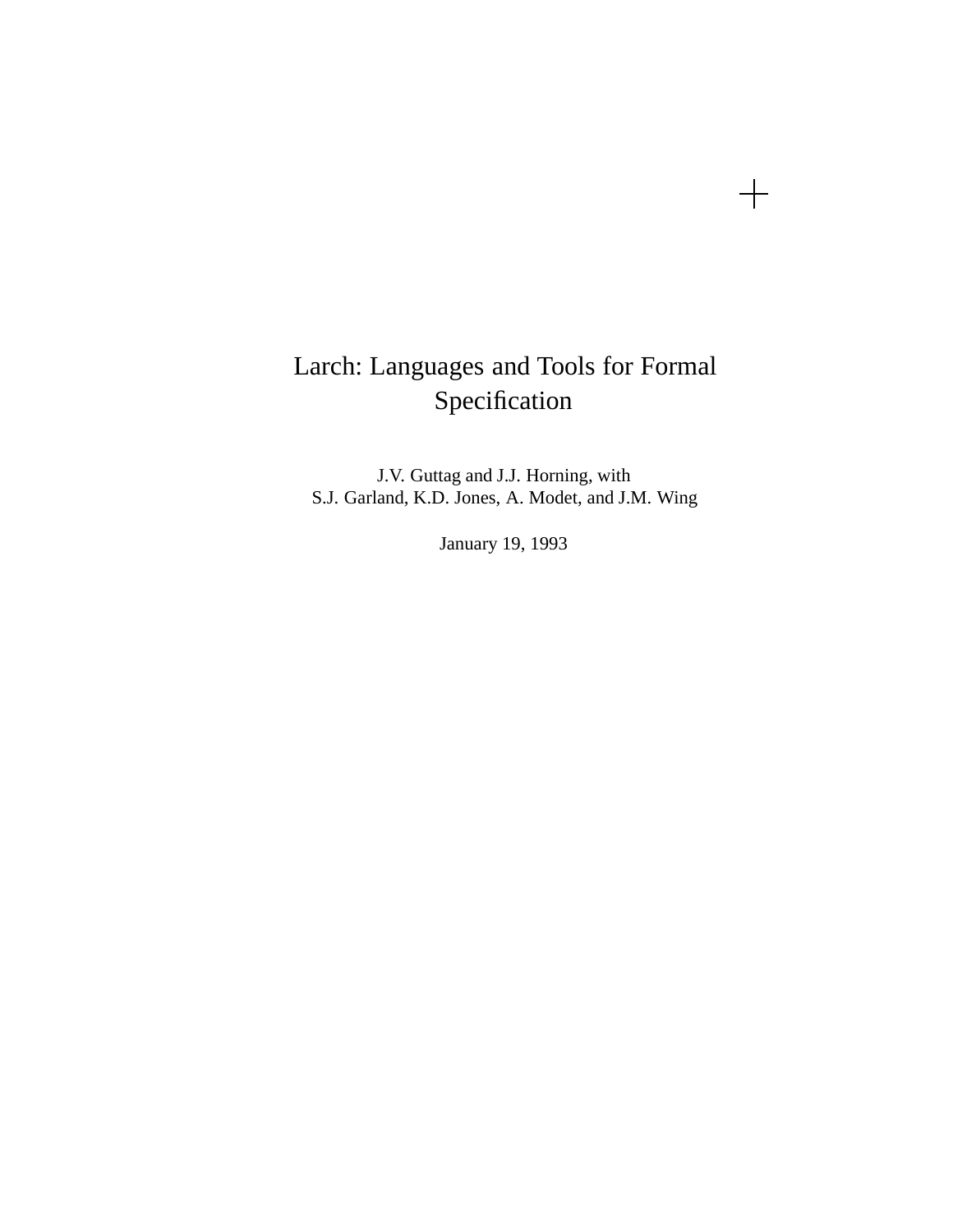# Larch: Languages and Tools for Formal Specification

J.V. Guttag and J.J. Horning, with
S.J. Garland, K.D. Jones, A. Modet, and J.M. Wing

January 19, 1993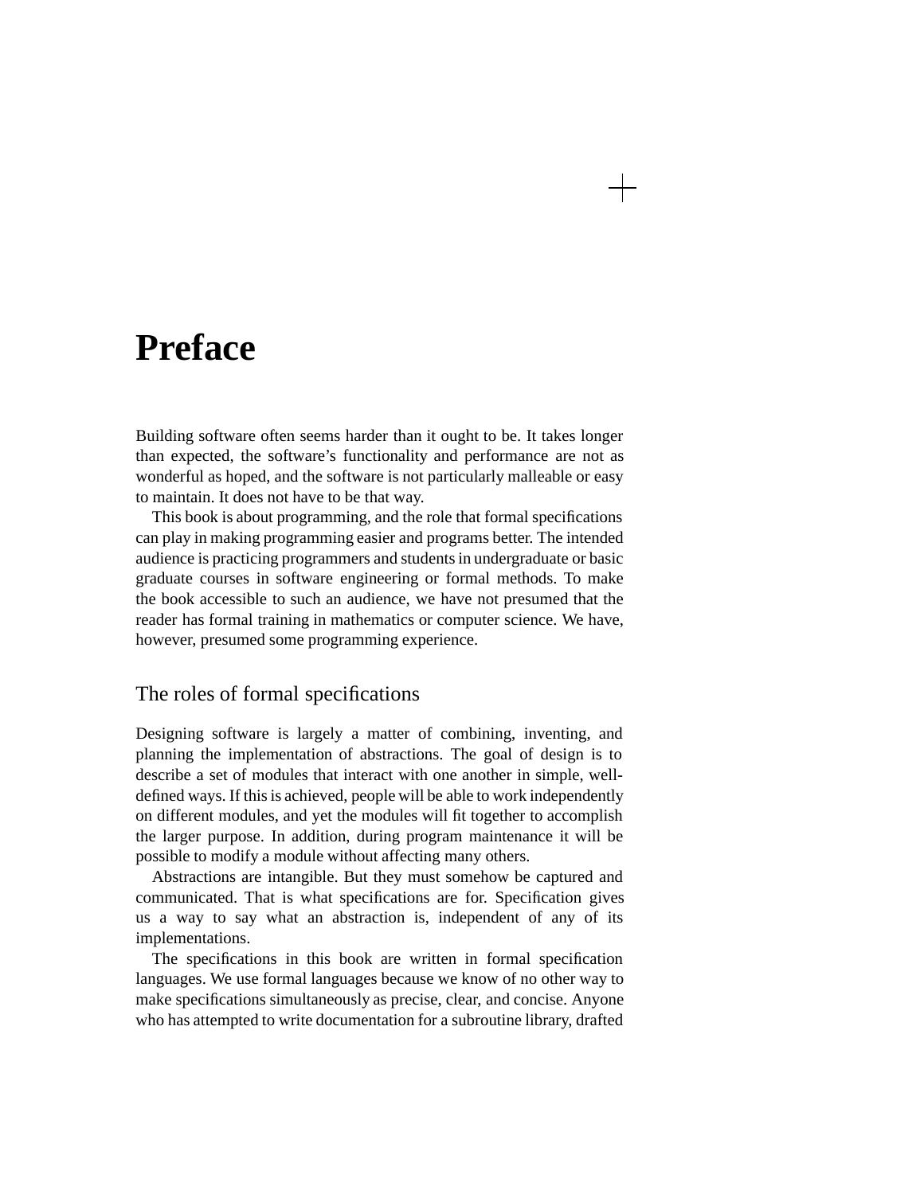# Preface

Building software often seems harder than it ought to be. It takes longer than expected, the software's functionality and performance are not as wonderful as hoped, and the software is not particularly malleable or easy to maintain. It does not have to be that way.

This book is about programming, and the role that formal specifications can play in making programming easier and programs better. The intended audience is practicing programmers and students in undergraduate or basic graduate courses in software engineering or formal methods. To make the book accessible to such an audience, we have not presumed that the reader has formal training in mathematics or computer science. We have, however, presumed some programming experience.

## The roles of formal specifications

Designing software is largely a matter of combining, inventing, and planning the implementation of abstractions. The goal of design is to describe a set of modules that interact with one another in simple, well-defined ways. If this is achieved, people will be able to work independently on different modules, and yet the modules will fit together to accomplish the larger purpose. In addition, during program maintenance it will be possible to modify a module without affecting many others.

Abstractions are intangible. But they must somehow be captured and communicated. That is what specifications are for. Specification gives us a way to say what an abstraction is, independent of any of its implementations.

The specifications in this book are written in formal specification languages. We use formal languages because we know of no other way to make specifications simultaneously as precise, clear, and concise. Anyone who has attempted to write documentation for a subroutine library, drafted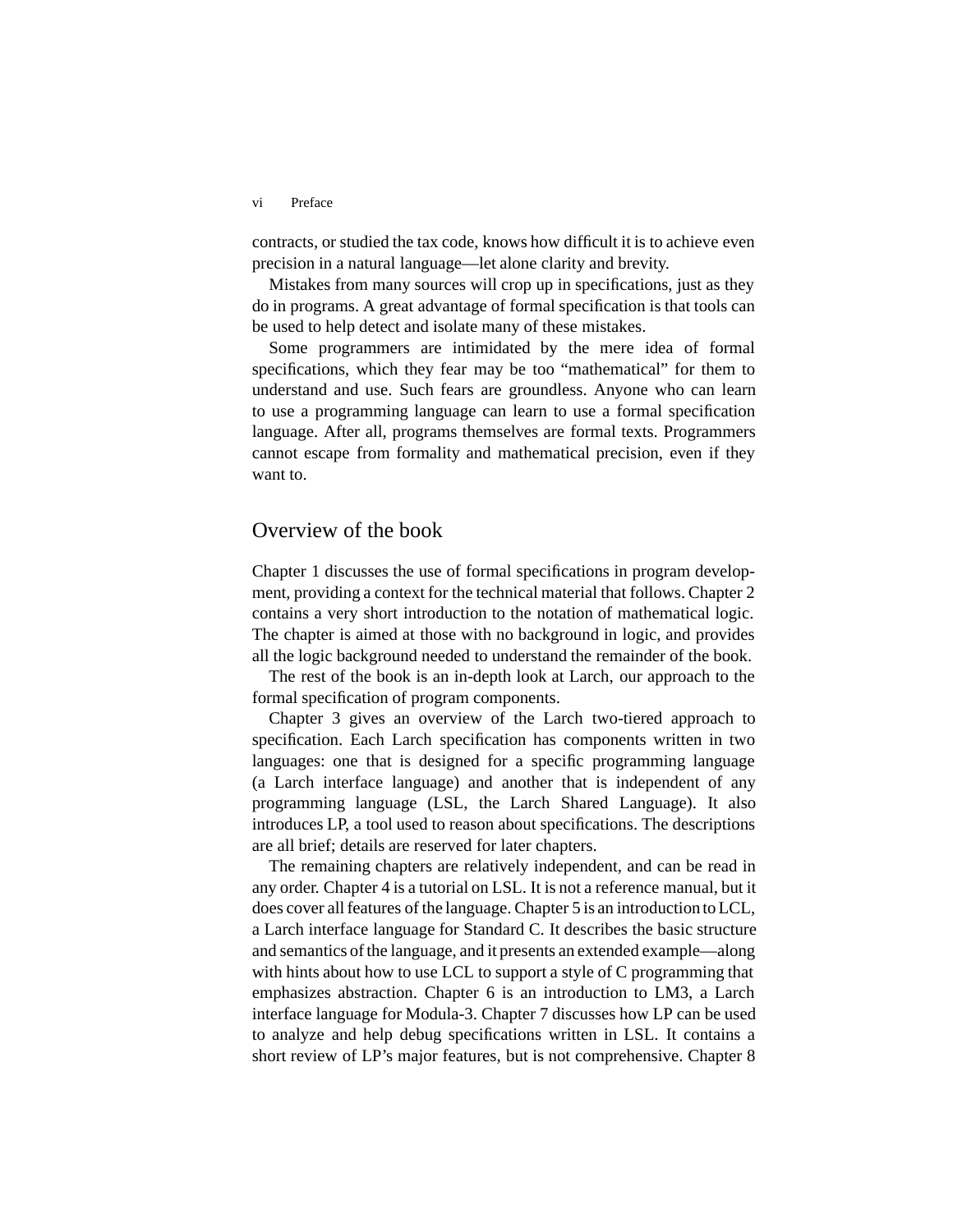contracts, or studied the tax code, knows how difficult it is to achieve even precision in a natural language—let alone clarity and brevity.

Mistakes from many sources will crop up in specifications, just as they do in programs. A great advantage of formal specification is that tools can be used to help detect and isolate many of these mistakes.

Some programmers are intimidated by the mere idea of formal specifications, which they fear may be too "mathematical" for them to understand and use. Such fears are groundless. Anyone who can learn to use a programming language can learn to use a formal specification language. After all, programs themselves are formal texts. Programmers cannot escape from formality and mathematical precision, even if they want to.

## Overview of the book

Chapter 1 discusses the use of formal specifications in program development, providing a context for the technical material that follows. Chapter 2 contains a very short introduction to the notation of mathematical logic. The chapter is aimed at those with no background in logic, and provides all the logic background needed to understand the remainder of the book.

The rest of the book is an in-depth look at Larch, our approach to the formal specification of program components.

Chapter 3 gives an overview of the Larch two-tiered approach to specification. Each Larch specification has components written in two languages: one that is designed for a specific programming language (a Larch interface language) and another that is independent of any programming language (LSL, the Larch Shared Language). It also introduces LP, a tool used to reason about specifications. The descriptions are all brief; details are reserved for later chapters.

The remaining chapters are relatively independent, and can be read in any order. Chapter 4 is a tutorial on LSL. It is not a reference manual, but it does cover all features of the language. Chapter 5 is an introduction to LCL, a Larch interface language for Standard C. It describes the basic structure and semantics of the language, and it presents an extended example—along with hints about how to use LCL to support a style of C programming that emphasizes abstraction. Chapter 6 is an introduction to LM3, a Larch interface language for Modula-3. Chapter 7 discusses how LP can be used to analyze and help debug specifications written in LSL. It contains a short review of LP's major features, but is not comprehensive. Chapter 8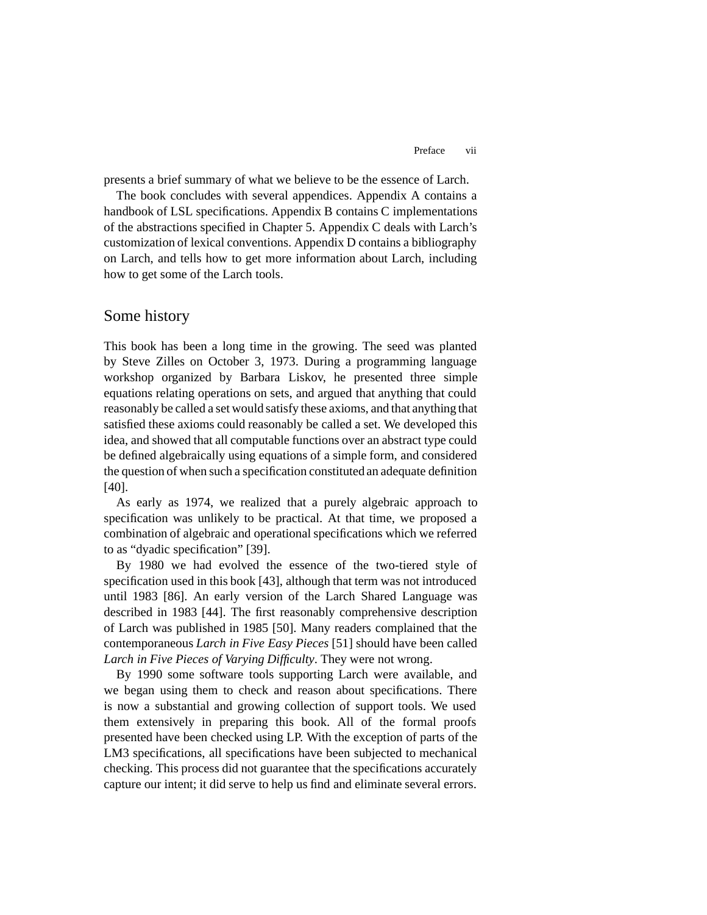presents a brief summary of what we believe to be the essence of Larch.

The book concludes with several appendices. Appendix A contains a handbook of LSL specifications. Appendix B contains C implementations of the abstractions specified in Chapter 5. Appendix C deals with Larch's customization of lexical conventions. Appendix D contains a bibliography on Larch, and tells how to get more information about Larch, including how to get some of the Larch tools.

## Some history

This book has been a long time in the growing. The seed was planted by Steve Zilles on October 3, 1973. During a programming language workshop organized by Barbara Liskov, he presented three simple equations relating operations on sets, and argued that anything that could reasonably be called a set would satisfy these axioms, and that anything that satisfied these axioms could reasonably be called a set. We developed this idea, and showed that all computable functions over an abstract type could be defined algebraically using equations of a simple form, and considered the question of when such a specification constituted an adequate definition [40].

As early as 1974, we realized that a purely algebraic approach to specification was unlikely to be practical. At that time, we proposed a combination of algebraic and operational specifications which we referred to as "dyadic specification" [39].

By 1980 we had evolved the essence of the two-tiered style of specification used in this book [43], although that term was not introduced until 1983 [86]. An early version of the Larch Shared Language was described in 1983 [44]. The first reasonably comprehensive description of Larch was published in 1985 [50]. Many readers complained that the contemporaneous *Larch in Five Easy Pieces* [51] should have been called *Larch in Five Pieces of Varying Difficulty*. They were not wrong.

By 1990 some software tools supporting Larch were available, and we began using them to check and reason about specifications. There is now a substantial and growing collection of support tools. We used them extensively in preparing this book. All of the formal proofs presented have been checked using LP. With the exception of parts of the LM3 specifications, all specifications have been subjected to mechanical checking. This process did not guarantee that the specifications accurately capture our intent; it did serve to help us find and eliminate several errors.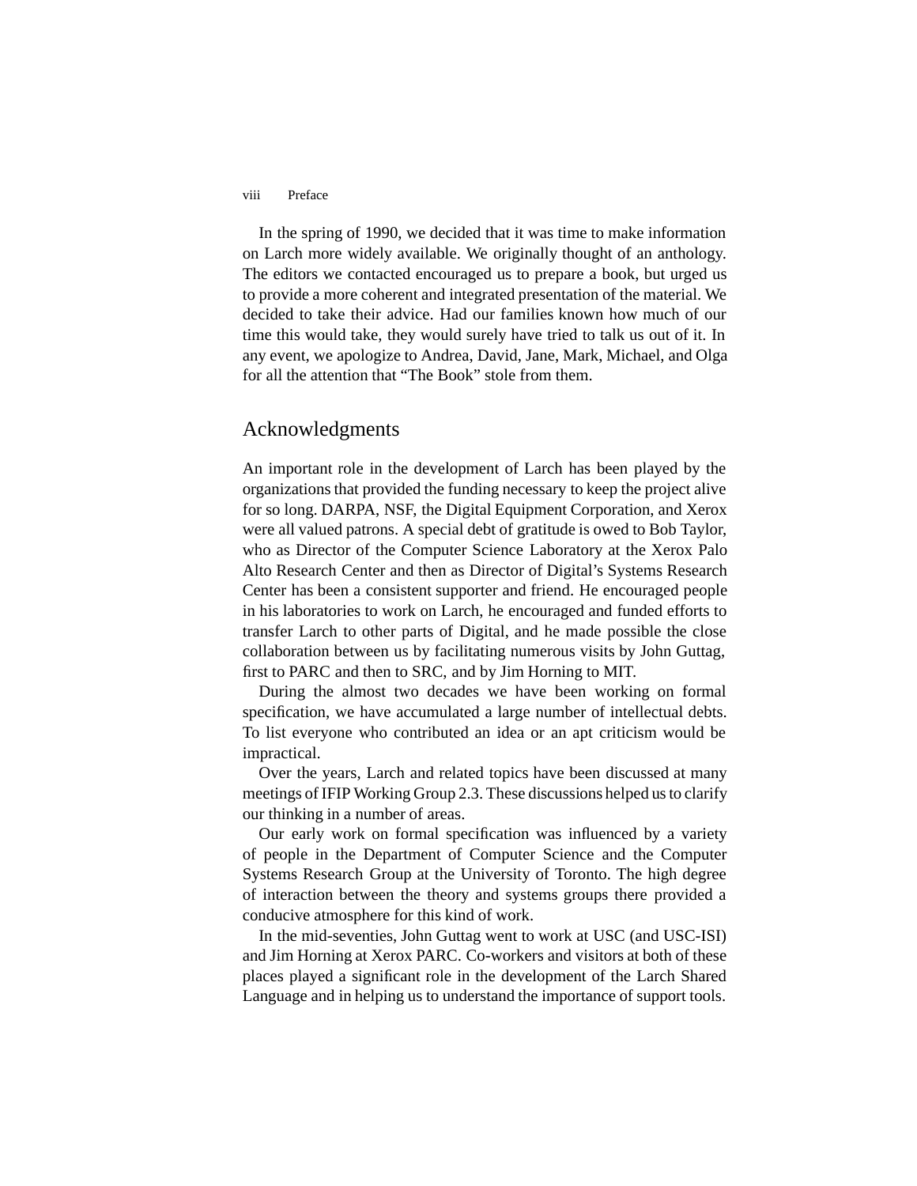In the spring of 1990, we decided that it was time to make information on Larch more widely available. We originally thought of an anthology. The editors we contacted encouraged us to prepare a book, but urged us to provide a more coherent and integrated presentation of the material. We decided to take their advice. Had our families known how much of our time this would take, they would surely have tried to talk us out of it. In any event, we apologize to Andrea, David, Jane, Mark, Michael, and Olga for all the attention that "The Book" stole from them.

## Acknowledgments

An important role in the development of Larch has been played by the organizations that provided the funding necessary to keep the project alive for so long. DARPA, NSF, the Digital Equipment Corporation, and Xerox were all valued patrons. A special debt of gratitude is owed to Bob Taylor, who as Director of the Computer Science Laboratory at the Xerox Palo Alto Research Center and then as Director of Digital's Systems Research Center has been a consistent supporter and friend. He encouraged people in his laboratories to work on Larch, he encouraged and funded efforts to transfer Larch to other parts of Digital, and he made possible the close collaboration between us by facilitating numerous visits by John Guttag, first to PARC and then to SRC, and by Jim Horning to MIT.

During the almost two decades we have been working on formal specification, we have accumulated a large number of intellectual debts. To list everyone who contributed an idea or an apt criticism would be impractical.

Over the years, Larch and related topics have been discussed at many meetings of IFIP Working Group 2.3. These discussions helped us to clarify our thinking in a number of areas.

Our early work on formal specification was influenced by a variety of people in the Department of Computer Science and the Computer Systems Research Group at the University of Toronto. The high degree of interaction between the theory and systems groups there provided a conducive atmosphere for this kind of work.

In the mid-seventies, John Guttag went to work at USC (and USC-ISI) and Jim Horning at Xerox PARC. Co-workers and visitors at both of these places played a significant role in the development of the Larch Shared Language and in helping us to understand the importance of support tools.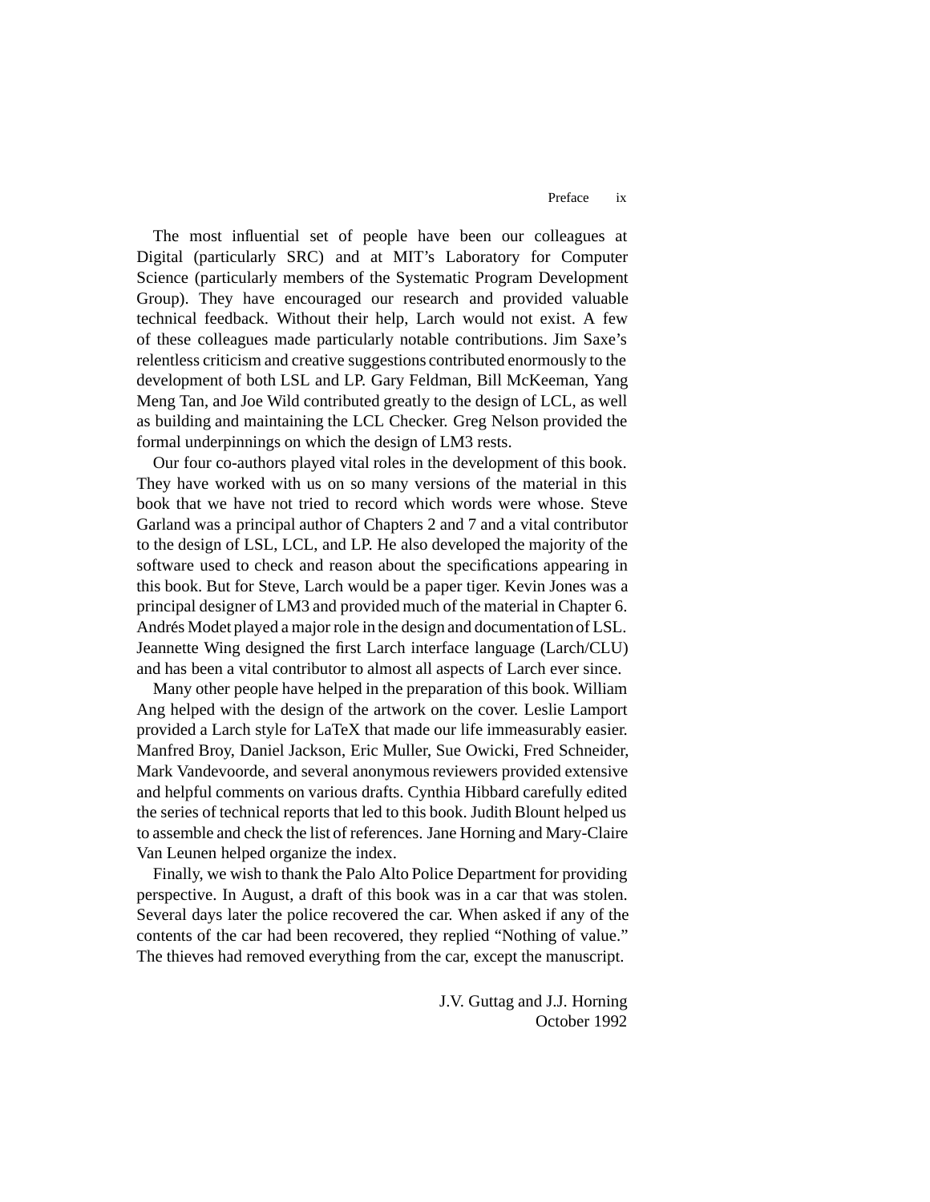The most influential set of people have been our colleagues at Digital (particularly SRC) and at MIT's Laboratory for Computer Science (particularly members of the Systematic Program Development Group). They have encouraged our research and provided valuable technical feedback. Without their help, Larch would not exist. A few of these colleagues made particularly notable contributions. Jim Saxe's relentless criticism and creative suggestions contributed enormously to the development of both LSL and LP. Gary Feldman, Bill McKeeman, Yang Meng Tan, and Joe Wild contributed greatly to the design of LCL, as well as building and maintaining the LCL Checker. Greg Nelson provided the formal underpinnings on which the design of LM3 rests.

Our four co-authors played vital roles in the development of this book. They have worked with us on so many versions of the material in this book that we have not tried to record which words were whose. Steve Garland was a principal author of Chapters 2 and 7 and a vital contributor to the design of LSL, LCL, and LP. He also developed the majority of the software used to check and reason about the specifications appearing in this book. But for Steve, Larch would be a paper tiger. Kevin Jones was a principal designer of LM3 and provided much of the material in Chapter 6. Andrés Modet played a major role in the design and documentation of LSL. Jeannette Wing designed the first Larch interface language (Larch/CLU) and has been a vital contributor to almost all aspects of Larch ever since.

Many other people have helped in the preparation of this book. William Ang helped with the design of the artwork on the cover. Leslie Lamport provided a Larch style for LaTeX that made our life immeasurably easier. Manfred Broy, Daniel Jackson, Eric Muller, Sue Owicki, Fred Schneider, Mark Vandevoorde, and several anonymous reviewers provided extensive and helpful comments on various drafts. Cynthia Hibbard carefully edited the series of technical reports that led to this book. Judith Blount helped us to assemble and check the list of references. Jane Horning and Mary-Claire Van Leunen helped organize the index.

Finally, we wish to thank the Palo Alto Police Department for providing perspective. In August, a draft of this book was in a car that was stolen. Several days later the police recovered the car. When asked if any of the contents of the car had been recovered, they replied "Nothing of value." The thieves had removed everything from the car, except the manuscript.

J.V. Guttag and J.J. Horning
October 1992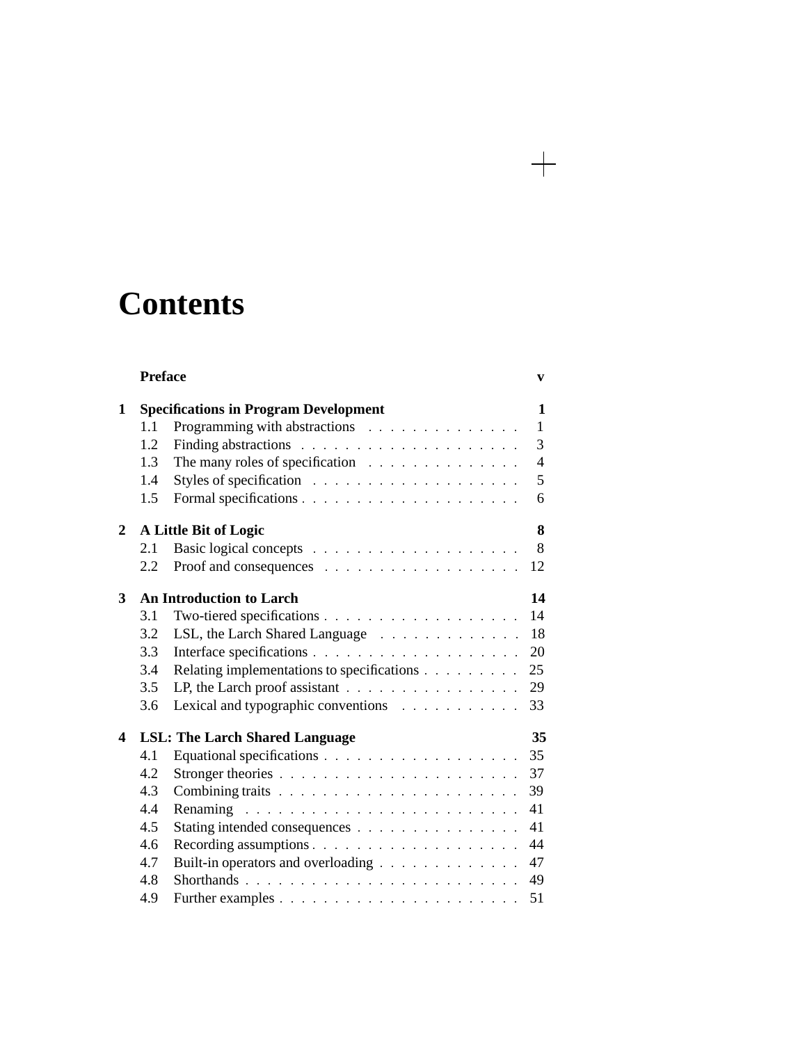# Contents

| | | |
|---|---|---|
| | **Preface** | **v** |
| **1** | **Specifications in Program Development** | **1** |
| | 1.1 Programming with abstractions | 1 |
| | 1.2 Finding abstractions | 3 |
| | 1.3 The many roles of specification | 4 |
| | 1.4 Styles of specification | 5 |
| | 1.5 Formal specifications | 6 |
| **2** | **A Little Bit of Logic** | **8** |
| | 2.1 Basic logical concepts | 8 |
| | 2.2 Proof and consequences | 12 |
| **3** | **An Introduction to Larch** | **14** |
| | 3.1 Two-tiered specifications | 14 |
| | 3.2 LSL, the Larch Shared Language | 18 |
| | 3.3 Interface specifications | 20 |
| | 3.4 Relating implementations to specifications | 25 |
| | 3.5 LP, the Larch proof assistant | 29 |
| | 3.6 Lexical and typographic conventions | 33 |
| **4** | **LSL: The Larch Shared Language** | **35** |
| | 4.1 Equational specifications | 35 |
| | 4.2 Stronger theories | 37 |
| | 4.3 Combining traits | 39 |
| | 4.4 Renaming | 41 |
| | 4.5 Stating intended consequences | 41 |
| | 4.6 Recording assumptions | 44 |
| | 4.7 Built-in operators and overloading | 47 |
| | 4.8 Shorthands | 49 |
| | 4.9 Further examples | 51 |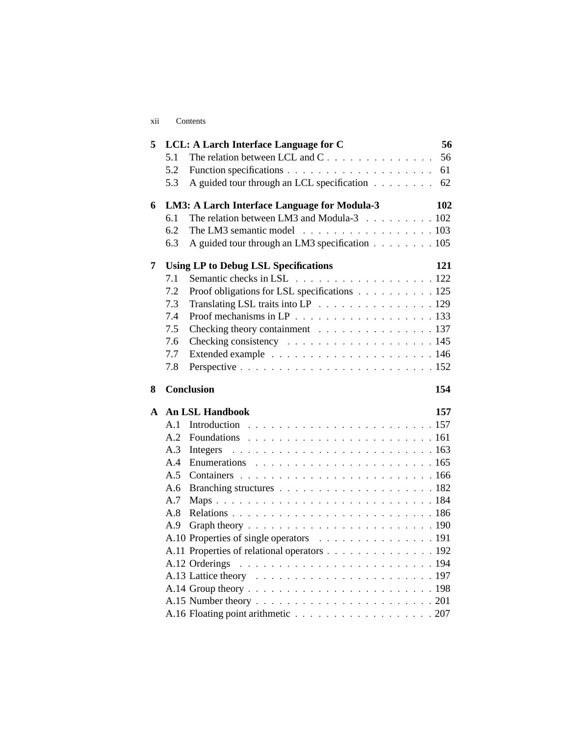**5 LCL: A Larch Interface Language for C** 56

- 5.1 The relation between LCL and C . . . . . . . . . . . . . . 56
- 5.2 Function specifications . . . . . . . . . . . . . . . . . . . 61
- 5.3 A guided tour through an LCL specification . . . . . . . . 62

**6 LM3: A Larch Interface Language for Modula-3** 102

- 6.1 The relation between LM3 and Modula-3 . . . . . . . . . 102
- 6.2 The LM3 semantic model . . . . . . . . . . . . . . . . . 103
- 6.3 A guided tour through an LM3 specification . . . . . . . . 105

**7 Using LP to Debug LSL Specifications** 121

- 7.1 Semantic checks in LSL . . . . . . . . . . . . . . . . . . 122
- 7.2 Proof obligations for LSL specifications . . . . . . . . . . 125
- 7.3 Translating LSL traits into LP . . . . . . . . . . . . . . . 129
- 7.4 Proof mechanisms in LP . . . . . . . . . . . . . . . . . . 133
- 7.5 Checking theory containment . . . . . . . . . . . . . . . 137
- 7.6 Checking consistency . . . . . . . . . . . . . . . . . . . 145
- 7.7 Extended example . . . . . . . . . . . . . . . . . . . . . 146
- 7.8 Perspective . . . . . . . . . . . . . . . . . . . . . . . . 152

**8 Conclusion** 154

**A An LSL Handbook** 157

- A.1 Introduction . . . . . . . . . . . . . . . . . . . . . . . . 157
- A.2 Foundations . . . . . . . . . . . . . . . . . . . . . . . . 161
- A.3 Integers . . . . . . . . . . . . . . . . . . . . . . . . . . 163
- A.4 Enumerations . . . . . . . . . . . . . . . . . . . . . . . 165
- A.5 Containers . . . . . . . . . . . . . . . . . . . . . . . . . 166
- A.6 Branching structures . . . . . . . . . . . . . . . . . . . 182
- A.7 Maps . . . . . . . . . . . . . . . . . . . . . . . . . . . 184
- A.8 Relations . . . . . . . . . . . . . . . . . . . . . . . . . 186
- A.9 Graph theory . . . . . . . . . . . . . . . . . . . . . . . 190
- A.10 Properties of single operators . . . . . . . . . . . . . . 191
- A.11 Properties of relational operators . . . . . . . . . . . . . 192
- A.12 Orderings . . . . . . . . . . . . . . . . . . . . . . . . . 194
- A.13 Lattice theory . . . . . . . . . . . . . . . . . . . . . . . 197
- A.14 Group theory . . . . . . . . . . . . . . . . . . . . . . . 198
- A.15 Number theory . . . . . . . . . . . . . . . . . . . . . . 201
- A.16 Floating point arithmetic . . . . . . . . . . . . . . . . . 207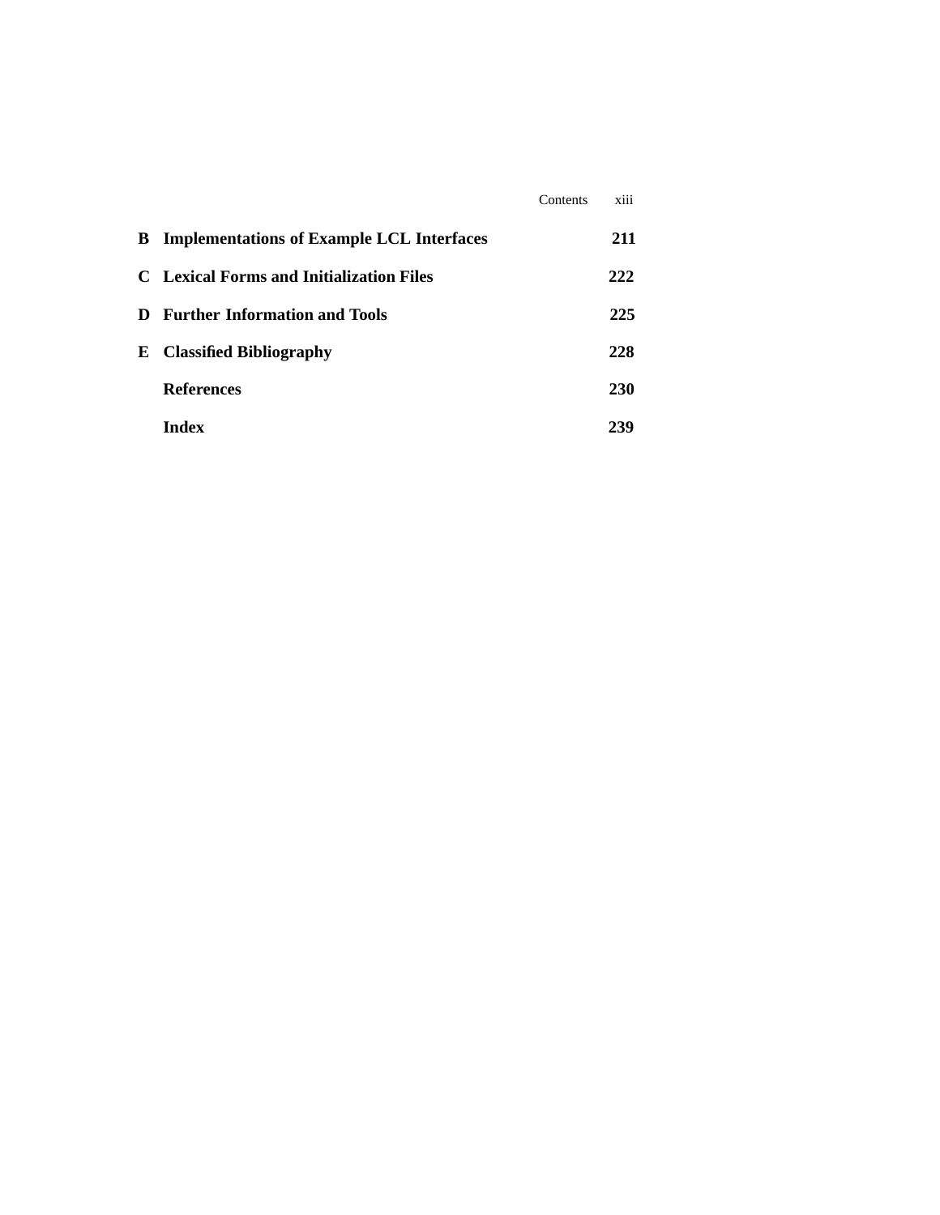**B Implementations of Example LCL Interfaces** 211

**C Lexical Forms and Initialization Files** 222

**D Further Information and Tools** 225

**E Classified Bibliography** 228

**References** 230

**Index** 239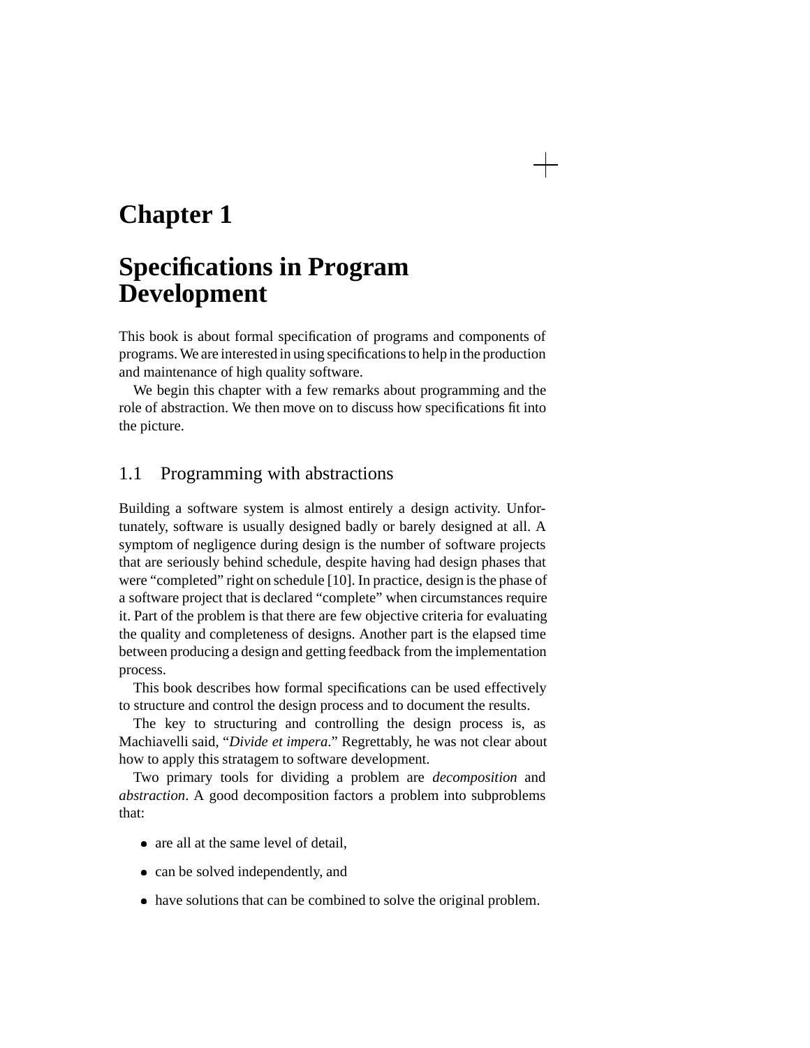# Chapter 1

# Specifications in Program Development

This book is about formal specification of programs and components of programs. We are interested in using specifications to help in the production and maintenance of high quality software.

We begin this chapter with a few remarks about programming and the role of abstraction. We then move on to discuss how specifications fit into the picture.

## 1.1 Programming with abstractions

Building a software system is almost entirely a design activity. Unfortunately, software is usually designed badly or barely designed at all. A symptom of negligence during design is the number of software projects that are seriously behind schedule, despite having had design phases that were "completed" right on schedule [10]. In practice, design is the phase of a software project that is declared "complete" when circumstances require it. Part of the problem is that there are few objective criteria for evaluating the quality and completeness of designs. Another part is the elapsed time between producing a design and getting feedback from the implementation process.

This book describes how formal specifications can be used effectively to structure and control the design process and to document the results.

The key to structuring and controlling the design process is, as Machiavelli said, "*Divide et impera*." Regrettably, he was not clear about how to apply this stratagem to software development.

Two primary tools for dividing a problem are *decomposition* and *abstraction*. A good decomposition factors a problem into subproblems that:

- are all at the same level of detail,
- can be solved independently, and
- have solutions that can be combined to solve the original problem.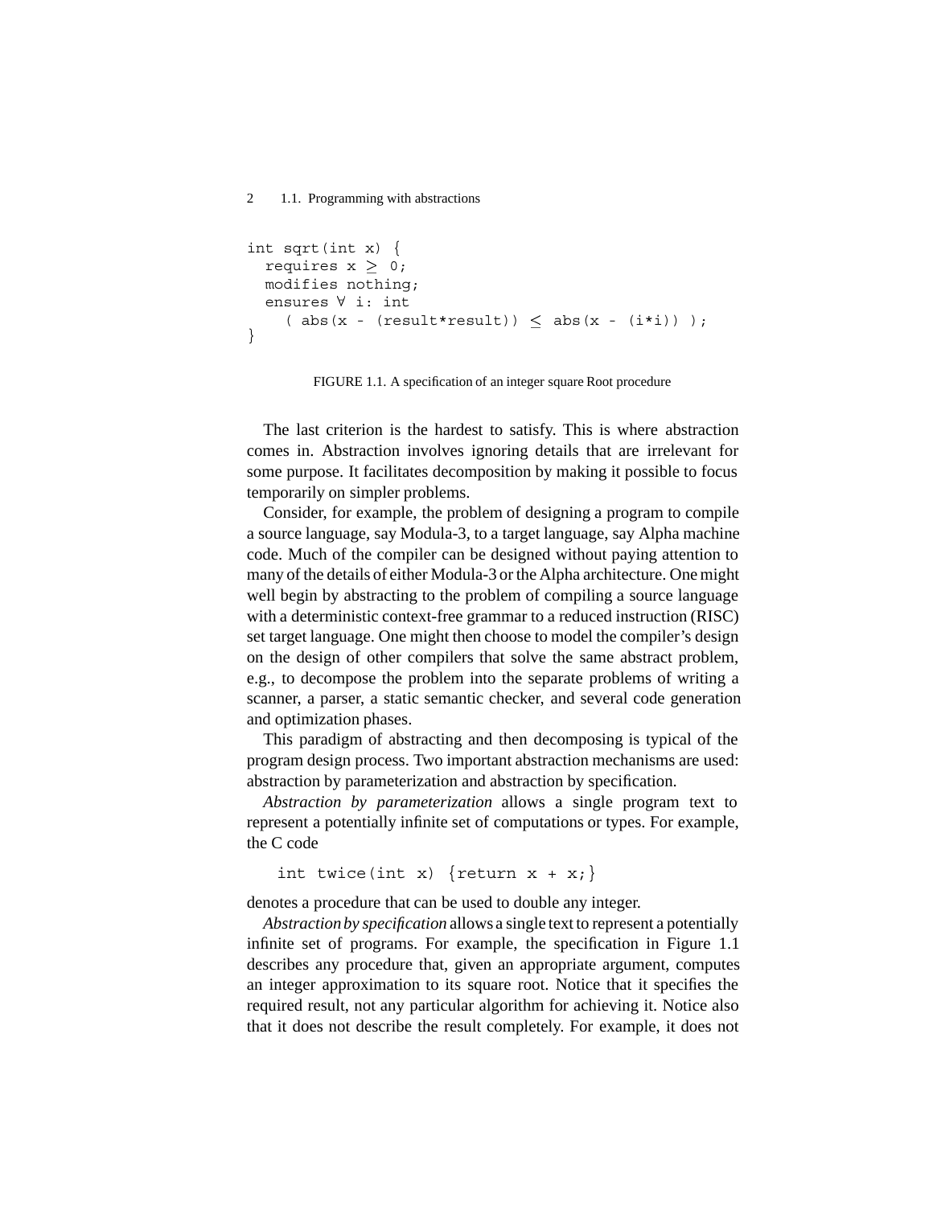```
int sqrt(int x) {
  requires x ≥ 0;
  modifies nothing;
  ensures ∀ i: int
    ( abs(x - (result*result)) ≤ abs(x - (i*i)) );
}
```

FIGURE 1.1. A specification of an integer square Root procedure

The last criterion is the hardest to satisfy. This is where abstraction comes in. Abstraction involves ignoring details that are irrelevant for some purpose. It facilitates decomposition by making it possible to focus temporarily on simpler problems.

Consider, for example, the problem of designing a program to compile a source language, say Modula-3, to a target language, say Alpha machine code. Much of the compiler can be designed without paying attention to many of the details of either Modula-3 or the Alpha architecture. One might well begin by abstracting to the problem of compiling a source language with a deterministic context-free grammar to a reduced instruction (RISC) set target language. One might then choose to model the compiler's design on the design of other compilers that solve the same abstract problem, e.g., to decompose the problem into the separate problems of writing a scanner, a parser, a static semantic checker, and several code generation and optimization phases.

This paradigm of abstracting and then decomposing is typical of the program design process. Two important abstraction mechanisms are used: abstraction by parameterization and abstraction by specification.

*Abstraction by parameterization* allows a single program text to represent a potentially infinite set of computations or types. For example, the C code

```
int twice(int x) {return x + x;}
```

denotes a procedure that can be used to double any integer.

*Abstraction by specification* allows a single text to represent a potentially infinite set of programs. For example, the specification in Figure 1.1 describes any procedure that, given an appropriate argument, computes an integer approximation to its square root. Notice that it specifies the required result, not any particular algorithm for achieving it. Notice also that it does not describe the result completely. For example, it does not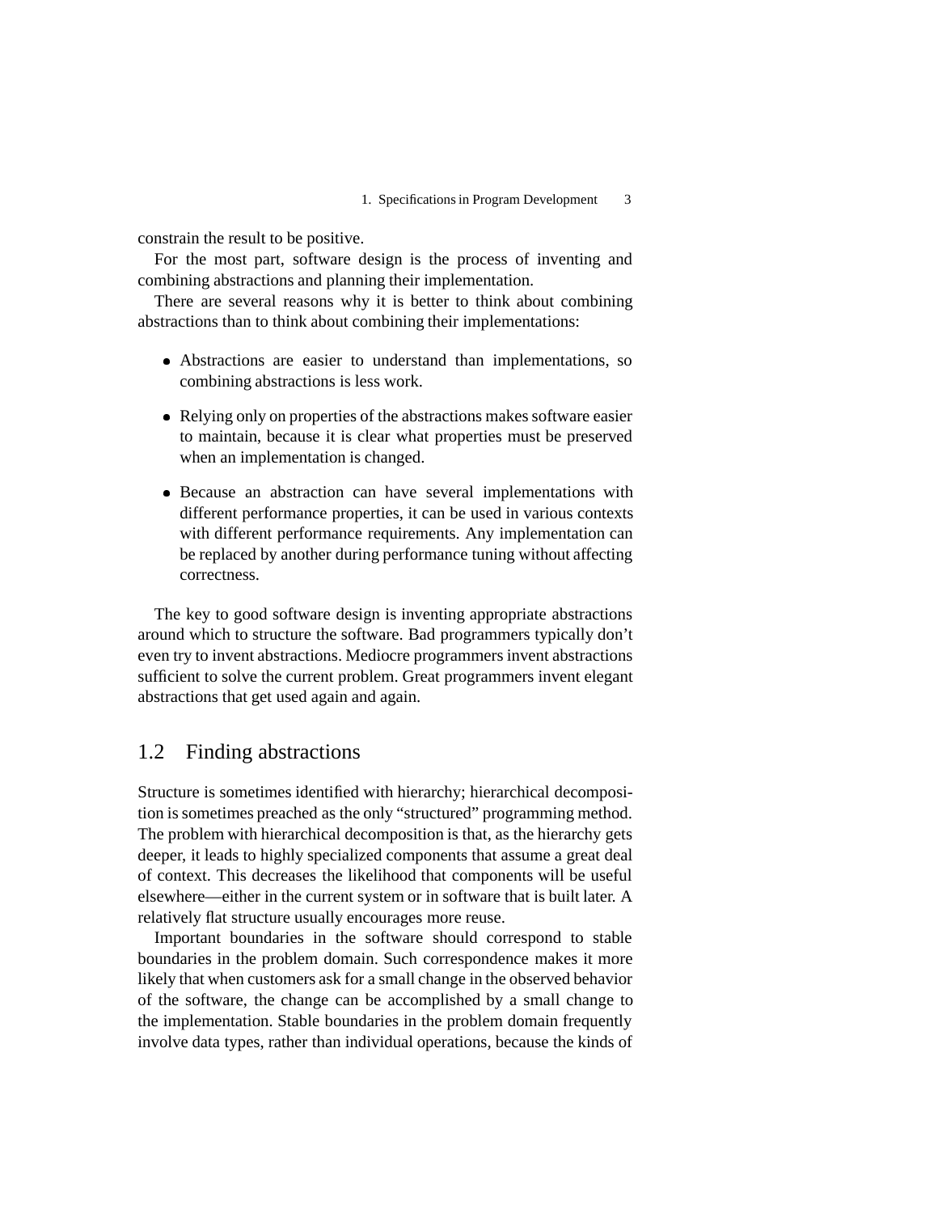constrain the result to be positive.

For the most part, software design is the process of inventing and combining abstractions and planning their implementation.

There are several reasons why it is better to think about combining abstractions than to think about combining their implementations:

- Abstractions are easier to understand than implementations, so combining abstractions is less work.
- Relying only on properties of the abstractions makes software easier to maintain, because it is clear what properties must be preserved when an implementation is changed.
- Because an abstraction can have several implementations with different performance properties, it can be used in various contexts with different performance requirements. Any implementation can be replaced by another during performance tuning without affecting correctness.

The key to good software design is inventing appropriate abstractions around which to structure the software. Bad programmers typically don't even try to invent abstractions. Mediocre programmers invent abstractions sufficient to solve the current problem. Great programmers invent elegant abstractions that get used again and again.

## 1.2 Finding abstractions

Structure is sometimes identified with hierarchy; hierarchical decomposition is sometimes preached as the only "structured" programming method. The problem with hierarchical decomposition is that, as the hierarchy gets deeper, it leads to highly specialized components that assume a great deal of context. This decreases the likelihood that components will be useful elsewhere—either in the current system or in software that is built later. A relatively flat structure usually encourages more reuse.

Important boundaries in the software should correspond to stable boundaries in the problem domain. Such correspondence makes it more likely that when customers ask for a small change in the observed behavior of the software, the change can be accomplished by a small change to the implementation. Stable boundaries in the problem domain frequently involve data types, rather than individual operations, because the kinds of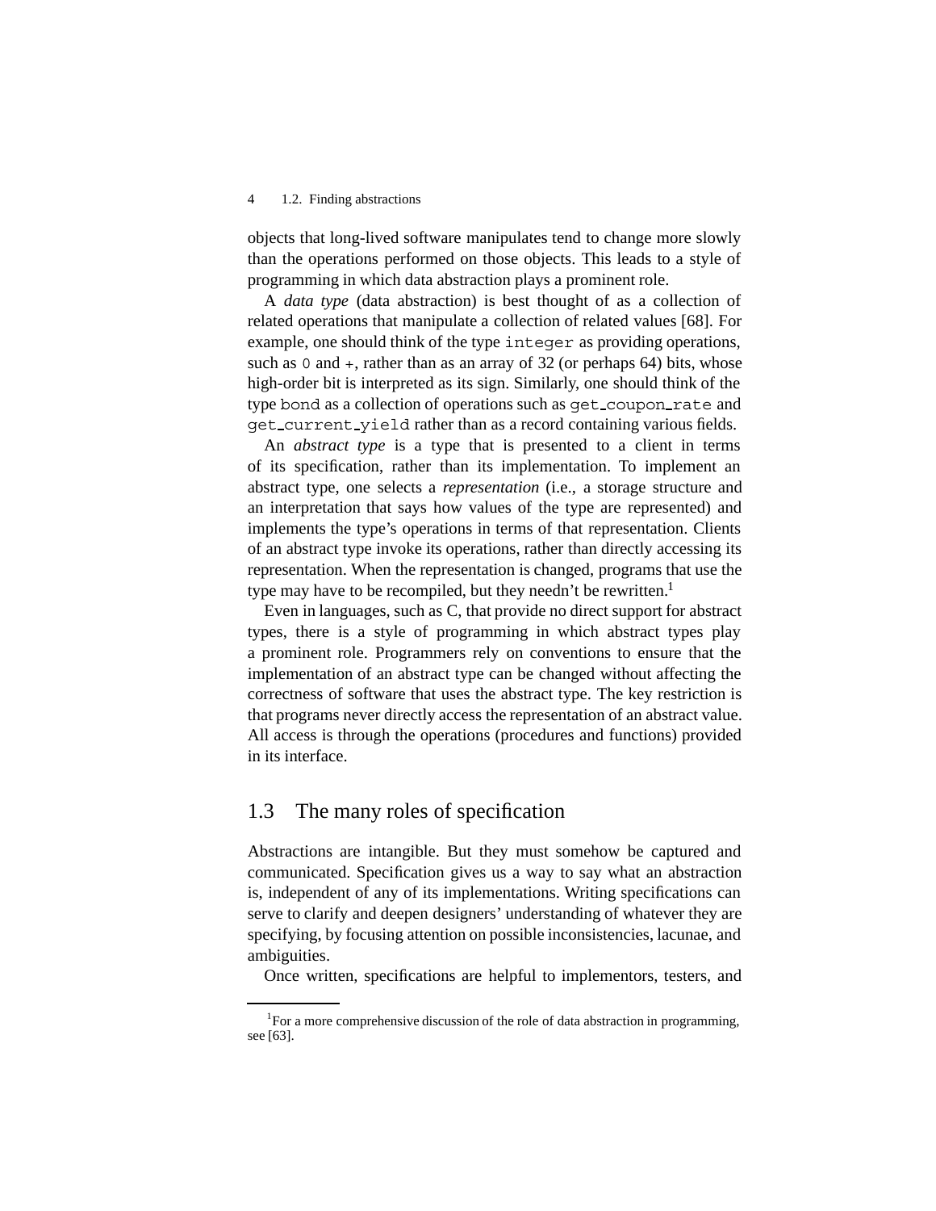objects that long-lived software manipulates tend to change more slowly than the operations performed on those objects. This leads to a style of programming in which data abstraction plays a prominent role.

A *data type* (data abstraction) is best thought of as a collection of related operations that manipulate a collection of related values [68]. For example, one should think of the type `integer` as providing operations, such as `0` and `+`, rather than as an array of 32 (or perhaps 64) bits, whose high-order bit is interpreted as its sign. Similarly, one should think of the type `bond` as a collection of operations such as `get_coupon_rate` and `get_current_yield` rather than as a record containing various fields.

An *abstract type* is a type that is presented to a client in terms of its specification, rather than its implementation. To implement an abstract type, one selects a *representation* (i.e., a storage structure and an interpretation that says how values of the type are represented) and implements the type's operations in terms of that representation. Clients of an abstract type invoke its operations, rather than directly accessing its representation. When the representation is changed, programs that use the type may have to be recompiled, but they needn't be rewritten.[1]

Even in languages, such as C, that provide no direct support for abstract types, there is a style of programming in which abstract types play a prominent role. Programmers rely on conventions to ensure that the implementation of an abstract type can be changed without affecting the correctness of software that uses the abstract type. The key restriction is that programs never directly access the representation of an abstract value. All access is through the operations (procedures and functions) provided in its interface.

## 1.3 The many roles of specification

Abstractions are intangible. But they must somehow be captured and communicated. Specification gives us a way to say what an abstraction is, independent of any of its implementations. Writing specifications can serve to clarify and deepen designers' understanding of whatever they are specifying, by focusing attention on possible inconsistencies, lacunae, and ambiguities.

Once written, specifications are helpful to implementors, testers, and

---

[1] For a more comprehensive discussion of the role of data abstraction in programming, see [63].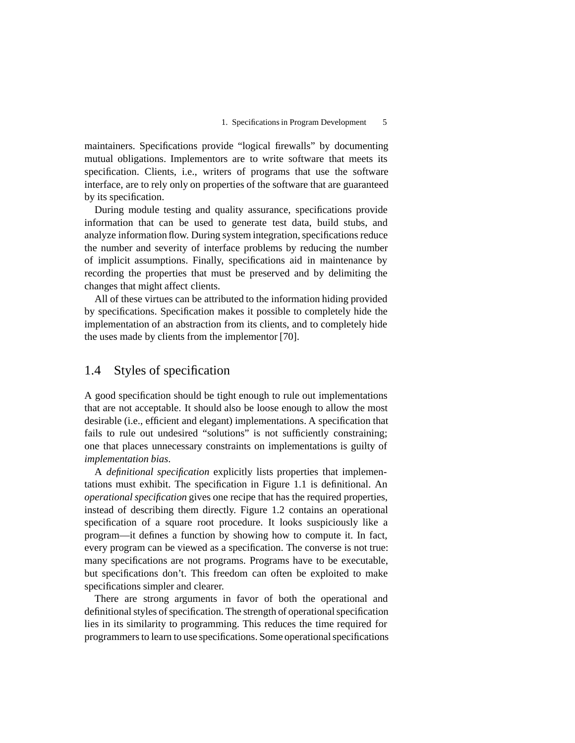maintainers. Specifications provide "logical firewalls" by documenting mutual obligations. Implementors are to write software that meets its specification. Clients, i.e., writers of programs that use the software interface, are to rely only on properties of the software that are guaranteed by its specification.

During module testing and quality assurance, specifications provide information that can be used to generate test data, build stubs, and analyze information flow. During system integration, specifications reduce the number and severity of interface problems by reducing the number of implicit assumptions. Finally, specifications aid in maintenance by recording the properties that must be preserved and by delimiting the changes that might affect clients.

All of these virtues can be attributed to the information hiding provided by specifications. Specification makes it possible to completely hide the implementation of an abstraction from its clients, and to completely hide the uses made by clients from the implementor [70].

## 1.4 Styles of specification

A good specification should be tight enough to rule out implementations that are not acceptable. It should also be loose enough to allow the most desirable (i.e., efficient and elegant) implementations. A specification that fails to rule out undesired "solutions" is not sufficiently constraining; one that places unnecessary constraints on implementations is guilty of *implementation bias*.

A *definitional specification* explicitly lists properties that implementations must exhibit. The specification in Figure 1.1 is definitional. An *operational specification* gives one recipe that has the required properties, instead of describing them directly. Figure 1.2 contains an operational specification of a square root procedure. It looks suspiciously like a program—it defines a function by showing how to compute it. In fact, every program can be viewed as a specification. The converse is not true: many specifications are not programs. Programs have to be executable, but specifications don't. This freedom can often be exploited to make specifications simpler and clearer.

There are strong arguments in favor of both the operational and definitional styles of specification. The strength of operational specification lies in its similarity to programming. This reduces the time required for programmers to learn to use specifications. Some operational specifications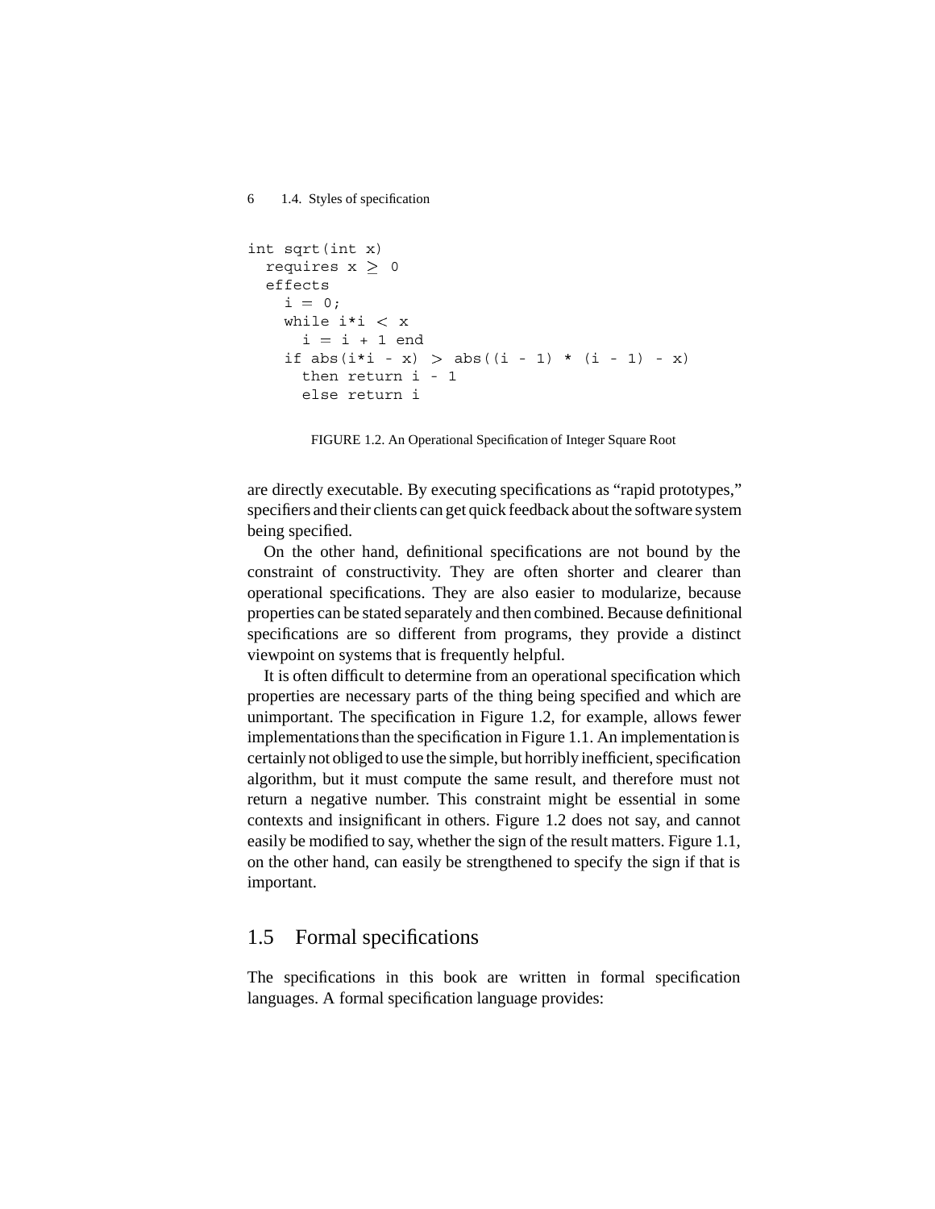```
int sqrt(int x)
  requires x ≥ 0
  effects
    i = 0;
    while i*i < x
      i = i + 1 end
    if abs(i*i - x) > abs((i - 1) * (i - 1) - x)
      then return i - 1
      else return i
```

FIGURE 1.2. An Operational Specification of Integer Square Root

are directly executable. By executing specifications as "rapid prototypes," specifiers and their clients can get quick feedback about the software system being specified.

On the other hand, definitional specifications are not bound by the constraint of constructivity. They are often shorter and clearer than operational specifications. They are also easier to modularize, because properties can be stated separately and then combined. Because definitional specifications are so different from programs, they provide a distinct viewpoint on systems that is frequently helpful.

It is often difficult to determine from an operational specification which properties are necessary parts of the thing being specified and which are unimportant. The specification in Figure 1.2, for example, allows fewer implementations than the specification in Figure 1.1. An implementation is certainly not obliged to use the simple, but horribly inefficient, specification algorithm, but it must compute the same result, and therefore must not return a negative number. This constraint might be essential in some contexts and insignificant in others. Figure 1.2 does not say, and cannot easily be modified to say, whether the sign of the result matters. Figure 1.1, on the other hand, can easily be strengthened to specify the sign if that is important.

## 1.5 Formal specifications

The specifications in this book are written in formal specification languages. A formal specification language provides: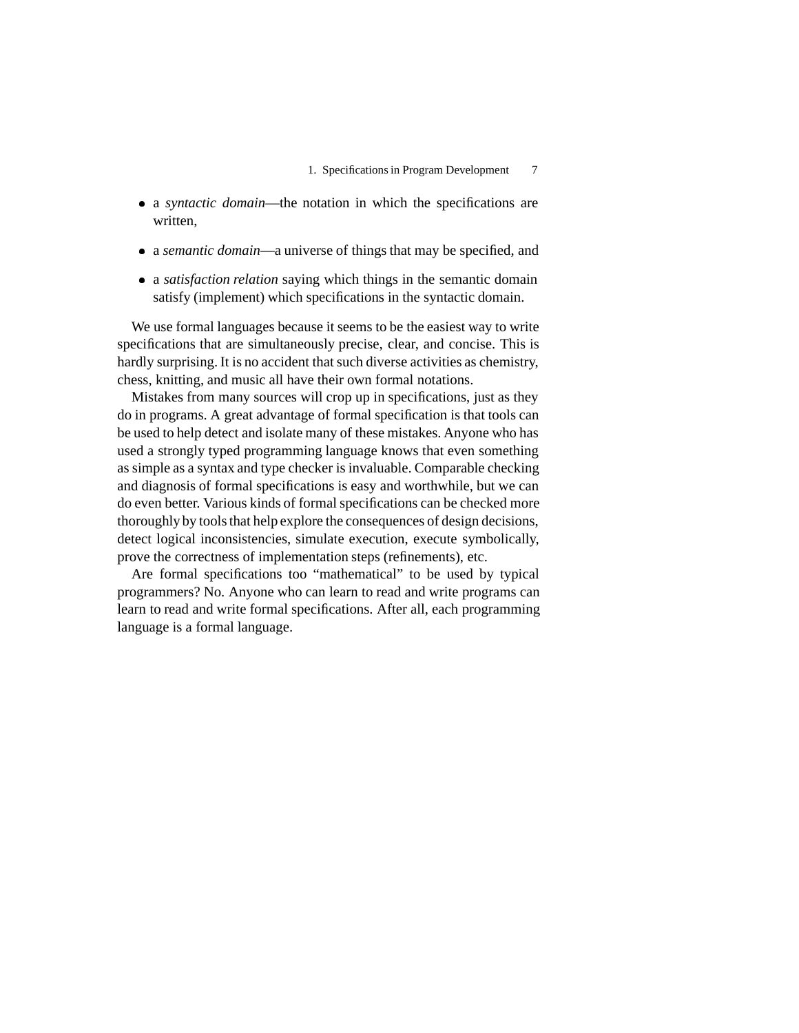- a *syntactic domain*—the notation in which the specifications are written,
- a *semantic domain*—a universe of things that may be specified, and
- a *satisfaction relation* saying which things in the semantic domain satisfy (implement) which specifications in the syntactic domain.

We use formal languages because it seems to be the easiest way to write specifications that are simultaneously precise, clear, and concise. This is hardly surprising. It is no accident that such diverse activities as chemistry, chess, knitting, and music all have their own formal notations.

Mistakes from many sources will crop up in specifications, just as they do in programs. A great advantage of formal specification is that tools can be used to help detect and isolate many of these mistakes. Anyone who has used a strongly typed programming language knows that even something as simple as a syntax and type checker is invaluable. Comparable checking and diagnosis of formal specifications is easy and worthwhile, but we can do even better. Various kinds of formal specifications can be checked more thoroughly by tools that help explore the consequences of design decisions, detect logical inconsistencies, simulate execution, execute symbolically, prove the correctness of implementation steps (refinements), etc.

Are formal specifications too "mathematical" to be used by typical programmers? No. Anyone who can learn to read and write programs can learn to read and write formal specifications. After all, each programming language is a formal language.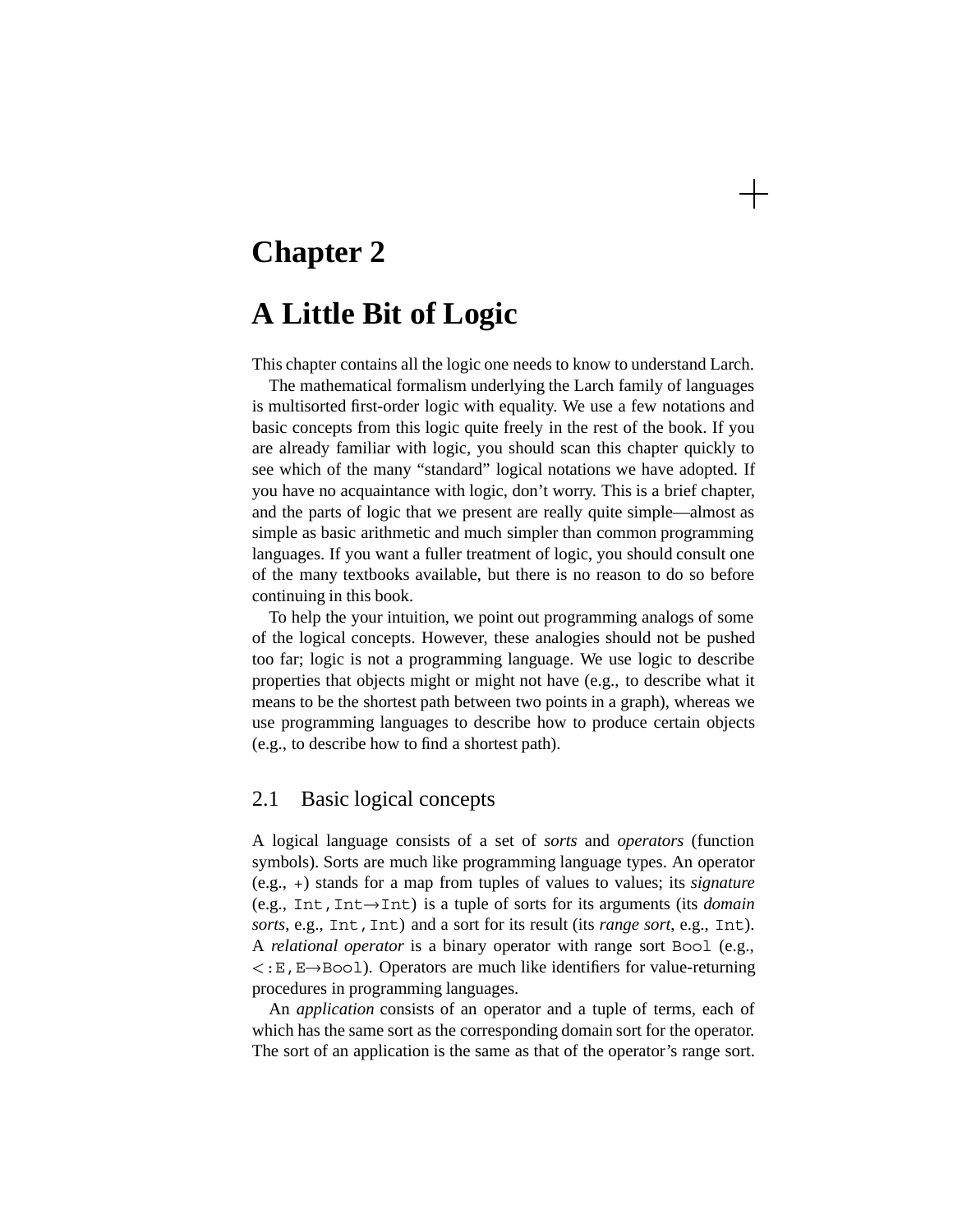# Chapter 2

# A Little Bit of Logic

This chapter contains all the logic one needs to know to understand Larch.

The mathematical formalism underlying the Larch family of languages is multisorted first-order logic with equality. We use a few notations and basic concepts from this logic quite freely in the rest of the book. If you are already familiar with logic, you should scan this chapter quickly to see which of the many "standard" logical notations we have adopted. If you have no acquaintance with logic, don't worry. This is a brief chapter, and the parts of logic that we present are really quite simple—almost as simple as basic arithmetic and much simpler than common programming languages. If you want a fuller treatment of logic, you should consult one of the many textbooks available, but there is no reason to do so before continuing in this book.

To help the your intuition, we point out programming analogs of some of the logical concepts. However, these analogies should not be pushed too far; logic is not a programming language. We use logic to describe properties that objects might or might not have (e.g., to describe what it means to be the shortest path between two points in a graph), whereas we use programming languages to describe how to produce certain objects (e.g., to describe how to find a shortest path).

## 2.1 Basic logical concepts

A logical language consists of a set of *sorts* and *operators* (function symbols). Sorts are much like programming language types. An operator (e.g., `+`) stands for a map from tuples of values to values; its *signature* (e.g., `Int,Int→Int`) is a tuple of sorts for its arguments (its *domain sorts*, e.g., `Int,Int`) and a sort for its result (its *range sort*, e.g., `Int`). A *relational operator* is a binary operator with range sort `Bool` (e.g., `<:E,E→Bool`). Operators are much like identifiers for value-returning procedures in programming languages.

An *application* consists of an operator and a tuple of terms, each of which has the same sort as the corresponding domain sort for the operator. The sort of an application is the same as that of the operator's range sort.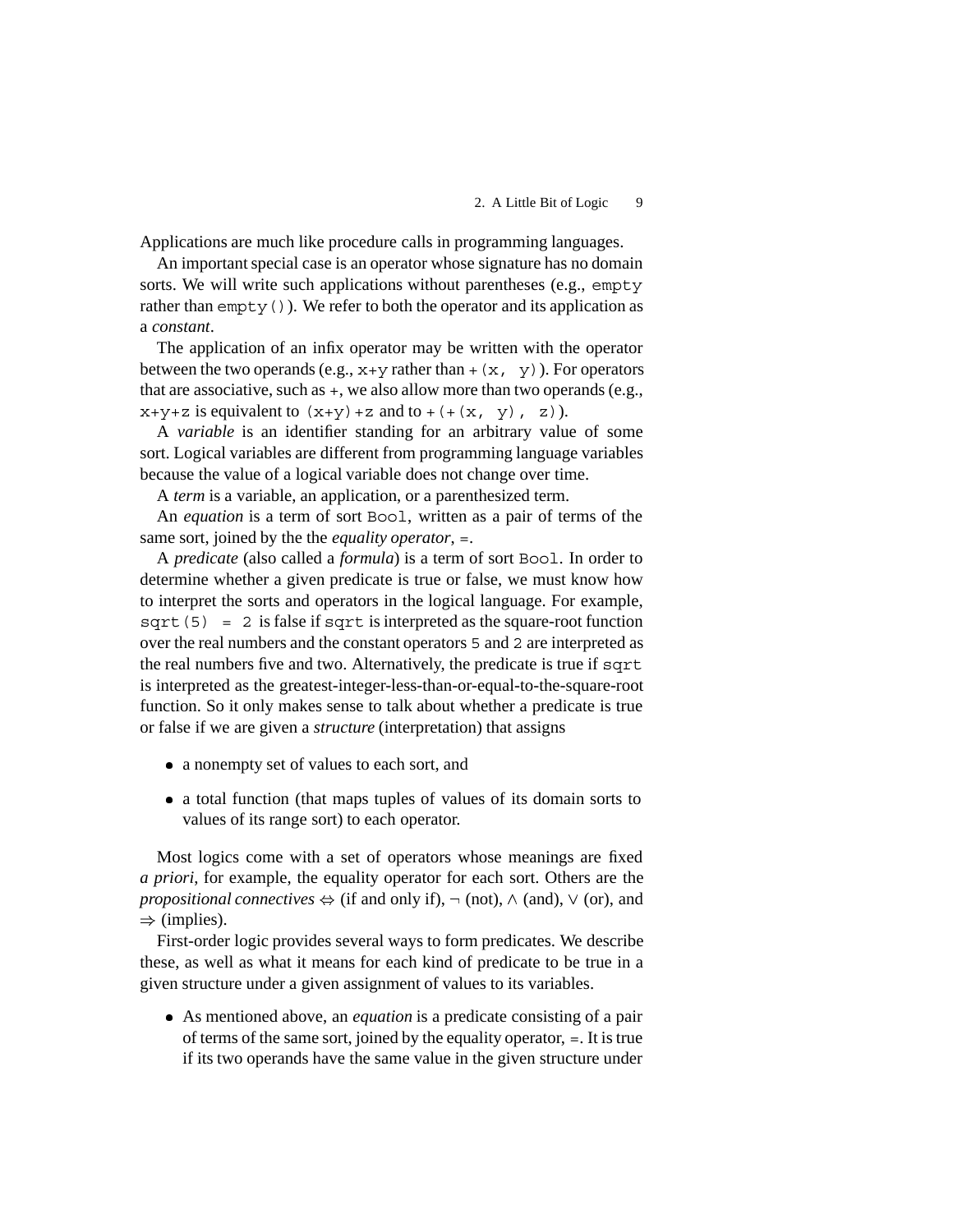Applications are much like procedure calls in programming languages.

An important special case is an operator whose signature has no domain sorts. We will write such applications without parentheses (e.g., `empty` rather than `empty()`). We refer to both the operator and its application as a *constant*.

The application of an infix operator may be written with the operator between the two operands (e.g., `x+y` rather than `+(x, y)`). For operators that are associative, such as `+`, we also allow more than two operands (e.g., `x+y+z` is equivalent to `(x+y)+z` and to `+(+(x, y), z)`).

A *variable* is an identifier standing for an arbitrary value of some sort. Logical variables are different from programming language variables because the value of a logical variable does not change over time.

A *term* is a variable, an application, or a parenthesized term.

An *equation* is a term of sort `Bool`, written as a pair of terms of the same sort, joined by the the *equality operator*, `=`.

A *predicate* (also called a *formula*) is a term of sort `Bool`. In order to determine whether a given predicate is true or false, we must know how to interpret the sorts and operators in the logical language. For example, `sqrt(5) = 2` is false if `sqrt` is interpreted as the square-root function over the real numbers and the constant operators `5` and `2` are interpreted as the real numbers five and two. Alternatively, the predicate is true if `sqrt` is interpreted as the greatest-integer-less-than-or-equal-to-the-square-root function. So it only makes sense to talk about whether a predicate is true or false if we are given a *structure* (interpretation) that assigns

- a nonempty set of values to each sort, and
- a total function (that maps tuples of values of its domain sorts to values of its range sort) to each operator.

Most logics come with a set of operators whose meanings are fixed *a priori*, for example, the equality operator for each sort. Others are the *propositional connectives* $\Leftrightarrow$ (if and only if), $\neg$ (not), $\wedge$ (and), $\vee$ (or), and $\Rightarrow$ (implies).

First-order logic provides several ways to form predicates. We describe these, as well as what it means for each kind of predicate to be true in a given structure under a given assignment of values to its variables.

- As mentioned above, an *equation* is a predicate consisting of a pair of terms of the same sort, joined by the equality operator, `=`. It is true if its two operands have the same value in the given structure under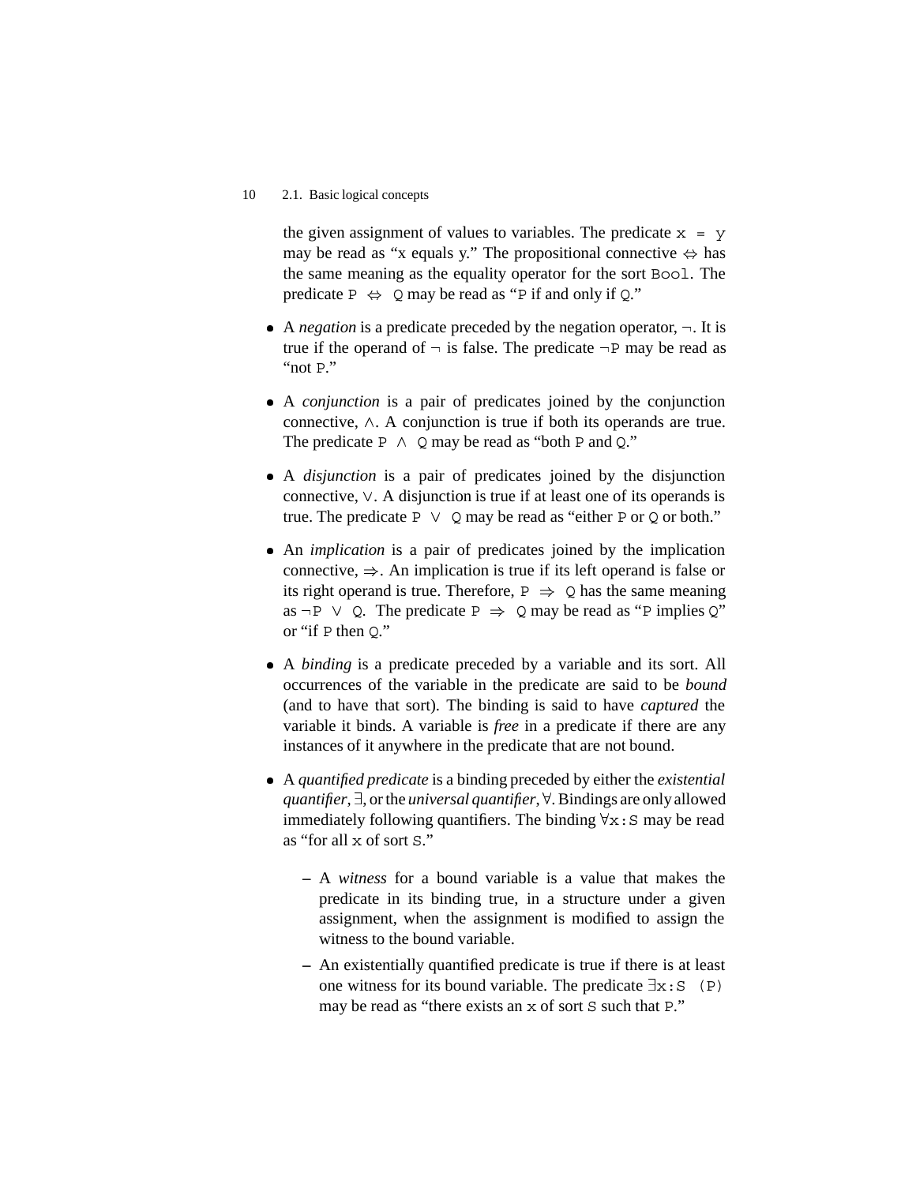the given assignment of values to variables. The predicate `x = y` may be read as "x equals y." The propositional connective $\Leftrightarrow$ has the same meaning as the equality operator for the sort `Bool`. The predicate `P` $\Leftrightarrow$ `Q` may be read as "`P` if and only if `Q`."

- A *negation* is a predicate preceded by the negation operator, $\neg$. It is true if the operand of $\neg$ is false. The predicate $\neg$`P` may be read as "not `P`."

- A *conjunction* is a pair of predicates joined by the conjunction connective, $\wedge$. A conjunction is true if both its operands are true. The predicate `P` $\wedge$ `Q` may be read as "both `P` and `Q`."

- A *disjunction* is a pair of predicates joined by the disjunction connective, $\vee$. A disjunction is true if at least one of its operands is true. The predicate `P` $\vee$ `Q` may be read as "either `P` or `Q` or both."

- An *implication* is a pair of predicates joined by the implication connective, $\Rightarrow$. An implication is true if its left operand is false or its right operand is true. Therefore, `P` $\Rightarrow$ `Q` has the same meaning as $\neg$`P` $\vee$ `Q`. The predicate `P` $\Rightarrow$ `Q` may be read as "`P` implies `Q`" or "if `P` then `Q`."

- A *binding* is a predicate preceded by a variable and its sort. All occurrences of the variable in the predicate are said to be *bound* (and to have that sort). The binding is said to have *captured* the variable it binds. A variable is *free* in a predicate if there are any instances of it anywhere in the predicate that are not bound.

- A *quantified predicate* is a binding preceded by either the *existential quantifier*, $\exists$, or the *universal quantifier*, $\forall$. Bindings are only allowed immediately following quantifiers. The binding $\forall$`x:S` may be read as "for all `x` of sort `S`."

  – A *witness* for a bound variable is a value that makes the predicate in its binding true, in a structure under a given assignment, when the assignment is modified to assign the witness to the bound variable.

  – An existentially quantified predicate is true if there is at least one witness for its bound variable. The predicate $\exists$`x:S (P)` may be read as "there exists an `x` of sort `S` such that `P`."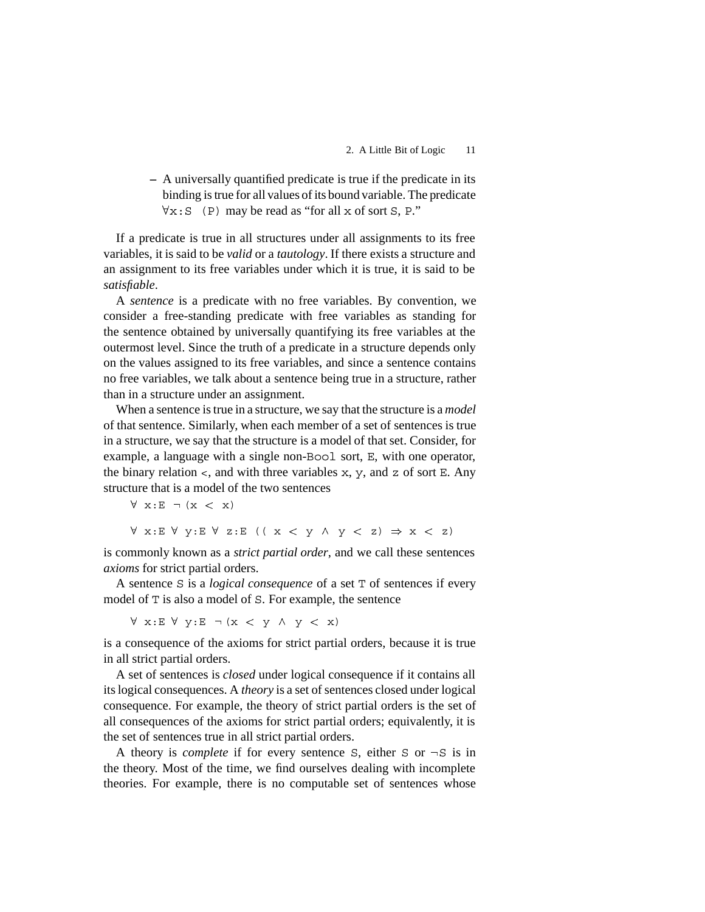– A universally quantified predicate is true if the predicate in its binding is true for all values of its bound variable. The predicate `∀x:S (P)` may be read as "for all `x` of sort `S`, `P`."

If a predicate is true in all structures under all assignments to its free variables, it is said to be *valid* or a *tautology*. If there exists a structure and an assignment to its free variables under which it is true, it is said to be *satisfiable*.

A *sentence* is a predicate with no free variables. By convention, we consider a free-standing predicate with free variables as standing for the sentence obtained by universally quantifying its free variables at the outermost level. Since the truth of a predicate in a structure depends only on the values assigned to its free variables, and since a sentence contains no free variables, we talk about a sentence being true in a structure, rather than in a structure under an assignment.

When a sentence is true in a structure, we say that the structure is a *model* of that sentence. Similarly, when each member of a set of sentences is true in a structure, we say that the structure is a model of that set. Consider, for example, a language with a single non-`Bool` sort, `E`, with one operator, the binary relation `<`, and with three variables `x`, `y`, and `z` of sort `E`. Any structure that is a model of the two sentences

```
∀ x:E ¬(x < x)

∀ x:E ∀ y:E ∀ z:E (( x < y ∧ y < z) ⇒ x < z)
```

is commonly known as a *strict partial order*, and we call these sentences *axioms* for strict partial orders.

A sentence `S` is a *logical consequence* of a set `T` of sentences if every model of `T` is also a model of `S`. For example, the sentence

```
∀ x:E ∀ y:E ¬(x < y ∧ y < x)
```

is a consequence of the axioms for strict partial orders, because it is true in all strict partial orders.

A set of sentences is *closed* under logical consequence if it contains all its logical consequences. A *theory* is a set of sentences closed under logical consequence. For example, the theory of strict partial orders is the set of all consequences of the axioms for strict partial orders; equivalently, it is the set of sentences true in all strict partial orders.

A theory is *complete* if for every sentence `S`, either `S` or `¬S` is in the theory. Most of the time, we find ourselves dealing with incomplete theories. For example, there is no computable set of sentences whose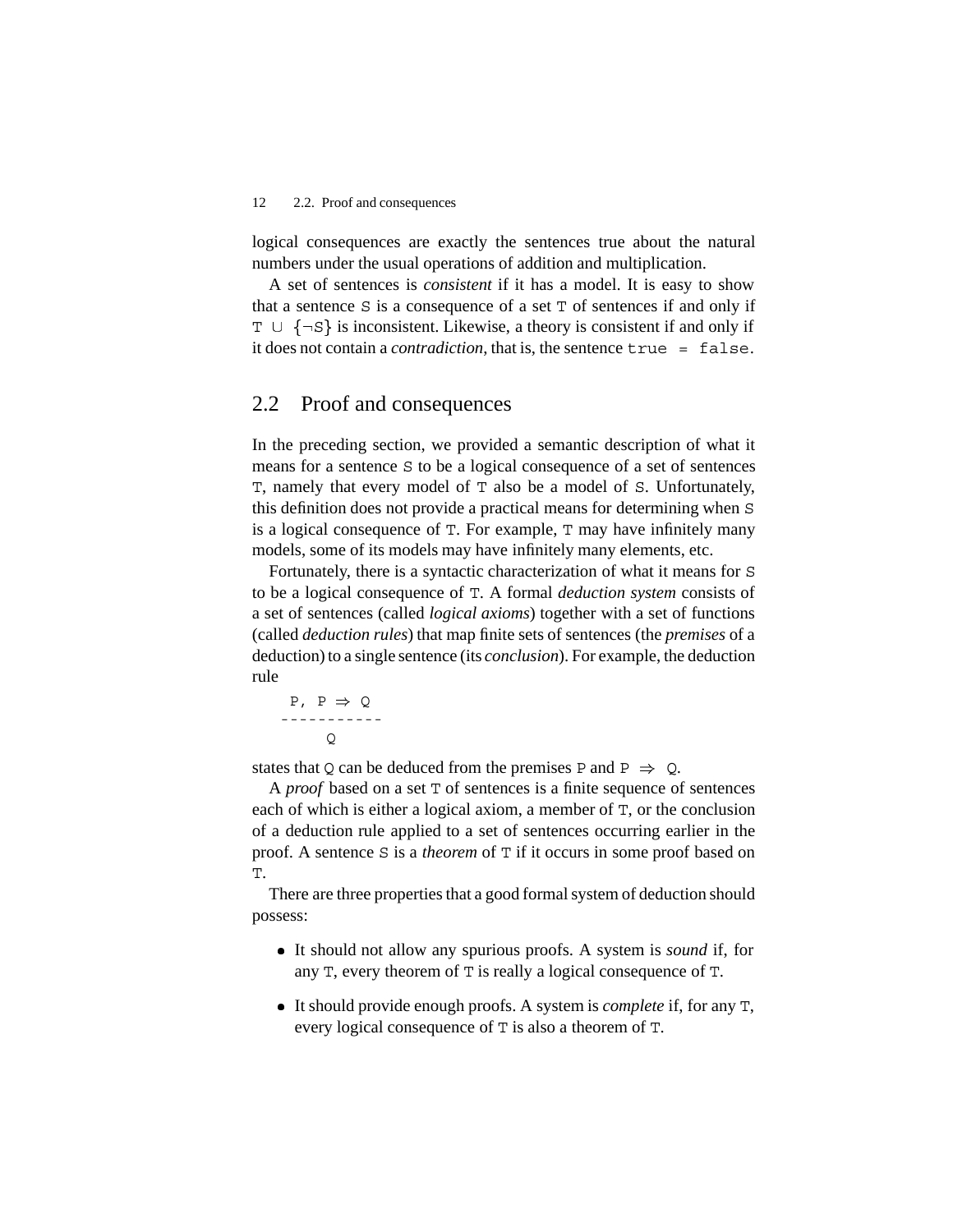logical consequences are exactly the sentences true about the natural numbers under the usual operations of addition and multiplication.

A set of sentences is *consistent* if it has a model. It is easy to show that a sentence `S` is a consequence of a set `T` of sentences if and only if `T` ∪ {¬`S`} is inconsistent. Likewise, a theory is consistent if and only if it does not contain a *contradiction*, that is, the sentence `true = false`.

## 2.2 Proof and consequences

In the preceding section, we provided a semantic description of what it means for a sentence `S` to be a logical consequence of a set of sentences `T`, namely that every model of `T` also be a model of `S`. Unfortunately, this definition does not provide a practical means for determining when `S` is a logical consequence of `T`. For example, `T` may have infinitely many models, some of its models may have infinitely many elements, etc.

Fortunately, there is a syntactic characterization of what it means for `S` to be a logical consequence of `T`. A formal *deduction system* consists of a set of sentences (called *logical axioms*) together with a set of functions (called *deduction rules*) that map finite sets of sentences (the *premises* of a deduction) to a single sentence (its *conclusion*). For example, the deduction rule

```
  P, P ⇒ Q
-----------
     Q
```

states that `Q` can be deduced from the premises `P` and `P ⇒ Q`.

A *proof* based on a set `T` of sentences is a finite sequence of sentences each of which is either a logical axiom, a member of `T`, or the conclusion of a deduction rule applied to a set of sentences occurring earlier in the proof. A sentence `S` is a *theorem* of `T` if it occurs in some proof based on `T`.

There are three properties that a good formal system of deduction should possess:

- It should not allow any spurious proofs. A system is *sound* if, for any `T`, every theorem of `T` is really a logical consequence of `T`.
- It should provide enough proofs. A system is *complete* if, for any `T`, every logical consequence of `T` is also a theorem of `T`.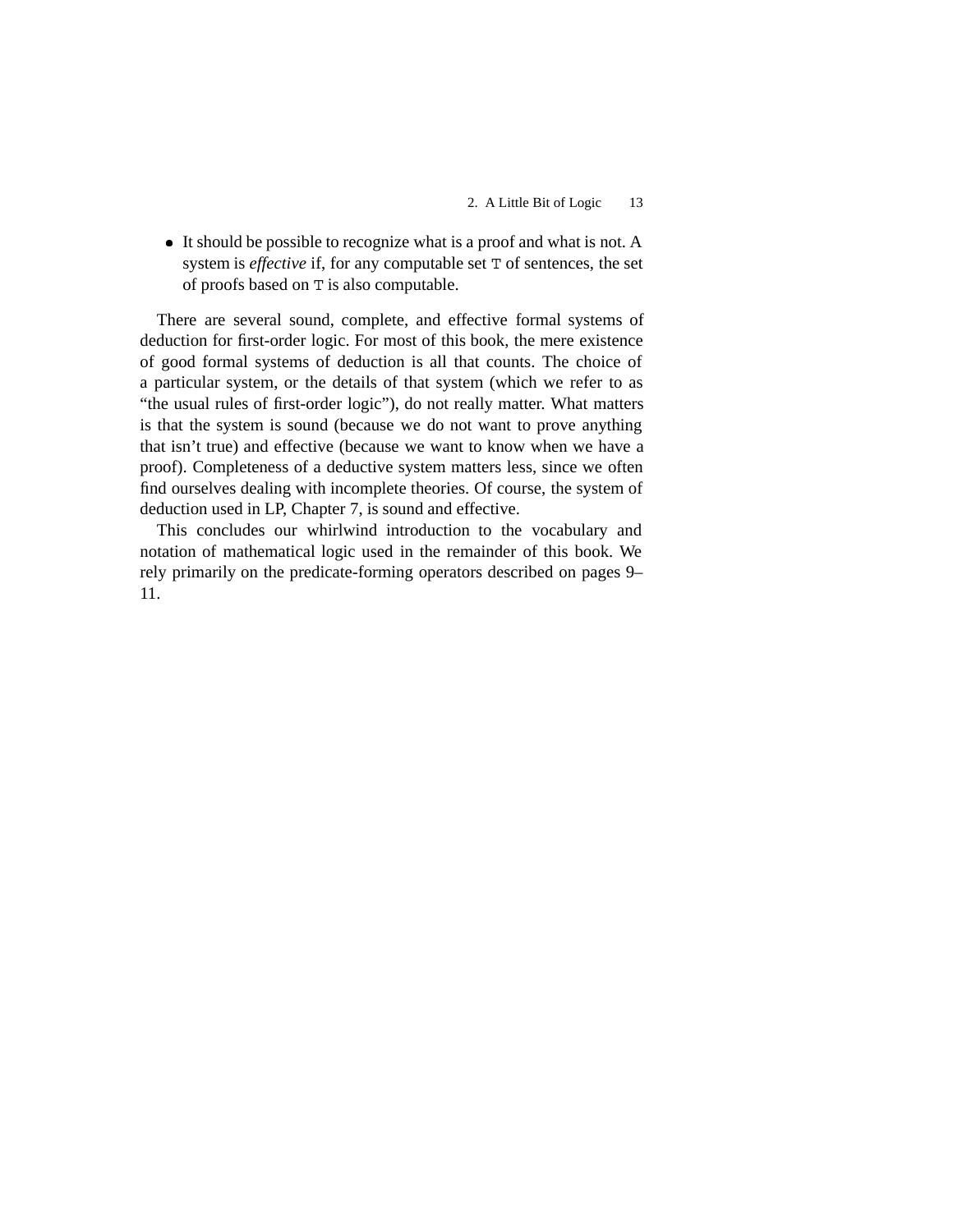- It should be possible to recognize what is a proof and what is not. A system is *effective* if, for any computable set `T` of sentences, the set of proofs based on `T` is also computable.

There are several sound, complete, and effective formal systems of deduction for first-order logic. For most of this book, the mere existence of good formal systems of deduction is all that counts. The choice of a particular system, or the details of that system (which we refer to as "the usual rules of first-order logic"), do not really matter. What matters is that the system is sound (because we do not want to prove anything that isn't true) and effective (because we want to know when we have a proof). Completeness of a deductive system matters less, since we often find ourselves dealing with incomplete theories. Of course, the system of deduction used in LP, Chapter 7, is sound and effective.

This concludes our whirlwind introduction to the vocabulary and notation of mathematical logic used in the remainder of this book. We rely primarily on the predicate-forming operators described on pages 9–11.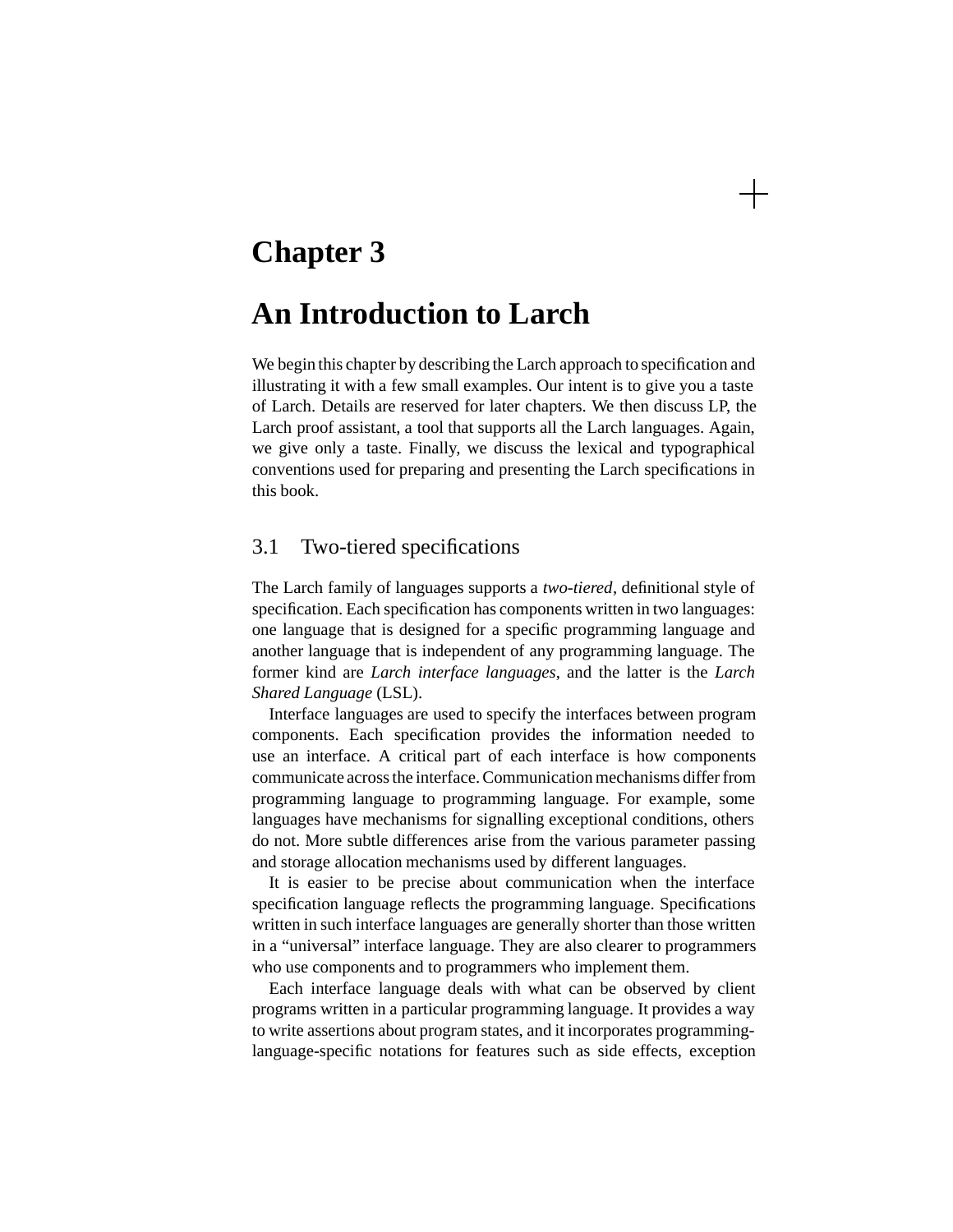# Chapter 3

# An Introduction to Larch

We begin this chapter by describing the Larch approach to specification and illustrating it with a few small examples. Our intent is to give you a taste of Larch. Details are reserved for later chapters. We then discuss LP, the Larch proof assistant, a tool that supports all the Larch languages. Again, we give only a taste. Finally, we discuss the lexical and typographical conventions used for preparing and presenting the Larch specifications in this book.

## 3.1 Two-tiered specifications

The Larch family of languages supports a *two-tiered*, definitional style of specification. Each specification has components written in two languages: one language that is designed for a specific programming language and another language that is independent of any programming language. The former kind are *Larch interface languages*, and the latter is the *Larch Shared Language* (LSL).

Interface languages are used to specify the interfaces between program components. Each specification provides the information needed to use an interface. A critical part of each interface is how components communicate across the interface. Communication mechanisms differ from programming language to programming language. For example, some languages have mechanisms for signalling exceptional conditions, others do not. More subtle differences arise from the various parameter passing and storage allocation mechanisms used by different languages.

It is easier to be precise about communication when the interface specification language reflects the programming language. Specifications written in such interface languages are generally shorter than those written in a "universal" interface language. They are also clearer to programmers who use components and to programmers who implement them.

Each interface language deals with what can be observed by client programs written in a particular programming language. It provides a way to write assertions about program states, and it incorporates programming-language-specific notations for features such as side effects, exception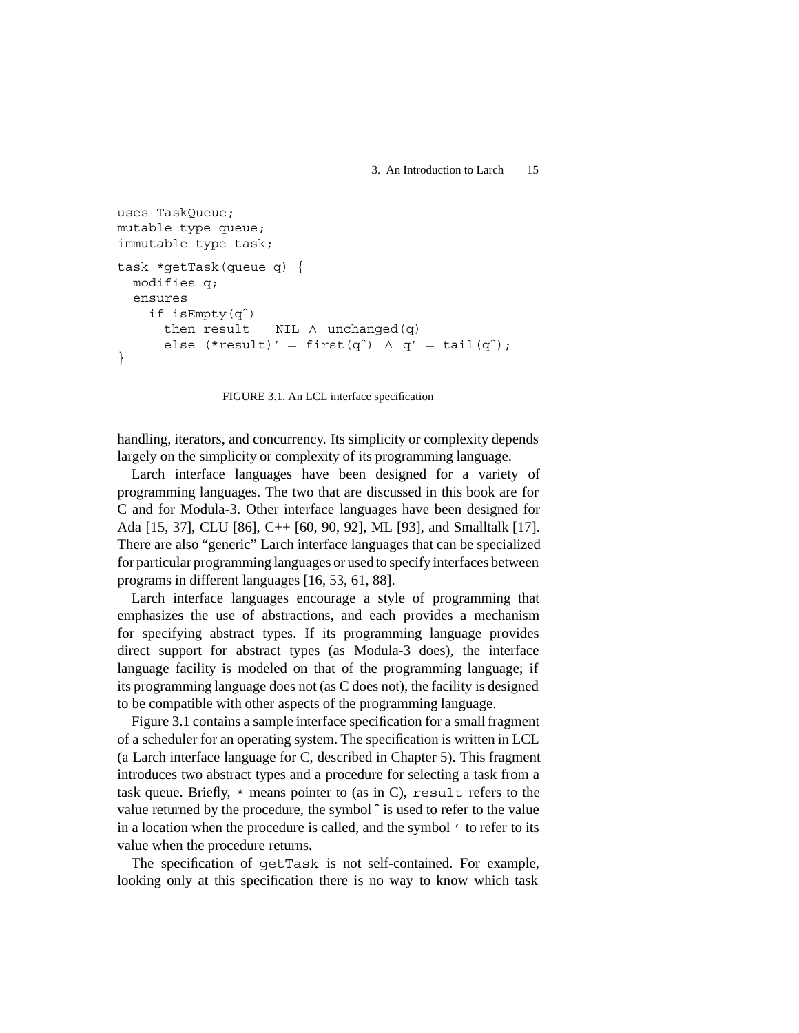```
uses TaskQueue;
mutable type queue;
immutable type task;

task *getTask(queue q) {
  modifies q;
  ensures
    if isEmpty(q^)
      then result = NIL ∧ unchanged(q)
      else (*result)' = first(q^) ∧ q' = tail(q^);
}
```

FIGURE 3.1. An LCL interface specification

handling, iterators, and concurrency. Its simplicity or complexity depends largely on the simplicity or complexity of its programming language.

Larch interface languages have been designed for a variety of programming languages. The two that are discussed in this book are for C and for Modula-3. Other interface languages have been designed for Ada [15, 37], CLU [86], C++ [60, 90, 92], ML [93], and Smalltalk [17]. There are also "generic" Larch interface languages that can be specialized for particular programming languages or used to specify interfaces between programs in different languages [16, 53, 61, 88].

Larch interface languages encourage a style of programming that emphasizes the use of abstractions, and each provides a mechanism for specifying abstract types. If its programming language provides direct support for abstract types (as Modula-3 does), the interface language facility is modeled on that of the programming language; if its programming language does not (as C does not), the facility is designed to be compatible with other aspects of the programming language.

Figure 3.1 contains a sample interface specification for a small fragment of a scheduler for an operating system. The specification is written in LCL (a Larch interface language for C, described in Chapter 5). This fragment introduces two abstract types and a procedure for selecting a task from a task queue. Briefly, `*` means pointer to (as in C), `result` refers to the value returned by the procedure, the symbol ^ is used to refer to the value in a location when the procedure is called, and the symbol ' to refer to its value when the procedure returns.

The specification of `getTask` is not self-contained. For example, looking only at this specification there is no way to know which task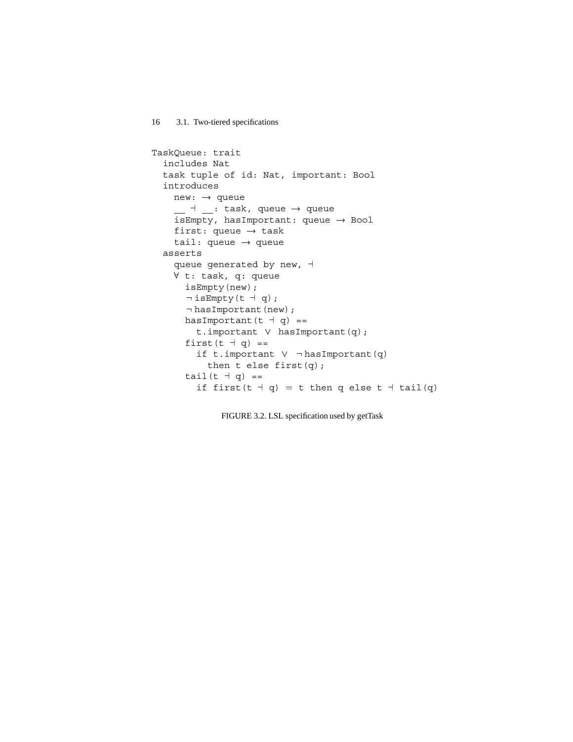```
TaskQueue: trait
  includes Nat
  task tuple of id: Nat, important: Bool
  introduces
    new: → queue
    __ ⊣ __: task, queue → queue
    isEmpty, hasImportant: queue → Bool
    first: queue → task
    tail: queue → queue
  asserts
    queue generated by new, ⊣
    ∀ t: task, q: queue
      isEmpty(new);
      ¬ isEmpty(t ⊣ q);
      ¬ hasImportant(new);
      hasImportant(t ⊣ q) ==
        t.important ∨ hasImportant(q);
      first(t ⊣ q) ==
        if t.important ∨ ¬ hasImportant(q)
          then t else first(q);
      tail(t ⊣ q) ==
        if first(t ⊣ q) = t then q else t ⊣ tail(q)
```

FIGURE 3.2. LSL specification used by getTask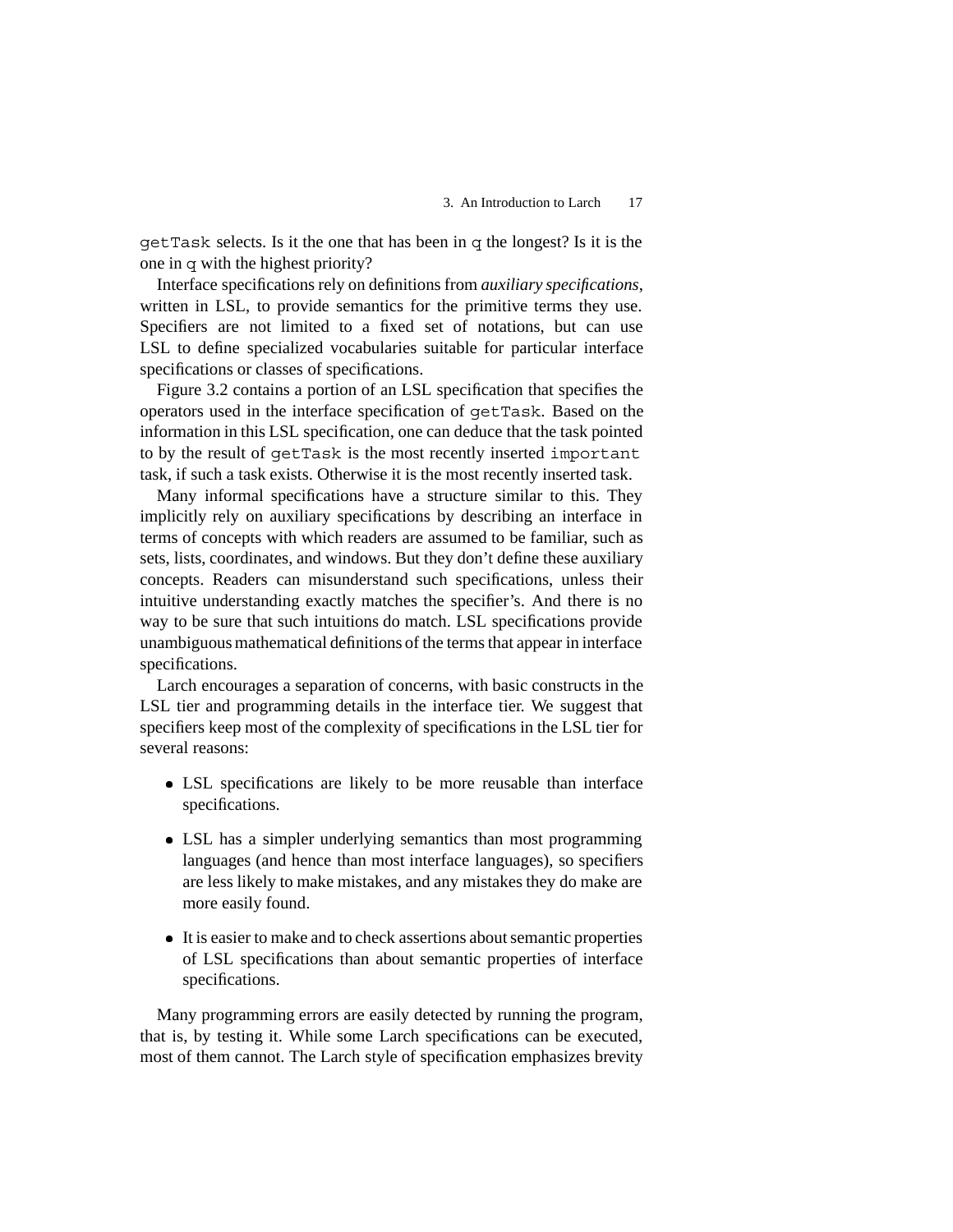`getTask` selects. Is it the one that has been in `q` the longest? Is it is the one in `q` with the highest priority?

Interface specifications rely on definitions from *auxiliary specifications*, written in LSL, to provide semantics for the primitive terms they use. Specifiers are not limited to a fixed set of notations, but can use LSL to define specialized vocabularies suitable for particular interface specifications or classes of specifications.

Figure 3.2 contains a portion of an LSL specification that specifies the operators used in the interface specification of `getTask`. Based on the information in this LSL specification, one can deduce that the task pointed to by the result of `getTask` is the most recently inserted `important` task, if such a task exists. Otherwise it is the most recently inserted task.

Many informal specifications have a structure similar to this. They implicitly rely on auxiliary specifications by describing an interface in terms of concepts with which readers are assumed to be familiar, such as sets, lists, coordinates, and windows. But they don't define these auxiliary concepts. Readers can misunderstand such specifications, unless their intuitive understanding exactly matches the specifier's. And there is no way to be sure that such intuitions do match. LSL specifications provide unambiguous mathematical definitions of the terms that appear in interface specifications.

Larch encourages a separation of concerns, with basic constructs in the LSL tier and programming details in the interface tier. We suggest that specifiers keep most of the complexity of specifications in the LSL tier for several reasons:

- LSL specifications are likely to be more reusable than interface specifications.
- LSL has a simpler underlying semantics than most programming languages (and hence than most interface languages), so specifiers are less likely to make mistakes, and any mistakes they do make are more easily found.
- It is easier to make and to check assertions about semantic properties of LSL specifications than about semantic properties of interface specifications.

Many programming errors are easily detected by running the program, that is, by testing it. While some Larch specifications can be executed, most of them cannot. The Larch style of specification emphasizes brevity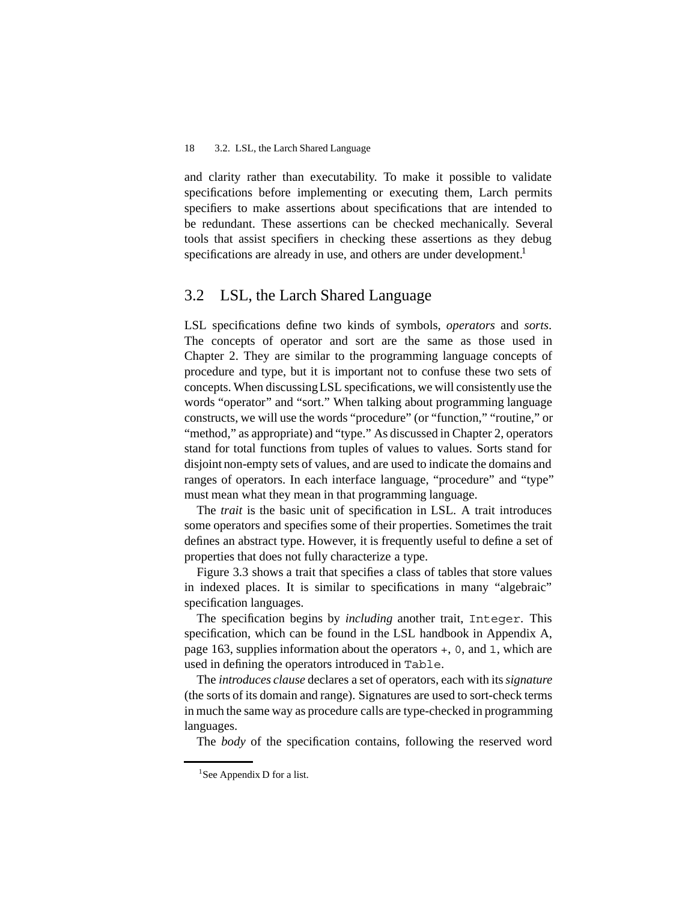and clarity rather than executability. To make it possible to validate specifications before implementing or executing them, Larch permits specifiers to make assertions about specifications that are intended to be redundant. These assertions can be checked mechanically. Several tools that assist specifiers in checking these assertions as they debug specifications are already in use, and others are under development.[1]

## 3.2 LSL, the Larch Shared Language

LSL specifications define two kinds of symbols, *operators* and *sorts*. The concepts of operator and sort are the same as those used in Chapter 2. They are similar to the programming language concepts of procedure and type, but it is important not to confuse these two sets of concepts. When discussing LSL specifications, we will consistently use the words "operator" and "sort." When talking about programming language constructs, we will use the words "procedure" (or "function," "routine," or "method," as appropriate) and "type." As discussed in Chapter 2, operators stand for total functions from tuples of values to values. Sorts stand for disjoint non-empty sets of values, and are used to indicate the domains and ranges of operators. In each interface language, "procedure" and "type" must mean what they mean in that programming language.

The *trait* is the basic unit of specification in LSL. A trait introduces some operators and specifies some of their properties. Sometimes the trait defines an abstract type. However, it is frequently useful to define a set of properties that does not fully characterize a type.

Figure 3.3 shows a trait that specifies a class of tables that store values in indexed places. It is similar to specifications in many "algebraic" specification languages.

The specification begins by *including* another trait, `Integer`. This specification, which can be found in the LSL handbook in Appendix A, page 163, supplies information about the operators `+`, `0`, and `1`, which are used in defining the operators introduced in `Table`.

The *introduces clause* declares a set of operators, each with its *signature* (the sorts of its domain and range). Signatures are used to sort-check terms in much the same way as procedure calls are type-checked in programming languages.

The *body* of the specification contains, following the reserved word

[1] See Appendix D for a list.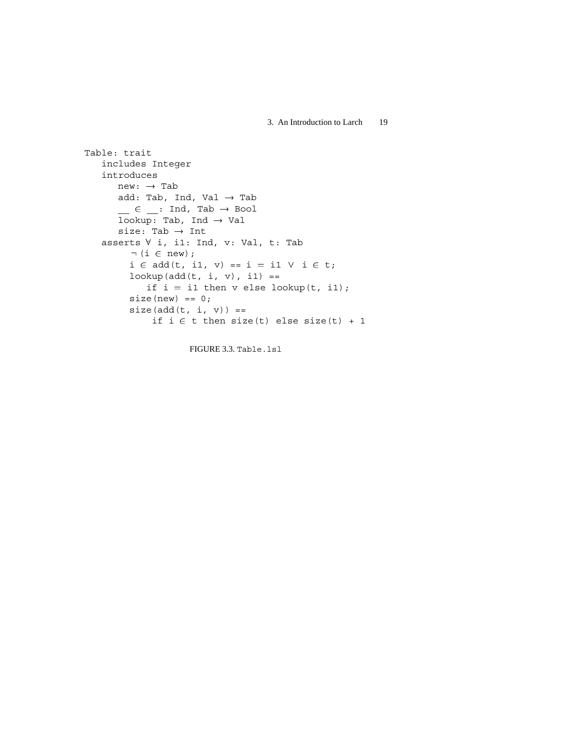```
Table: trait
   includes Integer
   introduces
      new: → Tab
      add: Tab, Ind, Val → Tab
      __ ∈ __: Ind, Tab → Bool
      lookup: Tab, Ind → Val
      size: Tab → Int
   asserts ∀ i, i1: Ind, v: Val, t: Tab
        ¬(i ∈ new);
        i ∈ add(t, i1, v) == i = i1 ∨ i ∈ t;
        lookup(add(t, i, v), i1) ==
           if i = i1 then v else lookup(t, i1);
        size(new) == 0;
        size(add(t, i, v)) ==
            if i ∈ t then size(t) else size(t) + 1
```

FIGURE 3.3. `Table.lsl`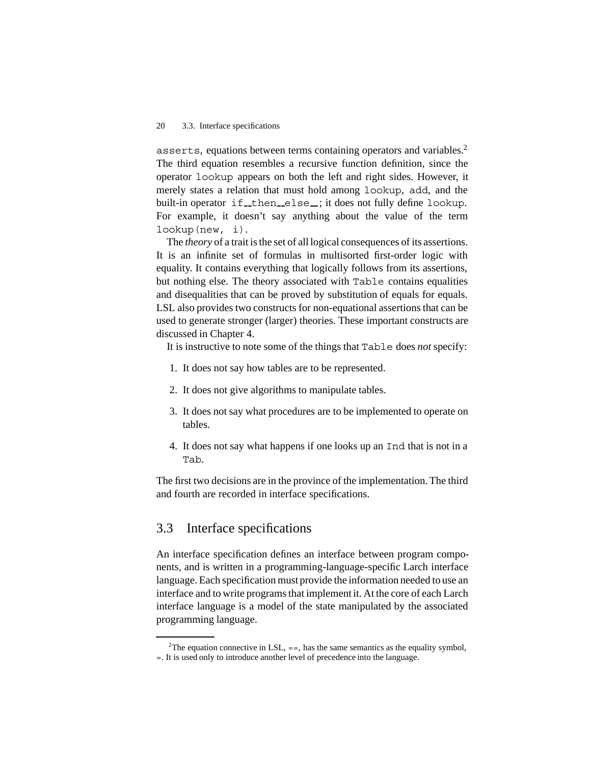`asserts`, equations between terms containing operators and variables.[2] The third equation resembles a recursive function definition, since the operator `lookup` appears on both the left and right sides. However, it merely states a relation that must hold among `lookup`, `add`, and the built-in operator `if__then__else__`; it does not fully define `lookup`. For example, it doesn't say anything about the value of the term `lookup(new, i)`.

The *theory* of a trait is the set of all logical consequences of its assertions. It is an infinite set of formulas in multisorted first-order logic with equality. It contains everything that logically follows from its assertions, but nothing else. The theory associated with `Table` contains equalities and disequalities that can be proved by substitution of equals for equals. LSL also provides two constructs for non-equational assertions that can be used to generate stronger (larger) theories. These important constructs are discussed in Chapter 4.

It is instructive to note some of the things that `Table` does *not* specify:

1. It does not say how tables are to be represented.
2. It does not give algorithms to manipulate tables.
3. It does not say what procedures are to be implemented to operate on tables.
4. It does not say what happens if one looks up an `Ind` that is not in a `Tab`.

The first two decisions are in the province of the implementation. The third and fourth are recorded in interface specifications.

## 3.3 Interface specifications

An interface specification defines an interface between program components, and is written in a programming-language-specific Larch interface language. Each specification must provide the information needed to use an interface and to write programs that implement it. At the core of each Larch interface language is a model of the state manipulated by the associated programming language.

---

[2] The equation connective in LSL, `==`, has the same semantics as the equality symbol, `=`. It is used only to introduce another level of precedence into the language.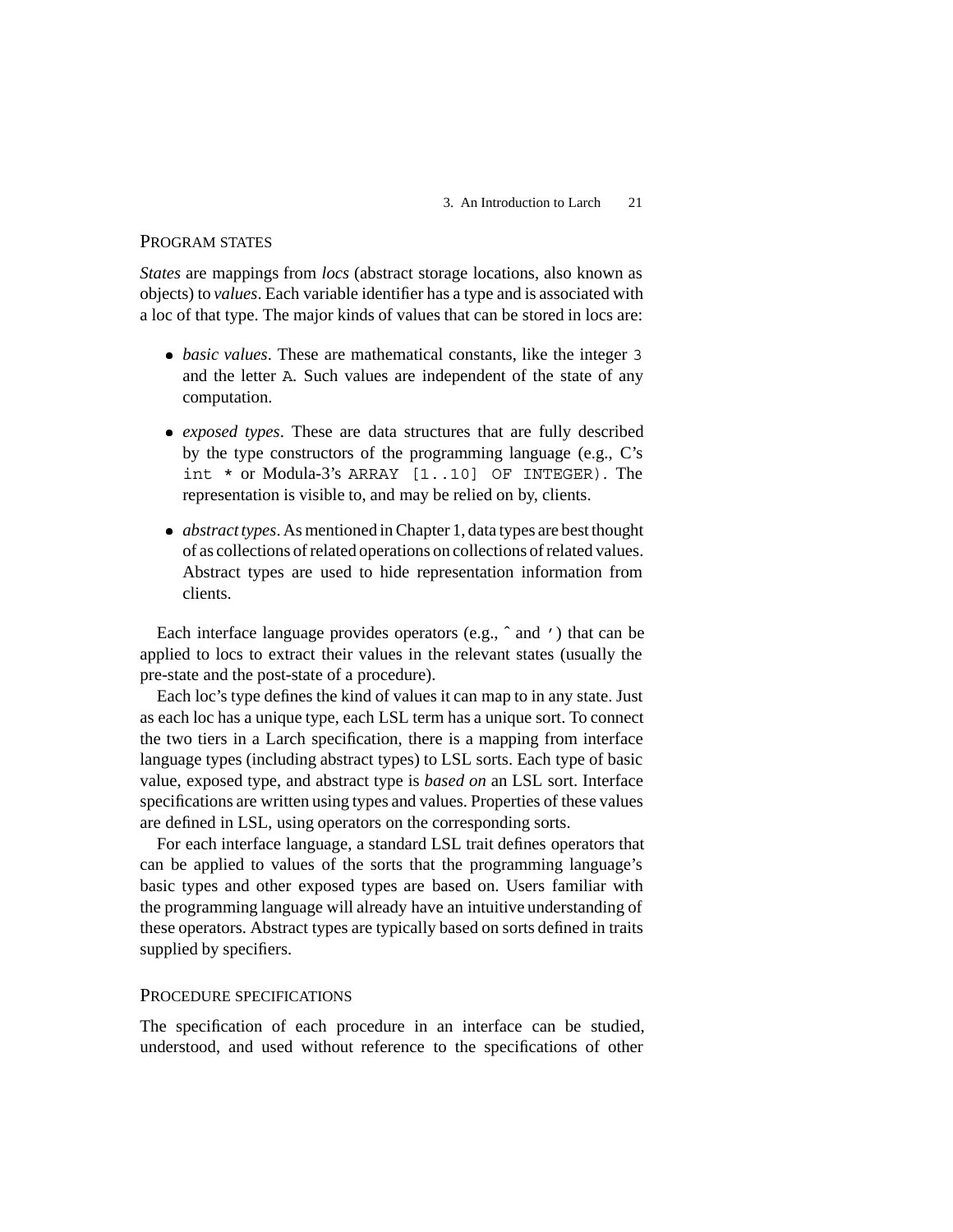## Program states

*States* are mappings from *locs* (abstract storage locations, also known as objects) to *values*. Each variable identifier has a type and is associated with a loc of that type. The major kinds of values that can be stored in locs are:

- *basic values*. These are mathematical constants, like the integer `3` and the letter `A`. Such values are independent of the state of any computation.
- *exposed types*. These are data structures that are fully described by the type constructors of the programming language (e.g., C's `int *` or Modula-3's `ARRAY [1..10] OF INTEGER`). The representation is visible to, and may be relied on by, clients.
- *abstract types*. As mentioned in Chapter 1, data types are best thought of as collections of related operations on collections of related values. Abstract types are used to hide representation information from clients.

Each interface language provides operators (e.g., `^` and `'`) that can be applied to locs to extract their values in the relevant states (usually the pre-state and the post-state of a procedure).

Each loc's type defines the kind of values it can map to in any state. Just as each loc has a unique type, each LSL term has a unique sort. To connect the two tiers in a Larch specification, there is a mapping from interface language types (including abstract types) to LSL sorts. Each type of basic value, exposed type, and abstract type is *based on* an LSL sort. Interface specifications are written using types and values. Properties of these values are defined in LSL, using operators on the corresponding sorts.

For each interface language, a standard LSL trait defines operators that can be applied to values of the sorts that the programming language's basic types and other exposed types are based on. Users familiar with the programming language will already have an intuitive understanding of these operators. Abstract types are typically based on sorts defined in traits supplied by specifiers.

## Procedure specifications

The specification of each procedure in an interface can be studied, understood, and used without reference to the specifications of other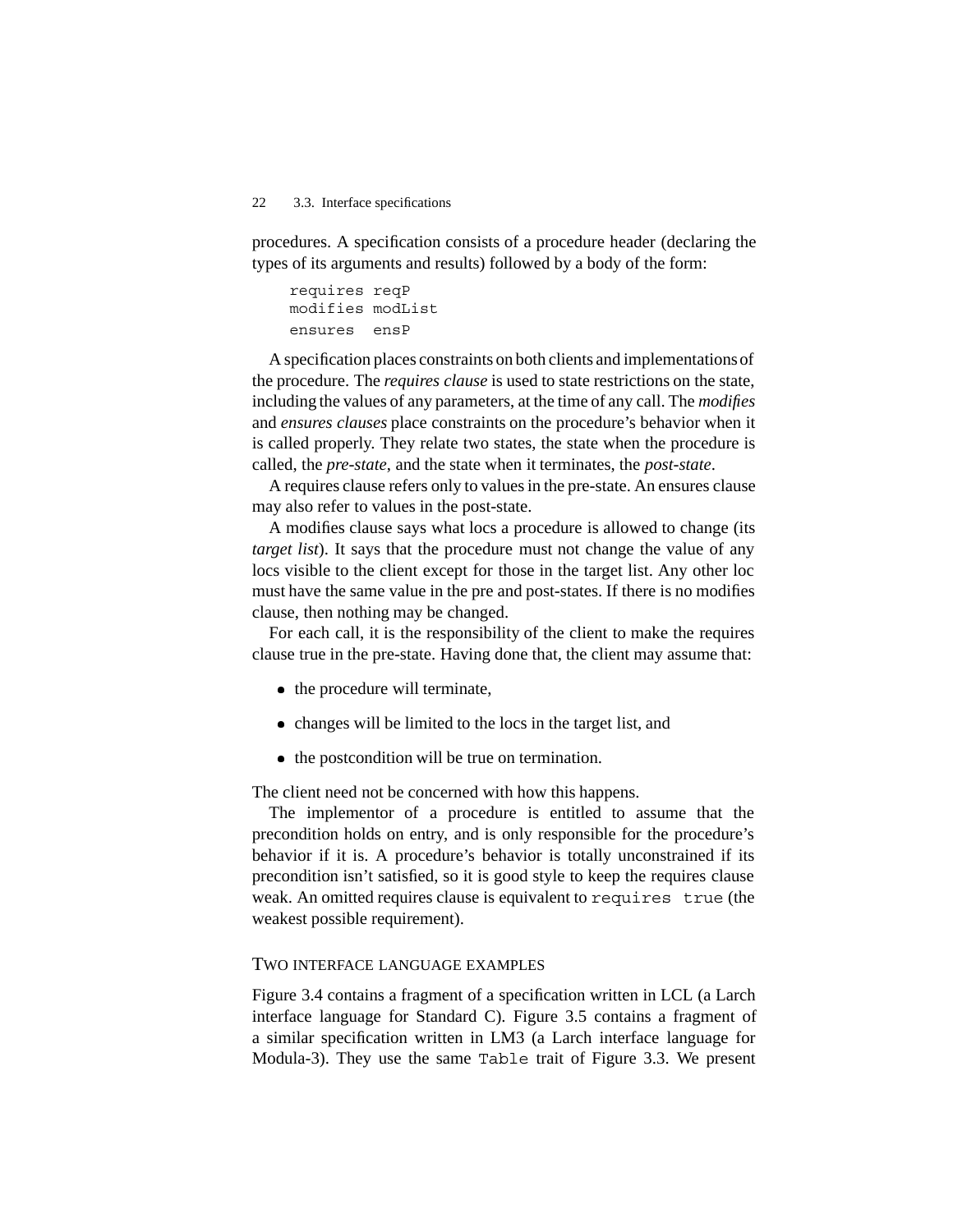procedures. A specification consists of a procedure header (declaring the types of its arguments and results) followed by a body of the form:

```
requires reqP
modifies modList
ensures  ensP
```

A specification places constraints on both clients and implementations of the procedure. The *requires clause* is used to state restrictions on the state, including the values of any parameters, at the time of any call. The *modifies* and *ensures clauses* place constraints on the procedure's behavior when it is called properly. They relate two states, the state when the procedure is called, the *pre-state*, and the state when it terminates, the *post-state*.

A requires clause refers only to values in the pre-state. An ensures clause may also refer to values in the post-state.

A modifies clause says what locs a procedure is allowed to change (its *target list*). It says that the procedure must not change the value of any locs visible to the client except for those in the target list. Any other loc must have the same value in the pre and post-states. If there is no modifies clause, then nothing may be changed.

For each call, it is the responsibility of the client to make the requires clause true in the pre-state. Having done that, the client may assume that:

- the procedure will terminate,
- changes will be limited to the locs in the target list, and
- the postcondition will be true on termination.

The client need not be concerned with how this happens.

The implementor of a procedure is entitled to assume that the precondition holds on entry, and is only responsible for the procedure's behavior if it is. A procedure's behavior is totally unconstrained if its precondition isn't satisfied, so it is good style to keep the requires clause weak. An omitted requires clause is equivalent to `requires true` (the weakest possible requirement).

### TWO INTERFACE LANGUAGE EXAMPLES

Figure 3.4 contains a fragment of a specification written in LCL (a Larch interface language for Standard C). Figure 3.5 contains a fragment of a similar specification written in LM3 (a Larch interface language for Modula-3). They use the same `Table` trait of Figure 3.3. We present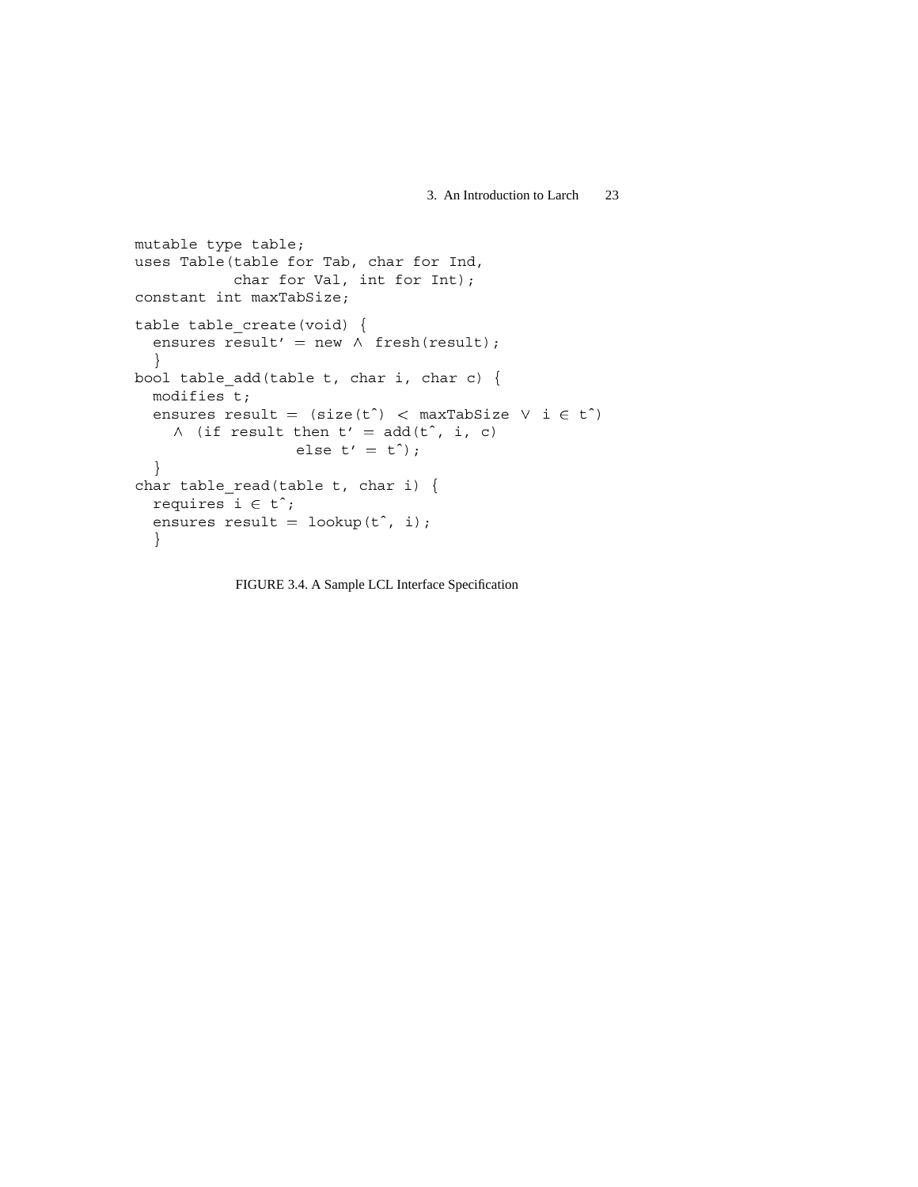```
mutable type table;
uses Table(table for Tab, char for Ind,
           char for Val, int for Int);
constant int maxTabSize;

table table_create(void) {
  ensures result' = new ∧ fresh(result);
  }
bool table_add(table t, char i, char c) {
  modifies t;
  ensures result = (size(t^) < maxTabSize ∨ i ∈ t^)
    ∧ (if result then t' = add(t^, i, c)
                 else t' = t^);
  }
char table_read(table t, char i) {
  requires i ∈ t^;
  ensures result = lookup(t^, i);
  }
```

FIGURE 3.4. A Sample LCL Interface Specification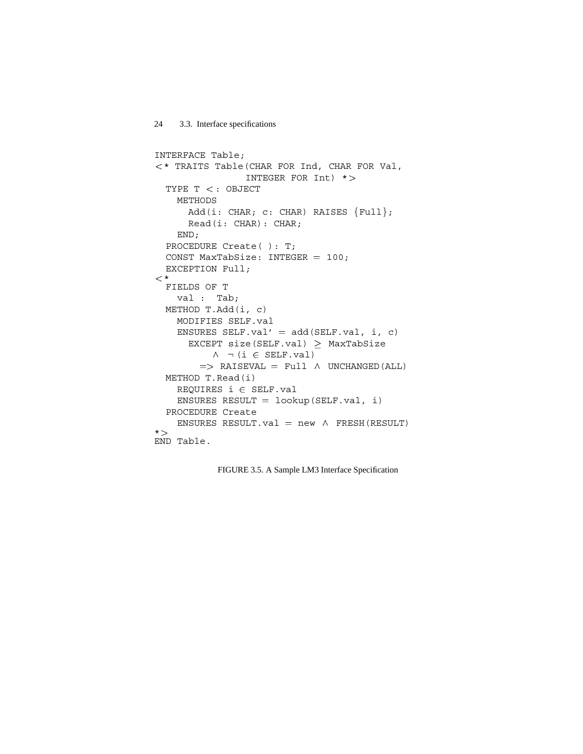```
INTERFACE Table;
<* TRAITS Table(CHAR FOR Ind, CHAR FOR Val,
                INTEGER FOR Int) *>
  TYPE T <: OBJECT
    METHODS
      Add(i: CHAR; c: CHAR) RAISES {Full};
      Read(i: CHAR): CHAR;
    END;
  PROCEDURE Create( ): T;
  CONST MaxTabSize: INTEGER = 100;
  EXCEPTION Full;
<*
  FIELDS OF T
    val :  Tab;
  METHOD T.Add(i, c)
    MODIFIES SELF.val
    ENSURES SELF.val' = add(SELF.val, i, c)
      EXCEPT size(SELF.val) ≥ MaxTabSize
           ∧ ¬(i ∈ SELF.val)
        => RAISEVAL = Full ∧ UNCHANGED(ALL)
  METHOD T.Read(i)
    REQUIRES i ∈ SELF.val
    ENSURES RESULT = lookup(SELF.val, i)
  PROCEDURE Create
    ENSURES RESULT.val = new ∧ FRESH(RESULT)
*>
END Table.
```

FIGURE 3.5. A Sample LM3 Interface Specification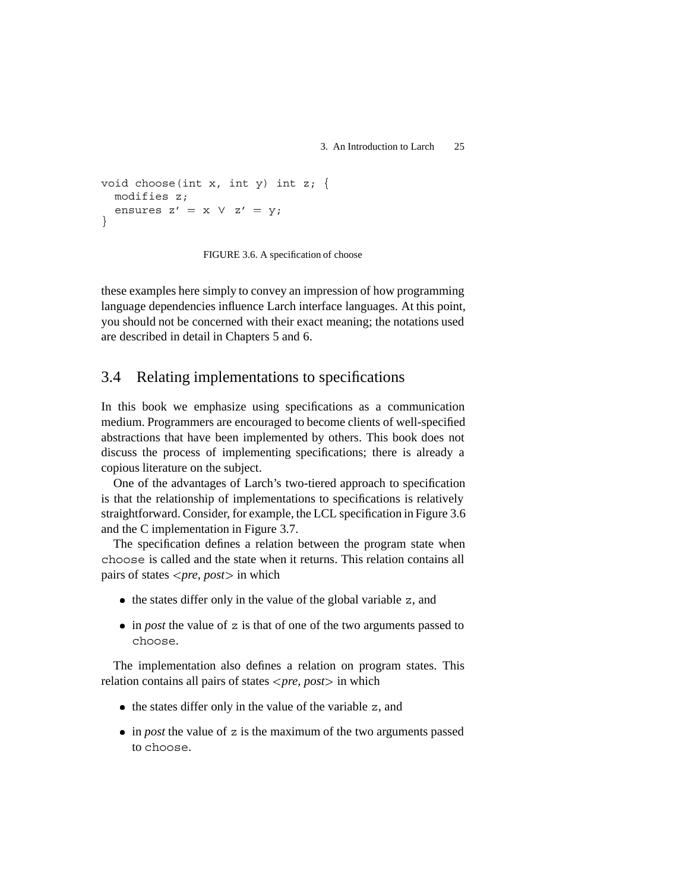```
void choose(int x, int y) int z; {
  modifies z;
  ensures z' = x ∨ z' = y;
}
```

FIGURE 3.6. A specification of choose

these examples here simply to convey an impression of how programming language dependencies influence Larch interface languages. At this point, you should not be concerned with their exact meaning; the notations used are described in detail in Chapters 5 and 6.

## 3.4 Relating implementations to specifications

In this book we emphasize using specifications as a communication medium. Programmers are encouraged to become clients of well-specified abstractions that have been implemented by others. This book does not discuss the process of implementing specifications; there is already a copious literature on the subject.

One of the advantages of Larch's two-tiered approach to specification is that the relationship of implementations to specifications is relatively straightforward. Consider, for example, the LCL specification in Figure 3.6 and the C implementation in Figure 3.7.

The specification defines a relation between the program state when `choose` is called and the state when it returns. This relation contains all pairs of states <*pre, post*> in which

- the states differ only in the value of the global variable `z`, and
- in *post* the value of `z` is that of one of the two arguments passed to `choose`.

The implementation also defines a relation on program states. This relation contains all pairs of states <*pre, post*> in which

- the states differ only in the value of the variable `z`, and
- in *post* the value of `z` is the maximum of the two arguments passed to `choose`.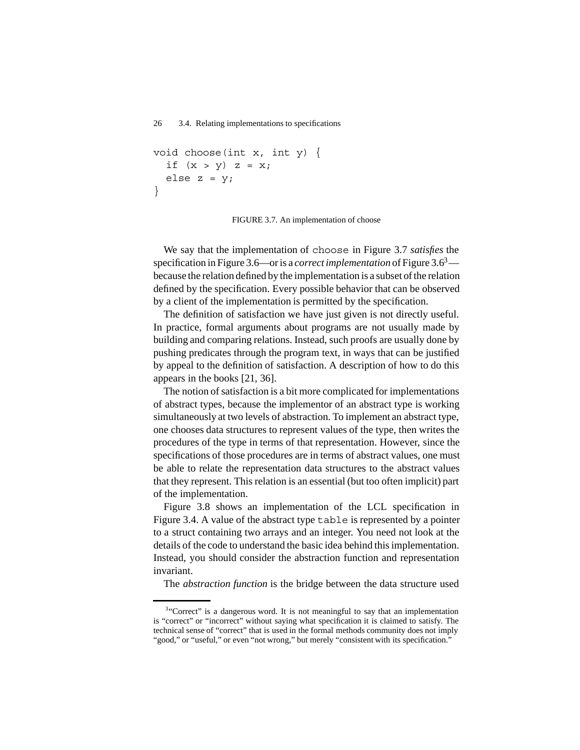```
void choose(int x, int y) {
  if (x > y) z = x;
  else z = y;
}
```

FIGURE 3.7. An implementation of choose

We say that the implementation of `choose` in Figure 3.7 *satisfies* the specification in Figure 3.6—or is a *correct implementation* of Figure 3.6[3]—because the relation defined by the implementation is a subset of the relation defined by the specification. Every possible behavior that can be observed by a client of the implementation is permitted by the specification.

The definition of satisfaction we have just given is not directly useful. In practice, formal arguments about programs are not usually made by building and comparing relations. Instead, such proofs are usually done by pushing predicates through the program text, in ways that can be justified by appeal to the definition of satisfaction. A description of how to do this appears in the books [21, 36].

The notion of satisfaction is a bit more complicated for implementations of abstract types, because the implementor of an abstract type is working simultaneously at two levels of abstraction. To implement an abstract type, one chooses data structures to represent values of the type, then writes the procedures of the type in terms of that representation. However, since the specifications of those procedures are in terms of abstract values, one must be able to relate the representation data structures to the abstract values that they represent. This relation is an essential (but too often implicit) part of the implementation.

Figure 3.8 shows an implementation of the LCL specification in Figure 3.4. A value of the abstract type `table` is represented by a pointer to a struct containing two arrays and an integer. You need not look at the details of the code to understand the basic idea behind this implementation. Instead, you should consider the abstraction function and representation invariant.

The *abstraction function* is the bridge between the data structure used

[3] "Correct" is a dangerous word. It is not meaningful to say that an implementation is "correct" or "incorrect" without saying what specification it is claimed to satisfy. The technical sense of "correct" that is used in the formal methods community does not imply "good," or "useful," or even "not wrong," but merely "consistent with its specification."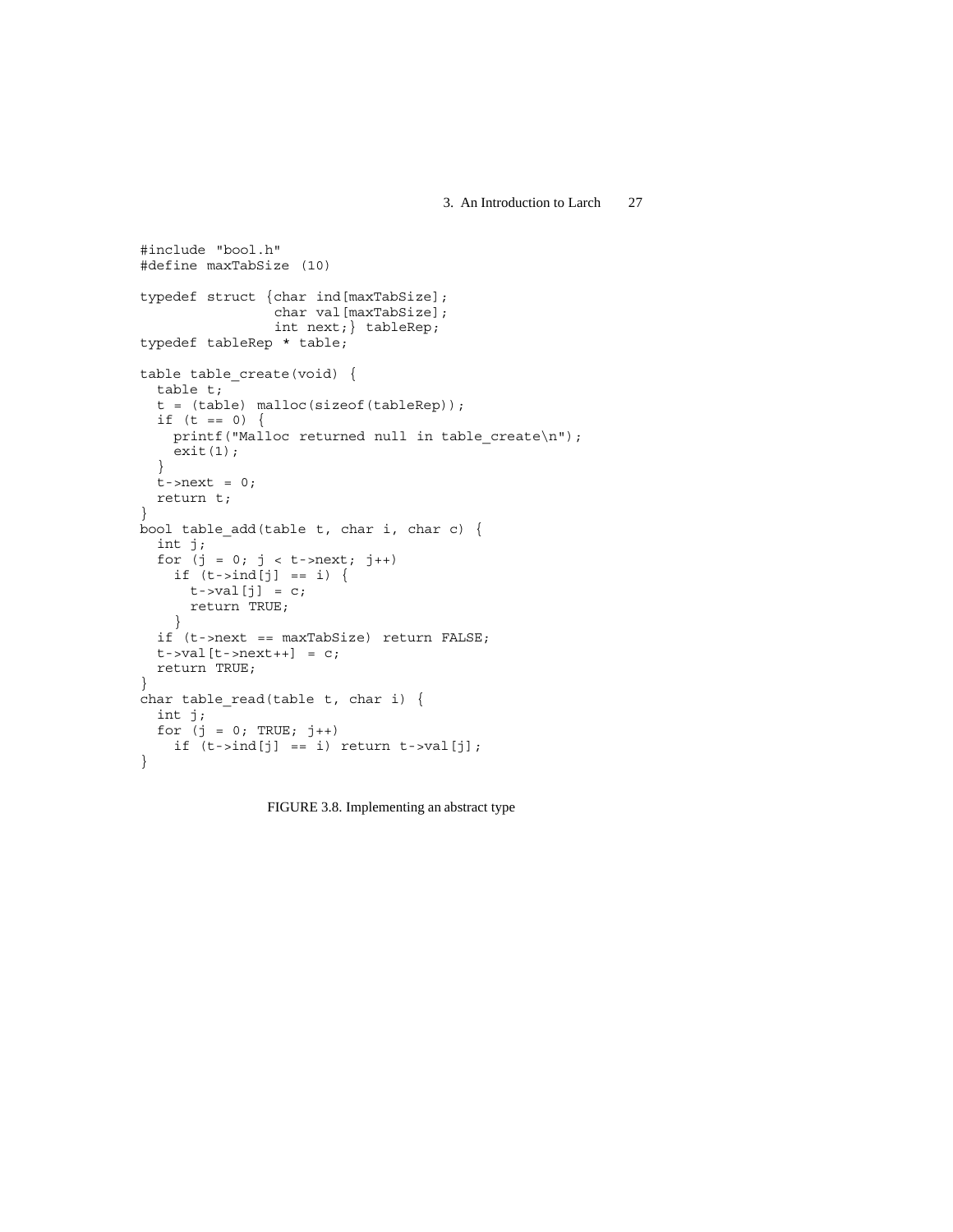```
#include "bool.h"
#define maxTabSize (10)

typedef struct {char ind[maxTabSize];
                char val[maxTabSize];
                int next;} tableRep;
typedef tableRep * table;

table table_create(void) {
  table t;
  t = (table) malloc(sizeof(tableRep));
  if (t == 0) {
    printf("Malloc returned null in table_create\n");
    exit(1);
  }
  t->next = 0;
  return t;
}
bool table_add(table t, char i, char c) {
  int j;
  for (j = 0; j < t->next; j++)
    if (t->ind[j] == i) {
      t->val[j] = c;
      return TRUE;
    }
  if (t->next == maxTabSize) return FALSE;
  t->val[t->next++] = c;
  return TRUE;
}
char table_read(table t, char i) {
  int j;
  for (j = 0; TRUE; j++)
    if (t->ind[j] == i) return t->val[j];
}
```

FIGURE 3.8. Implementing an abstract type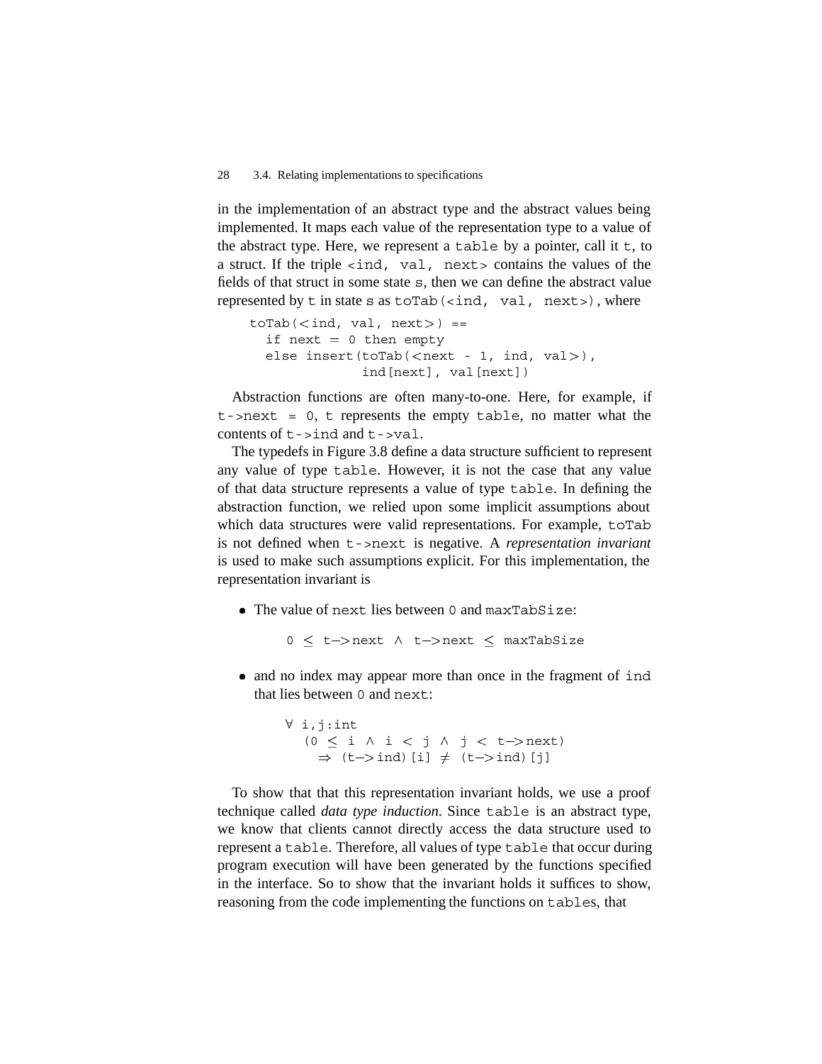in the implementation of an abstract type and the abstract values being implemented. It maps each value of the representation type to a value of the abstract type. Here, we represent a `table` by a pointer, call it `t`, to a struct. If the triple `<ind, val, next>` contains the values of the fields of that struct in some state `s`, then we can define the abstract value represented by `t` in state `s` as `toTab(<ind, val, next>)`, where

```
toTab(<ind, val, next>) ==
  if next = 0 then empty
  else insert(toTab(<next - 1, ind, val>),
              ind[next], val[next])
```

Abstraction functions are often many-to-one. Here, for example, if `t->next = 0`, `t` represents the empty `table`, no matter what the contents of `t->ind` and `t->val`.

The typedefs in Figure 3.8 define a data structure sufficient to represent any value of type `table`. However, it is not the case that any value of that data structure represents a value of type `table`. In defining the abstraction function, we relied upon some implicit assumptions about which data structures were valid representations. For example, `toTab` is not defined when `t->next` is negative. A *representation invariant* is used to make such assumptions explicit. For this implementation, the representation invariant is

- The value of `next` lies between `0` and `maxTabSize`:

  ```
  0 ≤ t->next ∧ t->next ≤ maxTabSize
  ```

- and no index may appear more than once in the fragment of `ind` that lies between `0` and `next`:

  ```
  ∀ i,j:int
    (0 ≤ i ∧ i < j ∧ j < t->next)
      ⇒ (t->ind)[i] ≠ (t->ind)[j]
  ```

To show that that this representation invariant holds, we use a proof technique called *data type induction*. Since `table` is an abstract type, we know that clients cannot directly access the data structure used to represent a `table`. Therefore, all values of type `table` that occur during program execution will have been generated by the functions specified in the interface. So to show that the invariant holds it suffices to show, reasoning from the code implementing the functions on `tables`, that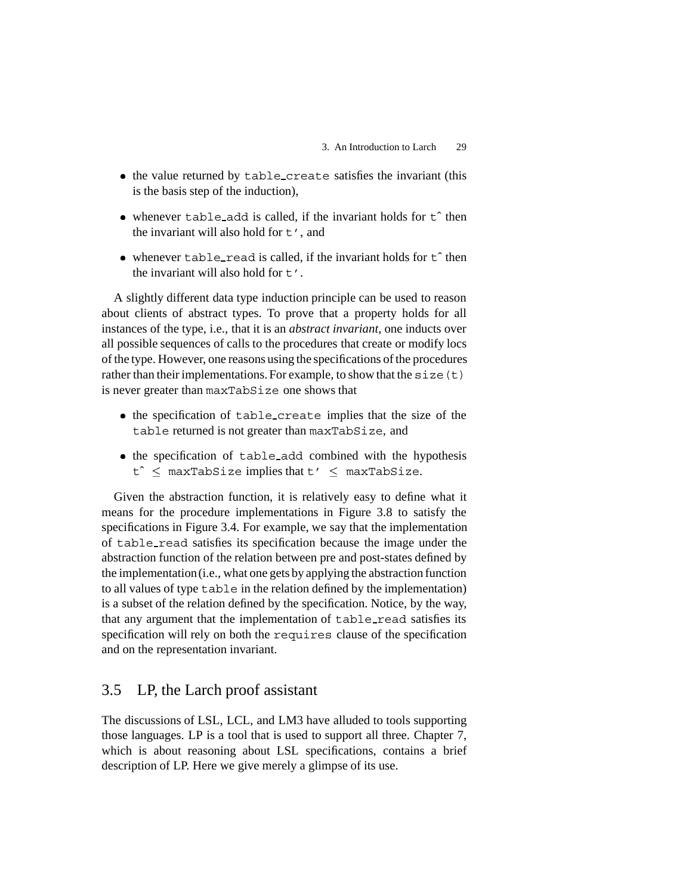- the value returned by `table_create` satisfies the invariant (this is the basis step of the induction),

- whenever `table_add` is called, if the invariant holds for `t^` then the invariant will also hold for `t'`, and

- whenever `table_read` is called, if the invariant holds for `t^` then the invariant will also hold for `t'`.

A slightly different data type induction principle can be used to reason about clients of abstract types. To prove that a property holds for all instances of the type, i.e., that it is an *abstract invariant*, one inducts over all possible sequences of calls to the procedures that create or modify locs of the type. However, one reasons using the specifications of the procedures rather than their implementations. For example, to show that the `size(t)` is never greater than `maxTabSize` one shows that

- the specification of `table_create` implies that the size of the `table` returned is not greater than `maxTabSize`, and

- the specification of `table_add` combined with the hypothesis `t^` $\leq$ `maxTabSize` implies that `t'` $\leq$ `maxTabSize`.

Given the abstraction function, it is relatively easy to define what it means for the procedure implementations in Figure 3.8 to satisfy the specifications in Figure 3.4. For example, we say that the implementation of `table_read` satisfies its specification because the image under the abstraction function of the relation between pre and post-states defined by the implementation (i.e., what one gets by applying the abstraction function to all values of type `table` in the relation defined by the implementation) is a subset of the relation defined by the specification. Notice, by the way, that any argument that the implementation of `table_read` satisfies its specification will rely on both the `requires` clause of the specification and on the representation invariant.

## 3.5 LP, the Larch proof assistant

The discussions of LSL, LCL, and LM3 have alluded to tools supporting those languages. LP is a tool that is used to support all three. Chapter 7, which is about reasoning about LSL specifications, contains a brief description of LP. Here we give merely a glimpse of its use.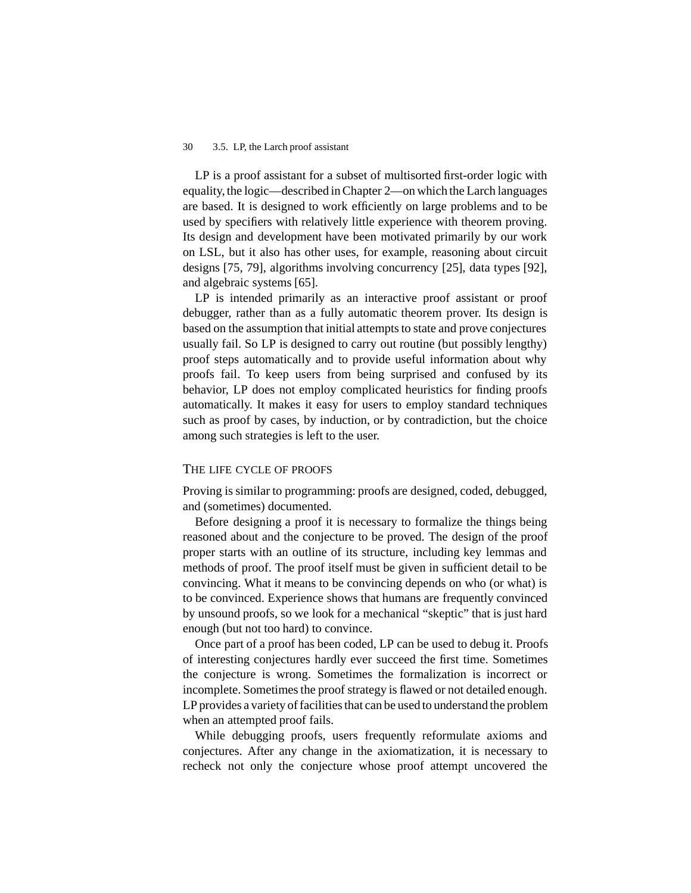LP is a proof assistant for a subset of multisorted first-order logic with equality, the logic—described in Chapter 2—on which the Larch languages are based. It is designed to work efficiently on large problems and to be used by specifiers with relatively little experience with theorem proving. Its design and development have been motivated primarily by our work on LSL, but it also has other uses, for example, reasoning about circuit designs [75, 79], algorithms involving concurrency [25], data types [92], and algebraic systems [65].

LP is intended primarily as an interactive proof assistant or proof debugger, rather than as a fully automatic theorem prover. Its design is based on the assumption that initial attempts to state and prove conjectures usually fail. So LP is designed to carry out routine (but possibly lengthy) proof steps automatically and to provide useful information about why proofs fail. To keep users from being surprised and confused by its behavior, LP does not employ complicated heuristics for finding proofs automatically. It makes it easy for users to employ standard techniques such as proof by cases, by induction, or by contradiction, but the choice among such strategies is left to the user.

## The life cycle of proofs

Proving is similar to programming: proofs are designed, coded, debugged, and (sometimes) documented.

Before designing a proof it is necessary to formalize the things being reasoned about and the conjecture to be proved. The design of the proof proper starts with an outline of its structure, including key lemmas and methods of proof. The proof itself must be given in sufficient detail to be convincing. What it means to be convincing depends on who (or what) is to be convinced. Experience shows that humans are frequently convinced by unsound proofs, so we look for a mechanical "skeptic" that is just hard enough (but not too hard) to convince.

Once part of a proof has been coded, LP can be used to debug it. Proofs of interesting conjectures hardly ever succeed the first time. Sometimes the conjecture is wrong. Sometimes the formalization is incorrect or incomplete. Sometimes the proof strategy is flawed or not detailed enough. LP provides a variety of facilities that can be used to understand the problem when an attempted proof fails.

While debugging proofs, users frequently reformulate axioms and conjectures. After any change in the axiomatization, it is necessary to recheck not only the conjecture whose proof attempt uncovered the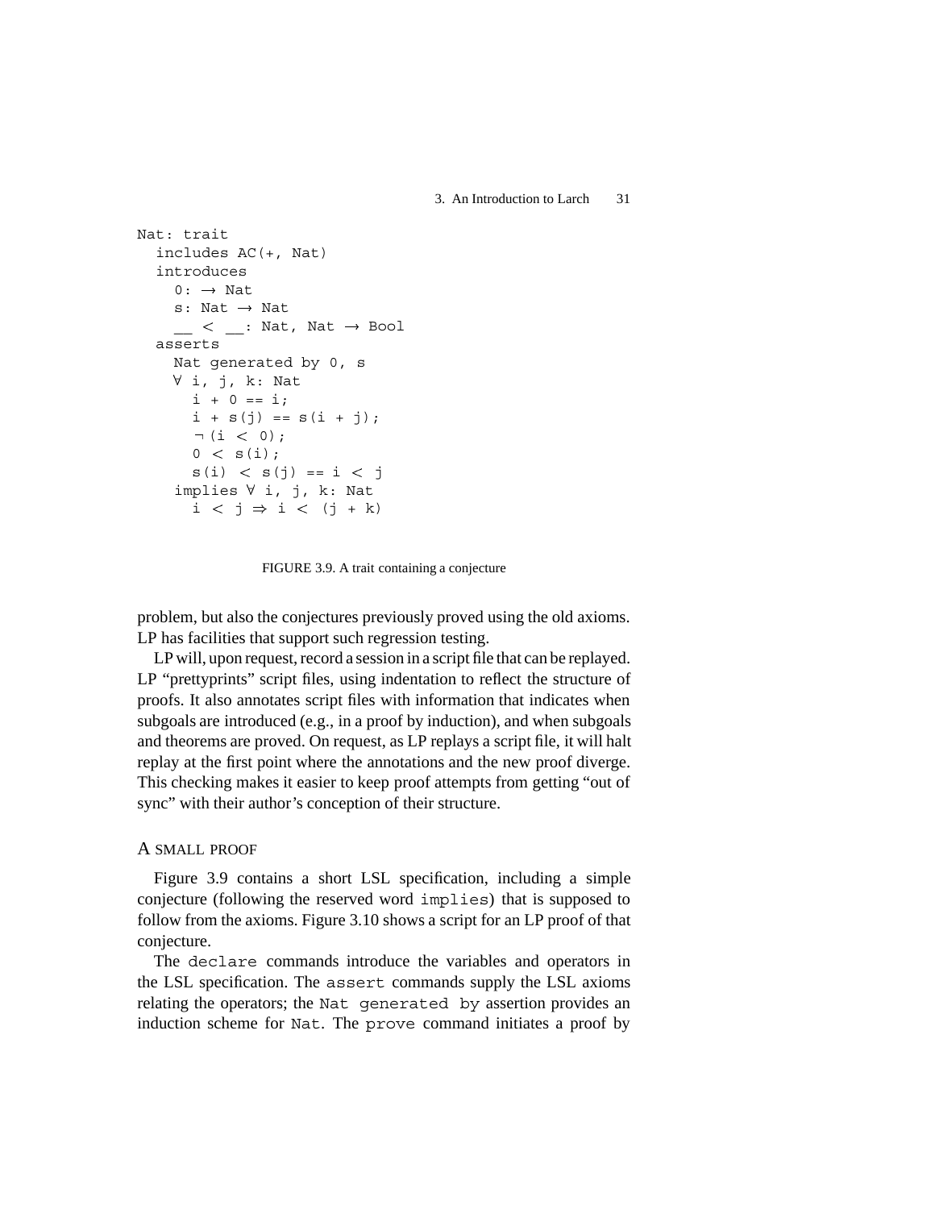```
Nat: trait
  includes AC(+, Nat)
  introduces
    0: → Nat
    s: Nat → Nat
    __ < __: Nat, Nat → Bool
  asserts
    Nat generated by 0, s
    ∀ i, j, k: Nat
      i + 0 == i;
      i + s(j) == s(i + j);
      ¬(i < 0);
      0 < s(i);
      s(i) < s(j) == i < j
    implies ∀ i, j, k: Nat
      i < j ⇒ i < (j + k)
```

FIGURE 3.9. A trait containing a conjecture

problem, but also the conjectures previously proved using the old axioms. LP has facilities that support such regression testing.

LP will, upon request, record a session in a script file that can be replayed. LP "prettyprints" script files, using indentation to reflect the structure of proofs. It also annotates script files with information that indicates when subgoals are introduced (e.g., in a proof by induction), and when subgoals and theorems are proved. On request, as LP replays a script file, it will halt replay at the first point where the annotations and the new proof diverge. This checking makes it easier to keep proof attempts from getting "out of sync" with their author's conception of their structure.

### A SMALL PROOF

Figure 3.9 contains a short LSL specification, including a simple conjecture (following the reserved word `implies`) that is supposed to follow from the axioms. Figure 3.10 shows a script for an LP proof of that conjecture.

The `declare` commands introduce the variables and operators in the LSL specification. The `assert` commands supply the LSL axioms relating the operators; the `Nat generated by` assertion provides an induction scheme for `Nat`. The `prove` command initiates a proof by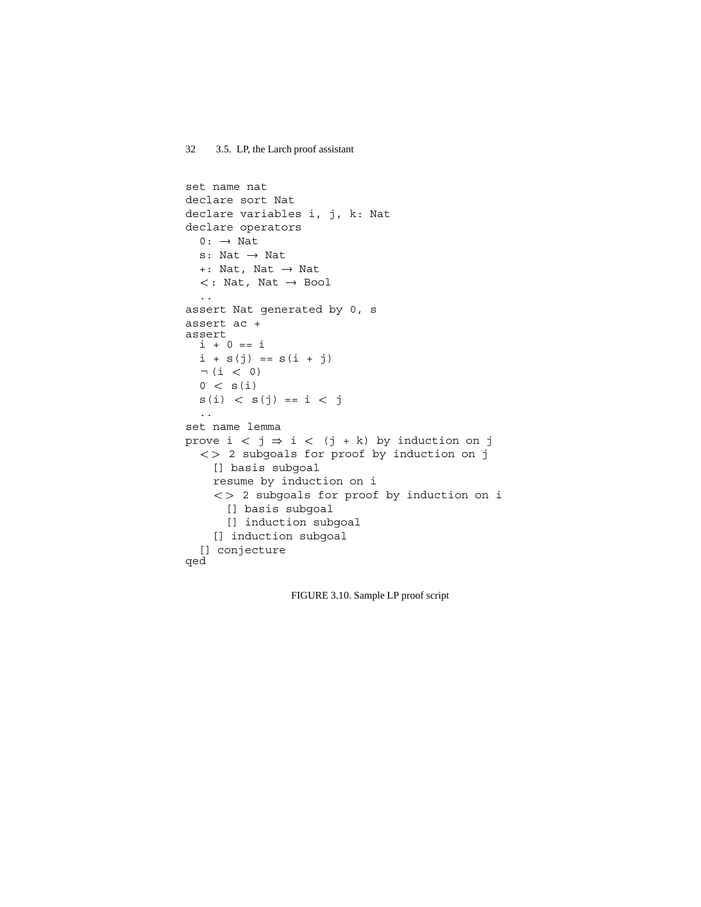```
set name nat
declare sort Nat
declare variables i, j, k: Nat
declare operators
  0: → Nat
  s: Nat → Nat
  +: Nat, Nat → Nat
  <: Nat, Nat → Bool
  ..
assert Nat generated by 0, s
assert ac +
assert
  i + 0 == i
  i + s(j) == s(i + j)
  ¬(i < 0)
  0 < s(i)
  s(i) < s(j) == i < j
  ..
set name lemma
prove i < j ⇒ i < (j + k) by induction on j
  <> 2 subgoals for proof by induction on j
    [] basis subgoal
    resume by induction on i
    <> 2 subgoals for proof by induction on i
      [] basis subgoal
      [] induction subgoal
    [] induction subgoal
  [] conjecture
qed
```

FIGURE 3.10. Sample LP proof script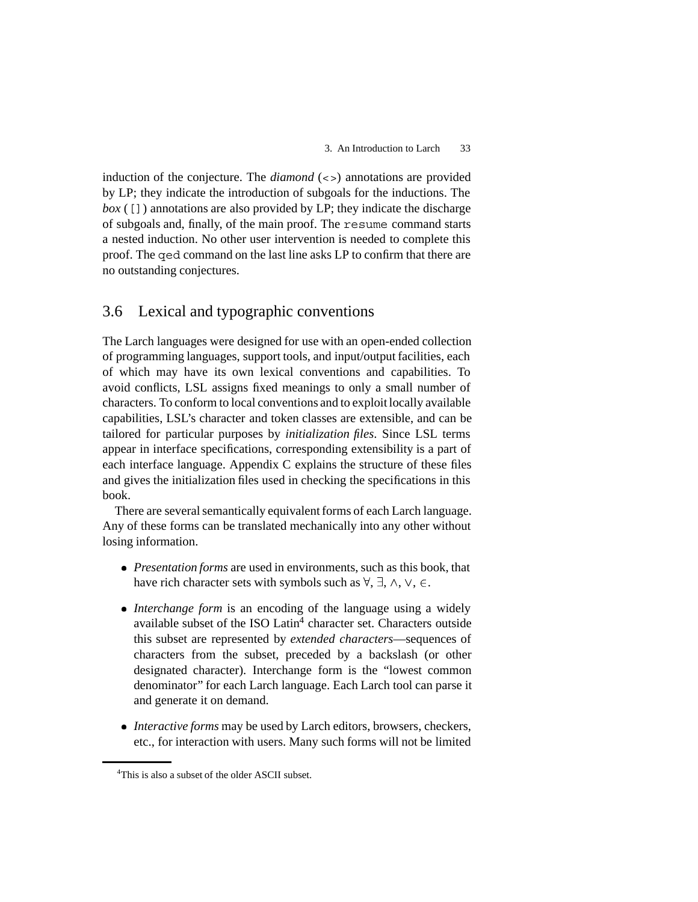induction of the conjecture. The *diamond* (`<>`) annotations are provided by LP; they indicate the introduction of subgoals for the inductions. The *box* (`[]`) annotations are also provided by LP; they indicate the discharge of subgoals and, finally, of the main proof. The `resume` command starts a nested induction. No other user intervention is needed to complete this proof. The `qed` command on the last line asks LP to confirm that there are no outstanding conjectures.

## 3.6 Lexical and typographic conventions

The Larch languages were designed for use with an open-ended collection of programming languages, support tools, and input/output facilities, each of which may have its own lexical conventions and capabilities. To avoid conflicts, LSL assigns fixed meanings to only a small number of characters. To conform to local conventions and to exploit locally available capabilities, LSL's character and token classes are extensible, and can be tailored for particular purposes by *initialization files*. Since LSL terms appear in interface specifications, corresponding extensibility is a part of each interface language. Appendix C explains the structure of these files and gives the initialization files used in checking the specifications in this book.

There are several semantically equivalent forms of each Larch language. Any of these forms can be translated mechanically into any other without losing information.

- *Presentation forms* are used in environments, such as this book, that have rich character sets with symbols such as $\forall$, $\exists$, $\wedge$, $\vee$, $\in$.
- *Interchange form* is an encoding of the language using a widely available subset of the ISO Latin[4] character set. Characters outside this subset are represented by *extended characters*—sequences of characters from the subset, preceded by a backslash (or other designated character). Interchange form is the "lowest common denominator" for each Larch language. Each Larch tool can parse it and generate it on demand.
- *Interactive forms* may be used by Larch editors, browsers, checkers, etc., for interaction with users. Many such forms will not be limited

[4] This is also a subset of the older ASCII subset.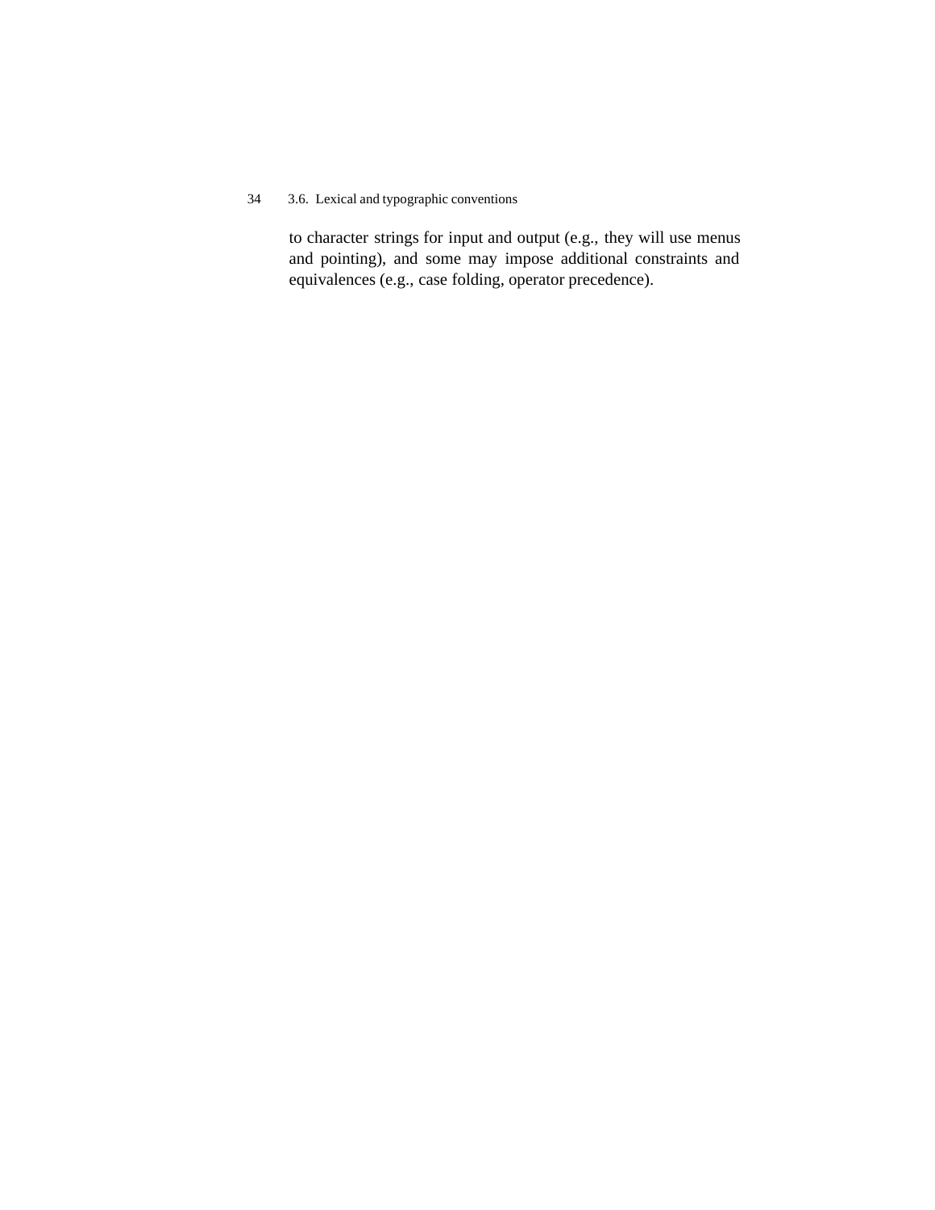to character strings for input and output (e.g., they will use menus and pointing), and some may impose additional constraints and equivalences (e.g., case folding, operator precedence).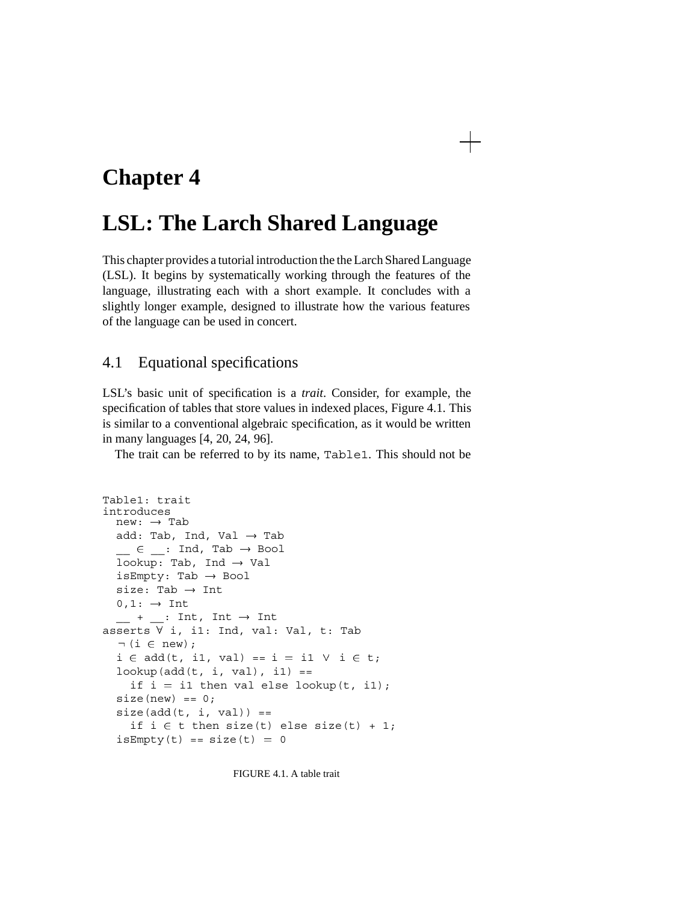# Chapter 4

# LSL: The Larch Shared Language

This chapter provides a tutorial introduction the the Larch Shared Language (LSL). It begins by systematically working through the features of the language, illustrating each with a short example. It concludes with a slightly longer example, designed to illustrate how the various features of the language can be used in concert.

## 4.1 Equational specifications

LSL's basic unit of specification is a *trait*. Consider, for example, the specification of tables that store values in indexed places, Figure 4.1. This is similar to a conventional algebraic specification, as it would be written in many languages [4, 20, 24, 96].

The trait can be referred to by its name, `Table1`. This should not be

```
Table1: trait
introduces
  new: → Tab
  add: Tab, Ind, Val → Tab
  __ ∈ __: Ind, Tab → Bool
  lookup: Tab, Ind → Val
  isEmpty: Tab → Bool
  size: Tab → Int
  0,1: → Int
  __ + __: Int, Int → Int
asserts ∀ i, i1: Ind, val: Val, t: Tab
  ¬(i ∈ new);
  i ∈ add(t, i1, val) == i = i1 ∨ i ∈ t;
  lookup(add(t, i, val), i1) ==
    if i = i1 then val else lookup(t, i1);
  size(new) == 0;
  size(add(t, i, val)) ==
    if i ∈ t then size(t) else size(t) + 1;
  isEmpty(t) == size(t) = 0
```

FIGURE 4.1. A table trait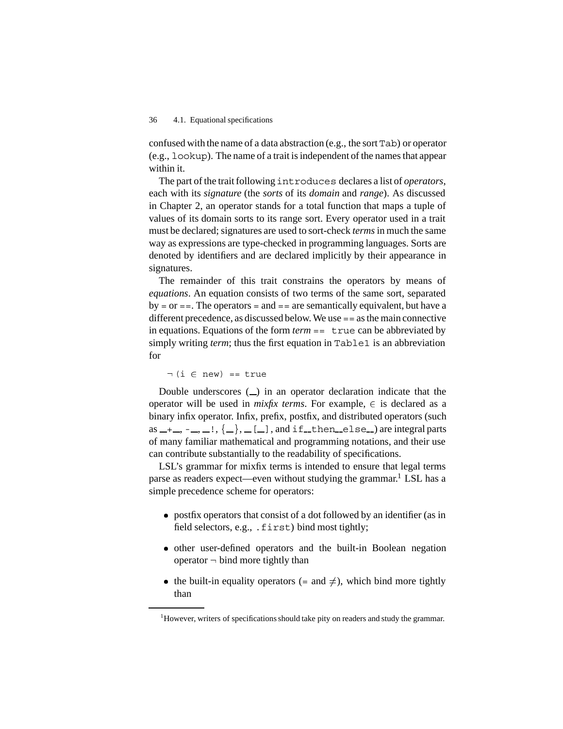confused with the name of a data abstraction (e.g., the sort `Tab`) or operator (e.g., `lookup`). The name of a trait is independent of the names that appear within it.

The part of the trait following `introduces` declares a list of *operators*, each with its *signature* (the *sorts* of its *domain* and *range*). As discussed in Chapter 2, an operator stands for a total function that maps a tuple of values of its domain sorts to its range sort. Every operator used in a trait must be declared; signatures are used to sort-check *terms* in much the same way as expressions are type-checked in programming languages. Sorts are denoted by identifiers and are declared implicitly by their appearance in signatures.

The remainder of this trait constrains the operators by means of *equations*. An equation consists of two terms of the same sort, separated by = or ==. The operators = and == are semantically equivalent, but have a different precedence, as discussed below. We use == as the main connective in equations. Equations of the form *term* `== true` can be abbreviated by simply writing *term*; thus the first equation in `Table1` is an abbreviation for

```
¬(i ∈ new) == true
```

Double underscores (__) in an operator declaration indicate that the operator will be used in *mixfix terms*. For example, ∈ is declared as a binary infix operator. Infix, prefix, postfix, and distributed operators (such as __+__, -__, __!, {__}, __[__], and if__then__else__) are integral parts of many familiar mathematical and programming notations, and their use can contribute substantially to the readability of specifications.

LSL's grammar for mixfix terms is intended to ensure that legal terms parse as readers expect—even without studying the grammar.[1] LSL has a simple precedence scheme for operators:

- postfix operators that consist of a dot followed by an identifier (as in field selectors, e.g., `.first`) bind most tightly;
- other user-defined operators and the built-in Boolean negation operator ¬ bind more tightly than
- the built-in equality operators (= and ≠), which bind more tightly than

[1] However, writers of specifications should take pity on readers and study the grammar.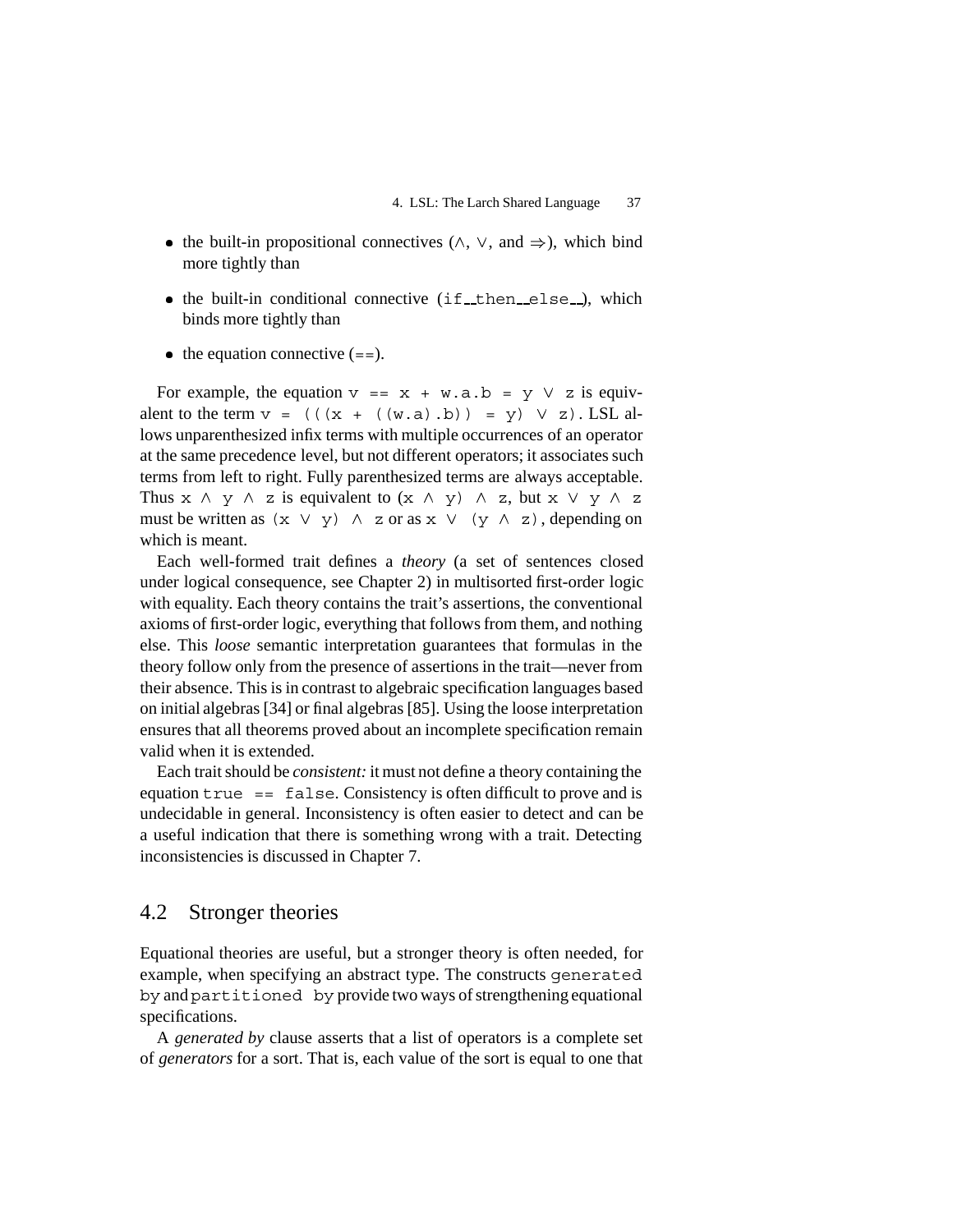- the built-in propositional connectives (∧, ∨, and ⇒), which bind more tightly than
- the built-in conditional connective (`if__then__else__`), which binds more tightly than
- the equation connective (`==`).

For example, the equation `v == x + w.a.b = y ∨ z` is equivalent to the term `v = (((x + ((w.a).b)) = y) ∨ z)`. LSL allows unparenthesized infix terms with multiple occurrences of an operator at the same precedence level, but not different operators; it associates such terms from left to right. Fully parenthesized terms are always acceptable. Thus `x ∧ y ∧ z` is equivalent to `(x ∧ y) ∧ z`, but `x ∨ y ∧ z` must be written as `(x ∨ y) ∧ z` or as `x ∨ (y ∧ z)`, depending on which is meant.

Each well-formed trait defines a *theory* (a set of sentences closed under logical consequence, see Chapter 2) in multisorted first-order logic with equality. Each theory contains the trait's assertions, the conventional axioms of first-order logic, everything that follows from them, and nothing else. This *loose* semantic interpretation guarantees that formulas in the theory follow only from the presence of assertions in the trait—never from their absence. This is in contrast to algebraic specification languages based on initial algebras [34] or final algebras [85]. Using the loose interpretation ensures that all theorems proved about an incomplete specification remain valid when it is extended.

Each trait should be *consistent:* it must not define a theory containing the equation `true == false`. Consistency is often difficult to prove and is undecidable in general. Inconsistency is often easier to detect and can be a useful indication that there is something wrong with a trait. Detecting inconsistencies is discussed in Chapter 7.

## 4.2 Stronger theories

Equational theories are useful, but a stronger theory is often needed, for example, when specifying an abstract type. The constructs `generated by` and `partitioned by` provide two ways of strengthening equational specifications.

A *generated by* clause asserts that a list of operators is a complete set of *generators* for a sort. That is, each value of the sort is equal to one that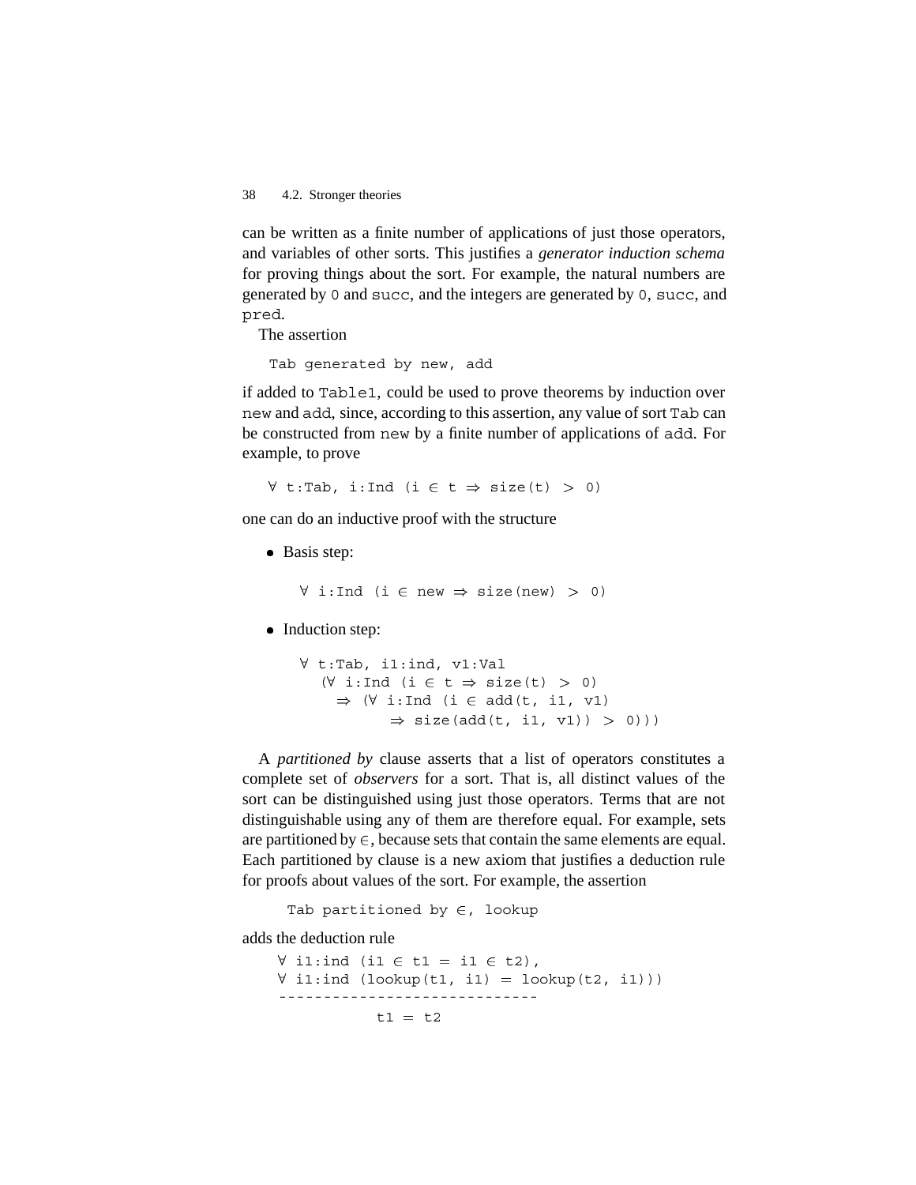can be written as a finite number of applications of just those operators, and variables of other sorts. This justifies a *generator induction schema* for proving things about the sort. For example, the natural numbers are generated by `0` and `succ`, and the integers are generated by `0`, `succ`, and `pred`.

The assertion

```
Tab generated by new, add
```

if added to `Table1`, could be used to prove theorems by induction over `new` and `add`, since, according to this assertion, any value of sort `Tab` can be constructed from `new` by a finite number of applications of `add`. For example, to prove

```
∀ t:Tab, i:Ind (i ∈ t ⇒ size(t) > 0)
```

one can do an inductive proof with the structure

- Basis step:

```
∀ i:Ind (i ∈ new ⇒ size(new) > 0)
```

- Induction step:

```
∀ t:Tab, i1:ind, v1:Val
   (∀ i:Ind (i ∈ t ⇒ size(t) > 0)
     ⇒ (∀ i:Ind (i ∈ add(t, i1, v1)
           ⇒ size(add(t, i1, v1)) > 0)))
```

A *partitioned by* clause asserts that a list of operators constitutes a complete set of *observers* for a sort. That is, all distinct values of the sort can be distinguished using just those operators. Terms that are not distinguishable using any of them are therefore equal. For example, sets are partitioned by ∈, because sets that contain the same elements are equal. Each partitioned by clause is a new axiom that justifies a deduction rule for proofs about values of the sort. For example, the assertion

```
Tab partitioned by ∈, lookup
```

adds the deduction rule

```
∀ i1:ind (i1 ∈ t1 = i1 ∈ t2),
∀ i1:ind (lookup(t1, i1) = lookup(t2, i1)))
-----------------------------
          t1 = t2
```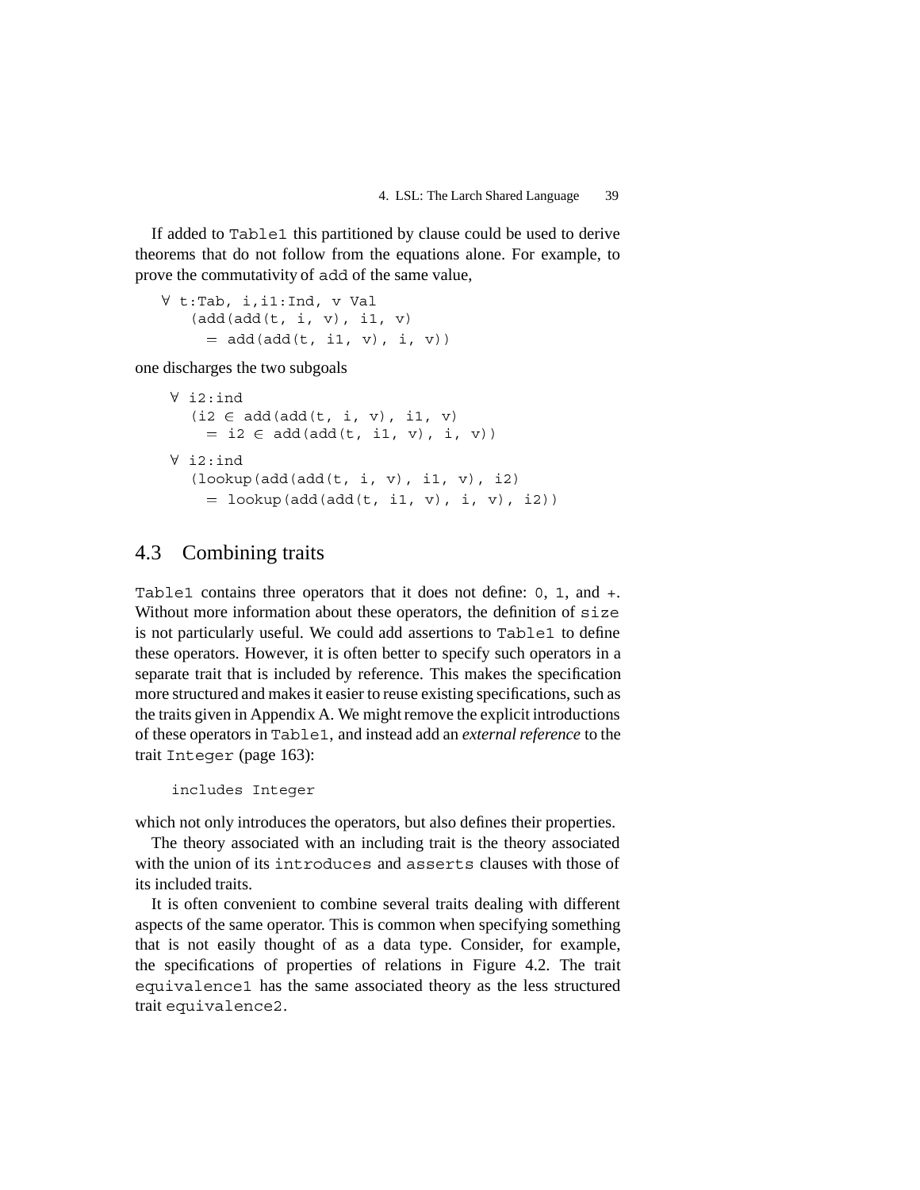If added to `Table1` this partitioned by clause could be used to derive theorems that do not follow from the equations alone. For example, to prove the commutativity of `add` of the same value,

```
∀ t:Tab, i,i1:Ind, v Val
   (add(add(t, i, v), i1, v)
     = add(add(t, i1, v), i, v))
```

one discharges the two subgoals

```
∀ i2:ind
   (i2 ∈ add(add(t, i, v), i1, v)
     = i2 ∈ add(add(t, i1, v), i, v))
∀ i2:ind
   (lookup(add(add(t, i, v), i1, v), i2)
     = lookup(add(add(t, i1, v), i, v), i2))
```

## 4.3 Combining traits

`Table1` contains three operators that it does not define: `0`, `1`, and `+`. Without more information about these operators, the definition of `size` is not particularly useful. We could add assertions to `Table1` to define these operators. However, it is often better to specify such operators in a separate trait that is included by reference. This makes the specification more structured and makes it easier to reuse existing specifications, such as the traits given in Appendix A. We might remove the explicit introductions of these operators in `Table1`, and instead add an *external reference* to the trait `Integer` (page 163):

```
includes Integer
```

which not only introduces the operators, but also defines their properties.

The theory associated with an including trait is the theory associated with the union of its `introduces` and `asserts` clauses with those of its included traits.

It is often convenient to combine several traits dealing with different aspects of the same operator. This is common when specifying something that is not easily thought of as a data type. Consider, for example, the specifications of properties of relations in Figure 4.2. The trait `equivalence1` has the same associated theory as the less structured trait `equivalence2`.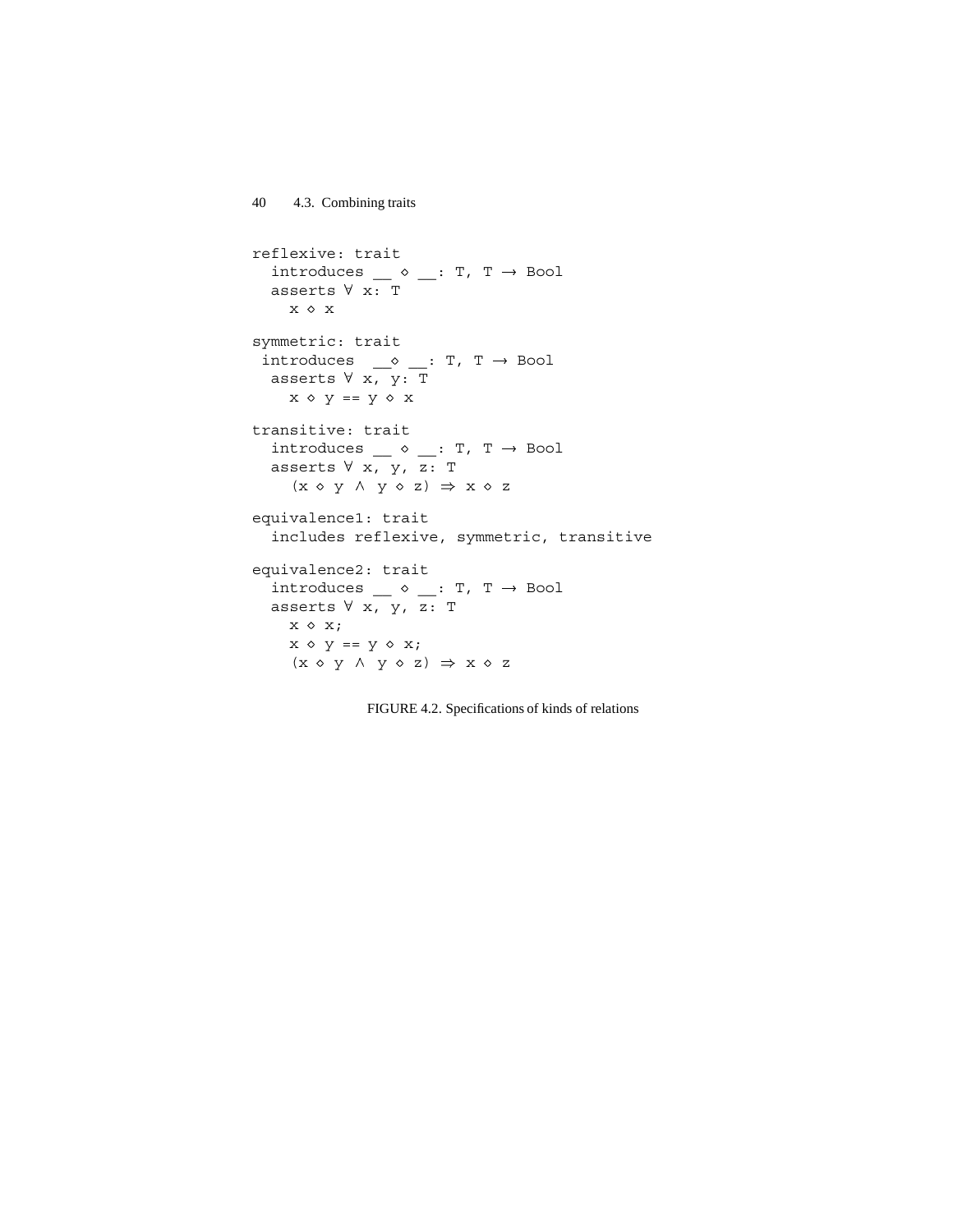```
reflexive: trait
  introduces __ ◇ __: T, T → Bool
  asserts ∀ x: T
    x ◇ x

symmetric: trait
 introduces  __◇ __: T, T → Bool
  asserts ∀ x, y: T
    x ◇ y == y ◇ x

transitive: trait
  introduces __ ◇ __: T, T → Bool
  asserts ∀ x, y, z: T
    (x ◇ y ∧ y ◇ z) ⇒ x ◇ z

equivalence1: trait
  includes reflexive, symmetric, transitive

equivalence2: trait
  introduces __ ◇ __: T, T → Bool
  asserts ∀ x, y, z: T
    x ◇ x;
    x ◇ y == y ◇ x;
    (x ◇ y ∧ y ◇ z) ⇒ x ◇ z
```

FIGURE 4.2. Specifications of kinds of relations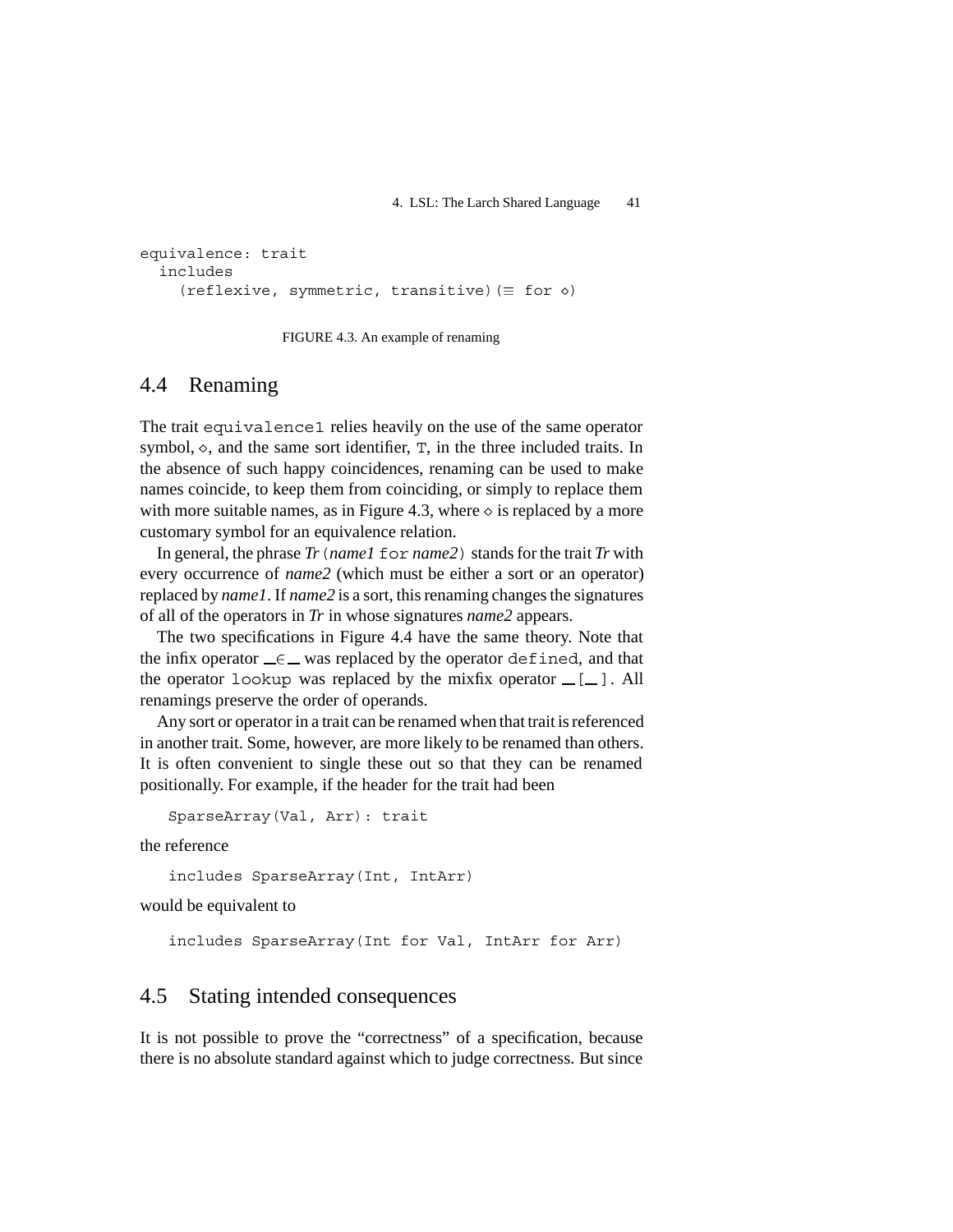```
equivalence: trait
  includes
    (reflexive, symmetric, transitive)(≡ for ◇)
```

FIGURE 4.3. An example of renaming

## 4.4 Renaming

The trait `equivalence1` relies heavily on the use of the same operator symbol, ◇, and the same sort identifier, `T`, in the three included traits. In the absence of such happy coincidences, renaming can be used to make names coincide, to keep them from coinciding, or simply to replace them with more suitable names, as in Figure 4.3, where ◇ is replaced by a more customary symbol for an equivalence relation.

In general, the phrase *Tr* `(`*name1* `for` *name2*`)` stands for the trait *Tr* with every occurrence of *name2* (which must be either a sort or an operator) replaced by *name1*. If *name2* is a sort, this renaming changes the signatures of all of the operators in *Tr* in whose signatures *name2* appears.

The two specifications in Figure 4.4 have the same theory. Note that the infix operator __∈__ was replaced by the operator `defined`, and that the operator `lookup` was replaced by the mixfix operator `__[__]`. All renamings preserve the order of operands.

Any sort or operator in a trait can be renamed when that trait is referenced in another trait. Some, however, are more likely to be renamed than others. It is often convenient to single these out so that they can be renamed positionally. For example, if the header for the trait had been

```
SparseArray(Val, Arr): trait
```

the reference

```
includes SparseArray(Int, IntArr)
```

would be equivalent to

```
includes SparseArray(Int for Val, IntArr for Arr)
```

## 4.5 Stating intended consequences

It is not possible to prove the "correctness" of a specification, because there is no absolute standard against which to judge correctness. But since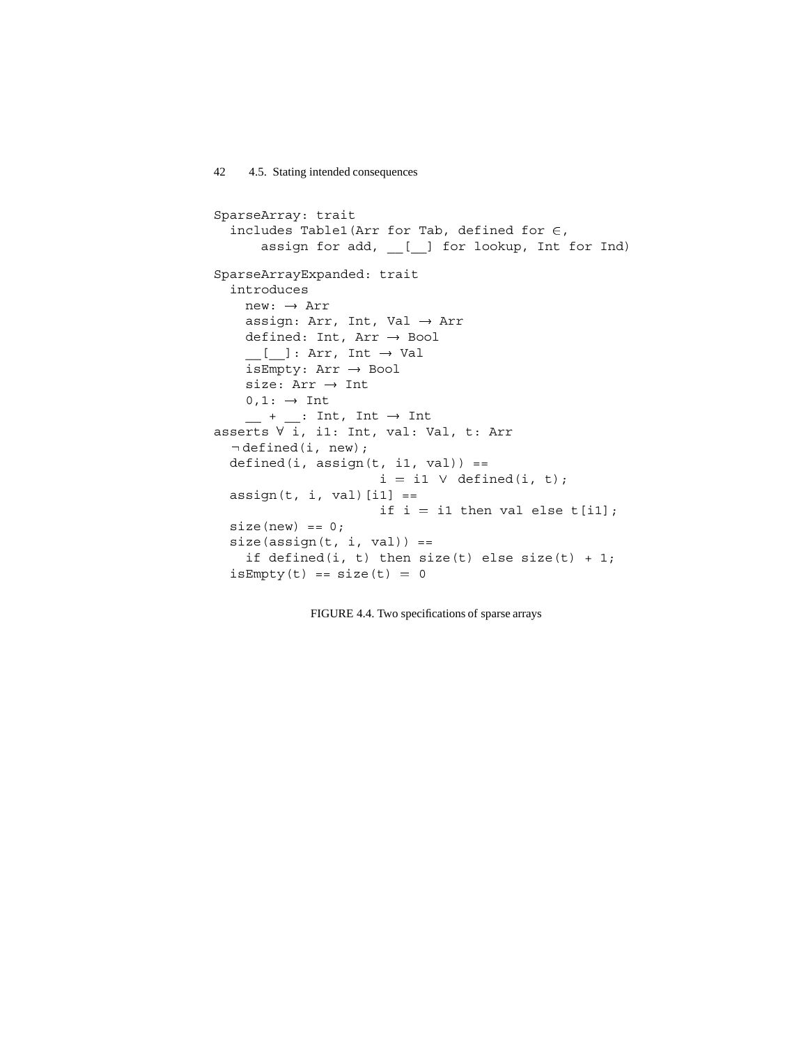```
SparseArray: trait
  includes Table1(Arr for Tab, defined for ∈,
      assign for add, __[__] for lookup, Int for Ind)

SparseArrayExpanded: trait
  introduces
    new: → Arr
    assign: Arr, Int, Val → Arr
    defined: Int, Arr → Bool
    __[__]: Arr, Int → Val
    isEmpty: Arr → Bool
    size: Arr → Int
    0,1: → Int
    __ + __: Int, Int → Int
asserts ∀ i, i1: Int, val: Val, t: Arr
  ¬defined(i, new);
  defined(i, assign(t, i1, val)) ==
                    i = i1 ∨ defined(i, t);
  assign(t, i, val)[i1] ==
                    if i = i1 then val else t[i1];
  size(new) == 0;
  size(assign(t, i, val)) ==
    if defined(i, t) then size(t) else size(t) + 1;
  isEmpty(t) == size(t) = 0
```

FIGURE 4.4. Two specifications of sparse arrays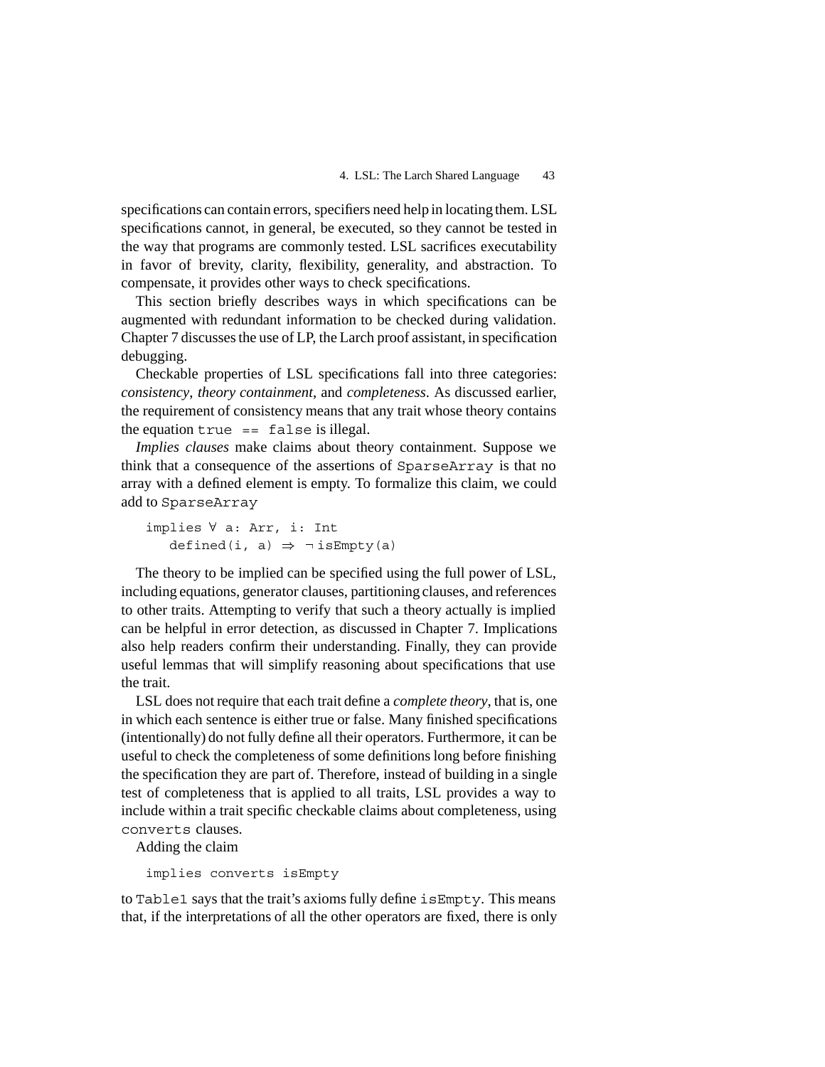specifications can contain errors, specifiers need help in locating them. LSL specifications cannot, in general, be executed, so they cannot be tested in the way that programs are commonly tested. LSL sacrifices executability in favor of brevity, clarity, flexibility, generality, and abstraction. To compensate, it provides other ways to check specifications.

This section briefly describes ways in which specifications can be augmented with redundant information to be checked during validation. Chapter 7 discusses the use of LP, the Larch proof assistant, in specification debugging.

Checkable properties of LSL specifications fall into three categories: *consistency*, *theory containment*, and *completeness*. As discussed earlier, the requirement of consistency means that any trait whose theory contains the equation `true == false` is illegal.

*Implies clauses* make claims about theory containment. Suppose we think that a consequence of the assertions of `SparseArray` is that no array with a defined element is empty. To formalize this claim, we could add to `SparseArray`

```
implies ∀ a: Arr, i: Int
   defined(i, a) ⇒ ¬ isEmpty(a)
```

The theory to be implied can be specified using the full power of LSL, including equations, generator clauses, partitioning clauses, and references to other traits. Attempting to verify that such a theory actually is implied can be helpful in error detection, as discussed in Chapter 7. Implications also help readers confirm their understanding. Finally, they can provide useful lemmas that will simplify reasoning about specifications that use the trait.

LSL does not require that each trait define a *complete theory*, that is, one in which each sentence is either true or false. Many finished specifications (intentionally) do not fully define all their operators. Furthermore, it can be useful to check the completeness of some definitions long before finishing the specification they are part of. Therefore, instead of building in a single test of completeness that is applied to all traits, LSL provides a way to include within a trait specific checkable claims about completeness, using `converts` clauses.

Adding the claim

```
implies converts isEmpty
```

to `Table1` says that the trait's axioms fully define `isEmpty`. This means that, if the interpretations of all the other operators are fixed, there is only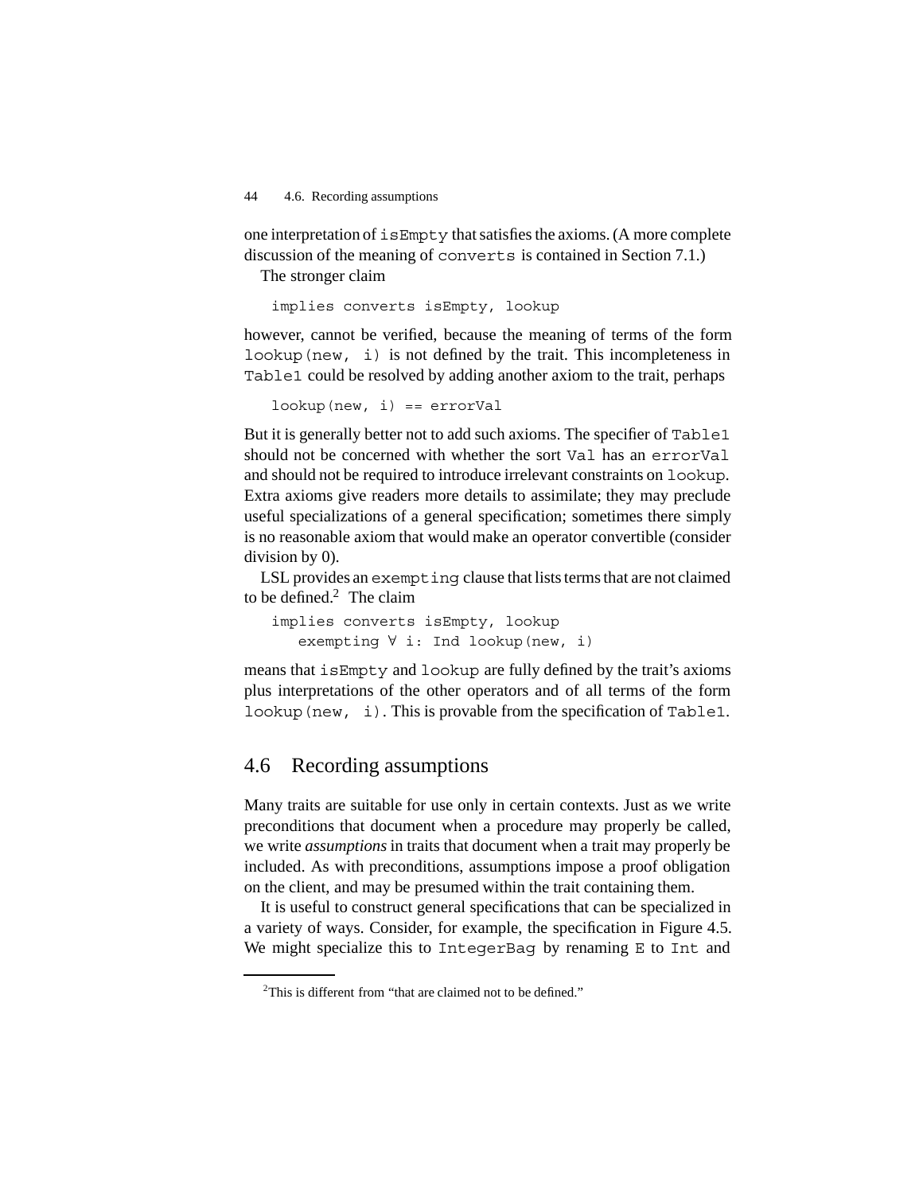one interpretation of `isEmpty` that satisfies the axioms. (A more complete discussion of the meaning of `converts` is contained in Section 7.1.)

The stronger claim

```
implies converts isEmpty, lookup
```

however, cannot be verified, because the meaning of terms of the form `lookup(new, i)` is not defined by the trait. This incompleteness in `Table1` could be resolved by adding another axiom to the trait, perhaps

```
lookup(new, i) == errorVal
```

But it is generally better not to add such axioms. The specifier of `Table1` should not be concerned with whether the sort `Val` has an `errorVal` and should not be required to introduce irrelevant constraints on `lookup`. Extra axioms give readers more details to assimilate; they may preclude useful specializations of a general specification; sometimes there simply is no reasonable axiom that would make an operator convertible (consider division by 0).

LSL provides an `exempting` clause that lists terms that are not claimed to be defined.[2] The claim

```
implies converts isEmpty, lookup
   exempting ∀ i: Ind lookup(new, i)
```

means that `isEmpty` and `lookup` are fully defined by the trait's axioms plus interpretations of the other operators and of all terms of the form `lookup(new, i)`. This is provable from the specification of `Table1`.

## 4.6 Recording assumptions

Many traits are suitable for use only in certain contexts. Just as we write preconditions that document when a procedure may properly be called, we write *assumptions* in traits that document when a trait may properly be included. As with preconditions, assumptions impose a proof obligation on the client, and may be presumed within the trait containing them.

It is useful to construct general specifications that can be specialized in a variety of ways. Consider, for example, the specification in Figure 4.5. We might specialize this to `IntegerBag` by renaming `E` to `Int` and

[2] This is different from "that are claimed not to be defined."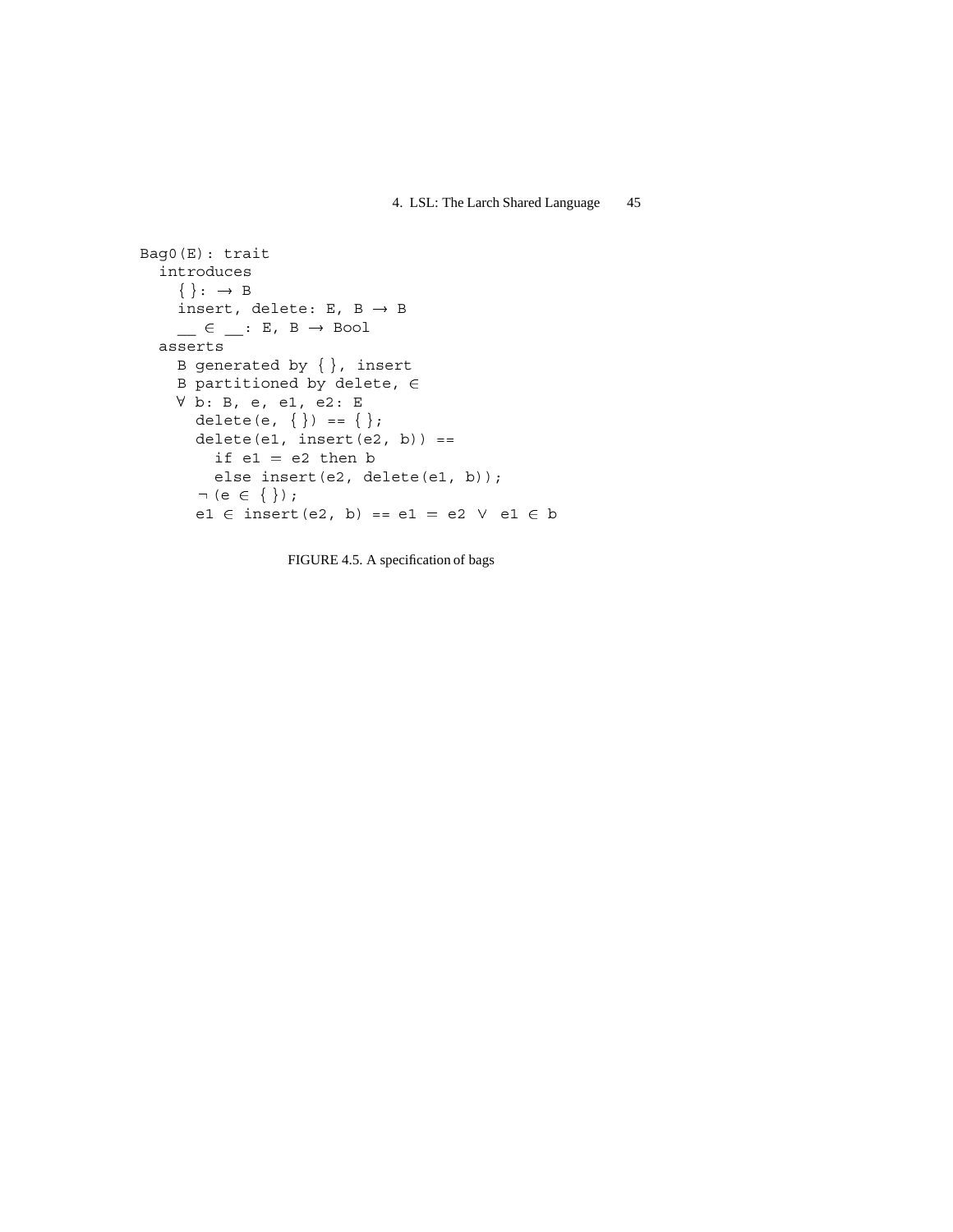```
Bag0(E): trait
  introduces
    { }: → B
    insert, delete: E, B → B
    __ ∈ __: E, B → Bool
  asserts
    B generated by { }, insert
    B partitioned by delete, ∈
    ∀ b: B, e, e1, e2: E
      delete(e, { }) == { };
      delete(e1, insert(e2, b)) ==
        if e1 = e2 then b
        else insert(e2, delete(e1, b));
      ¬(e ∈ { });
      e1 ∈ insert(e2, b) == e1 = e2 ∨ e1 ∈ b
```

FIGURE 4.5. A specification of bags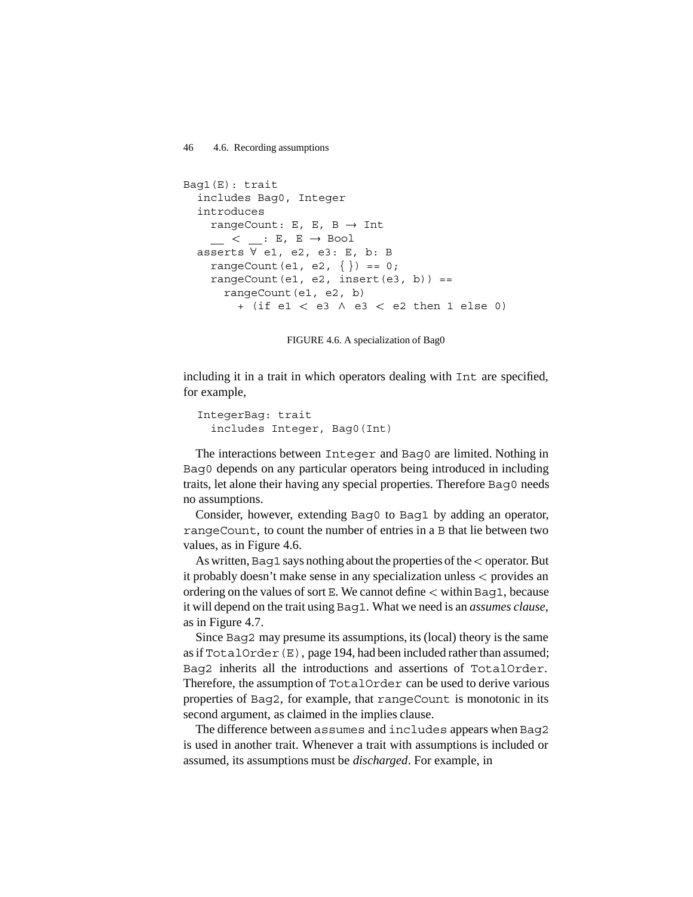```
Bag1(E): trait
  includes Bag0, Integer
  introduces
    rangeCount: E, E, B → Int
    __ < __: E, E → Bool
  asserts ∀ e1, e2, e3: E, b: B
    rangeCount(e1, e2, {}) == 0;
    rangeCount(e1, e2, insert(e3, b)) ==
      rangeCount(e1, e2, b)
        + (if e1 < e3 ∧ e3 < e2 then 1 else 0)
```

FIGURE 4.6. A specialization of Bag0

including it in a trait in which operators dealing with Int are specified, for example,

```
IntegerBag: trait
  includes Integer, Bag0(Int)
```

The interactions between Integer and Bag0 are limited. Nothing in Bag0 depends on any particular operators being introduced in including traits, let alone their having any special properties. Therefore Bag0 needs no assumptions.

Consider, however, extending Bag0 to Bag1 by adding an operator, rangeCount, to count the number of entries in a B that lie between two values, as in Figure 4.6.

As written, Bag1 says nothing about the properties of the $<$ operator. But it probably doesn't make sense in any specialization unless $<$ provides an ordering on the values of sort E. We cannot define $<$ within Bag1, because it will depend on the trait using Bag1. What we need is an *assumes clause*, as in Figure 4.7.

Since Bag2 may presume its assumptions, its (local) theory is the same as if TotalOrder(E), page 194, had been included rather than assumed; Bag2 inherits all the introductions and assertions of TotalOrder. Therefore, the assumption of TotalOrder can be used to derive various properties of Bag2, for example, that rangeCount is monotonic in its second argument, as claimed in the implies clause.

The difference between assumes and includes appears when Bag2 is used in another trait. Whenever a trait with assumptions is included or assumed, its assumptions must be *discharged*. For example, in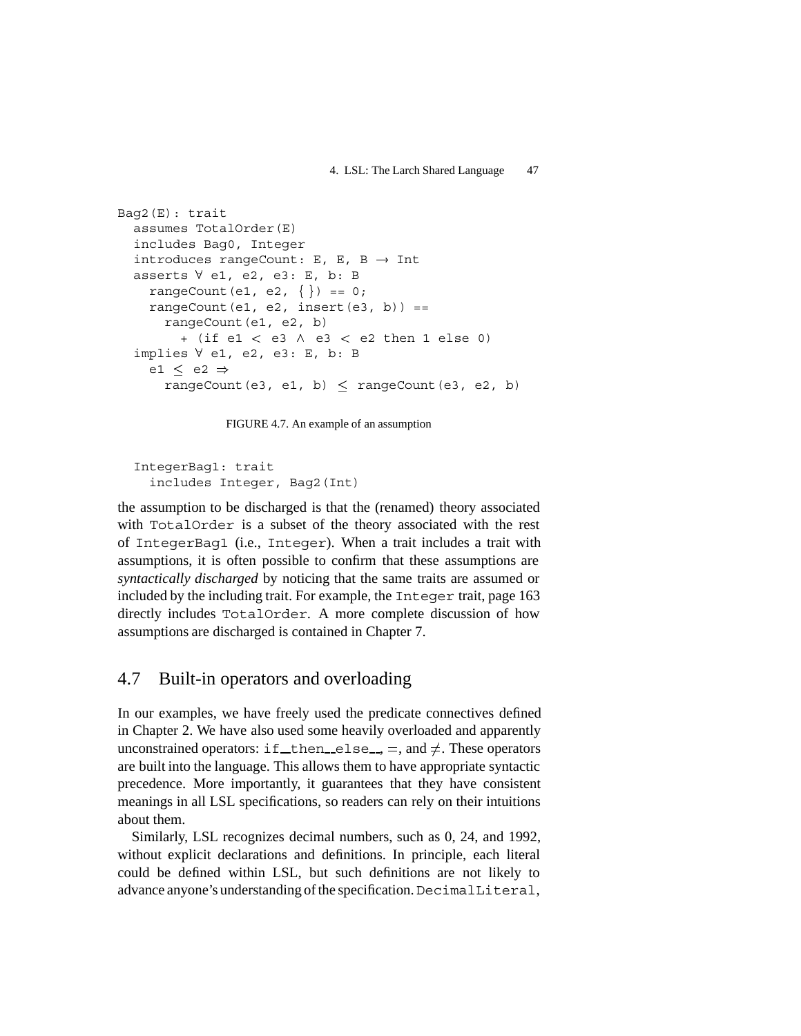```
Bag2(E): trait
  assumes TotalOrder(E)
  includes Bag0, Integer
  introduces rangeCount: E, E, B → Int
  asserts ∀ e1, e2, e3: E, b: B
    rangeCount(e1, e2, {}) == 0;
    rangeCount(e1, e2, insert(e3, b)) ==
      rangeCount(e1, e2, b)
        + (if e1 < e3 ∧ e3 < e2 then 1 else 0)
  implies ∀ e1, e2, e3: E, b: B
    e1 ≤ e2 ⇒
      rangeCount(e3, e1, b) ≤ rangeCount(e3, e2, b)
```

FIGURE 4.7. An example of an assumption

```
IntegerBag1: trait
  includes Integer, Bag2(Int)
```

the assumption to be discharged is that the (renamed) theory associated with `TotalOrder` is a subset of the theory associated with the rest of `IntegerBag1` (i.e., `Integer`). When a trait includes a trait with assumptions, it is often possible to confirm that these assumptions are *syntactically discharged* by noticing that the same traits are assumed or included by the including trait. For example, the `Integer` trait, page 163 directly includes `TotalOrder`. A more complete discussion of how assumptions are discharged is contained in Chapter 7.

## 4.7 Built-in operators and overloading

In our examples, we have freely used the predicate connectives defined in Chapter 2. We have also used some heavily overloaded and apparently unconstrained operators: `if__then__else__`, $=$, and $\neq$. These operators are built into the language. This allows them to have appropriate syntactic precedence. More importantly, it guarantees that they have consistent meanings in all LSL specifications, so readers can rely on their intuitions about them.

Similarly, LSL recognizes decimal numbers, such as 0, 24, and 1992, without explicit declarations and definitions. In principle, each literal could be defined within LSL, but such definitions are not likely to advance anyone's understanding of the specification. `DecimalLiteral`,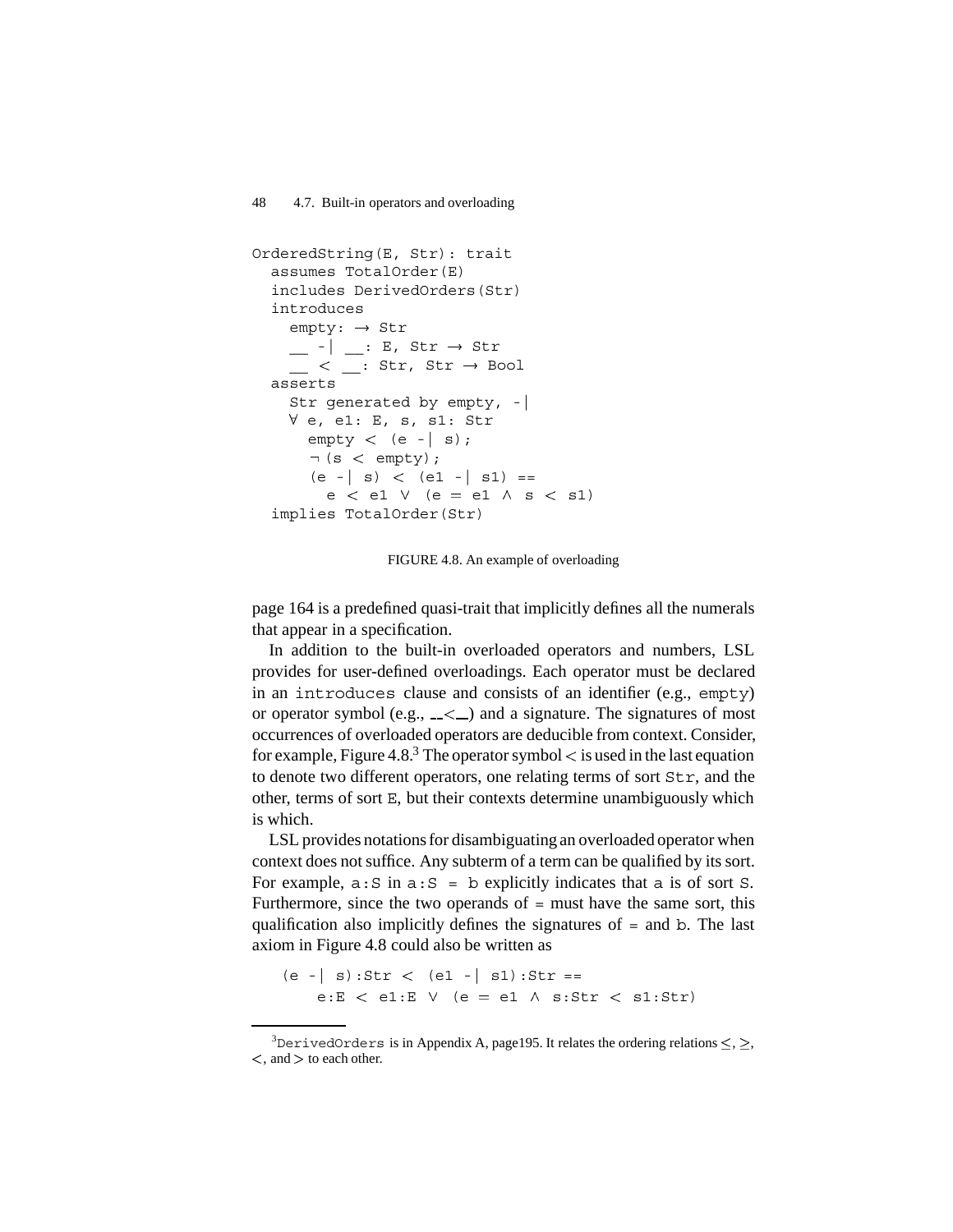```
OrderedString(E, Str): trait
  assumes TotalOrder(E)
  includes DerivedOrders(Str)
  introduces
    empty: → Str
    __ -| __: E, Str → Str
    __ < __: Str, Str → Bool
  asserts
    Str generated by empty, -|
    ∀ e, e1: E, s, s1: Str
      empty < (e -| s);
      ¬(s < empty);
      (e -| s) < (e1 -| s1) ==
        e < e1 ∨ (e = e1 ∧ s < s1)
  implies TotalOrder(Str)
```

FIGURE 4.8. An example of overloading

page 164 is a predefined quasi-trait that implicitly defines all the numerals that appear in a specification.

In addition to the built-in overloaded operators and numbers, LSL provides for user-defined overloadings. Each operator must be declared in an `introduces` clause and consists of an identifier (e.g., `empty`) or operator symbol (e.g., `__<__`) and a signature. The signatures of most occurrences of overloaded operators are deducible from context. Consider, for example, Figure 4.8.[3] The operator symbol $<$ is used in the last equation to denote two different operators, one relating terms of sort `Str`, and the other, terms of sort `E`, but their contexts determine unambiguously which is which.

LSL provides notations for disambiguating an overloaded operator when context does not suffice. Any subterm of a term can be qualified by its sort. For example, `a:S` in `a:S = b` explicitly indicates that `a` is of sort `S`. Furthermore, since the two operands of `=` must have the same sort, this qualification also implicitly defines the signatures of `=` and `b`. The last axiom in Figure 4.8 could also be written as

```
(e -| s):Str < (e1 -| s1):Str ==
    e:E < e1:E ∨ (e = e1 ∧ s:Str < s1:Str)
```

[3] `DerivedOrders` is in Appendix A, page195. It relates the ordering relations $\leq$, $\geq$, $<$, and $>$ to each other.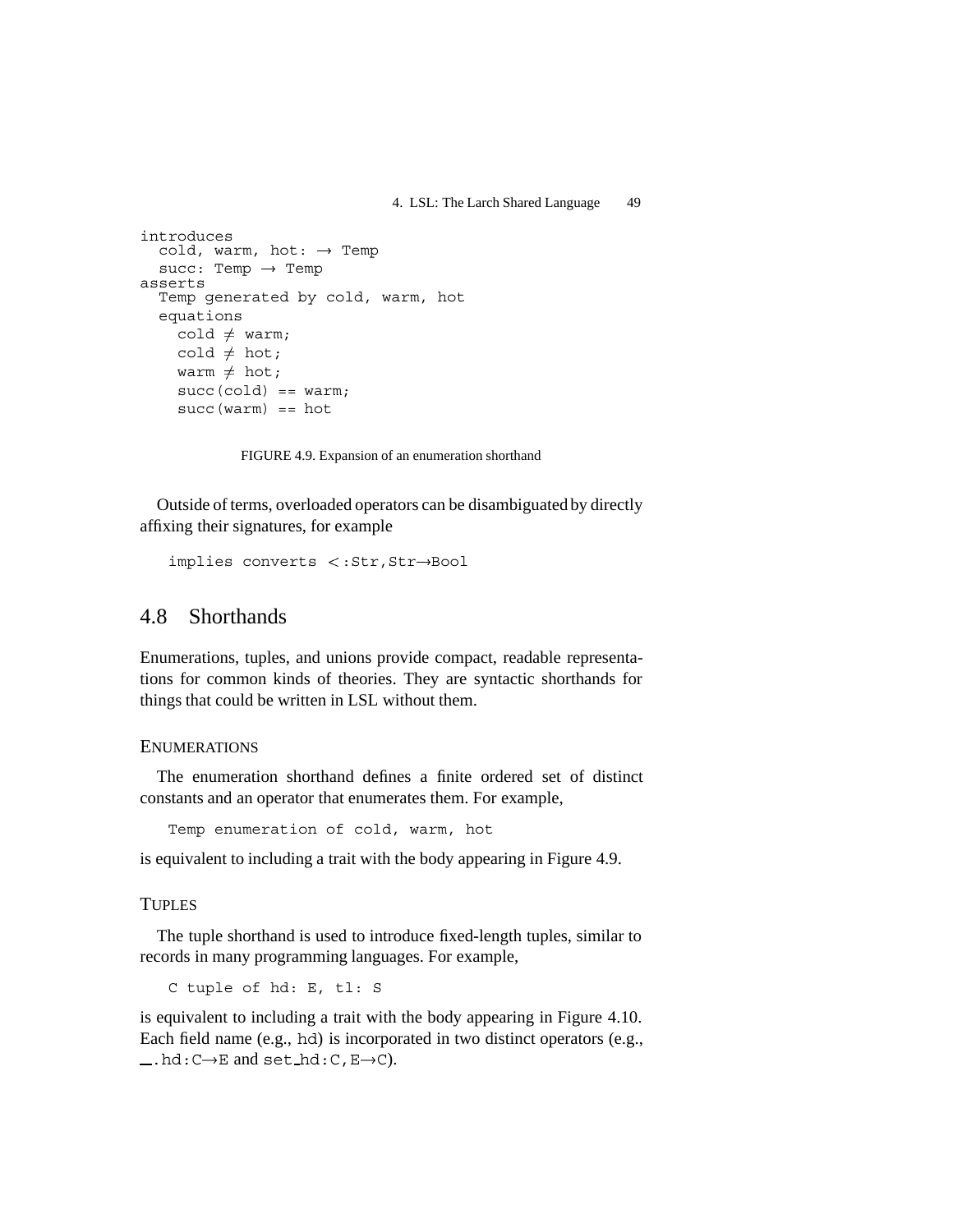```
introduces
  cold, warm, hot: → Temp
  succ: Temp → Temp
asserts
  Temp generated by cold, warm, hot
  equations
    cold ≠ warm;
    cold ≠ hot;
    warm ≠ hot;
    succ(cold) == warm;
    succ(warm) == hot
```

FIGURE 4.9. Expansion of an enumeration shorthand

Outside of terms, overloaded operators can be disambiguated by directly affixing their signatures, for example

```
implies converts <:Str,Str→Bool
```

## 4.8 Shorthands

Enumerations, tuples, and unions provide compact, readable representations for common kinds of theories. They are syntactic shorthands for things that could be written in LSL without them.

### Enumerations

The enumeration shorthand defines a finite ordered set of distinct constants and an operator that enumerates them. For example,

```
Temp enumeration of cold, warm, hot
```

is equivalent to including a trait with the body appearing in Figure 4.9.

### Tuples

The tuple shorthand is used to introduce fixed-length tuples, similar to records in many programming languages. For example,

```
C tuple of hd: E, tl: S
```

is equivalent to including a trait with the body appearing in Figure 4.10. Each field name (e.g., `hd`) is incorporated in two distinct operators (e.g., `__.hd:C→E` and `set_hd:C,E→C`).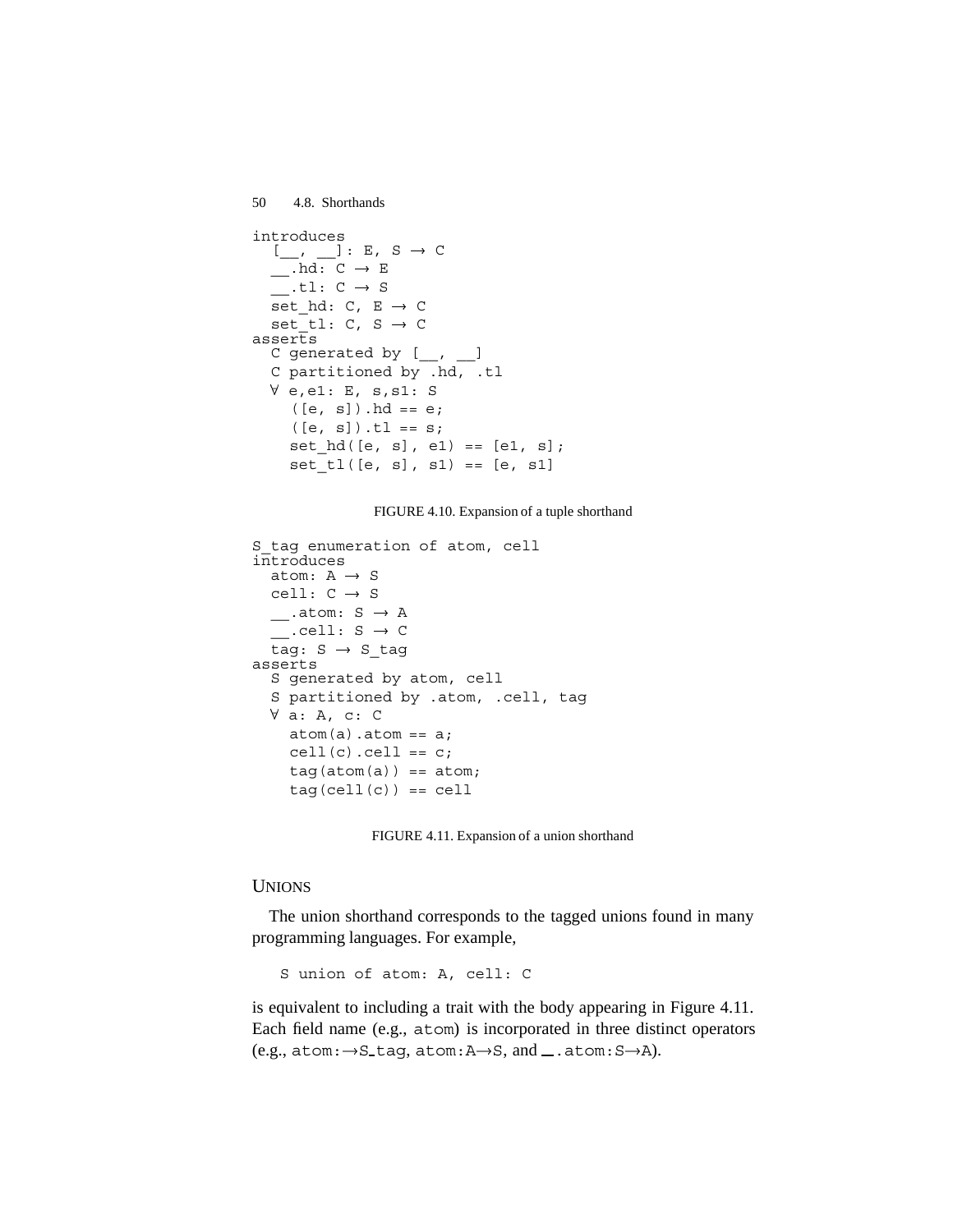```
introduces
  [__, __]: E, S → C
  __.hd: C → E
  __.tl: C → S
  set_hd: C, E → C
  set_tl: C, S → C
asserts
  C generated by [__, __]
  C partitioned by .hd, .tl
  ∀ e,e1: E, s,s1: S
    ([e, s]).hd == e;
    ([e, s]).tl == s;
    set_hd([e, s], e1) == [e1, s];
    set_tl([e, s], s1) == [e, s1]
```

FIGURE 4.10. Expansion of a tuple shorthand

```
S_tag enumeration of atom, cell
introduces
  atom: A → S
  cell: C → S
  __.atom: S → A
  __.cell: S → C
  tag: S → S_tag
asserts
  S generated by atom, cell
  S partitioned by .atom, .cell, tag
  ∀ a: A, c: C
    atom(a).atom == a;
    cell(c).cell == c;
    tag(atom(a)) == atom;
    tag(cell(c)) == cell
```

FIGURE 4.11. Expansion of a union shorthand

### UNIONS

The union shorthand corresponds to the tagged unions found in many programming languages. For example,

```
S union of atom: A, cell: C
```

is equivalent to including a trait with the body appearing in Figure 4.11. Each field name (e.g., `atom`) is incorporated in three distinct operators (e.g., `atom:→S_tag`, `atom:A→S`, and `__.atom:S→A`).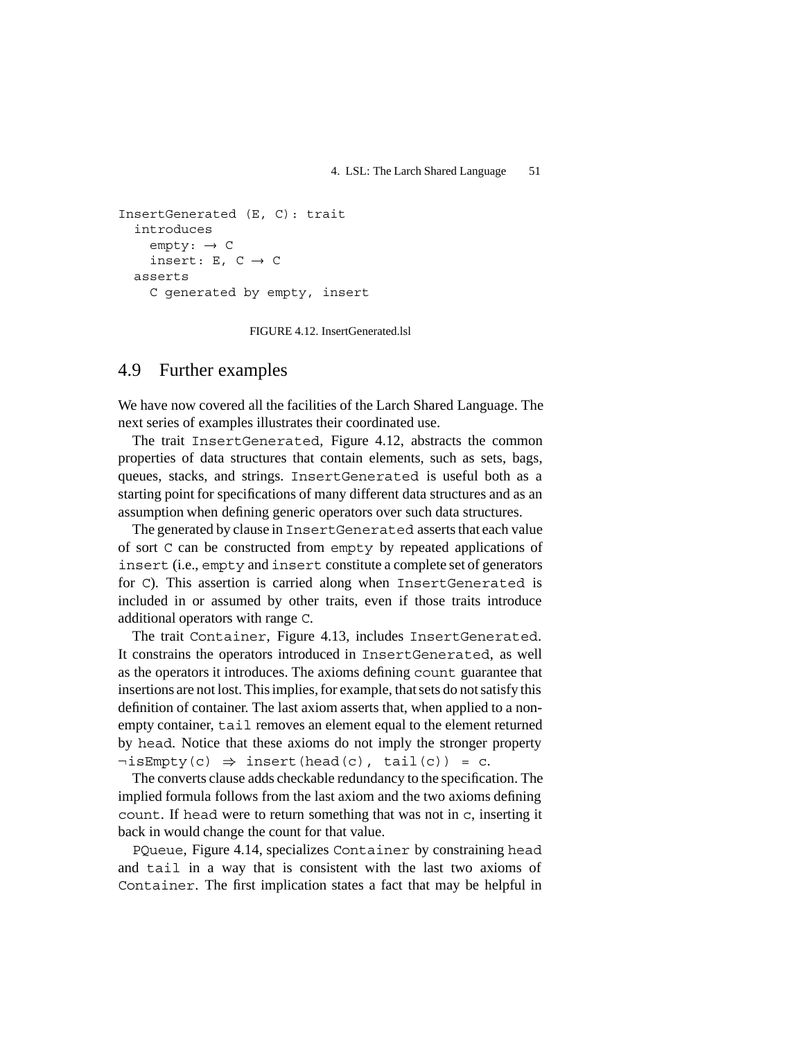```
InsertGenerated (E, C): trait
  introduces
    empty: → C
    insert: E, C → C
  asserts
    C generated by empty, insert
```

FIGURE 4.12. InsertGenerated.lsl

## 4.9 Further examples

We have now covered all the facilities of the Larch Shared Language. The next series of examples illustrates their coordinated use.

The trait `InsertGenerated`, Figure 4.12, abstracts the common properties of data structures that contain elements, such as sets, bags, queues, stacks, and strings. `InsertGenerated` is useful both as a starting point for specifications of many different data structures and as an assumption when defining generic operators over such data structures.

The generated by clause in `InsertGenerated` asserts that each value of sort `C` can be constructed from `empty` by repeated applications of `insert` (i.e., `empty` and `insert` constitute a complete set of generators for `C`). This assertion is carried along when `InsertGenerated` is included in or assumed by other traits, even if those traits introduce additional operators with range `C`.

The trait `Container`, Figure 4.13, includes `InsertGenerated`. It constrains the operators introduced in `InsertGenerated`, as well as the operators it introduces. The axioms defining `count` guarantee that insertions are not lost. This implies, for example, that sets do not satisfy this definition of container. The last axiom asserts that, when applied to a non-empty container, `tail` removes an element equal to the element returned by `head`. Notice that these axioms do not imply the stronger property `¬isEmpty(c) ⇒ insert(head(c), tail(c)) = c`.

The converts clause adds checkable redundancy to the specification. The implied formula follows from the last axiom and the two axioms defining `count`. If `head` were to return something that was not in `c`, inserting it back in would change the count for that value.

`PQueue`, Figure 4.14, specializes `Container` by constraining `head` and `tail` in a way that is consistent with the last two axioms of `Container`. The first implication states a fact that may be helpful in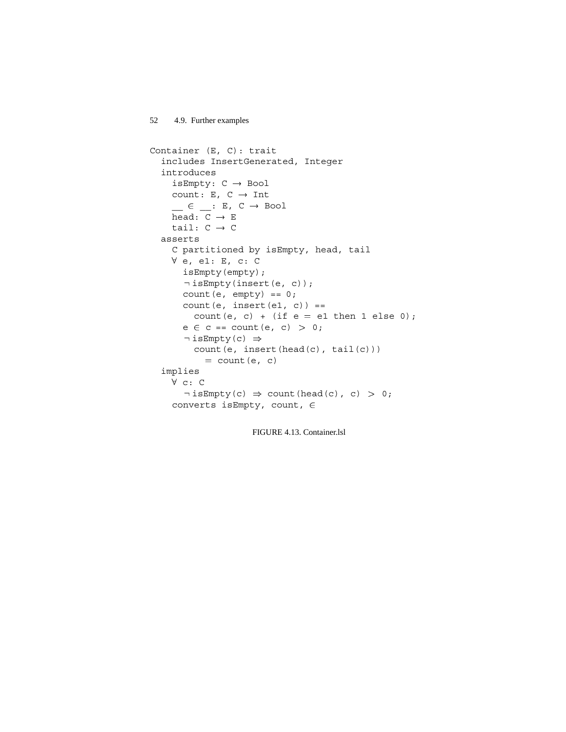```
Container (E, C): trait
  includes InsertGenerated, Integer
  introduces
    isEmpty: C → Bool
    count: E, C → Int
    __ ∈ __: E, C → Bool
    head: C → E
    tail: C → C
  asserts
    C partitioned by isEmpty, head, tail
    ∀ e, e1: E, c: C
      isEmpty(empty);
      ¬ isEmpty(insert(e, c));
      count(e, empty) == 0;
      count(e, insert(e1, c)) ==
        count(e, c) + (if e = e1 then 1 else 0);
      e ∈ c == count(e, c) > 0;
      ¬ isEmpty(c) ⇒
        count(e, insert(head(c), tail(c)))
          = count(e, c)
  implies
    ∀ c: C
      ¬ isEmpty(c) ⇒ count(head(c), c) > 0;
    converts isEmpty, count, ∈
```

FIGURE 4.13. Container.lsl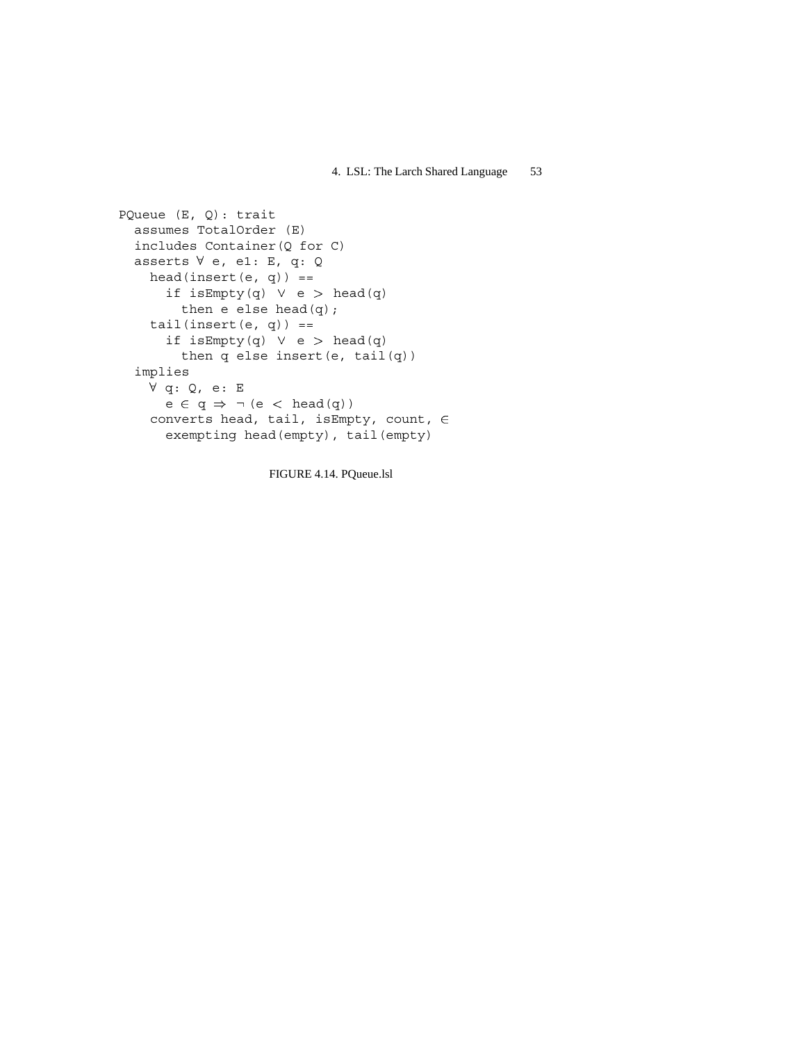```
PQueue (E, Q): trait
  assumes TotalOrder (E)
  includes Container(Q for C)
  asserts ∀ e, e1: E, q: Q
    head(insert(e, q)) ==
      if isEmpty(q) ∨ e > head(q)
        then e else head(q);
    tail(insert(e, q)) ==
      if isEmpty(q) ∨ e > head(q)
        then q else insert(e, tail(q))
  implies
    ∀ q: Q, e: E
      e ∈ q ⇒ ¬(e < head(q))
    converts head, tail, isEmpty, count, ∈
      exempting head(empty), tail(empty)
```

FIGURE 4.14. PQueue.lsl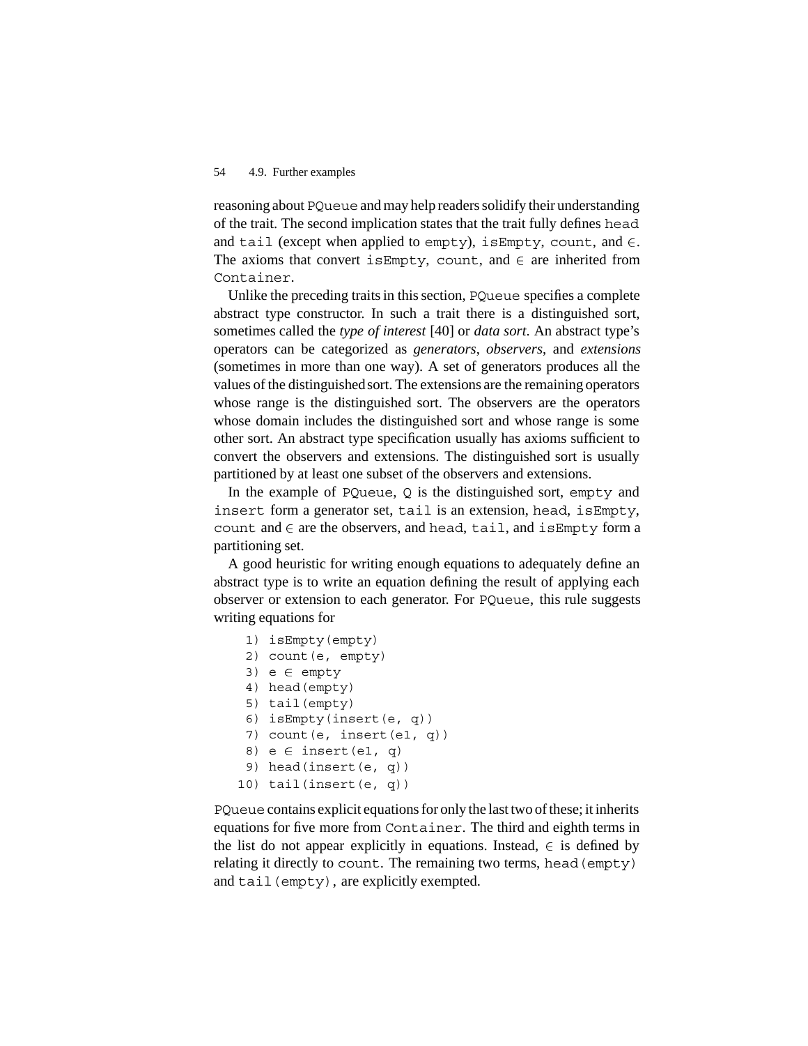reasoning about PQueue and may help readers solidify their understanding of the trait. The second implication states that the trait fully defines head and tail (except when applied to empty), isEmpty, count, and ∈. The axioms that convert isEmpty, count, and ∈ are inherited from Container.

Unlike the preceding traits in this section, PQueue specifies a complete abstract type constructor. In such a trait there is a distinguished sort, sometimes called the *type of interest* [40] or *data sort*. An abstract type's operators can be categorized as *generators*, *observers*, and *extensions* (sometimes in more than one way). A set of generators produces all the values of the distinguished sort. The extensions are the remaining operators whose range is the distinguished sort. The observers are the operators whose domain includes the distinguished sort and whose range is some other sort. An abstract type specification usually has axioms sufficient to convert the observers and extensions. The distinguished sort is usually partitioned by at least one subset of the observers and extensions.

In the example of PQueue, Q is the distinguished sort, empty and insert form a generator set, tail is an extension, head, isEmpty, count and ∈ are the observers, and head, tail, and isEmpty form a partitioning set.

A good heuristic for writing enough equations to adequately define an abstract type is to write an equation defining the result of applying each observer or extension to each generator. For PQueue, this rule suggests writing equations for

```
 1) isEmpty(empty)
 2) count(e, empty)
 3) e ∈ empty
 4) head(empty)
 5) tail(empty)
 6) isEmpty(insert(e, q))
 7) count(e, insert(e1, q))
 8) e ∈ insert(e1, q)
 9) head(insert(e, q))
10) tail(insert(e, q))
```

PQueue contains explicit equations for only the last two of these; it inherits equations for five more from Container. The third and eighth terms in the list do not appear explicitly in equations. Instead, ∈ is defined by relating it directly to count. The remaining two terms, head(empty) and tail(empty), are explicitly exempted.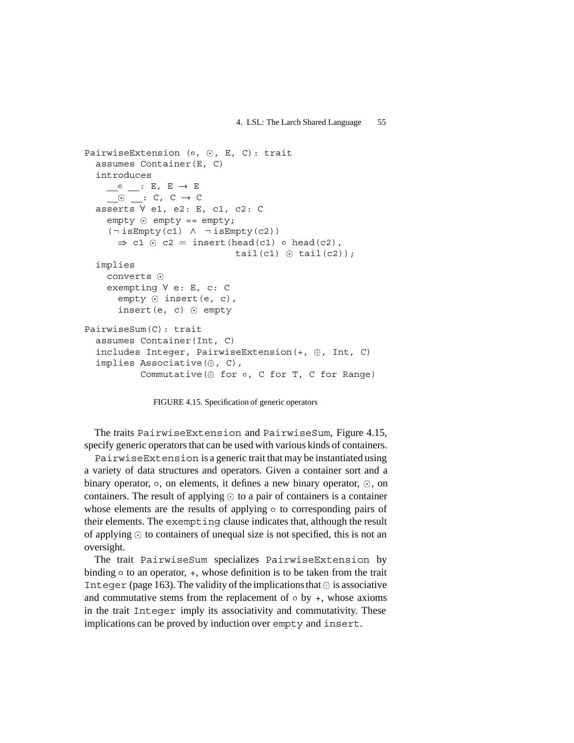```
PairwiseExtension (∘, ⊙, E, C): trait
  assumes Container(E, C)
  introduces
    __∘ __: E, E → E
    __⊙ __: C, C → C
  asserts ∀ e1, e2: E, c1, c2: C
    empty ⊙ empty == empty;
    (¬ isEmpty(c1) ∧ ¬ isEmpty(c2))
      ⇒ c1 ⊙ c2 = insert(head(c1) ∘ head(c2),
                         tail(c1) ⊙ tail(c2));
  implies
    converts ⊙
    exempting ∀ e: E, c: C
      empty ⊙ insert(e, c),
      insert(e, c) ⊙ empty

PairwiseSum(C): trait
  assumes Container(Int, C)
  includes Integer, PairwiseExtension(+, ⊕, Int, C)
  implies Associative(⊕, C),
          Commutative(⊕ for ∘, C for T, C for Range)
```

FIGURE 4.15. Specification of generic operators

The traits `PairwiseExtension` and `PairwiseSum`, Figure 4.15, specify generic operators that can be used with various kinds of containers.

`PairwiseExtension` is a generic trait that may be instantiated using a variety of data structures and operators. Given a container sort and a binary operator, $\circ$, on elements, it defines a new binary operator, $\odot$, on containers. The result of applying $\odot$ to a pair of containers is a container whose elements are the results of applying $\circ$ to corresponding pairs of their elements. The `exempting` clause indicates that, although the result of applying $\odot$ to containers of unequal size is not specified, this is not an oversight.

The trait `PairwiseSum` specializes `PairwiseExtension` by binding $\circ$ to an operator, `+`, whose definition is to be taken from the trait `Integer` (page 163). The validity of the implications that $\oplus$ is associative and commutative stems from the replacement of $\circ$ by `+`, whose axioms in the trait `Integer` imply its associativity and commutativity. These implications can be proved by induction over `empty` and `insert`.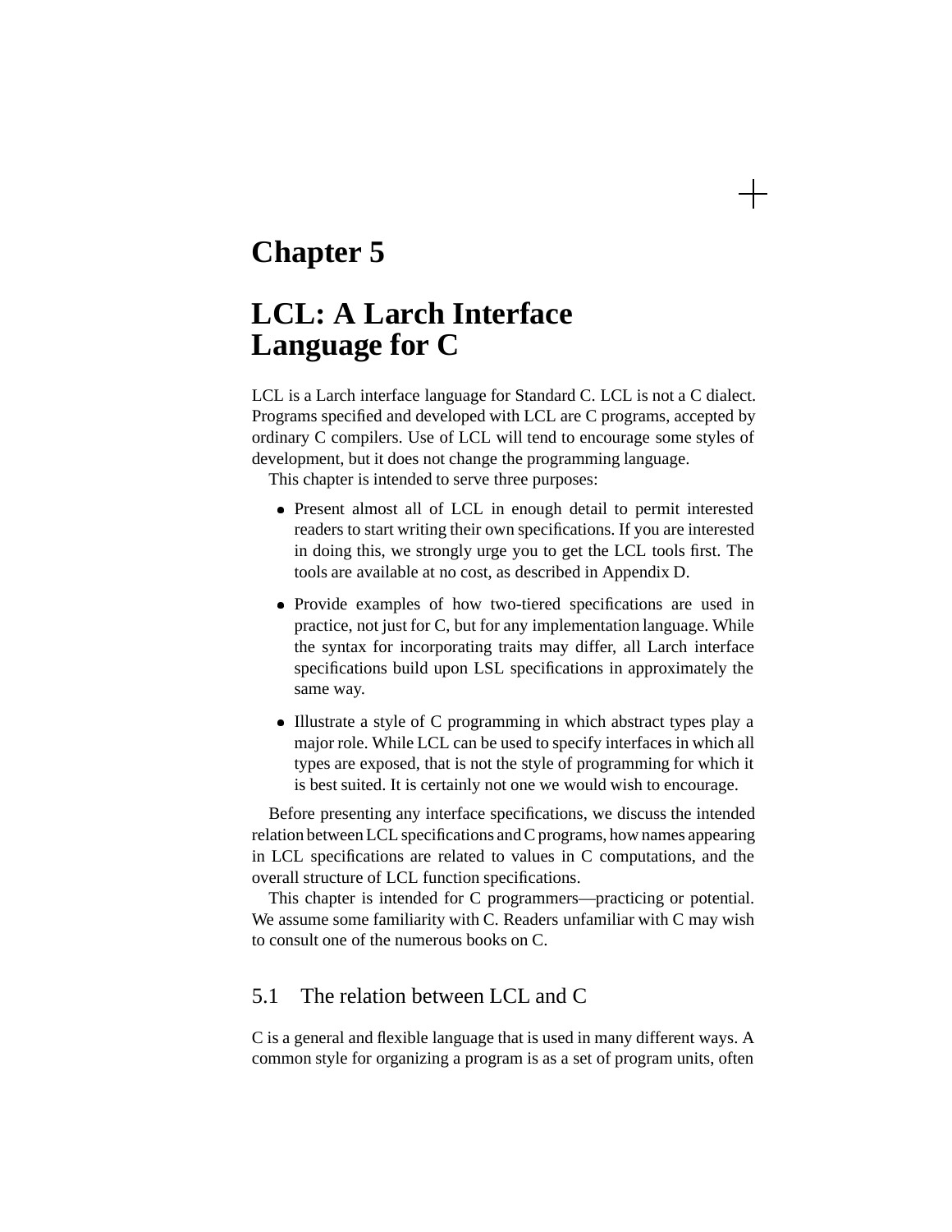# Chapter 5

# LCL: A Larch Interface Language for C

LCL is a Larch interface language for Standard C. LCL is not a C dialect. Programs specified and developed with LCL are C programs, accepted by ordinary C compilers. Use of LCL will tend to encourage some styles of development, but it does not change the programming language.

This chapter is intended to serve three purposes:

- Present almost all of LCL in enough detail to permit interested readers to start writing their own specifications. If you are interested in doing this, we strongly urge you to get the LCL tools first. The tools are available at no cost, as described in Appendix D.
- Provide examples of how two-tiered specifications are used in practice, not just for C, but for any implementation language. While the syntax for incorporating traits may differ, all Larch interface specifications build upon LSL specifications in approximately the same way.
- Illustrate a style of C programming in which abstract types play a major role. While LCL can be used to specify interfaces in which all types are exposed, that is not the style of programming for which it is best suited. It is certainly not one we would wish to encourage.

Before presenting any interface specifications, we discuss the intended relation between LCL specifications and C programs, how names appearing in LCL specifications are related to values in C computations, and the overall structure of LCL function specifications.

This chapter is intended for C programmers—practicing or potential. We assume some familiarity with C. Readers unfamiliar with C may wish to consult one of the numerous books on C.

## 5.1 The relation between LCL and C

C is a general and flexible language that is used in many different ways. A common style for organizing a program is as a set of program units, often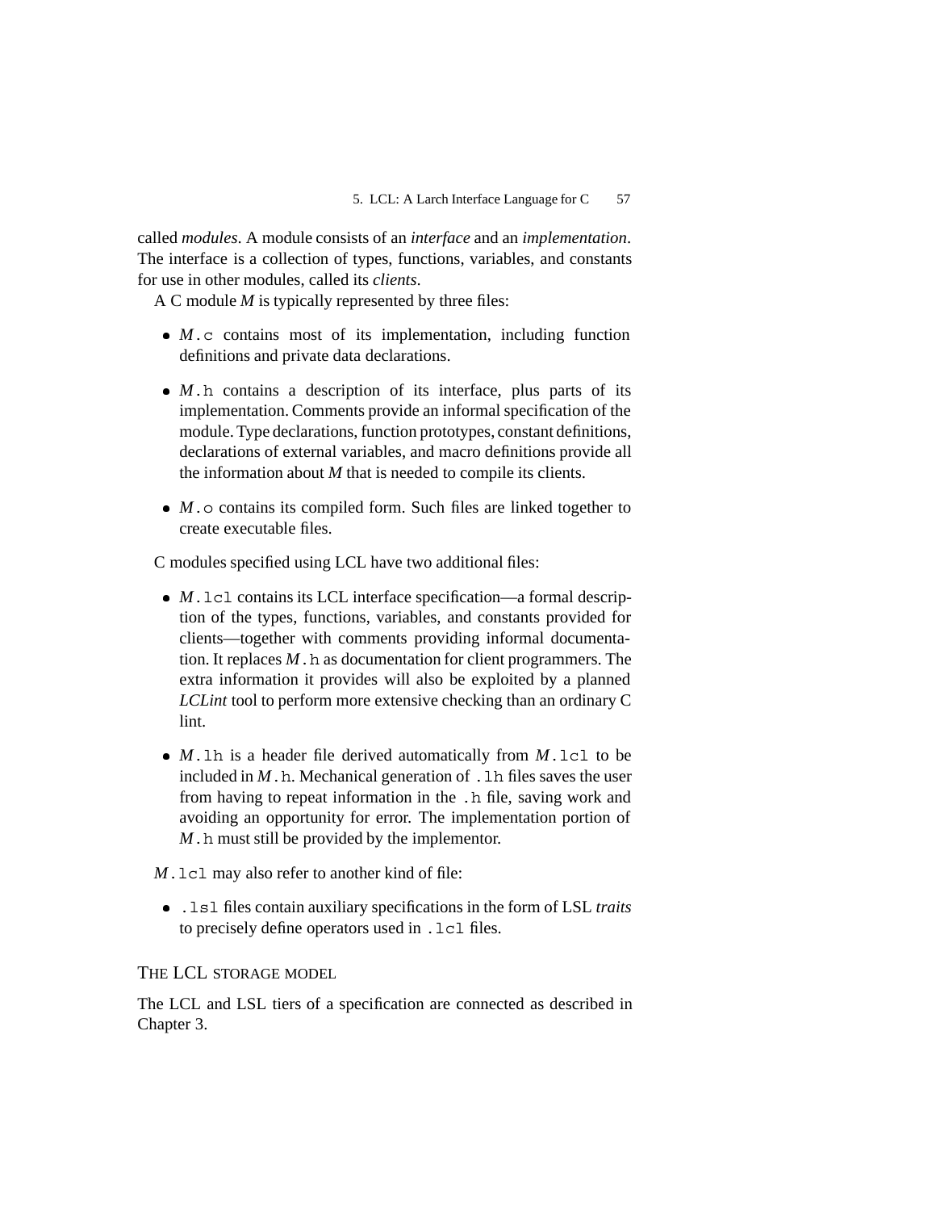called *modules*. A module consists of an *interface* and an *implementation*. The interface is a collection of types, functions, variables, and constants for use in other modules, called its *clients*.

A C module *M* is typically represented by three files:

- *M*`.c` contains most of its implementation, including function definitions and private data declarations.
- *M*`.h` contains a description of its interface, plus parts of its implementation. Comments provide an informal specification of the module. Type declarations, function prototypes, constant definitions, declarations of external variables, and macro definitions provide all the information about *M* that is needed to compile its clients.
- *M*`.o` contains its compiled form. Such files are linked together to create executable files.

C modules specified using LCL have two additional files:

- *M*`.lcl` contains its LCL interface specification—a formal description of the types, functions, variables, and constants provided for clients—together with comments providing informal documentation. It replaces *M*`.h` as documentation for client programmers. The extra information it provides will also be exploited by a planned *LCLint* tool to perform more extensive checking than an ordinary C lint.
- *M*`.lh` is a header file derived automatically from *M*`.lcl` to be included in *M*`.h`. Mechanical generation of `.lh` files saves the user from having to repeat information in the `.h` file, saving work and avoiding an opportunity for error. The implementation portion of *M*`.h` must still be provided by the implementor.

*M*`.lcl` may also refer to another kind of file:

- `.lsl` files contain auxiliary specifications in the form of LSL *traits* to precisely define operators used in `.lcl` files.

## The LCL storage model

The LCL and LSL tiers of a specification are connected as described in Chapter 3.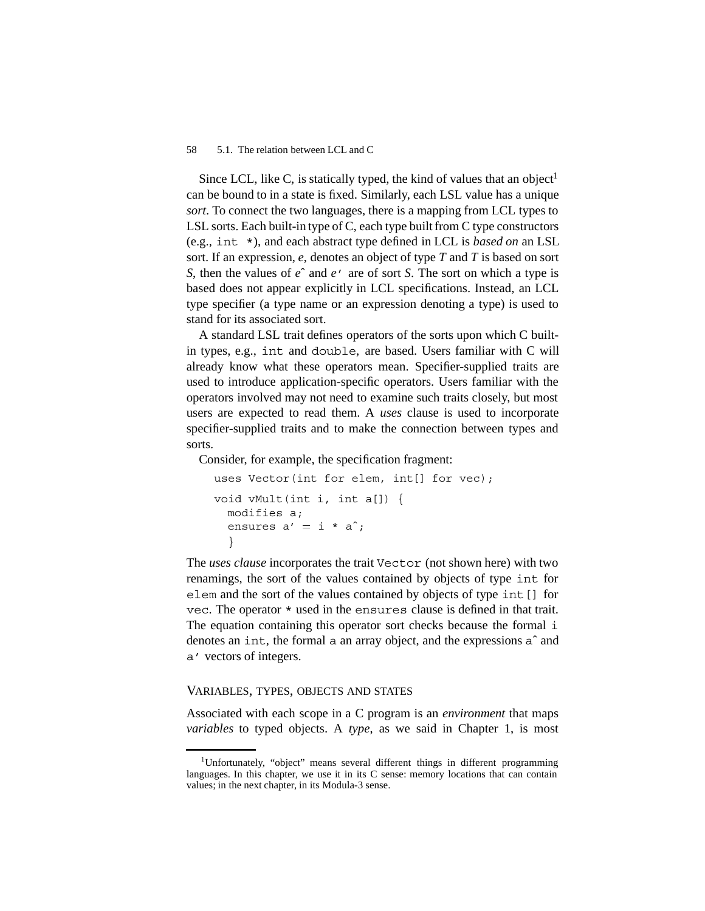Since LCL, like C, is statically typed, the kind of values that an object[1] can be bound to in a state is fixed. Similarly, each LSL value has a unique *sort*. To connect the two languages, there is a mapping from LCL types to LSL sorts. Each built-in type of C, each type built from C type constructors (e.g., `int *`), and each abstract type defined in LCL is *based on* an LSL sort. If an expression, *e*, denotes an object of type *T* and *T* is based on sort *S*, then the values of *e*^ and *e*' are of sort *S*. The sort on which a type is based does not appear explicitly in LCL specifications. Instead, an LCL type specifier (a type name or an expression denoting a type) is used to stand for its associated sort.

A standard LSL trait defines operators of the sorts upon which C built-in types, e.g., `int` and `double`, are based. Users familiar with C will already know what these operators mean. Specifier-supplied traits are used to introduce application-specific operators. Users familiar with the operators involved may not need to examine such traits closely, but most users are expected to read them. A *uses* clause is used to incorporate specifier-supplied traits and to make the connection between types and sorts.

Consider, for example, the specification fragment:

```
uses Vector(int for elem, int[] for vec);

void vMult(int i, int a[]) {
  modifies a;
  ensures a' = i * a^;
  }
```

The *uses clause* incorporates the trait `Vector` (not shown here) with two renamings, the sort of the values contained by objects of type `int` for `elem` and the sort of the values contained by objects of type `int[]` for `vec`. The operator `*` used in the `ensures` clause is defined in that trait. The equation containing this operator sort checks because the formal `i` denotes an `int`, the formal `a` an array object, and the expressions `a^` and `a'` vectors of integers.

## VARIABLES, TYPES, OBJECTS AND STATES

Associated with each scope in a C program is an *environment* that maps *variables* to typed objects. A *type*, as we said in Chapter 1, is most

[1] Unfortunately, "object" means several different things in different programming languages. In this chapter, we use it in its C sense: memory locations that can contain values; in the next chapter, in its Modula-3 sense.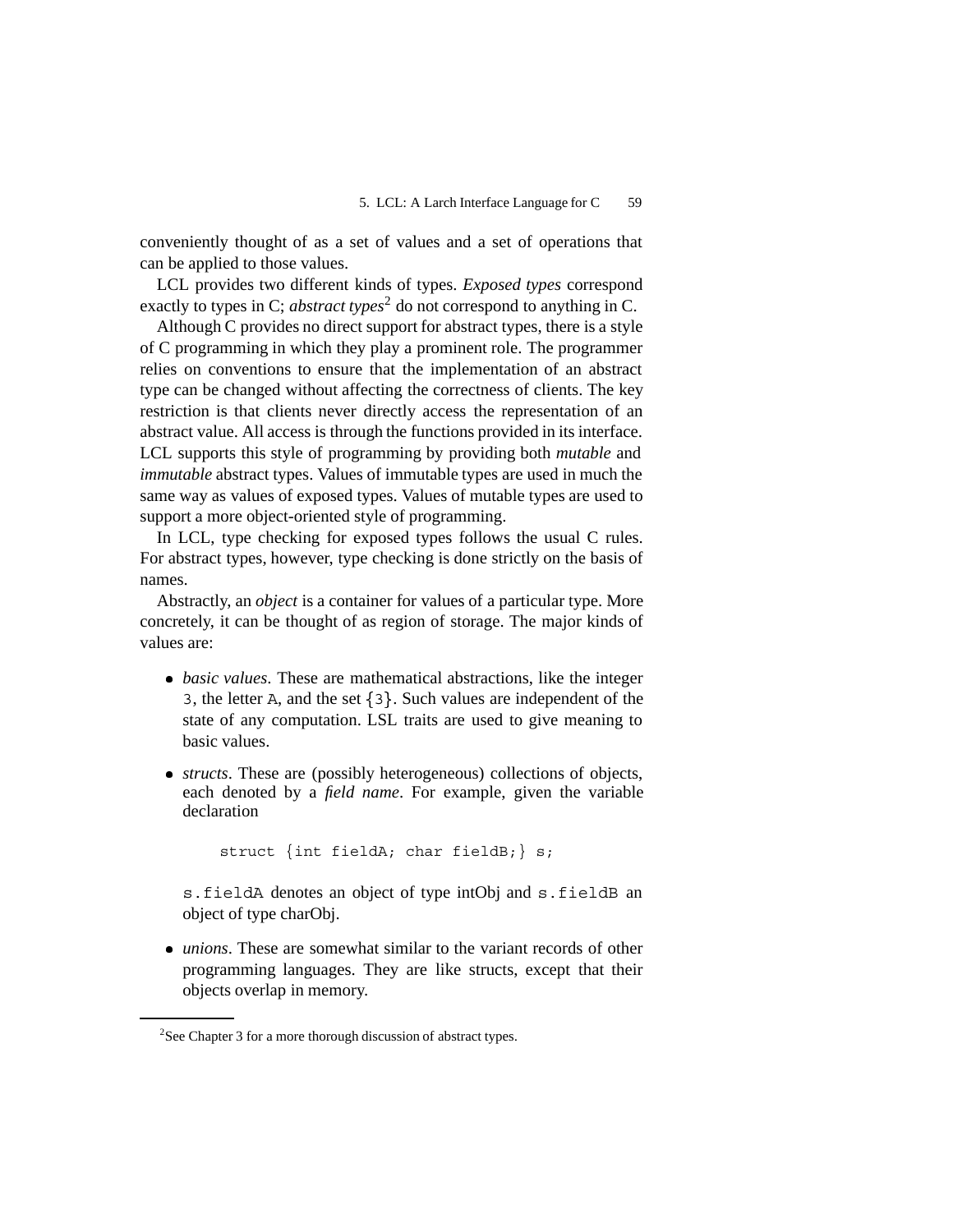conveniently thought of as a set of values and a set of operations that can be applied to those values.

LCL provides two different kinds of types. *Exposed types* correspond exactly to types in C; *abstract types*[2] do not correspond to anything in C.

Although C provides no direct support for abstract types, there is a style of C programming in which they play a prominent role. The programmer relies on conventions to ensure that the implementation of an abstract type can be changed without affecting the correctness of clients. The key restriction is that clients never directly access the representation of an abstract value. All access is through the functions provided in its interface. LCL supports this style of programming by providing both *mutable* and *immutable* abstract types. Values of immutable types are used in much the same way as values of exposed types. Values of mutable types are used to support a more object-oriented style of programming.

In LCL, type checking for exposed types follows the usual C rules. For abstract types, however, type checking is done strictly on the basis of names.

Abstractly, an *object* is a container for values of a particular type. More concretely, it can be thought of as region of storage. The major kinds of values are:

- *basic values*. These are mathematical abstractions, like the integer `3`, the letter `A`, and the set {`3`}. Such values are independent of the state of any computation. LSL traits are used to give meaning to basic values.
- *structs*. These are (possibly heterogeneous) collections of objects, each denoted by a *field name*. For example, given the variable declaration

  ```
  struct {int fieldA; char fieldB;} s;
  ```

  `s.fieldA` denotes an object of type intObj and `s.fieldB` an object of type charObj.
- *unions*. These are somewhat similar to the variant records of other programming languages. They are like structs, except that their objects overlap in memory.

[2] See Chapter 3 for a more thorough discussion of abstract types.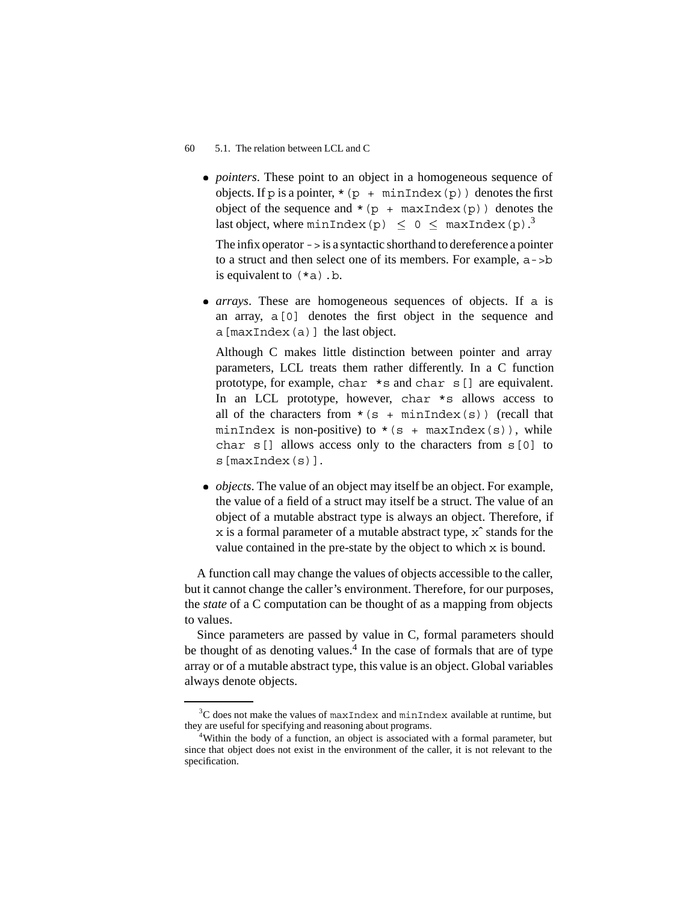- *pointers*. These point to an object in a homogeneous sequence of objects. If `p` is a pointer, `*(p + minIndex(p))` denotes the first object of the sequence and `*(p + maxIndex(p))` denotes the last object, where `minIndex(p)` $\leq$ `0` $\leq$ `maxIndex(p)`.[3]

  The infix operator `->` is a syntactic shorthand to dereference a pointer to a struct and then select one of its members. For example, `a->b` is equivalent to `(*a).b`.

- *arrays*. These are homogeneous sequences of objects. If `a` is an array, `a[0]` denotes the first object in the sequence and `a[maxIndex(a)]` the last object.

  Although C makes little distinction between pointer and array parameters, LCL treats them rather differently. In a C function prototype, for example, `char *s` and `char s[]` are equivalent. In an LCL prototype, however, `char *s` allows access to all of the characters from `*(s + minIndex(s))` (recall that `minIndex` is non-positive) to `*(s + maxIndex(s))`, while `char s[]` allows access only to the characters from `s[0]` to `s[maxIndex(s)]`.

- *objects*. The value of an object may itself be an object. For example, the value of a field of a struct may itself be a struct. The value of an object of a mutable abstract type is always an object. Therefore, if `x` is a formal parameter of a mutable abstract type, `x^` stands for the value contained in the pre-state by the object to which `x` is bound.

A function call may change the values of objects accessible to the caller, but it cannot change the caller's environment. Therefore, for our purposes, the *state* of a C computation can be thought of as a mapping from objects to values.

Since parameters are passed by value in C, formal parameters should be thought of as denoting values.[4] In the case of formals that are of type array or of a mutable abstract type, this value is an object. Global variables always denote objects.

---

[3] C does not make the values of `maxIndex` and `minIndex` available at runtime, but they are useful for specifying and reasoning about programs.

[4] Within the body of a function, an object is associated with a formal parameter, but since that object does not exist in the environment of the caller, it is not relevant to the specification.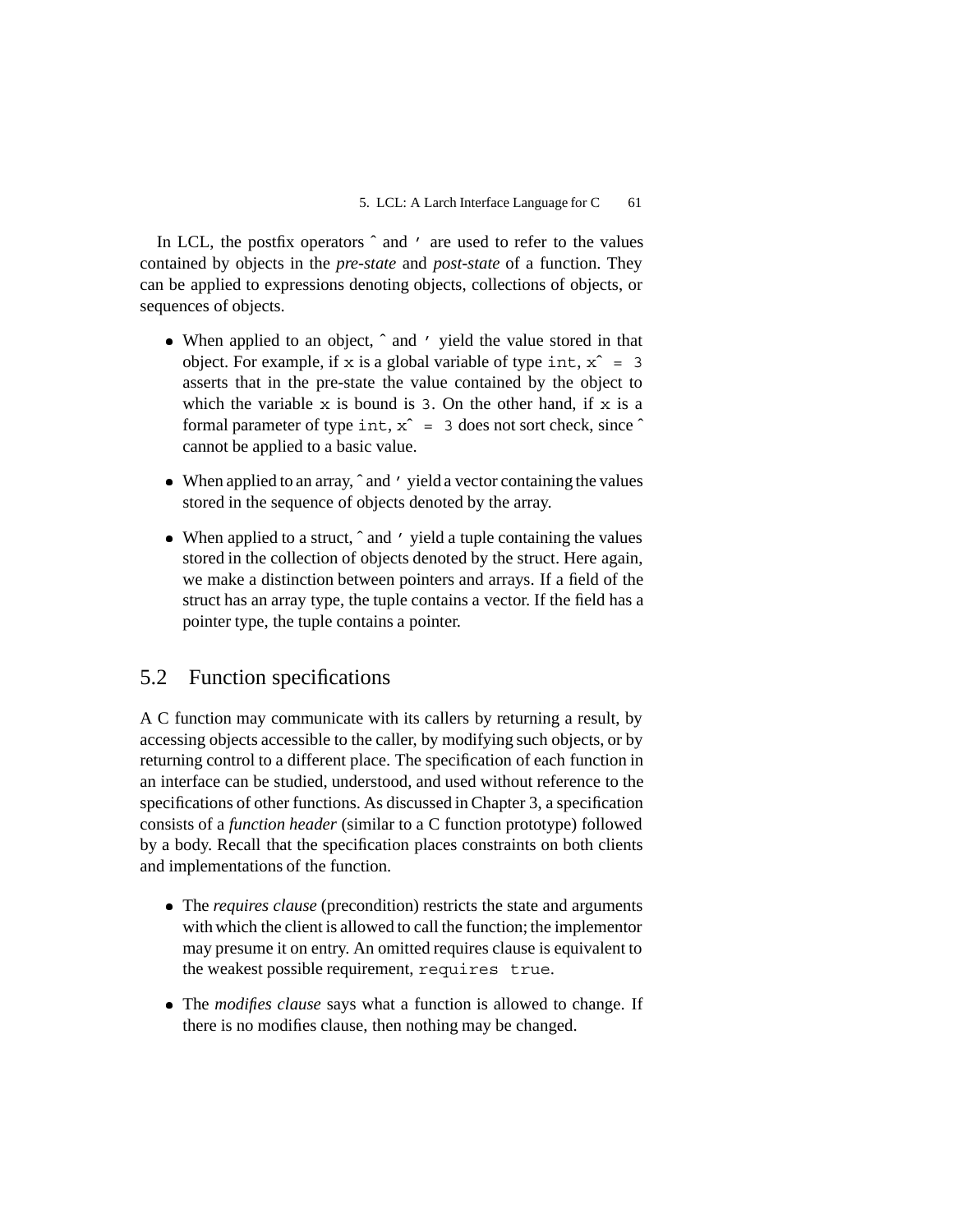In LCL, the postfix operators `^` and `'` are used to refer to the values contained by objects in the *pre-state* and *post-state* of a function. They can be applied to expressions denoting objects, collections of objects, or sequences of objects.

- When applied to an object, `^` and `'` yield the value stored in that object. For example, if `x` is a global variable of type `int`, `x^ = 3` asserts that in the pre-state the value contained by the object to which the variable `x` is bound is `3`. On the other hand, if `x` is a formal parameter of type `int`, `x^ = 3` does not sort check, since `^` cannot be applied to a basic value.
- When applied to an array, `^` and `'` yield a vector containing the values stored in the sequence of objects denoted by the array.
- When applied to a struct, `^` and `'` yield a tuple containing the values stored in the collection of objects denoted by the struct. Here again, we make a distinction between pointers and arrays. If a field of the struct has an array type, the tuple contains a vector. If the field has a pointer type, the tuple contains a pointer.

## 5.2 Function specifications

A C function may communicate with its callers by returning a result, by accessing objects accessible to the caller, by modifying such objects, or by returning control to a different place. The specification of each function in an interface can be studied, understood, and used without reference to the specifications of other functions. As discussed in Chapter 3, a specification consists of a *function header* (similar to a C function prototype) followed by a body. Recall that the specification places constraints on both clients and implementations of the function.

- The *requires clause* (precondition) restricts the state and arguments with which the client is allowed to call the function; the implementor may presume it on entry. An omitted requires clause is equivalent to the weakest possible requirement, `requires true`.
- The *modifies clause* says what a function is allowed to change. If there is no modifies clause, then nothing may be changed.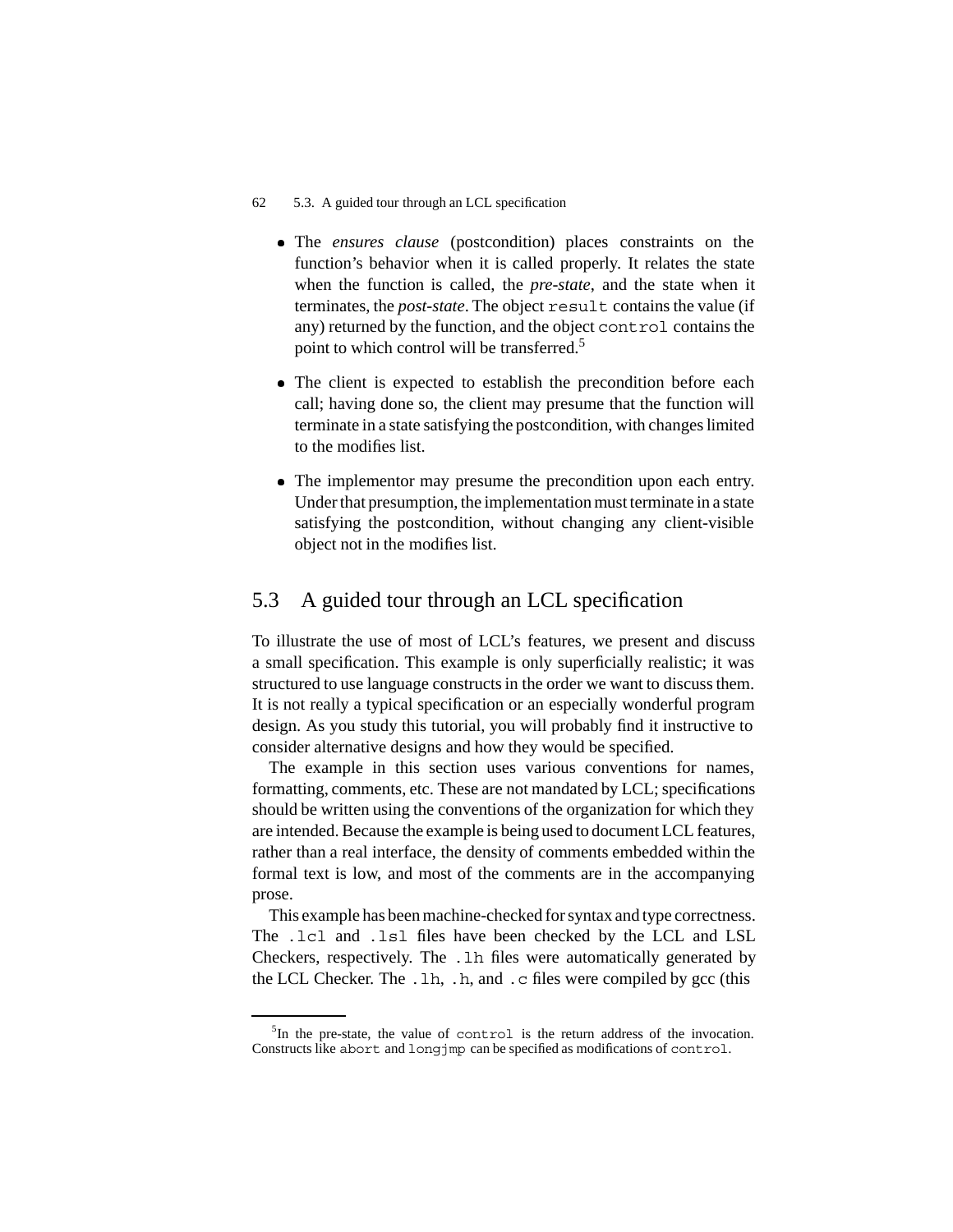- The *ensures clause* (postcondition) places constraints on the function's behavior when it is called properly. It relates the state when the function is called, the *pre-state*, and the state when it terminates, the *post-state*. The object `result` contains the value (if any) returned by the function, and the object `control` contains the point to which control will be transferred.[5]

- The client is expected to establish the precondition before each call; having done so, the client may presume that the function will terminate in a state satisfying the postcondition, with changes limited to the modifies list.

- The implementor may presume the precondition upon each entry. Under that presumption, the implementation must terminate in a state satisfying the postcondition, without changing any client-visible object not in the modifies list.

## 5.3 A guided tour through an LCL specification

To illustrate the use of most of LCL's features, we present and discuss a small specification. This example is only superficially realistic; it was structured to use language constructs in the order we want to discuss them. It is not really a typical specification or an especially wonderful program design. As you study this tutorial, you will probably find it instructive to consider alternative designs and how they would be specified.

The example in this section uses various conventions for names, formatting, comments, etc. These are not mandated by LCL; specifications should be written using the conventions of the organization for which they are intended. Because the example is being used to document LCL features, rather than a real interface, the density of comments embedded within the formal text is low, and most of the comments are in the accompanying prose.

This example has been machine-checked for syntax and type correctness. The `.lcl` and `.lsl` files have been checked by the LCL and LSL Checkers, respectively. The `.lh` files were automatically generated by the LCL Checker. The `.lh`, `.h`, and `.c` files were compiled by gcc (this

[5] In the pre-state, the value of `control` is the return address of the invocation. Constructs like `abort` and `longjmp` can be specified as modifications of `control`.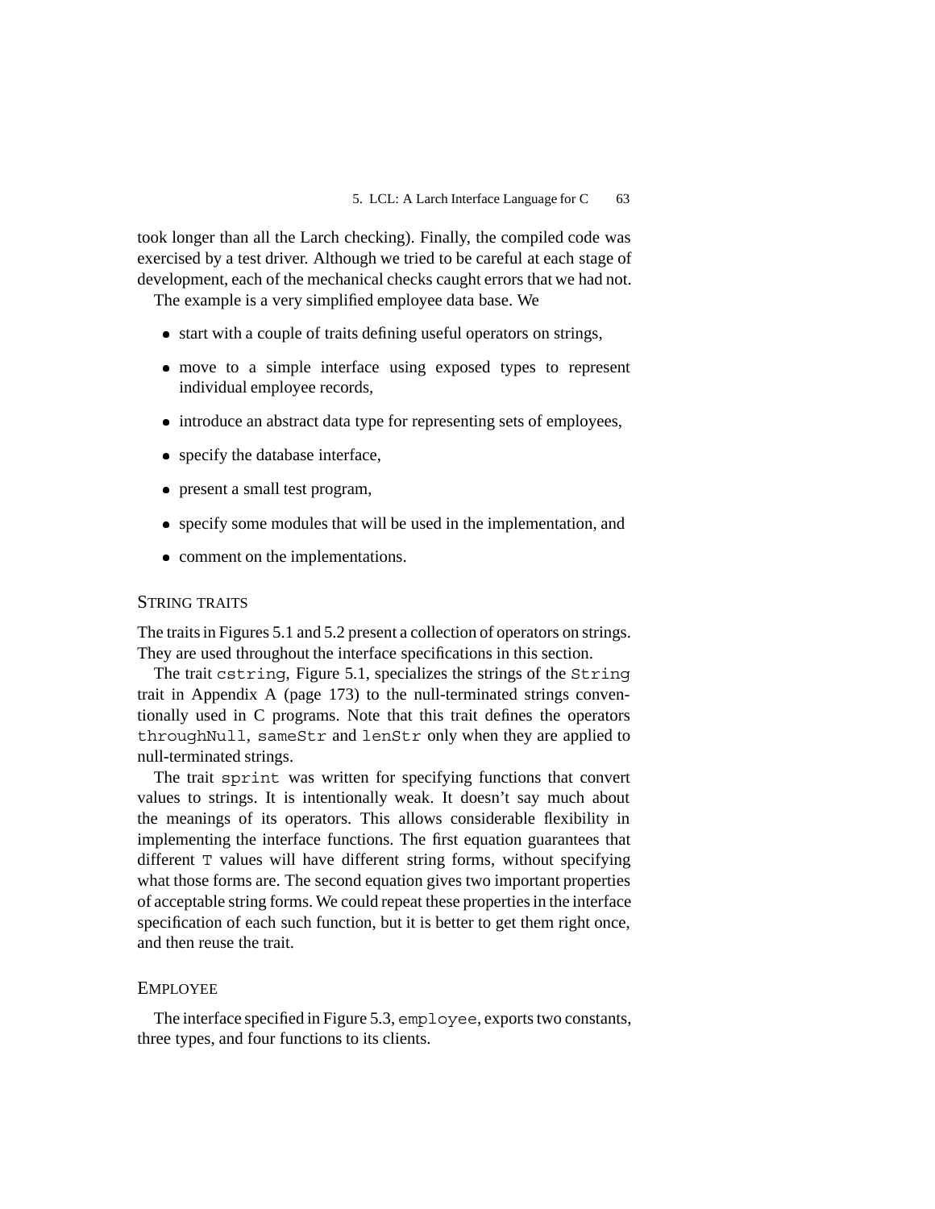took longer than all the Larch checking). Finally, the compiled code was exercised by a test driver. Although we tried to be careful at each stage of development, each of the mechanical checks caught errors that we had not.

The example is a very simplified employee data base. We

- start with a couple of traits defining useful operators on strings,
- move to a simple interface using exposed types to represent individual employee records,
- introduce an abstract data type for representing sets of employees,
- specify the database interface,
- present a small test program,
- specify some modules that will be used in the implementation, and
- comment on the implementations.

### String traits

The traits in Figures 5.1 and 5.2 present a collection of operators on strings. They are used throughout the interface specifications in this section.

The trait `cstring`, Figure 5.1, specializes the strings of the `String` trait in Appendix A (page 173) to the null-terminated strings conventionally used in C programs. Note that this trait defines the operators `throughNull`, `sameStr` and `lenStr` only when they are applied to null-terminated strings.

The trait `sprint` was written for specifying functions that convert values to strings. It is intentionally weak. It doesn't say much about the meanings of its operators. This allows considerable flexibility in implementing the interface functions. The first equation guarantees that different `T` values will have different string forms, without specifying what those forms are. The second equation gives two important properties of acceptable string forms. We could repeat these properties in the interface specification of each such function, but it is better to get them right once, and then reuse the trait.

### Employee

The interface specified in Figure 5.3, `employee`, exports two constants, three types, and four functions to its clients.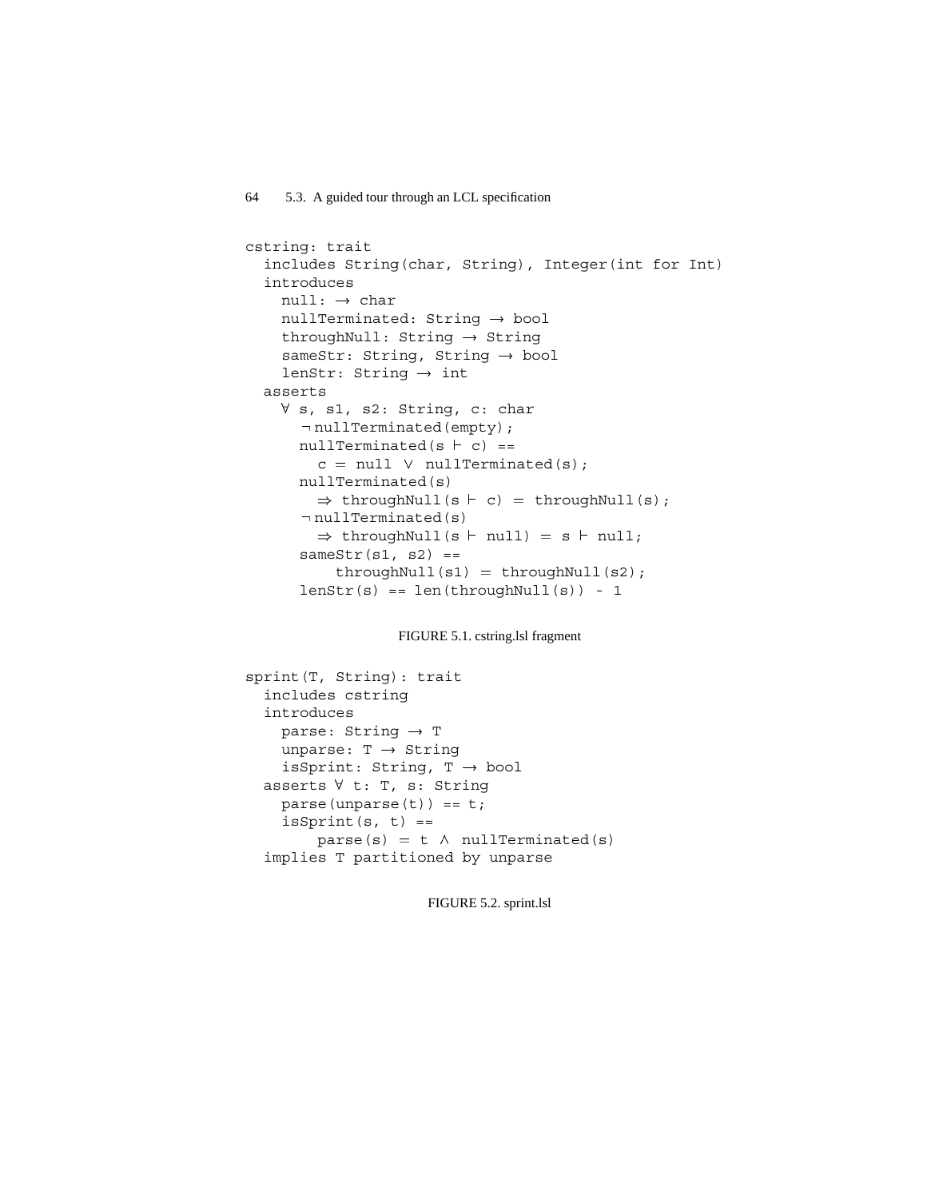```
cstring: trait
  includes String(char, String), Integer(int for Int)
  introduces
    null: → char
    nullTerminated: String → bool
    throughNull: String → String
    sameStr: String, String → bool
    lenStr: String → int
  asserts
    ∀ s, s1, s2: String, c: char
      ¬nullTerminated(empty);
      nullTerminated(s ⊢ c) ==
        c = null ∨ nullTerminated(s);
      nullTerminated(s)
        ⇒ throughNull(s ⊢ c) = throughNull(s);
      ¬nullTerminated(s)
        ⇒ throughNull(s ⊢ null) = s ⊢ null;
      sameStr(s1, s2) ==
          throughNull(s1) = throughNull(s2);
      lenStr(s) == len(throughNull(s)) - 1
```

FIGURE 5.1. cstring.lsl fragment

```
sprint(T, String): trait
  includes cstring
  introduces
    parse: String → T
    unparse: T → String
    isSprint: String, T → bool
  asserts ∀ t: T, s: String
    parse(unparse(t)) == t;
    isSprint(s, t) ==
        parse(s) = t ∧ nullTerminated(s)
  implies T partitioned by unparse
```

FIGURE 5.2. sprint.lsl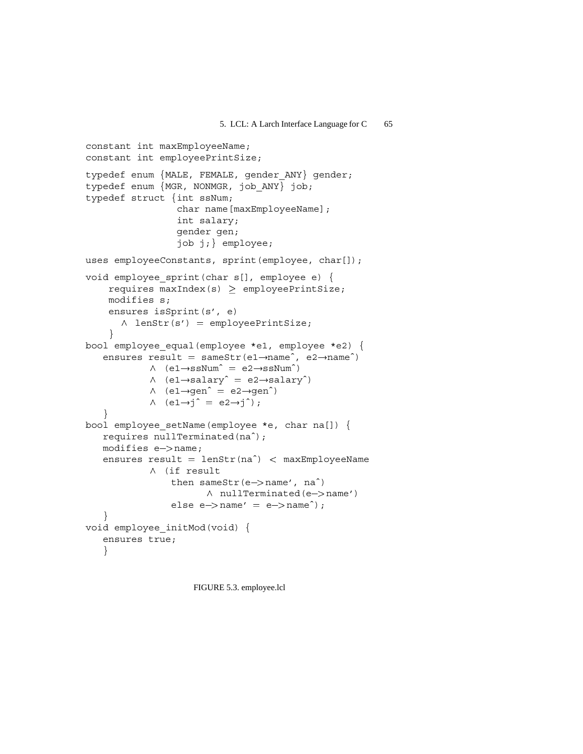```
constant int maxEmployeeName;
constant int employeePrintSize;

typedef enum {MALE, FEMALE, gender_ANY} gender;
typedef enum {MGR, NONMGR, job_ANY} job;
typedef struct {int ssNum;
                char name[maxEmployeeName];
                int salary;
                gender gen;
                job j;} employee;

uses employeeConstants, sprint(employee, char[]);

void employee_sprint(char s[], employee e) {
    requires maxIndex(s) ≥ employeePrintSize;
    modifies s;
    ensures isSprint(s', e)
      ∧ lenStr(s') = employeePrintSize;
    }
bool employee_equal(employee *e1, employee *e2) {
   ensures result = sameStr(e1→name^, e2→name^)
           ∧ (e1→ssNum^ = e2→ssNum^)
           ∧ (e1→salary^ = e2→salary^)
           ∧ (e1→gen^ = e2→gen^)
           ∧ (e1→j^ = e2→j^);
   }
bool employee_setName(employee *e, char na[]) {
   requires nullTerminated(na^);
   modifies e->name;
   ensures result = lenStr(na^) < maxEmployeeName
           ∧ (if result
               then sameStr(e->name', na^)
                      ∧ nullTerminated(e->name')
               else e->name' = e->name^);
   }
void employee_initMod(void) {
   ensures true;
   }
```

FIGURE 5.3. employee.lcl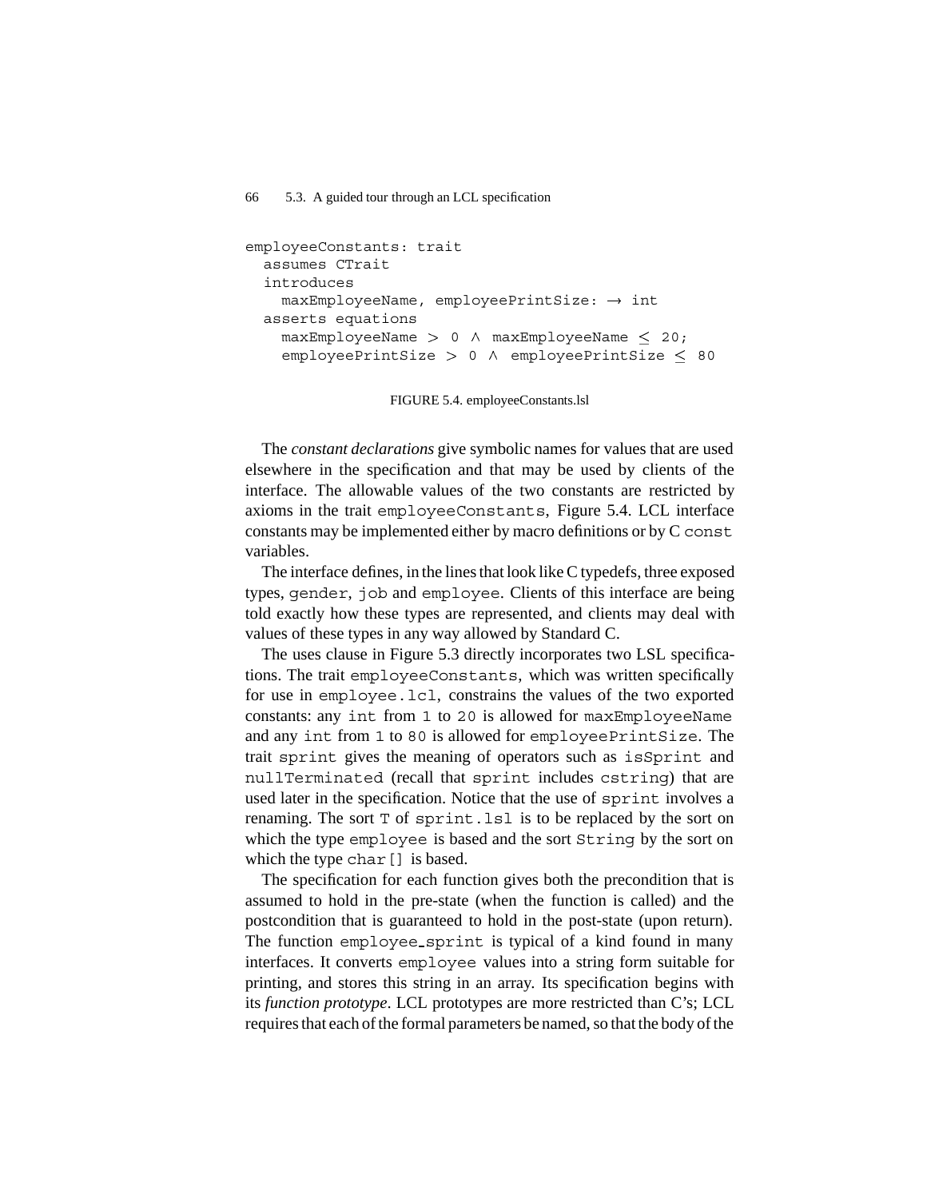```
employeeConstants: trait
  assumes CTrait
  introduces
    maxEmployeeName, employeePrintSize: → int
  asserts equations
    maxEmployeeName > 0 ∧ maxEmployeeName ≤ 20;
    employeePrintSize > 0 ∧ employeePrintSize ≤ 80
```

FIGURE 5.4. employeeConstants.lsl

The *constant declarations* give symbolic names for values that are used elsewhere in the specification and that may be used by clients of the interface. The allowable values of the two constants are restricted by axioms in the trait `employeeConstants`, Figure 5.4. LCL interface constants may be implemented either by macro definitions or by C `const` variables.

The interface defines, in the lines that look like C typedefs, three exposed types, `gender`, `job` and `employee`. Clients of this interface are being told exactly how these types are represented, and clients may deal with values of these types in any way allowed by Standard C.

The uses clause in Figure 5.3 directly incorporates two LSL specifications. The trait `employeeConstants`, which was written specifically for use in `employee.lcl`, constrains the values of the two exported constants: any `int` from `1` to `20` is allowed for `maxEmployeeName` and any `int` from `1` to `80` is allowed for `employeePrintSize`. The trait `sprint` gives the meaning of operators such as `isSprint` and `nullTerminated` (recall that `sprint` includes `cstring`) that are used later in the specification. Notice that the use of `sprint` involves a renaming. The sort `T` of `sprint.lsl` is to be replaced by the sort on which the type `employee` is based and the sort `String` by the sort on which the type `char[]` is based.

The specification for each function gives both the precondition that is assumed to hold in the pre-state (when the function is called) and the postcondition that is guaranteed to hold in the post-state (upon return). The function `employee_sprint` is typical of a kind found in many interfaces. It converts `employee` values into a string form suitable for printing, and stores this string in an array. Its specification begins with its *function prototype*. LCL prototypes are more restricted than C's; LCL requires that each of the formal parameters be named, so that the body of the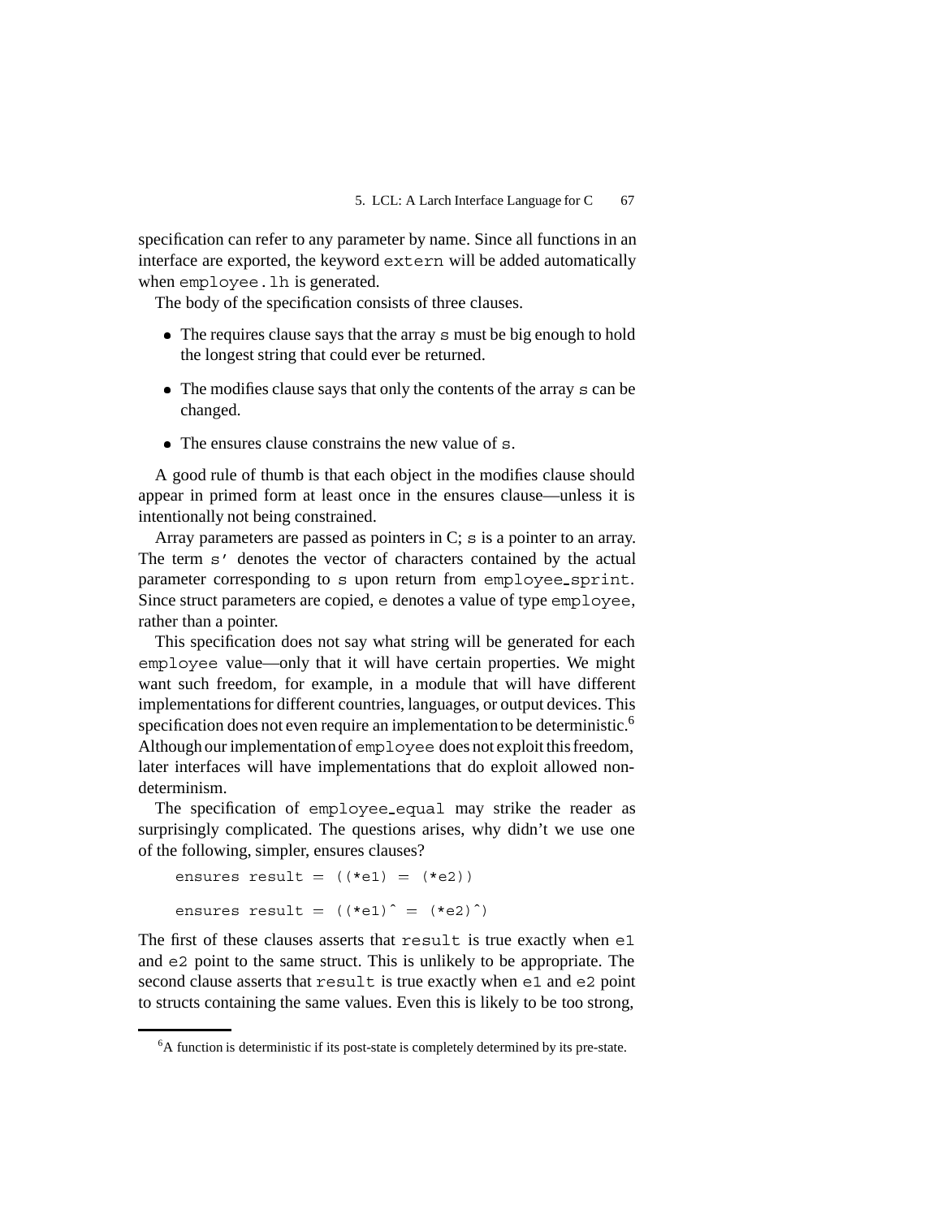specification can refer to any parameter by name. Since all functions in an interface are exported, the keyword `extern` will be added automatically when `employee.lh` is generated.

The body of the specification consists of three clauses.

- The requires clause says that the array `s` must be big enough to hold the longest string that could ever be returned.
- The modifies clause says that only the contents of the array `s` can be changed.
- The ensures clause constrains the new value of `s`.

A good rule of thumb is that each object in the modifies clause should appear in primed form at least once in the ensures clause—unless it is intentionally not being constrained.

Array parameters are passed as pointers in C; `s` is a pointer to an array. The term `s'` denotes the vector of characters contained by the actual parameter corresponding to `s` upon return from `employee_sprint`. Since struct parameters are copied, `e` denotes a value of type `employee`, rather than a pointer.

This specification does not say what string will be generated for each `employee` value—only that it will have certain properties. We might want such freedom, for example, in a module that will have different implementations for different countries, languages, or output devices. This specification does not even require an implementation to be deterministic.[6] Although our implementation of `employee` does not exploit this freedom, later interfaces will have implementations that do exploit allowed non-determinism.

The specification of `employee_equal` may strike the reader as surprisingly complicated. The questions arises, why didn't we use one of the following, simpler, ensures clauses?

```
ensures result = ((*e1) = (*e2))

ensures result = ((*e1)^ = (*e2)^)
```

The first of these clauses asserts that `result` is true exactly when `e1` and `e2` point to the same struct. This is unlikely to be appropriate. The second clause asserts that `result` is true exactly when `e1` and `e2` point to structs containing the same values. Even this is likely to be too strong,

[6] A function is deterministic if its post-state is completely determined by its pre-state.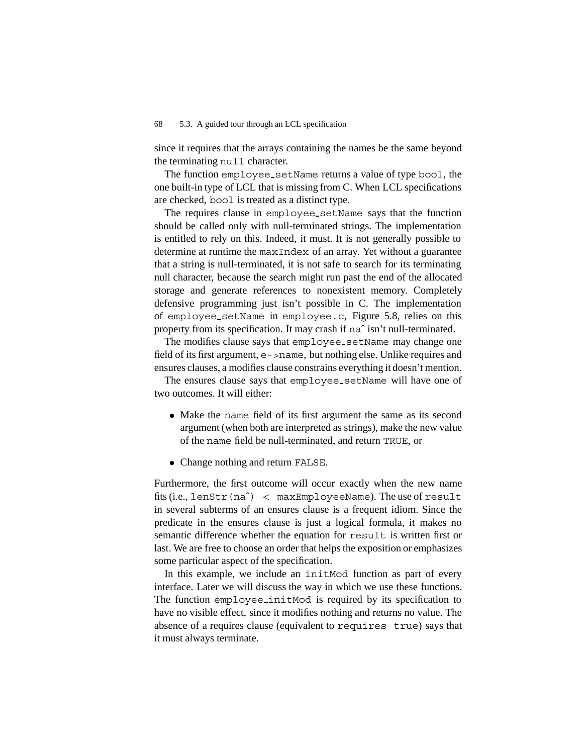since it requires that the arrays containing the names be the same beyond the terminating `null` character.

The function `employee_setName` returns a value of type `bool`, the one built-in type of LCL that is missing from C. When LCL specifications are checked, `bool` is treated as a distinct type.

The requires clause in `employee_setName` says that the function should be called only with null-terminated strings. The implementation is entitled to rely on this. Indeed, it must. It is not generally possible to determine at runtime the `maxIndex` of an array. Yet without a guarantee that a string is null-terminated, it is not safe to search for its terminating null character, because the search might run past the end of the allocated storage and generate references to nonexistent memory. Completely defensive programming just isn't possible in C. The implementation of `employee_setName` in `employee.c`, Figure 5.8, relies on this property from its specification. It may crash if `na^` isn't null-terminated.

The modifies clause says that `employee_setName` may change one field of its first argument, `e->name`, but nothing else. Unlike requires and ensures clauses, a modifies clause constrains everything it doesn't mention.

The ensures clause says that `employee_setName` will have one of two outcomes. It will either:

- Make the `name` field of its first argument the same as its second argument (when both are interpreted as strings), make the new value of the `name` field be null-terminated, and return `TRUE`, or
- Change nothing and return `FALSE`.

Furthermore, the first outcome will occur exactly when the new name fits (i.e., `lenStr(na^) < maxEmployeeName`). The use of `result` in several subterms of an ensures clause is a frequent idiom. Since the predicate in the ensures clause is just a logical formula, it makes no semantic difference whether the equation for `result` is written first or last. We are free to choose an order that helps the exposition or emphasizes some particular aspect of the specification.

In this example, we include an `initMod` function as part of every interface. Later we will discuss the way in which we use these functions. The function `employee_initMod` is required by its specification to have no visible effect, since it modifies nothing and returns no value. The absence of a requires clause (equivalent to `requires true`) says that it must always terminate.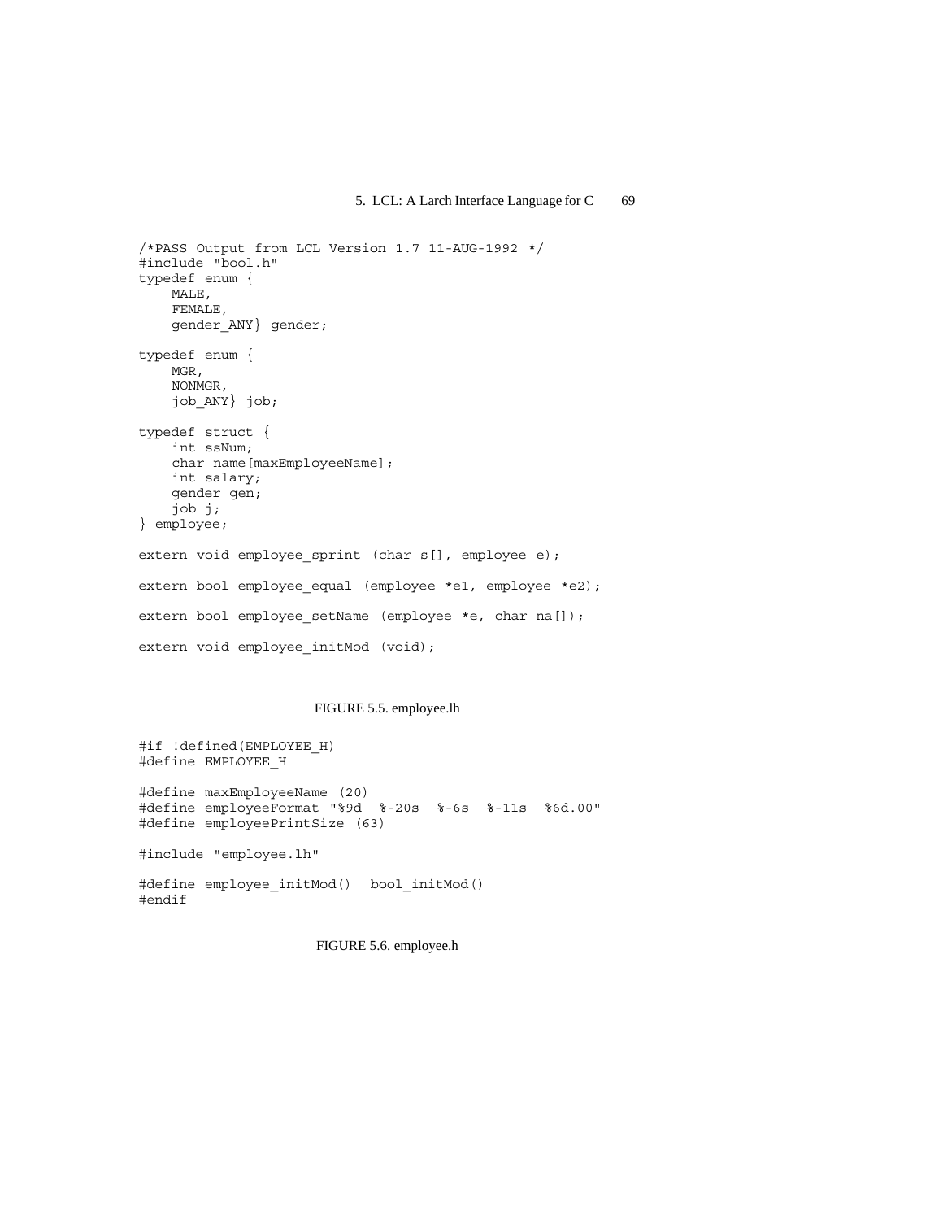```
/*PASS Output from LCL Version 1.7 11-AUG-1992 */
#include "bool.h"
typedef enum {
    MALE,
    FEMALE,
    gender_ANY} gender;

typedef enum {
    MGR,
    NONMGR,
    job_ANY} job;

typedef struct {
    int ssNum;
    char name[maxEmployeeName];
    int salary;
    gender gen;
    job j;
} employee;

extern void employee_sprint (char s[], employee e);

extern bool employee_equal (employee *e1, employee *e2);

extern bool employee_setName (employee *e, char na[]);

extern void employee_initMod (void);
```

FIGURE 5.5. employee.lh

```
#if !defined(EMPLOYEE_H)
#define EMPLOYEE_H

#define maxEmployeeName (20)
#define employeeFormat "%9d  %-20s  %-6s  %-11s  %6d.00"
#define employeePrintSize (63)

#include "employee.lh"

#define employee_initMod()  bool_initMod()
#endif
```

FIGURE 5.6. employee.h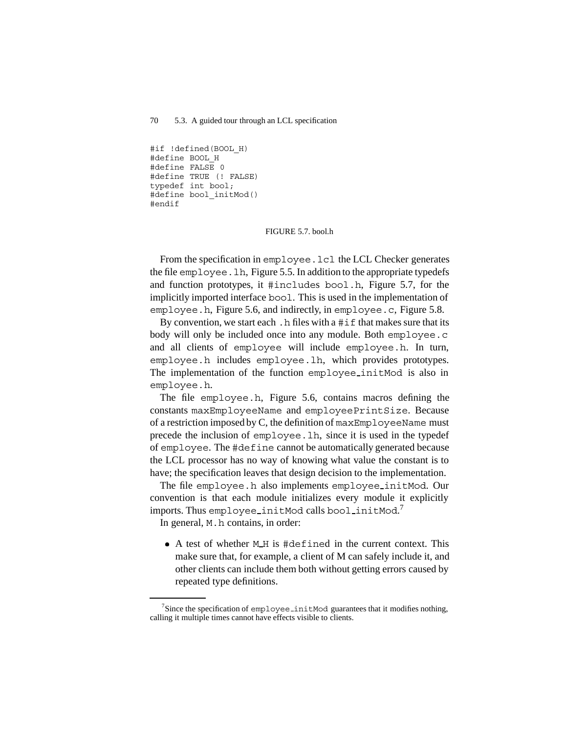```
#if !defined(BOOL_H)
#define BOOL_H
#define FALSE 0
#define TRUE (! FALSE)
typedef int bool;
#define bool_initMod()
#endif
```

FIGURE 5.7. bool.h

From the specification in `employee.lcl` the LCL Checker generates the file `employee.lh`, Figure 5.5. In addition to the appropriate typedefs and function prototypes, it `#includes bool.h`, Figure 5.7, for the implicitly imported interface `bool`. This is used in the implementation of `employee.h`, Figure 5.6, and indirectly, in `employee.c`, Figure 5.8.

By convention, we start each `.h` files with a `#if` that makes sure that its body will only be included once into any module. Both `employee.c` and all clients of `employee` will include `employee.h`. In turn, `employee.h` includes `employee.lh`, which provides prototypes. The implementation of the function `employee_initMod` is also in `employee.h`.

The file `employee.h`, Figure 5.6, contains macros defining the constants `maxEmployeeName` and `employeePrintSize`. Because of a restriction imposed by C, the definition of `maxEmployeeName` must precede the inclusion of `employee.lh`, since it is used in the typedef of `employee`. The `#define` cannot be automatically generated because the LCL processor has no way of knowing what value the constant is to have; the specification leaves that design decision to the implementation.

The file `employee.h` also implements `employee_initMod`. Our convention is that each module initializes every module it explicitly imports. Thus `employee_initMod` calls `bool_initMod`.[7]

In general, `M.h` contains, in order:

- A test of whether `M_H` is `#defined` in the current context. This make sure that, for example, a client of M can safely include it, and other clients can include them both without getting errors caused by repeated type definitions.

[7]Since the specification of `employee_initMod` guarantees that it modifies nothing, calling it multiple times cannot have effects visible to clients.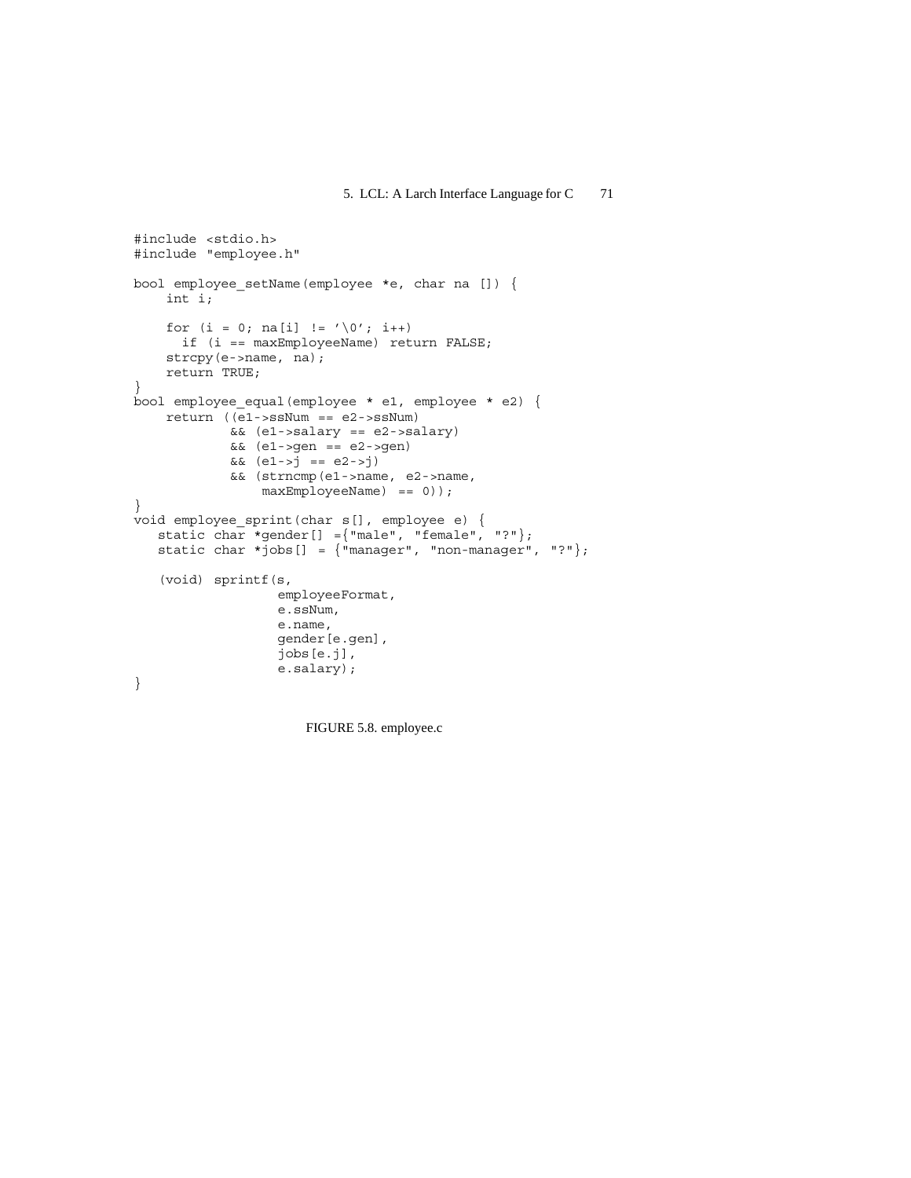```
#include <stdio.h>
#include "employee.h"

bool employee_setName(employee *e, char na []) {
    int i;

    for (i = 0; na[i] != '\0'; i++)
      if (i == maxEmployeeName) return FALSE;
    strcpy(e->name, na);
    return TRUE;
}
bool employee_equal(employee * e1, employee * e2) {
    return ((e1->ssNum == e2->ssNum)
            && (e1->salary == e2->salary)
            && (e1->gen == e2->gen)
            && (e1->j == e2->j)
            && (strncmp(e1->name, e2->name,
                maxEmployeeName) == 0));
}
void employee_sprint(char s[], employee e) {
   static char *gender[] ={"male", "female", "?"};
   static char *jobs[] = {"manager", "non-manager", "?"};

   (void) sprintf(s,
                  employeeFormat,
                  e.ssNum,
                  e.name,
                  gender[e.gen],
                  jobs[e.j],
                  e.salary);
}
```

FIGURE 5.8. employee.c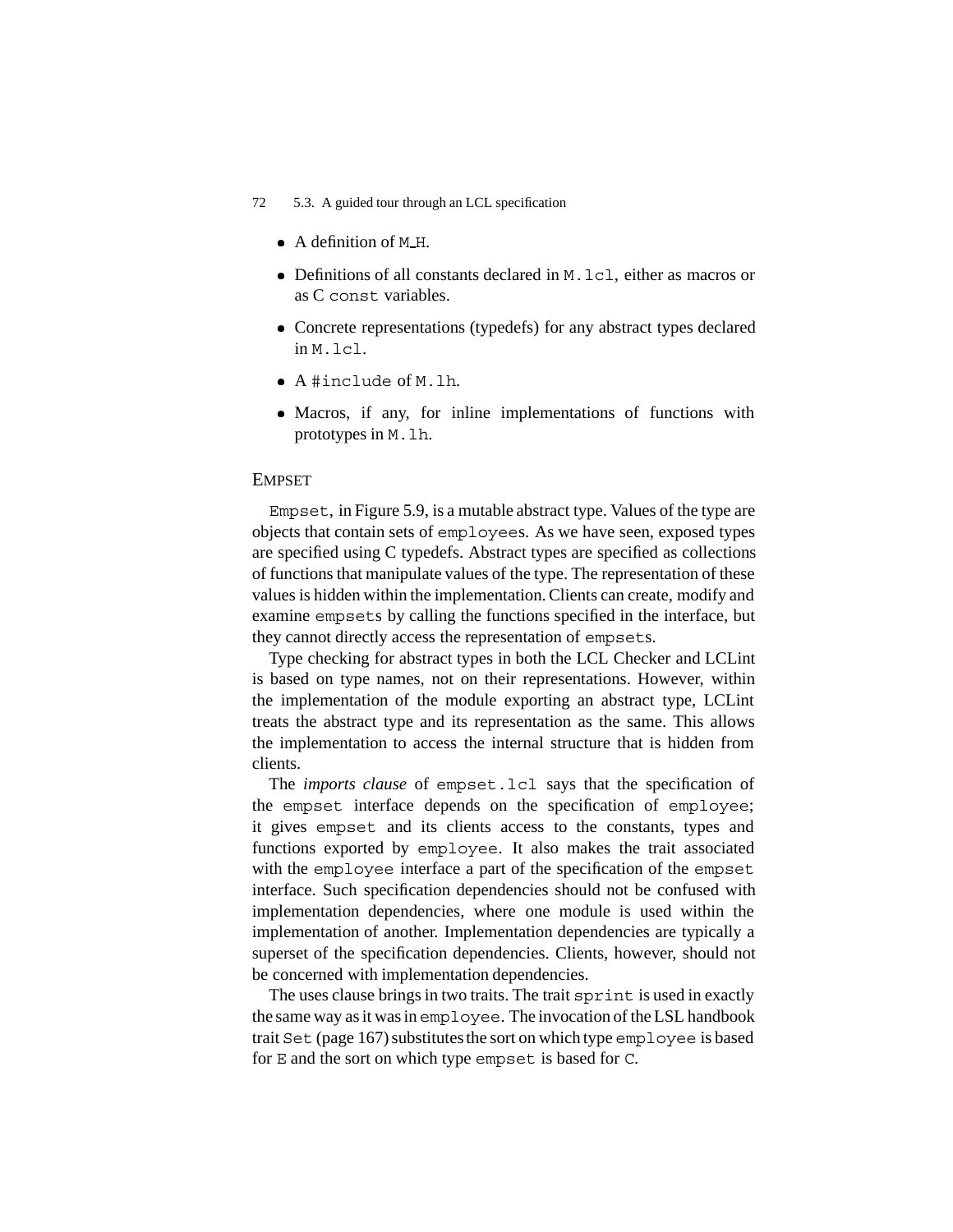- A definition of `M_H`.
- Definitions of all constants declared in `M.lcl`, either as macros or as C `const` variables.
- Concrete representations (typedefs) for any abstract types declared in `M.lcl`.
- A `#include` of `M.lh`.
- Macros, if any, for inline implementations of functions with prototypes in `M.lh`.

### EMPSET

`Empset`, in Figure 5.9, is a mutable abstract type. Values of the type are objects that contain sets of `employee`s. As we have seen, exposed types are specified using C typedefs. Abstract types are specified as collections of functions that manipulate values of the type. The representation of these values is hidden within the implementation. Clients can create, modify and examine `empset`s by calling the functions specified in the interface, but they cannot directly access the representation of `empset`s.

Type checking for abstract types in both the LCL Checker and LCLint is based on type names, not on their representations. However, within the implementation of the module exporting an abstract type, LCLint treats the abstract type and its representation as the same. This allows the implementation to access the internal structure that is hidden from clients.

The *imports clause* of `empset.lcl` says that the specification of the `empset` interface depends on the specification of `employee`; it gives `empset` and its clients access to the constants, types and functions exported by `employee`. It also makes the trait associated with the `employee` interface a part of the specification of the `empset` interface. Such specification dependencies should not be confused with implementation dependencies, where one module is used within the implementation of another. Implementation dependencies are typically a superset of the specification dependencies. Clients, however, should not be concerned with implementation dependencies.

The uses clause brings in two traits. The trait `sprint` is used in exactly the same way as it was in `employee`. The invocation of the LSL handbook trait `Set` (page 167) substitutes the sort on which type `employee` is based for `E` and the sort on which type `empset` is based for `C`.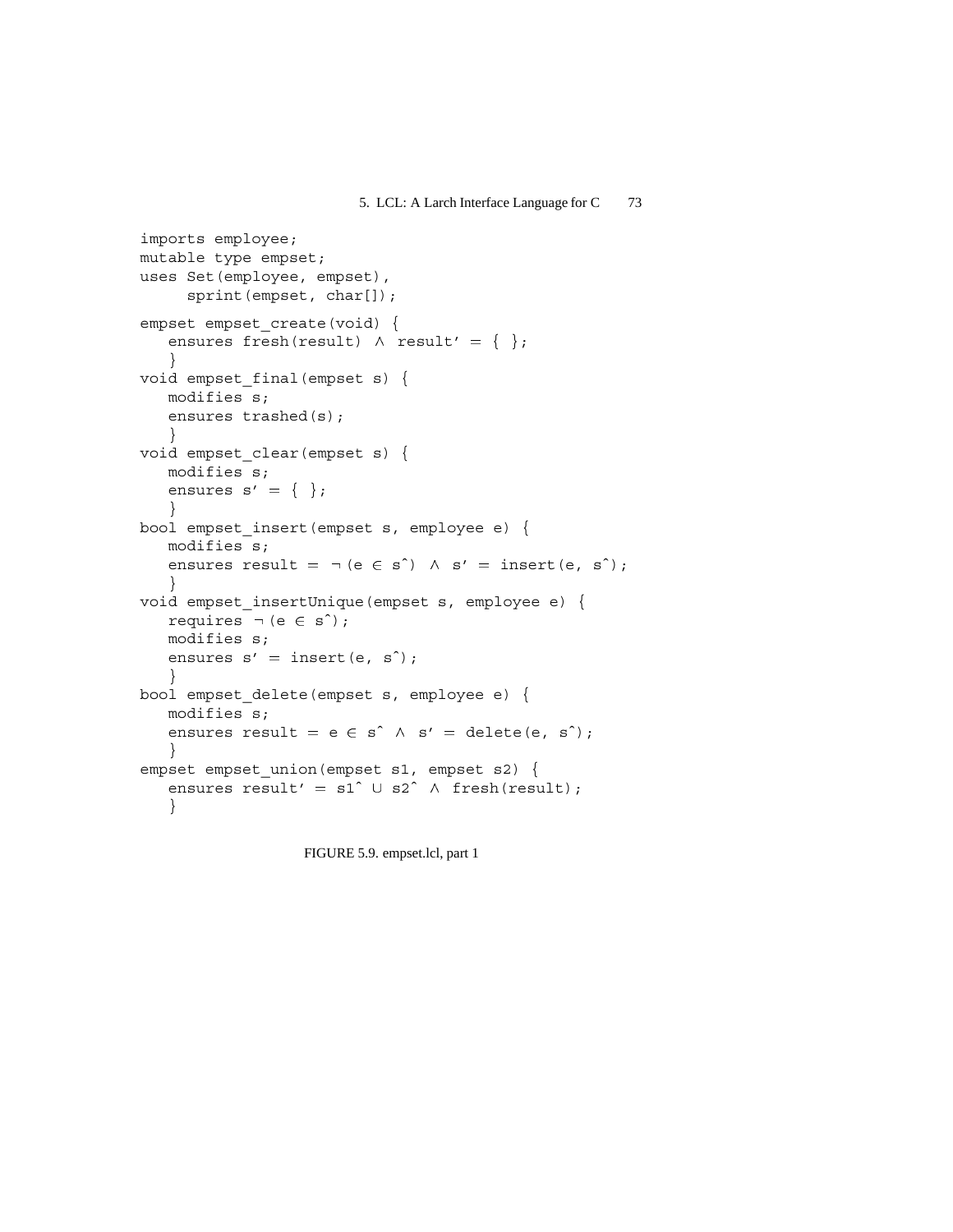```
imports employee;
mutable type empset;
uses Set(employee, empset),
     sprint(empset, char[]);

empset empset_create(void) {
   ensures fresh(result) ∧ result' = { };
   }
void empset_final(empset s) {
   modifies s;
   ensures trashed(s);
   }
void empset_clear(empset s) {
   modifies s;
   ensures s' = { };
   }
bool empset_insert(empset s, employee e) {
   modifies s;
   ensures result = ¬(e ∈ s^) ∧ s' = insert(e, s^);
   }
void empset_insertUnique(empset s, employee e) {
   requires ¬(e ∈ s^);
   modifies s;
   ensures s' = insert(e, s^);
   }
bool empset_delete(empset s, employee e) {
   modifies s;
   ensures result = e ∈ s^ ∧ s' = delete(e, s^);
   }
empset empset_union(empset s1, empset s2) {
   ensures result' = s1^ ∪ s2^ ∧ fresh(result);
   }
```

FIGURE 5.9. empset.lcl, part 1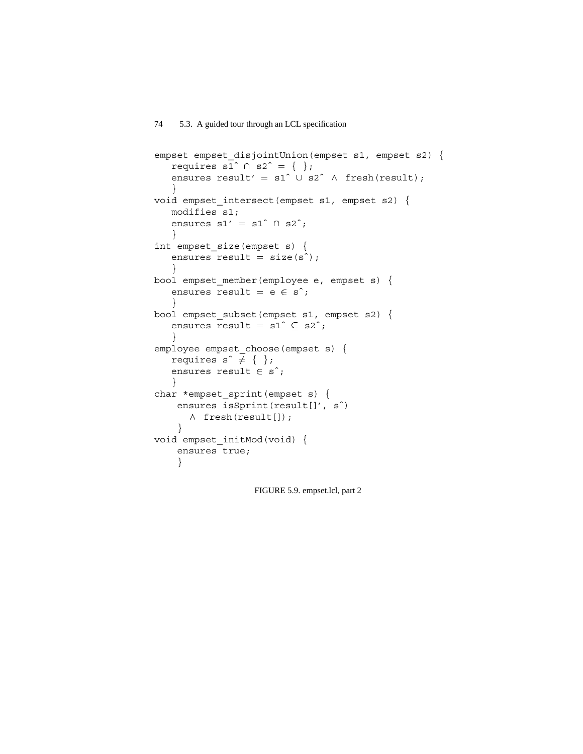```
empset empset_disjointUnion(empset s1, empset s2) {
   requires s1^ ∩ s2^ = { };
   ensures result' = s1^ ∪ s2^ ∧ fresh(result);
   }
void empset_intersect(empset s1, empset s2) {
   modifies s1;
   ensures s1' = s1^ ∩ s2^;
   }
int empset_size(empset s) {
   ensures result = size(s^);
   }
bool empset_member(employee e, empset s) {
   ensures result = e ∈ s^;
   }
bool empset_subset(empset s1, empset s2) {
   ensures result = s1^ ⊆ s2^;
   }
employee empset_choose(empset s) {
   requires s^ ≠ { };
   ensures result ∈ s^;
   }
char *empset_sprint(empset s) {
    ensures isSprint(result[]', s^)
      ∧ fresh(result[]);
    }
void empset_initMod(void) {
    ensures true;
    }
```

FIGURE 5.9. empset.lcl, part 2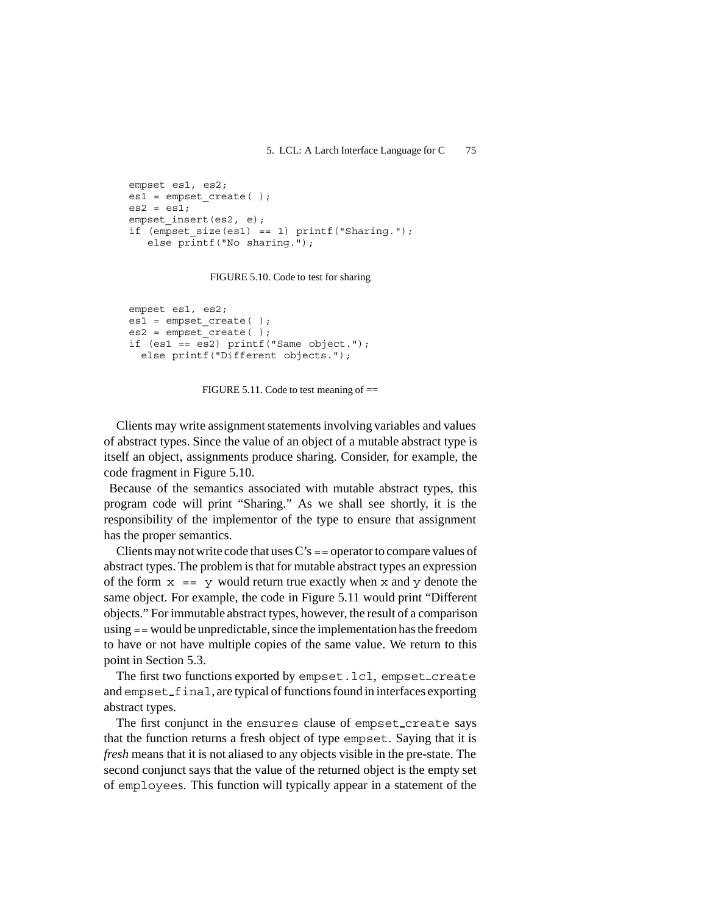```
empset es1, es2;
es1 = empset_create( );
es2 = es1;
empset_insert(es2, e);
if (empset_size(es1) == 1) printf("Sharing.");
   else printf("No sharing.");
```

FIGURE 5.10. Code to test for sharing

```
empset es1, es2;
es1 = empset_create( );
es2 = empset_create( );
if (es1 == es2) printf("Same object.");
  else printf("Different objects.");
```

FIGURE 5.11. Code to test meaning of ==

Clients may write assignment statements involving variables and values of abstract types. Since the value of an object of a mutable abstract type is itself an object, assignments produce sharing. Consider, for example, the code fragment in Figure 5.10.

Because of the semantics associated with mutable abstract types, this program code will print "Sharing." As we shall see shortly, it is the responsibility of the implementor of the type to ensure that assignment has the proper semantics.

Clients may not write code that uses C's == operator to compare values of abstract types. The problem is that for mutable abstract types an expression of the form `x == y` would return true exactly when `x` and `y` denote the same object. For example, the code in Figure 5.11 would print "Different objects." For immutable abstract types, however, the result of a comparison using == would be unpredictable, since the implementation has the freedom to have or not have multiple copies of the same value. We return to this point in Section 5.3.

The first two functions exported by `empset.lcl`, `empset_create` and `empset_final`, are typical of functions found in interfaces exporting abstract types.

The first conjunct in the `ensures` clause of `empset_create` says that the function returns a fresh object of type `empset`. Saying that it is *fresh* means that it is not aliased to any objects visible in the pre-state. The second conjunct says that the value of the returned object is the empty set of `employees`. This function will typically appear in a statement of the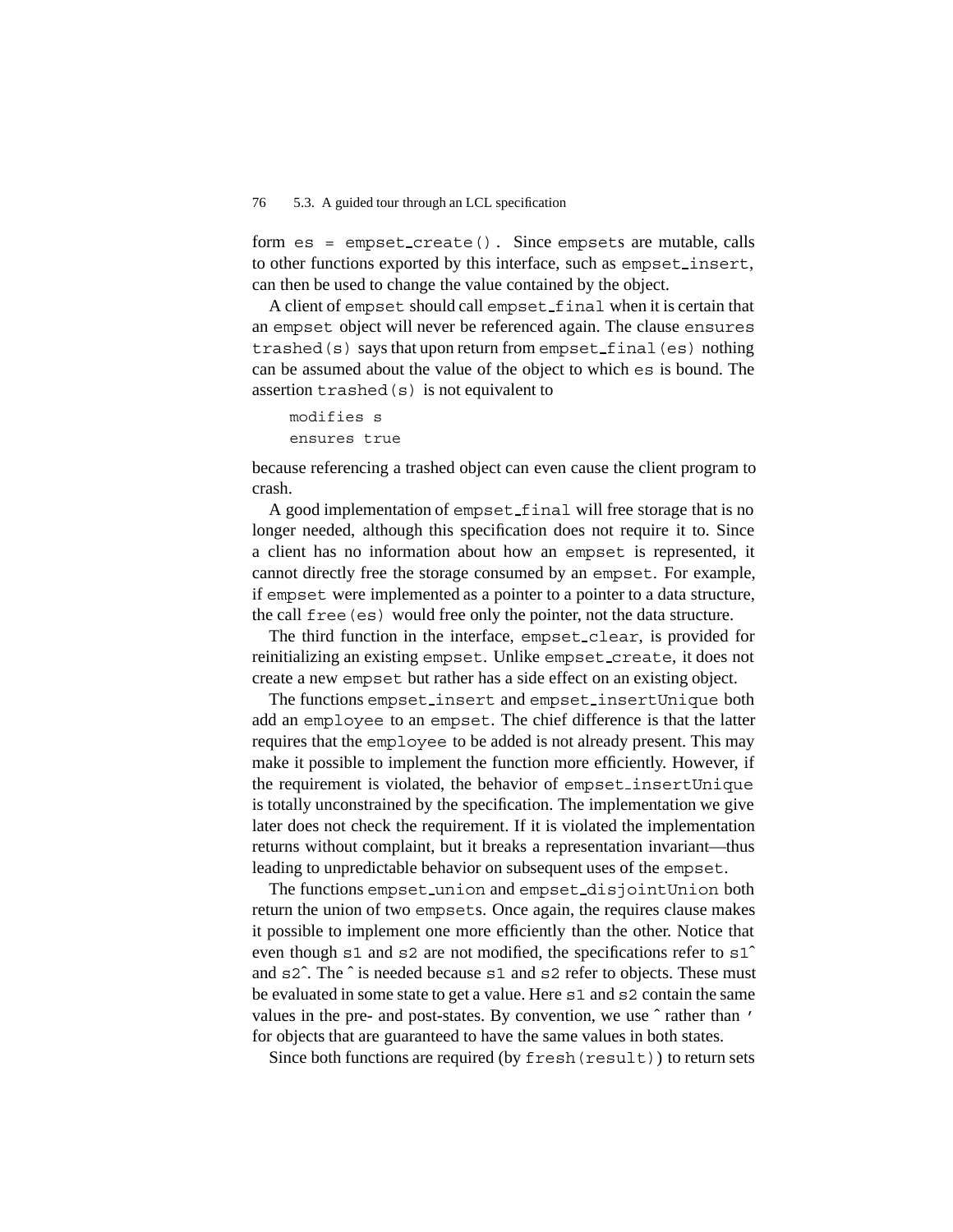form `es = empset_create()`. Since `empset`s are mutable, calls to other functions exported by this interface, such as `empset_insert`, can then be used to change the value contained by the object.

A client of `empset` should call `empset_final` when it is certain that an `empset` object will never be referenced again. The clause `ensures trashed(s)` says that upon return from `empset_final(es)` nothing can be assumed about the value of the object to which `es` is bound. The assertion `trashed(s)` is not equivalent to

```
modifies s
ensures true
```

because referencing a trashed object can even cause the client program to crash.

A good implementation of `empset_final` will free storage that is no longer needed, although this specification does not require it to. Since a client has no information about how an `empset` is represented, it cannot directly free the storage consumed by an `empset`. For example, if `empset` were implemented as a pointer to a pointer to a data structure, the call `free(es)` would free only the pointer, not the data structure.

The third function in the interface, `empset_clear`, is provided for reinitializing an existing `empset`. Unlike `empset_create`, it does not create a new `empset` but rather has a side effect on an existing object.

The functions `empset_insert` and `empset_insertUnique` both add an `employee` to an `empset`. The chief difference is that the latter requires that the `employee` to be added is not already present. This may make it possible to implement the function more efficiently. However, if the requirement is violated, the behavior of `empset_insertUnique` is totally unconstrained by the specification. The implementation we give later does not check the requirement. If it is violated the implementation returns without complaint, but it breaks a representation invariant—thus leading to unpredictable behavior on subsequent uses of the `empset`.

The functions `empset_union` and `empset_disjointUnion` both return the union of two `empset`s. Once again, the requires clause makes it possible to implement one more efficiently than the other. Notice that even though `s1` and `s2` are not modified, the specifications refer to `s1^` and `s2^`. The `^` is needed because `s1` and `s2` refer to objects. These must be evaluated in some state to get a value. Here `s1` and `s2` contain the same values in the pre- and post-states. By convention, we use `^` rather than `'` for objects that are guaranteed to have the same values in both states.

Since both functions are required (by `fresh(result)`) to return sets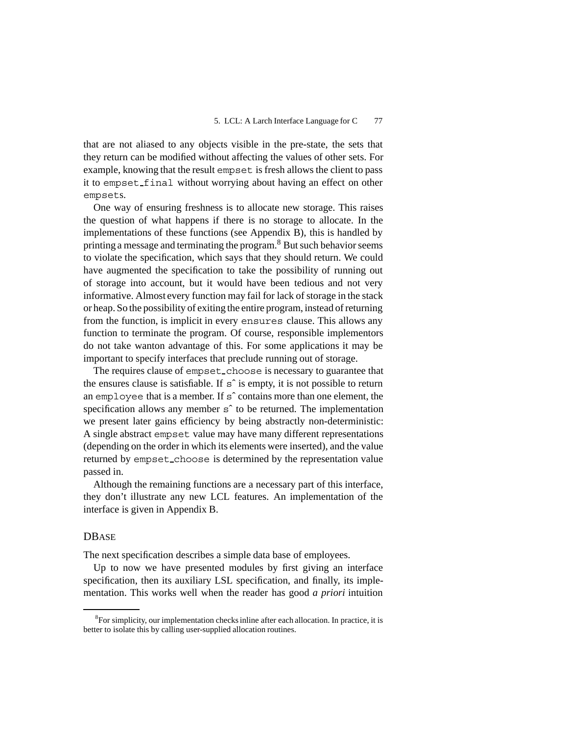that are not aliased to any objects visible in the pre-state, the sets that they return can be modified without affecting the values of other sets. For example, knowing that the result `empset` is fresh allows the client to pass it to `empset_final` without worrying about having an effect on other `empset`s.

One way of ensuring freshness is to allocate new storage. This raises the question of what happens if there is no storage to allocate. In the implementations of these functions (see Appendix B), this is handled by printing a message and terminating the program.[8] But such behavior seems to violate the specification, which says that they should return. We could have augmented the specification to take the possibility of running out of storage into account, but it would have been tedious and not very informative. Almost every function may fail for lack of storage in the stack or heap. So the possibility of exiting the entire program, instead of returning from the function, is implicit in every `ensures` clause. This allows any function to terminate the program. Of course, responsible implementors do not take wanton advantage of this. For some applications it may be important to specify interfaces that preclude running out of storage.

The requires clause of `empset_choose` is necessary to guarantee that the ensures clause is satisfiable. If `s^` is empty, it is not possible to return an `employee` that is a member. If `s^` contains more than one element, the specification allows any member `s^` to be returned. The implementation we present later gains efficiency by being abstractly non-deterministic: A single abstract `empset` value may have many different representations (depending on the order in which its elements were inserted), and the value returned by `empset_choose` is determined by the representation value passed in.

Although the remaining functions are a necessary part of this interface, they don't illustrate any new LCL features. An implementation of the interface is given in Appendix B.

## DBASE

The next specification describes a simple data base of employees.

Up to now we have presented modules by first giving an interface specification, then its auxiliary LSL specification, and finally, its implementation. This works well when the reader has good *a priori* intuition

---

[8] For simplicity, our implementation checks inline after each allocation. In practice, it is better to isolate this by calling user-supplied allocation routines.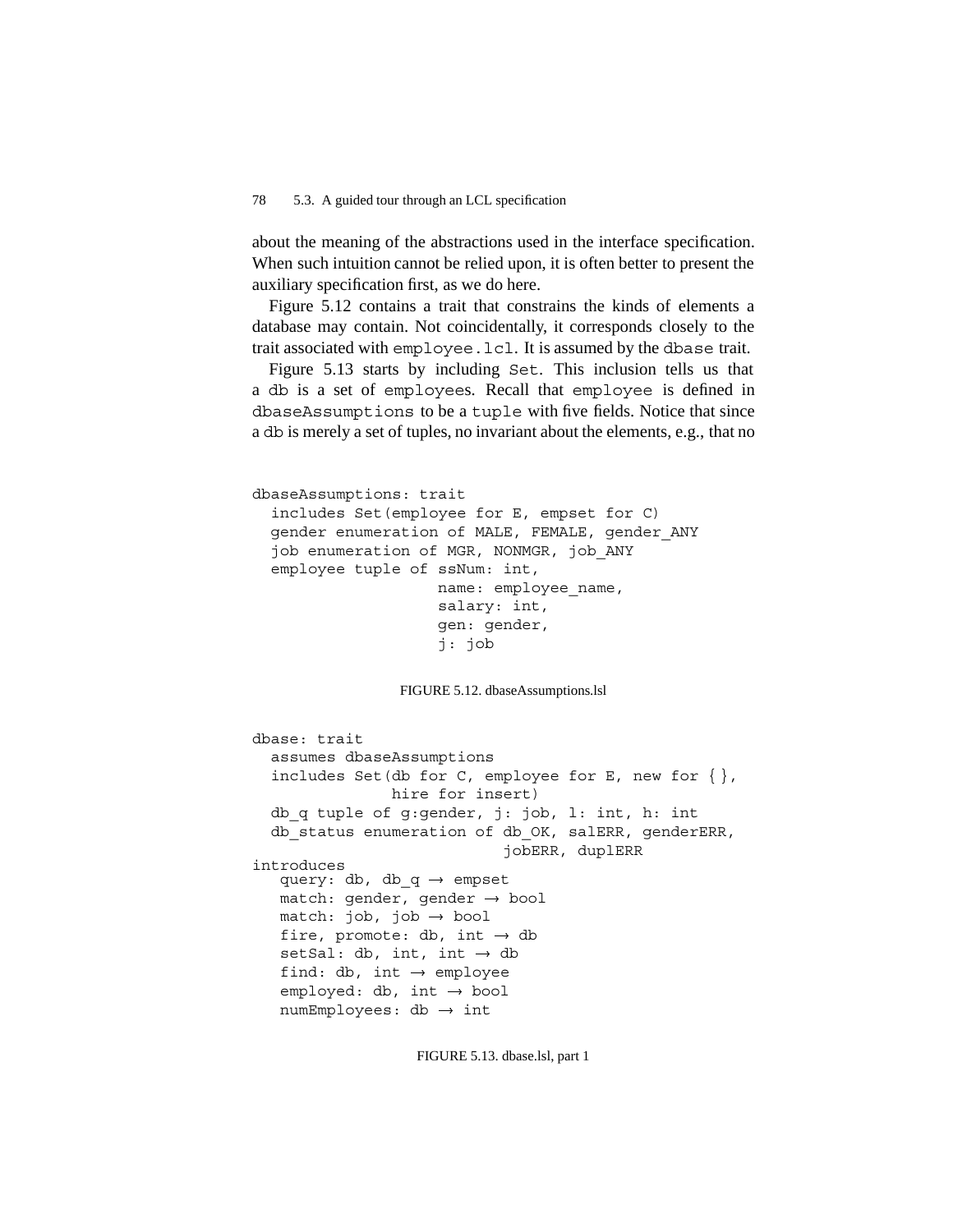about the meaning of the abstractions used in the interface specification. When such intuition cannot be relied upon, it is often better to present the auxiliary specification first, as we do here.

Figure 5.12 contains a trait that constrains the kinds of elements a database may contain. Not coincidentally, it corresponds closely to the trait associated with `employee.lcl`. It is assumed by the `dbase` trait.

Figure 5.13 starts by including `Set`. This inclusion tells us that a `db` is a set of `employee`s. Recall that `employee` is defined in `dbaseAssumptions` to be a `tuple` with five fields. Notice that since a `db` is merely a set of tuples, no invariant about the elements, e.g., that no

```
dbaseAssumptions: trait
  includes Set(employee for E, empset for C)
  gender enumeration of MALE, FEMALE, gender_ANY
  job enumeration of MGR, NONMGR, job_ANY
  employee tuple of ssNum: int,
                    name: employee_name,
                    salary: int,
                    gen: gender,
                    j: job
```

FIGURE 5.12. dbaseAssumptions.lsl

```
dbase: trait
  assumes dbaseAssumptions
  includes Set(db for C, employee for E, new for {},
              hire for insert)
  db_q tuple of g:gender, j: job, l: int, h: int
  db_status enumeration of db_OK, salERR, genderERR,
                          jobERR, duplERR
introduces
   query: db, db_q → empset
   match: gender, gender → bool
   match: job, job → bool
   fire, promote: db, int → db
   setSal: db, int, int → db
   find: db, int → employee
   employed: db, int → bool
   numEmployees: db → int
```

FIGURE 5.13. dbase.lsl, part 1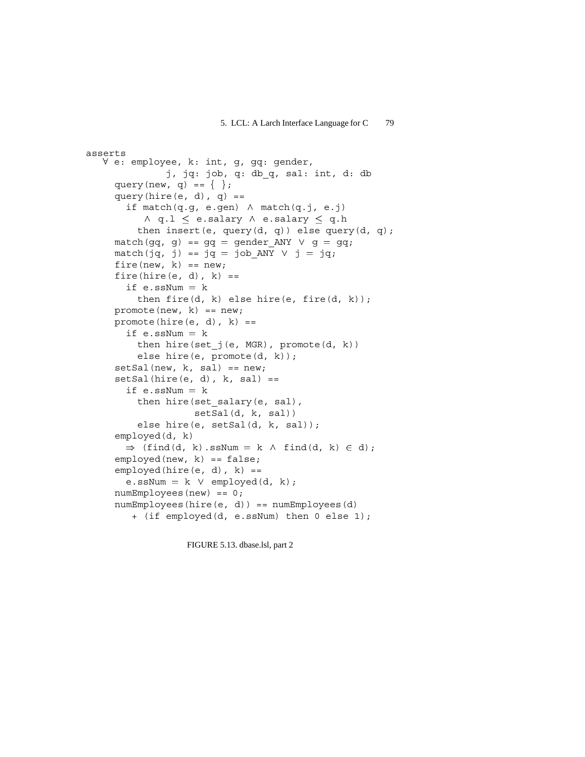```
asserts
   ∀ e: employee, k: int, g, gq: gender,
            j, jq: job, q: db_q, sal: int, d: db
     query(new, q) == { };
     query(hire(e, d), q) ==
       if match(q.g, e.gen) ∧ match(q.j, e.j)
           ∧ q.l ≤ e.salary ∧ e.salary ≤ q.h
         then insert(e, query(d, q)) else query(d, q);
     match(gq, g) == gq = gender_ANY ∨ g = gq;
     match(jq, j) == jq = job_ANY ∨ j = jq;
     fire(new, k) == new;
     fire(hire(e, d), k) ==
       if e.ssNum = k
         then fire(d, k) else hire(e, fire(d, k));
     promote(new, k) == new;
     promote(hire(e, d), k) ==
       if e.ssNum = k
         then hire(set_j(e, MGR), promote(d, k))
         else hire(e, promote(d, k));
     setSal(new, k, sal) == new;
     setSal(hire(e, d), k, sal) ==
       if e.ssNum = k
         then hire(set_salary(e, sal),
                   setSal(d, k, sal))
         else hire(e, setSal(d, k, sal));
     employed(d, k)
       ⇒ (find(d, k).ssNum = k ∧ find(d, k) ∈ d);
     employed(new, k) == false;
     employed(hire(e, d), k) ==
       e.ssNum = k ∨ employed(d, k);
     numEmployees(new) == 0;
     numEmployees(hire(e, d)) == numEmployees(d)
        + (if employed(d, e.ssNum) then 0 else 1);
```

FIGURE 5.13. dbase.lsl, part 2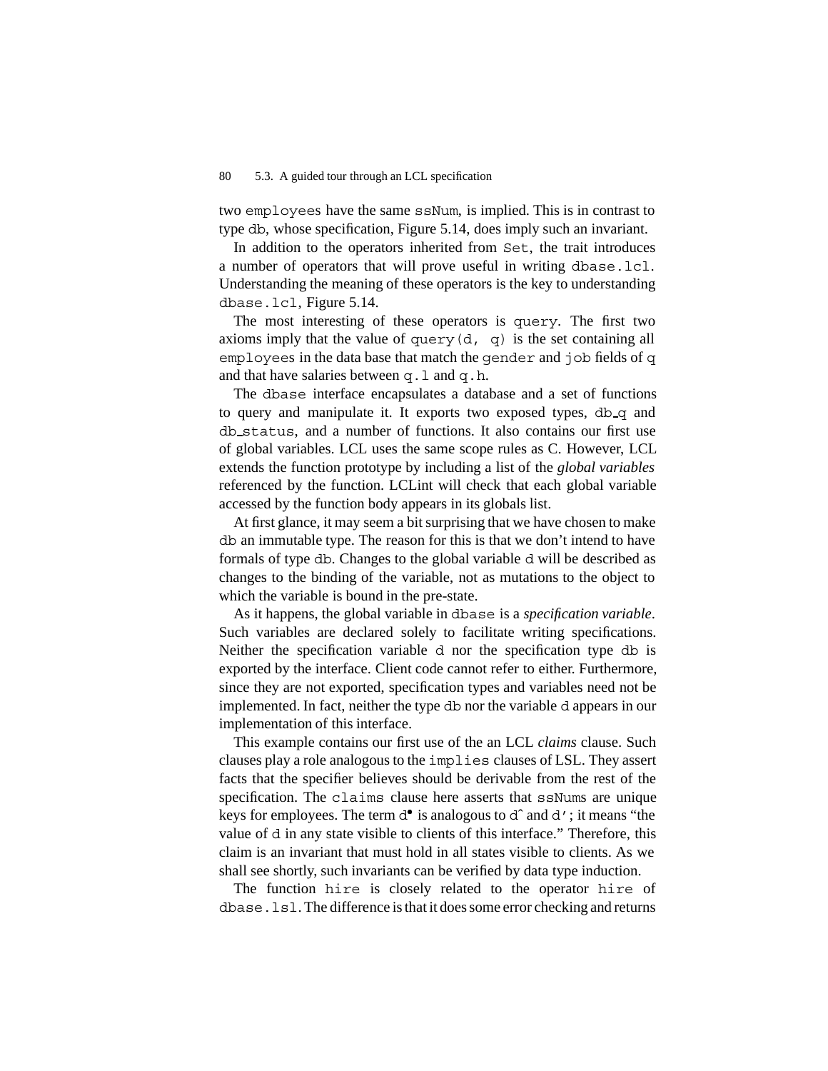two `employees` have the same `ssNum`, is implied. This is in contrast to type `db`, whose specification, Figure 5.14, does imply such an invariant.

In addition to the operators inherited from `Set`, the trait introduces a number of operators that will prove useful in writing `dbase.lcl`. Understanding the meaning of these operators is the key to understanding `dbase.lcl`, Figure 5.14.

The most interesting of these operators is `query`. The first two axioms imply that the value of `query(d, q)` is the set containing all `employees` in the data base that match the `gender` and `job` fields of `q` and that have salaries between `q.l` and `q.h`.

The `dbase` interface encapsulates a database and a set of functions to query and manipulate it. It exports two exposed types, `db_q` and `db_status`, and a number of functions. It also contains our first use of global variables. LCL uses the same scope rules as C. However, LCL extends the function prototype by including a list of the *global variables* referenced by the function. LCLint will check that each global variable accessed by the function body appears in its globals list.

At first glance, it may seem a bit surprising that we have chosen to make `db` an immutable type. The reason for this is that we don't intend to have formals of type `db`. Changes to the global variable `d` will be described as changes to the binding of the variable, not as mutations to the object to which the variable is bound in the pre-state.

As it happens, the global variable in `dbase` is a *specification variable*. Such variables are declared solely to facilitate writing specifications. Neither the specification variable `d` nor the specification type `db` is exported by the interface. Client code cannot refer to either. Furthermore, since they are not exported, specification types and variables need not be implemented. In fact, neither the type `db` nor the variable `d` appears in our implementation of this interface.

This example contains our first use of the an LCL *claims* clause. Such clauses play a role analogous to the `implies` clauses of LSL. They assert facts that the specifier believes should be derivable from the rest of the specification. The `claims` clause here asserts that `ssNums` are unique keys for employees. The term `d`$^\bullet$ is analogous to `d^` and `d'`; it means "the value of `d` in any state visible to clients of this interface." Therefore, this claim is an invariant that must hold in all states visible to clients. As we shall see shortly, such invariants can be verified by data type induction.

The function `hire` is closely related to the operator `hire` of `dbase.lsl`. The difference is that it does some error checking and returns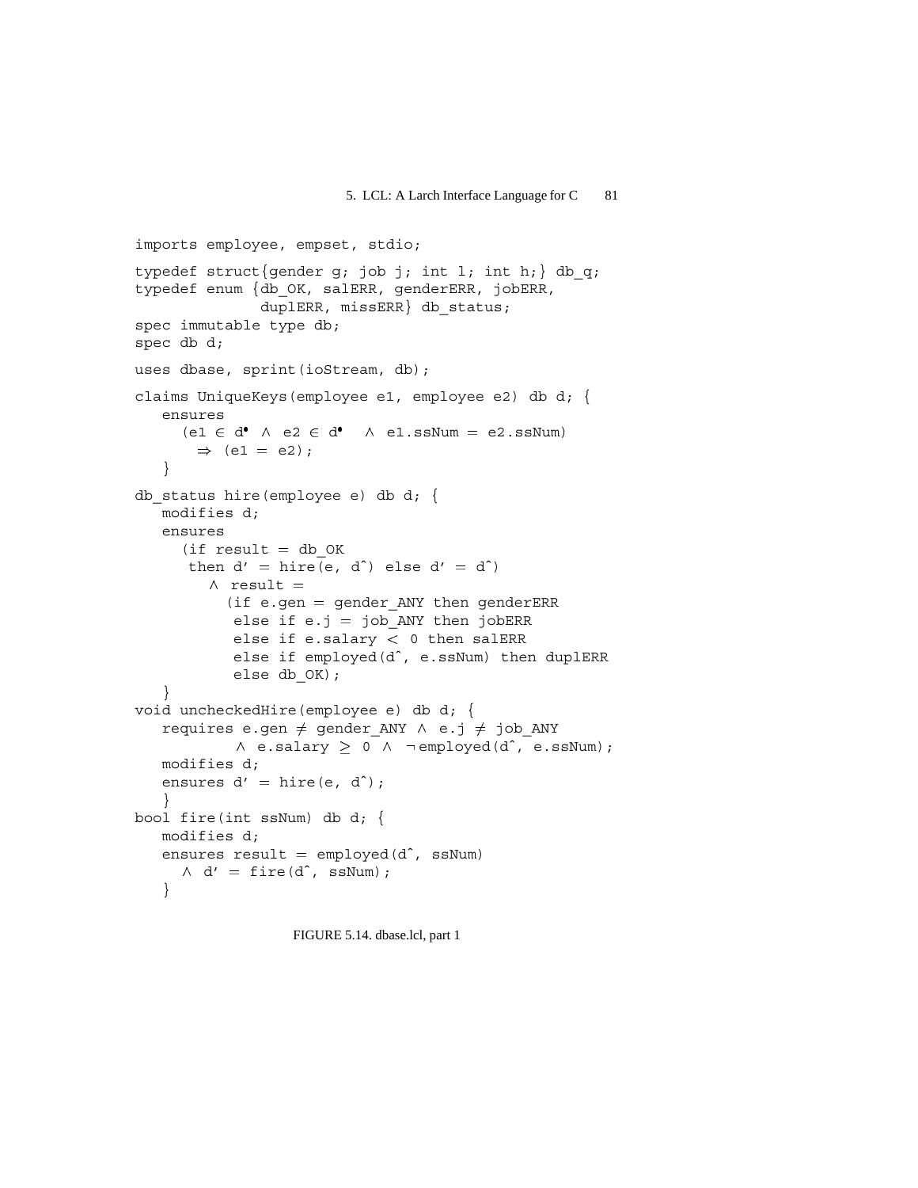```
imports employee, empset, stdio;
typedef struct{gender g; job j; int l; int h;} db_q;
typedef enum {db_OK, salERR, genderERR, jobERR,
              duplERR, missERR} db_status;
spec immutable type db;
spec db d;
uses dbase, sprint(ioStream, db);
claims UniqueKeys(employee e1, employee e2) db d; {
   ensures
     (e1 ∈ d• ∧ e2 ∈ d•  ∧ e1.ssNum = e2.ssNum)
       ⇒ (e1 = e2);
   }
db_status hire(employee e) db d; {
   modifies d;
   ensures
     (if result = db_OK
      then d' = hire(e, d^) else d' = d^)
        ∧ result =
          (if e.gen = gender_ANY then genderERR
           else if e.j = job_ANY then jobERR
           else if e.salary < 0 then salERR
           else if employed(d^, e.ssNum) then duplERR
           else db_OK);
   }
void uncheckedHire(employee e) db d; {
   requires e.gen ≠ gender_ANY ∧ e.j ≠ job_ANY
          ∧ e.salary ≥ 0 ∧ ¬employed(d^, e.ssNum);
   modifies d;
   ensures d' = hire(e, d^);
   }
bool fire(int ssNum) db d; {
   modifies d;
   ensures result = employed(d^, ssNum)
     ∧ d' = fire(d^, ssNum);
   }
```

FIGURE 5.14. dbase.lcl, part 1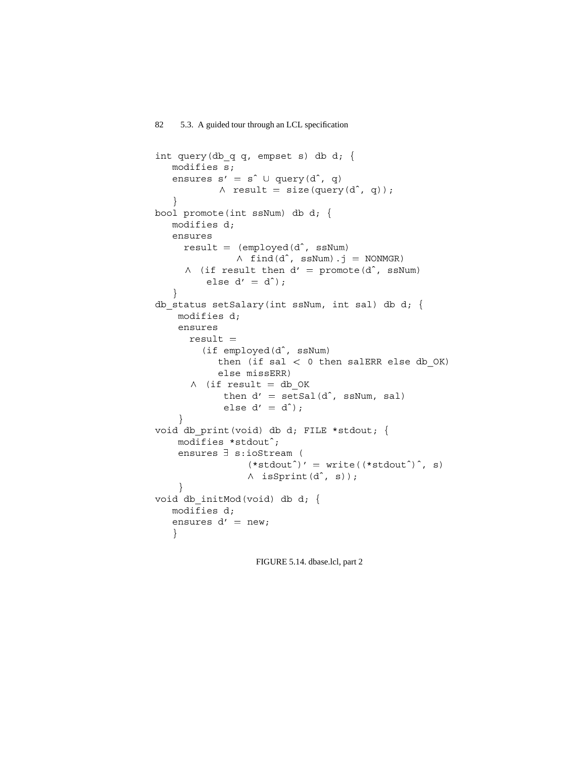```
int query(db_q q, empset s) db d; {
   modifies s;
   ensures s' = s^ ∪ query(d^, q)
           ∧ result = size(query(d^, q));
   }
bool promote(int ssNum) db d; {
   modifies d;
   ensures
     result = (employed(d^, ssNum)
             ∧ find(d^, ssNum).j = NONMGR)
     ∧ (if result then d' = promote(d^, ssNum)
         else d' = d^);
   }
db_status setSalary(int ssNum, int sal) db d; {
    modifies d;
    ensures
      result =
        (if employed(d^, ssNum)
           then (if sal < 0 then salERR else db_OK)
           else missERR)
      ∧ (if result = db_OK
            then d' = setSal(d^, ssNum, sal)
            else d' = d^);
    }
void db_print(void) db d; FILE *stdout; {
    modifies *stdout^;
    ensures ∃ s:ioStream (
                (*stdout^)' = write((*stdout^)^, s)
                ∧ isSprint(d^, s));
    }
void db_initMod(void) db d; {
   modifies d;
   ensures d' = new;
   }
```

FIGURE 5.14. dbase.lcl, part 2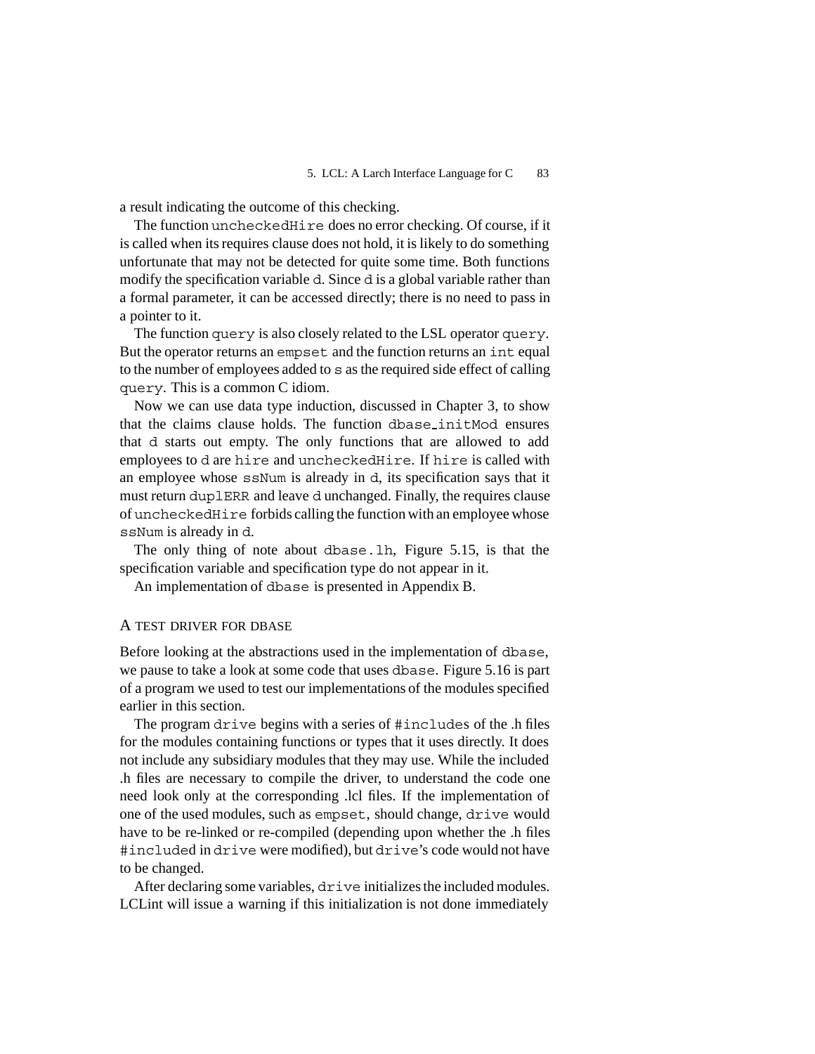a result indicating the outcome of this checking.

The function `uncheckedHire` does no error checking. Of course, if it is called when its requires clause does not hold, it is likely to do something unfortunate that may not be detected for quite some time. Both functions modify the specification variable `d`. Since `d` is a global variable rather than a formal parameter, it can be accessed directly; there is no need to pass in a pointer to it.

The function `query` is also closely related to the LSL operator `query`. But the operator returns an `empset` and the function returns an `int` equal to the number of employees added to `s` as the required side effect of calling `query`. This is a common C idiom.

Now we can use data type induction, discussed in Chapter 3, to show that the claims clause holds. The function `dbase_initMod` ensures that `d` starts out empty. The only functions that are allowed to add employees to `d` are `hire` and `uncheckedHire`. If `hire` is called with an employee whose `ssNum` is already in `d`, its specification says that it must return `duplERR` and leave `d` unchanged. Finally, the requires clause of `uncheckedHire` forbids calling the function with an employee whose `ssNum` is already in `d`.

The only thing of note about `dbase.lh`, Figure 5.15, is that the specification variable and specification type do not appear in it.

An implementation of `dbase` is presented in Appendix B.

### A TEST DRIVER FOR DBASE

Before looking at the abstractions used in the implementation of `dbase`, we pause to take a look at some code that uses `dbase`. Figure 5.16 is part of a program we used to test our implementations of the modules specified earlier in this section.

The program `drive` begins with a series of `#include`s of the .h files for the modules containing functions or types that it uses directly. It does not include any subsidiary modules that they may use. While the included .h files are necessary to compile the driver, to understand the code one need look only at the corresponding .lcl files. If the implementation of one of the used modules, such as `empset`, should change, `drive` would have to be re-linked or re-compiled (depending upon whether the .h files `#included` in `drive` were modified), but `drive`'s code would not have to be changed.

After declaring some variables, `drive` initializes the included modules. LCLint will issue a warning if this initialization is not done immediately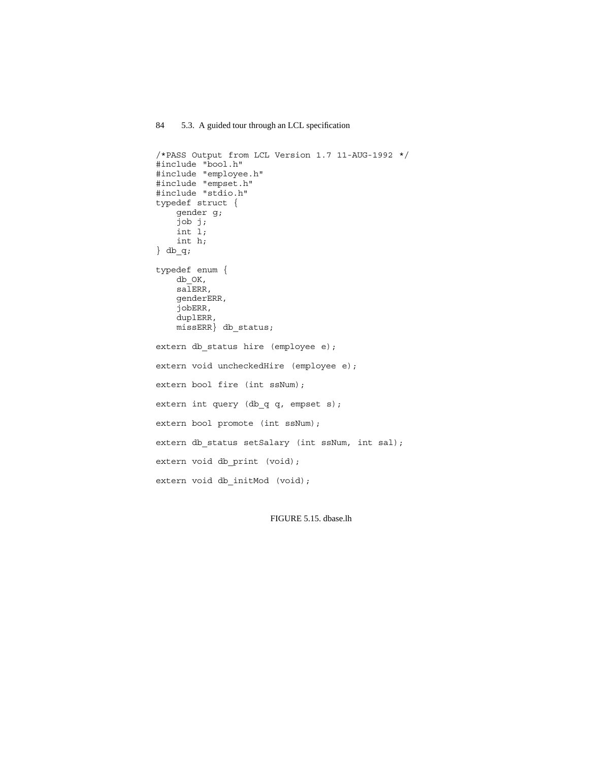```
/*PASS Output from LCL Version 1.7 11-AUG-1992 */
#include "bool.h"
#include "employee.h"
#include "empset.h"
#include "stdio.h"
typedef struct {
    gender g;
    job j;
    int l;
    int h;
} db_q;

typedef enum {
    db_OK,
    salERR,
    genderERR,
    jobERR,
    duplERR,
    missERR} db_status;

extern db_status hire (employee e);

extern void uncheckedHire (employee e);

extern bool fire (int ssNum);

extern int query (db_q q, empset s);

extern bool promote (int ssNum);

extern db_status setSalary (int ssNum, int sal);

extern void db_print (void);

extern void db_initMod (void);
```

FIGURE 5.15. dbase.lh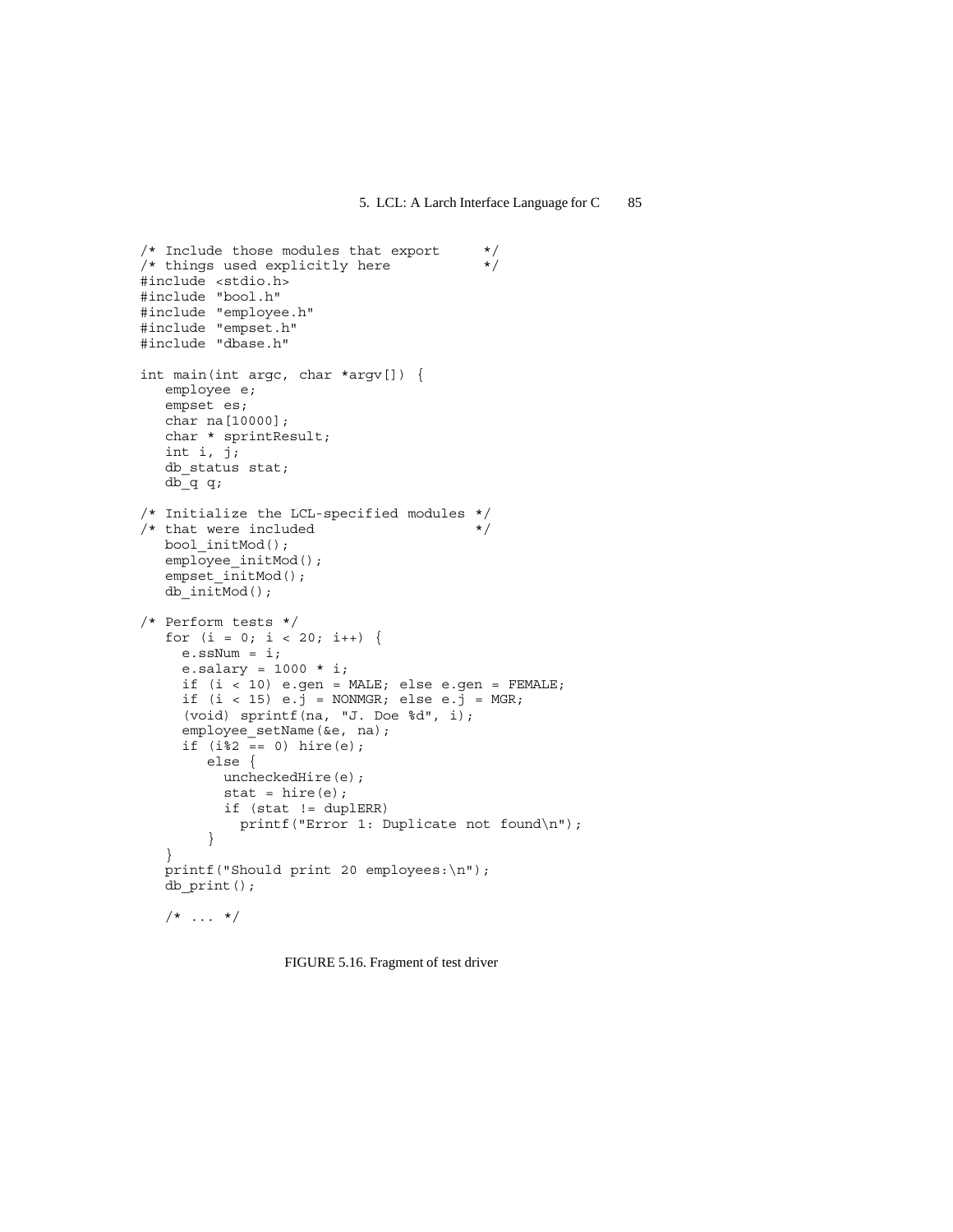```
/* Include those modules that export      */
/* things used explicitly here            */
#include <stdio.h>
#include "bool.h"
#include "employee.h"
#include "empset.h"
#include "dbase.h"

int main(int argc, char *argv[]) {
   employee e;
   empset es;
   char na[10000];
   char * sprintResult;
   int i, j;
   db_status stat;
   db_q q;

/* Initialize the LCL-specified modules */
/* that were included                   */
   bool_initMod();
   employee_initMod();
   empset_initMod();
   db_initMod();

/* Perform tests */
   for (i = 0; i < 20; i++) {
     e.ssNum = i;
     e.salary = 1000 * i;
     if (i < 10) e.gen = MALE; else e.gen = FEMALE;
     if (i < 15) e.j = NONMGR; else e.j = MGR;
     (void) sprintf(na, "J. Doe %d", i);
     employee_setName(&e, na);
     if (i%2 == 0) hire(e);
        else {
          uncheckedHire(e);
          stat = hire(e);
          if (stat != duplERR)
            printf("Error 1: Duplicate not found\n");
        }
   }
   printf("Should print 20 employees:\n");
   db_print();

   /* ... */
```

FIGURE 5.16. Fragment of test driver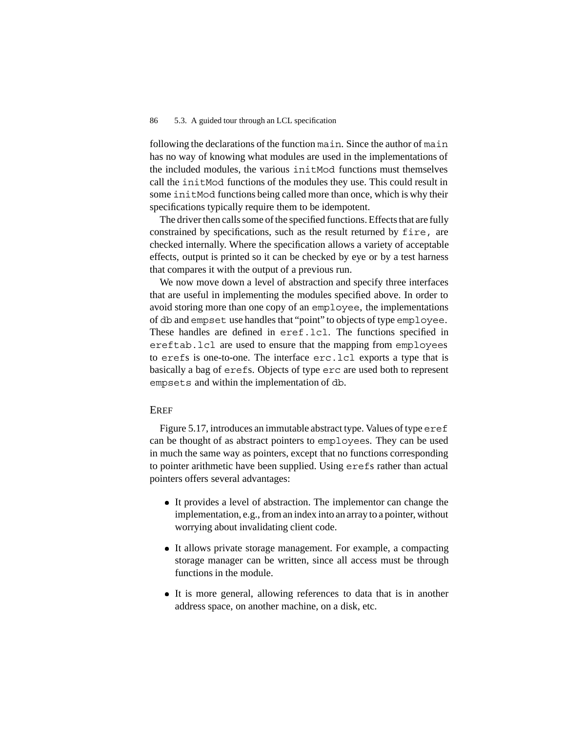following the declarations of the function main. Since the author of main has no way of knowing what modules are used in the implementations of the included modules, the various initMod functions must themselves call the initMod functions of the modules they use. This could result in some initMod functions being called more than once, which is why their specifications typically require them to be idempotent.

The driver then calls some of the specified functions. Effects that are fully constrained by specifications, such as the result returned by fire, are checked internally. Where the specification allows a variety of acceptable effects, output is printed so it can be checked by eye or by a test harness that compares it with the output of a previous run.

We now move down a level of abstraction and specify three interfaces that are useful in implementing the modules specified above. In order to avoid storing more than one copy of an employee, the implementations of db and empset use handles that "point" to objects of type employee. These handles are defined in eref.lcl. The functions specified in ereftab.lcl are used to ensure that the mapping from employees to erefs is one-to-one. The interface erc.lcl exports a type that is basically a bag of erefs. Objects of type erc are used both to represent empsets and within the implementation of db.

## EREF

Figure 5.17, introduces an immutable abstract type. Values of type eref can be thought of as abstract pointers to employees. They can be used in much the same way as pointers, except that no functions corresponding to pointer arithmetic have been supplied. Using erefs rather than actual pointers offers several advantages:

- It provides a level of abstraction. The implementor can change the implementation, e.g., from an index into an array to a pointer, without worrying about invalidating client code.
- It allows private storage management. For example, a compacting storage manager can be written, since all access must be through functions in the module.
- It is more general, allowing references to data that is in another address space, on another machine, on a disk, etc.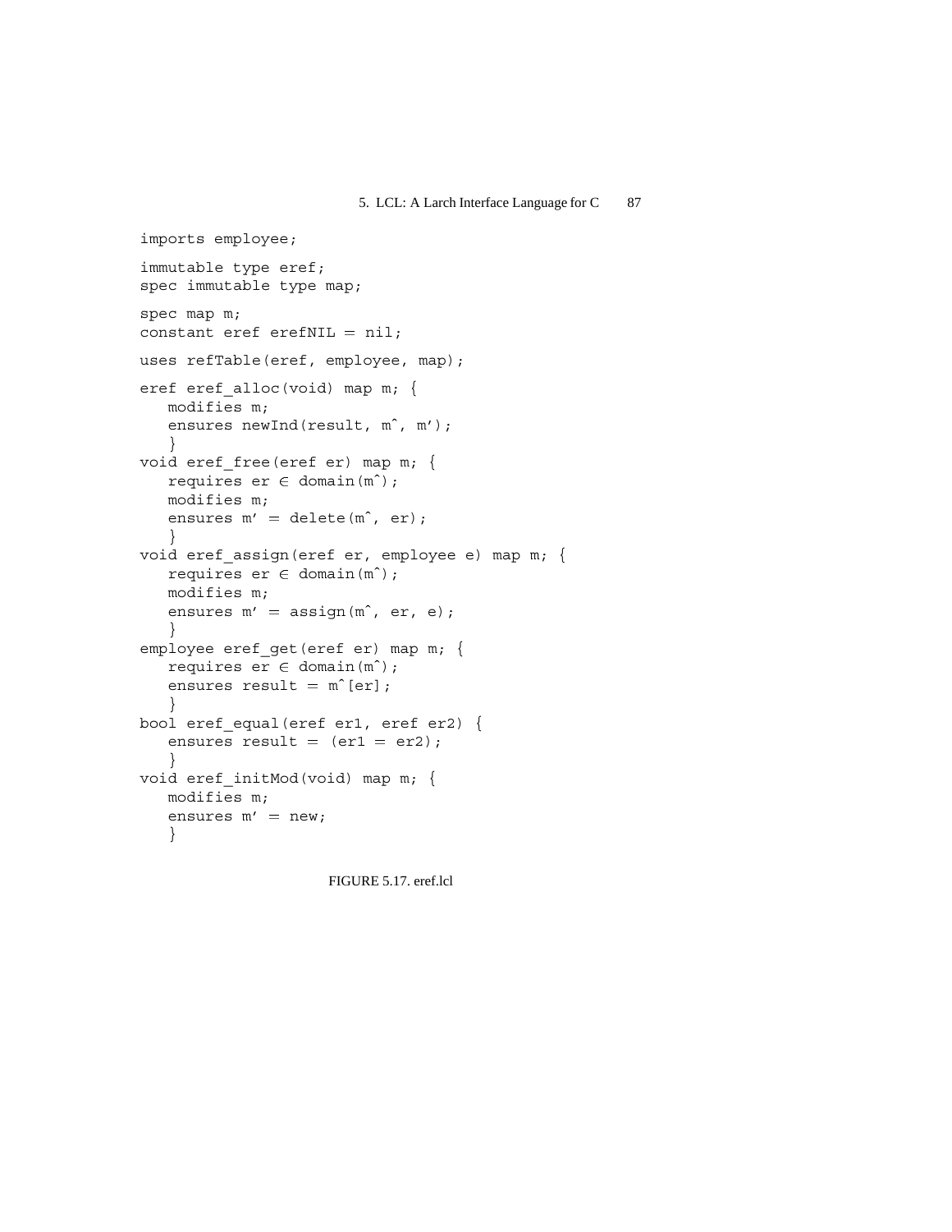```
imports employee;

immutable type eref;
spec immutable type map;

spec map m;
constant eref erefNIL = nil;

uses refTable(eref, employee, map);

eref eref_alloc(void) map m; {
   modifies m;
   ensures newInd(result, m^, m');
   }
void eref_free(eref er) map m; {
   requires er ∈ domain(m^);
   modifies m;
   ensures m' = delete(m^, er);
   }
void eref_assign(eref er, employee e) map m; {
   requires er ∈ domain(m^);
   modifies m;
   ensures m' = assign(m^, er, e);
   }
employee eref_get(eref er) map m; {
   requires er ∈ domain(m^);
   ensures result = m^[er];
   }
bool eref_equal(eref er1, eref er2) {
   ensures result = (er1 = er2);
   }
void eref_initMod(void) map m; {
   modifies m;
   ensures m' = new;
   }
```

FIGURE 5.17. eref.lcl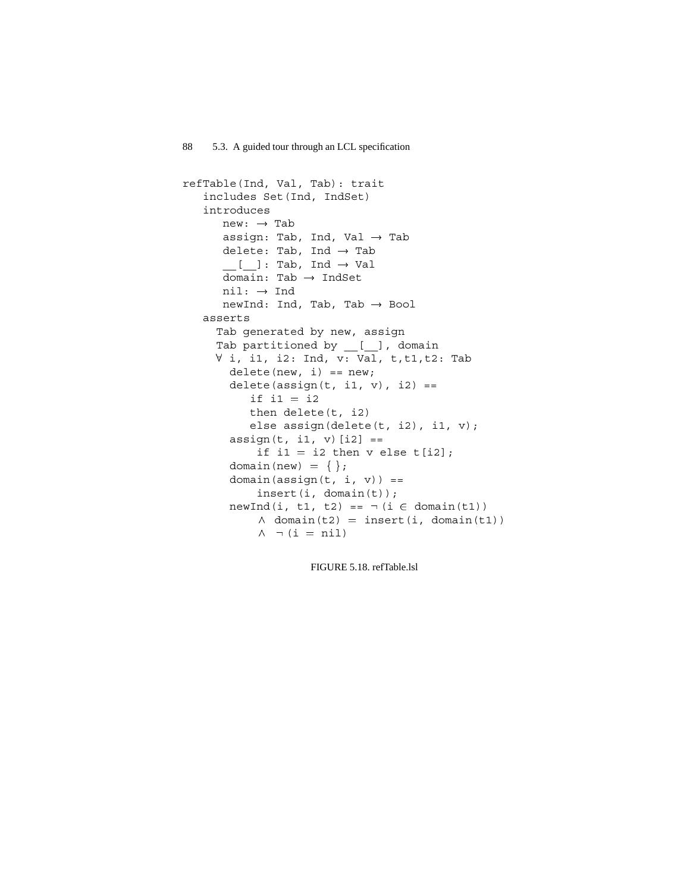```
refTable(Ind, Val, Tab): trait
   includes Set(Ind, IndSet)
   introduces
      new: → Tab
      assign: Tab, Ind, Val → Tab
      delete: Tab, Ind → Tab
      __[__]: Tab, Ind → Val
      domain: Tab → IndSet
      nil: → Ind
      newInd: Ind, Tab, Tab → Bool
   asserts
     Tab generated by new, assign
     Tab partitioned by __[__], domain
     ∀ i, i1, i2: Ind, v: Val, t,t1,t2: Tab
       delete(new, i) == new;
       delete(assign(t, i1, v), i2) ==
          if i1 = i2
          then delete(t, i2)
          else assign(delete(t, i2), i1, v);
       assign(t, i1, v)[i2] ==
           if i1 = i2 then v else t[i2];
       domain(new) = { };
       domain(assign(t, i, v)) ==
           insert(i, domain(t));
       newInd(i, t1, t2) == ¬(i ∈ domain(t1))
           ∧ domain(t2) = insert(i, domain(t1))
           ∧ ¬(i = nil)
```

FIGURE 5.18. refTable.lsl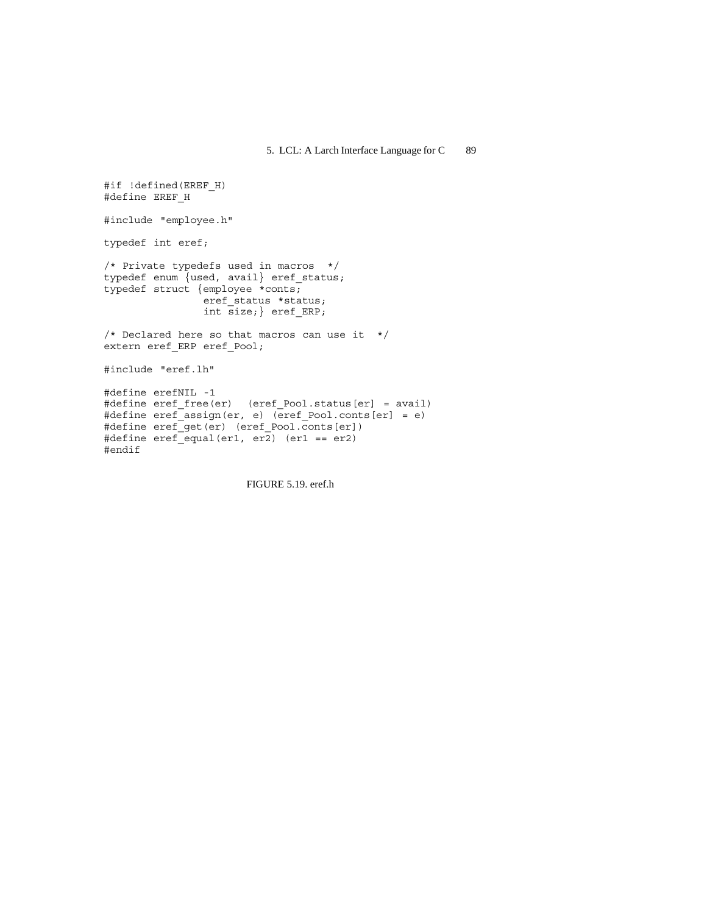```
#if !defined(EREF_H)
#define EREF_H

#include "employee.h"

typedef int eref;

/* Private typedefs used in macros  */
typedef enum {used, avail} eref_status;
typedef struct {employee *conts;
                eref_status *status;
                int size;} eref_ERP;

/* Declared here so that macros can use it  */
extern eref_ERP eref_Pool;

#include "eref.lh"

#define erefNIL -1
#define eref_free(er)  (eref_Pool.status[er] = avail)
#define eref_assign(er, e) (eref_Pool.conts[er] = e)
#define eref_get(er) (eref_Pool.conts[er])
#define eref_equal(er1, er2) (er1 == er2)
#endif
```

FIGURE 5.19. eref.h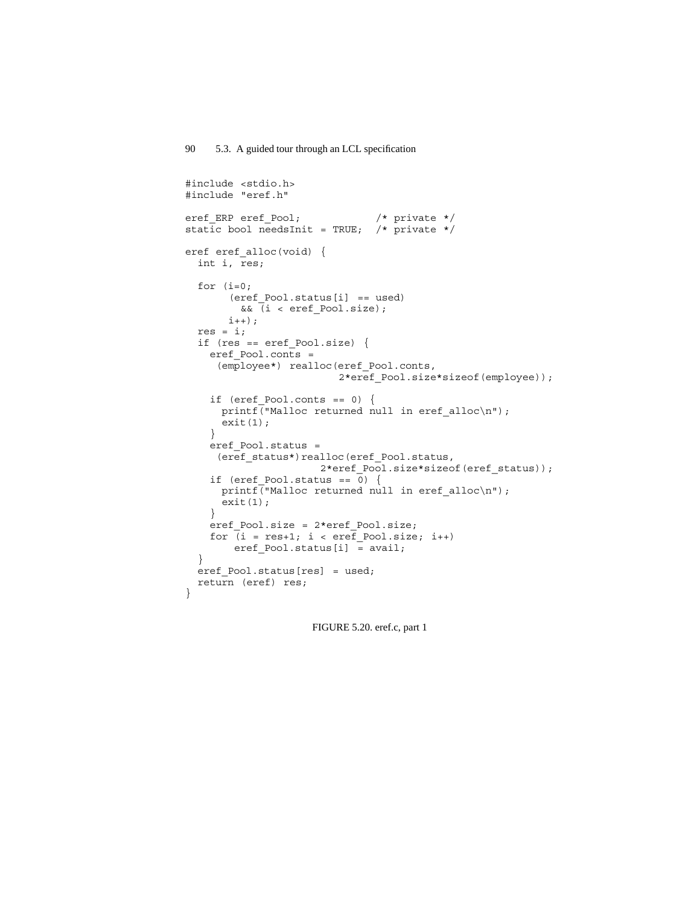```c
#include <stdio.h>
#include "eref.h"

eref_ERP eref_Pool;              /* private */
static bool needsInit = TRUE;  /* private */

eref eref_alloc(void) {
  int i, res;

  for (i=0;
       (eref_Pool.status[i] == used)
         && (i < eref_Pool.size);
       i++);
  res = i;
  if (res == eref_Pool.size) {
    eref_Pool.conts =
     (employee*) realloc(eref_Pool.conts,
                        2*eref_Pool.size*sizeof(employee));

    if (eref_Pool.conts == 0) {
      printf("Malloc returned null in eref_alloc\n");
      exit(1);
    }
    eref_Pool.status =
     (eref_status*)realloc(eref_Pool.status,
                      2*eref_Pool.size*sizeof(eref_status));
    if (eref_Pool.status == 0) {
      printf("Malloc returned null in eref_alloc\n");
      exit(1);
    }
    eref_Pool.size = 2*eref_Pool.size;
    for (i = res+1; i < eref_Pool.size; i++)
        eref_Pool.status[i] = avail;
  }
  eref_Pool.status[res] = used;
  return (eref) res;
}
```

FIGURE 5.20. eref.c, part 1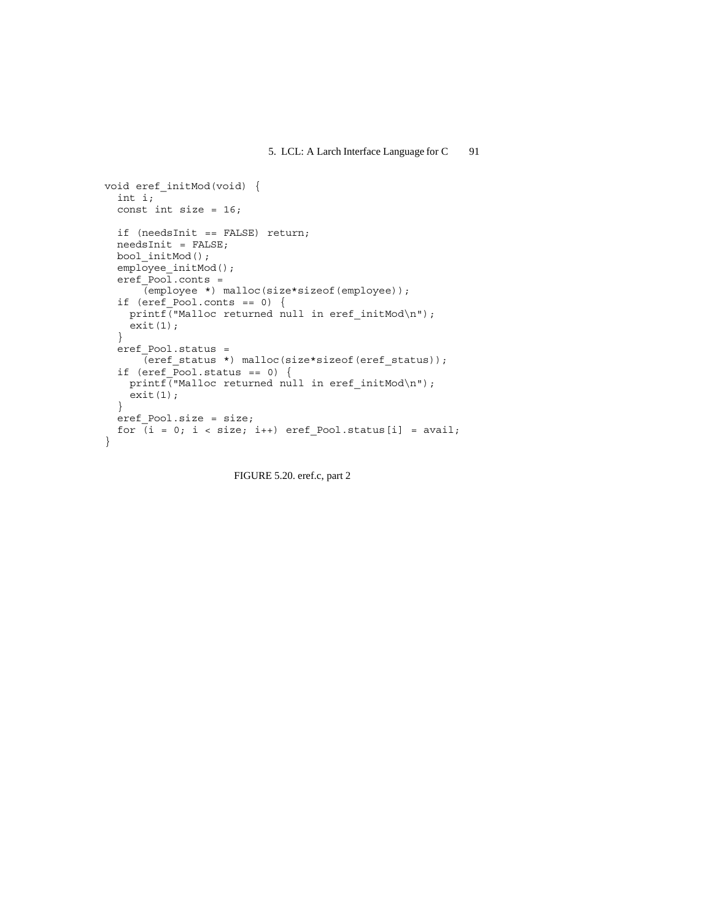```
void eref_initMod(void) {
  int i;
  const int size = 16;

  if (needsInit == FALSE) return;
  needsInit = FALSE;
  bool_initMod();
  employee_initMod();
  eref_Pool.conts =
      (employee *) malloc(size*sizeof(employee));
  if (eref_Pool.conts == 0) {
    printf("Malloc returned null in eref_initMod\n");
    exit(1);
  }
  eref_Pool.status =
      (eref_status *) malloc(size*sizeof(eref_status));
  if (eref_Pool.status == 0) {
    printf("Malloc returned null in eref_initMod\n");
    exit(1);
  }
  eref_Pool.size = size;
  for (i = 0; i < size; i++) eref_Pool.status[i] = avail;
}
```

FIGURE 5.20. eref.c, part 2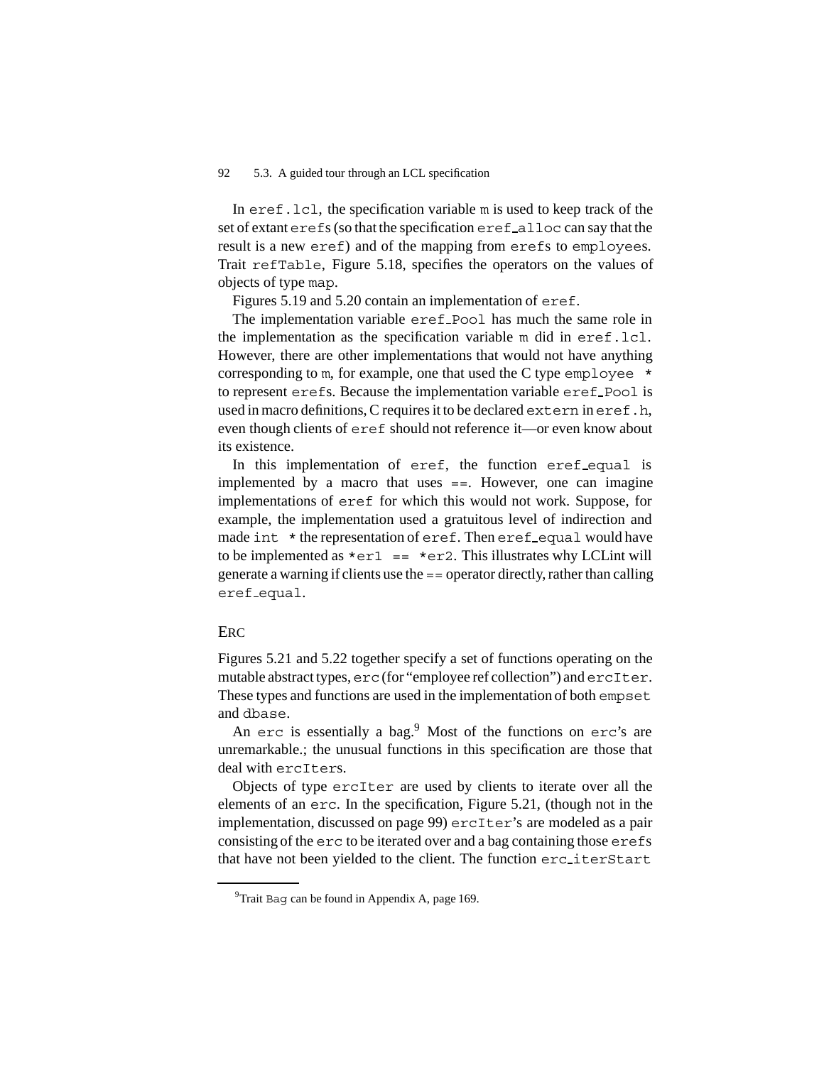In `eref.lcl`, the specification variable `m` is used to keep track of the set of extant `eref`s (so that the specification `eref_alloc` can say that the result is a new `eref`) and of the mapping from `eref`s to `employee`s. Trait `refTable`, Figure 5.18, specifies the operators on the values of objects of type `map`.

Figures 5.19 and 5.20 contain an implementation of `eref`.

The implementation variable `eref_Pool` has much the same role in the implementation as the specification variable `m` did in `eref.lcl`. However, there are other implementations that would not have anything corresponding to `m`, for example, one that used the C type `employee *` to represent `eref`s. Because the implementation variable `eref_Pool` is used in macro definitions, C requires it to be declared `extern` in `eref.h`, even though clients of `eref` should not reference it—or even know about its existence.

In this implementation of `eref`, the function `eref_equal` is implemented by a macro that uses `==`. However, one can imagine implementations of `eref` for which this would not work. Suppose, for example, the implementation used a gratuitous level of indirection and made `int *` the representation of `eref`. Then `eref_equal` would have to be implemented as `*er1 == *er2`. This illustrates why LCLint will generate a warning if clients use the `==` operator directly, rather than calling `eref_equal`.

## ERC

Figures 5.21 and 5.22 together specify a set of functions operating on the mutable abstract types, `erc` (for "employee ref collection") and `ercIter`. These types and functions are used in the implementation of both `empset` and `dbase`.

An `erc` is essentially a bag.[9] Most of the functions on `erc`'s are unremarkable.; the unusual functions in this specification are those that deal with `ercIter`s.

Objects of type `ercIter` are used by clients to iterate over all the elements of an `erc`. In the specification, Figure 5.21, (though not in the implementation, discussed on page 99) `ercIter`'s are modeled as a pair consisting of the `erc` to be iterated over and a bag containing those `eref`s that have not been yielded to the client. The function `erc_iterStart`

[9] Trait `Bag` can be found in Appendix A, page 169.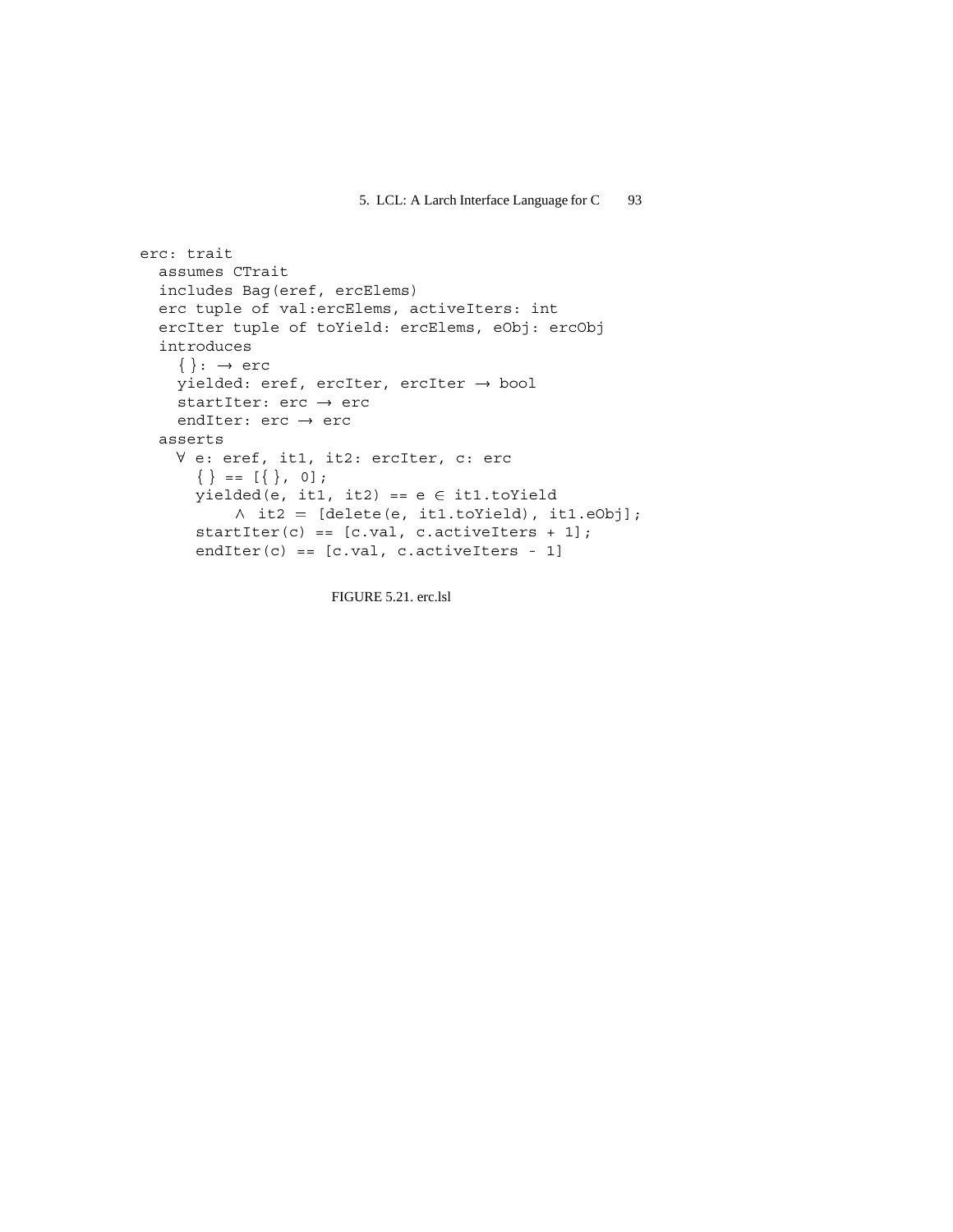```
erc: trait
  assumes CTrait
  includes Bag(eref, ercElems)
  erc tuple of val:ercElems, activeIters: int
  ercIter tuple of toYield: ercElems, eObj: ercObj
  introduces
    {}: → erc
    yielded: eref, ercIter, ercIter → bool
    startIter: erc → erc
    endIter: erc → erc
  asserts
    ∀ e: eref, it1, it2: ercIter, c: erc
      {} == [{}, 0];
      yielded(e, it1, it2) == e ∈ it1.toYield
           ∧ it2 = [delete(e, it1.toYield), it1.eObj];
      startIter(c) == [c.val, c.activeIters + 1];
      endIter(c) == [c.val, c.activeIters - 1]
```

FIGURE 5.21. erc.lsl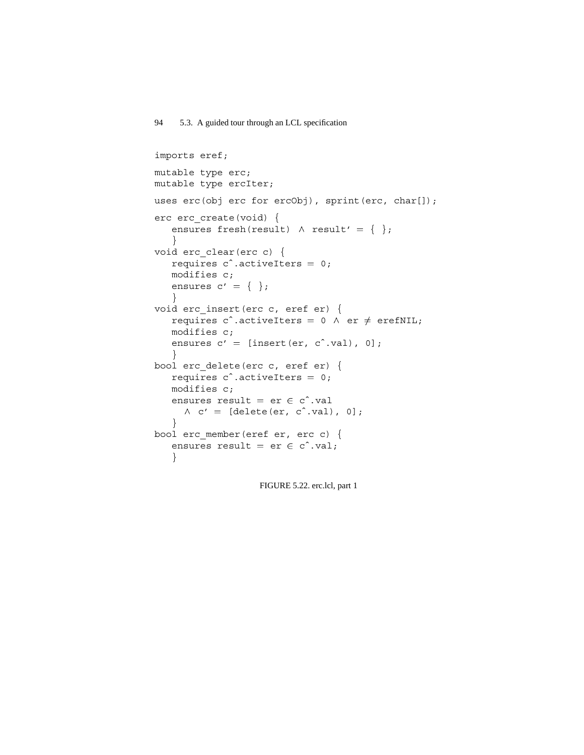```
imports eref;

mutable type erc;
mutable type ercIter;

uses erc(obj erc for ercObj), sprint(erc, char[]);

erc erc_create(void) {
   ensures fresh(result) ∧ result' = { };
   }
void erc_clear(erc c) {
   requires c^.activeIters = 0;
   modifies c;
   ensures c' = { };
   }
void erc_insert(erc c, eref er) {
   requires c^.activeIters = 0 ∧ er ≠ erefNIL;
   modifies c;
   ensures c' = [insert(er, c^.val), 0];
   }
bool erc_delete(erc c, eref er) {
   requires c^.activeIters = 0;
   modifies c;
   ensures result = er ∈ c^.val
     ∧ c' = [delete(er, c^.val), 0];
   }
bool erc_member(eref er, erc c) {
   ensures result = er ∈ c^.val;
   }
```

FIGURE 5.22. erc.lcl, part 1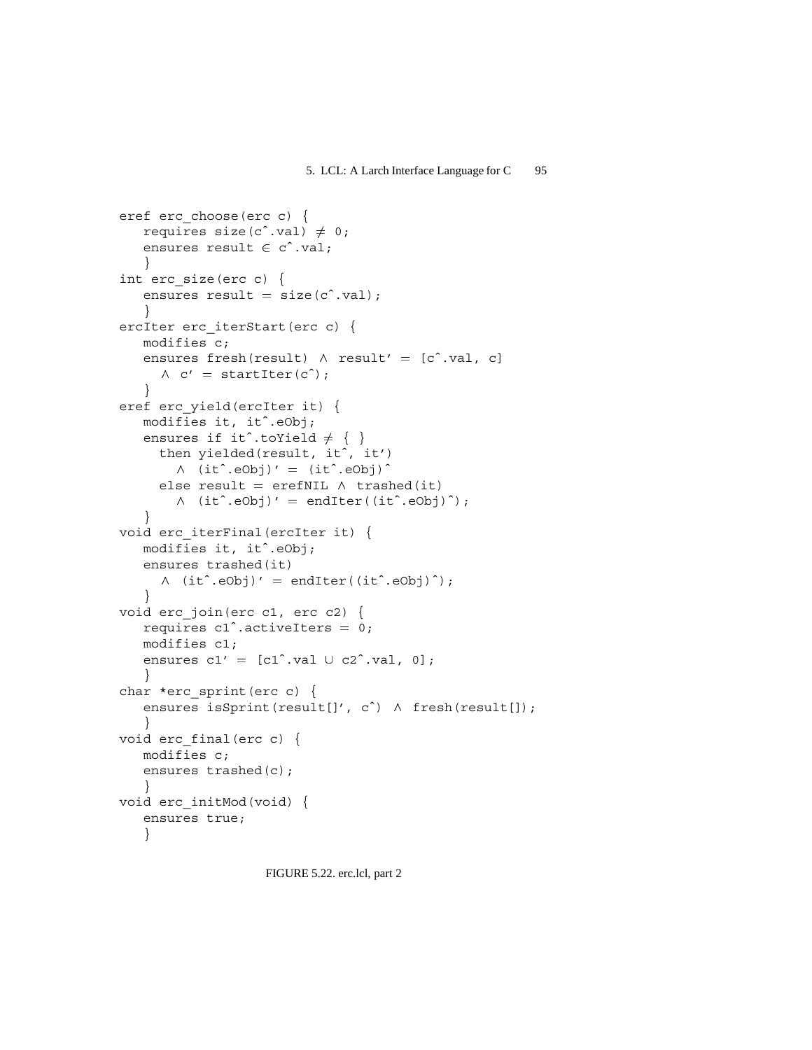```
eref erc_choose(erc c) {
   requires size(c^.val) ≠ 0;
   ensures result ∈ c^.val;
   }
int erc_size(erc c) {
   ensures result = size(c^.val);
   }
ercIter erc_iterStart(erc c) {
   modifies c;
   ensures fresh(result) ∧ result' = [c^.val, c]
     ∧ c' = startIter(c^);
   }
eref erc_yield(ercIter it) {
   modifies it, it^.eObj;
   ensures if it^.toYield ≠ { }
     then yielded(result, it^, it')
       ∧ (it^.eObj)' = (it^.eObj)^
     else result = erefNIL ∧ trashed(it)
       ∧ (it^.eObj)' = endIter((it^.eObj)^);
   }
void erc_iterFinal(ercIter it) {
   modifies it, it^.eObj;
   ensures trashed(it)
     ∧ (it^.eObj)' = endIter((it^.eObj)^);
   }
void erc_join(erc c1, erc c2) {
   requires c1^.activeIters = 0;
   modifies c1;
   ensures c1' = [c1^.val ∪ c2^.val, 0];
   }
char *erc_sprint(erc c) {
   ensures isSprint(result[]', c^) ∧ fresh(result[]);
   }
void erc_final(erc c) {
   modifies c;
   ensures trashed(c);
   }
void erc_initMod(void) {
   ensures true;
   }
```

FIGURE 5.22. erc.lcl, part 2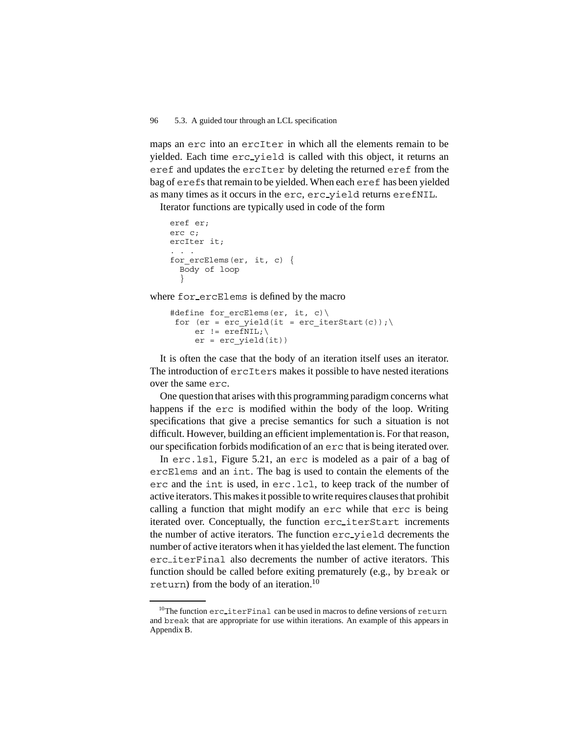maps an `erc` into an `ercIter` in which all the elements remain to be yielded. Each time `erc_yield` is called with this object, it returns an `eref` and updates the `ercIter` by deleting the returned `eref` from the bag of `eref`s that remain to be yielded. When each `eref` has been yielded as many times as it occurs in the `erc`, `erc_yield` returns `erefNIL`.

Iterator functions are typically used in code of the form

```
eref er;
erc c;
ercIter it;
. . .
for_ercElems(er, it, c) {
  Body of loop
  }
```

where `for_ercElems` is defined by the macro

```
#define for_ercElems(er, it, c)\
 for (er = erc_yield(it = erc_iterStart(c));\
      er != erefNIL;\
      er = erc_yield(it))
```

It is often the case that the body of an iteration itself uses an iterator. The introduction of `ercIter`s makes it possible to have nested iterations over the same `erc`.

One question that arises with this programming paradigm concerns what happens if the `erc` is modified within the body of the loop. Writing specifications that give a precise semantics for such a situation is not difficult. However, building an efficient implementation is. For that reason, our specification forbids modification of an `erc` that is being iterated over.

In `erc.lsl`, Figure 5.21, an `erc` is modeled as a pair of a bag of `ercElems` and an `int`. The bag is used to contain the elements of the `erc` and the `int` is used, in `erc.lcl`, to keep track of the number of active iterators. This makes it possible to write requires clauses that prohibit calling a function that might modify an `erc` while that `erc` is being iterated over. Conceptually, the function `erc_iterStart` increments the number of active iterators. The function `erc_yield` decrements the number of active iterators when it has yielded the last element. The function `erc_iterFinal` also decrements the number of active iterators. This function should be called before exiting prematurely (e.g., by `break` or `return`) from the body of an iteration.[10]

---

[10] The function `erc_iterFinal` can be used in macros to define versions of `return` and `break` that are appropriate for use within iterations. An example of this appears in Appendix B.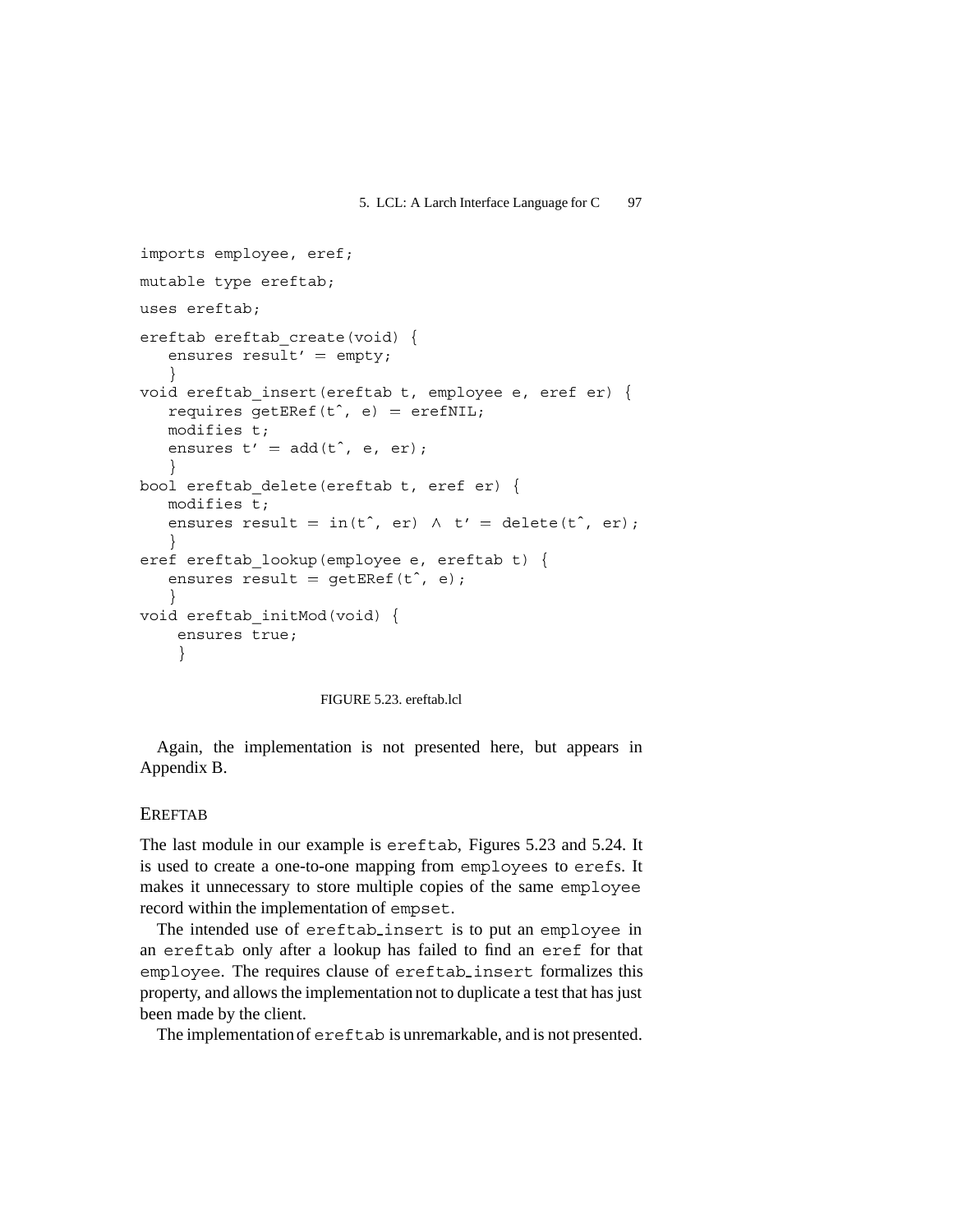```
imports employee, eref;
mutable type ereftab;
uses ereftab;
ereftab ereftab_create(void) {
   ensures result' = empty;
   }
void ereftab_insert(ereftab t, employee e, eref er) {
   requires getERef(t^, e) = erefNIL;
   modifies t;
   ensures t' = add(t^, e, er);
   }
bool ereftab_delete(ereftab t, eref er) {
   modifies t;
   ensures result = in(t^, er) ∧ t' = delete(t^, er);
   }
eref ereftab_lookup(employee e, ereftab t) {
   ensures result = getERef(t^, e);
   }
void ereftab_initMod(void) {
    ensures true;
    }
```

FIGURE 5.23. ereftab.lcl

Again, the implementation is not presented here, but appears in Appendix B.

### EREFTAB

The last module in our example is `ereftab`, Figures 5.23 and 5.24. It is used to create a one-to-one mapping from `employees` to `erefs`. It makes it unnecessary to store multiple copies of the same `employee` record within the implementation of `empset`.

The intended use of `ereftab_insert` is to put an `employee` in an `ereftab` only after a lookup has failed to find an `eref` for that `employee`. The requires clause of `ereftab_insert` formalizes this property, and allows the implementation not to duplicate a test that has just been made by the client.

The implementation of `ereftab` is unremarkable, and is not presented.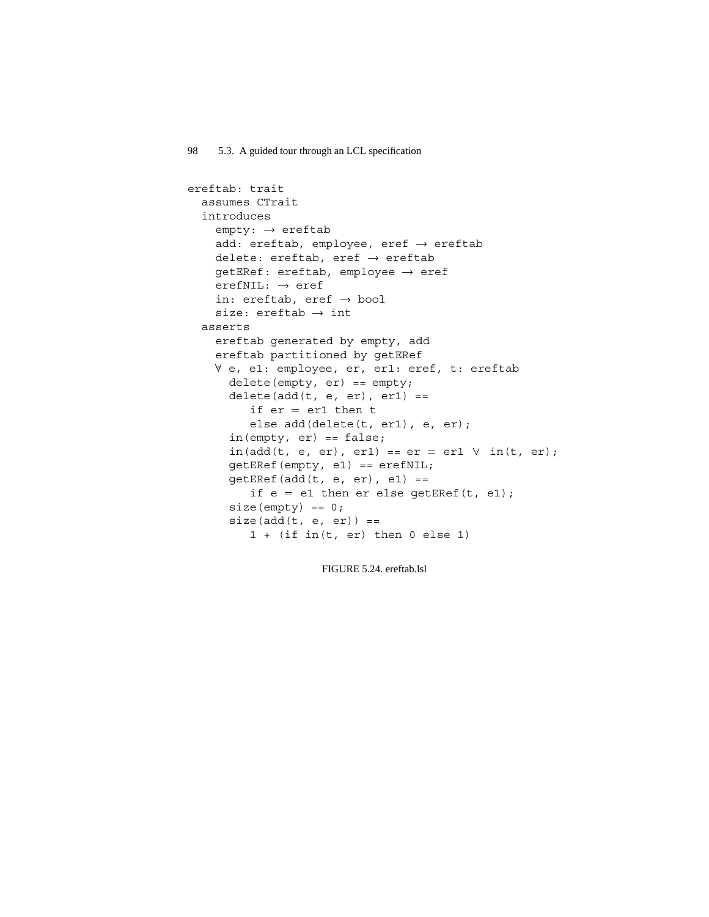```
ereftab: trait
  assumes CTrait
  introduces
    empty: → ereftab
    add: ereftab, employee, eref → ereftab
    delete: ereftab, eref → ereftab
    getERef: ereftab, employee → eref
    erefNIL: → eref
    in: ereftab, eref → bool
    size: ereftab → int
  asserts
    ereftab generated by empty, add
    ereftab partitioned by getERef
    ∀ e, e1: employee, er, er1: eref, t: ereftab
      delete(empty, er) == empty;
      delete(add(t, e, er), er1) ==
         if er = er1 then t
         else add(delete(t, er1), e, er);
      in(empty, er) == false;
      in(add(t, e, er), er1) == er = er1 ∨ in(t, er);
      getERef(empty, e1) == erefNIL;
      getERef(add(t, e, er), e1) ==
         if e = e1 then er else getERef(t, e1);
      size(empty) == 0;
      size(add(t, e, er)) ==
         1 + (if in(t, er) then 0 else 1)
```

FIGURE 5.24. ereftab.lsl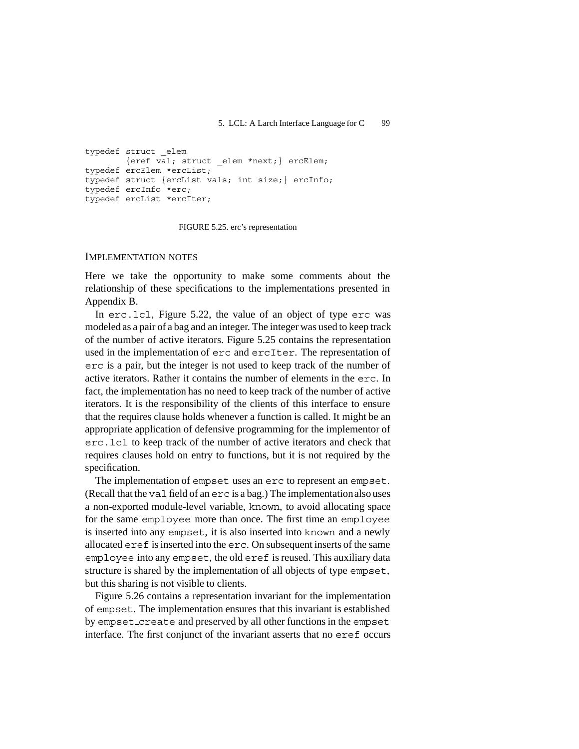```
typedef struct _elem
        {eref val; struct _elem *next;} ercElem;
typedef ercElem *ercList;
typedef struct {ercList vals; int size;} ercInfo;
typedef ercInfo *erc;
typedef ercList *ercIter;
```

FIGURE 5.25. erc's representation

### IMPLEMENTATION NOTES

Here we take the opportunity to make some comments about the relationship of these specifications to the implementations presented in Appendix B.

In `erc.lcl`, Figure 5.22, the value of an object of type `erc` was modeled as a pair of a bag and an integer. The integer was used to keep track of the number of active iterators. Figure 5.25 contains the representation used in the implementation of `erc` and `ercIter`. The representation of `erc` is a pair, but the integer is not used to keep track of the number of active iterators. Rather it contains the number of elements in the `erc`. In fact, the implementation has no need to keep track of the number of active iterators. It is the responsibility of the clients of this interface to ensure that the requires clause holds whenever a function is called. It might be an appropriate application of defensive programming for the implementor of `erc.lcl` to keep track of the number of active iterators and check that requires clauses hold on entry to functions, but it is not required by the specification.

The implementation of `empset` uses an `erc` to represent an `empset`. (Recall that the `val` field of an `erc` is a bag.) The implementation also uses a non-exported module-level variable, `known`, to avoid allocating space for the same `employee` more than once. The first time an `employee` is inserted into any `empset`, it is also inserted into `known` and a newly allocated `eref` is inserted into the `erc`. On subsequent inserts of the same `employee` into any `empset`, the old `eref` is reused. This auxiliary data structure is shared by the implementation of all objects of type `empset`, but this sharing is not visible to clients.

Figure 5.26 contains a representation invariant for the implementation of `empset`. The implementation ensures that this invariant is established by `empset_create` and preserved by all other functions in the `empset` interface. The first conjunct of the invariant asserts that no `eref` occurs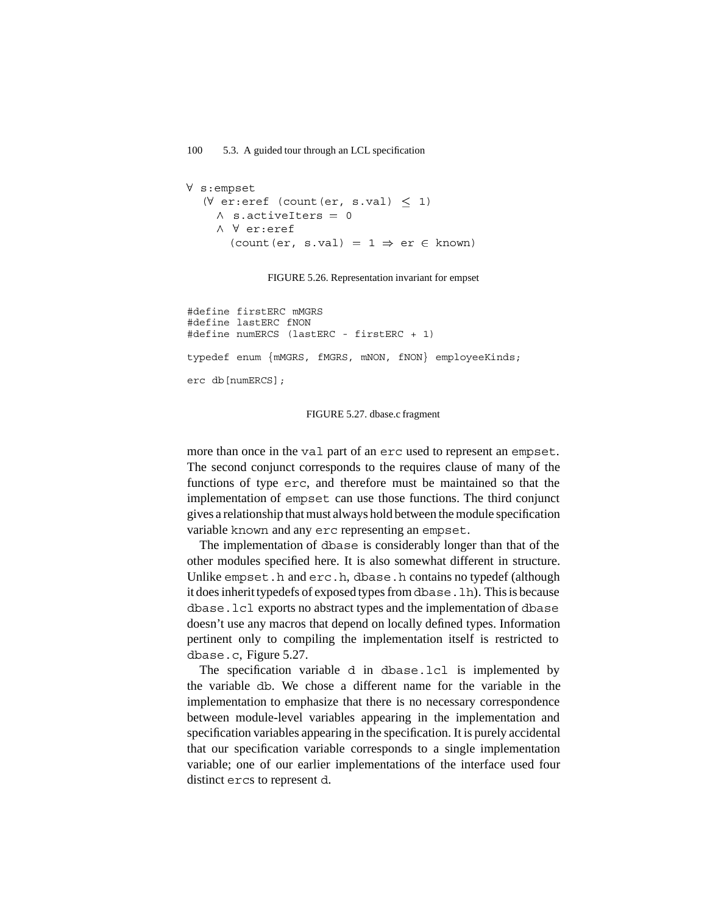```
∀ s:empset
  (∀ er:eref (count(er, s.val) ≤ 1)
    ∧ s.activeIters = 0
    ∧ ∀ er:eref
      (count(er, s.val) = 1 ⇒ er ∈ known)
```

FIGURE 5.26. Representation invariant for empset

```
#define firstERC mMGRS
#define lastERC fNON
#define numERCS (lastERC - firstERC + 1)

typedef enum {mMGRS, fMGRS, mNON, fNON} employeeKinds;

erc db[numERCS];
```

FIGURE 5.27. dbase.c fragment

more than once in the `val` part of an `erc` used to represent an `empset`. The second conjunct corresponds to the requires clause of many of the functions of type `erc`, and therefore must be maintained so that the implementation of `empset` can use those functions. The third conjunct gives a relationship that must always hold between the module specification variable `known` and any `erc` representing an `empset`.

The implementation of `dbase` is considerably longer than that of the other modules specified here. It is also somewhat different in structure. Unlike `empset.h` and `erc.h`, `dbase.h` contains no typedef (although it does inherit typedefs of exposed types from `dbase.lh`). This is because `dbase.lcl` exports no abstract types and the implementation of `dbase` doesn't use any macros that depend on locally defined types. Information pertinent only to compiling the implementation itself is restricted to `dbase.c`, Figure 5.27.

The specification variable `d` in `dbase.lcl` is implemented by the variable `db`. We chose a different name for the variable in the implementation to emphasize that there is no necessary correspondence between module-level variables appearing in the implementation and specification variables appearing in the specification. It is purely accidental that our specification variable corresponds to a single implementation variable; one of our earlier implementations of the interface used four distinct `erc`s to represent `d`.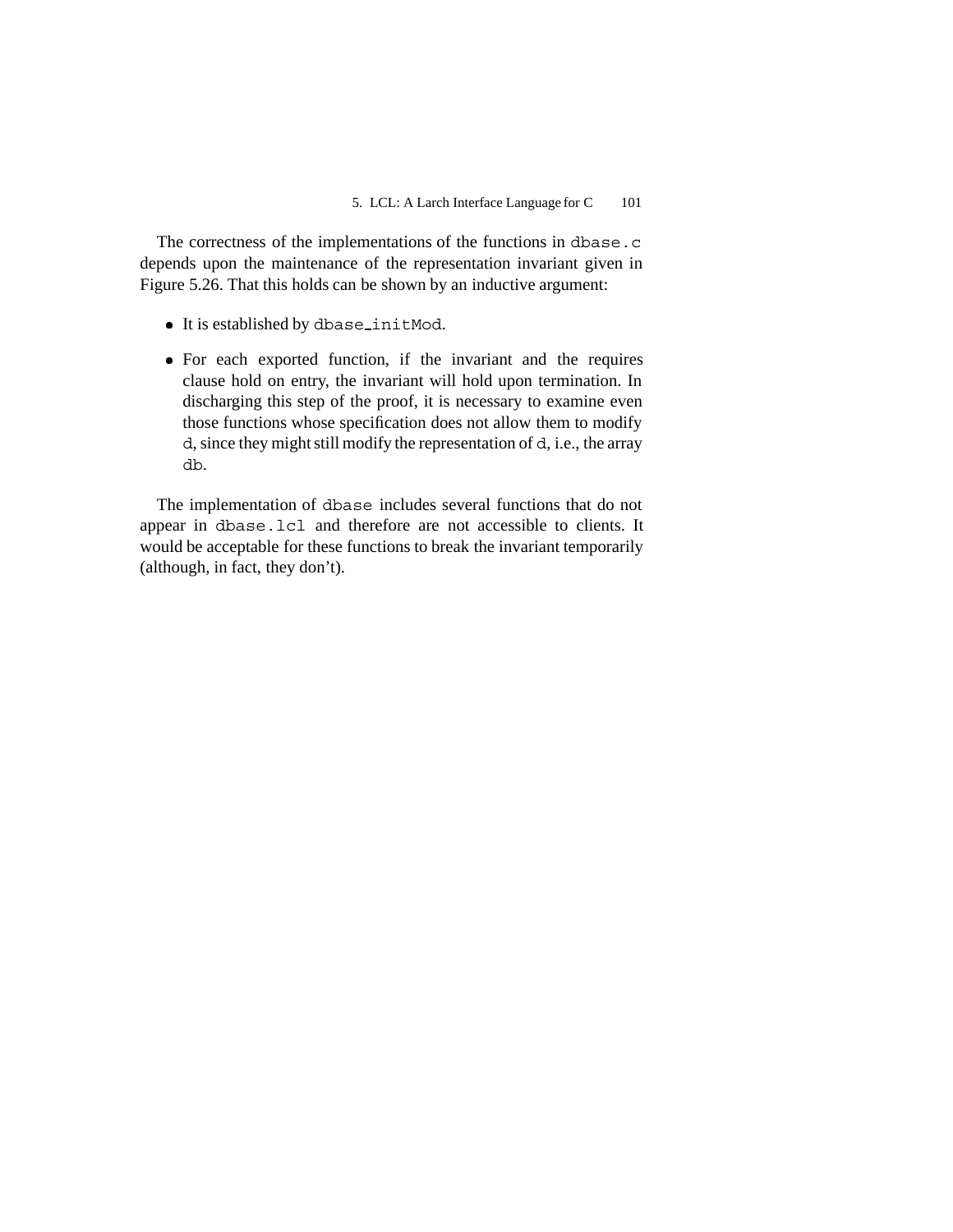The correctness of the implementations of the functions in `dbase.c` depends upon the maintenance of the representation invariant given in Figure 5.26. That this holds can be shown by an inductive argument:

- It is established by `dbase_initMod`.
- For each exported function, if the invariant and the requires clause hold on entry, the invariant will hold upon termination. In discharging this step of the proof, it is necessary to examine even those functions whose specification does not allow them to modify `d`, since they might still modify the representation of `d`, i.e., the array `db`.

The implementation of `dbase` includes several functions that do not appear in `dbase.lcl` and therefore are not accessible to clients. It would be acceptable for these functions to break the invariant temporarily (although, in fact, they don't).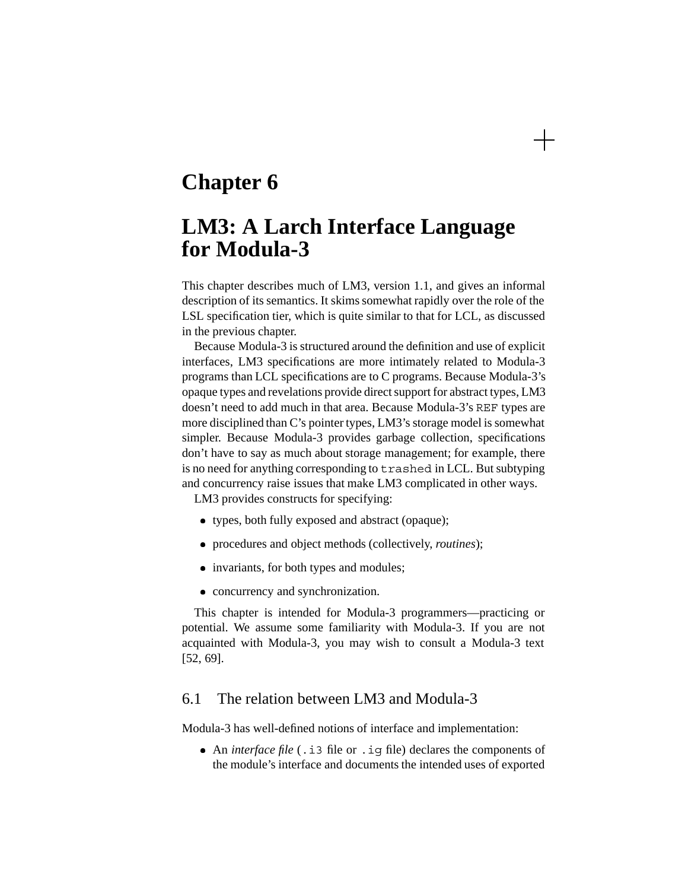# Chapter 6

# LM3: A Larch Interface Language for Modula-3

This chapter describes much of LM3, version 1.1, and gives an informal description of its semantics. It skims somewhat rapidly over the role of the LSL specification tier, which is quite similar to that for LCL, as discussed in the previous chapter.

Because Modula-3 is structured around the definition and use of explicit interfaces, LM3 specifications are more intimately related to Modula-3 programs than LCL specifications are to C programs. Because Modula-3's opaque types and revelations provide direct support for abstract types, LM3 doesn't need to add much in that area. Because Modula-3's `REF` types are more disciplined than C's pointer types, LM3's storage model is somewhat simpler. Because Modula-3 provides garbage collection, specifications don't have to say as much about storage management; for example, there is no need for anything corresponding to `trashed` in LCL. But subtyping and concurrency raise issues that make LM3 complicated in other ways.

LM3 provides constructs for specifying:

- types, both fully exposed and abstract (opaque);
- procedures and object methods (collectively, *routines*);
- invariants, for both types and modules;
- concurrency and synchronization.

This chapter is intended for Modula-3 programmers—practicing or potential. We assume some familiarity with Modula-3. If you are not acquainted with Modula-3, you may wish to consult a Modula-3 text [52, 69].

## 6.1 The relation between LM3 and Modula-3

Modula-3 has well-defined notions of interface and implementation:

- An *interface file* (`.i3` file or `.ig` file) declares the components of the module's interface and documents the intended uses of exported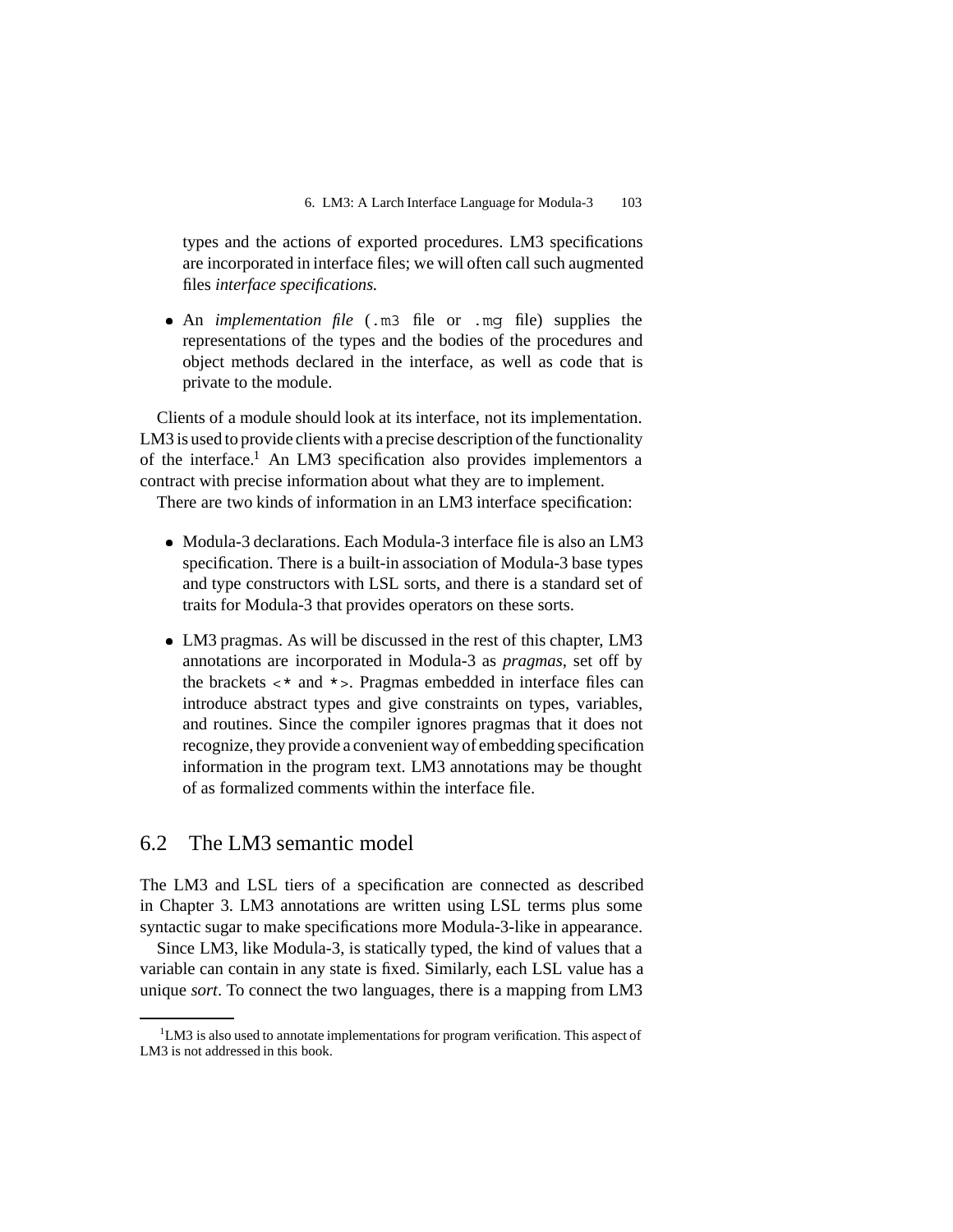types and the actions of exported procedures. LM3 specifications are incorporated in interface files; we will often call such augmented files *interface specifications.*

- An *implementation file* (`.m3` file or `.mg` file) supplies the representations of the types and the bodies of the procedures and object methods declared in the interface, as well as code that is private to the module.

Clients of a module should look at its interface, not its implementation. LM3 is used to provide clients with a precise description of the functionality of the interface.[1] An LM3 specification also provides implementors a contract with precise information about what they are to implement.

There are two kinds of information in an LM3 interface specification:

- Modula-3 declarations. Each Modula-3 interface file is also an LM3 specification. There is a built-in association of Modula-3 base types and type constructors with LSL sorts, and there is a standard set of traits for Modula-3 that provides operators on these sorts.

- LM3 pragmas. As will be discussed in the rest of this chapter, LM3 annotations are incorporated in Modula-3 as *pragmas*, set off by the brackets `<*` and `*>`. Pragmas embedded in interface files can introduce abstract types and give constraints on types, variables, and routines. Since the compiler ignores pragmas that it does not recognize, they provide a convenient way of embedding specification information in the program text. LM3 annotations may be thought of as formalized comments within the interface file.

## 6.2 The LM3 semantic model

The LM3 and LSL tiers of a specification are connected as described in Chapter 3. LM3 annotations are written using LSL terms plus some syntactic sugar to make specifications more Modula-3-like in appearance.

Since LM3, like Modula-3, is statically typed, the kind of values that a variable can contain in any state is fixed. Similarly, each LSL value has a unique *sort*. To connect the two languages, there is a mapping from LM3

[1] LM3 is also used to annotate implementations for program verification. This aspect of LM3 is not addressed in this book.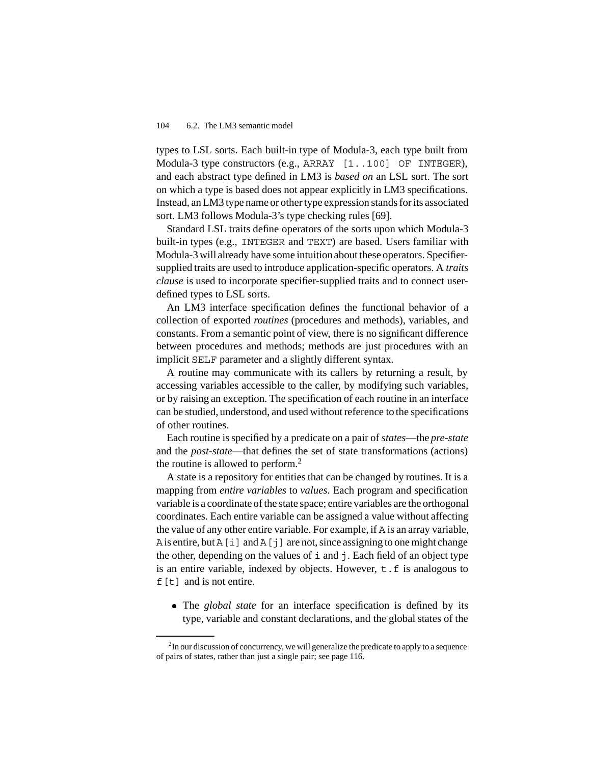types to LSL sorts. Each built-in type of Modula-3, each type built from Modula-3 type constructors (e.g., `ARRAY [1..100] OF INTEGER`), and each abstract type defined in LM3 is *based on* an LSL sort. The sort on which a type is based does not appear explicitly in LM3 specifications. Instead, an LM3 type name or other type expression stands for its associated sort. LM3 follows Modula-3's type checking rules [69].

Standard LSL traits define operators of the sorts upon which Modula-3 built-in types (e.g., `INTEGER` and `TEXT`) are based. Users familiar with Modula-3 will already have some intuition about these operators. Specifier-supplied traits are used to introduce application-specific operators. A *traits clause* is used to incorporate specifier-supplied traits and to connect user-defined types to LSL sorts.

An LM3 interface specification defines the functional behavior of a collection of exported *routines* (procedures and methods), variables, and constants. From a semantic point of view, there is no significant difference between procedures and methods; methods are just procedures with an implicit `SELF` parameter and a slightly different syntax.

A routine may communicate with its callers by returning a result, by accessing variables accessible to the caller, by modifying such variables, or by raising an exception. The specification of each routine in an interface can be studied, understood, and used without reference to the specifications of other routines.

Each routine is specified by a predicate on a pair of *states*—the *pre-state* and the *post-state*—that defines the set of state transformations (actions) the routine is allowed to perform.[2]

A state is a repository for entities that can be changed by routines. It is a mapping from *entire variables* to *values*. Each program and specification variable is a coordinate of the state space; entire variables are the orthogonal coordinates. Each entire variable can be assigned a value without affecting the value of any other entire variable. For example, if `A` is an array variable, `A` is entire, but `A[i]` and `A[j]` are not, since assigning to one might change the other, depending on the values of `i` and `j`. Each field of an object type is an entire variable, indexed by objects. However, `t.f` is analogous to `f[t]` and is not entire.

- The *global state* for an interface specification is defined by its type, variable and constant declarations, and the global states of the

[2] In our discussion of concurrency, we will generalize the predicate to apply to a sequence of pairs of states, rather than just a single pair; see page 116.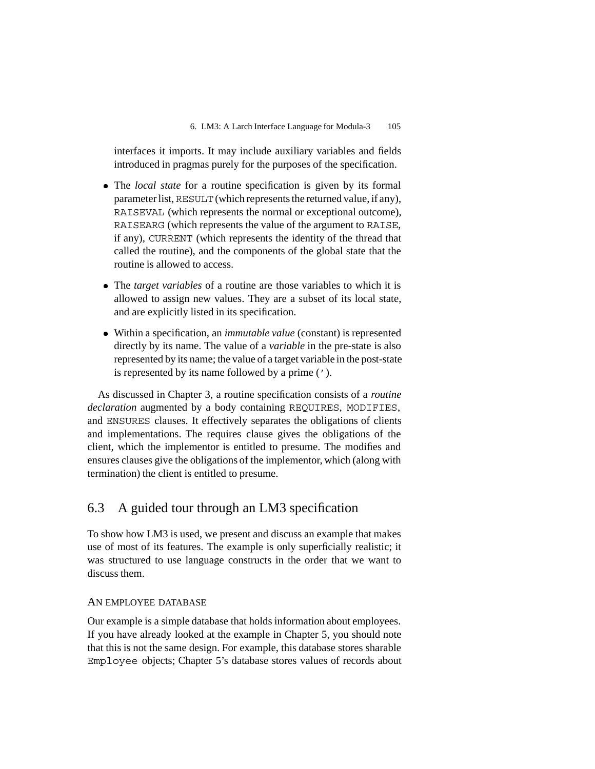interfaces it imports. It may include auxiliary variables and fields introduced in pragmas purely for the purposes of the specification.

- The *local state* for a routine specification is given by its formal parameter list, `RESULT` (which represents the returned value, if any), `RAISEVAL` (which represents the normal or exceptional outcome), `RAISEARG` (which represents the value of the argument to `RAISE`, if any), `CURRENT` (which represents the identity of the thread that called the routine), and the components of the global state that the routine is allowed to access.

- The *target variables* of a routine are those variables to which it is allowed to assign new values. They are a subset of its local state, and are explicitly listed in its specification.

- Within a specification, an *immutable value* (constant) is represented directly by its name. The value of a *variable* in the pre-state is also represented by its name; the value of a target variable in the post-state is represented by its name followed by a prime (`'`).

As discussed in Chapter 3, a routine specification consists of a *routine declaration* augmented by a body containing `REQUIRES`, `MODIFIES`, and `ENSURES` clauses. It effectively separates the obligations of clients and implementations. The requires clause gives the obligations of the client, which the implementor is entitled to presume. The modifies and ensures clauses give the obligations of the implementor, which (along with termination) the client is entitled to presume.

## 6.3 A guided tour through an LM3 specification

To show how LM3 is used, we present and discuss an example that makes use of most of its features. The example is only superficially realistic; it was structured to use language constructs in the order that we want to discuss them.

### An employee database

Our example is a simple database that holds information about employees. If you have already looked at the example in Chapter 5, you should note that this is not the same design. For example, this database stores sharable `Employee` objects; Chapter 5's database stores values of records about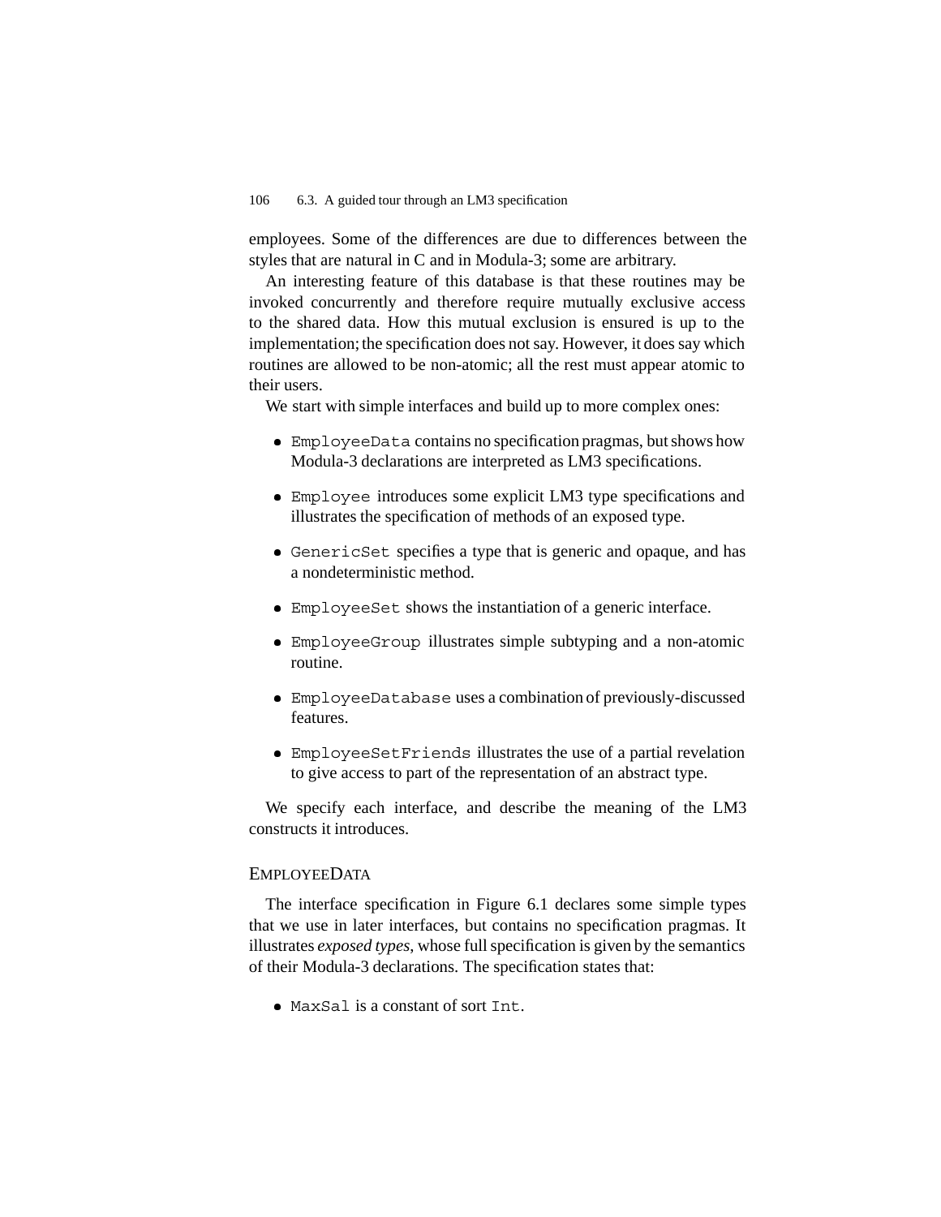employees. Some of the differences are due to differences between the styles that are natural in C and in Modula-3; some are arbitrary.

An interesting feature of this database is that these routines may be invoked concurrently and therefore require mutually exclusive access to the shared data. How this mutual exclusion is ensured is up to the implementation; the specification does not say. However, it does say which routines are allowed to be non-atomic; all the rest must appear atomic to their users.

We start with simple interfaces and build up to more complex ones:

- `EmployeeData` contains no specification pragmas, but shows how Modula-3 declarations are interpreted as LM3 specifications.
- `Employee` introduces some explicit LM3 type specifications and illustrates the specification of methods of an exposed type.
- `GenericSet` specifies a type that is generic and opaque, and has a nondeterministic method.
- `EmployeeSet` shows the instantiation of a generic interface.
- `EmployeeGroup` illustrates simple subtyping and a non-atomic routine.
- `EmployeeDatabase` uses a combination of previously-discussed features.
- `EmployeeSetFriends` illustrates the use of a partial revelation to give access to part of the representation of an abstract type.

We specify each interface, and describe the meaning of the LM3 constructs it introduces.

### EmployeeData

The interface specification in Figure 6.1 declares some simple types that we use in later interfaces, but contains no specification pragmas. It illustrates *exposed types*, whose full specification is given by the semantics of their Modula-3 declarations. The specification states that:

- `MaxSal` is a constant of sort `Int`.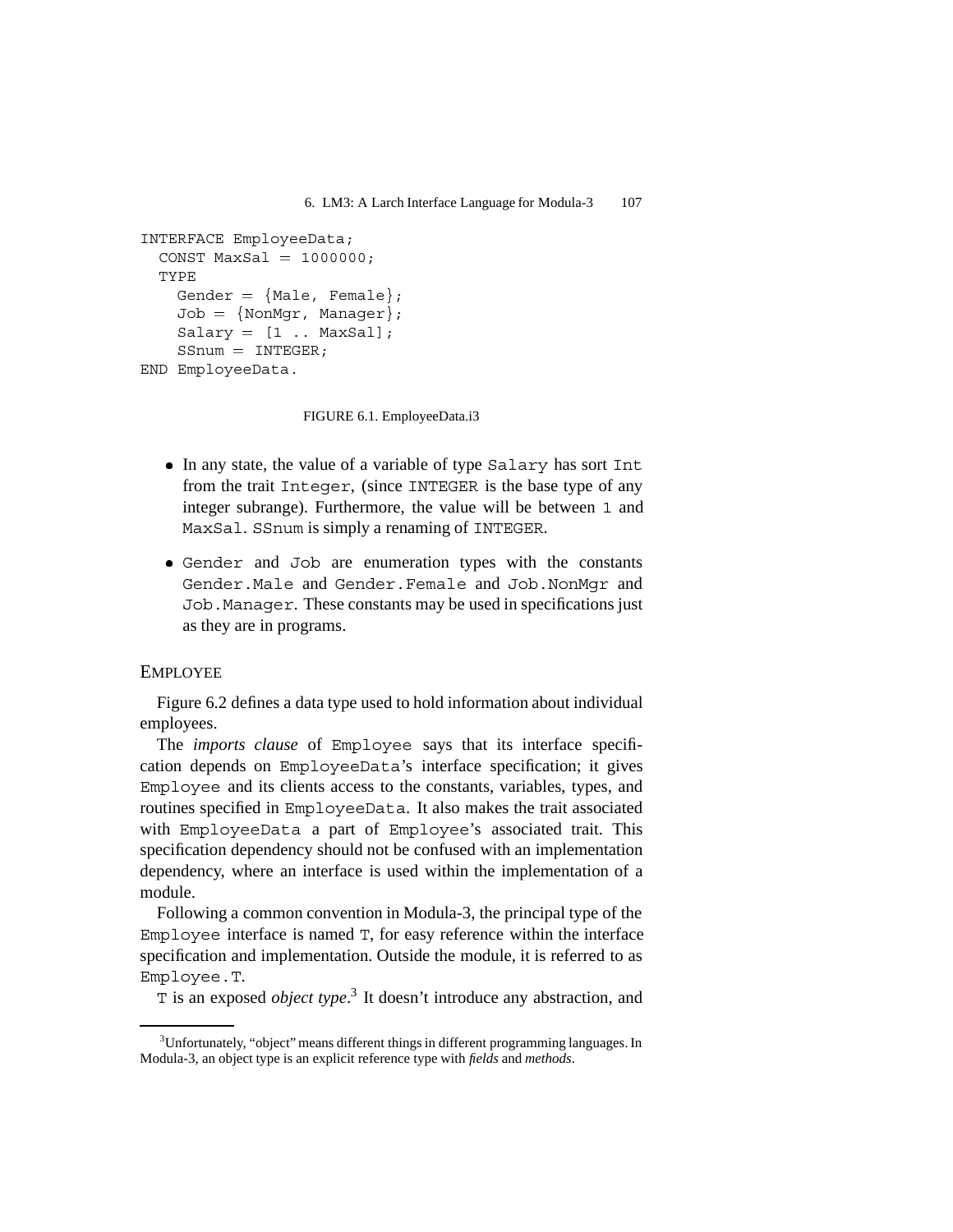```
INTERFACE EmployeeData;
  CONST MaxSal = 1000000;
  TYPE
    Gender = {Male, Female};
    Job = {NonMgr, Manager};
    Salary = [1 .. MaxSal];
    SSnum = INTEGER;
END EmployeeData.
```

FIGURE 6.1. EmployeeData.i3

- In any state, the value of a variable of type `Salary` has sort `Int` from the trait `Integer`, (since `INTEGER` is the base type of any integer subrange). Furthermore, the value will be between `1` and `MaxSal`. `SSnum` is simply a renaming of `INTEGER`.
- `Gender` and `Job` are enumeration types with the constants `Gender.Male` and `Gender.Female` and `Job.NonMgr` and `Job.Manager`. These constants may be used in specifications just as they are in programs.

### EMPLOYEE

Figure 6.2 defines a data type used to hold information about individual employees.

The *imports clause* of `Employee` says that its interface specification depends on `EmployeeData`'s interface specification; it gives `Employee` and its clients access to the constants, variables, types, and routines specified in `EmployeeData`. It also makes the trait associated with `EmployeeData` a part of `Employee`'s associated trait. This specification dependency should not be confused with an implementation dependency, where an interface is used within the implementation of a module.

Following a common convention in Modula-3, the principal type of the `Employee` interface is named `T`, for easy reference within the interface specification and implementation. Outside the module, it is referred to as `Employee.T`.

`T` is an exposed *object type*.[3] It doesn't introduce any abstraction, and

[3] Unfortunately, "object" means different things in different programming languages. In Modula-3, an object type is an explicit reference type with *fields* and *methods*.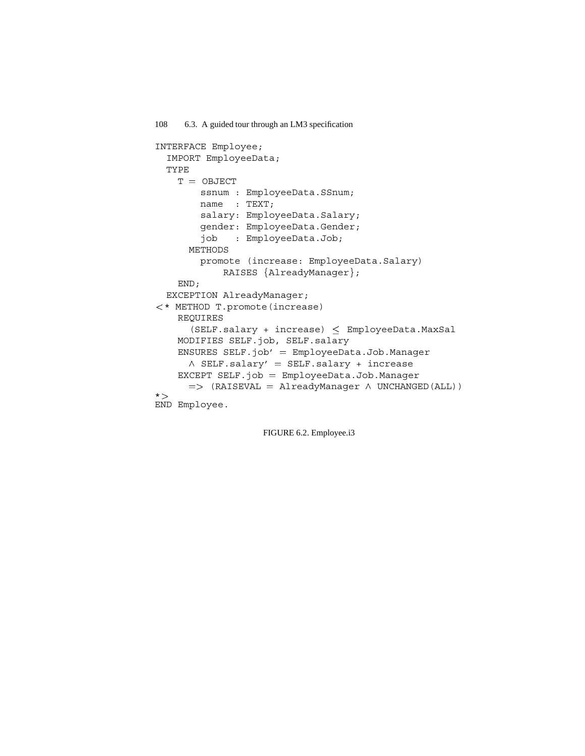```
INTERFACE Employee;
  IMPORT EmployeeData;
  TYPE
    T = OBJECT
        ssnum : EmployeeData.SSnum;
        name  : TEXT;
        salary: EmployeeData.Salary;
        gender: EmployeeData.Gender;
        job   : EmployeeData.Job;
      METHODS
        promote (increase: EmployeeData.Salary)
            RAISES {AlreadyManager};
    END;
  EXCEPTION AlreadyManager;
<* METHOD T.promote(increase)
    REQUIRES
      (SELF.salary + increase) ≤ EmployeeData.MaxSal
    MODIFIES SELF.job, SELF.salary
    ENSURES SELF.job' = EmployeeData.Job.Manager
      ∧ SELF.salary' = SELF.salary + increase
    EXCEPT SELF.job = EmployeeData.Job.Manager
      => (RAISEVAL = AlreadyManager ∧ UNCHANGED(ALL))
*>
END Employee.
```

FIGURE 6.2. Employee.i3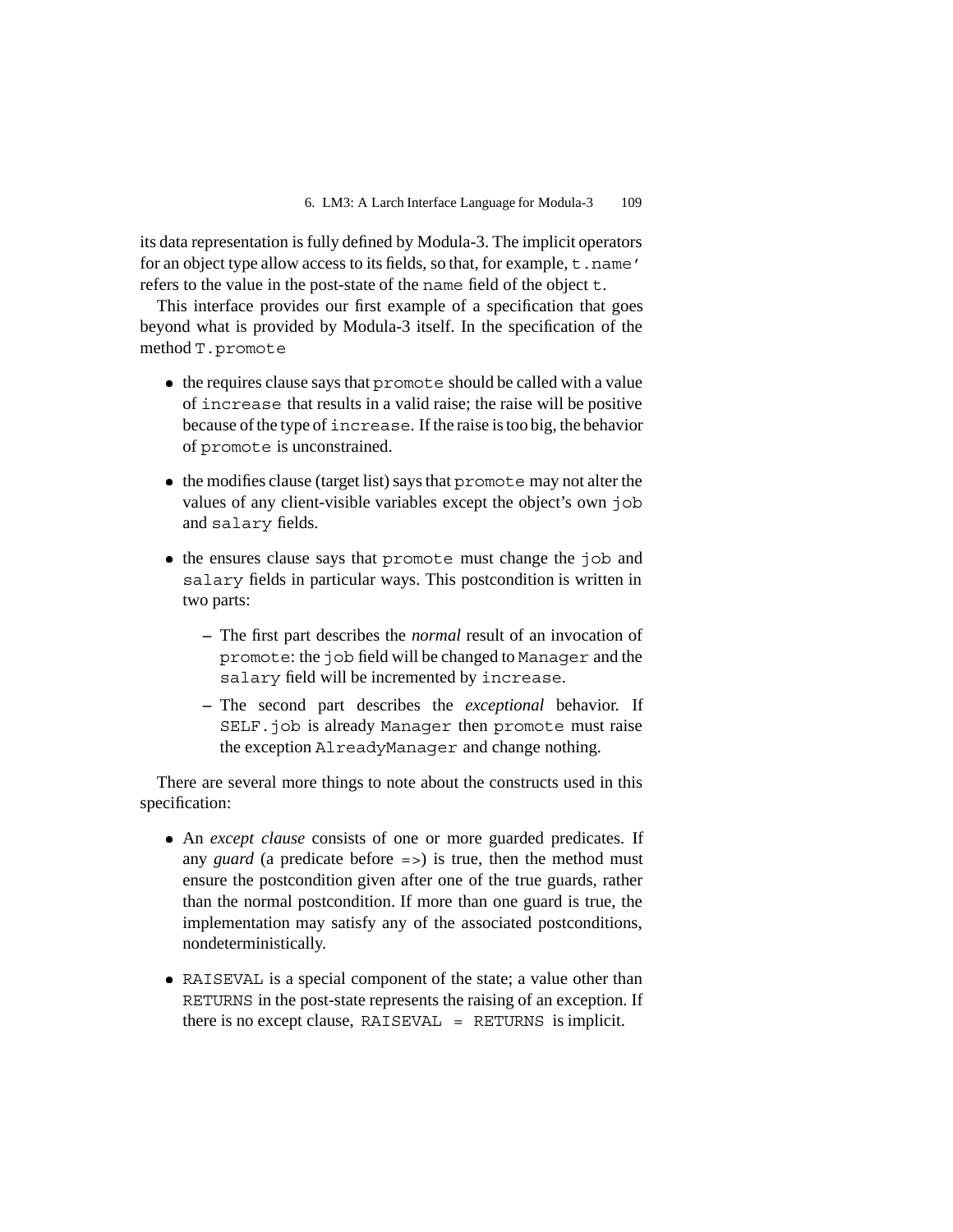its data representation is fully defined by Modula-3. The implicit operators for an object type allow access to its fields, so that, for example, `t.name'` refers to the value in the post-state of the `name` field of the object `t`.

This interface provides our first example of a specification that goes beyond what is provided by Modula-3 itself. In the specification of the method `T.promote`

- the requires clause says that `promote` should be called with a value of `increase` that results in a valid raise; the raise will be positive because of the type of `increase`. If the raise is too big, the behavior of `promote` is unconstrained.
- the modifies clause (target list) says that `promote` may not alter the values of any client-visible variables except the object's own `job` and `salary` fields.
- the ensures clause says that `promote` must change the `job` and `salary` fields in particular ways. This postcondition is written in two parts:
  - The first part describes the *normal* result of an invocation of `promote`: the `job` field will be changed to `Manager` and the `salary` field will be incremented by `increase`.
  - The second part describes the *exceptional* behavior. If `SELF.job` is already `Manager` then `promote` must raise the exception `AlreadyManager` and change nothing.

There are several more things to note about the constructs used in this specification:

- An *except clause* consists of one or more guarded predicates. If any *guard* (a predicate before `=>`) is true, then the method must ensure the postcondition given after one of the true guards, rather than the normal postcondition. If more than one guard is true, the implementation may satisfy any of the associated postconditions, nondeterministically.
- `RAISEVAL` is a special component of the state; a value other than `RETURNS` in the post-state represents the raising of an exception. If there is no except clause, `RAISEVAL = RETURNS` is implicit.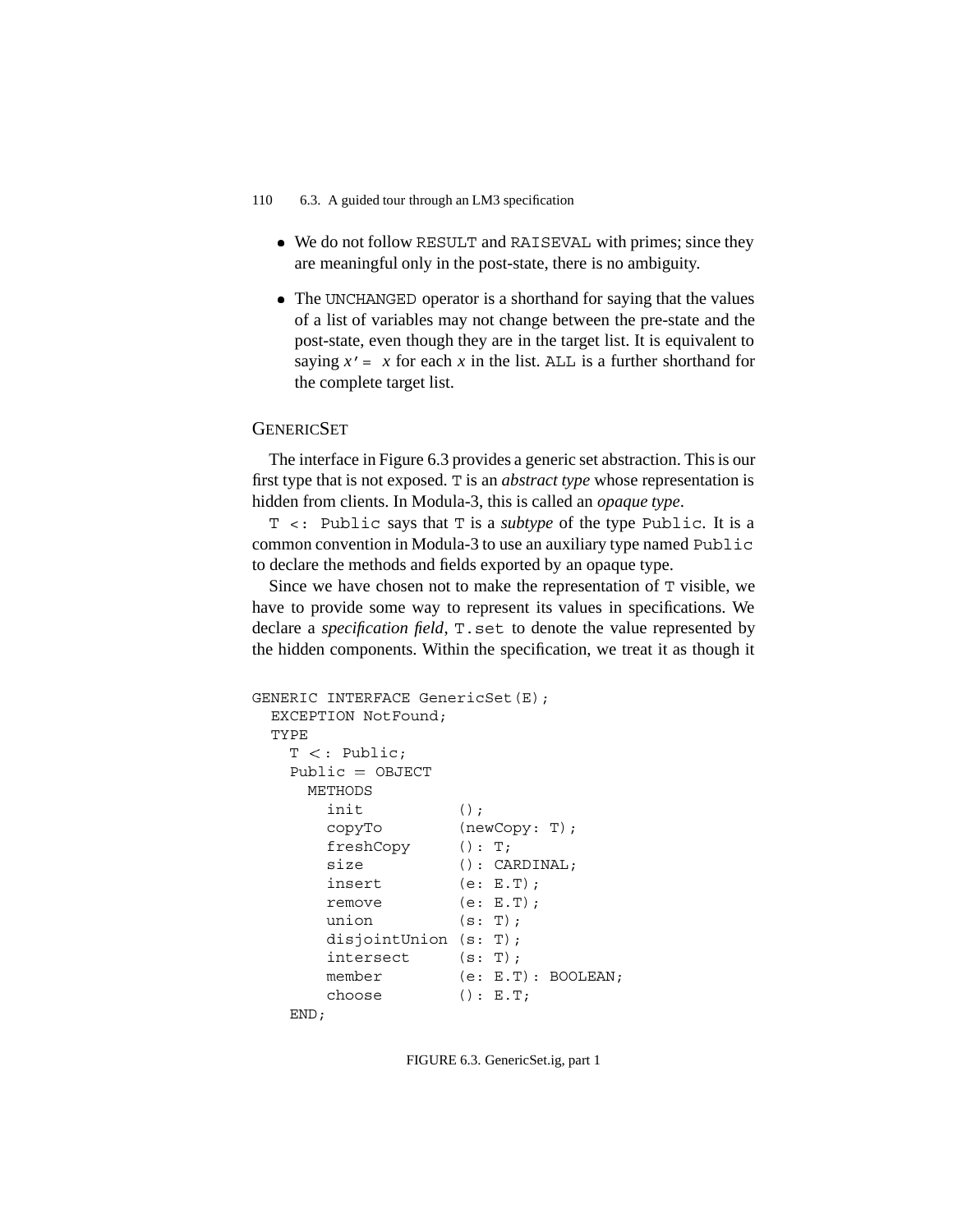- We do not follow `RESULT` and `RAISEVAL` with primes; since they are meaningful only in the post-state, there is no ambiguity.

- The `UNCHANGED` operator is a shorthand for saying that the values of a list of variables may not change between the pre-state and the post-state, even though they are in the target list. It is equivalent to saying $x' = x$ for each $x$ in the list. `ALL` is a further shorthand for the complete target list.

### GENERICSET

The interface in Figure 6.3 provides a generic set abstraction. This is our first type that is not exposed. `T` is an *abstract type* whose representation is hidden from clients. In Modula-3, this is called an *opaque type*.

`T <: Public` says that `T` is a *subtype* of the type `Public`. It is a common convention in Modula-3 to use an auxiliary type named `Public` to declare the methods and fields exported by an opaque type.

Since we have chosen not to make the representation of `T` visible, we have to provide some way to represent its values in specifications. We declare a *specification field*, `T.set` to denote the value represented by the hidden components. Within the specification, we treat it as though it

```
GENERIC INTERFACE GenericSet(E);
  EXCEPTION NotFound;
  TYPE
    T <: Public;
    Public = OBJECT
      METHODS
        init          ();
        copyTo        (newCopy: T);
        freshCopy     (): T;
        size          (): CARDINAL;
        insert        (e: E.T);
        remove        (e: E.T);
        union         (s: T);
        disjointUnion (s: T);
        intersect     (s: T);
        member        (e: E.T): BOOLEAN;
        choose        (): E.T;
    END;
```

FIGURE 6.3. GenericSet.ig, part 1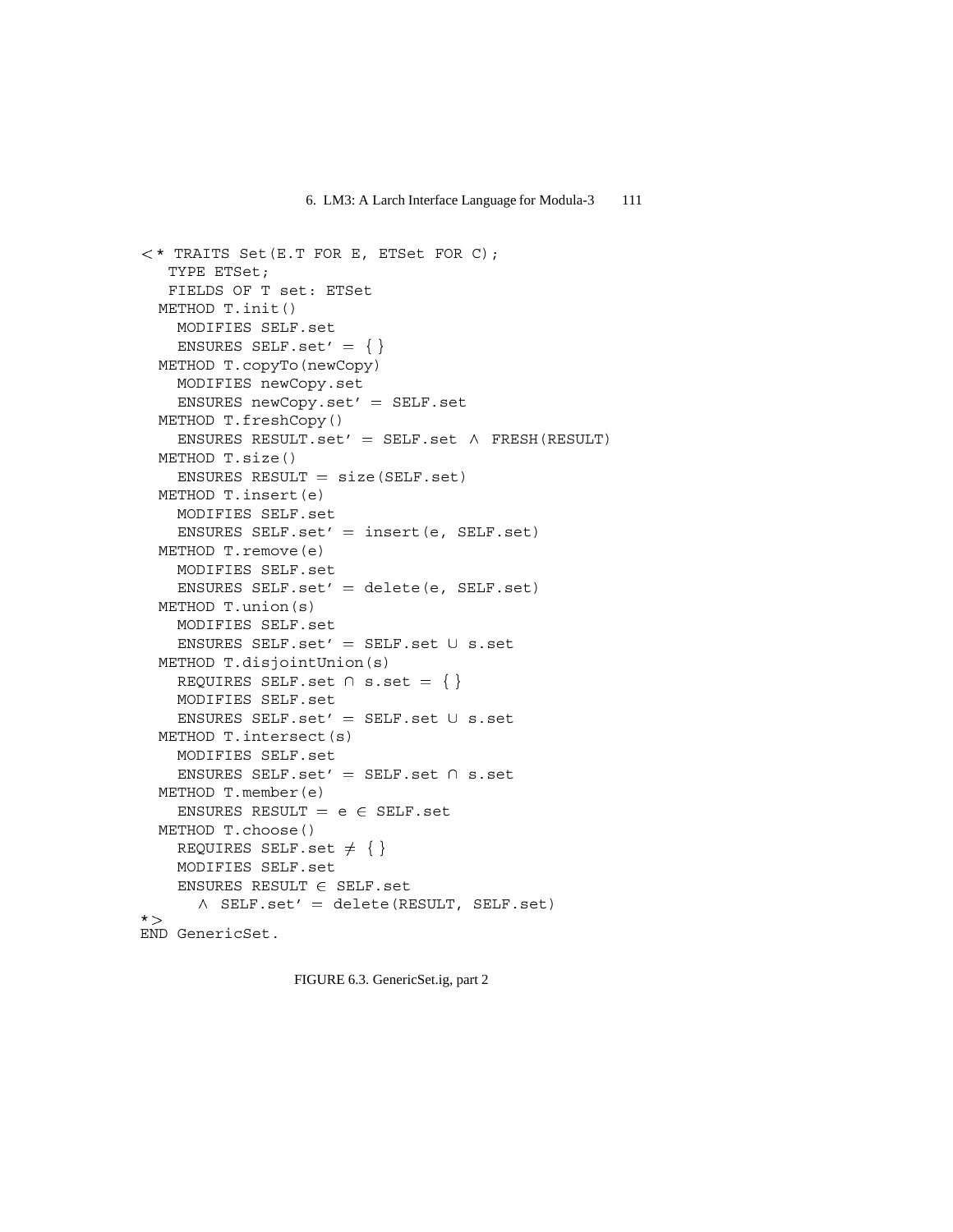```
<* TRAITS Set(E.T FOR E, ETSet FOR C);
   TYPE ETSet;
   FIELDS OF T set: ETSet
  METHOD T.init()
    MODIFIES SELF.set
    ENSURES SELF.set' = { }
  METHOD T.copyTo(newCopy)
    MODIFIES newCopy.set
    ENSURES newCopy.set' = SELF.set
  METHOD T.freshCopy()
    ENSURES RESULT.set' = SELF.set ∧ FRESH(RESULT)
  METHOD T.size()
    ENSURES RESULT = size(SELF.set)
  METHOD T.insert(e)
    MODIFIES SELF.set
    ENSURES SELF.set' = insert(e, SELF.set)
  METHOD T.remove(e)
    MODIFIES SELF.set
    ENSURES SELF.set' = delete(e, SELF.set)
  METHOD T.union(s)
    MODIFIES SELF.set
    ENSURES SELF.set' = SELF.set ∪ s.set
  METHOD T.disjointUnion(s)
    REQUIRES SELF.set ∩ s.set = { }
    MODIFIES SELF.set
    ENSURES SELF.set' = SELF.set ∪ s.set
  METHOD T.intersect(s)
    MODIFIES SELF.set
    ENSURES SELF.set' = SELF.set ∩ s.set
  METHOD T.member(e)
    ENSURES RESULT = e ∈ SELF.set
  METHOD T.choose()
    REQUIRES SELF.set ≠ { }
    MODIFIES SELF.set
    ENSURES RESULT ∈ SELF.set
      ∧ SELF.set' = delete(RESULT, SELF.set)
*>
END GenericSet.
```

FIGURE 6.3. GenericSet.ig, part 2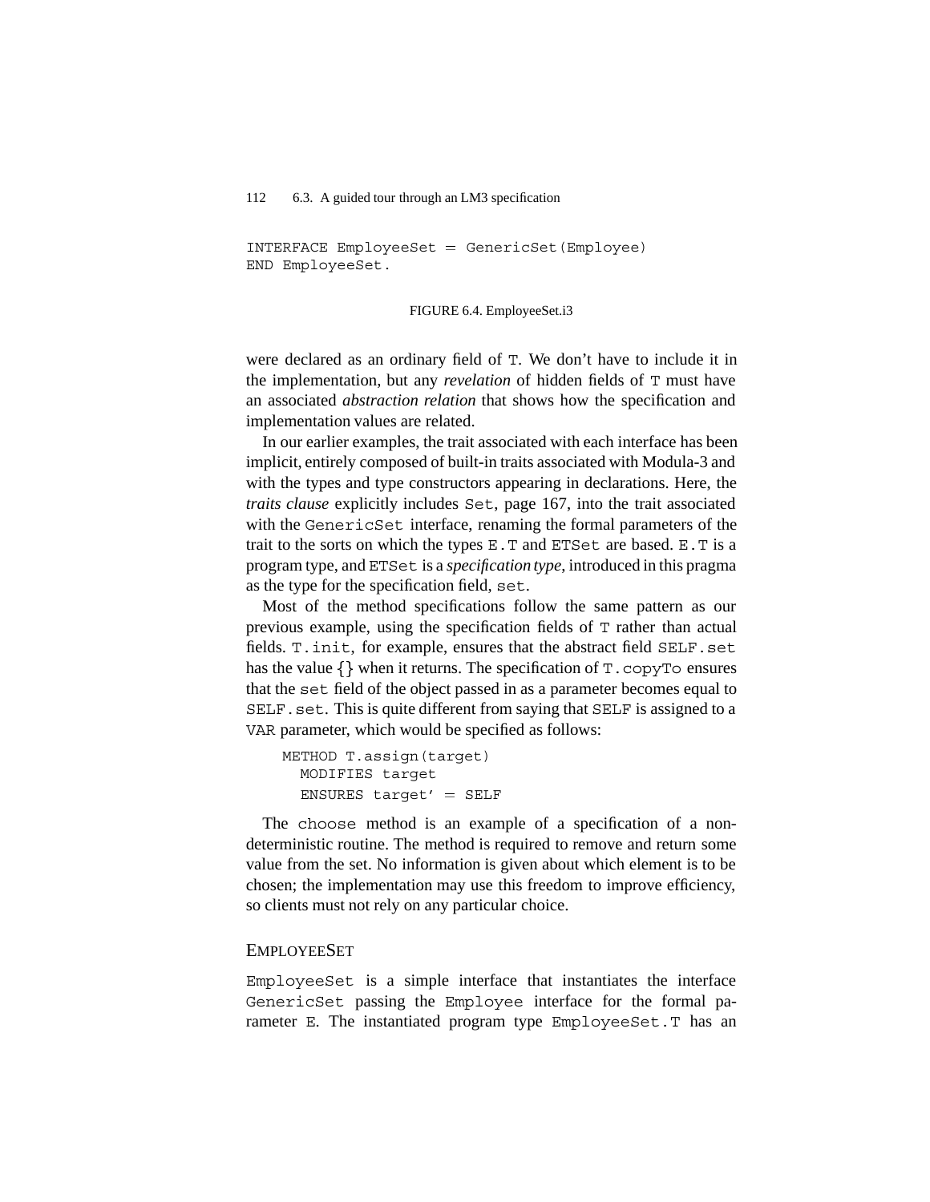```
INTERFACE EmployeeSet = GenericSet(Employee)
END EmployeeSet.
```

FIGURE 6.4. EmployeeSet.i3

were declared as an ordinary field of T. We don't have to include it in the implementation, but any *revelation* of hidden fields of T must have an associated *abstraction relation* that shows how the specification and implementation values are related.

In our earlier examples, the trait associated with each interface has been implicit, entirely composed of built-in traits associated with Modula-3 and with the types and type constructors appearing in declarations. Here, the *traits clause* explicitly includes Set, page 167, into the trait associated with the GenericSet interface, renaming the formal parameters of the trait to the sorts on which the types E.T and ETSet are based. E.T is a program type, and ETSet is a *specification type*, introduced in this pragma as the type for the specification field, set.

Most of the method specifications follow the same pattern as our previous example, using the specification fields of T rather than actual fields. T.init, for example, ensures that the abstract field SELF.set has the value {} when it returns. The specification of T.copyTo ensures that the set field of the object passed in as a parameter becomes equal to SELF.set. This is quite different from saying that SELF is assigned to a VAR parameter, which would be specified as follows:

```
METHOD T.assign(target)
  MODIFIES target
  ENSURES target' = SELF
```

The choose method is an example of a specification of a non-deterministic routine. The method is required to remove and return some value from the set. No information is given about which element is to be chosen; the implementation may use this freedom to improve efficiency, so clients must not rely on any particular choice.

### EmployeeSet

EmployeeSet is a simple interface that instantiates the interface GenericSet passing the Employee interface for the formal parameter E. The instantiated program type EmployeeSet.T has an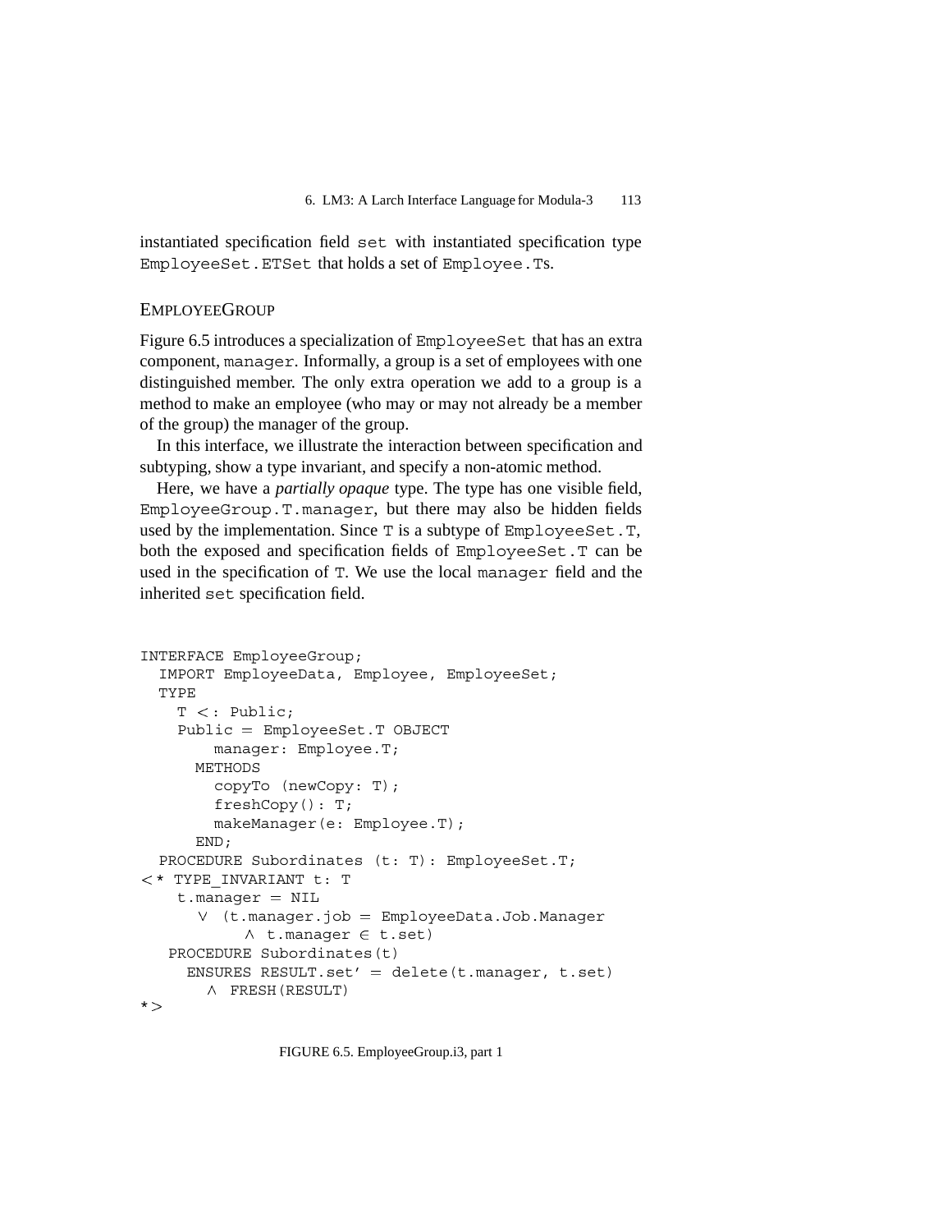instantiated specification field `set` with instantiated specification type `EmployeeSet.ETSet` that holds a set of `Employee.T`s.

### EMPLOYEEGROUP

Figure 6.5 introduces a specialization of `EmployeeSet` that has an extra component, `manager`. Informally, a group is a set of employees with one distinguished member. The only extra operation we add to a group is a method to make an employee (who may or may not already be a member of the group) the manager of the group.

In this interface, we illustrate the interaction between specification and subtyping, show a type invariant, and specify a non-atomic method.

Here, we have a *partially opaque* type. The type has one visible field, `EmployeeGroup.T.manager`, but there may also be hidden fields used by the implementation. Since `T` is a subtype of `EmployeeSet.T`, both the exposed and specification fields of `EmployeeSet.T` can be used in the specification of `T`. We use the local `manager` field and the inherited `set` specification field.

```
INTERFACE EmployeeGroup;
  IMPORT EmployeeData, Employee, EmployeeSet;
  TYPE
    T <: Public;
    Public = EmployeeSet.T OBJECT
        manager: Employee.T;
      METHODS
        copyTo (newCopy: T);
        freshCopy(): T;
        makeManager(e: Employee.T);
      END;
  PROCEDURE Subordinates (t: T): EmployeeSet.T;
<* TYPE_INVARIANT t: T
    t.manager = NIL
      ∨ (t.manager.job = EmployeeData.Job.Manager
           ∧ t.manager ∈ t.set)
   PROCEDURE Subordinates(t)
     ENSURES RESULT.set' = delete(t.manager, t.set)
       ∧ FRESH(RESULT)
*>
```

FIGURE 6.5. EmployeeGroup.i3, part 1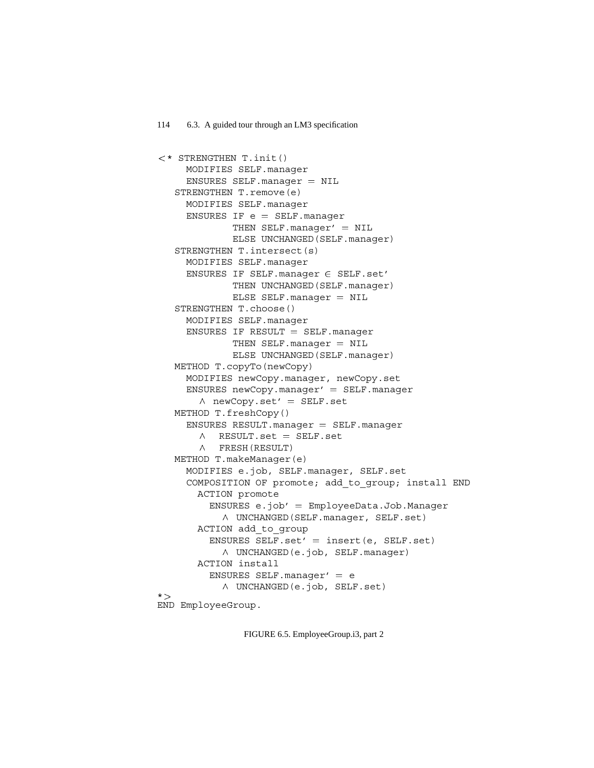```
<* STRENGTHEN T.init()
     MODIFIES SELF.manager
     ENSURES SELF.manager = NIL
   STRENGTHEN T.remove(e)
     MODIFIES SELF.manager
     ENSURES IF e = SELF.manager
             THEN SELF.manager' = NIL
             ELSE UNCHANGED(SELF.manager)
   STRENGTHEN T.intersect(s)
     MODIFIES SELF.manager
     ENSURES IF SELF.manager ∈ SELF.set'
             THEN UNCHANGED(SELF.manager)
             ELSE SELF.manager = NIL
   STRENGTHEN T.choose()
     MODIFIES SELF.manager
     ENSURES IF RESULT = SELF.manager
             THEN SELF.manager = NIL
             ELSE UNCHANGED(SELF.manager)
   METHOD T.copyTo(newCopy)
     MODIFIES newCopy.manager, newCopy.set
     ENSURES newCopy.manager' = SELF.manager
       ∧ newCopy.set' = SELF.set
   METHOD T.freshCopy()
     ENSURES RESULT.manager = SELF.manager
       ∧  RESULT.set = SELF.set
       ∧  FRESH(RESULT)
   METHOD T.makeManager(e)
     MODIFIES e.job, SELF.manager, SELF.set
     COMPOSITION OF promote; add_to_group; install END
       ACTION promote
         ENSURES e.job' = EmployeeData.Job.Manager
           ∧ UNCHANGED(SELF.manager, SELF.set)
       ACTION add_to_group
         ENSURES SELF.set' = insert(e, SELF.set)
           ∧ UNCHANGED(e.job, SELF.manager)
       ACTION install
         ENSURES SELF.manager' = e
           ∧ UNCHANGED(e.job, SELF.set)
*>
END EmployeeGroup.
```

FIGURE 6.5. EmployeeGroup.i3, part 2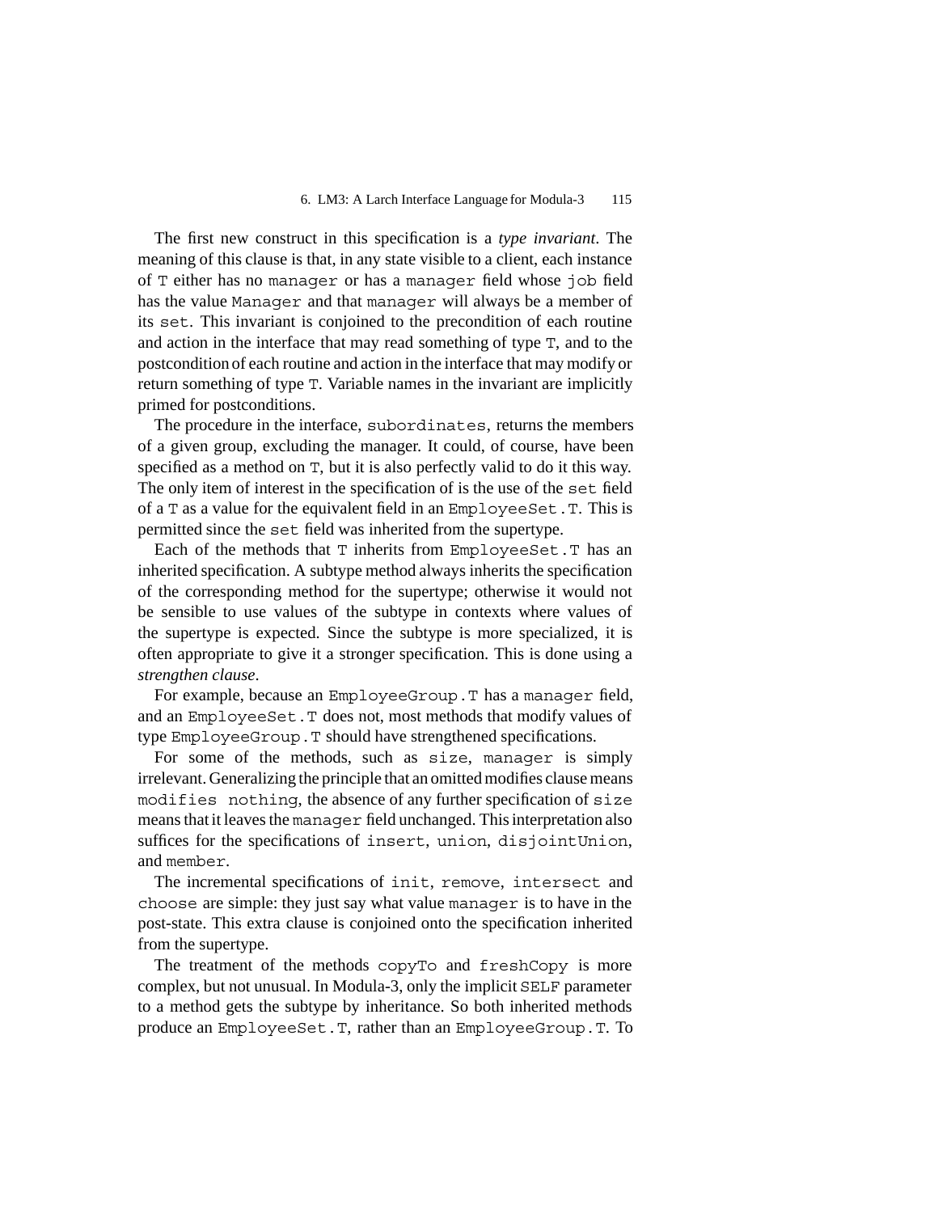The first new construct in this specification is a *type invariant*. The meaning of this clause is that, in any state visible to a client, each instance of `T` either has no `manager` or has a `manager` field whose `job` field has the value `Manager` and that `manager` will always be a member of its `set`. This invariant is conjoined to the precondition of each routine and action in the interface that may read something of type `T`, and to the postcondition of each routine and action in the interface that may modify or return something of type `T`. Variable names in the invariant are implicitly primed for postconditions.

The procedure in the interface, `subordinates`, returns the members of a given group, excluding the manager. It could, of course, have been specified as a method on `T`, but it is also perfectly valid to do it this way. The only item of interest in the specification of is the use of the `set` field of a `T` as a value for the equivalent field in an `EmployeeSet.T`. This is permitted since the `set` field was inherited from the supertype.

Each of the methods that `T` inherits from `EmployeeSet.T` has an inherited specification. A subtype method always inherits the specification of the corresponding method for the supertype; otherwise it would not be sensible to use values of the subtype in contexts where values of the supertype is expected. Since the subtype is more specialized, it is often appropriate to give it a stronger specification. This is done using a *strengthen clause*.

For example, because an `EmployeeGroup.T` has a `manager` field, and an `EmployeeSet.T` does not, most methods that modify values of type `EmployeeGroup.T` should have strengthened specifications.

For some of the methods, such as `size`, `manager` is simply irrelevant. Generalizing the principle that an omitted modifies clause means `modifies nothing`, the absence of any further specification of `size` means that it leaves the `manager` field unchanged. This interpretation also suffices for the specifications of `insert`, `union`, `disjointUnion`, and `member`.

The incremental specifications of `init`, `remove`, `intersect` and `choose` are simple: they just say what value `manager` is to have in the post-state. This extra clause is conjoined onto the specification inherited from the supertype.

The treatment of the methods `copyTo` and `freshCopy` is more complex, but not unusual. In Modula-3, only the implicit `SELF` parameter to a method gets the subtype by inheritance. So both inherited methods produce an `EmployeeSet.T`, rather than an `EmployeeGroup.T`. To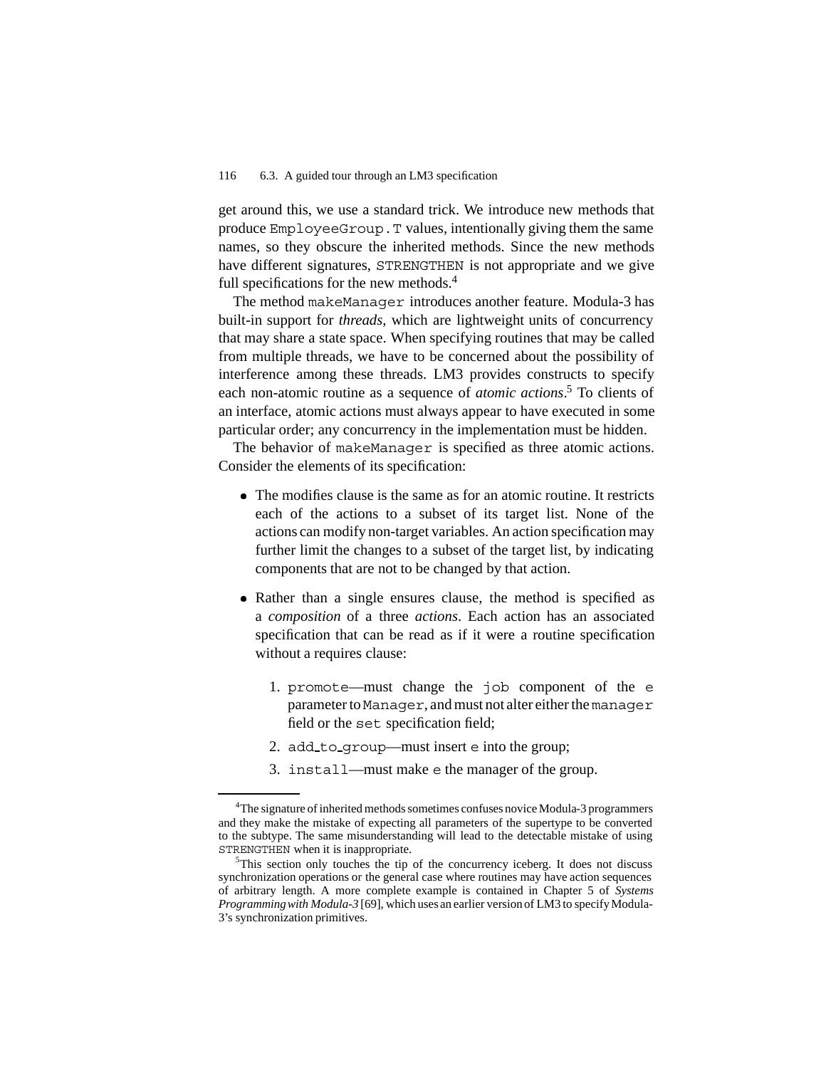get around this, we use a standard trick. We introduce new methods that produce `EmployeeGroup.T` values, intentionally giving them the same names, so they obscure the inherited methods. Since the new methods have different signatures, `STRENGTHEN` is not appropriate and we give full specifications for the new methods.[4]

The method `makeManager` introduces another feature. Modula-3 has built-in support for *threads*, which are lightweight units of concurrency that may share a state space. When specifying routines that may be called from multiple threads, we have to be concerned about the possibility of interference among these threads. LM3 provides constructs to specify each non-atomic routine as a sequence of *atomic actions*.[5] To clients of an interface, atomic actions must always appear to have executed in some particular order; any concurrency in the implementation must be hidden.

The behavior of `makeManager` is specified as three atomic actions. Consider the elements of its specification:

- The modifies clause is the same as for an atomic routine. It restricts each of the actions to a subset of its target list. None of the actions can modify non-target variables. An action specification may further limit the changes to a subset of the target list, by indicating components that are not to be changed by that action.

- Rather than a single ensures clause, the method is specified as a *composition* of a three *actions*. Each action has an associated specification that can be read as if it were a routine specification without a requires clause:

  1. `promote`—must change the `job` component of the `e` parameter to `Manager`, and must not alter either the `manager` field or the `set` specification field;
  2. `add_to_group`—must insert `e` into the group;
  3. `install`—must make `e` the manager of the group.

---

[4]The signature of inherited methods sometimes confuses novice Modula-3 programmers and they make the mistake of expecting all parameters of the supertype to be converted to the subtype. The same misunderstanding will lead to the detectable mistake of using `STRENGTHEN` when it is inappropriate.

[5]This section only touches the tip of the concurrency iceberg. It does not discuss synchronization operations or the general case where routines may have action sequences of arbitrary length. A more complete example is contained in Chapter 5 of *Systems Programming with Modula-3* [69], which uses an earlier version of LM3 to specify Modula-3's synchronization primitives.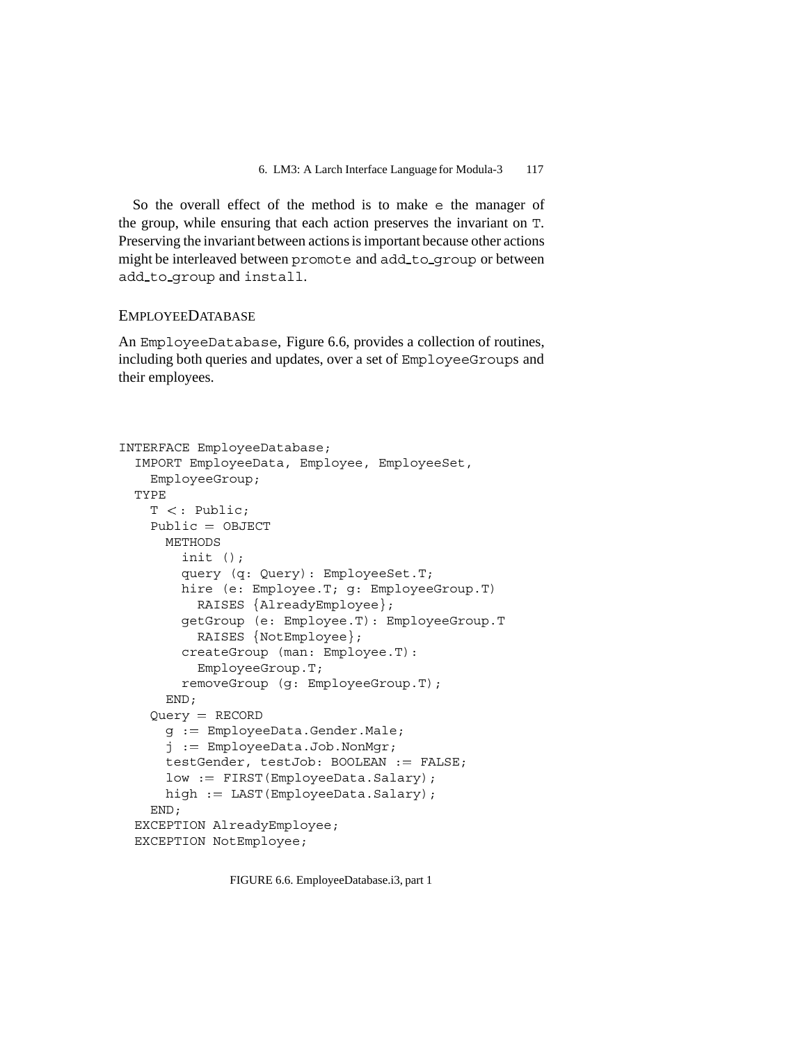So the overall effect of the method is to make `e` the manager of the group, while ensuring that each action preserves the invariant on `T`. Preserving the invariant between actions is important because other actions might be interleaved between `promote` and `add_to_group` or between `add_to_group` and `install`.

### EmployeeDatabase

An `EmployeeDatabase`, Figure 6.6, provides a collection of routines, including both queries and updates, over a set of `EmployeeGroup`s and their employees.

```
INTERFACE EmployeeDatabase;
  IMPORT EmployeeData, Employee, EmployeeSet,
    EmployeeGroup;
  TYPE
    T <: Public;
    Public = OBJECT
      METHODS
        init ();
        query (q: Query): EmployeeSet.T;
        hire (e: Employee.T; g: EmployeeGroup.T)
          RAISES {AlreadyEmployee};
        getGroup (e: Employee.T): EmployeeGroup.T
          RAISES {NotEmployee};
        createGroup (man: Employee.T):
          EmployeeGroup.T;
        removeGroup (g: EmployeeGroup.T);
      END;
    Query = RECORD
      g := EmployeeData.Gender.Male;
      j := EmployeeData.Job.NonMgr;
      testGender, testJob: BOOLEAN := FALSE;
      low := FIRST(EmployeeData.Salary);
      high := LAST(EmployeeData.Salary);
    END;
  EXCEPTION AlreadyEmployee;
  EXCEPTION NotEmployee;
```

FIGURE 6.6. EmployeeDatabase.i3, part 1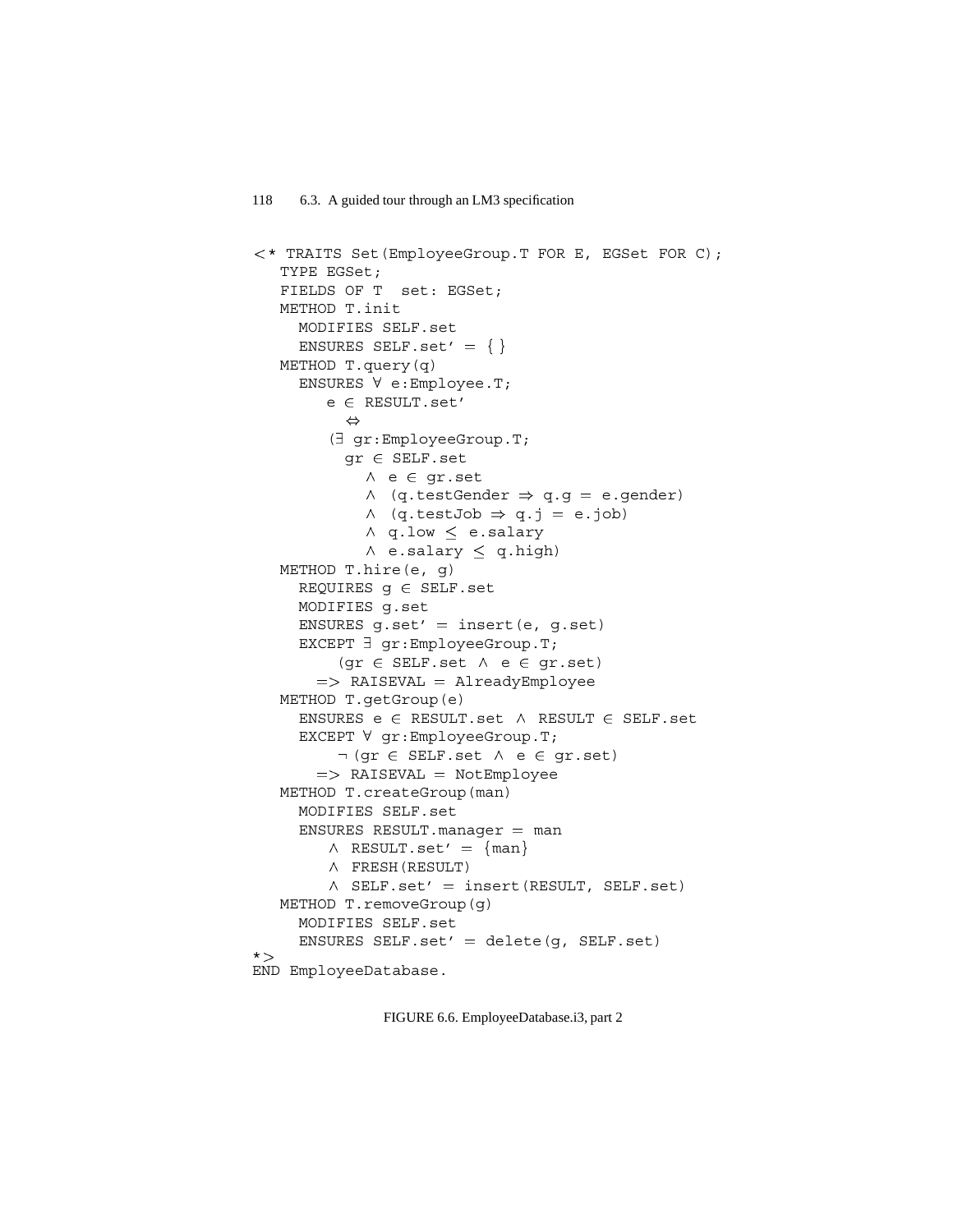```
<* TRAITS Set(EmployeeGroup.T FOR E, EGSet FOR C);
   TYPE EGSet;
   FIELDS OF T  set: EGSet;
   METHOD T.init
     MODIFIES SELF.set
     ENSURES SELF.set' = { }
   METHOD T.query(q)
     ENSURES ∀ e:Employee.T;
        e ∈ RESULT.set'
          ⇔
        (∃ gr:EmployeeGroup.T;
          gr ∈ SELF.set
            ∧ e ∈ gr.set
            ∧ (q.testGender ⇒ q.g = e.gender)
            ∧ (q.testJob ⇒ q.j = e.job)
            ∧ q.low ≤ e.salary
            ∧ e.salary ≤ q.high)
   METHOD T.hire(e, g)
     REQUIRES g ∈ SELF.set
     MODIFIES g.set
     ENSURES g.set' = insert(e, g.set)
     EXCEPT ∃ gr:EmployeeGroup.T;
         (gr ∈ SELF.set ∧ e ∈ gr.set)
       => RAISEVAL = AlreadyEmployee
   METHOD T.getGroup(e)
     ENSURES e ∈ RESULT.set ∧ RESULT ∈ SELF.set
     EXCEPT ∀ gr:EmployeeGroup.T;
         ¬(gr ∈ SELF.set ∧ e ∈ gr.set)
       => RAISEVAL = NotEmployee
   METHOD T.createGroup(man)
     MODIFIES SELF.set
     ENSURES RESULT.manager = man
        ∧ RESULT.set' = {man}
        ∧ FRESH(RESULT)
        ∧ SELF.set' = insert(RESULT, SELF.set)
   METHOD T.removeGroup(g)
     MODIFIES SELF.set
     ENSURES SELF.set' = delete(g, SELF.set)
*>
END EmployeeDatabase.
```

FIGURE 6.6. EmployeeDatabase.i3, part 2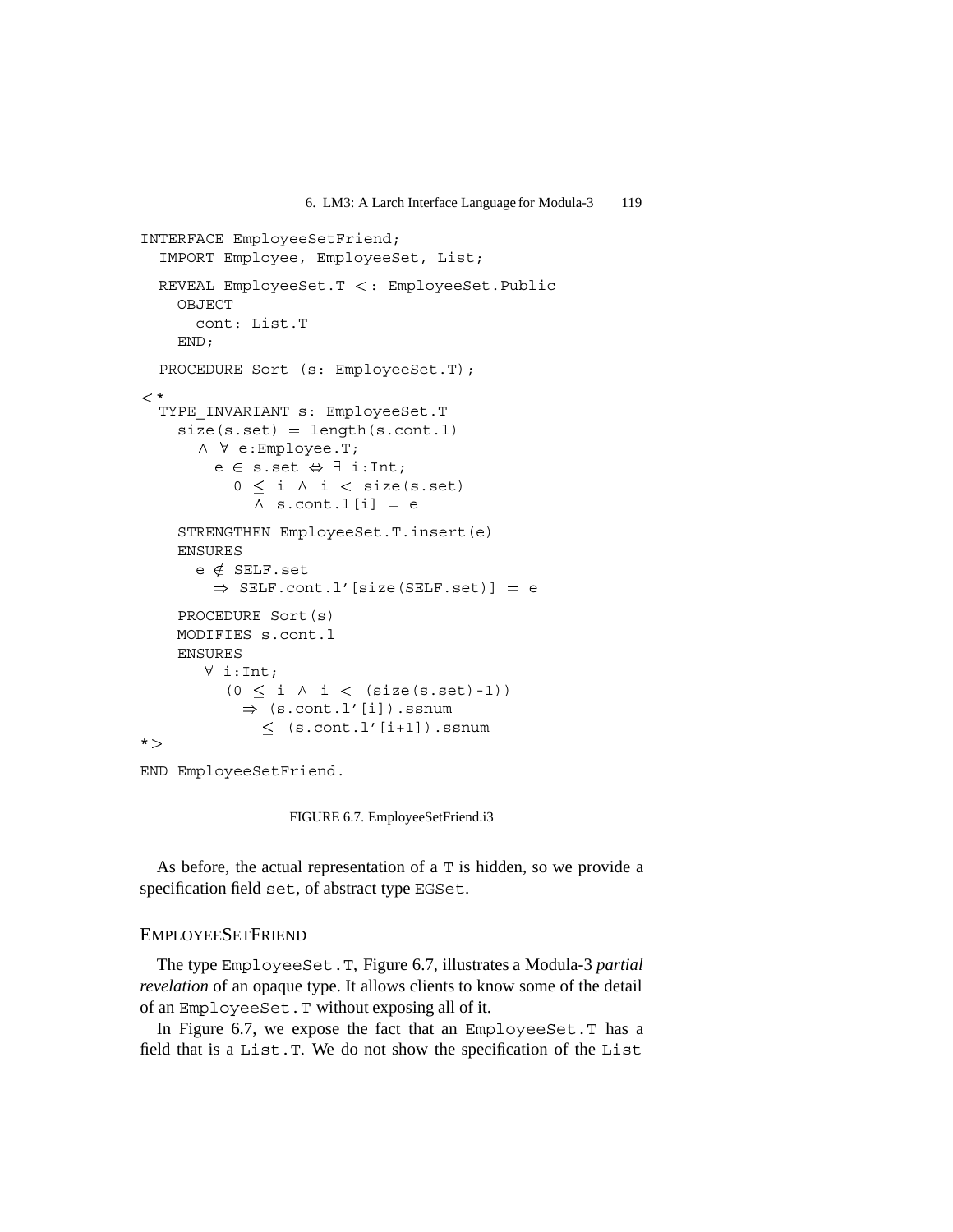```
INTERFACE EmployeeSetFriend;
  IMPORT Employee, EmployeeSet, List;

  REVEAL EmployeeSet.T <: EmployeeSet.Public
    OBJECT
      cont: List.T
    END;

  PROCEDURE Sort (s: EmployeeSet.T);

<*
  TYPE_INVARIANT s: EmployeeSet.T
    size(s.set) = length(s.cont.l)
      ∧ ∀ e:Employee.T;
        e ∈ s.set ⇔ ∃ i:Int;
          0 ≤ i ∧ i < size(s.set)
            ∧ s.cont.l[i] = e

    STRENGTHEN EmployeeSet.T.insert(e)
    ENSURES
      e ∉ SELF.set
        ⇒ SELF.cont.l'[size(SELF.set)] = e

    PROCEDURE Sort(s)
    MODIFIES s.cont.l
    ENSURES
      ∀ i:Int;
        (0 ≤ i ∧ i < (size(s.set)-1))
          ⇒ (s.cont.l'[i]).ssnum
            ≤ (s.cont.l'[i+1]).ssnum
*>

END EmployeeSetFriend.
```

FIGURE 6.7. EmployeeSetFriend.i3

As before, the actual representation of a `T` is hidden, so we provide a specification field `set`, of abstract type `EGSet`.

### EMPLOYEESETFRIEND

The type `EmployeeSet.T`, Figure 6.7, illustrates a Modula-3 *partial revelation* of an opaque type. It allows clients to know some of the detail of an `EmployeeSet.T` without exposing all of it.

In Figure 6.7, we expose the fact that an `EmployeeSet.T` has a field that is a `List.T`. We do not show the specification of the `List`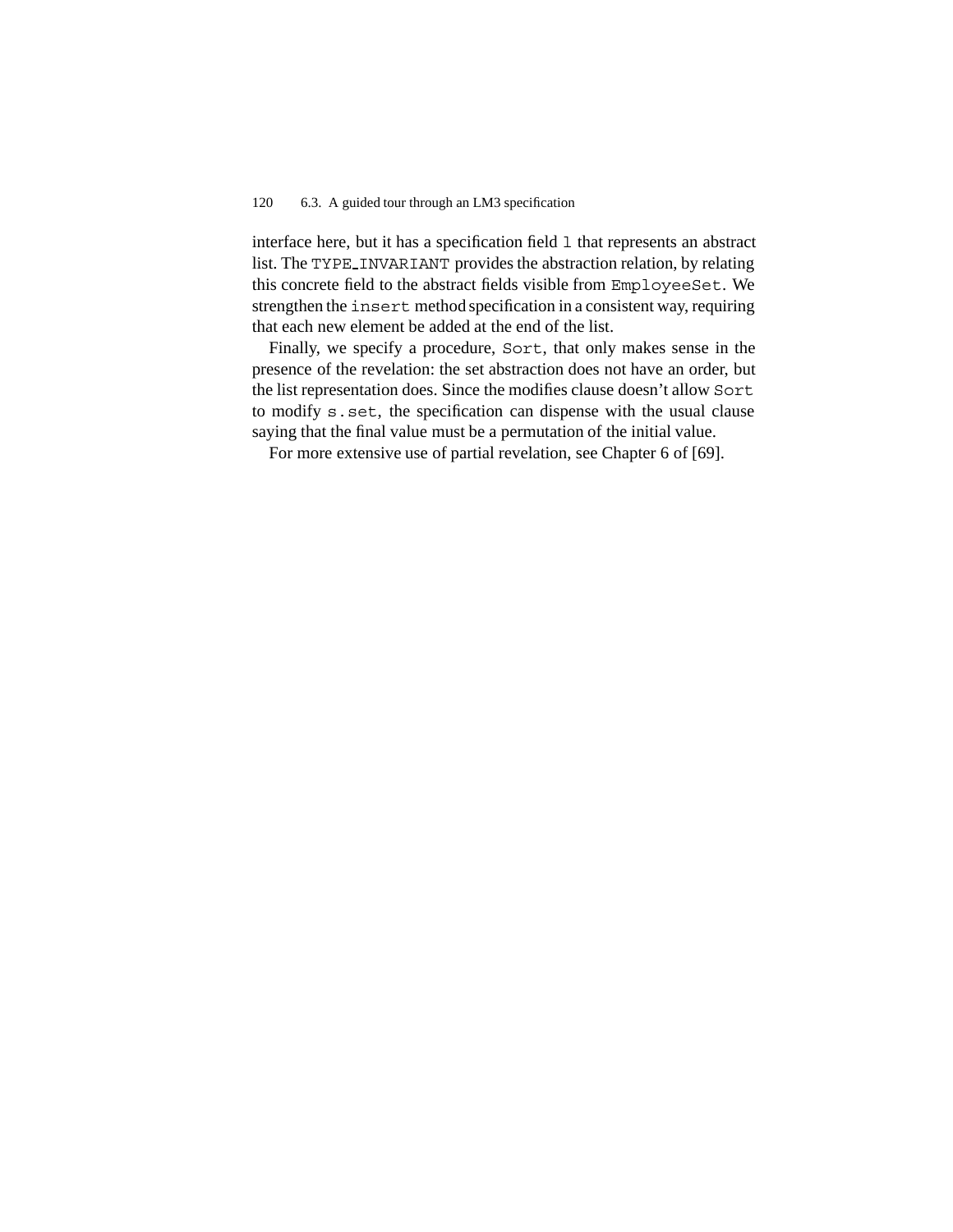interface here, but it has a specification field `l` that represents an abstract list. The `TYPE_INVARIANT` provides the abstraction relation, by relating this concrete field to the abstract fields visible from `EmployeeSet`. We strengthen the `insert` method specification in a consistent way, requiring that each new element be added at the end of the list.

Finally, we specify a procedure, `Sort`, that only makes sense in the presence of the revelation: the set abstraction does not have an order, but the list representation does. Since the modifies clause doesn't allow `Sort` to modify `s.set`, the specification can dispense with the usual clause saying that the final value must be a permutation of the initial value.

For more extensive use of partial revelation, see Chapter 6 of [69].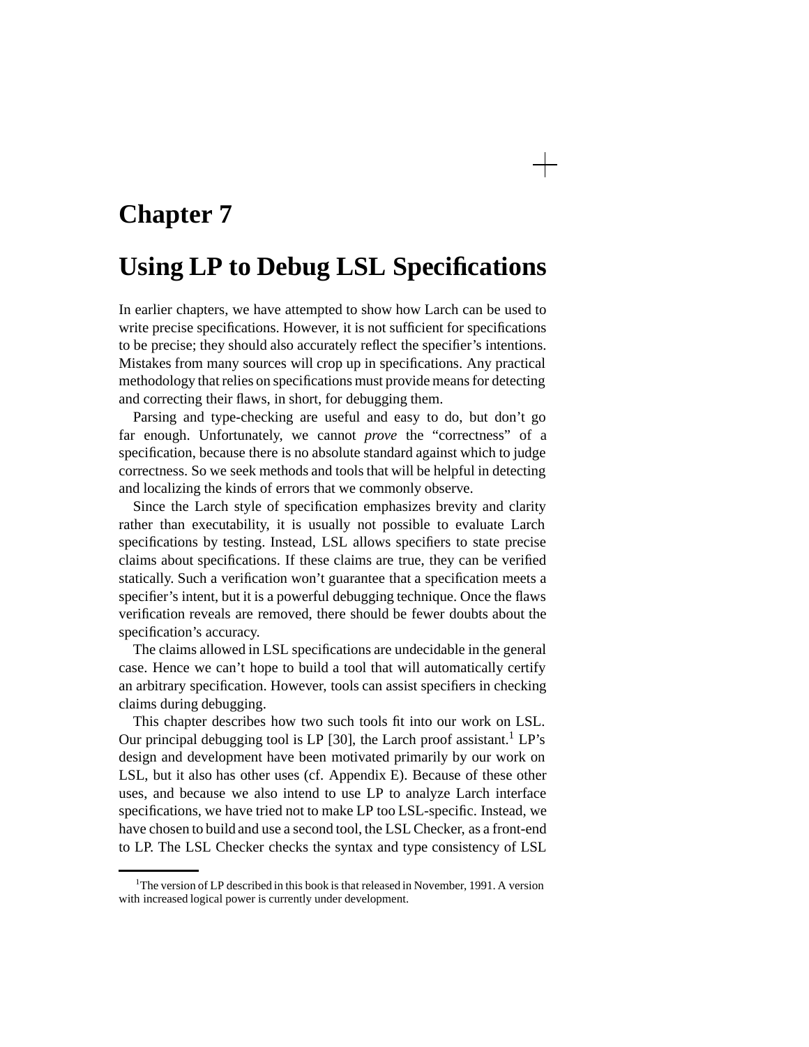# Chapter 7

# Using LP to Debug LSL Specifications

In earlier chapters, we have attempted to show how Larch can be used to write precise specifications. However, it is not sufficient for specifications to be precise; they should also accurately reflect the specifier's intentions. Mistakes from many sources will crop up in specifications. Any practical methodology that relies on specifications must provide means for detecting and correcting their flaws, in short, for debugging them.

Parsing and type-checking are useful and easy to do, but don't go far enough. Unfortunately, we cannot *prove* the "correctness" of a specification, because there is no absolute standard against which to judge correctness. So we seek methods and tools that will be helpful in detecting and localizing the kinds of errors that we commonly observe.

Since the Larch style of specification emphasizes brevity and clarity rather than executability, it is usually not possible to evaluate Larch specifications by testing. Instead, LSL allows specifiers to state precise claims about specifications. If these claims are true, they can be verified statically. Such a verification won't guarantee that a specification meets a specifier's intent, but it is a powerful debugging technique. Once the flaws verification reveals are removed, there should be fewer doubts about the specification's accuracy.

The claims allowed in LSL specifications are undecidable in the general case. Hence we can't hope to build a tool that will automatically certify an arbitrary specification. However, tools can assist specifiers in checking claims during debugging.

This chapter describes how two such tools fit into our work on LSL. Our principal debugging tool is LP [30], the Larch proof assistant.[1] LP's design and development have been motivated primarily by our work on LSL, but it also has other uses (cf. Appendix E). Because of these other uses, and because we also intend to use LP to analyze Larch interface specifications, we have tried not to make LP too LSL-specific. Instead, we have chosen to build and use a second tool, the LSL Checker, as a front-end to LP. The LSL Checker checks the syntax and type consistency of LSL

[1] The version of LP described in this book is that released in November, 1991. A version with increased logical power is currently under development.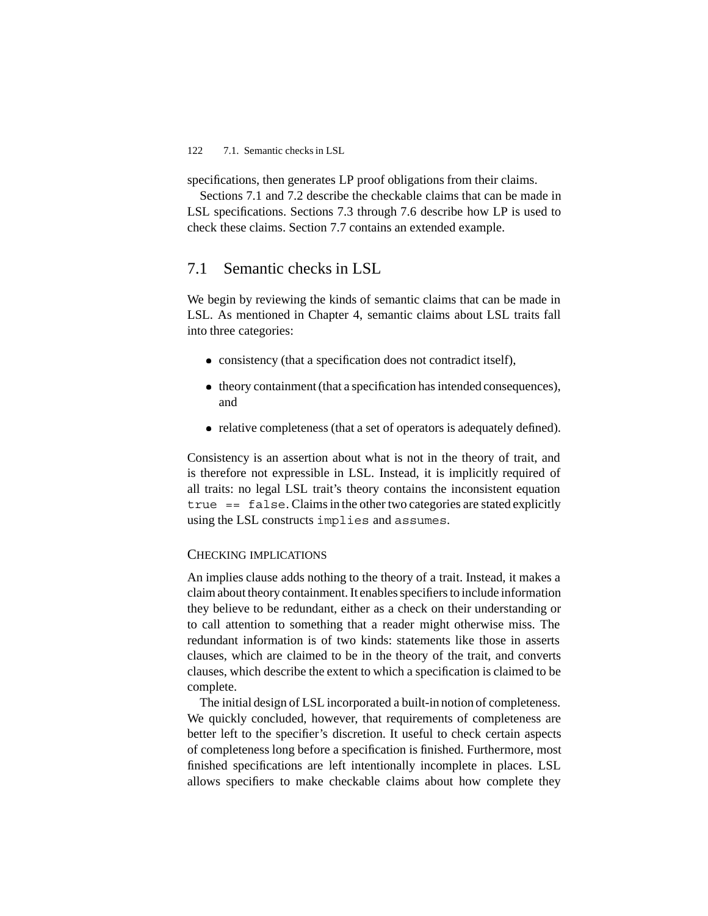specifications, then generates LP proof obligations from their claims.

Sections 7.1 and 7.2 describe the checkable claims that can be made in LSL specifications. Sections 7.3 through 7.6 describe how LP is used to check these claims. Section 7.7 contains an extended example.

## 7.1 Semantic checks in LSL

We begin by reviewing the kinds of semantic claims that can be made in LSL. As mentioned in Chapter 4, semantic claims about LSL traits fall into three categories:

- consistency (that a specification does not contradict itself),
- theory containment (that a specification has intended consequences), and
- relative completeness (that a set of operators is adequately defined).

Consistency is an assertion about what is not in the theory of trait, and is therefore not expressible in LSL. Instead, it is implicitly required of all traits: no legal LSL trait's theory contains the inconsistent equation `true == false`. Claims in the other two categories are stated explicitly using the LSL constructs `implies` and `assumes`.

### CHECKING IMPLICATIONS

An implies clause adds nothing to the theory of a trait. Instead, it makes a claim about theory containment. It enables specifiers to include information they believe to be redundant, either as a check on their understanding or to call attention to something that a reader might otherwise miss. The redundant information is of two kinds: statements like those in asserts clauses, which are claimed to be in the theory of the trait, and converts clauses, which describe the extent to which a specification is claimed to be complete.

The initial design of LSL incorporated a built-in notion of completeness. We quickly concluded, however, that requirements of completeness are better left to the specifier's discretion. It useful to check certain aspects of completeness long before a specification is finished. Furthermore, most finished specifications are left intentionally incomplete in places. LSL allows specifiers to make checkable claims about how complete they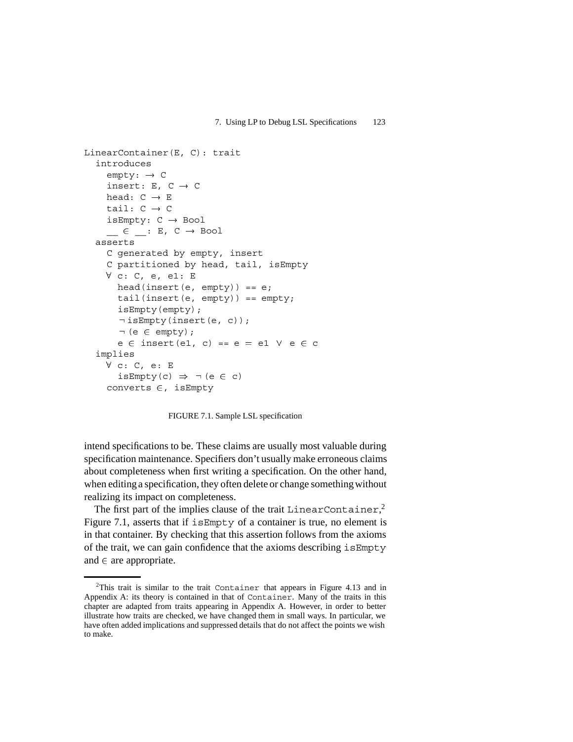```
LinearContainer(E, C): trait
  introduces
    empty: → C
    insert: E, C → C
    head: C → E
    tail: C → C
    isEmpty: C → Bool
    __ ∈ __: E, C → Bool
  asserts
    C generated by empty, insert
    C partitioned by head, tail, isEmpty
    ∀ c: C, e, e1: E
      head(insert(e, empty)) == e;
      tail(insert(e, empty)) == empty;
      isEmpty(empty);
      ¬isEmpty(insert(e, c));
      ¬(e ∈ empty);
      e ∈ insert(e1, c) == e = e1 ∨ e ∈ c
  implies
    ∀ c: C, e: E
      isEmpty(c) ⇒ ¬(e ∈ c)
    converts ∈, isEmpty
```

FIGURE 7.1. Sample LSL specification

intend specifications to be. These claims are usually most valuable during specification maintenance. Specifiers don't usually make erroneous claims about completeness when first writing a specification. On the other hand, when editing a specification, they often delete or change something without realizing its impact on completeness.

The first part of the implies clause of the trait `LinearContainer`,[2] Figure 7.1, asserts that if `isEmpty` of a container is true, no element is in that container. By checking that this assertion follows from the axioms of the trait, we can gain confidence that the axioms describing `isEmpty` and $\in$ are appropriate.

---

[2] This trait is similar to the trait `Container` that appears in Figure 4.13 and in Appendix A: its theory is contained in that of `Container`. Many of the traits in this chapter are adapted from traits appearing in Appendix A. However, in order to better illustrate how traits are checked, we have changed them in small ways. In particular, we have often added implications and suppressed details that do not affect the points we wish to make.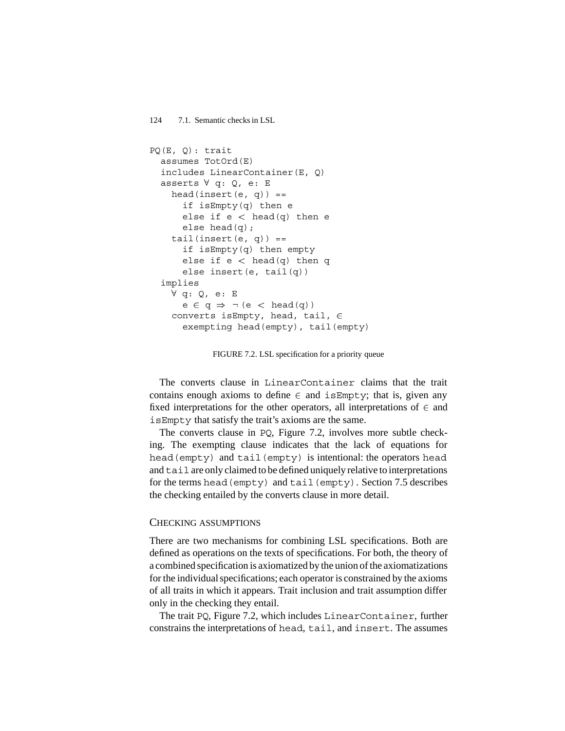```
PQ(E, Q): trait
  assumes TotOrd(E)
  includes LinearContainer(E, Q)
  asserts ∀ q: Q, e: E
    head(insert(e, q)) ==
      if isEmpty(q) then e
      else if e < head(q) then e
      else head(q);
    tail(insert(e, q)) ==
      if isEmpty(q) then empty
      else if e < head(q) then q
      else insert(e, tail(q))
  implies
    ∀ q: Q, e: E
      e ∈ q ⇒ ¬(e < head(q))
    converts isEmpty, head, tail, ∈
      exempting head(empty), tail(empty)
```

FIGURE 7.2. LSL specification for a priority queue

The converts clause in `LinearContainer` claims that the trait contains enough axioms to define $\in$ and `isEmpty`; that is, given any fixed interpretations for the other operators, all interpretations of $\in$ and `isEmpty` that satisfy the trait's axioms are the same.

The converts clause in `PQ`, Figure 7.2, involves more subtle checking. The exempting clause indicates that the lack of equations for `head(empty)` and `tail(empty)` is intentional: the operators `head` and `tail` are only claimed to be defined uniquely relative to interpretations for the terms `head(empty)` and `tail(empty)`. Section 7.5 describes the checking entailed by the converts clause in more detail.

### Checking assumptions

There are two mechanisms for combining LSL specifications. Both are defined as operations on the texts of specifications. For both, the theory of a combined specification is axiomatized by the union of the axiomatizations for the individual specifications; each operator is constrained by the axioms of all traits in which it appears. Trait inclusion and trait assumption differ only in the checking they entail.

The trait `PQ`, Figure 7.2, which includes `LinearContainer`, further constrains the interpretations of `head`, `tail`, and `insert`. The assumes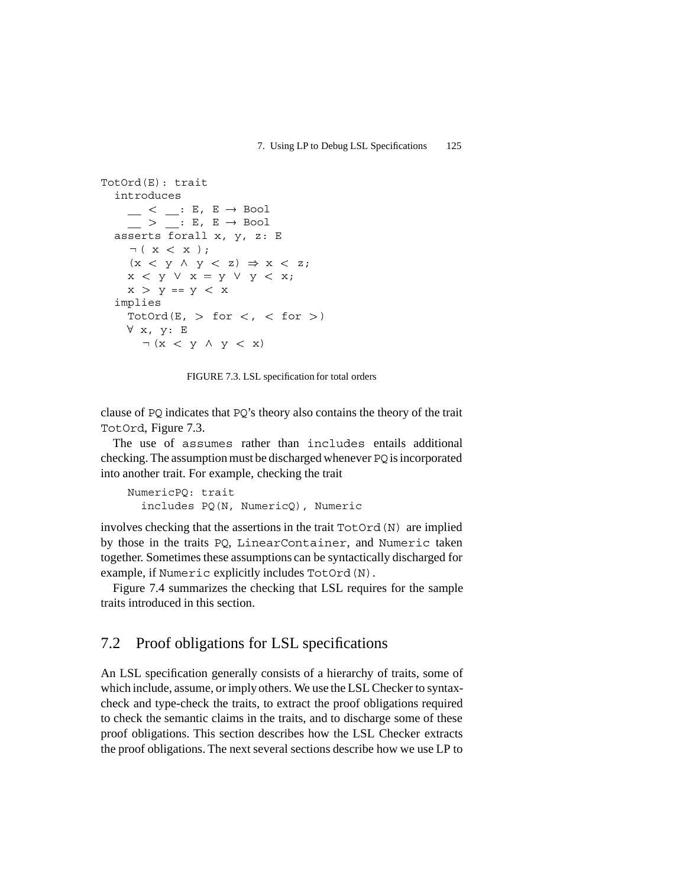```
TotOrd(E): trait
  introduces
    __ < __: E, E → Bool
    __ > __: E, E → Bool
  asserts forall x, y, z: E
    ¬( x < x );
    (x < y ∧ y < z) ⇒ x < z;
    x < y ∨ x = y ∨ y < x;
    x > y == y < x
  implies
    TotOrd(E, > for <, < for >)
    ∀ x, y: E
      ¬(x < y ∧ y < x)
```

FIGURE 7.3. LSL specification for total orders

clause of PQ indicates that PQ's theory also contains the theory of the trait TotOrd, Figure 7.3.

The use of assumes rather than includes entails additional checking. The assumption must be discharged whenever PQ is incorporated into another trait. For example, checking the trait

```
NumericPQ: trait
  includes PQ(N, NumericQ), Numeric
```

involves checking that the assertions in the trait TotOrd(N) are implied by those in the traits PQ, LinearContainer, and Numeric taken together. Sometimes these assumptions can be syntactically discharged for example, if Numeric explicitly includes TotOrd(N).

Figure 7.4 summarizes the checking that LSL requires for the sample traits introduced in this section.

## 7.2 Proof obligations for LSL specifications

An LSL specification generally consists of a hierarchy of traits, some of which include, assume, or imply others. We use the LSL Checker to syntax-check and type-check the traits, to extract the proof obligations required to check the semantic claims in the traits, and to discharge some of these proof obligations. This section describes how the LSL Checker extracts the proof obligations. The next several sections describe how we use LP to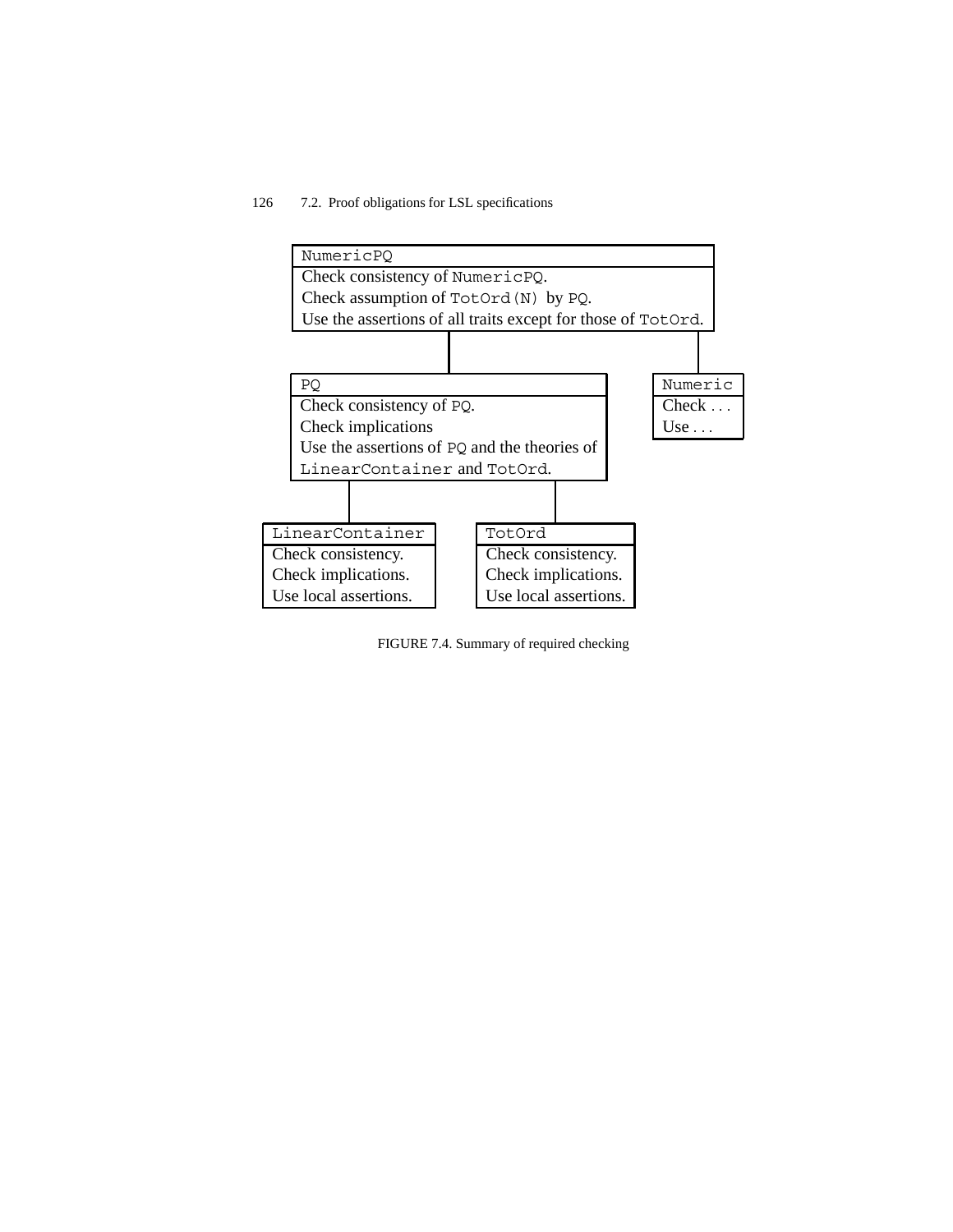NumericPQ
Check consistency of NumericPQ.
Check assumption of TotOrd(N) by PQ.
Use the assertions of all traits except for those of TotOrd.

PQ
Check consistency of PQ.
Check implications
Use the assertions of PQ and the theories of LinearContainer and TotOrd.

Numeric
Check . . .
Use . . .

LinearContainer
Check consistency.
Check implications.
Use local assertions.

TotOrd
Check consistency.
Check implications.
Use local assertions.

FIGURE 7.4. Summary of required checking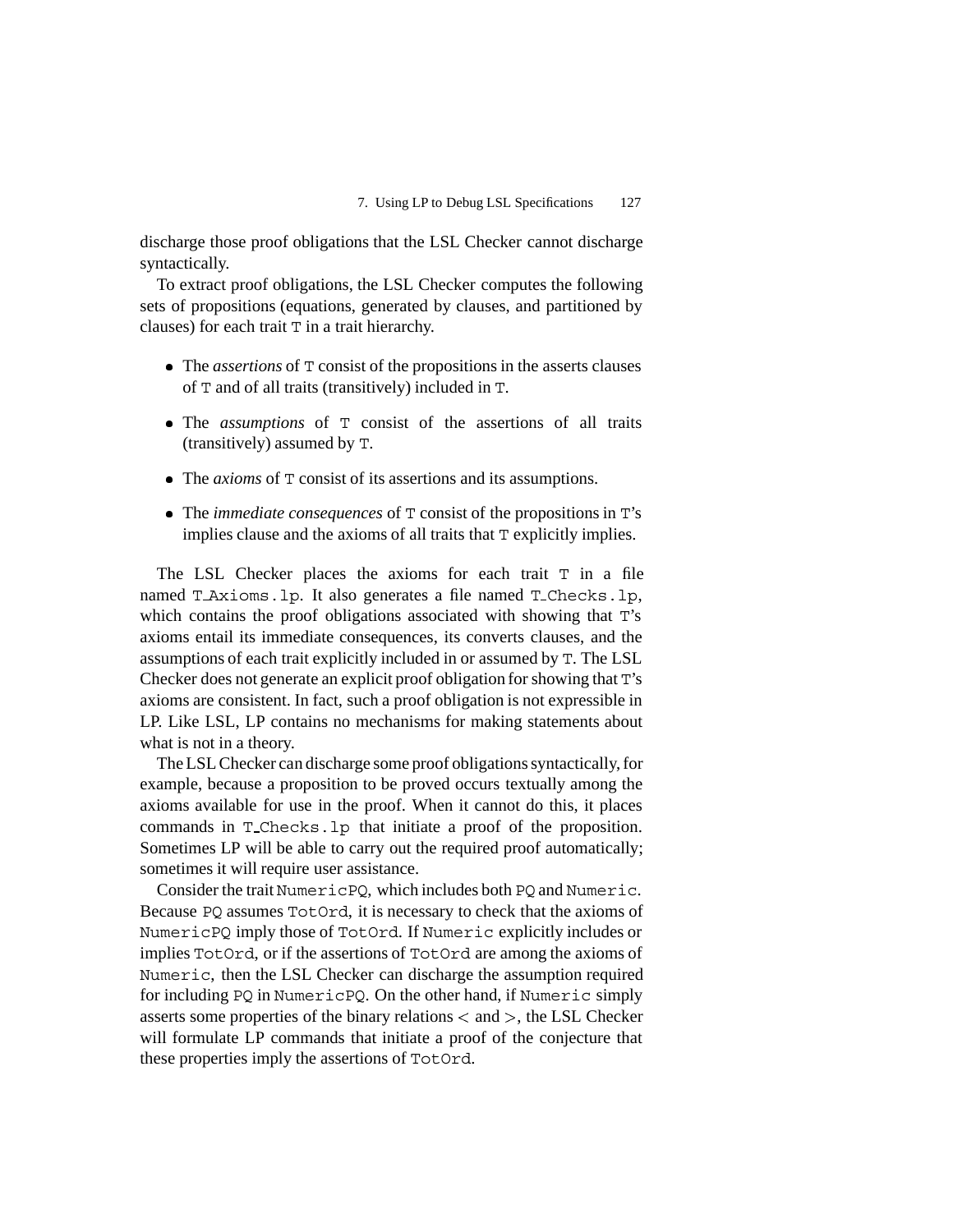discharge those proof obligations that the LSL Checker cannot discharge syntactically.

To extract proof obligations, the LSL Checker computes the following sets of propositions (equations, generated by clauses, and partitioned by clauses) for each trait `T` in a trait hierarchy.

- The *assertions* of `T` consist of the propositions in the asserts clauses of `T` and of all traits (transitively) included in `T`.
- The *assumptions* of `T` consist of the assertions of all traits (transitively) assumed by `T`.
- The *axioms* of `T` consist of its assertions and its assumptions.
- The *immediate consequences* of `T` consist of the propositions in `T`'s implies clause and the axioms of all traits that `T` explicitly implies.

The LSL Checker places the axioms for each trait `T` in a file named `T_Axioms.lp`. It also generates a file named `T_Checks.lp`, which contains the proof obligations associated with showing that `T`'s axioms entail its immediate consequences, its converts clauses, and the assumptions of each trait explicitly included in or assumed by `T`. The LSL Checker does not generate an explicit proof obligation for showing that `T`'s axioms are consistent. In fact, such a proof obligation is not expressible in LP. Like LSL, LP contains no mechanisms for making statements about what is not in a theory.

The LSL Checker can discharge some proof obligations syntactically, for example, because a proposition to be proved occurs textually among the axioms available for use in the proof. When it cannot do this, it places commands in `T_Checks.lp` that initiate a proof of the proposition. Sometimes LP will be able to carry out the required proof automatically; sometimes it will require user assistance.

Consider the trait `NumericPQ`, which includes both `PQ` and `Numeric`. Because `PQ` assumes `TotOrd`, it is necessary to check that the axioms of `NumericPQ` imply those of `TotOrd`. If `Numeric` explicitly includes or implies `TotOrd`, or if the assertions of `TotOrd` are among the axioms of `Numeric`, then the LSL Checker can discharge the assumption required for including `PQ` in `NumericPQ`. On the other hand, if `Numeric` simply asserts some properties of the binary relations $<$ and $>$, the LSL Checker will formulate LP commands that initiate a proof of the conjecture that these properties imply the assertions of `TotOrd`.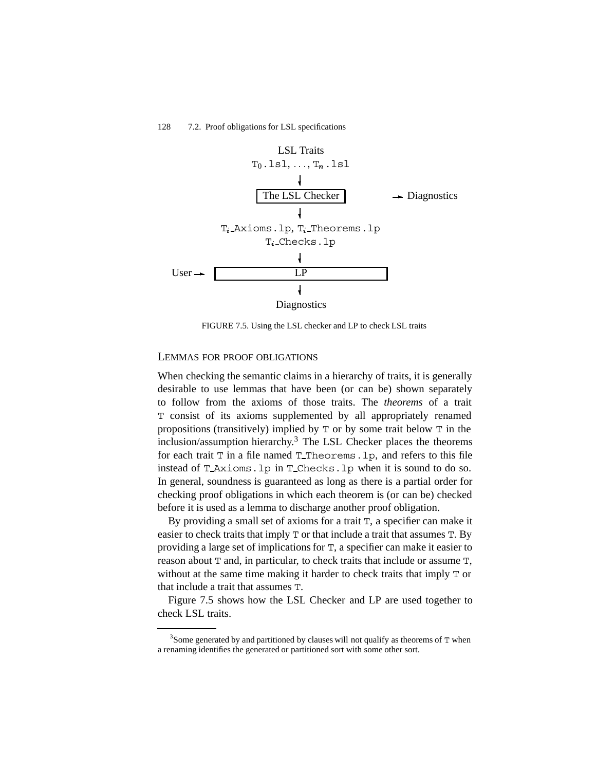LSL Traits
$T_0$.lsl, ..., $T_n$.lsl

The LSL Checker → Diagnostics

$T_i$_Axioms.lp, $T_i$_Theorems.lp
$T_i$_Checks.lp

User → LP

Diagnostics

FIGURE 7.5. Using the LSL checker and LP to check LSL traits

## LEMMAS FOR PROOF OBLIGATIONS

When checking the semantic claims in a hierarchy of traits, it is generally desirable to use lemmas that have been (or can be) shown separately to follow from the axioms of those traits. The *theorems* of a trait `T` consist of its axioms supplemented by all appropriately renamed propositions (transitively) implied by `T` or by some trait below `T` in the inclusion/assumption hierarchy.[3] The LSL Checker places the theorems for each trait `T` in a file named `T_Theorems.lp`, and refers to this file instead of `T_Axioms.lp` in `T_Checks.lp` when it is sound to do so. In general, soundness is guaranteed as long as there is a partial order for checking proof obligations in which each theorem is (or can be) checked before it is used as a lemma to discharge another proof obligation.

By providing a small set of axioms for a trait `T`, a specifier can make it easier to check traits that imply `T` or that include a trait that assumes `T`. By providing a large set of implications for `T`, a specifier can make it easier to reason about `T` and, in particular, to check traits that include or assume `T`, without at the same time making it harder to check traits that imply `T` or that include a trait that assumes `T`.

Figure 7.5 shows how the LSL Checker and LP are used together to check LSL traits.

[3] Some generated by and partitioned by clauses will not qualify as theorems of `T` when a renaming identifies the generated or partitioned sort with some other sort.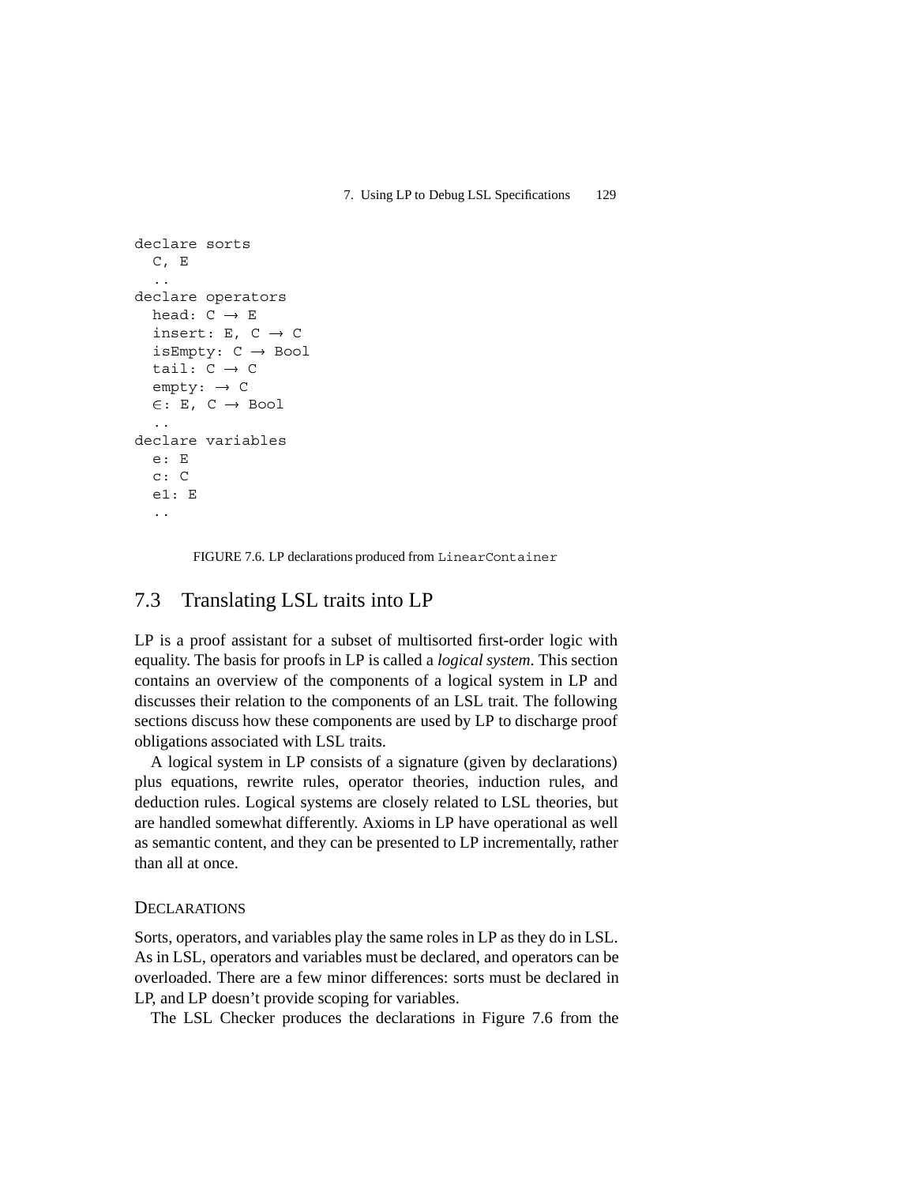```
declare sorts
  C, E
  ..
declare operators
  head: C → E
  insert: E, C → C
  isEmpty: C → Bool
  tail: C → C
  empty: → C
  ∈: E, C → Bool
  ..
declare variables
  e: E
  c: C
  e1: E
  ..
```

FIGURE 7.6. LP declarations produced from `LinearContainer`

## 7.3 Translating LSL traits into LP

LP is a proof assistant for a subset of multisorted first-order logic with equality. The basis for proofs in LP is called a *logical system*. This section contains an overview of the components of a logical system in LP and discusses their relation to the components of an LSL trait. The following sections discuss how these components are used by LP to discharge proof obligations associated with LSL traits.

A logical system in LP consists of a signature (given by declarations) plus equations, rewrite rules, operator theories, induction rules, and deduction rules. Logical systems are closely related to LSL theories, but are handled somewhat differently. Axioms in LP have operational as well as semantic content, and they can be presented to LP incrementally, rather than all at once.

### DECLARATIONS

Sorts, operators, and variables play the same roles in LP as they do in LSL. As in LSL, operators and variables must be declared, and operators can be overloaded. There are a few minor differences: sorts must be declared in LP, and LP doesn't provide scoping for variables.

The LSL Checker produces the declarations in Figure 7.6 from the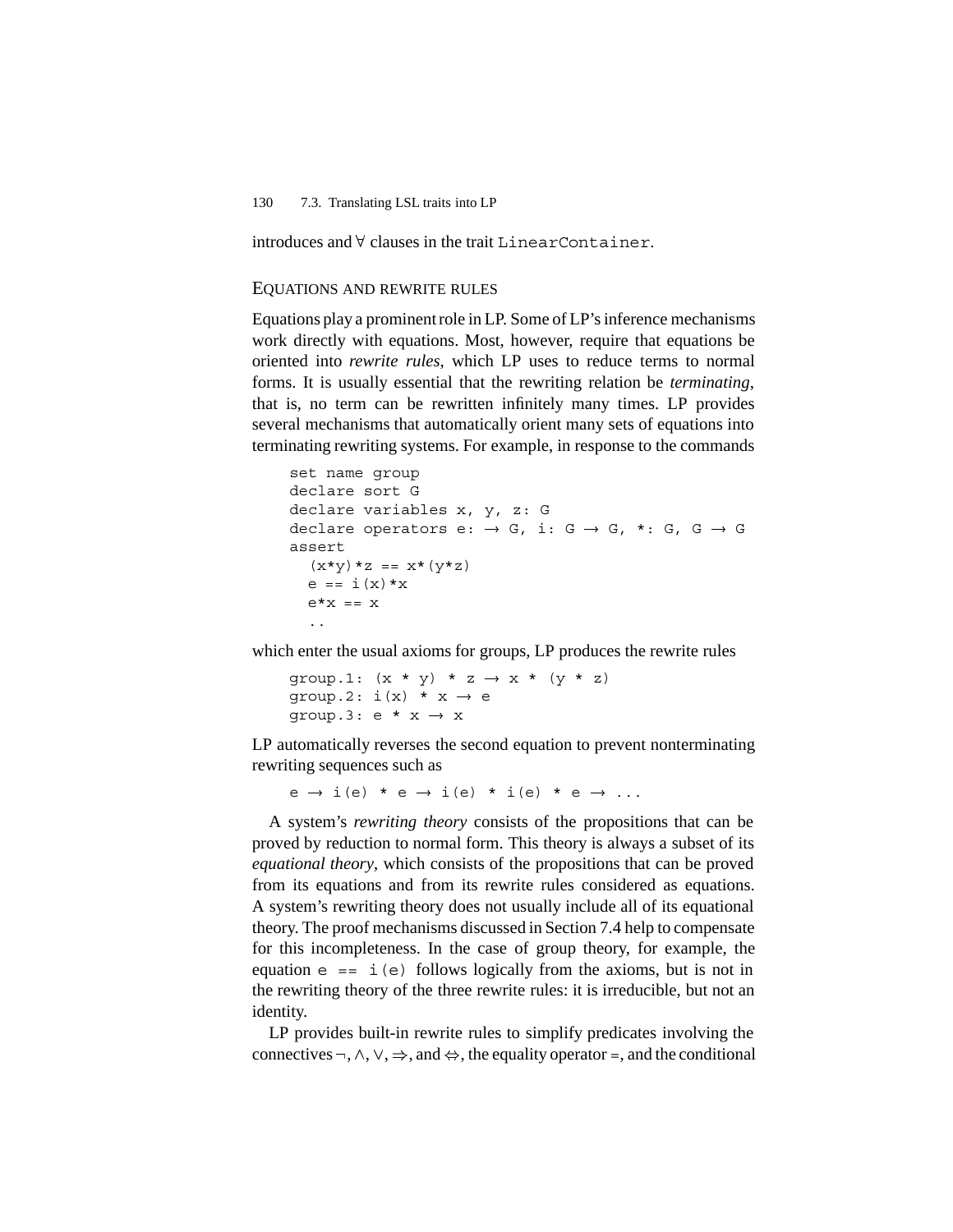introduces and ∀ clauses in the trait `LinearContainer`.

### EQUATIONS AND REWRITE RULES

Equations play a prominent role in LP. Some of LP's inference mechanisms work directly with equations. Most, however, require that equations be oriented into *rewrite rules*, which LP uses to reduce terms to normal forms. It is usually essential that the rewriting relation be *terminating*, that is, no term can be rewritten infinitely many times. LP provides several mechanisms that automatically orient many sets of equations into terminating rewriting systems. For example, in response to the commands

```
set name group
declare sort G
declare variables x, y, z: G
declare operators e: → G, i: G → G, *: G, G → G
assert
  (x*y)*z == x*(y*z)
  e == i(x)*x
  e*x == x
  ..
```

which enter the usual axioms for groups, LP produces the rewrite rules

```
group.1: (x * y) * z → x * (y * z)
group.2: i(x) * x → e
group.3: e * x → x
```

LP automatically reverses the second equation to prevent nonterminating rewriting sequences such as

```
e → i(e) * e → i(e) * i(e) * e → ...
```

A system's *rewriting theory* consists of the propositions that can be proved by reduction to normal form. This theory is always a subset of its *equational theory*, which consists of the propositions that can be proved from its equations and from its rewrite rules considered as equations. A system's rewriting theory does not usually include all of its equational theory. The proof mechanisms discussed in Section 7.4 help to compensate for this incompleteness. In the case of group theory, for example, the equation `e == i(e)` follows logically from the axioms, but is not in the rewriting theory of the three rewrite rules: it is irreducible, but not an identity.

LP provides built-in rewrite rules to simplify predicates involving the connectives ¬, ∧, ∨, ⇒, and ⇔, the equality operator =, and the conditional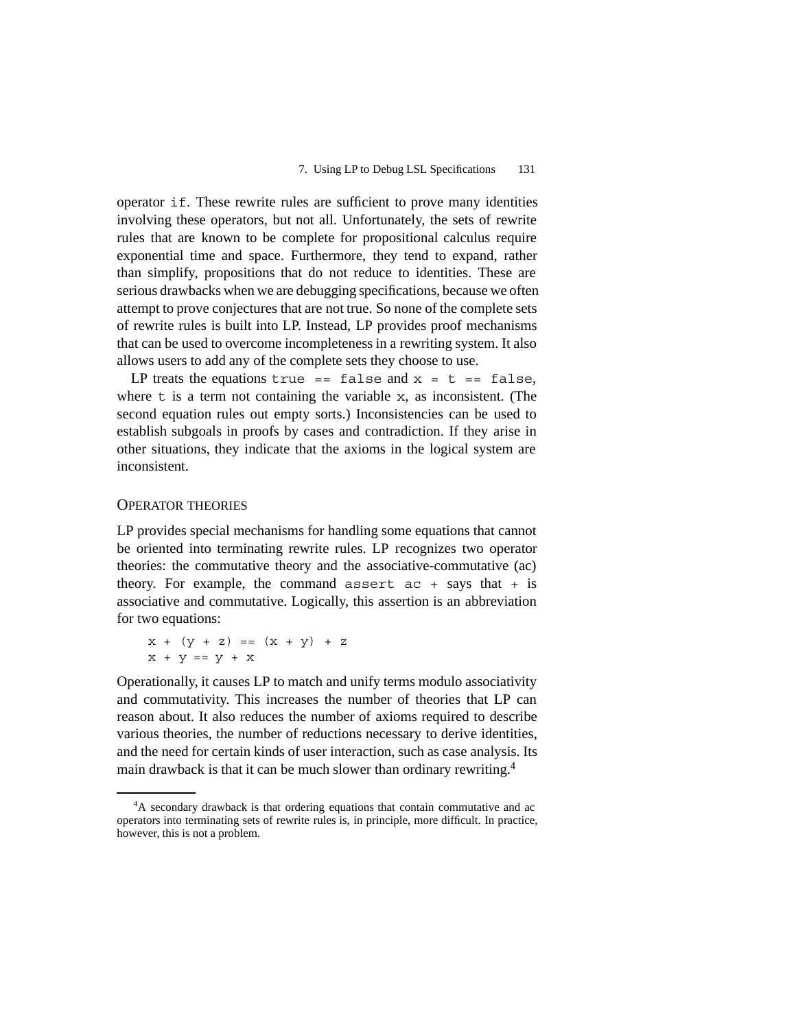operator `if`. These rewrite rules are sufficient to prove many identities involving these operators, but not all. Unfortunately, the sets of rewrite rules that are known to be complete for propositional calculus require exponential time and space. Furthermore, they tend to expand, rather than simplify, propositions that do not reduce to identities. These are serious drawbacks when we are debugging specifications, because we often attempt to prove conjectures that are not true. So none of the complete sets of rewrite rules is built into LP. Instead, LP provides proof mechanisms that can be used to overcome incompleteness in a rewriting system. It also allows users to add any of the complete sets they choose to use.

LP treats the equations `true == false` and `x = t == false`, where `t` is a term not containing the variable `x`, as inconsistent. (The second equation rules out empty sorts.) Inconsistencies can be used to establish subgoals in proofs by cases and contradiction. If they arise in other situations, they indicate that the axioms in the logical system are inconsistent.

### Operator theories

LP provides special mechanisms for handling some equations that cannot be oriented into terminating rewrite rules. LP recognizes two operator theories: the commutative theory and the associative-commutative (ac) theory. For example, the command `assert ac +` says that `+` is associative and commutative. Logically, this assertion is an abbreviation for two equations:

```
x + (y + z) == (x + y) + z
x + y == y + x
```

Operationally, it causes LP to match and unify terms modulo associativity and commutativity. This increases the number of theories that LP can reason about. It also reduces the number of axioms required to describe various theories, the number of reductions necessary to derive identities, and the need for certain kinds of user interaction, such as case analysis. Its main drawback is that it can be much slower than ordinary rewriting.[4]

---

[4]A secondary drawback is that ordering equations that contain commutative and ac operators into terminating sets of rewrite rules is, in principle, more difficult. In practice, however, this is not a problem.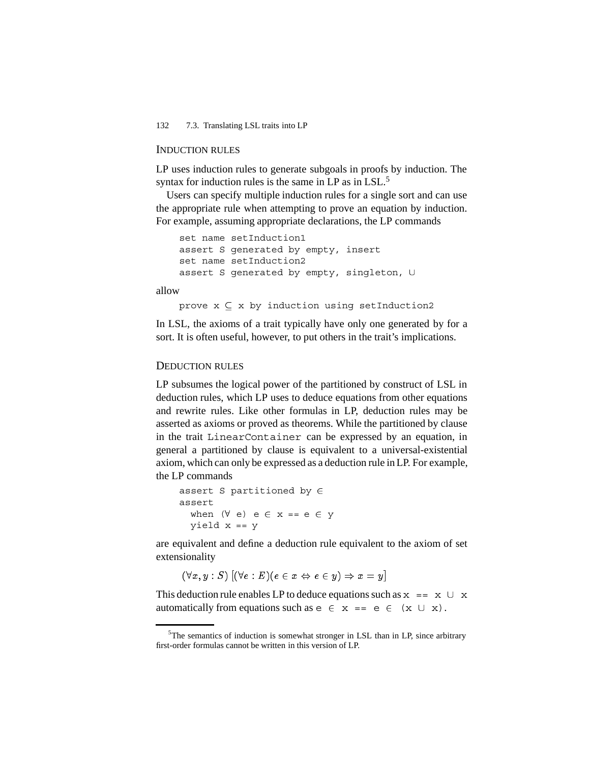### INDUCTION RULES

LP uses induction rules to generate subgoals in proofs by induction. The syntax for induction rules is the same in LP as in LSL.[5]

Users can specify multiple induction rules for a single sort and can use the appropriate rule when attempting to prove an equation by induction. For example, assuming appropriate declarations, the LP commands

```
set name setInduction1
assert S generated by empty, insert
set name setInduction2
assert S generated by empty, singleton, ∪
```

allow

```
prove x ⊆ x by induction using setInduction2
```

In LSL, the axioms of a trait typically have only one generated by for a sort. It is often useful, however, to put others in the trait's implications.

### DEDUCTION RULES

LP subsumes the logical power of the partitioned by construct of LSL in deduction rules, which LP uses to deduce equations from other equations and rewrite rules. Like other formulas in LP, deduction rules may be asserted as axioms or proved as theorems. While the partitioned by clause in the trait `LinearContainer` can be expressed by an equation, in general a partitioned by clause is equivalent to a universal-existential axiom, which can only be expressed as a deduction rule in LP. For example, the LP commands

```
assert S partitioned by ∈
assert
  when (∀ e) e ∈ x == e ∈ y
  yield x == y
```

are equivalent and define a deduction rule equivalent to the axiom of set extensionality

$$(\forall x, y : S)\ [(\forall e : E)(e \in x \Leftrightarrow e \in y) \Rightarrow x = y]$$

This deduction rule enables LP to deduce equations such as `x == x ∪ x` automatically from equations such as `e ∈ x == e ∈ (x ∪ x)`.

[5] The semantics of induction is somewhat stronger in LSL than in LP, since arbitrary first-order formulas cannot be written in this version of LP.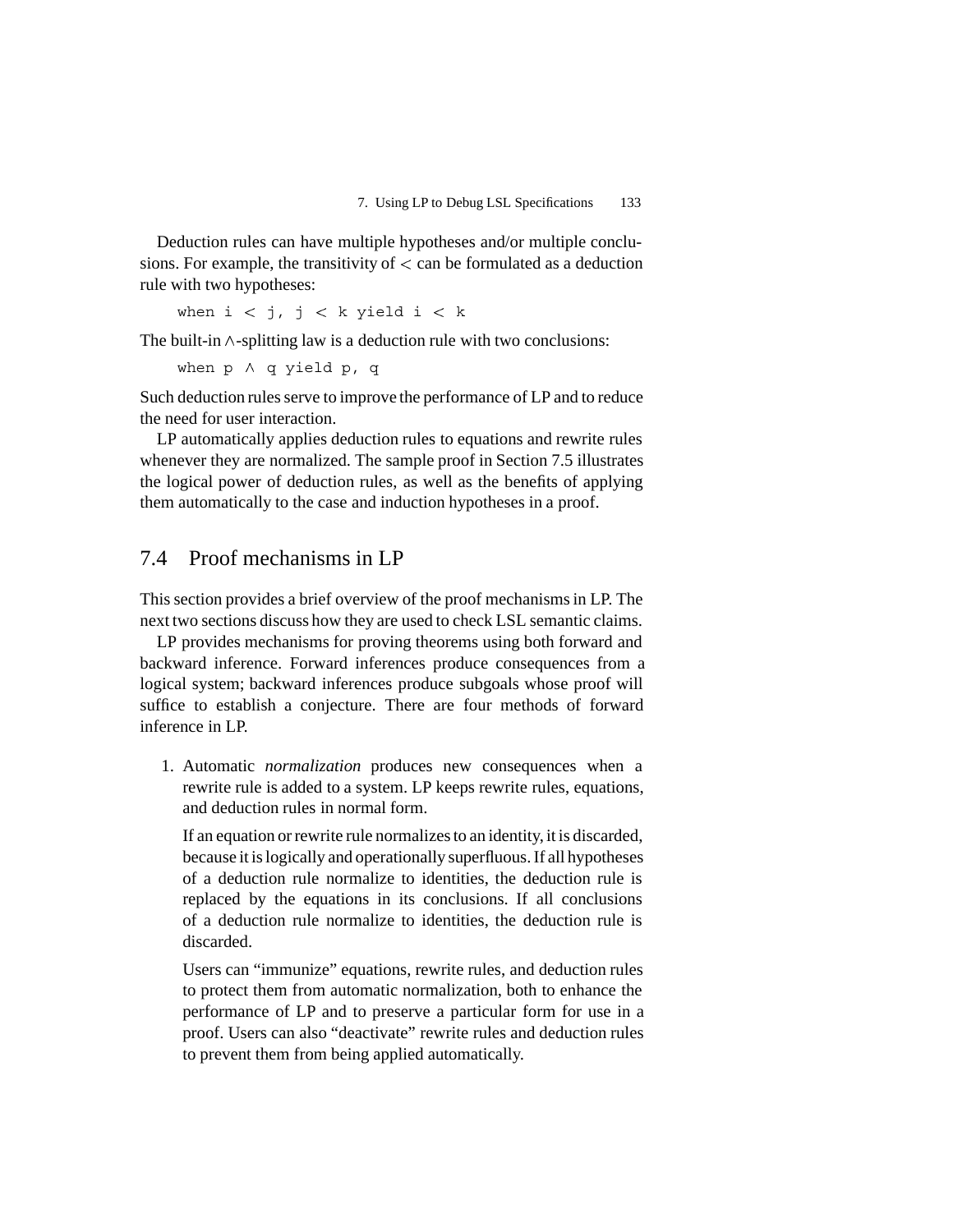Deduction rules can have multiple hypotheses and/or multiple conclusions. For example, the transitivity of $<$ can be formulated as a deduction rule with two hypotheses:

```
when i < j, j < k yield i < k
```

The built-in $\wedge$-splitting law is a deduction rule with two conclusions:

```
when p ∧ q yield p, q
```

Such deduction rules serve to improve the performance of LP and to reduce the need for user interaction.

LP automatically applies deduction rules to equations and rewrite rules whenever they are normalized. The sample proof in Section 7.5 illustrates the logical power of deduction rules, as well as the benefits of applying them automatically to the case and induction hypotheses in a proof.

## 7.4 Proof mechanisms in LP

This section provides a brief overview of the proof mechanisms in LP. The next two sections discuss how they are used to check LSL semantic claims.

LP provides mechanisms for proving theorems using both forward and backward inference. Forward inferences produce consequences from a logical system; backward inferences produce subgoals whose proof will suffice to establish a conjecture. There are four methods of forward inference in LP.

1. Automatic *normalization* produces new consequences when a rewrite rule is added to a system. LP keeps rewrite rules, equations, and deduction rules in normal form.

   If an equation or rewrite rule normalizes to an identity, it is discarded, because it is logically and operationally superfluous. If all hypotheses of a deduction rule normalize to identities, the deduction rule is replaced by the equations in its conclusions. If all conclusions of a deduction rule normalize to identities, the deduction rule is discarded.

   Users can "immunize" equations, rewrite rules, and deduction rules to protect them from automatic normalization, both to enhance the performance of LP and to preserve a particular form for use in a proof. Users can also "deactivate" rewrite rules and deduction rules to prevent them from being applied automatically.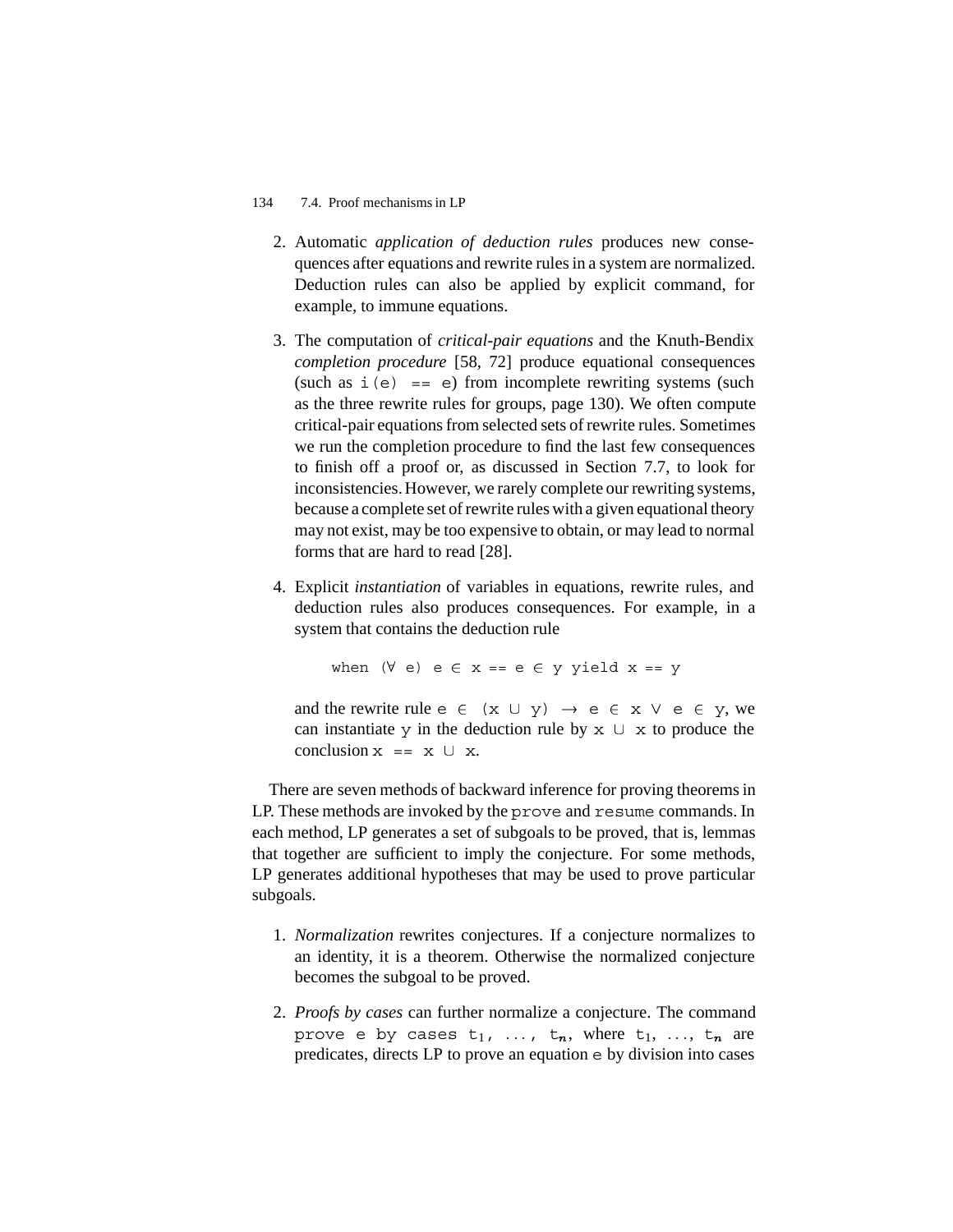2. Automatic *application of deduction rules* produces new consequences after equations and rewrite rules in a system are normalized. Deduction rules can also be applied by explicit command, for example, to immune equations.

3. The computation of *critical-pair equations* and the Knuth-Bendix *completion procedure* [58, 72] produce equational consequences (such as `i(e) == e`) from incomplete rewriting systems (such as the three rewrite rules for groups, page 130). We often compute critical-pair equations from selected sets of rewrite rules. Sometimes we run the completion procedure to find the last few consequences to finish off a proof or, as discussed in Section 7.7, to look for inconsistencies. However, we rarely complete our rewriting systems, because a complete set of rewrite rules with a given equational theory may not exist, may be too expensive to obtain, or may lead to normal forms that are hard to read [28].

4. Explicit *instantiation* of variables in equations, rewrite rules, and deduction rules also produces consequences. For example, in a system that contains the deduction rule

   ```
   when (∀ e) e ∈ x == e ∈ y yield x == y
   ```

   and the rewrite rule `e ∈ (x ∪ y) → e ∈ x ∨ e ∈ y`, we can instantiate `y` in the deduction rule by `x ∪ x` to produce the conclusion `x == x ∪ x`.

There are seven methods of backward inference for proving theorems in LP. These methods are invoked by the `prove` and `resume` commands. In each method, LP generates a set of subgoals to be proved, that is, lemmas that together are sufficient to imply the conjecture. For some methods, LP generates additional hypotheses that may be used to prove particular subgoals.

1. *Normalization* rewrites conjectures. If a conjecture normalizes to an identity, it is a theorem. Otherwise the normalized conjecture becomes the subgoal to be proved.

2. *Proofs by cases* can further normalize a conjecture. The command `prove e by cases` $t_1$, ..., $t_n$, where $t_1$, ..., $t_n$ are predicates, directs LP to prove an equation `e` by division into cases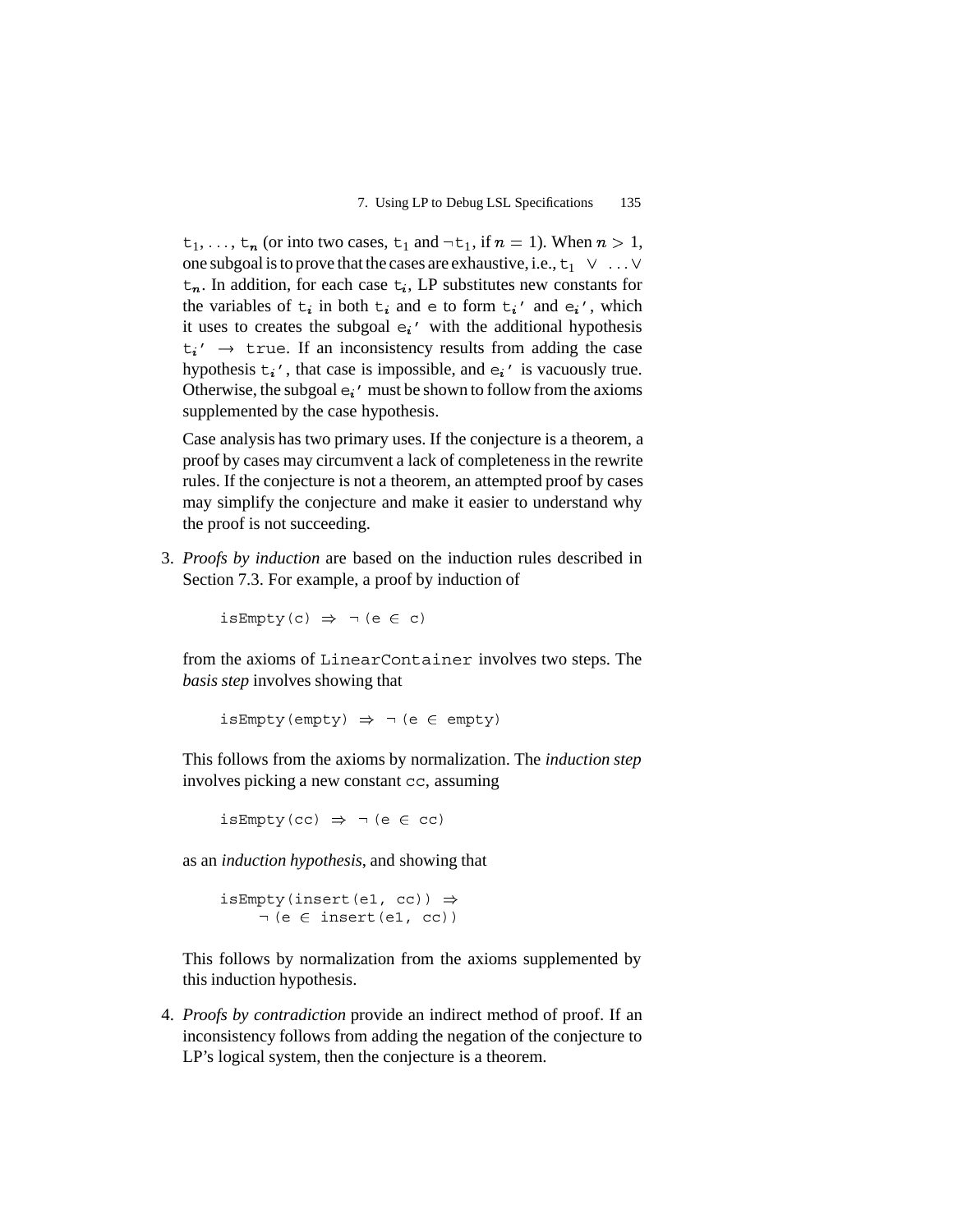$t_1, \ldots, t_n$ (or into two cases, $t_1$ and $\neg t_1$, if $n = 1$). When $n > 1$, one subgoal is to prove that the cases are exhaustive, i.e., $t_1 \vee \ldots \vee t_n$. In addition, for each case $t_i$, LP substitutes new constants for the variables of $t_i$ in both $t_i$ and e to form $t_i'$ and $e_i'$, which it uses to creates the subgoal $e_i'$ with the additional hypothesis $t_i' \rightarrow$ true. If an inconsistency results from adding the case hypothesis $t_i'$, that case is impossible, and $e_i'$ is vacuously true. Otherwise, the subgoal $e_i'$ must be shown to follow from the axioms supplemented by the case hypothesis.

Case analysis has two primary uses. If the conjecture is a theorem, a proof by cases may circumvent a lack of completeness in the rewrite rules. If the conjecture is not a theorem, an attempted proof by cases may simplify the conjecture and make it easier to understand why the proof is not succeeding.

3. *Proofs by induction* are based on the induction rules described in Section 7.3. For example, a proof by induction of

```
isEmpty(c) ⇒ ¬(e ∈ c)
```

from the axioms of `LinearContainer` involves two steps. The *basis step* involves showing that

```
isEmpty(empty) ⇒ ¬(e ∈ empty)
```

This follows from the axioms by normalization. The *induction step* involves picking a new constant `cc`, assuming

```
isEmpty(cc) ⇒ ¬(e ∈ cc)
```

as an *induction hypothesis*, and showing that

```
isEmpty(insert(e1, cc)) ⇒
    ¬(e ∈ insert(e1, cc))
```

This follows by normalization from the axioms supplemented by this induction hypothesis.

4. *Proofs by contradiction* provide an indirect method of proof. If an inconsistency follows from adding the negation of the conjecture to LP's logical system, then the conjecture is a theorem.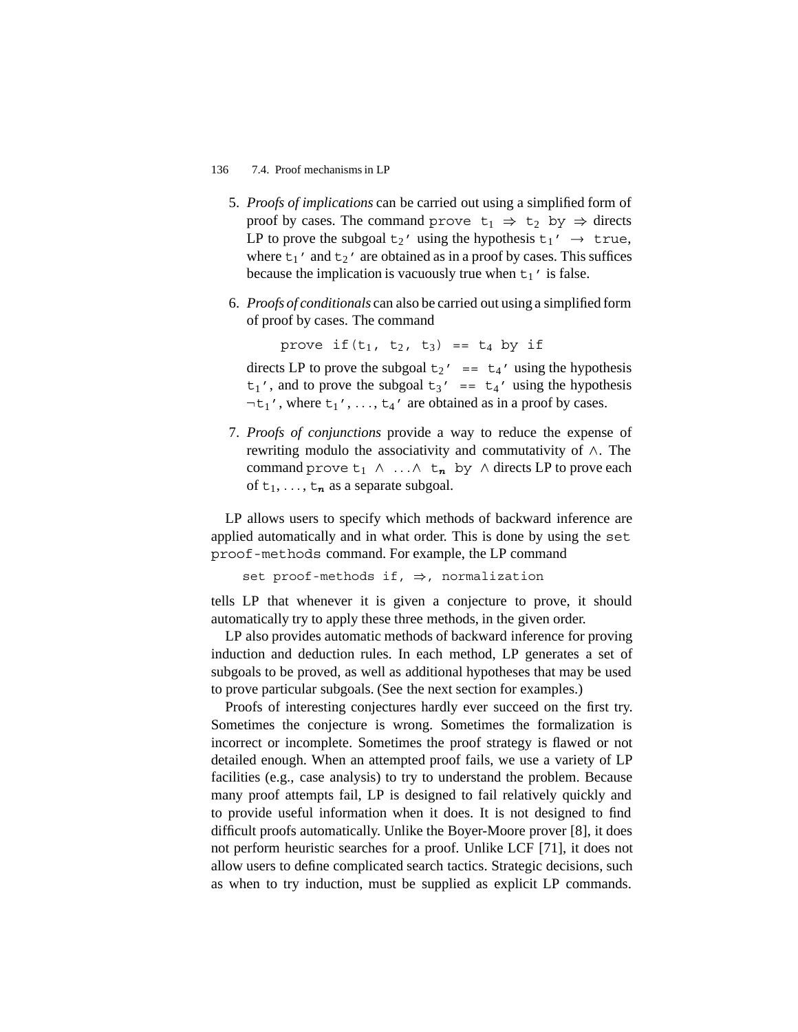5. *Proofs of implications* can be carried out using a simplified form of proof by cases. The command `prove` $t_1 \Rightarrow t_2$ `by` $\Rightarrow$ directs LP to prove the subgoal $t_2'$ using the hypothesis $t_1' \rightarrow$ `true`, where $t_1'$ and $t_2'$ are obtained as in a proof by cases. This suffices because the implication is vacuously true when $t_1'$ is false.

6. *Proofs of conditionals* can also be carried out using a simplified form of proof by cases. The command

   ```
   prove if(t1, t2, t3) == t4 by if
   ```

   directs LP to prove the subgoal $t_2'$ `==` $t_4'$ using the hypothesis $t_1'$, and to prove the subgoal $t_3'$ `==` $t_4'$ using the hypothesis $\neg t_1'$, where $t_1', \ldots, t_4'$ are obtained as in a proof by cases.

7. *Proofs of conjunctions* provide a way to reduce the expense of rewriting modulo the associativity and commutativity of $\wedge$. The command `prove` $t_1 \wedge \ldots \wedge t_n$ `by` $\wedge$ directs LP to prove each of $t_1, \ldots, t_n$ as a separate subgoal.

LP allows users to specify which methods of backward inference are applied automatically and in what order. This is done by using the `set proof-methods` command. For example, the LP command

```
set proof-methods if, ⇒, normalization
```

tells LP that whenever it is given a conjecture to prove, it should automatically try to apply these three methods, in the given order.

LP also provides automatic methods of backward inference for proving induction and deduction rules. In each method, LP generates a set of subgoals to be proved, as well as additional hypotheses that may be used to prove particular subgoals. (See the next section for examples.)

Proofs of interesting conjectures hardly ever succeed on the first try. Sometimes the conjecture is wrong. Sometimes the formalization is incorrect or incomplete. Sometimes the proof strategy is flawed or not detailed enough. When an attempted proof fails, we use a variety of LP facilities (e.g., case analysis) to try to understand the problem. Because many proof attempts fail, LP is designed to fail relatively quickly and to provide useful information when it does. It is not designed to find difficult proofs automatically. Unlike the Boyer-Moore prover [8], it does not perform heuristic searches for a proof. Unlike LCF [71], it does not allow users to define complicated search tactics. Strategic decisions, such as when to try induction, must be supplied as explicit LP commands.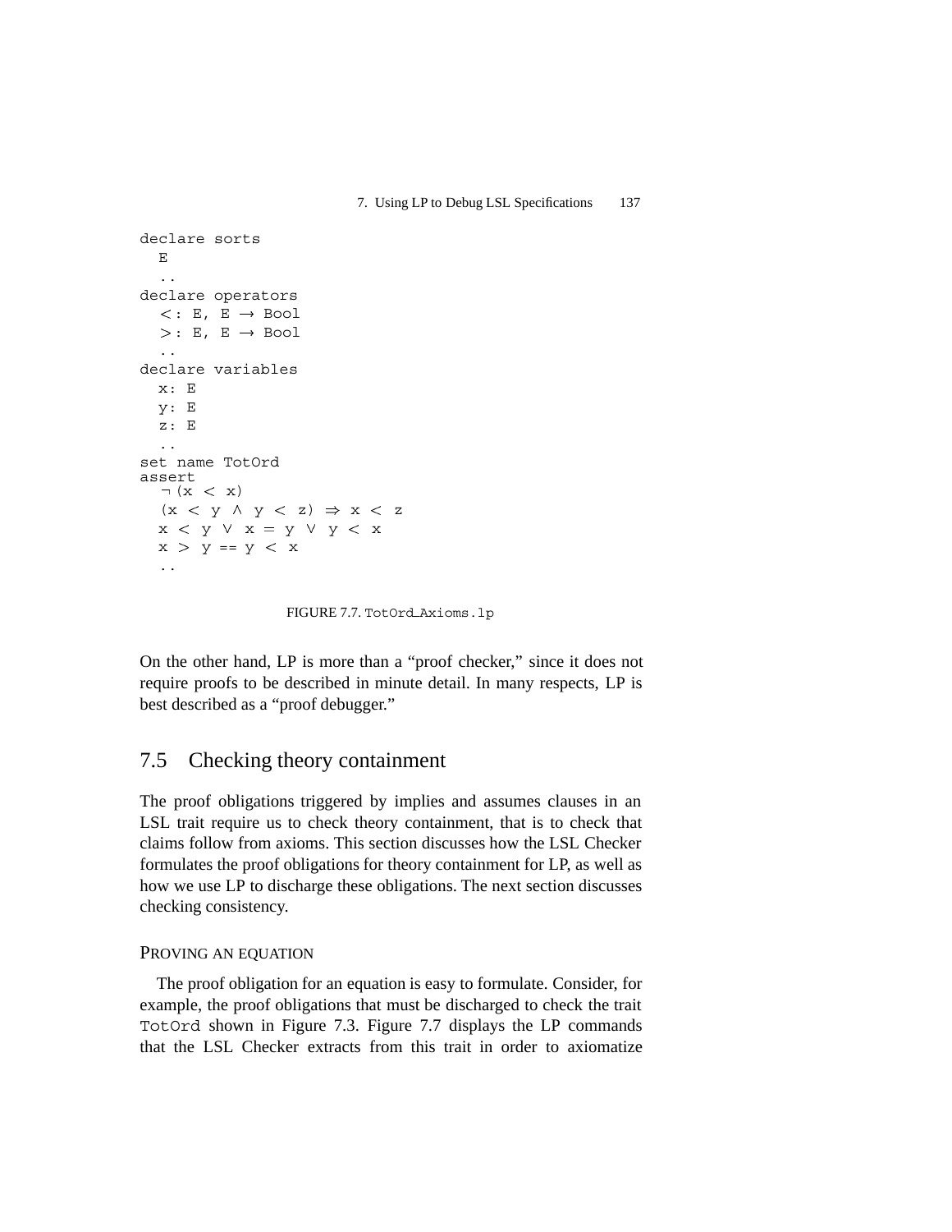```
declare sorts
  E
  ..
declare operators
  <: E, E → Bool
  >: E, E → Bool
  ..
declare variables
  x: E
  y: E
  z: E
  ..
set name TotOrd
assert
  ¬(x < x)
  (x < y ∧ y < z) ⇒ x < z
  x < y ∨ x = y ∨ y < x
  x > y == y < x
  ..
```

FIGURE 7.7. `TotOrd_Axioms.lp`

On the other hand, LP is more than a "proof checker," since it does not require proofs to be described in minute detail. In many respects, LP is best described as a "proof debugger."

## 7.5 Checking theory containment

The proof obligations triggered by implies and assumes clauses in an LSL trait require us to check theory containment, that is to check that claims follow from axioms. This section discusses how the LSL Checker formulates the proof obligations for theory containment for LP, as well as how we use LP to discharge these obligations. The next section discusses checking consistency.

### PROVING AN EQUATION

The proof obligation for an equation is easy to formulate. Consider, for example, the proof obligations that must be discharged to check the trait `TotOrd` shown in Figure 7.3. Figure 7.7 displays the LP commands that the LSL Checker extracts from this trait in order to axiomatize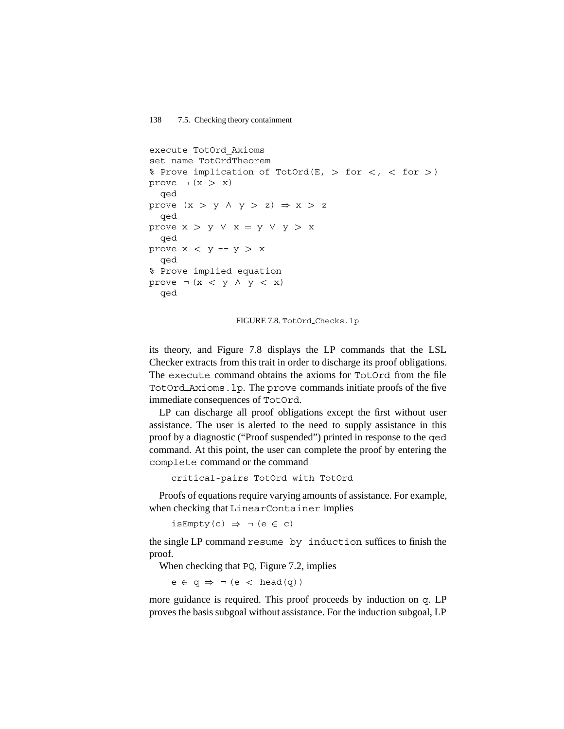```
execute TotOrd_Axioms
set name TotOrdTheorem
% Prove implication of TotOrd(E, > for <, < for >)
prove ¬(x > x)
  qed
prove (x > y ∧ y > z) ⇒ x > z
  qed
prove x > y ∨ x = y ∨ y > x
  qed
prove x < y == y > x
  qed
% Prove implied equation
prove ¬(x < y ∧ y < x)
  qed
```

FIGURE 7.8. TotOrd_Checks.lp

its theory, and Figure 7.8 displays the LP commands that the LSL Checker extracts from this trait in order to discharge its proof obligations. The `execute` command obtains the axioms for `TotOrd` from the file `TotOrd_Axioms.lp`. The `prove` commands initiate proofs of the five immediate consequences of `TotOrd`.

LP can discharge all proof obligations except the first without user assistance. The user is alerted to the need to supply assistance in this proof by a diagnostic ("Proof suspended") printed in response to the `qed` command. At this point, the user can complete the proof by entering the `complete` command or the command

```
critical-pairs TotOrd with TotOrd
```

Proofs of equations require varying amounts of assistance. For example, when checking that `LinearContainer` implies

```
isEmpty(c) ⇒ ¬(e ∈ c)
```

the single LP command `resume by induction` suffices to finish the proof.

When checking that `PQ`, Figure 7.2, implies

```
e ∈ q ⇒ ¬(e < head(q))
```

more guidance is required. This proof proceeds by induction on `q`. LP proves the basis subgoal without assistance. For the induction subgoal, LP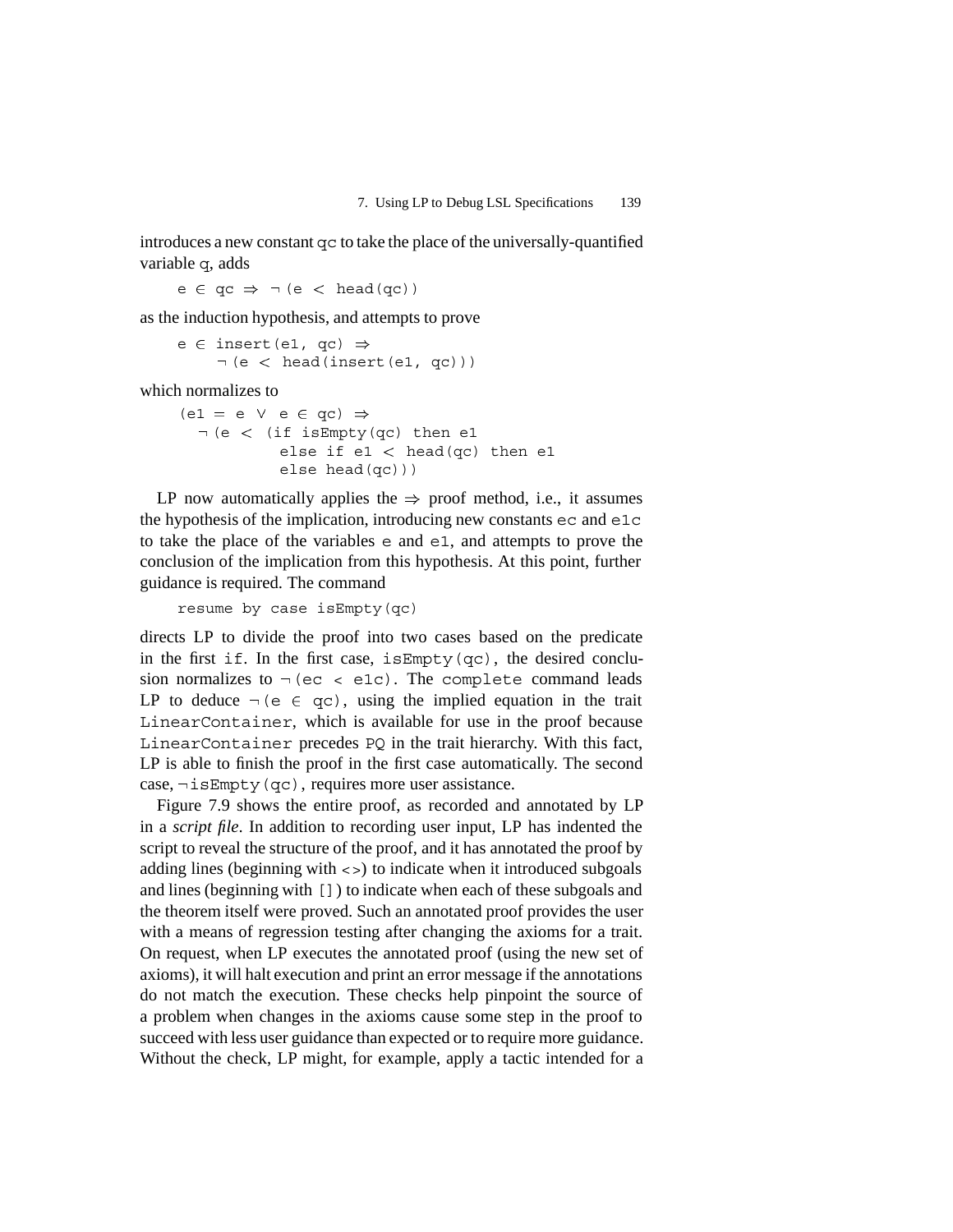introduces a new constant `qc` to take the place of the universally-quantified variable `q`, adds

```
e ∈ qc ⇒ ¬(e < head(qc))
```

as the induction hypothesis, and attempts to prove

```
e ∈ insert(e1, qc) ⇒
    ¬(e < head(insert(e1, qc)))
```

which normalizes to

```
(e1 = e ∨ e ∈ qc) ⇒
  ¬(e < (if isEmpty(qc) then e1
           else if e1 < head(qc) then e1
           else head(qc)))
```

LP now automatically applies the ⇒ proof method, i.e., it assumes the hypothesis of the implication, introducing new constants `ec` and `e1c` to take the place of the variables `e` and `e1`, and attempts to prove the conclusion of the implication from this hypothesis. At this point, further guidance is required. The command

```
resume by case isEmpty(qc)
```

directs LP to divide the proof into two cases based on the predicate in the first `if`. In the first case, `isEmpty(qc)`, the desired conclusion normalizes to `¬(ec < e1c)`. The `complete` command leads LP to deduce `¬(e ∈ qc)`, using the implied equation in the trait `LinearContainer`, which is available for use in the proof because `LinearContainer` precedes `PQ` in the trait hierarchy. With this fact, LP is able to finish the proof in the first case automatically. The second case, `¬isEmpty(qc)`, requires more user assistance.

Figure 7.9 shows the entire proof, as recorded and annotated by LP in a *script file*. In addition to recording user input, LP has indented the script to reveal the structure of the proof, and it has annotated the proof by adding lines (beginning with `<>`) to indicate when it introduced subgoals and lines (beginning with `[]`) to indicate when each of these subgoals and the theorem itself were proved. Such an annotated proof provides the user with a means of regression testing after changing the axioms for a trait. On request, when LP executes the annotated proof (using the new set of axioms), it will halt execution and print an error message if the annotations do not match the execution. These checks help pinpoint the source of a problem when changes in the axioms cause some step in the proof to succeed with less user guidance than expected or to require more guidance. Without the check, LP might, for example, apply a tactic intended for a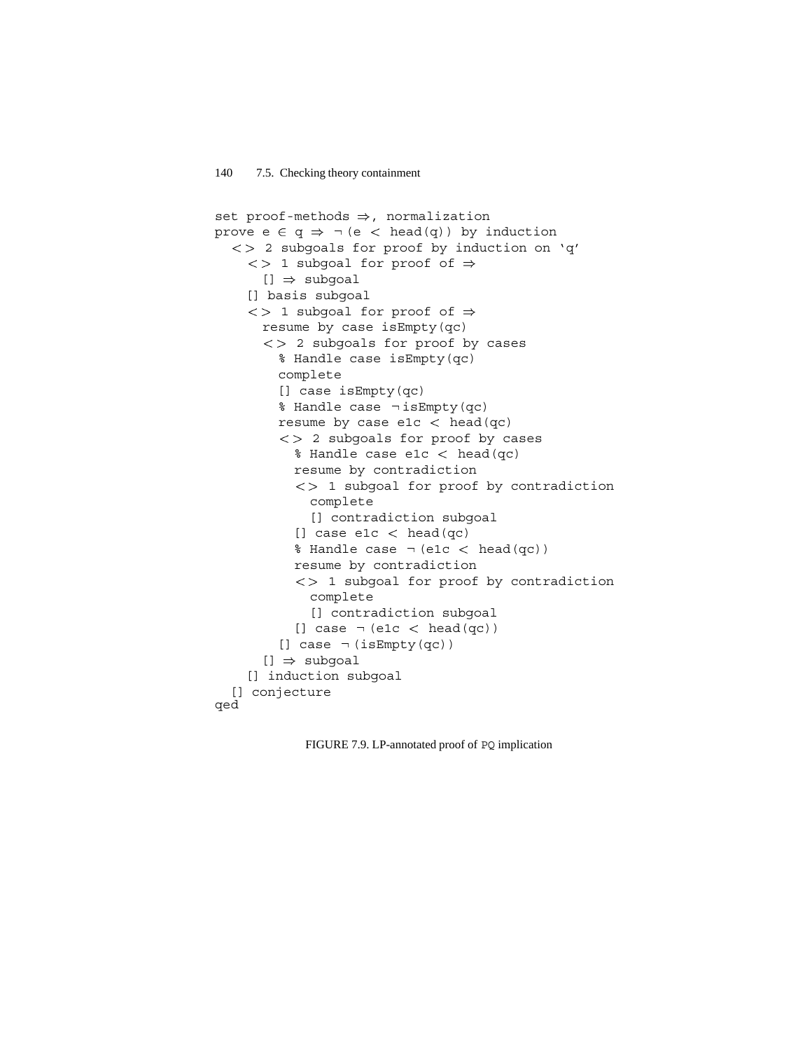```
set proof-methods ⇒, normalization
prove e ∈ q ⇒ ¬(e < head(q)) by induction
  <> 2 subgoals for proof by induction on 'q'
    <> 1 subgoal for proof of ⇒
      [] ⇒ subgoal
    [] basis subgoal
    <> 1 subgoal for proof of ⇒
      resume by case isEmpty(qc)
      <> 2 subgoals for proof by cases
        % Handle case isEmpty(qc)
        complete
        [] case isEmpty(qc)
        % Handle case ¬isEmpty(qc)
        resume by case e1c < head(qc)
        <> 2 subgoals for proof by cases
          % Handle case e1c < head(qc)
          resume by contradiction
          <> 1 subgoal for proof by contradiction
            complete
            [] contradiction subgoal
          [] case e1c < head(qc)
          % Handle case ¬(e1c < head(qc))
          resume by contradiction
          <> 1 subgoal for proof by contradiction
            complete
            [] contradiction subgoal
          [] case ¬(e1c < head(qc))
        [] case ¬(isEmpty(qc))
      [] ⇒ subgoal
    [] induction subgoal
  [] conjecture
qed
```

FIGURE 7.9. LP-annotated proof of PQ implication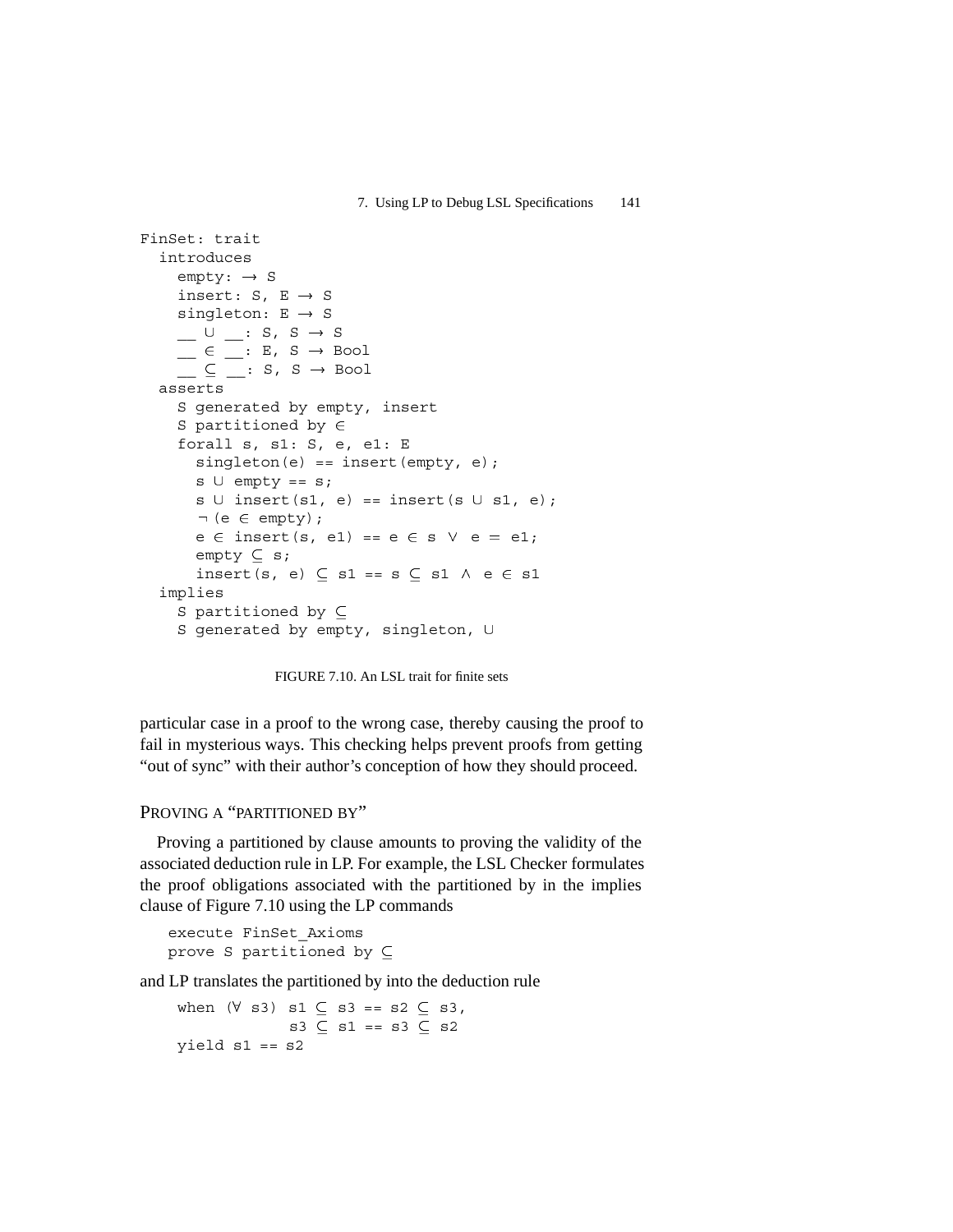```
FinSet: trait
  introduces
    empty: → S
    insert: S, E → S
    singleton: E → S
    __ ∪ __: S, S → S
    __ ∈ __: E, S → Bool
    __ ⊆ __: S, S → Bool
  asserts
    S generated by empty, insert
    S partitioned by ∈
    forall s, s1: S, e, e1: E
      singleton(e) == insert(empty, e);
      s ∪ empty == s;
      s ∪ insert(s1, e) == insert(s ∪ s1, e);
      ¬(e ∈ empty);
      e ∈ insert(s, e1) == e ∈ s ∨ e = e1;
      empty ⊆ s;
      insert(s, e) ⊆ s1 == s ⊆ s1 ∧ e ∈ s1
  implies
    S partitioned by ⊆
    S generated by empty, singleton, ∪
```

FIGURE 7.10. An LSL trait for finite sets

particular case in a proof to the wrong case, thereby causing the proof to fail in mysterious ways. This checking helps prevent proofs from getting "out of sync" with their author's conception of how they should proceed.

### PROVING A "PARTITIONED BY"

Proving a partitioned by clause amounts to proving the validity of the associated deduction rule in LP. For example, the LSL Checker formulates the proof obligations associated with the partitioned by in the implies clause of Figure 7.10 using the LP commands

```
execute FinSet_Axioms
prove S partitioned by ⊆
```

and LP translates the partitioned by into the deduction rule

```
when (∀ s3) s1 ⊆ s3 == s2 ⊆ s3,
            s3 ⊆ s1 == s3 ⊆ s2
yield s1 == s2
```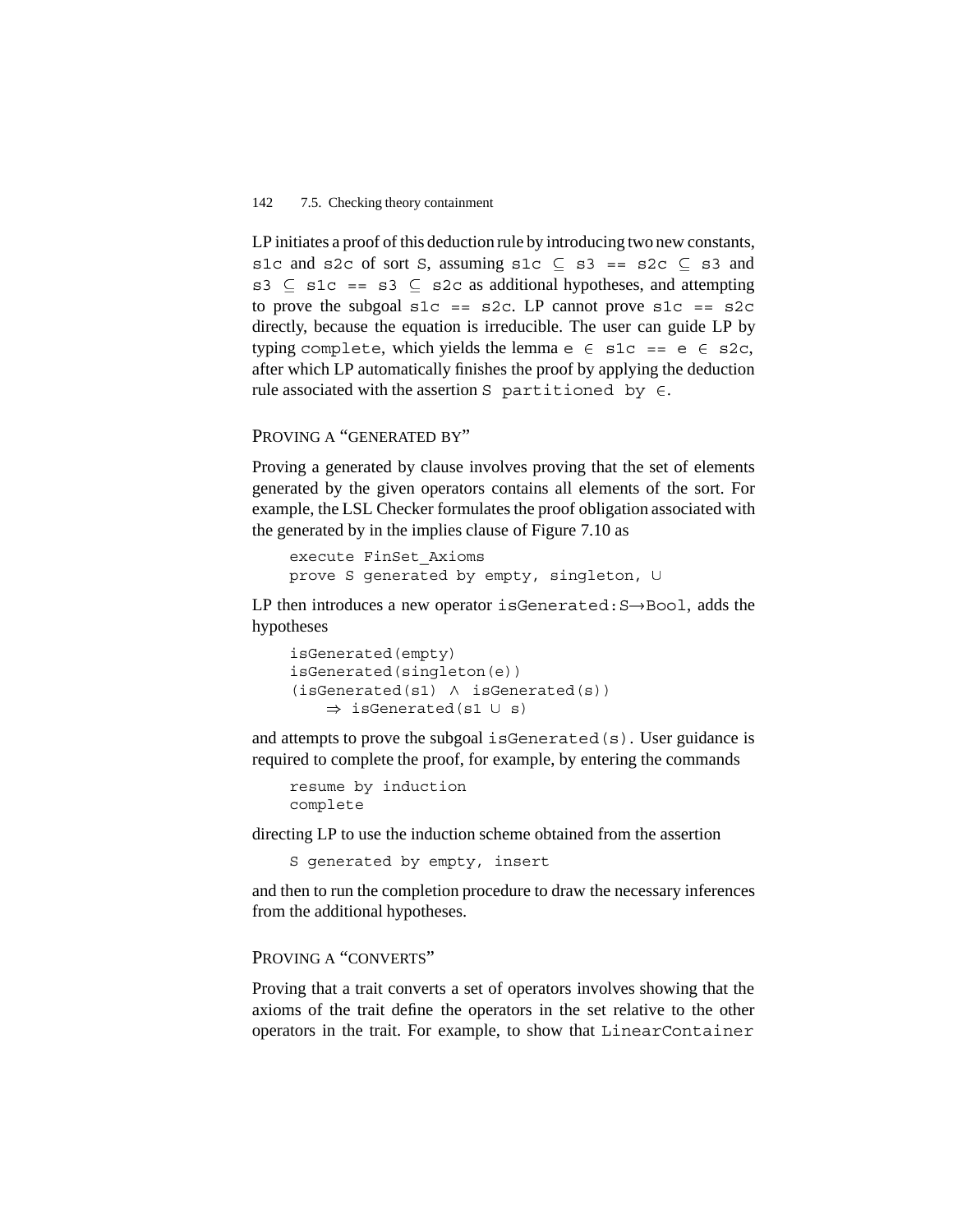LP initiates a proof of this deduction rule by introducing two new constants, `s1c` and `s2c` of sort `S`, assuming `s1c ⊆ s3 == s2c ⊆ s3` and `s3 ⊆ s1c == s3 ⊆ s2c` as additional hypotheses, and attempting to prove the subgoal `s1c == s2c`. LP cannot prove `s1c == s2c` directly, because the equation is irreducible. The user can guide LP by typing `complete`, which yields the lemma `e ∈ s1c == e ∈ s2c`, after which LP automatically finishes the proof by applying the deduction rule associated with the assertion `S partitioned by ∈`.

### Proving a "generated by"

Proving a generated by clause involves proving that the set of elements generated by the given operators contains all elements of the sort. For example, the LSL Checker formulates the proof obligation associated with the generated by in the implies clause of Figure 7.10 as

```
execute FinSet_Axioms
prove S generated by empty, singleton, ∪
```

LP then introduces a new operator `isGenerated:S→Bool`, adds the hypotheses

```
isGenerated(empty)
isGenerated(singleton(e))
(isGenerated(s1) ∧ isGenerated(s))
    ⇒ isGenerated(s1 ∪ s)
```

and attempts to prove the subgoal `isGenerated(s)`. User guidance is required to complete the proof, for example, by entering the commands

```
resume by induction
complete
```

directing LP to use the induction scheme obtained from the assertion

```
S generated by empty, insert
```

and then to run the completion procedure to draw the necessary inferences from the additional hypotheses.

### Proving a "converts"

Proving that a trait converts a set of operators involves showing that the axioms of the trait define the operators in the set relative to the other operators in the trait. For example, to show that `LinearContainer`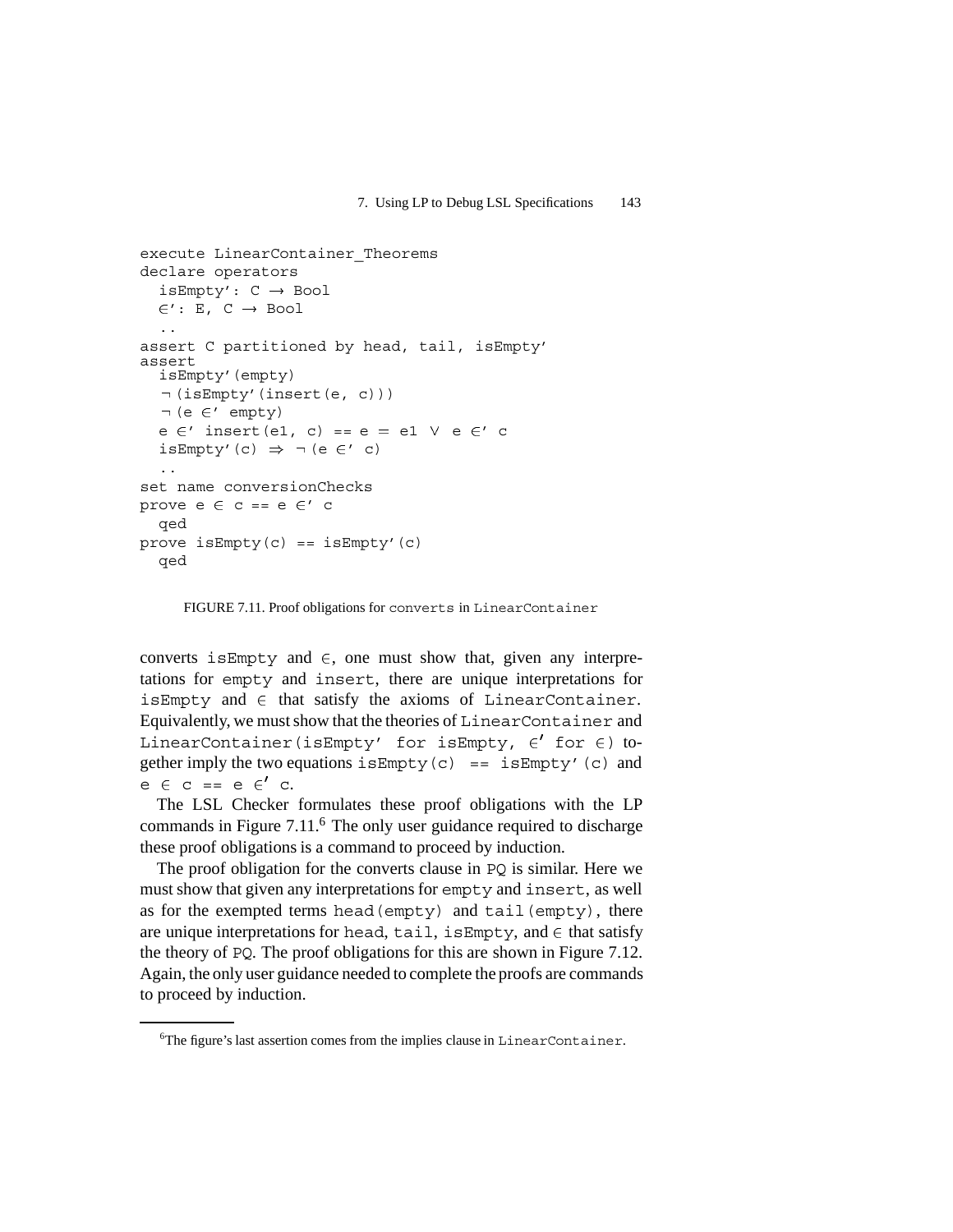```
execute LinearContainer_Theorems
declare operators
  isEmpty': C → Bool
  ∈': E, C → Bool
  ..
assert C partitioned by head, tail, isEmpty'
assert
  isEmpty'(empty)
  ¬(isEmpty'(insert(e, c)))
  ¬(e ∈' empty)
  e ∈' insert(e1, c) == e = e1 ∨ e ∈' c
  isEmpty'(c) ⇒ ¬(e ∈' c)
  ..
set name conversionChecks
prove e ∈ c == e ∈' c
  qed
prove isEmpty(c) == isEmpty'(c)
  qed
```

FIGURE 7.11. Proof obligations for `converts` in `LinearContainer`

converts `isEmpty` and $\in$, one must show that, given any interpretations for `empty` and `insert`, there are unique interpretations for `isEmpty` and $\in$ that satisfy the axioms of `LinearContainer`. Equivalently, we must show that the theories of `LinearContainer` and `LinearContainer(isEmpty' for isEmpty, ∈' for ∈)` together imply the two equations `isEmpty(c) == isEmpty'(c)` and `e ∈ c == e ∈' c`.

The LSL Checker formulates these proof obligations with the LP commands in Figure 7.11.[6] The only user guidance required to discharge these proof obligations is a command to proceed by induction.

The proof obligation for the converts clause in `PQ` is similar. Here we must show that given any interpretations for `empty` and `insert`, as well as for the exempted terms `head(empty)` and `tail(empty)`, there are unique interpretations for `head`, `tail`, `isEmpty`, and $\in$ that satisfy the theory of `PQ`. The proof obligations for this are shown in Figure 7.12. Again, the only user guidance needed to complete the proofs are commands to proceed by induction.

[6] The figure's last assertion comes from the implies clause in `LinearContainer`.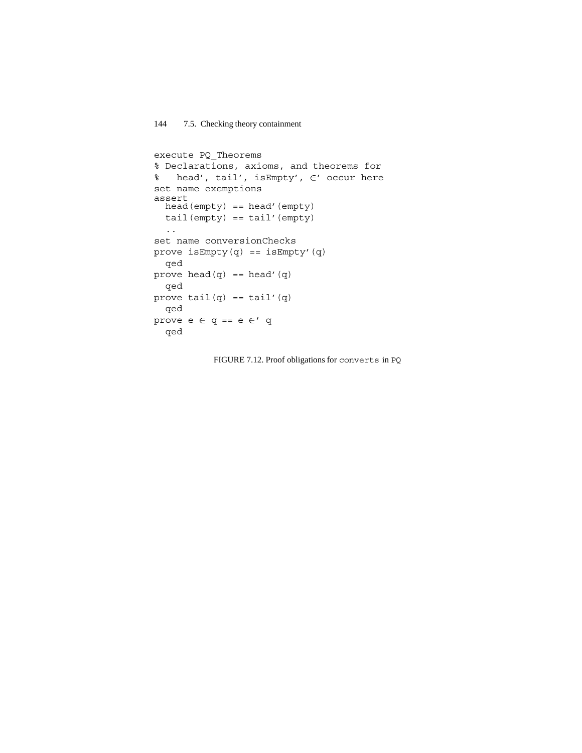```
execute PQ_Theorems
% Declarations, axioms, and theorems for
%   head', tail', isEmpty', ∈' occur here
set name exemptions
assert
  head(empty) == head'(empty)
  tail(empty) == tail'(empty)
  ..
set name conversionChecks
prove isEmpty(q) == isEmpty'(q)
  qed
prove head(q) == head'(q)
  qed
prove tail(q) == tail'(q)
  qed
prove e ∈ q == e ∈' q
  qed
```

FIGURE 7.12. Proof obligations for `converts` in `PQ`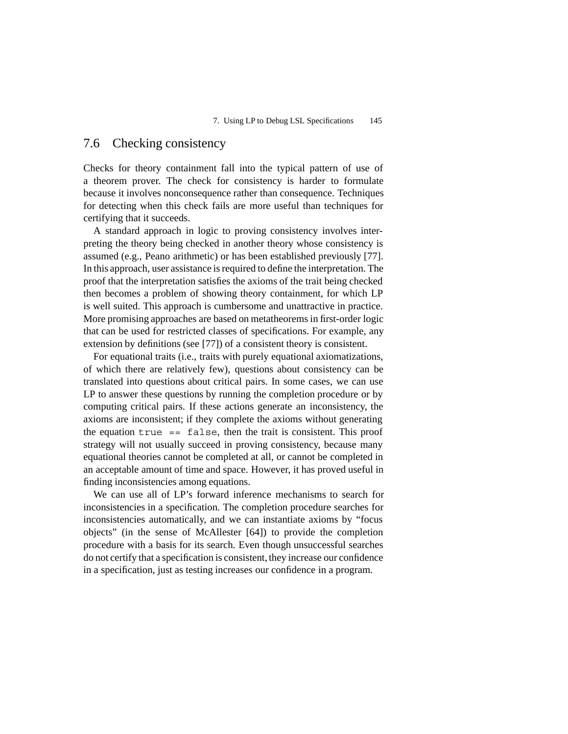## 7.6 Checking consistency

Checks for theory containment fall into the typical pattern of use of a theorem prover. The check for consistency is harder to formulate because it involves nonconsequence rather than consequence. Techniques for detecting when this check fails are more useful than techniques for certifying that it succeeds.

A standard approach in logic to proving consistency involves interpreting the theory being checked in another theory whose consistency is assumed (e.g., Peano arithmetic) or has been established previously [77]. In this approach, user assistance is required to define the interpretation. The proof that the interpretation satisfies the axioms of the trait being checked then becomes a problem of showing theory containment, for which LP is well suited. This approach is cumbersome and unattractive in practice. More promising approaches are based on metatheorems in first-order logic that can be used for restricted classes of specifications. For example, any extension by definitions (see [77]) of a consistent theory is consistent.

For equational traits (i.e., traits with purely equational axiomatizations, of which there are relatively few), questions about consistency can be translated into questions about critical pairs. In some cases, we can use LP to answer these questions by running the completion procedure or by computing critical pairs. If these actions generate an inconsistency, the axioms are inconsistent; if they complete the axioms without generating the equation `true == false`, then the trait is consistent. This proof strategy will not usually succeed in proving consistency, because many equational theories cannot be completed at all, or cannot be completed in an acceptable amount of time and space. However, it has proved useful in finding inconsistencies among equations.

We can use all of LP's forward inference mechanisms to search for inconsistencies in a specification. The completion procedure searches for inconsistencies automatically, and we can instantiate axioms by "focus objects" (in the sense of McAllester [64]) to provide the completion procedure with a basis for its search. Even though unsuccessful searches do not certify that a specification is consistent, they increase our confidence in a specification, just as testing increases our confidence in a program.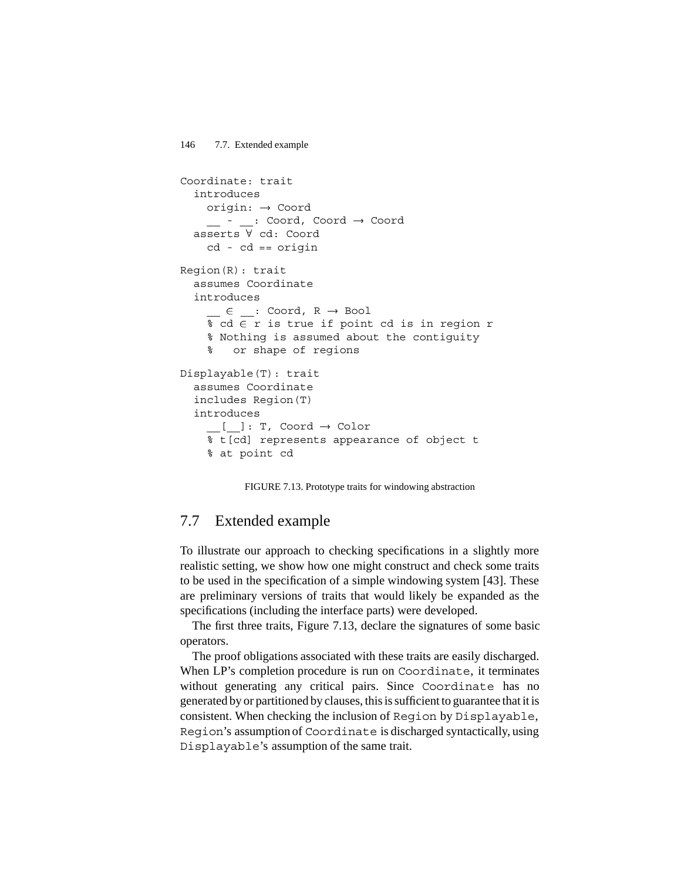```
Coordinate: trait
  introduces
    origin: → Coord
    __ - __: Coord, Coord → Coord
  asserts ∀ cd: Coord
    cd - cd == origin

Region(R): trait
  assumes Coordinate
  introduces
    __ ∈ __: Coord, R → Bool
    % cd ∈ r is true if point cd is in region r
    % Nothing is assumed about the contiguity
    %   or shape of regions

Displayable(T): trait
  assumes Coordinate
  includes Region(T)
  introduces
    __[__]: T, Coord → Color
    % t[cd] represents appearance of object t
    % at point cd
```

FIGURE 7.13. Prototype traits for windowing abstraction

## 7.7 Extended example

To illustrate our approach to checking specifications in a slightly more realistic setting, we show how one might construct and check some traits to be used in the specification of a simple windowing system [43]. These are preliminary versions of traits that would likely be expanded as the specifications (including the interface parts) were developed.

The first three traits, Figure 7.13, declare the signatures of some basic operators.

The proof obligations associated with these traits are easily discharged. When LP's completion procedure is run on `Coordinate`, it terminates without generating any critical pairs. Since `Coordinate` has no generated by or partitioned by clauses, this is sufficient to guarantee that it is consistent. When checking the inclusion of `Region` by `Displayable`, `Region`'s assumption of `Coordinate` is discharged syntactically, using `Displayable`'s assumption of the same trait.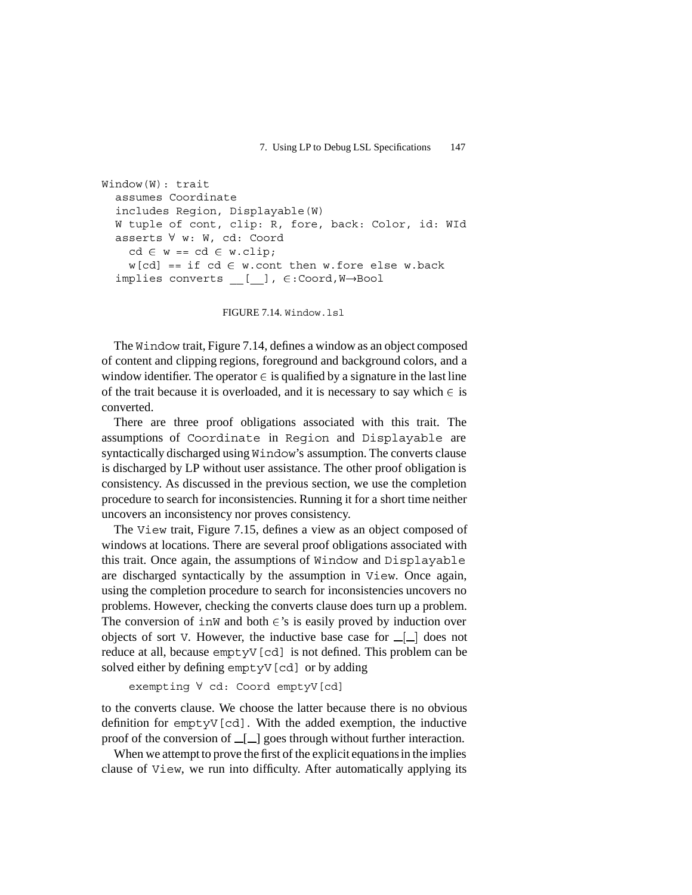```
Window(W): trait
  assumes Coordinate
  includes Region, Displayable(W)
  W tuple of cont, clip: R, fore, back: Color, id: WId
  asserts ∀ w: W, cd: Coord
    cd ∈ w == cd ∈ w.clip;
    w[cd] == if cd ∈ w.cont then w.fore else w.back
  implies converts __[__], ∈:Coord,W→Bool
```

FIGURE 7.14. `Window.lsl`

The `Window` trait, Figure 7.14, defines a window as an object composed of content and clipping regions, foreground and background colors, and a window identifier. The operator ∈ is qualified by a signature in the last line of the trait because it is overloaded, and it is necessary to say which ∈ is converted.

There are three proof obligations associated with this trait. The assumptions of `Coordinate` in `Region` and `Displayable` are syntactically discharged using `Window`'s assumption. The converts clause is discharged by LP without user assistance. The other proof obligation is consistency. As discussed in the previous section, we use the completion procedure to search for inconsistencies. Running it for a short time neither uncovers an inconsistency nor proves consistency.

The `View` trait, Figure 7.15, defines a view as an object composed of windows at locations. There are several proof obligations associated with this trait. Once again, the assumptions of `Window` and `Displayable` are discharged syntactically by the assumption in `View`. Once again, using the completion procedure to search for inconsistencies uncovers no problems. However, checking the converts clause does turn up a problem. The conversion of `inW` and both ∈'s is easily proved by induction over objects of sort `V`. However, the inductive base case for __[__] does not reduce at all, because `emptyV[cd]` is not defined. This problem can be solved either by defining `emptyV[cd]` or by adding

```
exempting ∀ cd: Coord emptyV[cd]
```

to the converts clause. We choose the latter because there is no obvious definition for `emptyV[cd]`. With the added exemption, the inductive proof of the conversion of __[__] goes through without further interaction.

When we attempt to prove the first of the explicit equations in the implies clause of `View`, we run into difficulty. After automatically applying its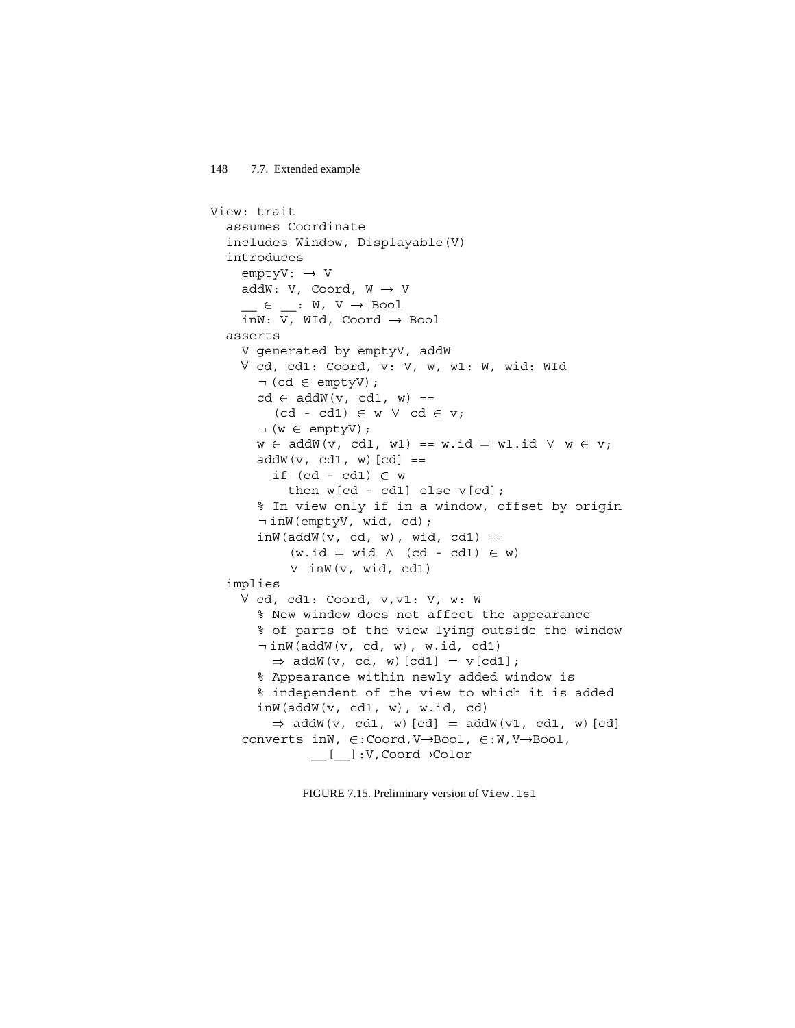```
View: trait
  assumes Coordinate
  includes Window, Displayable(V)
  introduces
    emptyV: → V
    addW: V, Coord, W → V
    __ ∈ __: W, V → Bool
    inW: V, WId, Coord → Bool
  asserts
    V generated by emptyV, addW
    ∀ cd, cd1: Coord, v: V, w, w1: W, wid: WId
      ¬(cd ∈ emptyV);
      cd ∈ addW(v, cd1, w) ==
        (cd - cd1) ∈ w ∨ cd ∈ v;
      ¬(w ∈ emptyV);
      w ∈ addW(v, cd1, w1) == w.id = w1.id ∨ w ∈ v;
      addW(v, cd1, w)[cd] ==
        if (cd - cd1) ∈ w
          then w[cd - cd1] else v[cd];
      % In view only if in a window, offset by origin
      ¬inW(emptyV, wid, cd);
      inW(addW(v, cd, w), wid, cd1) ==
          (w.id = wid ∧ (cd - cd1) ∈ w)
          ∨ inW(v, wid, cd1)
  implies
    ∀ cd, cd1: Coord, v,v1: V, w: W
      % New window does not affect the appearance
      % of parts of the view lying outside the window
      ¬inW(addW(v, cd, w), w.id, cd1)
        ⇒ addW(v, cd, w)[cd1] = v[cd1];
      % Appearance within newly added window is
      % independent of the view to which it is added
      inW(addW(v, cd1, w), w.id, cd)
        ⇒ addW(v, cd1, w)[cd] = addW(v1, cd1, w)[cd]
    converts inW, ∈:Coord,V→Bool, ∈:W,V→Bool,
             __[__]:V,Coord→Color
```

FIGURE 7.15. Preliminary version of View.lsl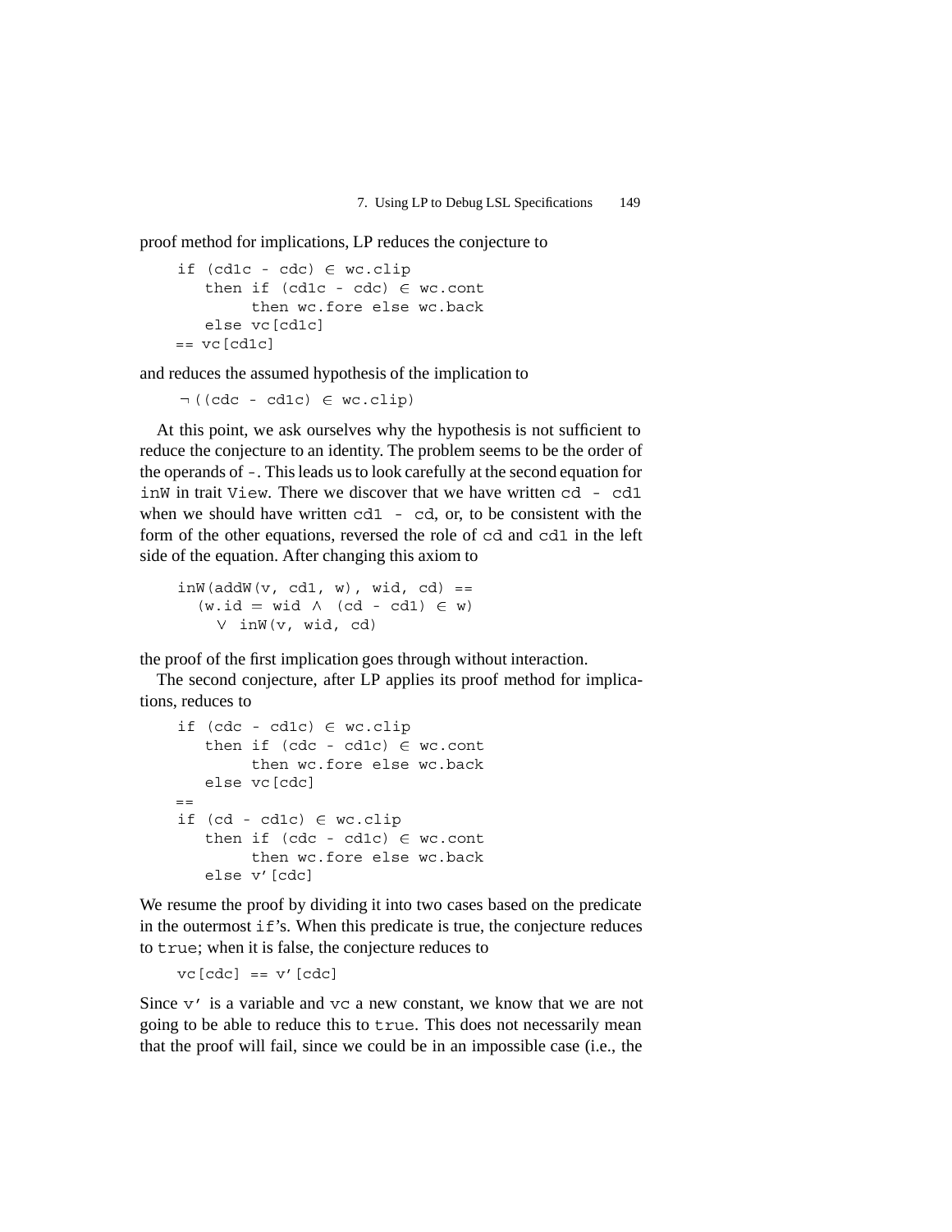proof method for implications, LP reduces the conjecture to

```
if (cd1c - cdc) ∈ wc.clip
   then if (cd1c - cdc) ∈ wc.cont
        then wc.fore else wc.back
   else vc[cd1c]
== vc[cd1c]
```

and reduces the assumed hypothesis of the implication to

```
¬((cdc - cd1c) ∈ wc.clip)
```

At this point, we ask ourselves why the hypothesis is not sufficient to reduce the conjecture to an identity. The problem seems to be the order of the operands of `-`. This leads us to look carefully at the second equation for `inW` in trait `View`. There we discover that we have written `cd - cd1` when we should have written `cd1 - cd`, or, to be consistent with the form of the other equations, reversed the role of `cd` and `cd1` in the left side of the equation. After changing this axiom to

```
inW(addW(v, cd1, w), wid, cd) ==
  (w.id = wid ∧ (cd - cd1) ∈ w)
    ∨ inW(v, wid, cd)
```

the proof of the first implication goes through without interaction.

The second conjecture, after LP applies its proof method for implications, reduces to

```
if (cdc - cd1c) ∈ wc.clip
   then if (cdc - cd1c) ∈ wc.cont
        then wc.fore else wc.back
   else vc[cdc]
==
if (cd - cd1c) ∈ wc.clip
   then if (cdc - cd1c) ∈ wc.cont
        then wc.fore else wc.back
   else v'[cdc]
```

We resume the proof by dividing it into two cases based on the predicate in the outermost `if`'s. When this predicate is true, the conjecture reduces to `true`; when it is false, the conjecture reduces to

```
vc[cdc] == v'[cdc]
```

Since `v'` is a variable and `vc` a new constant, we know that we are not going to be able to reduce this to `true`. This does not necessarily mean that the proof will fail, since we could be in an impossible case (i.e., the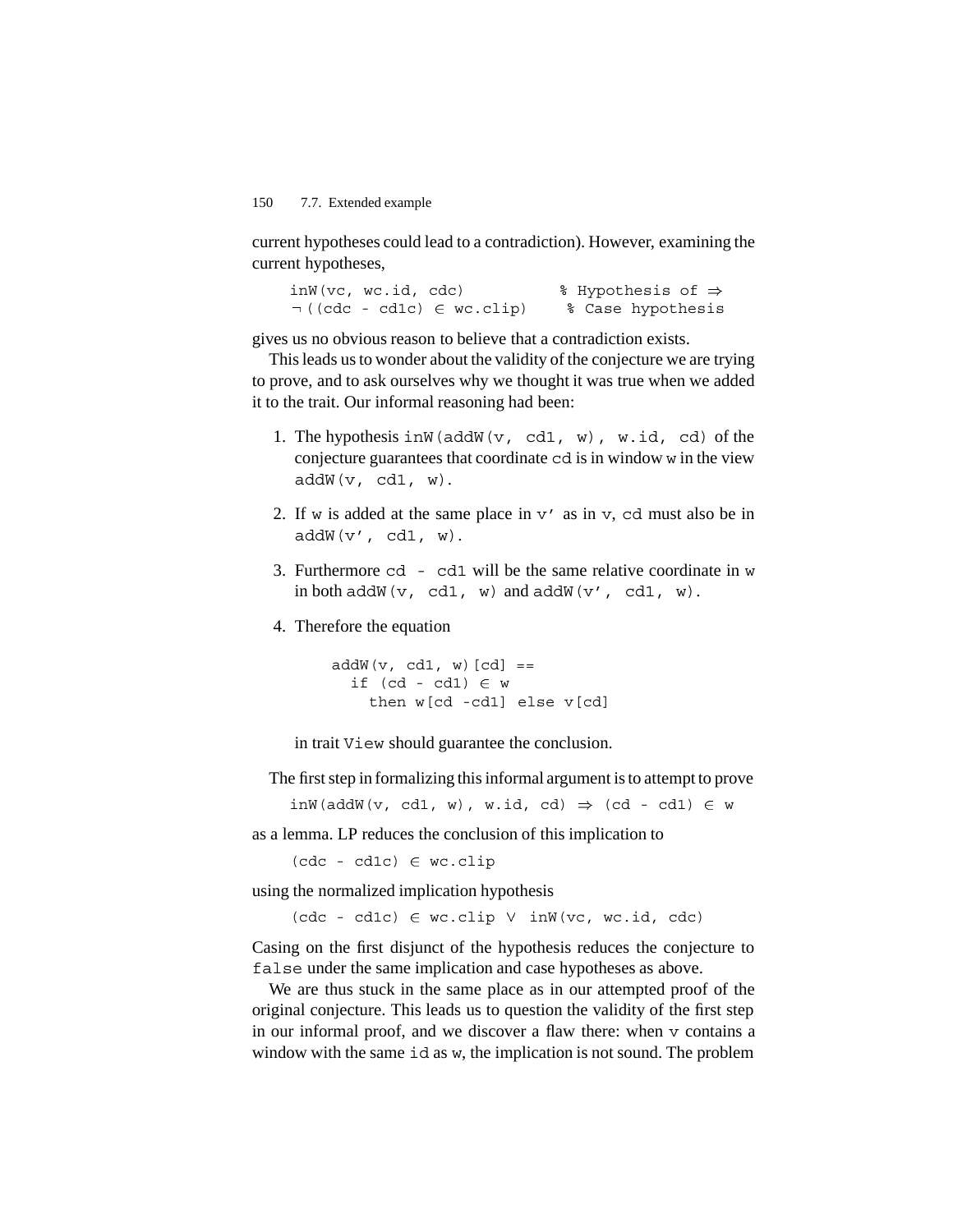current hypotheses could lead to a contradiction). However, examining the current hypotheses,

```
inW(vc, wc.id, cdc)            % Hypothesis of ⇒
¬((cdc - cd1c) ∈ wc.clip)      % Case hypothesis
```

gives us no obvious reason to believe that a contradiction exists.

This leads us to wonder about the validity of the conjecture we are trying to prove, and to ask ourselves why we thought it was true when we added it to the trait. Our informal reasoning had been:

1. The hypothesis `inW(addW(v, cd1, w), w.id, cd)` of the conjecture guarantees that coordinate `cd` is in window `w` in the view `addW(v, cd1, w)`.

2. If `w` is added at the same place in `v'` as in `v`, `cd` must also be in `addW(v', cd1, w)`.

3. Furthermore `cd - cd1` will be the same relative coordinate in `w` in both `addW(v, cd1, w)` and `addW(v', cd1, w)`.

4. Therefore the equation

   ```
   addW(v, cd1, w)[cd] ==
     if (cd - cd1) ∈ w
       then w[cd -cd1] else v[cd]
   ```

   in trait `View` should guarantee the conclusion.

The first step in formalizing this informal argument is to attempt to prove

```
inW(addW(v, cd1, w), w.id, cd) ⇒ (cd - cd1) ∈ w
```

as a lemma. LP reduces the conclusion of this implication to

```
(cdc - cd1c) ∈ wc.clip
```

using the normalized implication hypothesis

```
(cdc - cd1c) ∈ wc.clip ∨ inW(vc, wc.id, cdc)
```

Casing on the first disjunct of the hypothesis reduces the conjecture to `false` under the same implication and case hypotheses as above.

We are thus stuck in the same place as in our attempted proof of the original conjecture. This leads us to question the validity of the first step in our informal proof, and we discover a flaw there: when `v` contains a window with the same `id` as `w`, the implication is not sound. The problem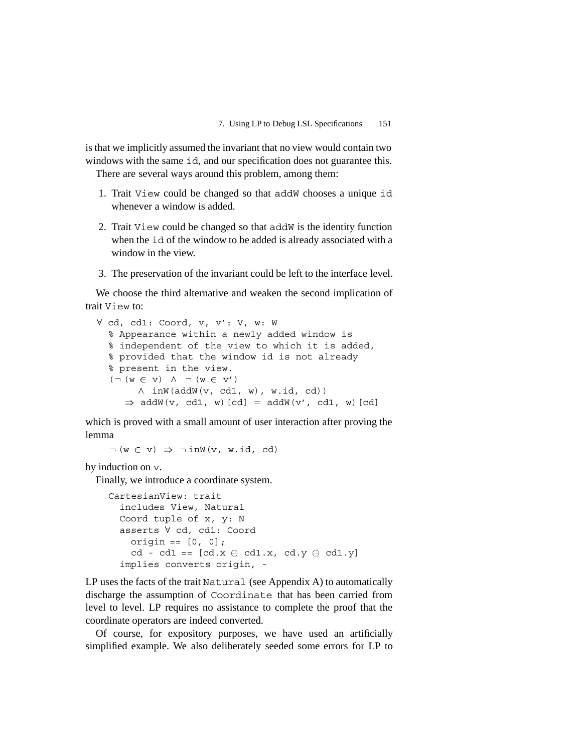is that we implicitly assumed the invariant that no view would contain two windows with the same id, and our specification does not guarantee this.

There are several ways around this problem, among them:

1. Trait View could be changed so that addW chooses a unique id whenever a window is added.
2. Trait View could be changed so that addW is the identity function when the id of the window to be added is already associated with a window in the view.
3. The preservation of the invariant could be left to the interface level.

We choose the third alternative and weaken the second implication of trait View to:

```
∀ cd, cd1: Coord, v, v': V, w: W
  % Appearance within a newly added window is
  % independent of the view to which it is added,
  % provided that the window id is not already
  % present in the view.
  (¬ (w ∈ v) ∧ ¬ (w ∈ v')
       ∧ inW(addW(v, cd1, w), w.id, cd))
     ⇒ addW(v, cd1, w)[cd] = addW(v', cd1, w)[cd]
```

which is proved with a small amount of user interaction after proving the lemma

```
¬ (w ∈ v) ⇒ ¬ inW(v, w.id, cd)
```

by induction on v.

Finally, we introduce a coordinate system.

```
CartesianView: trait
  includes View, Natural
  Coord tuple of x, y: N
  asserts ∀ cd, cd1: Coord
    origin == [0, 0];
    cd - cd1 == [cd.x ⊖ cd1.x, cd.y ⊖ cd1.y]
  implies converts origin, -
```

LP uses the facts of the trait Natural (see Appendix A) to automatically discharge the assumption of Coordinate that has been carried from level to level. LP requires no assistance to complete the proof that the coordinate operators are indeed converted.

Of course, for expository purposes, we have used an artificially simplified example. We also deliberately seeded some errors for LP to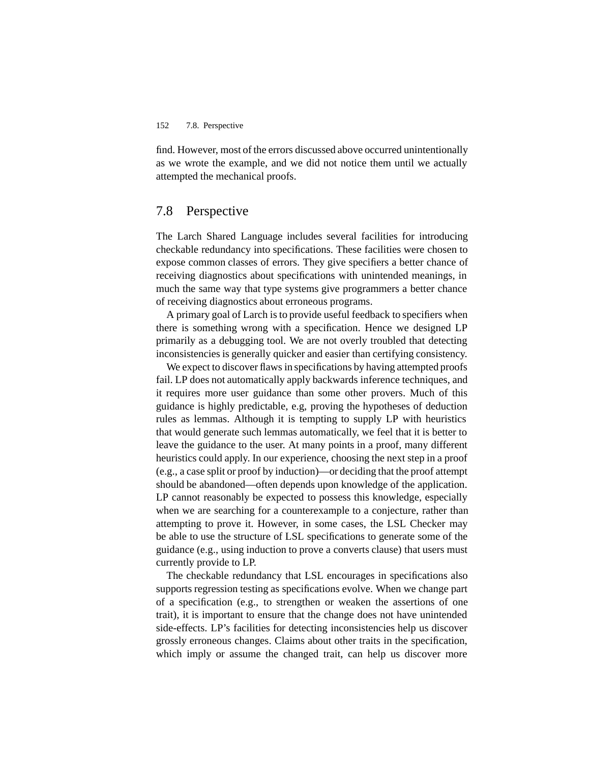find. However, most of the errors discussed above occurred unintentionally as we wrote the example, and we did not notice them until we actually attempted the mechanical proofs.

## 7.8 Perspective

The Larch Shared Language includes several facilities for introducing checkable redundancy into specifications. These facilities were chosen to expose common classes of errors. They give specifiers a better chance of receiving diagnostics about specifications with unintended meanings, in much the same way that type systems give programmers a better chance of receiving diagnostics about erroneous programs.

A primary goal of Larch is to provide useful feedback to specifiers when there is something wrong with a specification. Hence we designed LP primarily as a debugging tool. We are not overly troubled that detecting inconsistencies is generally quicker and easier than certifying consistency.

We expect to discover flaws in specifications by having attempted proofs fail. LP does not automatically apply backwards inference techniques, and it requires more user guidance than some other provers. Much of this guidance is highly predictable, e.g, proving the hypotheses of deduction rules as lemmas. Although it is tempting to supply LP with heuristics that would generate such lemmas automatically, we feel that it is better to leave the guidance to the user. At many points in a proof, many different heuristics could apply. In our experience, choosing the next step in a proof (e.g., a case split or proof by induction)—or deciding that the proof attempt should be abandoned—often depends upon knowledge of the application. LP cannot reasonably be expected to possess this knowledge, especially when we are searching for a counterexample to a conjecture, rather than attempting to prove it. However, in some cases, the LSL Checker may be able to use the structure of LSL specifications to generate some of the guidance (e.g., using induction to prove a converts clause) that users must currently provide to LP.

The checkable redundancy that LSL encourages in specifications also supports regression testing as specifications evolve. When we change part of a specification (e.g., to strengthen or weaken the assertions of one trait), it is important to ensure that the change does not have unintended side-effects. LP's facilities for detecting inconsistencies help us discover grossly erroneous changes. Claims about other traits in the specification, which imply or assume the changed trait, can help us discover more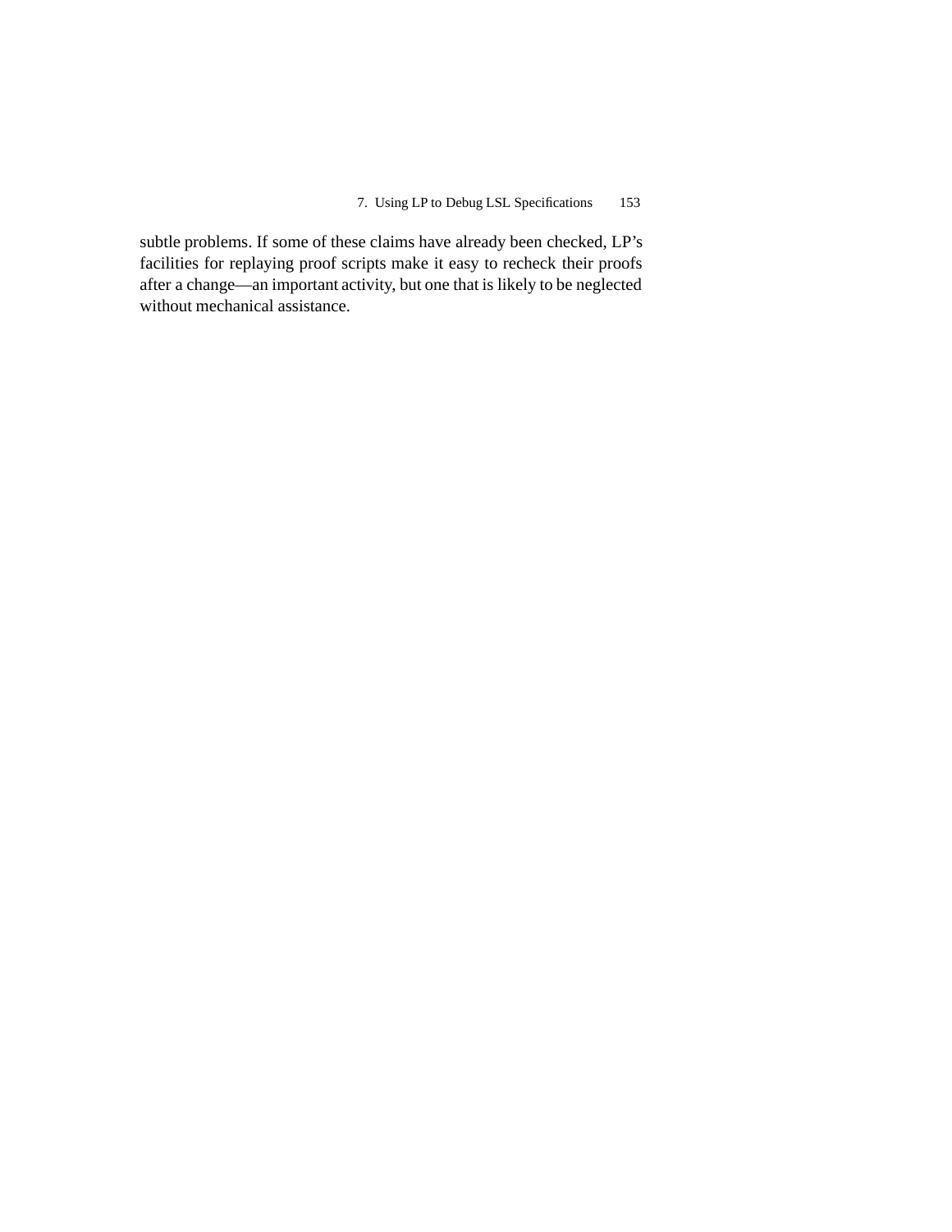subtle problems. If some of these claims have already been checked, LP's facilities for replaying proof scripts make it easy to recheck their proofs after a change—an important activity, but one that is likely to be neglected without mechanical assistance.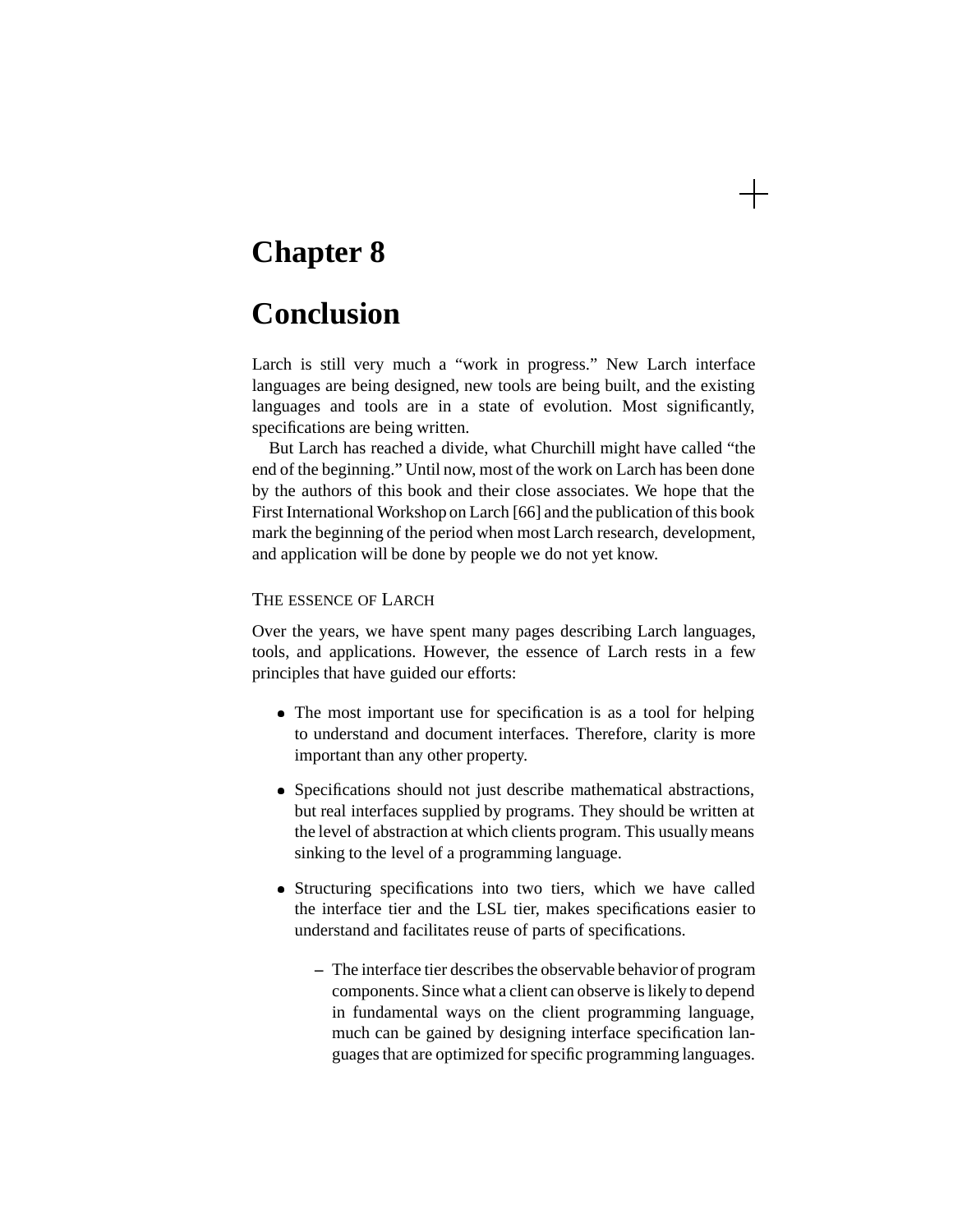# Chapter 8

# Conclusion

Larch is still very much a "work in progress." New Larch interface languages are being designed, new tools are being built, and the existing languages and tools are in a state of evolution. Most significantly, specifications are being written.

But Larch has reached a divide, what Churchill might have called "the end of the beginning." Until now, most of the work on Larch has been done by the authors of this book and their close associates. We hope that the First International Workshop on Larch [66] and the publication of this book mark the beginning of the period when most Larch research, development, and application will be done by people we do not yet know.

## THE ESSENCE OF LARCH

Over the years, we have spent many pages describing Larch languages, tools, and applications. However, the essence of Larch rests in a few principles that have guided our efforts:

- The most important use for specification is as a tool for helping to understand and document interfaces. Therefore, clarity is more important than any other property.
- Specifications should not just describe mathematical abstractions, but real interfaces supplied by programs. They should be written at the level of abstraction at which clients program. This usually means sinking to the level of a programming language.
- Structuring specifications into two tiers, which we have called the interface tier and the LSL tier, makes specifications easier to understand and facilitates reuse of parts of specifications.
  - The interface tier describes the observable behavior of program components. Since what a client can observe is likely to depend in fundamental ways on the client programming language, much can be gained by designing interface specification languages that are optimized for specific programming languages.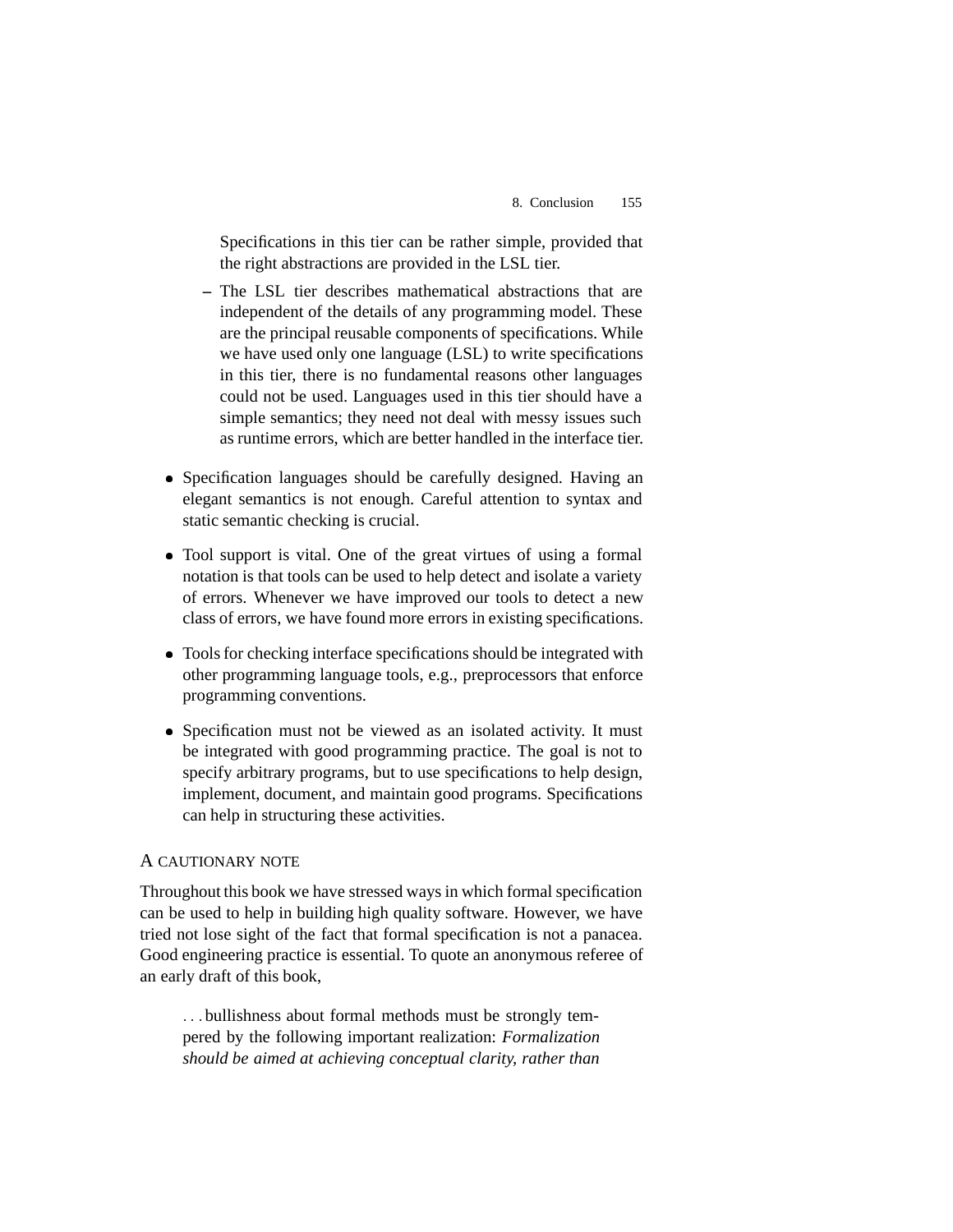Specifications in this tier can be rather simple, provided that the right abstractions are provided in the LSL tier.

  – The LSL tier describes mathematical abstractions that are independent of the details of any programming model. These are the principal reusable components of specifications. While we have used only one language (LSL) to write specifications in this tier, there is no fundamental reasons other languages could not be used. Languages used in this tier should have a simple semantics; they need not deal with messy issues such as runtime errors, which are better handled in the interface tier.

- Specification languages should be carefully designed. Having an elegant semantics is not enough. Careful attention to syntax and static semantic checking is crucial.

- Tool support is vital. One of the great virtues of using a formal notation is that tools can be used to help detect and isolate a variety of errors. Whenever we have improved our tools to detect a new class of errors, we have found more errors in existing specifications.

- Tools for checking interface specifications should be integrated with other programming language tools, e.g., preprocessors that enforce programming conventions.

- Specification must not be viewed as an isolated activity. It must be integrated with good programming practice. The goal is not to specify arbitrary programs, but to use specifications to help design, implement, document, and maintain good programs. Specifications can help in structuring these activities.

## A CAUTIONARY NOTE

Throughout this book we have stressed ways in which formal specification can be used to help in building high quality software. However, we have tried not lose sight of the fact that formal specification is not a panacea. Good engineering practice is essential. To quote an anonymous referee of an early draft of this book,

> . . . bullishness about formal methods must be strongly tempered by the following important realization: *Formalization should be aimed at achieving conceptual clarity, rather than*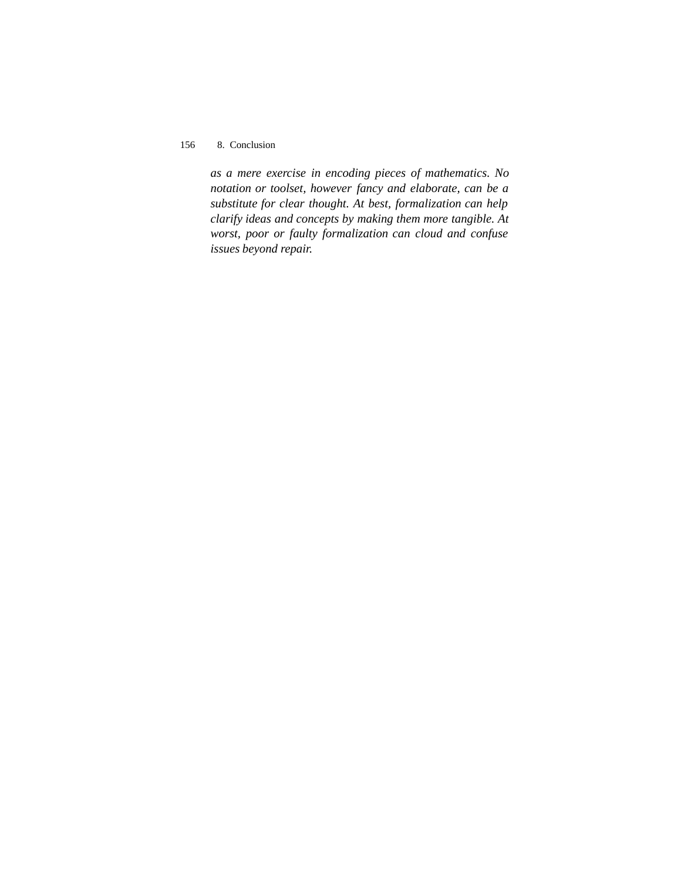*as a mere exercise in encoding pieces of mathematics. No notation or toolset, however fancy and elaborate, can be a substitute for clear thought. At best, formalization can help clarify ideas and concepts by making them more tangible. At worst, poor or faulty formalization can cloud and confuse issues beyond repair.*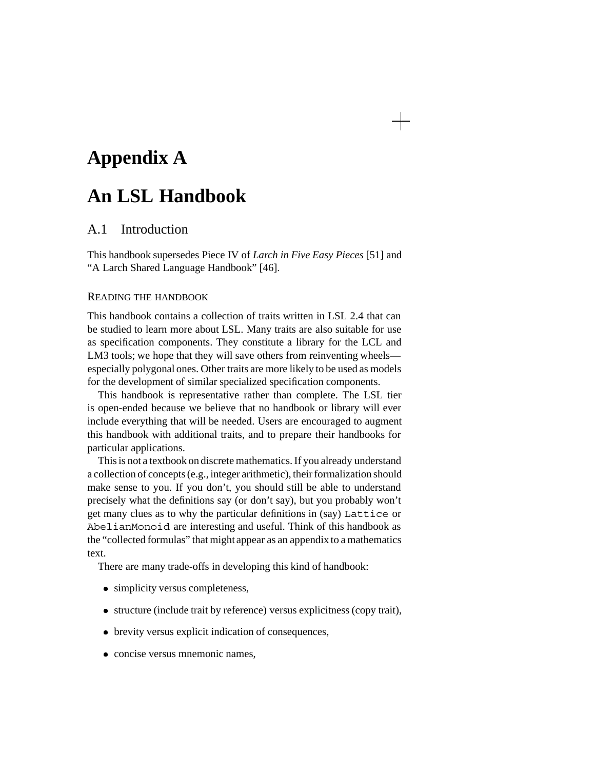# Appendix A

# An LSL Handbook

## A.1 Introduction

This handbook supersedes Piece IV of *Larch in Five Easy Pieces* [51] and "A Larch Shared Language Handbook" [46].

### READING THE HANDBOOK

This handbook contains a collection of traits written in LSL 2.4 that can be studied to learn more about LSL. Many traits are also suitable for use as specification components. They constitute a library for the LCL and LM3 tools; we hope that they will save others from reinventing wheels—especially polygonal ones. Other traits are more likely to be used as models for the development of similar specialized specification components.

This handbook is representative rather than complete. The LSL tier is open-ended because we believe that no handbook or library will ever include everything that will be needed. Users are encouraged to augment this handbook with additional traits, and to prepare their handbooks for particular applications.

This is not a textbook on discrete mathematics. If you already understand a collection of concepts (e.g., integer arithmetic), their formalization should make sense to you. If you don't, you should still be able to understand precisely what the definitions say (or don't say), but you probably won't get many clues as to why the particular definitions in (say) `Lattice` or `AbelianMonoid` are interesting and useful. Think of this handbook as the "collected formulas" that might appear as an appendix to a mathematics text.

There are many trade-offs in developing this kind of handbook:

- simplicity versus completeness,
- structure (include trait by reference) versus explicitness (copy trait),
- brevity versus explicit indication of consequences,
- concise versus mnemonic names,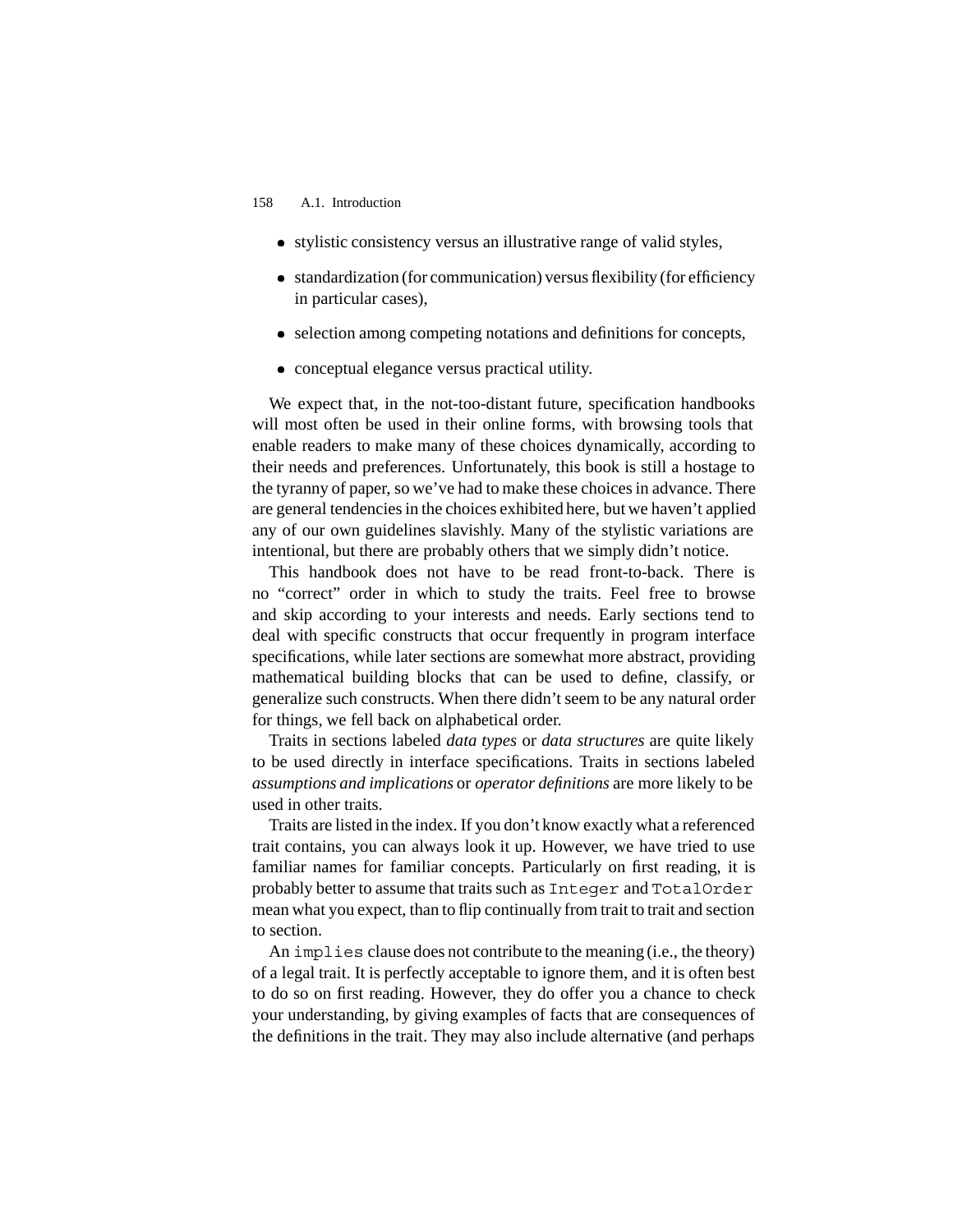- stylistic consistency versus an illustrative range of valid styles,
- standardization (for communication) versus flexibility (for efficiency in particular cases),
- selection among competing notations and definitions for concepts,
- conceptual elegance versus practical utility.

We expect that, in the not-too-distant future, specification handbooks will most often be used in their online forms, with browsing tools that enable readers to make many of these choices dynamically, according to their needs and preferences. Unfortunately, this book is still a hostage to the tyranny of paper, so we've had to make these choices in advance. There are general tendencies in the choices exhibited here, but we haven't applied any of our own guidelines slavishly. Many of the stylistic variations are intentional, but there are probably others that we simply didn't notice.

This handbook does not have to be read front-to-back. There is no "correct" order in which to study the traits. Feel free to browse and skip according to your interests and needs. Early sections tend to deal with specific constructs that occur frequently in program interface specifications, while later sections are somewhat more abstract, providing mathematical building blocks that can be used to define, classify, or generalize such constructs. When there didn't seem to be any natural order for things, we fell back on alphabetical order.

Traits in sections labeled *data types* or *data structures* are quite likely to be used directly in interface specifications. Traits in sections labeled *assumptions and implications* or *operator definitions* are more likely to be used in other traits.

Traits are listed in the index. If you don't know exactly what a referenced trait contains, you can always look it up. However, we have tried to use familiar names for familiar concepts. Particularly on first reading, it is probably better to assume that traits such as `Integer` and `TotalOrder` mean what you expect, than to flip continually from trait to trait and section to section.

An `implies` clause does not contribute to the meaning (i.e., the theory) of a legal trait. It is perfectly acceptable to ignore them, and it is often best to do so on first reading. However, they do offer you a chance to check your understanding, by giving examples of facts that are consequences of the definitions in the trait. They may also include alternative (and perhaps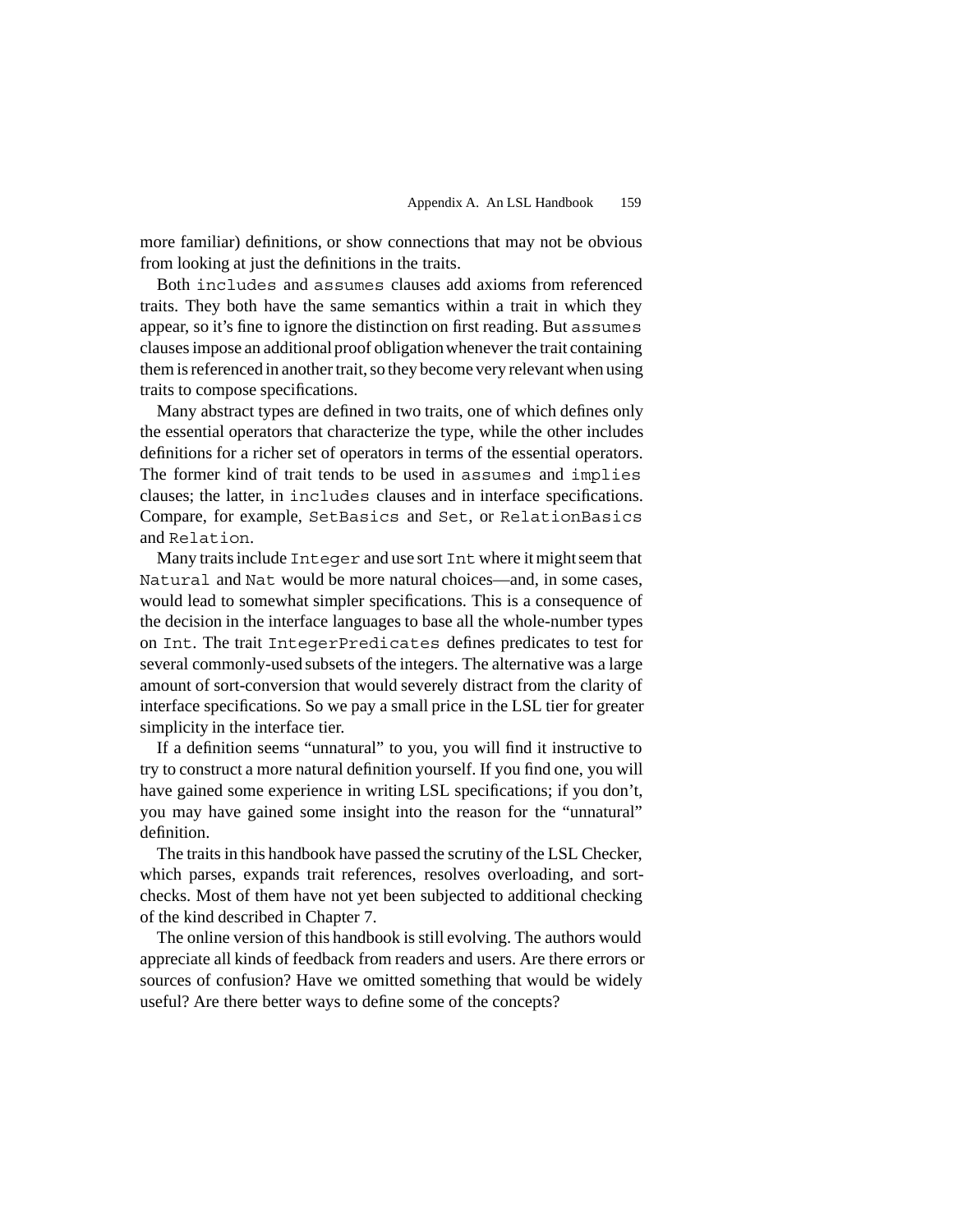more familiar) definitions, or show connections that may not be obvious from looking at just the definitions in the traits.

Both `includes` and `assumes` clauses add axioms from referenced traits. They both have the same semantics within a trait in which they appear, so it's fine to ignore the distinction on first reading. But `assumes` clauses impose an additional proof obligation whenever the trait containing them is referenced in another trait, so they become very relevant when using traits to compose specifications.

Many abstract types are defined in two traits, one of which defines only the essential operators that characterize the type, while the other includes definitions for a richer set of operators in terms of the essential operators. The former kind of trait tends to be used in `assumes` and `implies` clauses; the latter, in `includes` clauses and in interface specifications. Compare, for example, `SetBasics` and `Set`, or `RelationBasics` and `Relation`.

Many traits include `Integer` and use sort `Int` where it might seem that `Natural` and `Nat` would be more natural choices—and, in some cases, would lead to somewhat simpler specifications. This is a consequence of the decision in the interface languages to base all the whole-number types on `Int`. The trait `IntegerPredicates` defines predicates to test for several commonly-used subsets of the integers. The alternative was a large amount of sort-conversion that would severely distract from the clarity of interface specifications. So we pay a small price in the LSL tier for greater simplicity in the interface tier.

If a definition seems "unnatural" to you, you will find it instructive to try to construct a more natural definition yourself. If you find one, you will have gained some experience in writing LSL specifications; if you don't, you may have gained some insight into the reason for the "unnatural" definition.

The traits in this handbook have passed the scrutiny of the LSL Checker, which parses, expands trait references, resolves overloading, and sort-checks. Most of them have not yet been subjected to additional checking of the kind described in Chapter 7.

The online version of this handbook is still evolving. The authors would appreciate all kinds of feedback from readers and users. Are there errors or sources of confusion? Have we omitted something that would be widely useful? Are there better ways to define some of the concepts?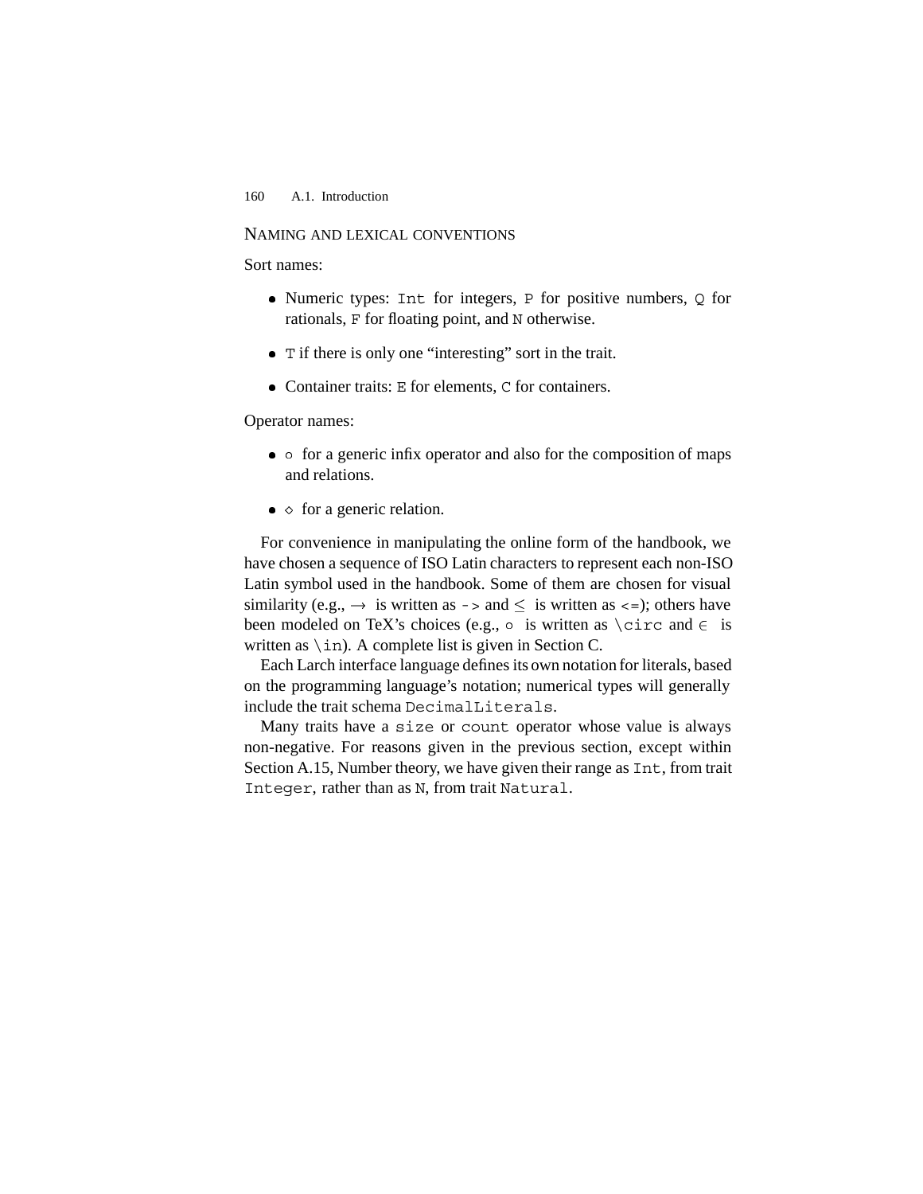### Naming and lexical conventions

Sort names:

- Numeric types: `Int` for integers, `P` for positive numbers, `Q` for rationals, `F` for floating point, and `N` otherwise.
- `T` if there is only one "interesting" sort in the trait.
- Container traits: `E` for elements, `C` for containers.

Operator names:

- $\circ$ for a generic infix operator and also for the composition of maps and relations.
- $\diamond$ for a generic relation.

For convenience in manipulating the online form of the handbook, we have chosen a sequence of ISO Latin characters to represent each non-ISO Latin symbol used in the handbook. Some of them are chosen for visual similarity (e.g., $\rightarrow$ is written as `->` and $\leq$ is written as `<=`); others have been modeled on TeX's choices (e.g., $\circ$ is written as `\circ` and $\in$ is written as `\in`). A complete list is given in Section C.

Each Larch interface language defines its own notation for literals, based on the programming language's notation; numerical types will generally include the trait schema `DecimalLiterals`.

Many traits have a `size` or `count` operator whose value is always non-negative. For reasons given in the previous section, except within Section A.15, Number theory, we have given their range as `Int`, from trait `Integer`, rather than as `N`, from trait `Natural`.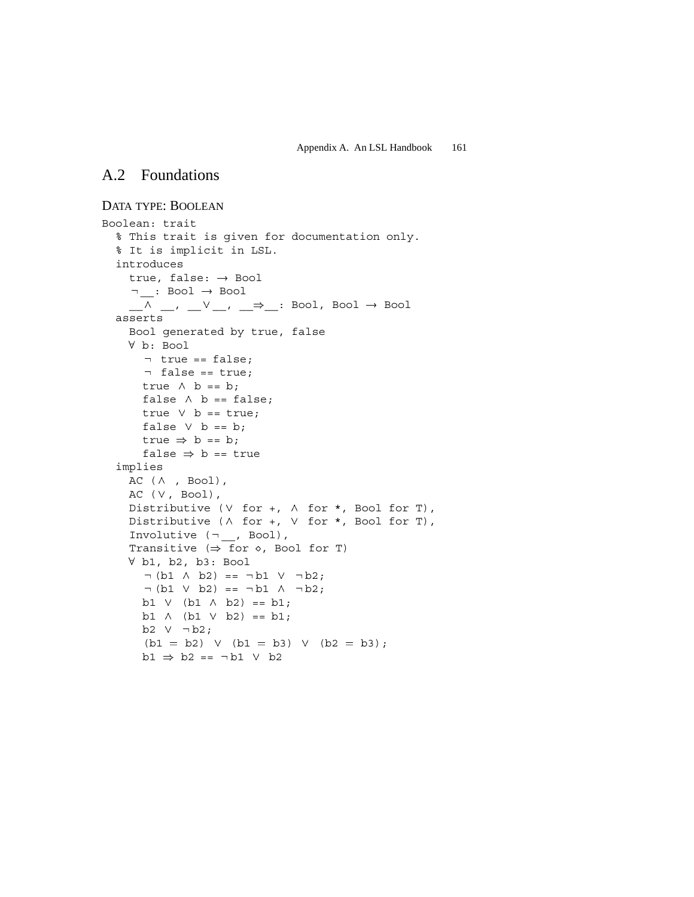## A.2 Foundations

### DATA TYPE: BOOLEAN

```
Boolean: trait
  % This trait is given for documentation only.
  % It is implicit in LSL.
  introduces
    true, false: → Bool
    ¬__: Bool → Bool
    __∧ __, __∨__, __⇒__: Bool, Bool → Bool
  asserts
    Bool generated by true, false
    ∀ b: Bool
      ¬ true == false;
      ¬ false == true;
      true ∧ b == b;
      false ∧ b == false;
      true ∨ b == true;
      false ∨ b == b;
      true ⇒ b == b;
      false ⇒ b == true
  implies
    AC (∧ , Bool),
    AC (∨, Bool),
    Distributive (∨ for +, ∧ for *, Bool for T),
    Distributive (∧ for +, ∨ for *, Bool for T),
    Involutive (¬__, Bool),
    Transitive (⇒ for ◇, Bool for T)
    ∀ b1, b2, b3: Bool
      ¬(b1 ∧ b2) == ¬b1 ∨ ¬b2;
      ¬(b1 ∨ b2) == ¬b1 ∧ ¬b2;
      b1 ∨ (b1 ∧ b2) == b1;
      b1 ∧ (b1 ∨ b2) == b1;
      b2 ∨ ¬b2;
      (b1 = b2) ∨ (b1 = b3) ∨ (b2 = b3);
      b1 ⇒ b2 == ¬b1 ∨ b2
```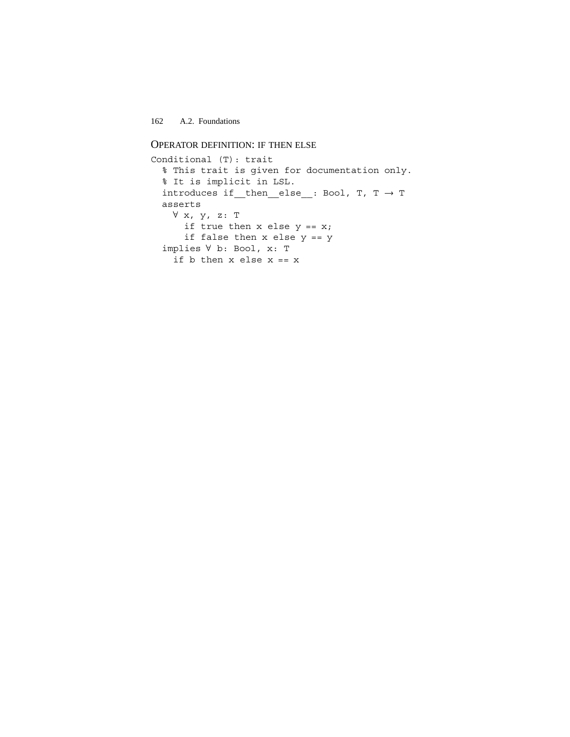### OPERATOR DEFINITION: IF THEN ELSE

```
Conditional (T): trait
  % This trait is given for documentation only.
  % It is implicit in LSL.
  introduces if__then__else__: Bool, T, T → T
  asserts
    ∀ x, y, z: T
      if true then x else y == x;
      if false then x else y == y
  implies ∀ b: Bool, x: T
    if b then x else x == x
```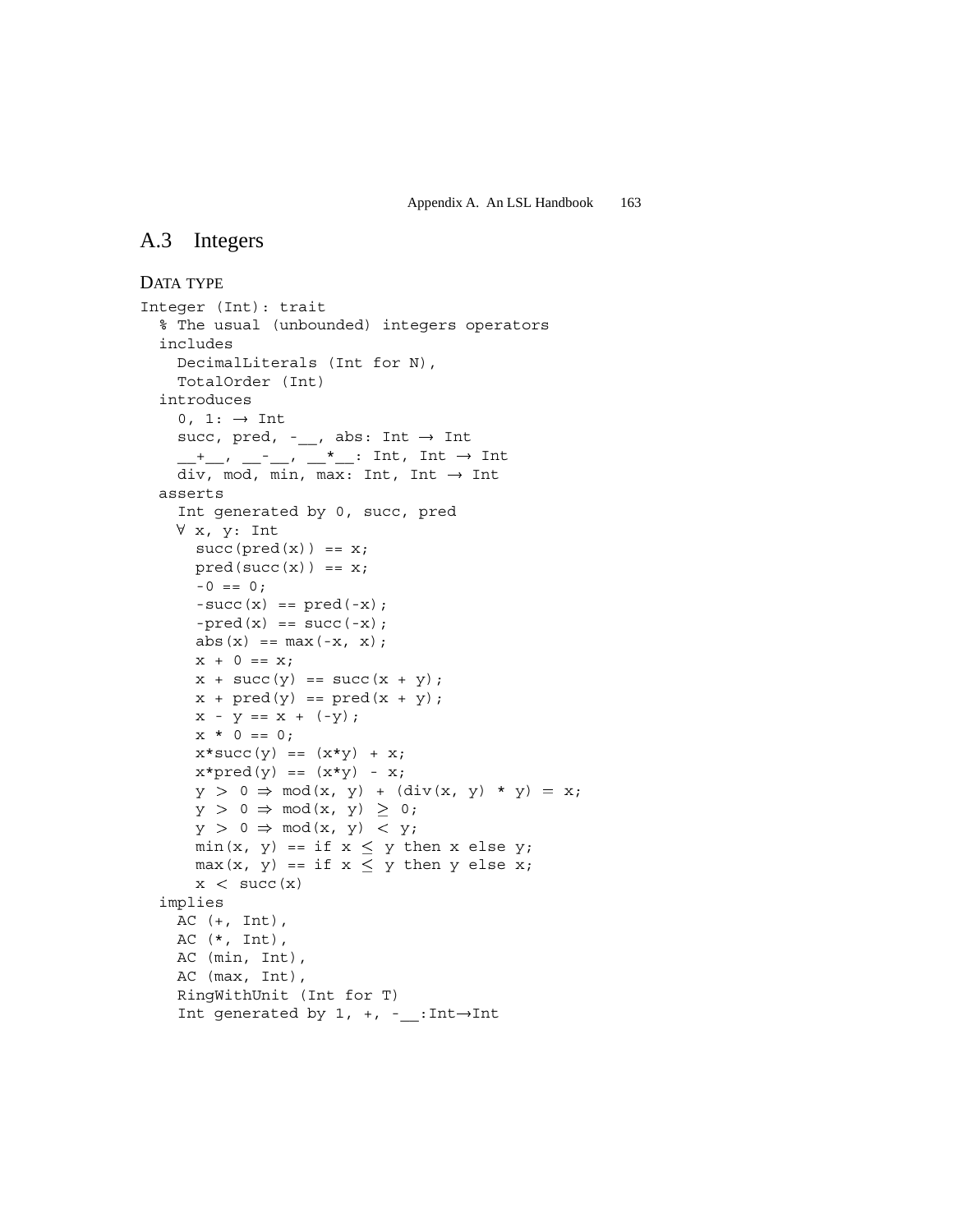## A.3 Integers

DATA TYPE

```
Integer (Int): trait
  % The usual (unbounded) integers operators
  includes
    DecimalLiterals (Int for N),
    TotalOrder (Int)
  introduces
    0, 1: → Int
    succ, pred, -__, abs: Int → Int
    __+__, __-__, __*__: Int, Int → Int
    div, mod, min, max: Int, Int → Int
  asserts
    Int generated by 0, succ, pred
    ∀ x, y: Int
      succ(pred(x)) == x;
      pred(succ(x)) == x;
      -0 == 0;
      -succ(x) == pred(-x);
      -pred(x) == succ(-x);
      abs(x) == max(-x, x);
      x + 0 == x;
      x + succ(y) == succ(x + y);
      x + pred(y) == pred(x + y);
      x - y == x + (-y);
      x * 0 == 0;
      x*succ(y) == (x*y) + x;
      x*pred(y) == (x*y) - x;
      y > 0 ⇒ mod(x, y) + (div(x, y) * y) = x;
      y > 0 ⇒ mod(x, y) ≥ 0;
      y > 0 ⇒ mod(x, y) < y;
      min(x, y) == if x ≤ y then x else y;
      max(x, y) == if x ≤ y then y else x;
      x < succ(x)
  implies
    AC (+, Int),
    AC (*, Int),
    AC (min, Int),
    AC (max, Int),
    RingWithUnit (Int for T)
    Int generated by 1, +, -__:Int→Int
```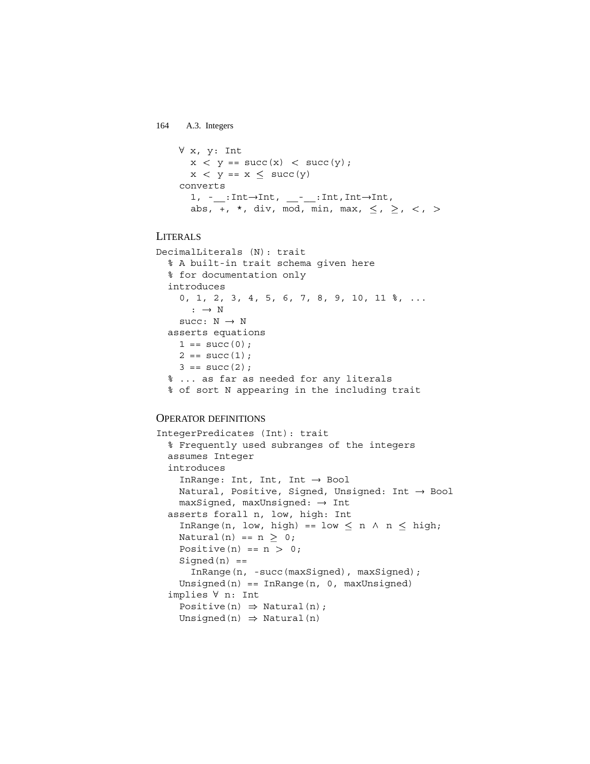```
  ∀ x, y: Int
    x < y == succ(x) < succ(y);
    x < y == x ≤ succ(y)
  converts
    1, -__:Int→Int, __-__:Int,Int→Int,
    abs, +, *, div, mod, min, max, ≤, ≥, <, >
```

### LITERALS

```
DecimalLiterals (N): trait
  % A built-in trait schema given here
  % for documentation only
  introduces
    0, 1, 2, 3, 4, 5, 6, 7, 8, 9, 10, 11 %, ...
      : → N
    succ: N → N
  asserts equations
    1 == succ(0);
    2 == succ(1);
    3 == succ(2);
  % ... as far as needed for any literals
  % of sort N appearing in the including trait
```

### OPERATOR DEFINITIONS

```
IntegerPredicates (Int): trait
  % Frequently used subranges of the integers
  assumes Integer
  introduces
    InRange: Int, Int, Int → Bool
    Natural, Positive, Signed, Unsigned: Int → Bool
    maxSigned, maxUnsigned: → Int
  asserts forall n, low, high: Int
    InRange(n, low, high) == low ≤ n ∧ n ≤ high;
    Natural(n) == n ≥ 0;
    Positive(n) == n > 0;
    Signed(n) ==
      InRange(n, -succ(maxSigned), maxSigned);
    Unsigned(n) == InRange(n, 0, maxUnsigned)
  implies ∀ n: Int
    Positive(n) ⇒ Natural(n);
    Unsigned(n) ⇒ Natural(n)
```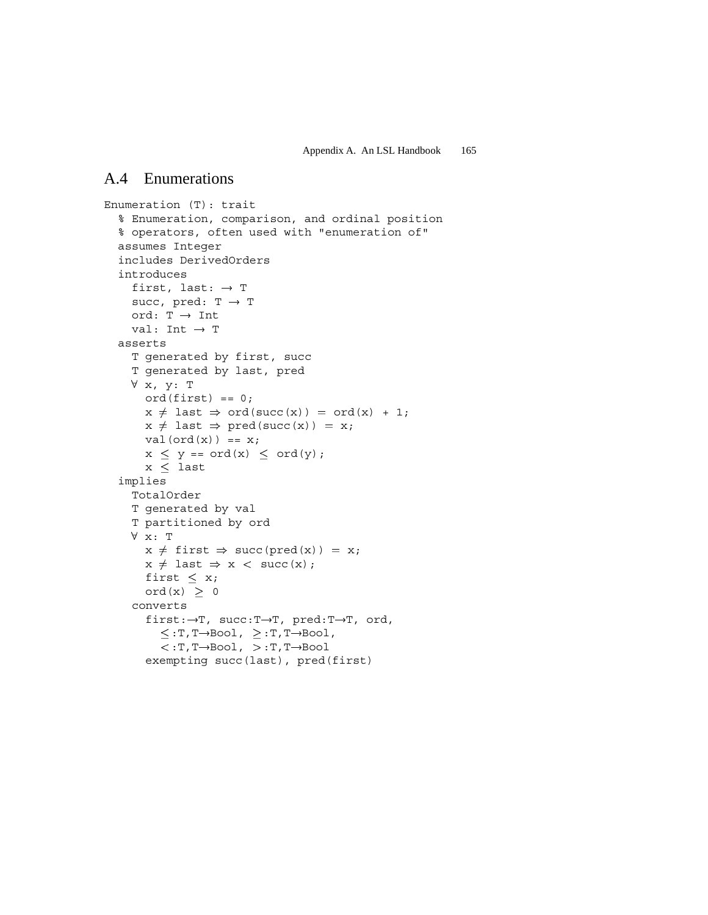## A.4 Enumerations

```
Enumeration (T): trait
  % Enumeration, comparison, and ordinal position
  % operators, often used with "enumeration of"
  assumes Integer
  includes DerivedOrders
  introduces
    first, last: → T
    succ, pred: T → T
    ord: T → Int
    val: Int → T
  asserts
    T generated by first, succ
    T generated by last, pred
    ∀ x, y: T
      ord(first) == 0;
      x ≠ last ⇒ ord(succ(x)) = ord(x) + 1;
      x ≠ last ⇒ pred(succ(x)) = x;
      val(ord(x)) == x;
      x ≤ y == ord(x) ≤ ord(y);
      x ≤ last
  implies
    TotalOrder
    T generated by val
    T partitioned by ord
    ∀ x: T
      x ≠ first ⇒ succ(pred(x)) = x;
      x ≠ last ⇒ x < succ(x);
      first ≤ x;
      ord(x) ≥ 0
    converts
      first:→T, succ:T→T, pred:T→T, ord,
        ≤:T,T→Bool, ≥:T,T→Bool,
        <:T,T→Bool, >:T,T→Bool
      exempting succ(last), pred(first)
```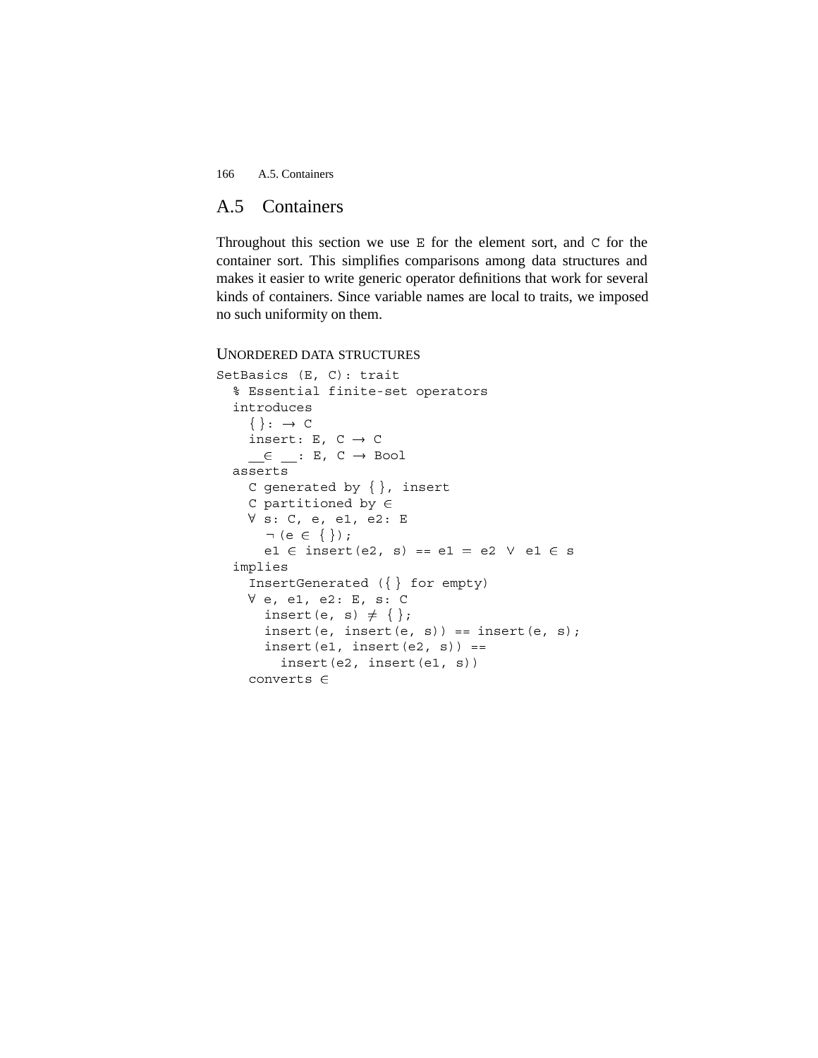## A.5 Containers

Throughout this section we use `E` for the element sort, and `C` for the container sort. This simplifies comparisons among data structures and makes it easier to write generic operator definitions that work for several kinds of containers. Since variable names are local to traits, we imposed no such uniformity on them.

### UNORDERED DATA STRUCTURES

```
SetBasics (E, C): trait
  % Essential finite-set operators
  introduces
    { }: → C
    insert: E, C → C
    __∈ __: E, C → Bool
  asserts
    C generated by { }, insert
    C partitioned by ∈
    ∀ s: C, e, e1, e2: E
      ¬ (e ∈ { });
      e1 ∈ insert(e2, s) == e1 = e2 ∨ e1 ∈ s
  implies
    InsertGenerated ({ } for empty)
    ∀ e, e1, e2: E, s: C
      insert(e, s) ≠ { };
      insert(e, insert(e, s)) == insert(e, s);
      insert(e1, insert(e2, s)) ==
        insert(e2, insert(e1, s))
    converts ∈
```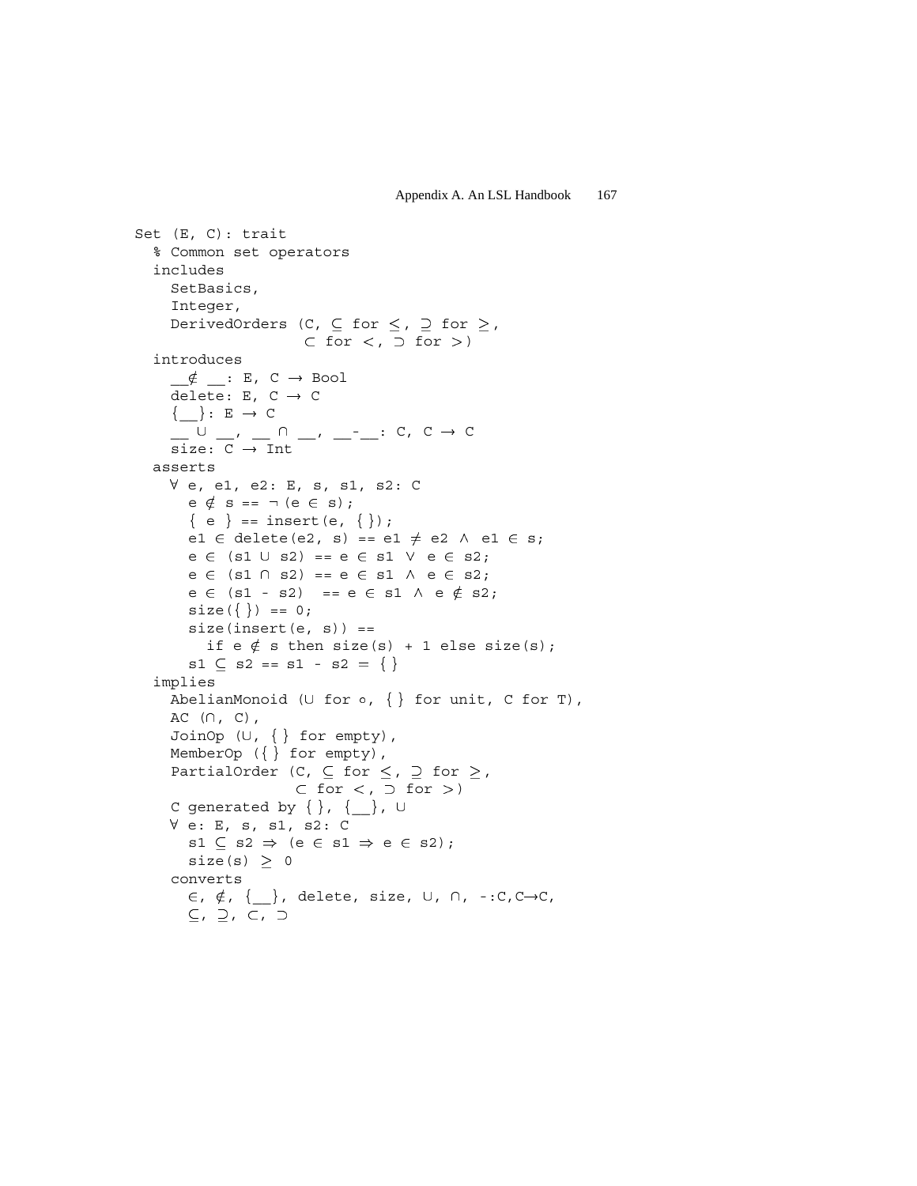```
Set (E, C): trait
  % Common set operators
  includes
    SetBasics,
    Integer,
    DerivedOrders (C, ⊆ for ≤, ⊇ for ≥,
                   ⊂ for <, ⊃ for >)
  introduces
    __∉ __: E, C → Bool
    delete: E, C → C
    {__}: E → C
    __ ∪ __, __ ∩ __, __-__: C, C → C
    size: C → Int
  asserts
    ∀ e, e1, e2: E, s, s1, s2: C
      e ∉ s == ¬(e ∈ s);
      { e } == insert(e, {});
      e1 ∈ delete(e2, s) == e1 ≠ e2 ∧ e1 ∈ s;
      e ∈ (s1 ∪ s2) == e ∈ s1 ∨ e ∈ s2;
      e ∈ (s1 ∩ s2) == e ∈ s1 ∧ e ∈ s2;
      e ∈ (s1 - s2)  == e ∈ s1 ∧ e ∉ s2;
      size({}) == 0;
      size(insert(e, s)) ==
        if e ∉ s then size(s) + 1 else size(s);
      s1 ⊆ s2 == s1 - s2 = {}
  implies
    AbelianMonoid (∪ for ∘, {} for unit, C for T),
    AC (∩, C),
    JoinOp (∪, {} for empty),
    MemberOp ({} for empty),
    PartialOrder (C, ⊆ for ≤, ⊇ for ≥,
                  ⊂ for <, ⊃ for >)
    C generated by {}, {__}, ∪
    ∀ e: E, s, s1, s2: C
      s1 ⊆ s2 ⇒ (e ∈ s1 ⇒ e ∈ s2);
      size(s) ≥ 0
    converts
      ∈, ∉, {__}, delete, size, ∪, ∩, -:C,C→C,
      ⊆, ⊇, ⊂, ⊃
```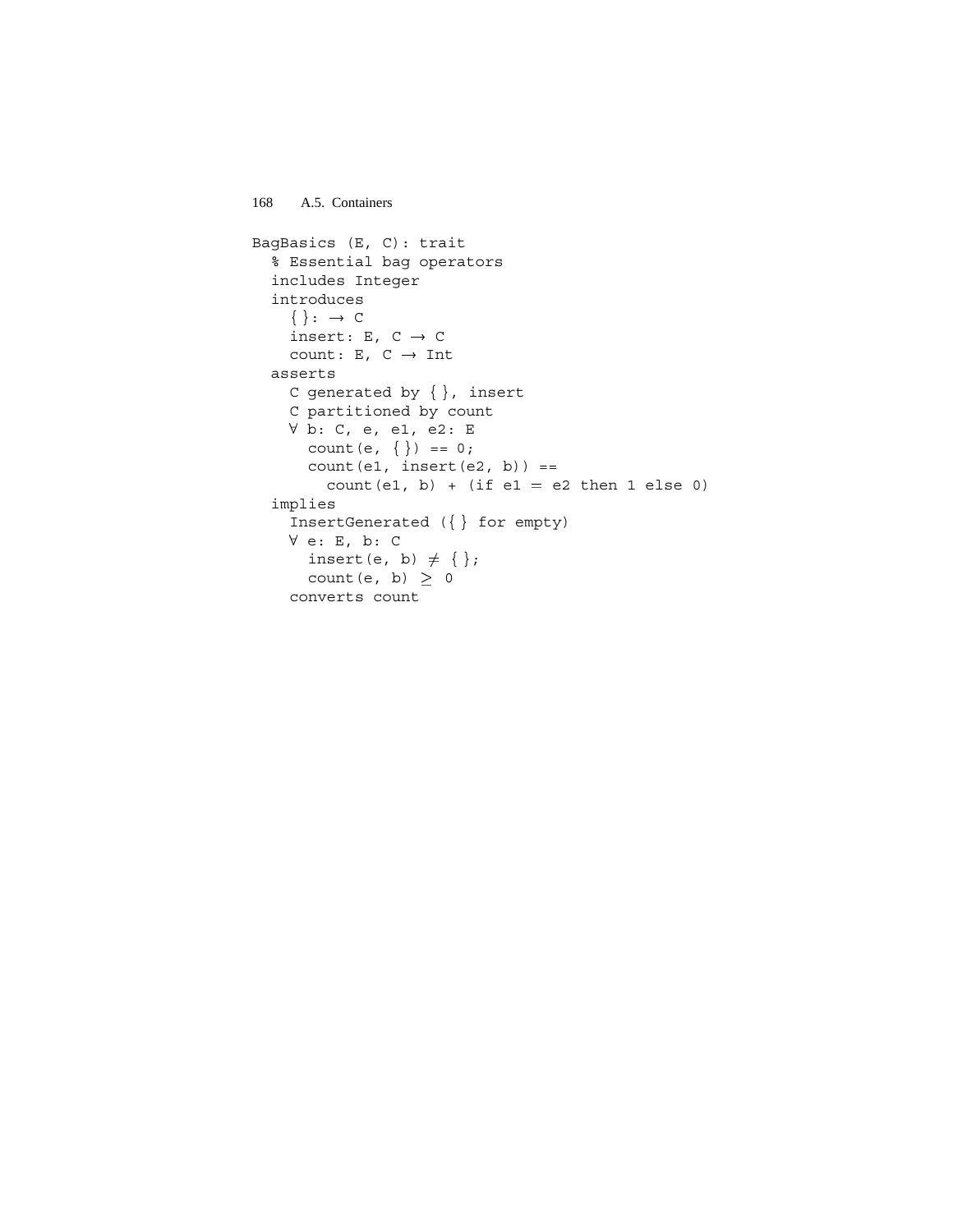```
BagBasics (E, C): trait
  % Essential bag operators
  includes Integer
  introduces
    { }: → C
    insert: E, C → C
    count: E, C → Int
  asserts
    C generated by { }, insert
    C partitioned by count
    ∀ b: C, e, e1, e2: E
      count(e, { }) == 0;
      count(e1, insert(e2, b)) ==
        count(e1, b) + (if e1 = e2 then 1 else 0)
  implies
    InsertGenerated ({ } for empty)
    ∀ e: E, b: C
      insert(e, b) ≠ { };
      count(e, b) ≥ 0
    converts count
```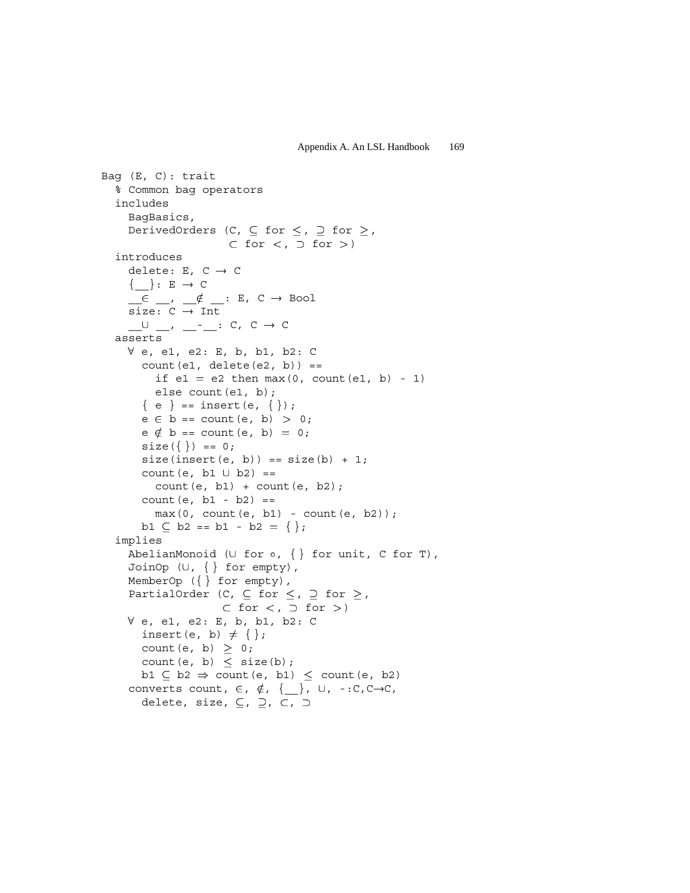```
Bag (E, C): trait
  % Common bag operators
  includes
    BagBasics,
    DerivedOrders (C, ⊆ for ≤, ⊇ for ≥,
                   ⊂ for <, ⊃ for >)
  introduces
    delete: E, C → C
    {__}: E → C
    __∈ __, __∉ __: E, C → Bool
    size: C → Int
    __∪ __, __-__: C, C → C
  asserts
    ∀ e, e1, e2: E, b, b1, b2: C
      count(e1, delete(e2, b)) ==
        if e1 = e2 then max(0, count(e1, b) - 1)
        else count(e1, b);
      { e } == insert(e, {});
      e ∈ b == count(e, b) > 0;
      e ∉ b == count(e, b) = 0;
      size({}) == 0;
      size(insert(e, b)) == size(b) + 1;
      count(e, b1 ∪ b2) ==
        count(e, b1) + count(e, b2);
      count(e, b1 - b2) ==
        max(0, count(e, b1) - count(e, b2));
      b1 ⊆ b2 == b1 - b2 = {};
  implies
    AbelianMonoid (∪ for ∘, {} for unit, C for T),
    JoinOp (∪, {} for empty),
    MemberOp ({} for empty),
    PartialOrder (C, ⊆ for ≤, ⊇ for ≥,
                  ⊂ for <, ⊃ for >)
    ∀ e, e1, e2: E, b, b1, b2: C
      insert(e, b) ≠ {};
      count(e, b) ≥ 0;
      count(e, b) ≤ size(b);
      b1 ⊆ b2 ⇒ count(e, b1) ≤ count(e, b2)
    converts count, ∈, ∉, {__}, ∪, -:C,C→C,
      delete, size, ⊆, ⊇, ⊂, ⊃
```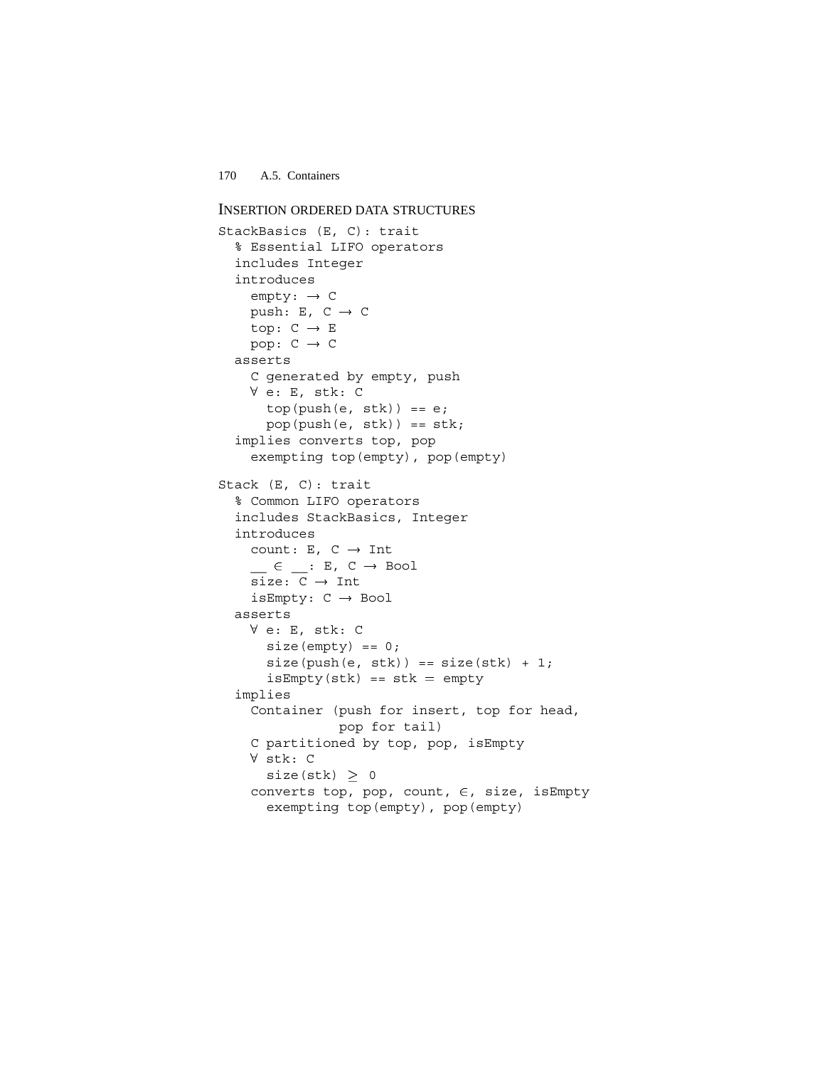### INSERTION ORDERED DATA STRUCTURES

```
StackBasics (E, C): trait
  % Essential LIFO operators
  includes Integer
  introduces
    empty: → C
    push: E, C → C
    top: C → E
    pop: C → C
  asserts
    C generated by empty, push
    ∀ e: E, stk: C
      top(push(e, stk)) == e;
      pop(push(e, stk)) == stk;
  implies converts top, pop
    exempting top(empty), pop(empty)
```

```
Stack (E, C): trait
  % Common LIFO operators
  includes StackBasics, Integer
  introduces
    count: E, C → Int
    __ ∈ __: E, C → Bool
    size: C → Int
    isEmpty: C → Bool
  asserts
    ∀ e: E, stk: C
      size(empty) == 0;
      size(push(e, stk)) == size(stk) + 1;
      isEmpty(stk) == stk = empty
  implies
    Container (push for insert, top for head,
               pop for tail)
    C partitioned by top, pop, isEmpty
    ∀ stk: C
      size(stk) ≥ 0
    converts top, pop, count, ∈, size, isEmpty
      exempting top(empty), pop(empty)
```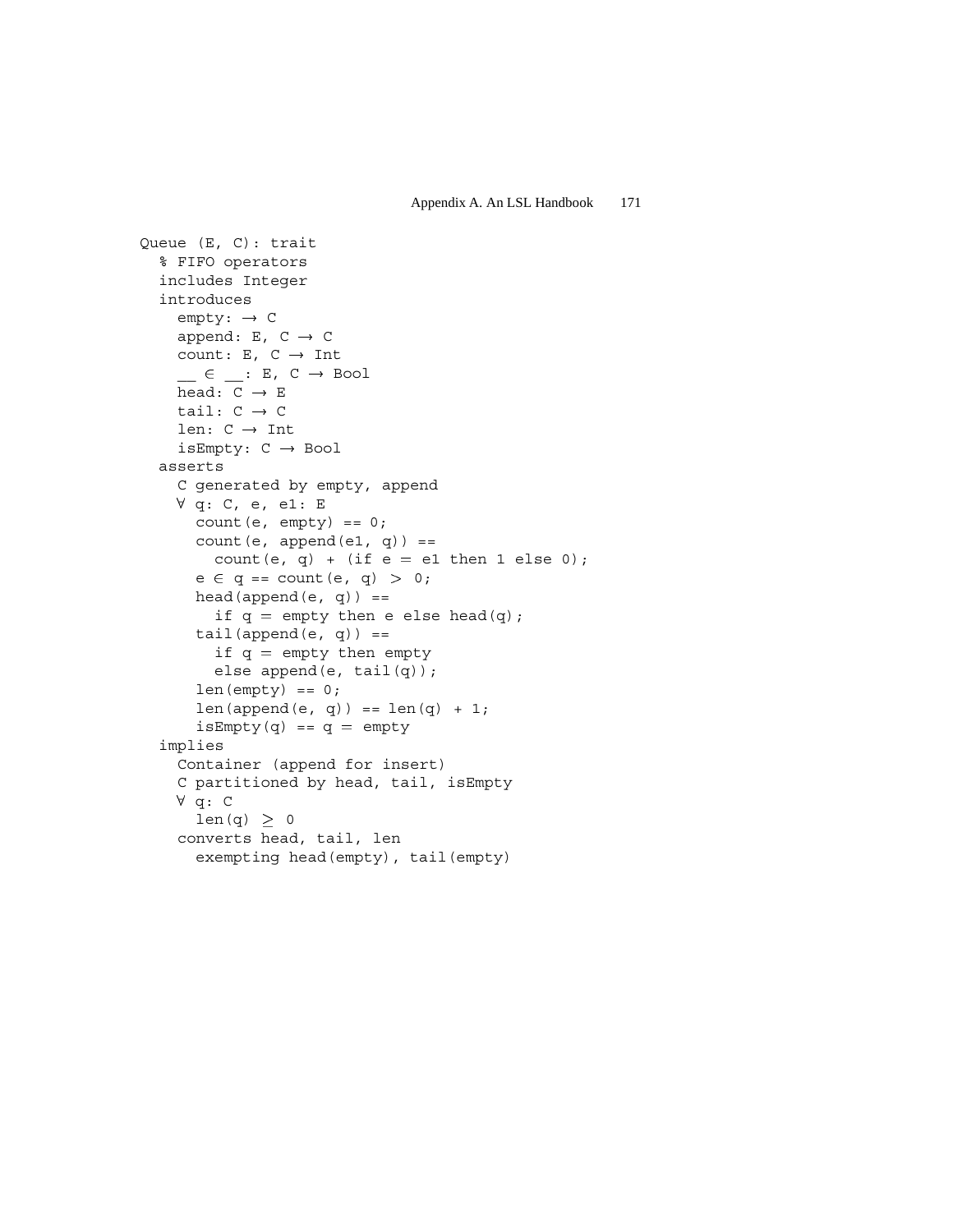```
Queue (E, C): trait
  % FIFO operators
  includes Integer
  introduces
    empty: → C
    append: E, C → C
    count: E, C → Int
    __ ∈ __: E, C → Bool
    head: C → E
    tail: C → C
    len: C → Int
    isEmpty: C → Bool
  asserts
    C generated by empty, append
    ∀ q: C, e, e1: E
      count(e, empty) == 0;
      count(e, append(e1, q)) ==
        count(e, q) + (if e = e1 then 1 else 0);
      e ∈ q == count(e, q) > 0;
      head(append(e, q)) ==
        if q = empty then e else head(q);
      tail(append(e, q)) ==
        if q = empty then empty
        else append(e, tail(q));
      len(empty) == 0;
      len(append(e, q)) == len(q) + 1;
      isEmpty(q) == q = empty
  implies
    Container (append for insert)
    C partitioned by head, tail, isEmpty
    ∀ q: C
      len(q) ≥ 0
    converts head, tail, len
      exempting head(empty), tail(empty)
```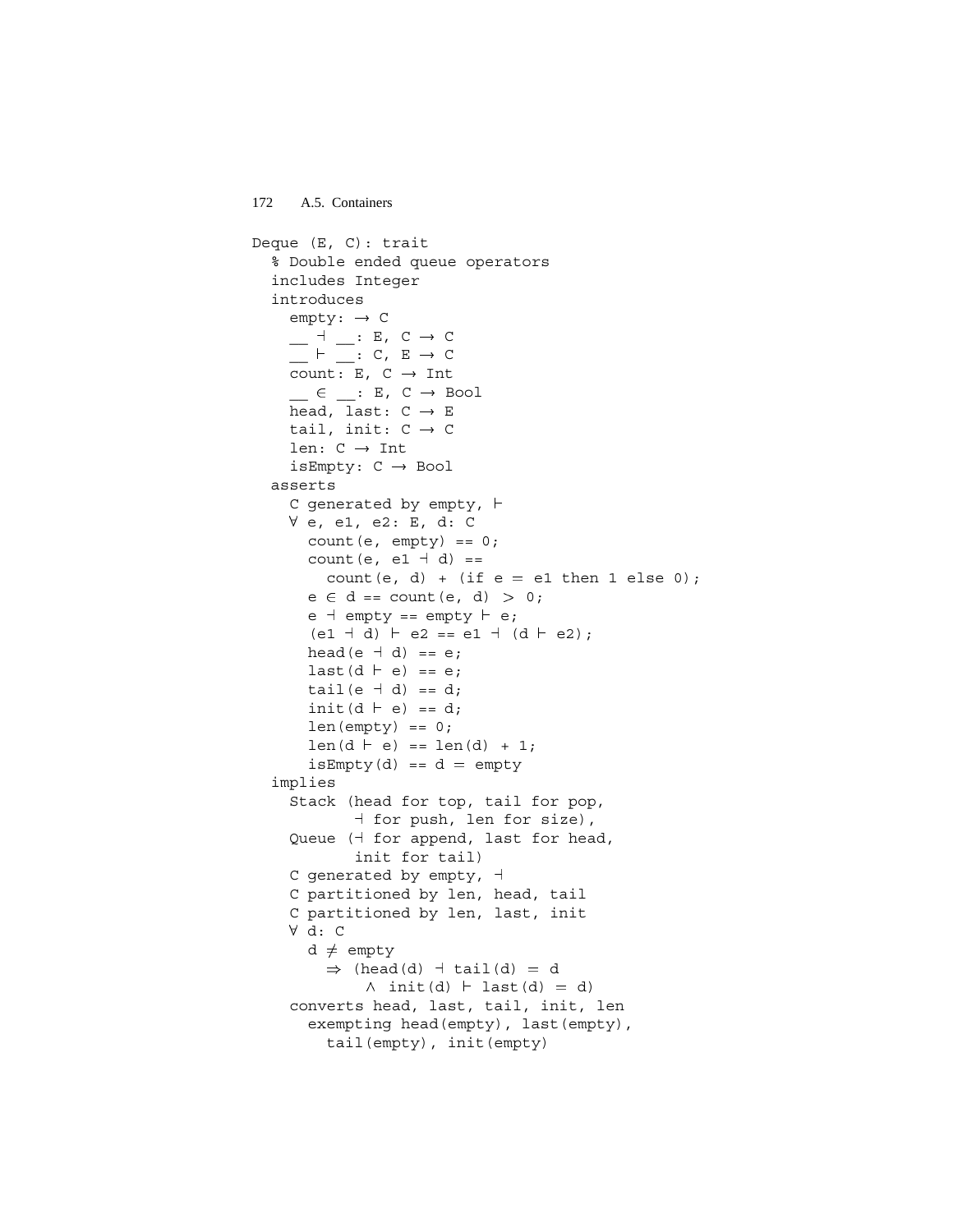```
Deque (E, C): trait
  % Double ended queue operators
  includes Integer
  introduces
    empty: → C
    __ ⊣ __: E, C → C
    __ ⊢ __: C, E → C
    count: E, C → Int
    __ ∈ __: E, C → Bool
    head, last: C → E
    tail, init: C → C
    len: C → Int
    isEmpty: C → Bool
  asserts
    C generated by empty, ⊢
    ∀ e, e1, e2: E, d: C
      count(e, empty) == 0;
      count(e, e1 ⊣ d) ==
        count(e, d) + (if e = e1 then 1 else 0);
      e ∈ d == count(e, d) > 0;
      e ⊣ empty == empty ⊢ e;
      (e1 ⊣ d) ⊢ e2 == e1 ⊣ (d ⊢ e2);
      head(e ⊣ d) == e;
      last(d ⊢ e) == e;
      tail(e ⊣ d) == d;
      init(d ⊢ e) == d;
      len(empty) == 0;
      len(d ⊢ e) == len(d) + 1;
      isEmpty(d) == d = empty
  implies
    Stack (head for top, tail for pop,
           ⊣ for push, len for size),
    Queue (⊣ for append, last for head,
           init for tail)
    C generated by empty, ⊣
    C partitioned by len, head, tail
    C partitioned by len, last, init
    ∀ d: C
      d ≠ empty
        ⇒ (head(d) ⊣ tail(d) = d
            ∧ init(d) ⊢ last(d) = d)
    converts head, last, tail, init, len
      exempting head(empty), last(empty),
        tail(empty), init(empty)
```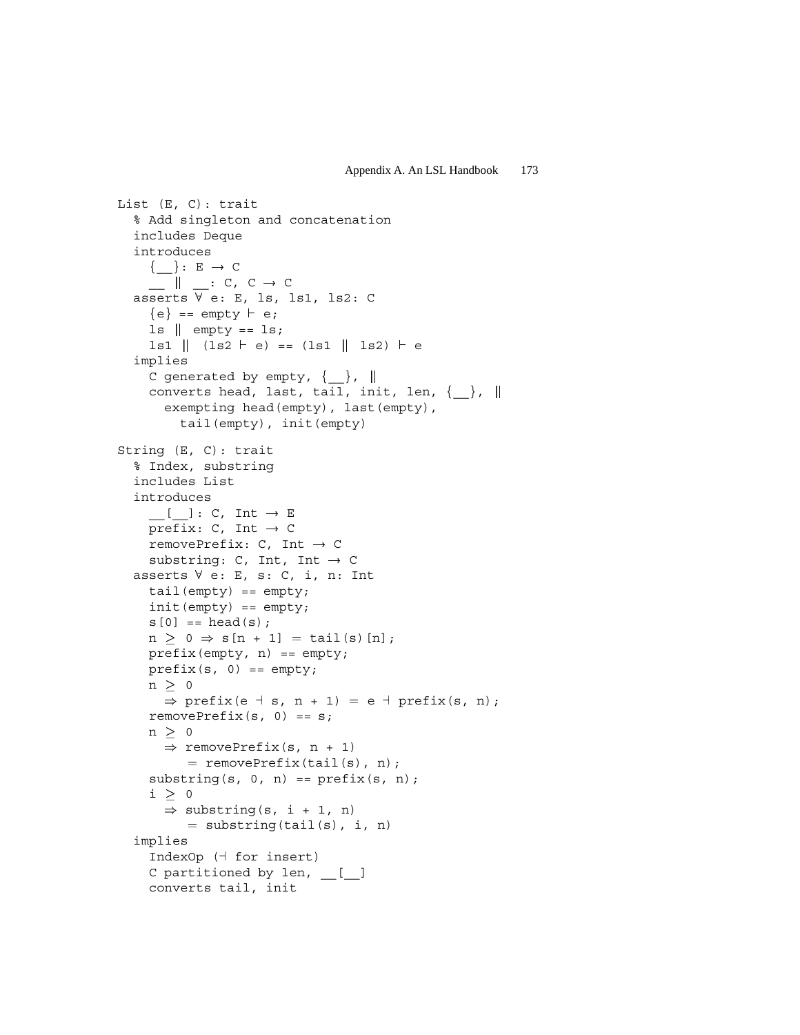```
List (E, C): trait
  % Add singleton and concatenation
  includes Deque
  introduces
    {__}: E → C
    __ ‖ __: C, C → C
  asserts ∀ e: E, ls, ls1, ls2: C
    {e} == empty ⊢ e;
    ls ‖ empty == ls;
    ls1 ‖ (ls2 ⊢ e) == (ls1 ‖ ls2) ⊢ e
  implies
    C generated by empty, {__}, ‖
    converts head, last, tail, init, len, {__}, ‖
      exempting head(empty), last(empty),
        tail(empty), init(empty)

String (E, C): trait
  % Index, substring
  includes List
  introduces
    __[__]: C, Int → E
    prefix: C, Int → C
    removePrefix: C, Int → C
    substring: C, Int, Int → C
  asserts ∀ e: E, s: C, i, n: Int
    tail(empty) == empty;
    init(empty) == empty;
    s[0] == head(s);
    n ≥ 0 ⇒ s[n + 1] = tail(s)[n];
    prefix(empty, n) == empty;
    prefix(s, 0) == empty;
    n ≥ 0
      ⇒ prefix(e ⊣ s, n + 1) = e ⊣ prefix(s, n);
    removePrefix(s, 0) == s;
    n ≥ 0
      ⇒ removePrefix(s, n + 1)
          = removePrefix(tail(s), n);
    substring(s, 0, n) == prefix(s, n);
    i ≥ 0
      ⇒ substring(s, i + 1, n)
          = substring(tail(s), i, n)
  implies
    IndexOp (⊣ for insert)
    C partitioned by len, __[__]
    converts tail, init
```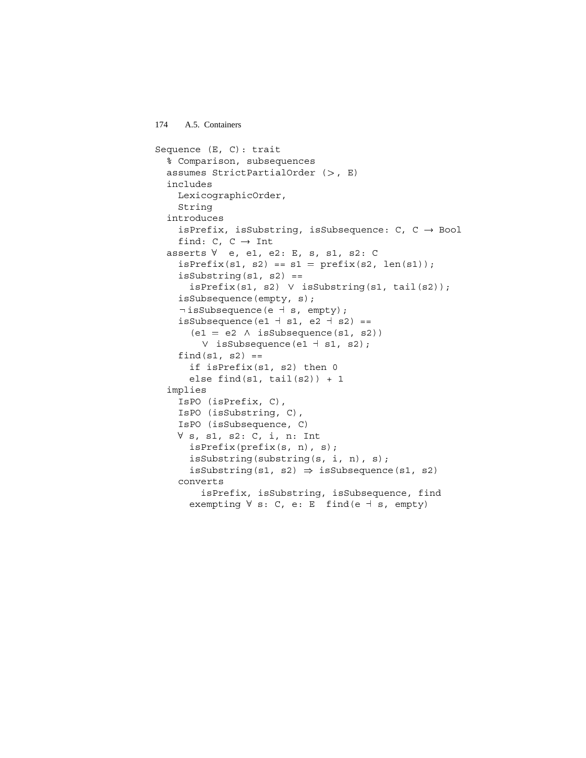```
Sequence (E, C): trait
  % Comparison, subsequences
  assumes StrictPartialOrder (>, E)
  includes
    LexicographicOrder,
    String
  introduces
    isPrefix, isSubstring, isSubsequence: C, C → Bool
    find: C, C → Int
  asserts ∀  e, e1, e2: E, s, s1, s2: C
    isPrefix(s1, s2) == s1 = prefix(s2, len(s1));
    isSubstring(s1, s2) ==
      isPrefix(s1, s2) ∨ isSubstring(s1, tail(s2));
    isSubsequence(empty, s);
    ¬isSubsequence(e ⊣ s, empty);
    isSubsequence(e1 ⊣ s1, e2 ⊣ s2) ==
      (e1 = e2 ∧ isSubsequence(s1, s2))
        ∨ isSubsequence(e1 ⊣ s1, s2);
    find(s1, s2) ==
      if isPrefix(s1, s2) then 0
      else find(s1, tail(s2)) + 1
  implies
    IsPO (isPrefix, C),
    IsPO (isSubstring, C),
    IsPO (isSubsequence, C)
    ∀ s, s1, s2: C, i, n: Int
      isPrefix(prefix(s, n), s);
      isSubstring(substring(s, i, n), s);
      isSubstring(s1, s2) ⇒ isSubsequence(s1, s2)
    converts
        isPrefix, isSubstring, isSubsequence, find
      exempting ∀ s: C, e: E  find(e ⊣ s, empty)
```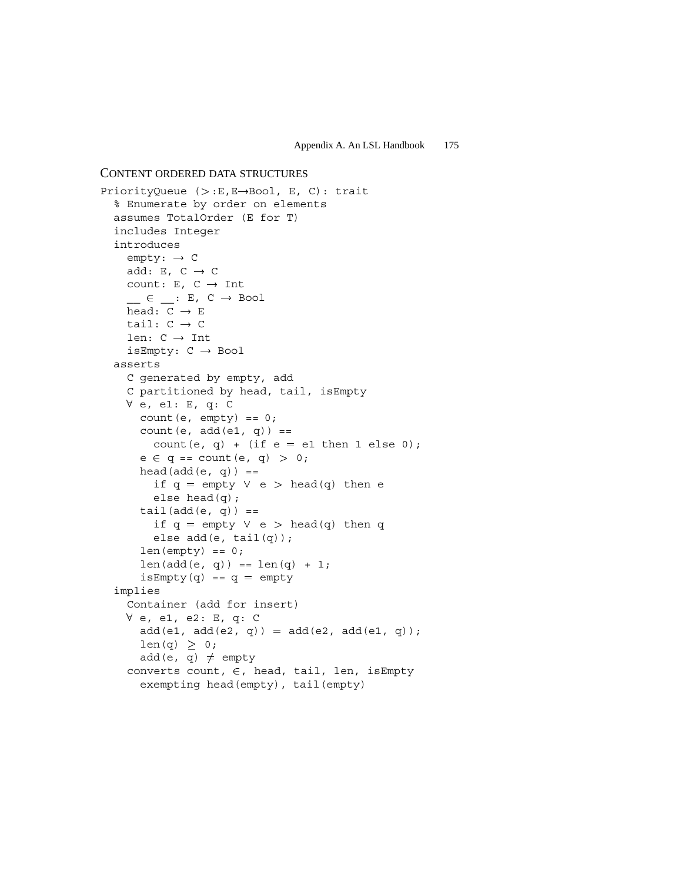## CONTENT ORDERED DATA STRUCTURES

```
PriorityQueue (>:E,E→Bool, E, C): trait
  % Enumerate by order on elements
  assumes TotalOrder (E for T)
  includes Integer
  introduces
    empty: → C
    add: E, C → C
    count: E, C → Int
    __ ∈ __: E, C → Bool
    head: C → E
    tail: C → C
    len: C → Int
    isEmpty: C → Bool
  asserts
    C generated by empty, add
    C partitioned by head, tail, isEmpty
    ∀ e, e1: E, q: C
      count(e, empty) == 0;
      count(e, add(e1, q)) ==
        count(e, q) + (if e = e1 then 1 else 0);
      e ∈ q == count(e, q) > 0;
      head(add(e, q)) ==
        if q = empty ∨ e > head(q) then e
        else head(q);
      tail(add(e, q)) ==
        if q = empty ∨ e > head(q) then q
        else add(e, tail(q));
      len(empty) == 0;
      len(add(e, q)) == len(q) + 1;
      isEmpty(q) == q = empty
  implies
    Container (add for insert)
    ∀ e, e1, e2: E, q: C
      add(e1, add(e2, q)) = add(e2, add(e1, q));
      len(q) ≥ 0;
      add(e, q) ≠ empty
    converts count, ∈, head, tail, len, isEmpty
      exempting head(empty), tail(empty)
```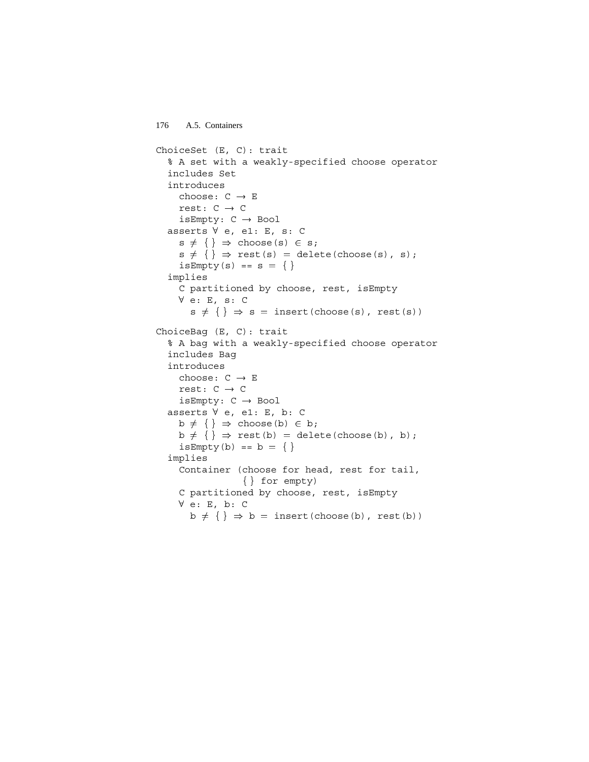```
ChoiceSet (E, C): trait
  % A set with a weakly-specified choose operator
  includes Set
  introduces
    choose: C → E
    rest: C → C
    isEmpty: C → Bool
  asserts ∀ e, e1: E, s: C
    s ≠ {} ⇒ choose(s) ∈ s;
    s ≠ {} ⇒ rest(s) = delete(choose(s), s);
    isEmpty(s) == s = {}
  implies
    C partitioned by choose, rest, isEmpty
    ∀ e: E, s: C
      s ≠ {} ⇒ s = insert(choose(s), rest(s))

ChoiceBag (E, C): trait
  % A bag with a weakly-specified choose operator
  includes Bag
  introduces
    choose: C → E
    rest: C → C
    isEmpty: C → Bool
  asserts ∀ e, e1: E, b: C
    b ≠ {} ⇒ choose(b) ∈ b;
    b ≠ {} ⇒ rest(b) = delete(choose(b), b);
    isEmpty(b) == b = {}
  implies
    Container (choose for head, rest for tail,
               {} for empty)
    C partitioned by choose, rest, isEmpty
    ∀ e: E, b: C
      b ≠ {} ⇒ b = insert(choose(b), rest(b))
```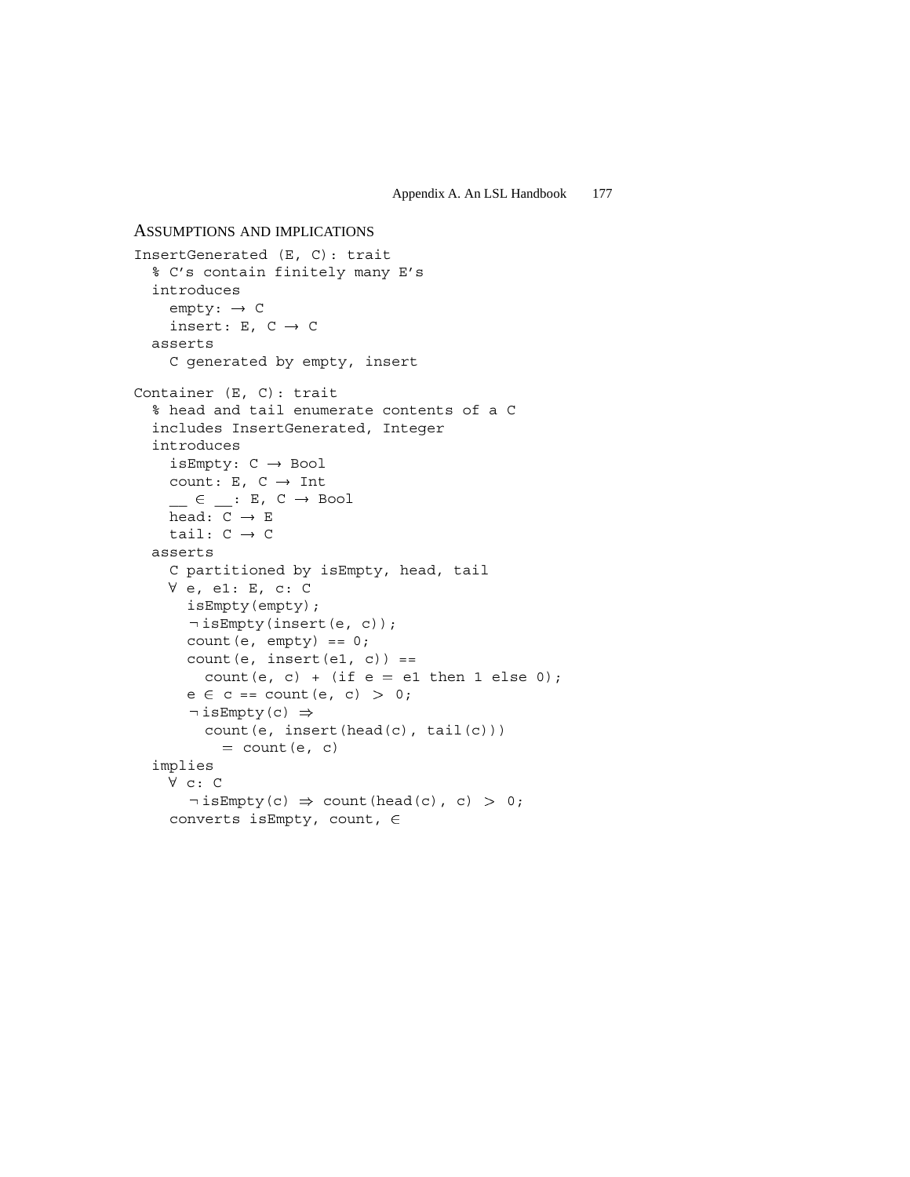## Assumptions and implications

```
InsertGenerated (E, C): trait
  % C's contain finitely many E's
  introduces
    empty: → C
    insert: E, C → C
  asserts
    C generated by empty, insert

Container (E, C): trait
  % head and tail enumerate contents of a C
  includes InsertGenerated, Integer
  introduces
    isEmpty: C → Bool
    count: E, C → Int
    __ ∈ __: E, C → Bool
    head: C → E
    tail: C → C
  asserts
    C partitioned by isEmpty, head, tail
    ∀ e, e1: E, c: C
      isEmpty(empty);
      ¬isEmpty(insert(e, c));
      count(e, empty) == 0;
      count(e, insert(e1, c)) ==
        count(e, c) + (if e = e1 then 1 else 0);
      e ∈ c == count(e, c) > 0;
      ¬isEmpty(c) ⇒
        count(e, insert(head(c), tail(c)))
          = count(e, c)
  implies
    ∀ c: C
      ¬isEmpty(c) ⇒ count(head(c), c) > 0;
    converts isEmpty, count, ∈
```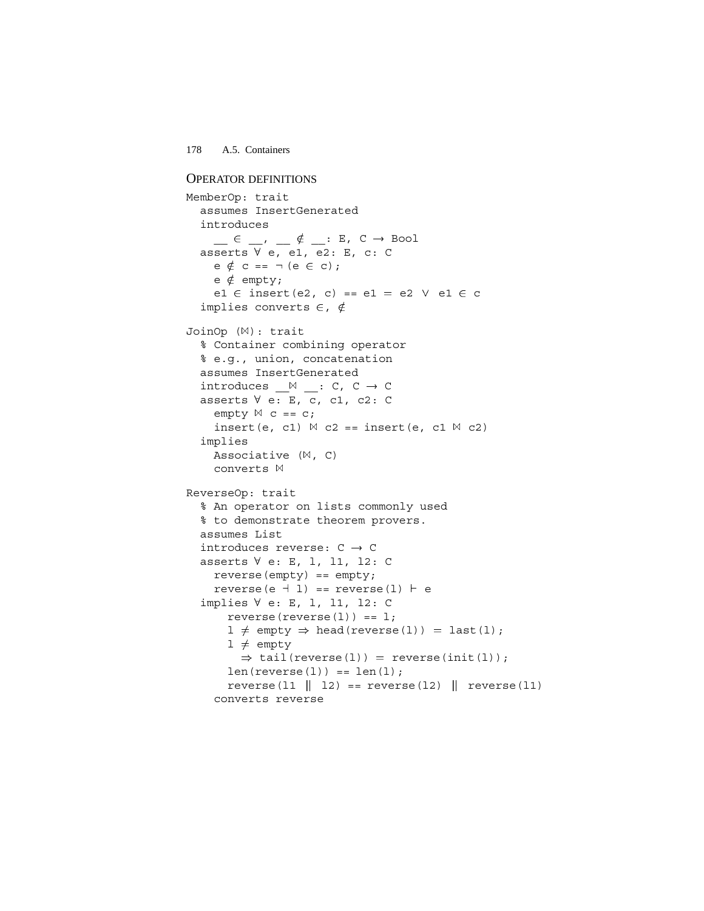## OPERATOR DEFINITIONS

```
MemberOp: trait
  assumes InsertGenerated
  introduces
    __ ∈ __, __ ∉ __: E, C → Bool
  asserts ∀ e, e1, e2: E, c: C
    e ∉ c == ¬(e ∈ c);
    e ∉ empty;
    e1 ∈ insert(e2, c) == e1 = e2 ∨ e1 ∈ c
  implies converts ∈, ∉

JoinOp (⋈): trait
  % Container combining operator
  % e.g., union, concatenation
  assumes InsertGenerated
  introduces __⋈ __: C, C → C
  asserts ∀ e: E, c, c1, c2: C
    empty ⋈ c == c;
    insert(e, c1) ⋈ c2 == insert(e, c1 ⋈ c2)
  implies
    Associative (⋈, C)
    converts ⋈

ReverseOp: trait
  % An operator on lists commonly used
  % to demonstrate theorem provers.
  assumes List
  introduces reverse: C → C
  asserts ∀ e: E, l, l1, l2: C
    reverse(empty) == empty;
    reverse(e ⊣ l) == reverse(l) ⊢ e
  implies ∀ e: E, l, l1, l2: C
      reverse(reverse(l)) == l;
      l ≠ empty ⇒ head(reverse(l)) = last(l);
      l ≠ empty
        ⇒ tail(reverse(l)) = reverse(init(l));
      len(reverse(l)) == len(l);
      reverse(l1 ‖ l2) == reverse(l2) ‖ reverse(l1)
    converts reverse
```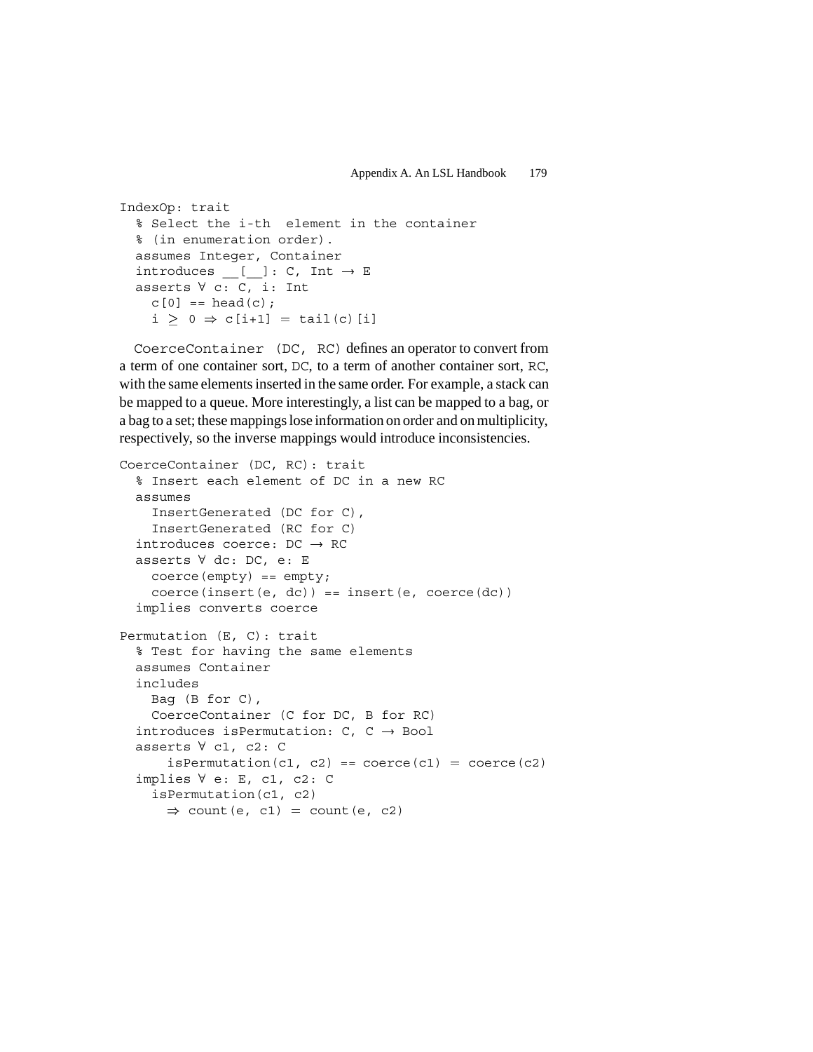```
IndexOp: trait
  % Select the i-th  element in the container
  % (in enumeration order).
  assumes Integer, Container
  introduces __[__]: C, Int → E
  asserts ∀ c: C, i: Int
    c[0] == head(c);
    i ≥ 0 ⇒ c[i+1] = tail(c)[i]
```

`CoerceContainer (DC, RC)` defines an operator to convert from a term of one container sort, `DC`, to a term of another container sort, `RC`, with the same elements inserted in the same order. For example, a stack can be mapped to a queue. More interestingly, a list can be mapped to a bag, or a bag to a set; these mappings lose information on order and on multiplicity, respectively, so the inverse mappings would introduce inconsistencies.

```
CoerceContainer (DC, RC): trait
  % Insert each element of DC in a new RC
  assumes
    InsertGenerated (DC for C),
    InsertGenerated (RC for C)
  introduces coerce: DC → RC
  asserts ∀ dc: DC, e: E
    coerce(empty) == empty;
    coerce(insert(e, dc)) == insert(e, coerce(dc))
  implies converts coerce

Permutation (E, C): trait
  % Test for having the same elements
  assumes Container
  includes
    Bag (B for C),
    CoerceContainer (C for DC, B for RC)
  introduces isPermutation: C, C → Bool
  asserts ∀ c1, c2: C
      isPermutation(c1, c2) == coerce(c1) = coerce(c2)
  implies ∀ e: E, c1, c2: C
    isPermutation(c1, c2)
      ⇒ count(e, c1) = count(e, c2)
```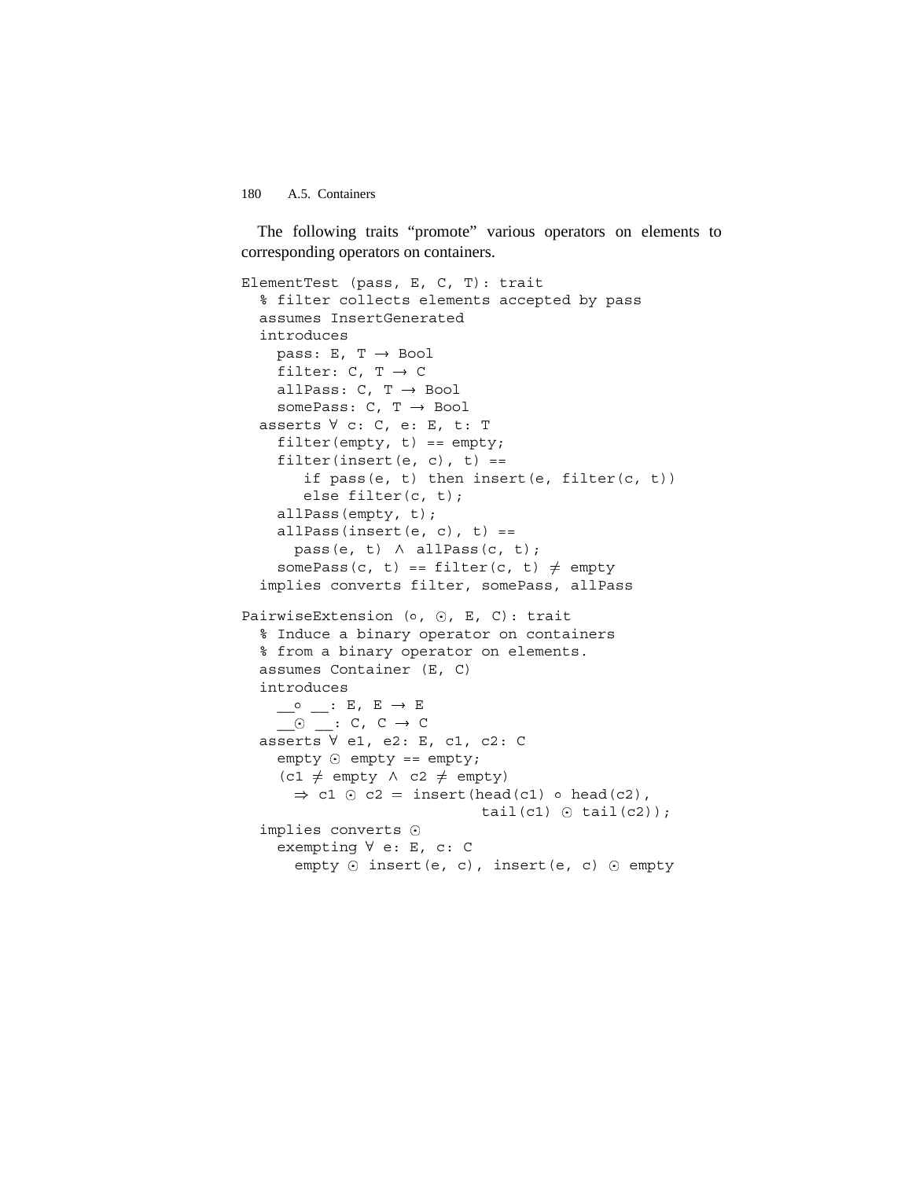The following traits "promote" various operators on elements to corresponding operators on containers.

```
ElementTest (pass, E, C, T): trait
  % filter collects elements accepted by pass
  assumes InsertGenerated
  introduces
    pass: E, T → Bool
    filter: C, T → C
    allPass: C, T → Bool
    somePass: C, T → Bool
  asserts ∀ c: C, e: E, t: T
    filter(empty, t) == empty;
    filter(insert(e, c), t) ==
       if pass(e, t) then insert(e, filter(c, t))
       else filter(c, t);
    allPass(empty, t);
    allPass(insert(e, c), t) ==
      pass(e, t) ∧ allPass(c, t);
    somePass(c, t) == filter(c, t) ≠ empty
  implies converts filter, somePass, allPass

PairwiseExtension (∘, ⊙, E, C): trait
  % Induce a binary operator on containers
  % from a binary operator on elements.
  assumes Container (E, C)
  introduces
    __∘ __: E, E → E
    __⊙ __: C, C → C
  asserts ∀ e1, e2: E, c1, c2: C
    empty ⊙ empty == empty;
    (c1 ≠ empty ∧ c2 ≠ empty)
      ⇒ c1 ⊙ c2 = insert(head(c1) ∘ head(c2),
                          tail(c1) ⊙ tail(c2));
  implies converts ⊙
    exempting ∀ e: E, c: C
      empty ⊙ insert(e, c), insert(e, c) ⊙ empty
```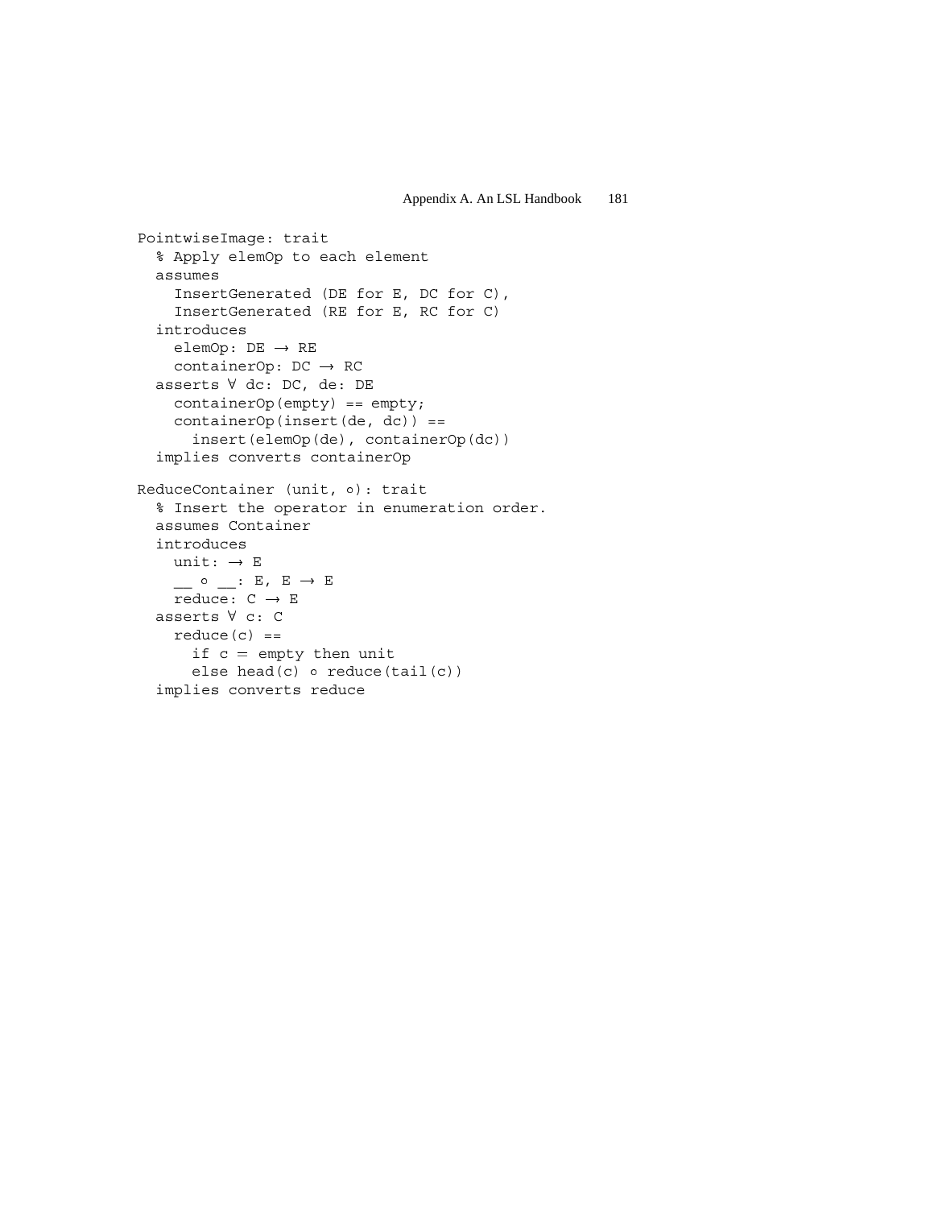```
PointwiseImage: trait
  % Apply elemOp to each element
  assumes
    InsertGenerated (DE for E, DC for C),
    InsertGenerated (RE for E, RC for C)
  introduces
    elemOp: DE → RE
    containerOp: DC → RC
  asserts ∀ dc: DC, de: DE
    containerOp(empty) == empty;
    containerOp(insert(de, dc)) ==
      insert(elemOp(de), containerOp(dc))
  implies converts containerOp
```

```
ReduceContainer (unit, ∘): trait
  % Insert the operator in enumeration order.
  assumes Container
  introduces
    unit: → E
    __ ∘ __: E, E → E
    reduce: C → E
  asserts ∀ c: C
    reduce(c) ==
      if c = empty then unit
      else head(c) ∘ reduce(tail(c))
  implies converts reduce
```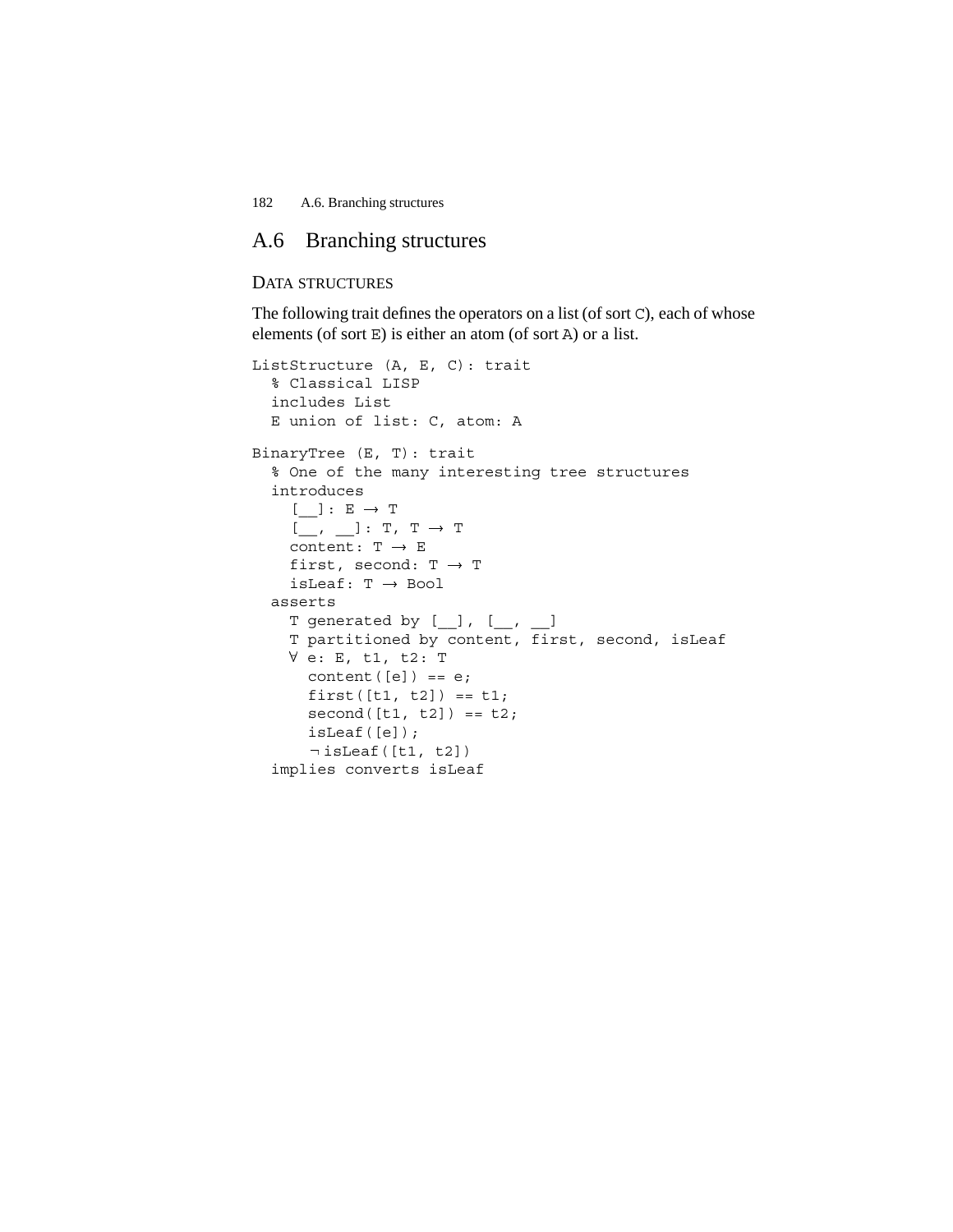# A.6 Branching structures

## DATA STRUCTURES

The following trait defines the operators on a list (of sort `C`), each of whose elements (of sort `E`) is either an atom (of sort `A`) or a list.

```
ListStructure (A, E, C): trait
  % Classical LISP
  includes List
  E union of list: C, atom: A
```

```
BinaryTree (E, T): trait
  % One of the many interesting tree structures
  introduces
    [__]: E → T
    [__, __]: T, T → T
    content: T → E
    first, second: T → T
    isLeaf: T → Bool
  asserts
    T generated by [__], [__, __]
    T partitioned by content, first, second, isLeaf
    ∀ e: E, t1, t2: T
      content([e]) == e;
      first([t1, t2]) == t1;
      second([t1, t2]) == t2;
      isLeaf([e]);
      ¬isLeaf([t1, t2])
  implies converts isLeaf
```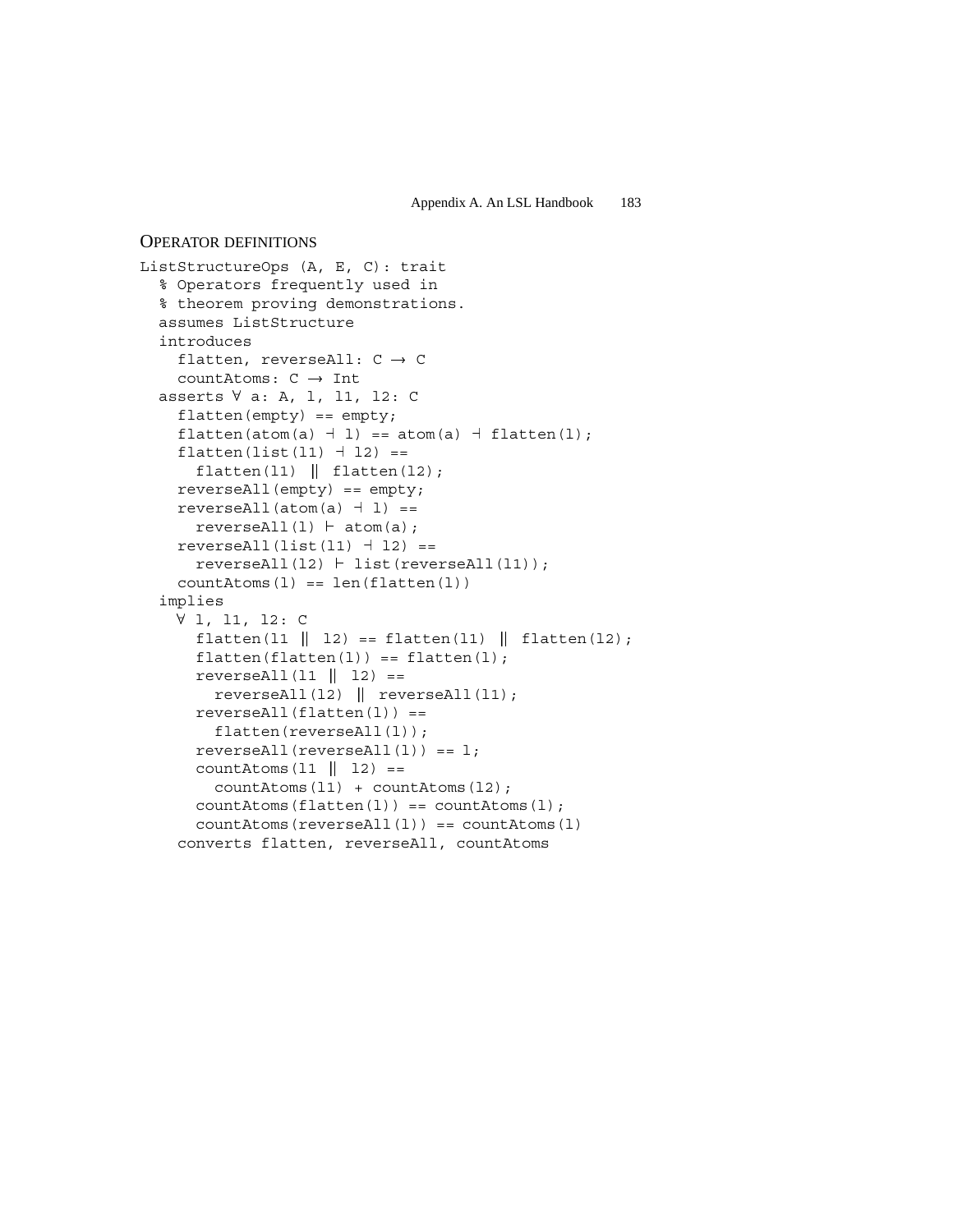OPERATOR DEFINITIONS

```
ListStructureOps (A, E, C): trait
  % Operators frequently used in
  % theorem proving demonstrations.
  assumes ListStructure
  introduces
    flatten, reverseAll: C → C
    countAtoms: C → Int
  asserts ∀ a: A, l, l1, l2: C
    flatten(empty) == empty;
    flatten(atom(a) ⊣ l) == atom(a) ⊣ flatten(l);
    flatten(list(l1) ⊣ l2) ==
      flatten(l1) ‖ flatten(l2);
    reverseAll(empty) == empty;
    reverseAll(atom(a) ⊣ l) ==
      reverseAll(l) ⊢ atom(a);
    reverseAll(list(l1) ⊣ l2) ==
      reverseAll(l2) ⊢ list(reverseAll(l1));
    countAtoms(l) == len(flatten(l))
  implies
    ∀ l, l1, l2: C
      flatten(l1 ‖ l2) == flatten(l1) ‖ flatten(l2);
      flatten(flatten(l)) == flatten(l);
      reverseAll(l1 ‖ l2) ==
        reverseAll(l2) ‖ reverseAll(l1);
      reverseAll(flatten(l)) ==
        flatten(reverseAll(l));
      reverseAll(reverseAll(l)) == l;
      countAtoms(l1 ‖ l2) ==
        countAtoms(l1) + countAtoms(l2);
      countAtoms(flatten(l)) == countAtoms(l);
      countAtoms(reverseAll(l)) == countAtoms(l)
    converts flatten, reverseAll, countAtoms
```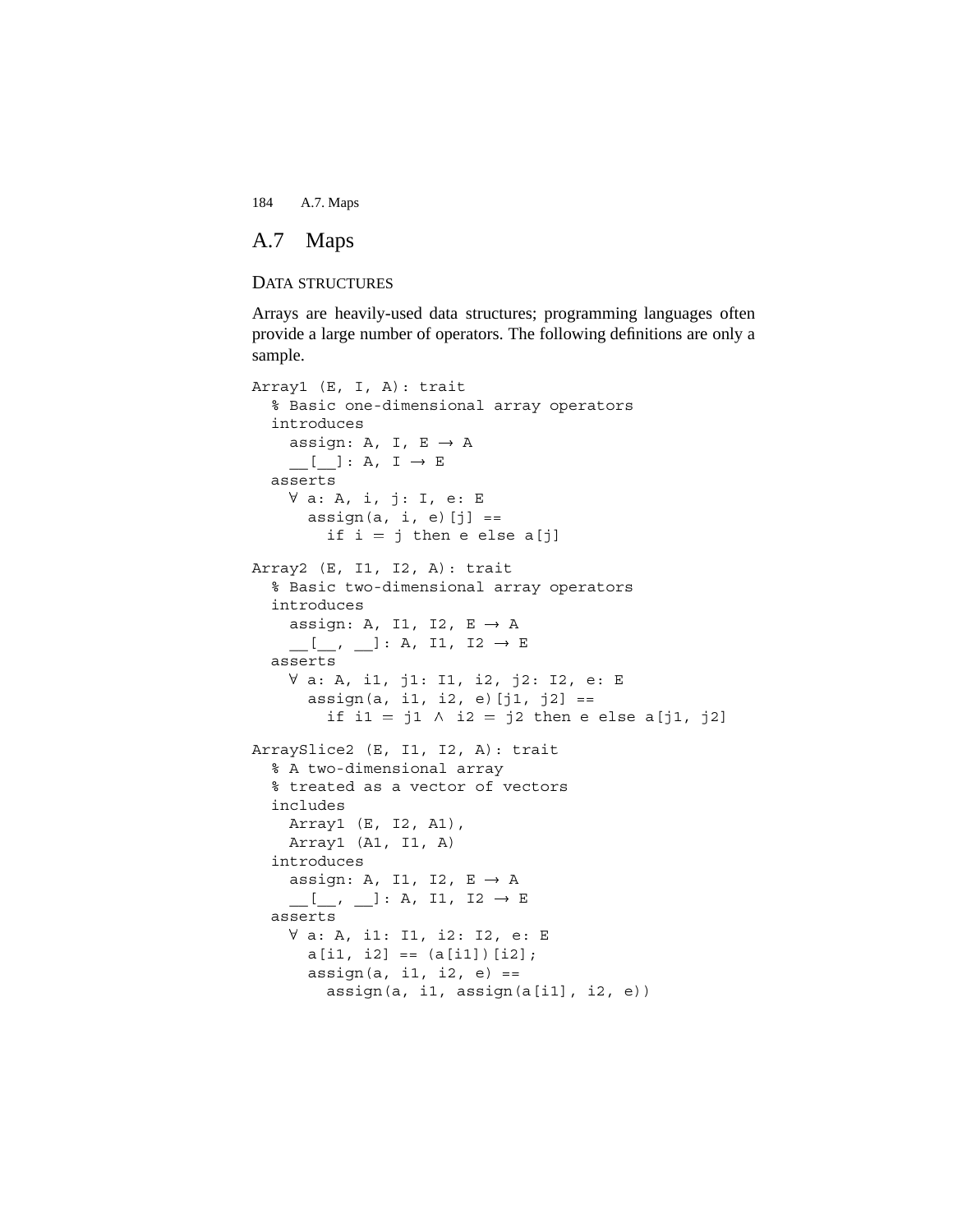## A.7 Maps

### DATA STRUCTURES

Arrays are heavily-used data structures; programming languages often provide a large number of operators. The following definitions are only a sample.

```
Array1 (E, I, A): trait
  % Basic one-dimensional array operators
  introduces
    assign: A, I, E → A
    __[__]: A, I → E
  asserts
    ∀ a: A, i, j: I, e: E
      assign(a, i, e)[j] ==
        if i = j then e else a[j]

Array2 (E, I1, I2, A): trait
  % Basic two-dimensional array operators
  introduces
    assign: A, I1, I2, E → A
    __[__, __]: A, I1, I2 → E
  asserts
    ∀ a: A, i1, j1: I1, i2, j2: I2, e: E
      assign(a, i1, i2, e)[j1, j2] ==
        if i1 = j1 ∧ i2 = j2 then e else a[j1, j2]

ArraySlice2 (E, I1, I2, A): trait
  % A two-dimensional array
  % treated as a vector of vectors
  includes
    Array1 (E, I2, A1),
    Array1 (A1, I1, A)
  introduces
    assign: A, I1, I2, E → A
    __[__, __]: A, I1, I2 → E
  asserts
    ∀ a: A, i1: I1, i2: I2, e: E
      a[i1, i2] == (a[i1])[i2];
      assign(a, i1, i2, e) ==
        assign(a, i1, assign(a[i1], i2, e))
```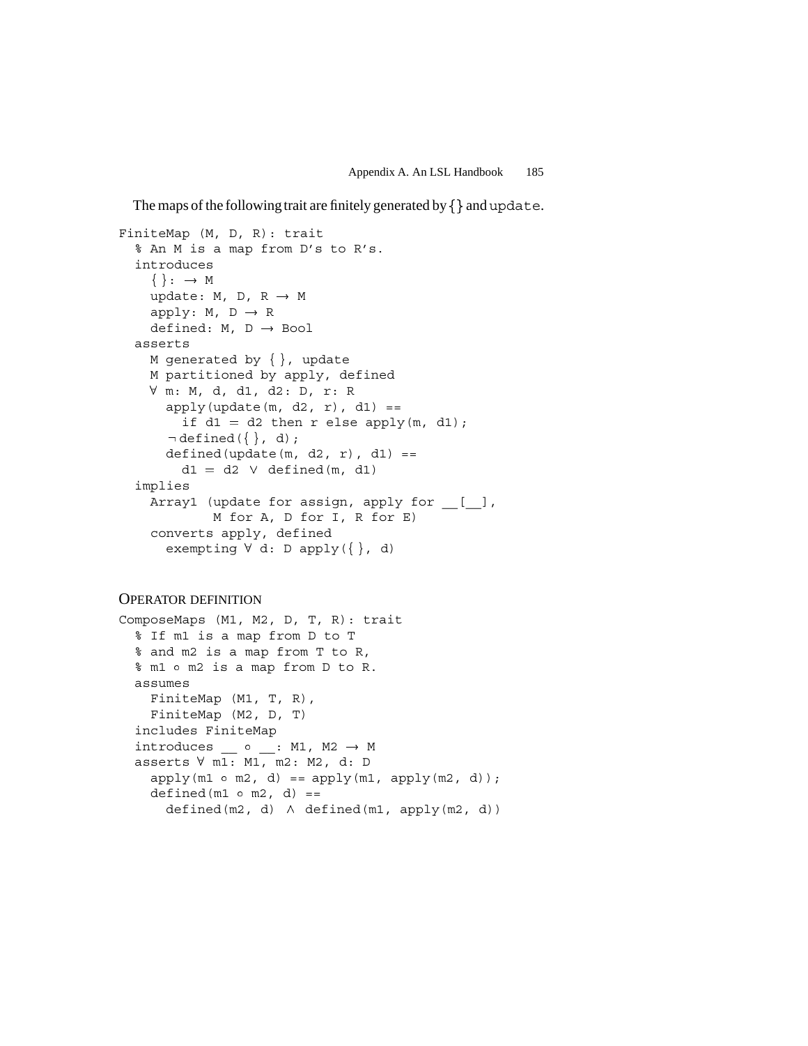The maps of the following trait are finitely generated by {} and `update`.

```
FiniteMap (M, D, R): trait
  % An M is a map from D's to R's.
  introduces
    { }: → M
    update: M, D, R → M
    apply: M, D → R
    defined: M, D → Bool
  asserts
    M generated by { }, update
    M partitioned by apply, defined
    ∀ m: M, d, d1, d2: D, r: R
      apply(update(m, d2, r), d1) ==
        if d1 = d2 then r else apply(m, d1);
      ¬defined({ }, d);
      defined(update(m, d2, r), d1) ==
        d1 = d2 ∨ defined(m, d1)
  implies
    Array1 (update for assign, apply for __[__],
            M for A, D for I, R for E)
    converts apply, defined
      exempting ∀ d: D apply({ }, d)
```

## OPERATOR DEFINITION

```
ComposeMaps (M1, M2, D, T, R): trait
  % If m1 is a map from D to T
  % and m2 is a map from T to R,
  % m1 ∘ m2 is a map from D to R.
  assumes
    FiniteMap (M1, T, R),
    FiniteMap (M2, D, T)
  includes FiniteMap
  introduces __ ∘ __: M1, M2 → M
  asserts ∀ m1: M1, m2: M2, d: D
    apply(m1 ∘ m2, d) == apply(m1, apply(m2, d));
    defined(m1 ∘ m2, d) ==
      defined(m2, d) ∧ defined(m1, apply(m2, d))
```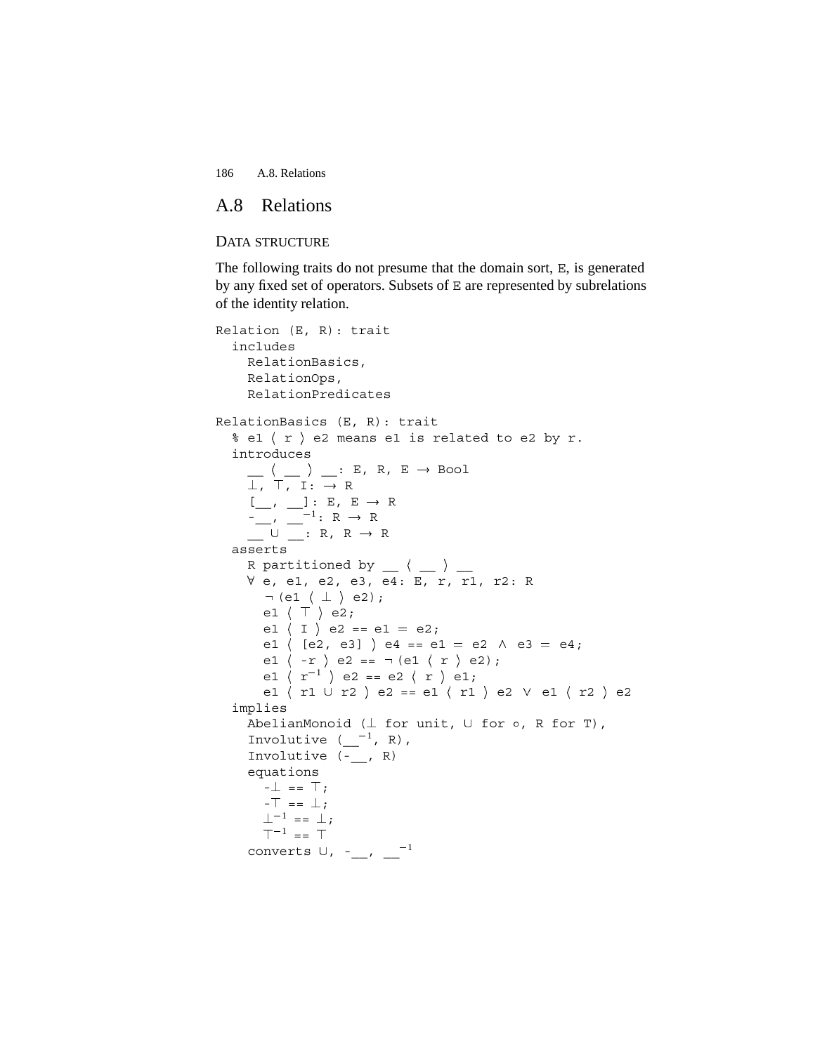## A.8 Relations

### Data structure

The following traits do not presume that the domain sort, E, is generated by any fixed set of operators. Subsets of E are represented by subrelations of the identity relation.

```
Relation (E, R): trait
  includes
    RelationBasics,
    RelationOps,
    RelationPredicates

RelationBasics (E, R): trait
  % e1 ⟨ r ⟩ e2 means e1 is related to e2 by r.
  introduces
    __ ⟨ __ ⟩ __: E, R, E → Bool
    ⊥, ⊤, I: → R
    [__, __]: E, E → R
    -__, __⁻¹: R → R
    __ ∪ __: R, R → R
  asserts
    R partitioned by __ ⟨ __ ⟩ __
    ∀ e, e1, e2, e3, e4: E, r, r1, r2: R
      ¬(e1 ⟨ ⊥ ⟩ e2);
      e1 ⟨ ⊤ ⟩ e2;
      e1 ⟨ I ⟩ e2 == e1 = e2;
      e1 ⟨ [e2, e3] ⟩ e4 == e1 = e2 ∧ e3 = e4;
      e1 ⟨ -r ⟩ e2 == ¬(e1 ⟨ r ⟩ e2);
      e1 ⟨ r⁻¹ ⟩ e2 == e2 ⟨ r ⟩ e1;
      e1 ⟨ r1 ∪ r2 ⟩ e2 == e1 ⟨ r1 ⟩ e2 ∨ e1 ⟨ r2 ⟩ e2
  implies
    AbelianMonoid (⊥ for unit, ∪ for ∘, R for T),
    Involutive (__⁻¹, R),
    Involutive (-__, R)
    equations
      -⊥ == ⊤;
      -⊤ == ⊥;
      ⊥⁻¹ == ⊥;
      ⊤⁻¹ == ⊤
    converts ∪, -__, __⁻¹
```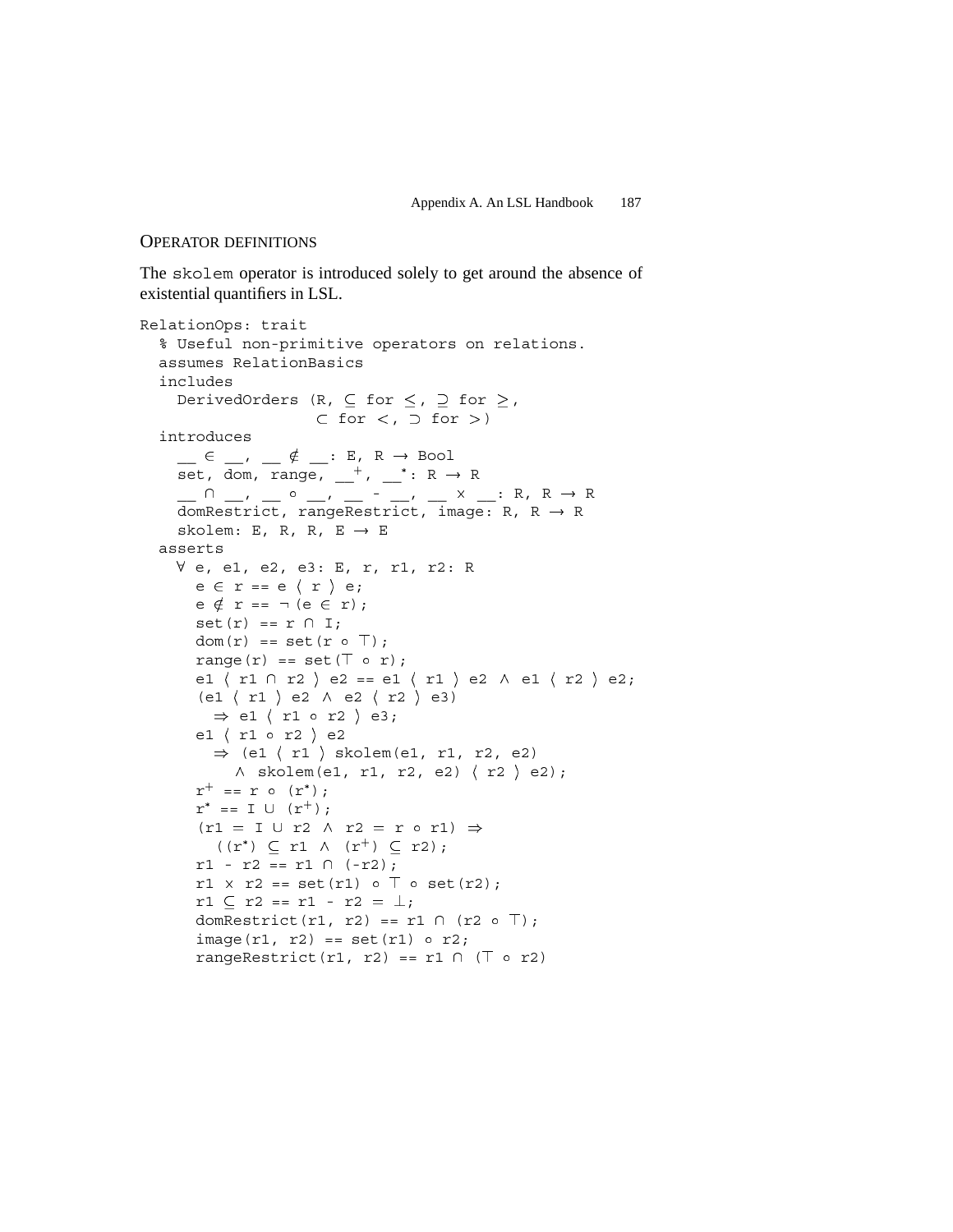## OPERATOR DEFINITIONS

The `skolem` operator is introduced solely to get around the absence of existential quantifiers in LSL.

```
RelationOps: trait
  % Useful non-primitive operators on relations.
  assumes RelationBasics
  includes
    DerivedOrders (R, ⊆ for ≤, ⊇ for ≥,
                   ⊂ for <, ⊃ for >)
  introduces
    __ ∈ __, __ ∉ __: E, R → Bool
    set, dom, range, __⁺, __*: R → R
    __ ∩ __, __ ∘ __, __ - __, __ × __: R, R → R
    domRestrict, rangeRestrict, image: R, R → R
    skolem: E, R, R, E → E
  asserts
    ∀ e, e1, e2, e3: E, r, r1, r2: R
      e ∈ r == e 〈 r 〉 e;
      e ∉ r == ¬(e ∈ r);
      set(r) == r ∩ I;
      dom(r) == set(r ∘ ⊤);
      range(r) == set(⊤ ∘ r);
      e1 〈 r1 ∩ r2 〉 e2 == e1 〈 r1 〉 e2 ∧ e1 〈 r2 〉 e2;
      (e1 〈 r1 〉 e2 ∧ e2 〈 r2 〉 e3)
        ⇒ e1 〈 r1 ∘ r2 〉 e3;
      e1 〈 r1 ∘ r2 〉 e2
        ⇒ (e1 〈 r1 〉 skolem(e1, r1, r2, e2)
           ∧ skolem(e1, r1, r2, e2) 〈 r2 〉 e2);
      r⁺ == r ∘ (r*);
      r* == I ∪ (r⁺);
      (r1 = I ∪ r2 ∧ r2 = r ∘ r1) ⇒
        ((r*) ⊆ r1 ∧ (r⁺) ⊆ r2);
      r1 - r2 == r1 ∩ (-r2);
      r1 × r2 == set(r1) ∘ ⊤ ∘ set(r2);
      r1 ⊆ r2 == r1 - r2 = ⊥;
      domRestrict(r1, r2) == r1 ∩ (r2 ∘ ⊤);
      image(r1, r2) == set(r1) ∘ r2;
      rangeRestrict(r1, r2) == r1 ∩ (⊤ ∘ r2)
```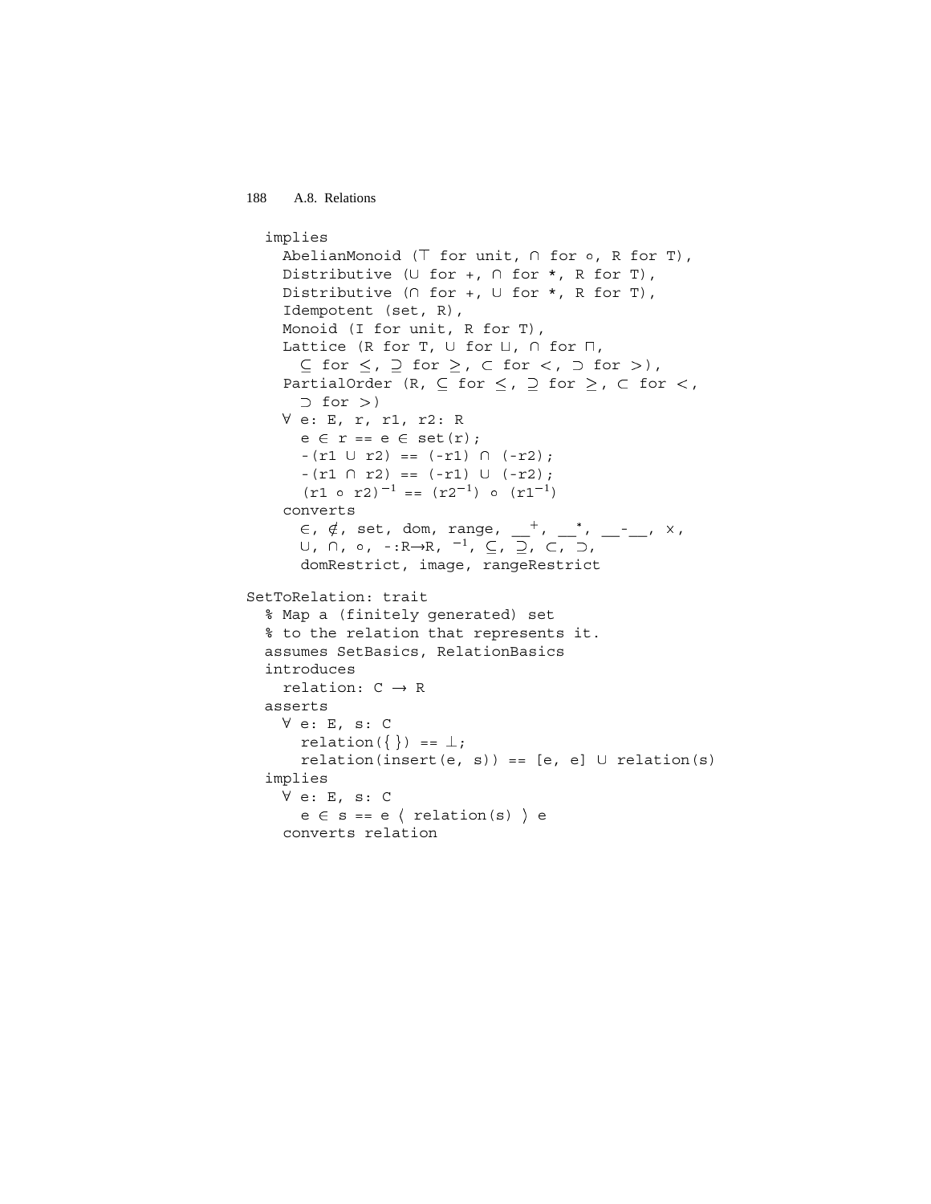```
  implies
    AbelianMonoid (⊤ for unit, ∩ for ∘, R for T),
    Distributive (∪ for +, ∩ for *, R for T),
    Distributive (∩ for +, ∪ for *, R for T),
    Idempotent (set, R),
    Monoid (I for unit, R for T),
    Lattice (R for T, ∪ for ⊔, ∩ for ⊓,
      ⊆ for ≤, ⊇ for ≥, ⊂ for <, ⊃ for >),
    PartialOrder (R, ⊆ for ≤, ⊇ for ≥, ⊂ for <,
      ⊃ for >)
    ∀ e: E, r, r1, r2: R
      e ∈ r == e ∈ set(r);
      -(r1 ∪ r2) == (-r1) ∩ (-r2);
      -(r1 ∩ r2) == (-r1) ∪ (-r2);
      (r1 ∘ r2)⁻¹ == (r2⁻¹) ∘ (r1⁻¹)
    converts
      ∈, ∉, set, dom, range, __⁺, __*, __-__, ×,
      ∪, ∩, ∘, -:R→R, ⁻¹, ⊆, ⊇, ⊂, ⊃,
      domRestrict, image, rangeRestrict

SetToRelation: trait
  % Map a (finitely generated) set
  % to the relation that represents it.
  assumes SetBasics, RelationBasics
  introduces
    relation: C → R
  asserts
    ∀ e: E, s: C
      relation({}) == ⊥;
      relation(insert(e, s)) == [e, e] ∪ relation(s)
  implies
    ∀ e: E, s: C
      e ∈ s == e ⟨ relation(s) ⟩ e
    converts relation
```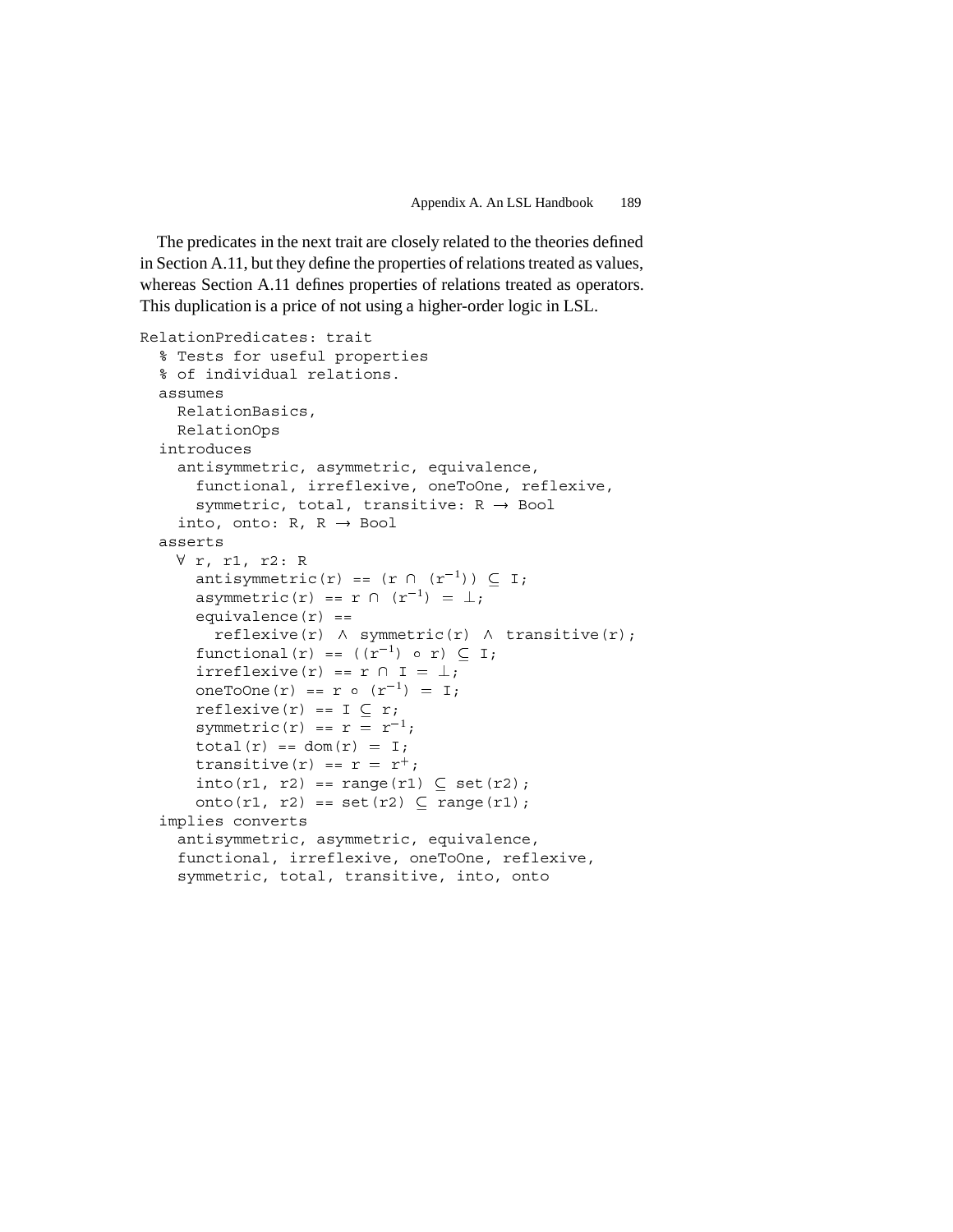The predicates in the next trait are closely related to the theories defined in Section A.11, but they define the properties of relations treated as values, whereas Section A.11 defines properties of relations treated as operators. This duplication is a price of not using a higher-order logic in LSL.

```
RelationPredicates: trait
  % Tests for useful properties
  % of individual relations.
  assumes
    RelationBasics,
    RelationOps
  introduces
    antisymmetric, asymmetric, equivalence,
      functional, irreflexive, oneToOne, reflexive,
      symmetric, total, transitive: R → Bool
    into, onto: R, R → Bool
  asserts
    ∀ r, r1, r2: R
      antisymmetric(r) == (r ∩ (r⁻¹)) ⊆ I;
      asymmetric(r) == r ∩ (r⁻¹) = ⊥;
      equivalence(r) ==
        reflexive(r) ∧ symmetric(r) ∧ transitive(r);
      functional(r) == ((r⁻¹) ∘ r) ⊆ I;
      irreflexive(r) == r ∩ I = ⊥;
      oneToOne(r) == r ∘ (r⁻¹) = I;
      reflexive(r) == I ⊆ r;
      symmetric(r) == r = r⁻¹;
      total(r) == dom(r) = I;
      transitive(r) == r = r⁺;
      into(r1, r2) == range(r1) ⊆ set(r2);
      onto(r1, r2) == set(r2) ⊆ range(r1);
  implies converts
    antisymmetric, asymmetric, equivalence,
    functional, irreflexive, oneToOne, reflexive,
    symmetric, total, transitive, into, onto
```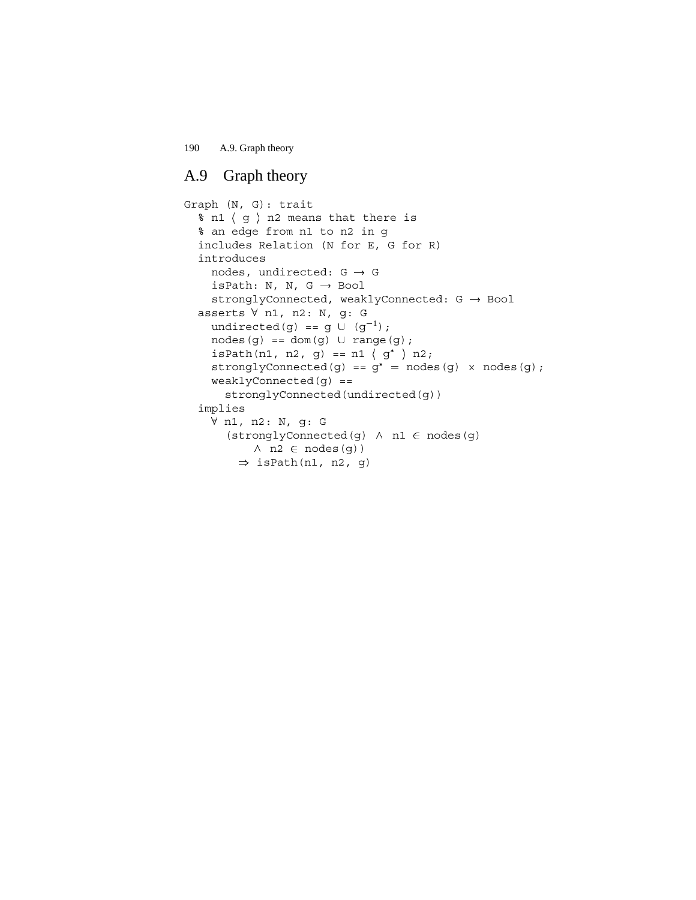## A.9 Graph theory

```
Graph (N, G): trait
  % n1 〈 g 〉 n2 means that there is
  % an edge from n1 to n2 in g
  includes Relation (N for E, G for R)
  introduces
    nodes, undirected: G → G
    isPath: N, N, G → Bool
    stronglyConnected, weaklyConnected: G → Bool
  asserts ∀ n1, n2: N, g: G
    undirected(g) == g ∪ (g⁻¹);
    nodes(g) == dom(g) ∪ range(g);
    isPath(n1, n2, g) == n1 〈 g* 〉 n2;
    stronglyConnected(g) == g* = nodes(g) × nodes(g);
    weaklyConnected(g) ==
      stronglyConnected(undirected(g))
  implies
    ∀ n1, n2: N, g: G
      (stronglyConnected(g) ∧ n1 ∈ nodes(g)
          ∧ n2 ∈ nodes(g))
        ⇒ isPath(n1, n2, g)
```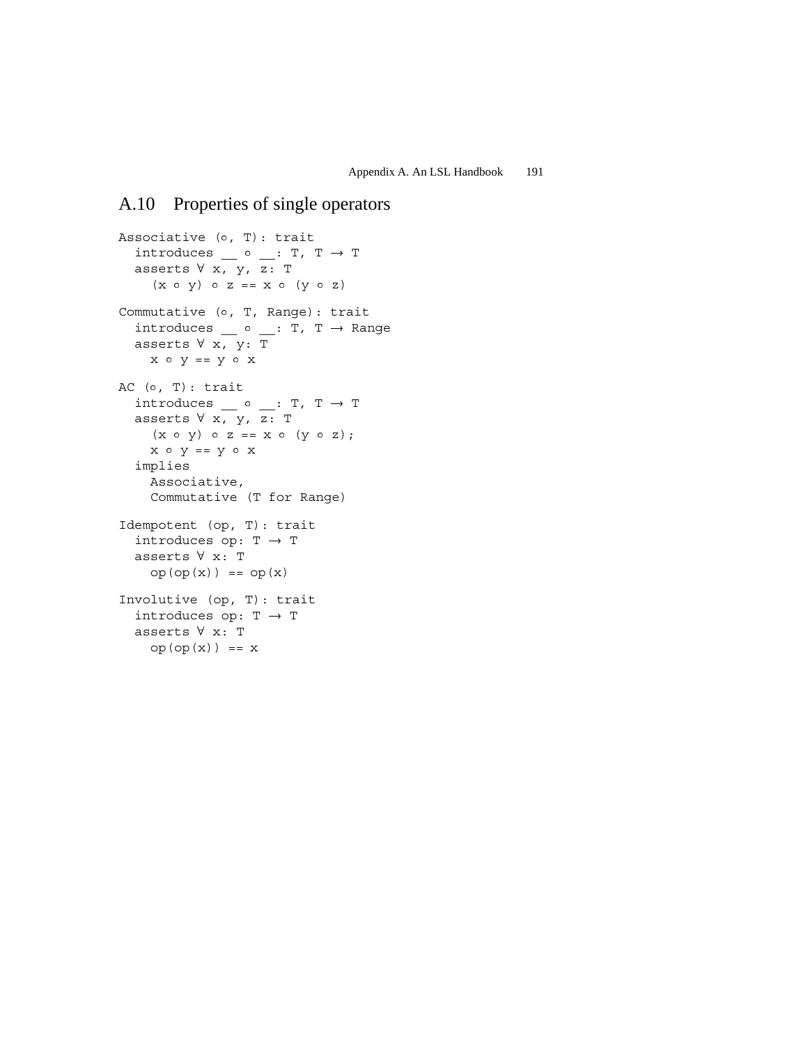## A.10 Properties of single operators

```
Associative (∘, T): trait
  introduces __ ∘ __: T, T → T
  asserts ∀ x, y, z: T
    (x ∘ y) ∘ z == x ∘ (y ∘ z)

Commutative (∘, T, Range): trait
  introduces __ ∘ __: T, T → Range
  asserts ∀ x, y: T
    x ∘ y == y ∘ x

AC (∘, T): trait
  introduces __ ∘ __: T, T → T
  asserts ∀ x, y, z: T
    (x ∘ y) ∘ z == x ∘ (y ∘ z);
    x ∘ y == y ∘ x
  implies
    Associative,
    Commutative (T for Range)

Idempotent (op, T): trait
  introduces op: T → T
  asserts ∀ x: T
    op(op(x)) == op(x)

Involutive (op, T): trait
  introduces op: T → T
  asserts ∀ x: T
    op(op(x)) == x
```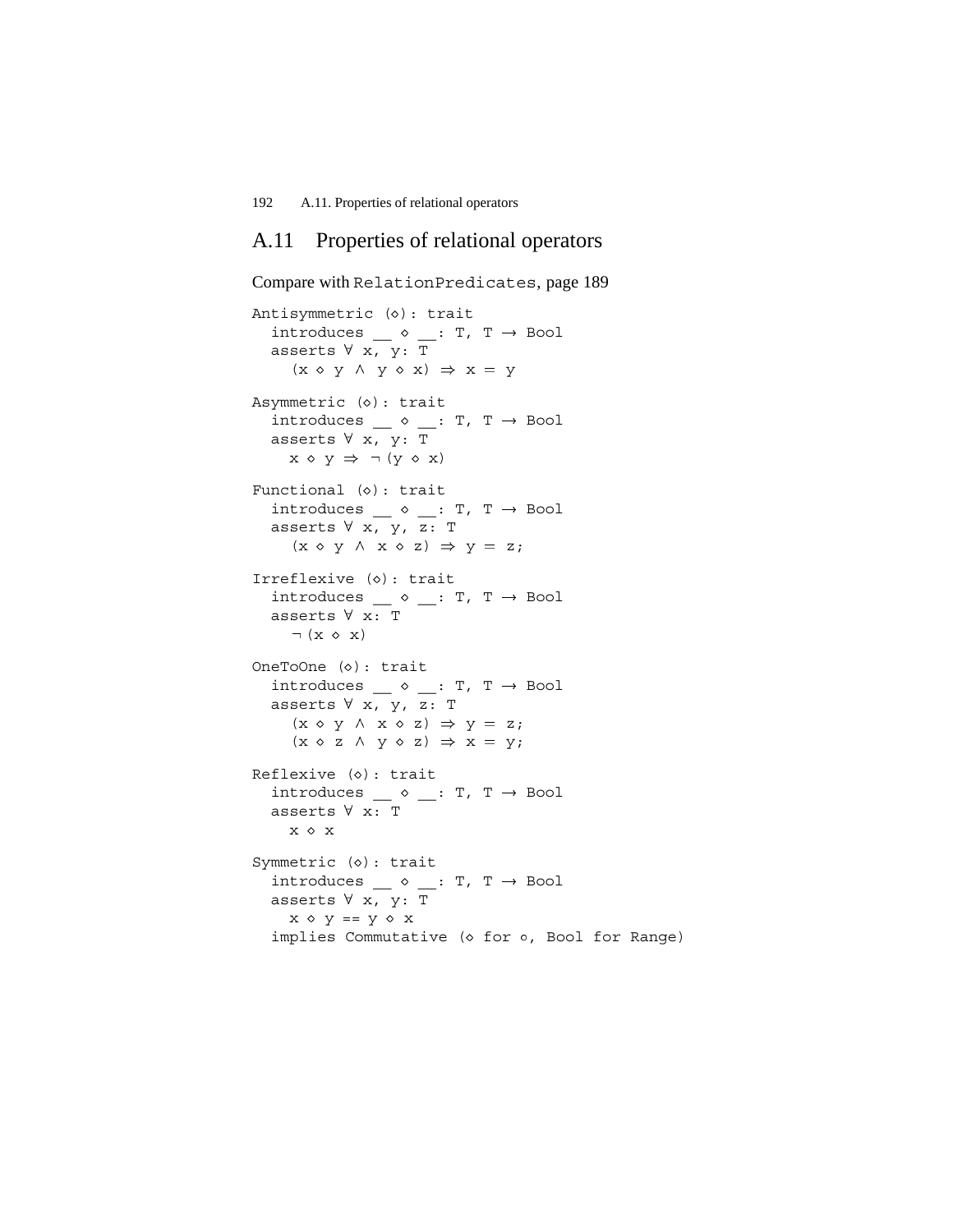## A.11 Properties of relational operators

Compare with `RelationPredicates`, page 189

```
Antisymmetric (◇): trait
  introduces __ ◇ __: T, T → Bool
  asserts ∀ x, y: T
    (x ◇ y ∧ y ◇ x) ⇒ x = y

Asymmetric (◇): trait
  introduces __ ◇ __: T, T → Bool
  asserts ∀ x, y: T
    x ◇ y ⇒ ¬(y ◇ x)

Functional (◇): trait
  introduces __ ◇ __: T, T → Bool
  asserts ∀ x, y, z: T
    (x ◇ y ∧ x ◇ z) ⇒ y = z;

Irreflexive (◇): trait
  introduces __ ◇ __: T, T → Bool
  asserts ∀ x: T
    ¬(x ◇ x)

OneToOne (◇): trait
  introduces __ ◇ __: T, T → Bool
  asserts ∀ x, y, z: T
    (x ◇ y ∧ x ◇ z) ⇒ y = z;
    (x ◇ z ∧ y ◇ z) ⇒ x = y;

Reflexive (◇): trait
  introduces __ ◇ __: T, T → Bool
  asserts ∀ x: T
    x ◇ x

Symmetric (◇): trait
  introduces __ ◇ __: T, T → Bool
  asserts ∀ x, y: T
    x ◇ y == y ◇ x
  implies Commutative (◇ for ∘, Bool for Range)
```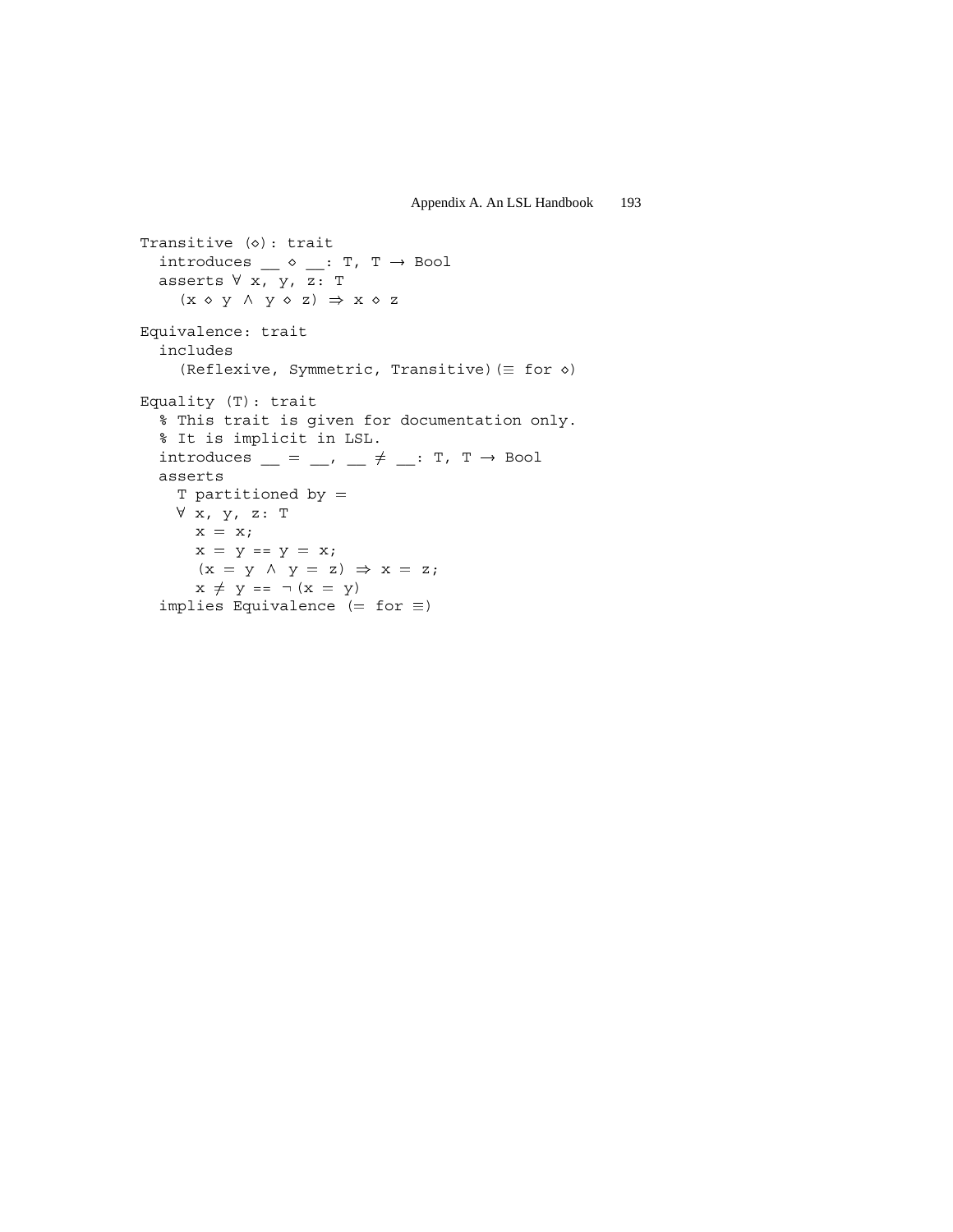```
Transitive (◇): trait
  introduces __ ◇ __: T, T → Bool
  asserts ∀ x, y, z: T
    (x ◇ y ∧ y ◇ z) ⇒ x ◇ z

Equivalence: trait
  includes
    (Reflexive, Symmetric, Transitive)(≡ for ◇)

Equality (T): trait
  % This trait is given for documentation only.
  % It is implicit in LSL.
  introduces __ = __, __ ≠ __: T, T → Bool
  asserts
    T partitioned by =
    ∀ x, y, z: T
      x = x;
      x = y == y = x;
      (x = y ∧ y = z) ⇒ x = z;
      x ≠ y == ¬(x = y)
  implies Equivalence (= for ≡)
```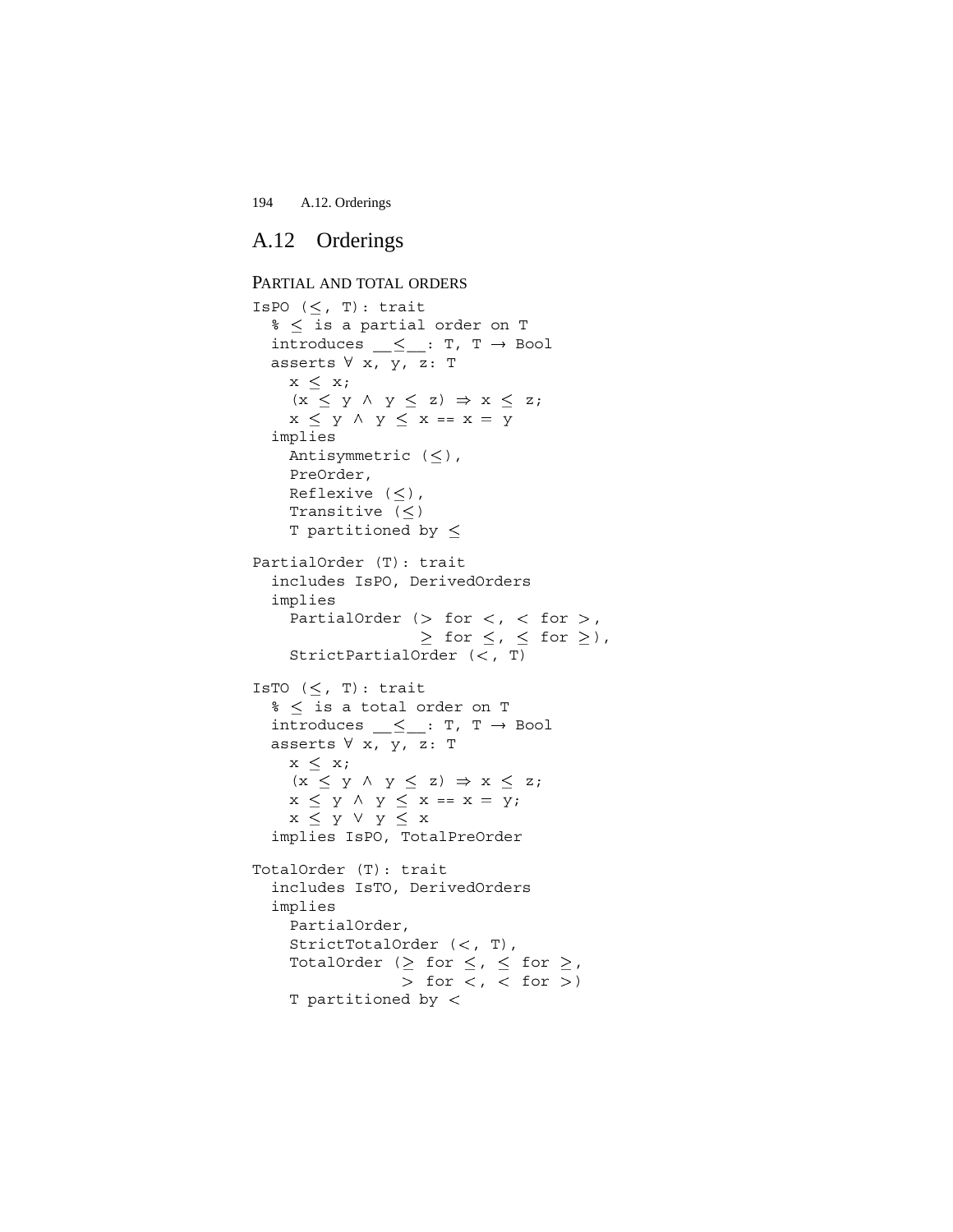## A.12 Orderings

### Partial and total orders

```
IsPO (≤, T): trait
  % ≤ is a partial order on T
  introduces __≤__: T, T → Bool
  asserts ∀ x, y, z: T
    x ≤ x;
    (x ≤ y ∧ y ≤ z) ⇒ x ≤ z;
    x ≤ y ∧ y ≤ x == x = y
  implies
    Antisymmetric (≤),
    PreOrder,
    Reflexive (≤),
    Transitive (≤)
    T partitioned by ≤

PartialOrder (T): trait
  includes IsPO, DerivedOrders
  implies
    PartialOrder (> for <, < for >,
                  ≥ for ≤, ≤ for ≥),
    StrictPartialOrder (<, T)

IsTO (≤, T): trait
  % ≤ is a total order on T
  introduces __≤__: T, T → Bool
  asserts ∀ x, y, z: T
    x ≤ x;
    (x ≤ y ∧ y ≤ z) ⇒ x ≤ z;
    x ≤ y ∧ y ≤ x == x = y;
    x ≤ y ∨ y ≤ x
  implies IsPO, TotalPreOrder

TotalOrder (T): trait
  includes IsTO, DerivedOrders
  implies
    PartialOrder,
    StrictTotalOrder (<, T),
    TotalOrder (≥ for ≤, ≤ for ≥,
                > for <, < for >)
    T partitioned by <
```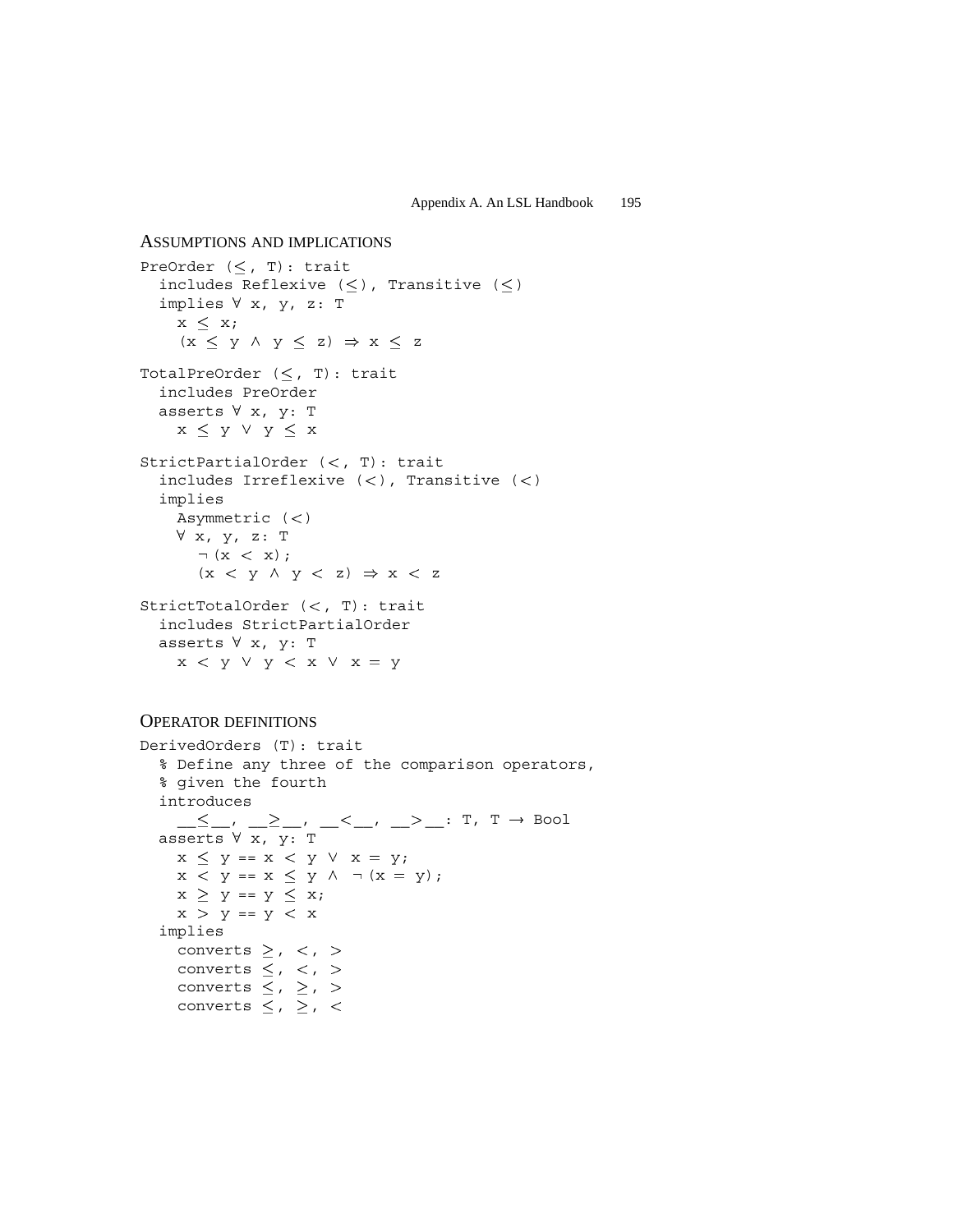### Assumptions and implications

```
PreOrder (≤, T): trait
  includes Reflexive (≤), Transitive (≤)
  implies ∀ x, y, z: T
    x ≤ x;
    (x ≤ y ∧ y ≤ z) ⇒ x ≤ z

TotalPreOrder (≤, T): trait
  includes PreOrder
  asserts ∀ x, y: T
    x ≤ y ∨ y ≤ x

StrictPartialOrder (<, T): trait
  includes Irreflexive (<), Transitive (<)
  implies
    Asymmetric (<)
    ∀ x, y, z: T
      ¬(x < x);
      (x < y ∧ y < z) ⇒ x < z

StrictTotalOrder (<, T): trait
  includes StrictPartialOrder
  asserts ∀ x, y: T
    x < y ∨ y < x ∨ x = y
```

### Operator definitions

```
DerivedOrders (T): trait
  % Define any three of the comparison operators,
  % given the fourth
  introduces
    __≤__, __≥__, __<__, __>__: T, T → Bool
  asserts ∀ x, y: T
    x ≤ y == x < y ∨ x = y;
    x < y == x ≤ y ∧ ¬(x = y);
    x ≥ y == y ≤ x;
    x > y == y < x
  implies
    converts ≥, <, >
    converts ≤, <, >
    converts ≤, ≥, >
    converts ≤, ≥, <
```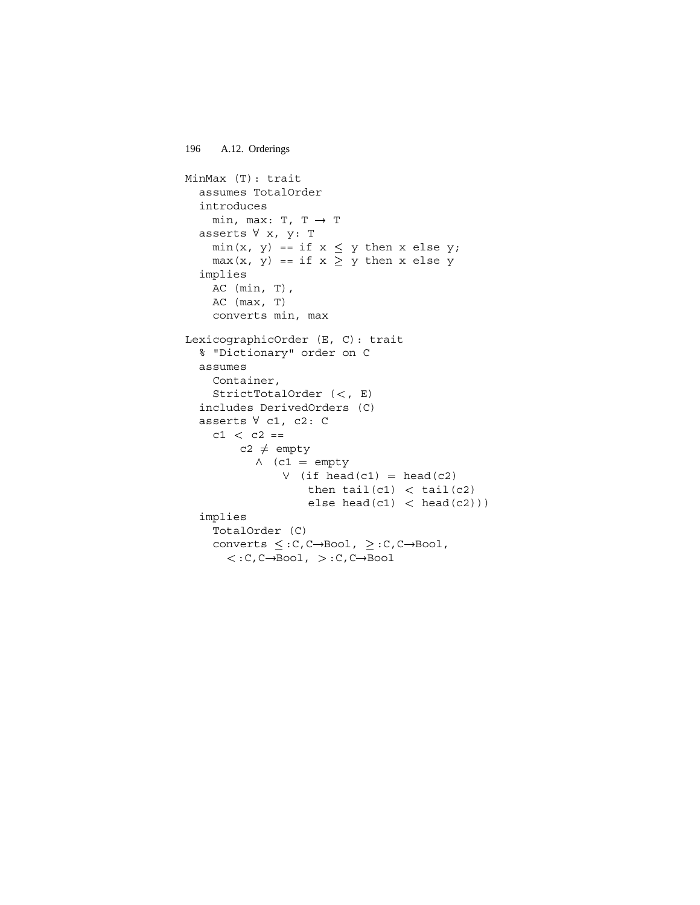```
MinMax (T): trait
  assumes TotalOrder
  introduces
    min, max: T, T → T
  asserts ∀ x, y: T
    min(x, y) == if x ≤ y then x else y;
    max(x, y) == if x ≥ y then x else y
  implies
    AC (min, T),
    AC (max, T)
    converts min, max

LexicographicOrder (E, C): trait
  % "Dictionary" order on C
  assumes
    Container,
    StrictTotalOrder (<, E)
  includes DerivedOrders (C)
  asserts ∀ c1, c2: C
    c1 < c2 ==
        c2 ≠ empty
          ∧ (c1 = empty
              ∨ (if head(c1) = head(c2)
                  then tail(c1) < tail(c2)
                  else head(c1) < head(c2)))
  implies
    TotalOrder (C)
    converts ≤:C,C→Bool, ≥:C,C→Bool,
      <:C,C→Bool, >:C,C→Bool
```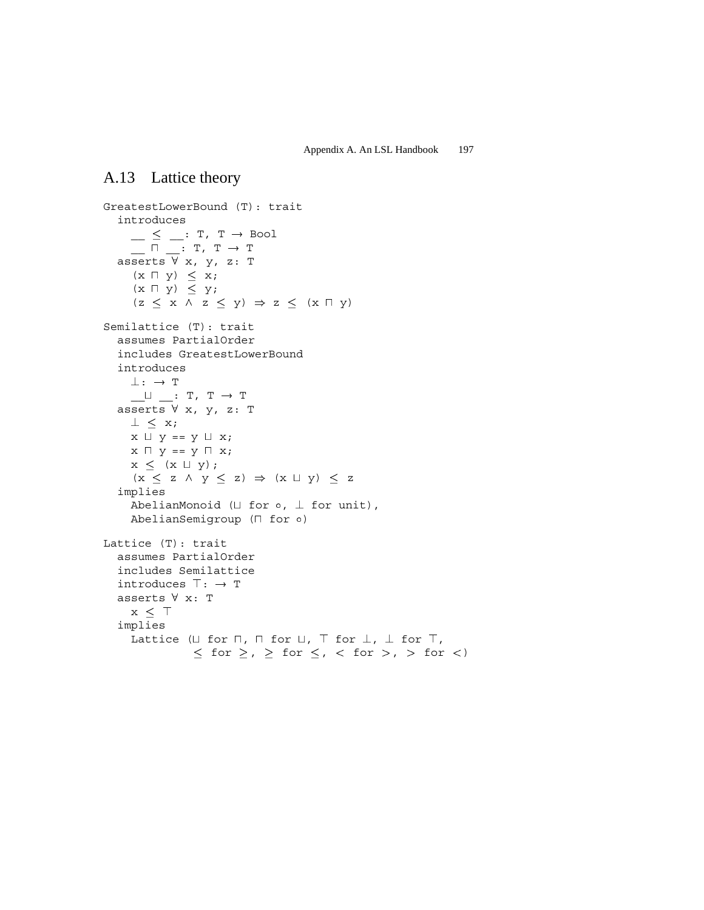## A.13 Lattice theory

```
GreatestLowerBound (T): trait
  introduces
    __ ≤ __: T, T → Bool
    __ ⊓ __: T, T → T
  asserts ∀ x, y, z: T
    (x ⊓ y) ≤ x;
    (x ⊓ y) ≤ y;
    (z ≤ x ∧ z ≤ y) ⇒ z ≤ (x ⊓ y)

Semilattice (T): trait
  assumes PartialOrder
  includes GreatestLowerBound
  introduces
    ⊥: → T
    __⊔ __: T, T → T
  asserts ∀ x, y, z: T
    ⊥ ≤ x;
    x ⊔ y == y ⊔ x;
    x ⊓ y == y ⊓ x;
    x ≤ (x ⊔ y);
    (x ≤ z ∧ y ≤ z) ⇒ (x ⊔ y) ≤ z
  implies
    AbelianMonoid (⊔ for ∘, ⊥ for unit),
    AbelianSemigroup (⊓ for ∘)

Lattice (T): trait
  assumes PartialOrder
  includes Semilattice
  introduces ⊤: → T
  asserts ∀ x: T
    x ≤ ⊤
  implies
    Lattice (⊔ for ⊓, ⊓ for ⊔, ⊤ for ⊥, ⊥ for ⊤,
             ≤ for ≥, ≥ for ≤, < for >, > for <)
```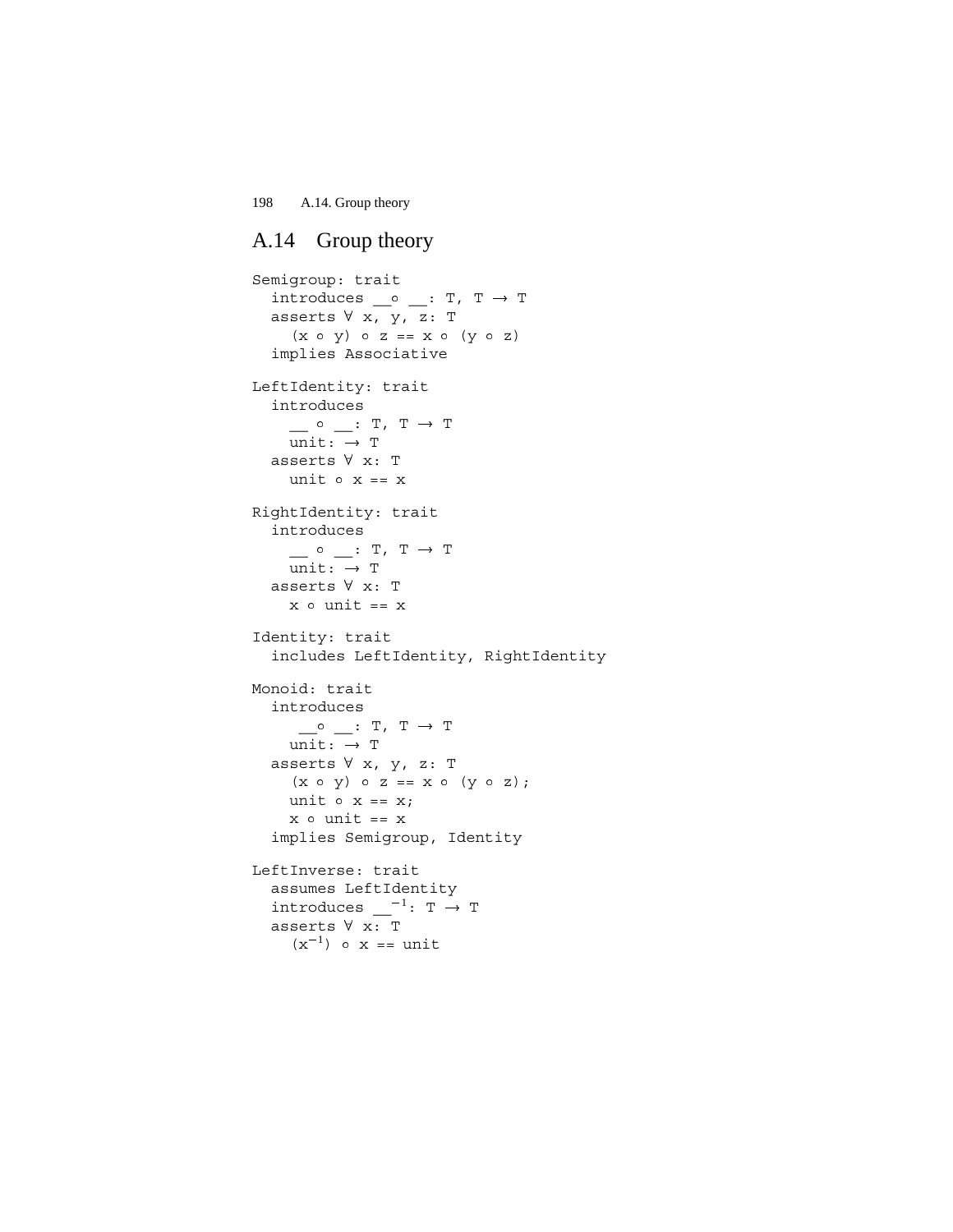## A.14 Group theory

```
Semigroup: trait
  introduces __∘ __: T, T → T
  asserts ∀ x, y, z: T
    (x ∘ y) ∘ z == x ∘ (y ∘ z)
  implies Associative

LeftIdentity: trait
  introduces
    __ ∘ __: T, T → T
    unit: → T
  asserts ∀ x: T
    unit ∘ x == x

RightIdentity: trait
  introduces
    __ ∘ __: T, T → T
    unit: → T
  asserts ∀ x: T
    x ∘ unit == x

Identity: trait
  includes LeftIdentity, RightIdentity

Monoid: trait
  introduces
     __∘ __: T, T → T
    unit: → T
  asserts ∀ x, y, z: T
    (x ∘ y) ∘ z == x ∘ (y ∘ z);
    unit ∘ x == x;
    x ∘ unit == x
  implies Semigroup, Identity

LeftInverse: trait
  assumes LeftIdentity
  introduces __⁻¹: T → T
  asserts ∀ x: T
    (x⁻¹) ∘ x == unit
```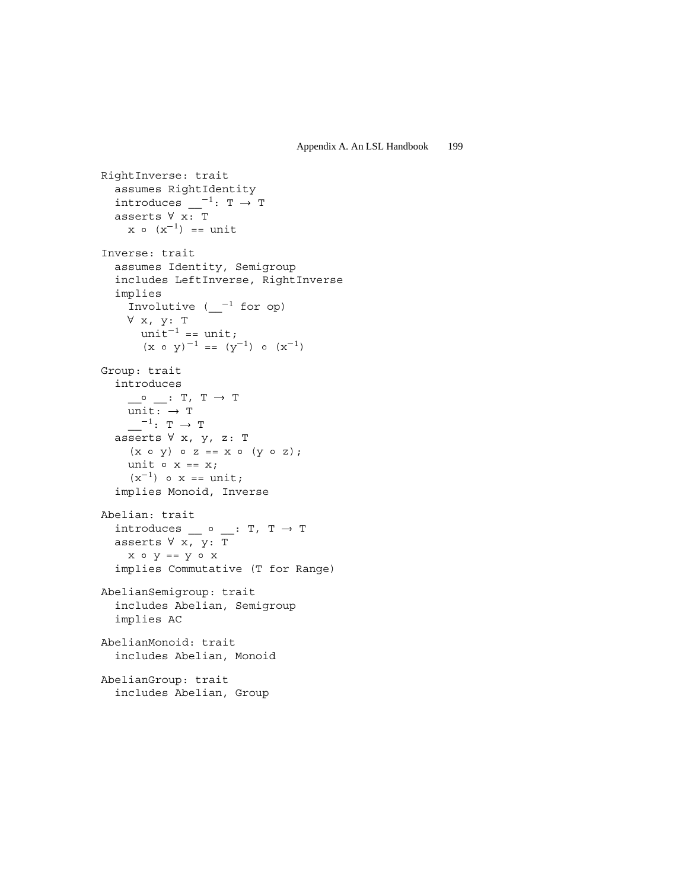```
RightInverse: trait
  assumes RightIdentity
  introduces __⁻¹: T → T
  asserts ∀ x: T
    x ∘ (x⁻¹) == unit

Inverse: trait
  assumes Identity, Semigroup
  includes LeftInverse, RightInverse
  implies
    Involutive (__⁻¹ for op)
    ∀ x, y: T
      unit⁻¹ == unit;
      (x ∘ y)⁻¹ == (y⁻¹) ∘ (x⁻¹)

Group: trait
  introduces
    __∘ __: T, T → T
    unit: → T
    __⁻¹: T → T
  asserts ∀ x, y, z: T
    (x ∘ y) ∘ z == x ∘ (y ∘ z);
    unit ∘ x == x;
    (x⁻¹) ∘ x == unit;
  implies Monoid, Inverse

Abelian: trait
  introduces __ ∘ __: T, T → T
  asserts ∀ x, y: T
    x ∘ y == y ∘ x
  implies Commutative (T for Range)

AbelianSemigroup: trait
  includes Abelian, Semigroup
  implies AC

AbelianMonoid: trait
  includes Abelian, Monoid

AbelianGroup: trait
  includes Abelian, Group
```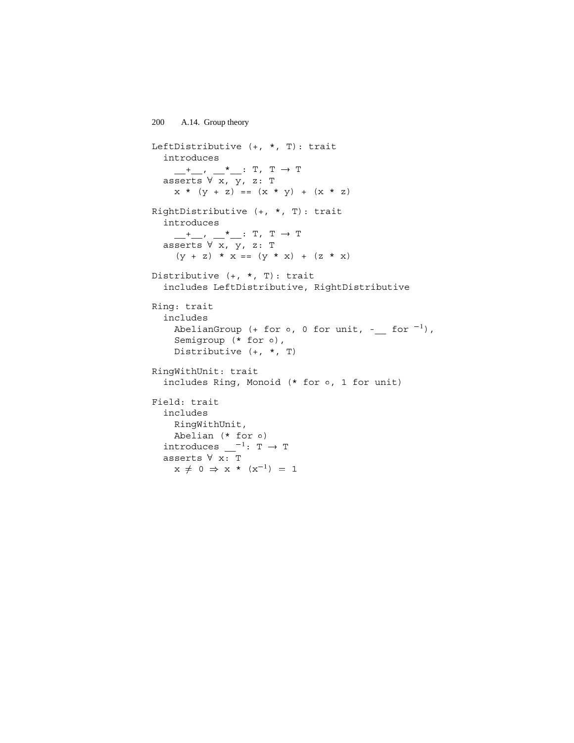```
LeftDistributive (+, *, T): trait
  introduces
    __+__, __*__: T, T → T
  asserts ∀ x, y, z: T
    x * (y + z) == (x * y) + (x * z)

RightDistributive (+, *, T): trait
  introduces
    __+__, __*__: T, T → T
  asserts ∀ x, y, z: T
    (y + z) * x == (y * x) + (z * x)

Distributive (+, *, T): trait
  includes LeftDistributive, RightDistributive

Ring: trait
  includes
    AbelianGroup (+ for ∘, 0 for unit, -__ for ⁻¹),
    Semigroup (* for ∘),
    Distributive (+, *, T)

RingWithUnit: trait
  includes Ring, Monoid (* for ∘, 1 for unit)

Field: trait
  includes
    RingWithUnit,
    Abelian (* for ∘)
  introduces __⁻¹: T → T
  asserts ∀ x: T
    x ≠ 0 ⇒ x * (x⁻¹) = 1
```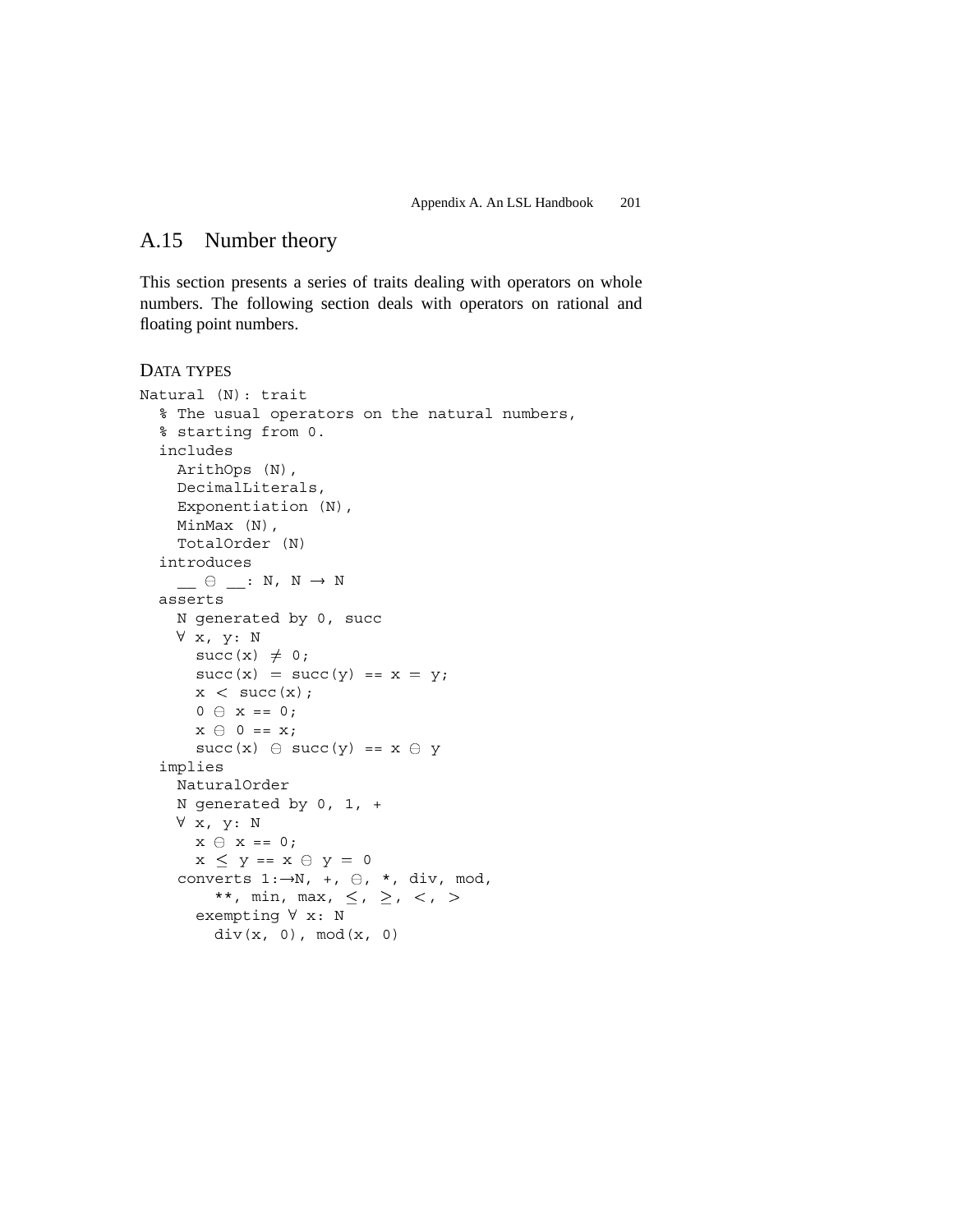## A.15 Number theory

This section presents a series of traits dealing with operators on whole numbers. The following section deals with operators on rational and floating point numbers.

### Data types

```
Natural (N): trait
  % The usual operators on the natural numbers,
  % starting from 0.
  includes
    ArithOps (N),
    DecimalLiterals,
    Exponentiation (N),
    MinMax (N),
    TotalOrder (N)
  introduces
    __ ⊖ __: N, N → N
  asserts
    N generated by 0, succ
    ∀ x, y: N
      succ(x) ≠ 0;
      succ(x) = succ(y) == x = y;
      x < succ(x);
      0 ⊖ x == 0;
      x ⊖ 0 == x;
      succ(x) ⊖ succ(y) == x ⊖ y
  implies
    NaturalOrder
    N generated by 0, 1, +
    ∀ x, y: N
      x ⊖ x == 0;
      x ≤ y == x ⊖ y = 0
    converts 1:→N, +, ⊖, *, div, mod,
        **, min, max, ≤, ≥, <, >
      exempting ∀ x: N
        div(x, 0), mod(x, 0)
```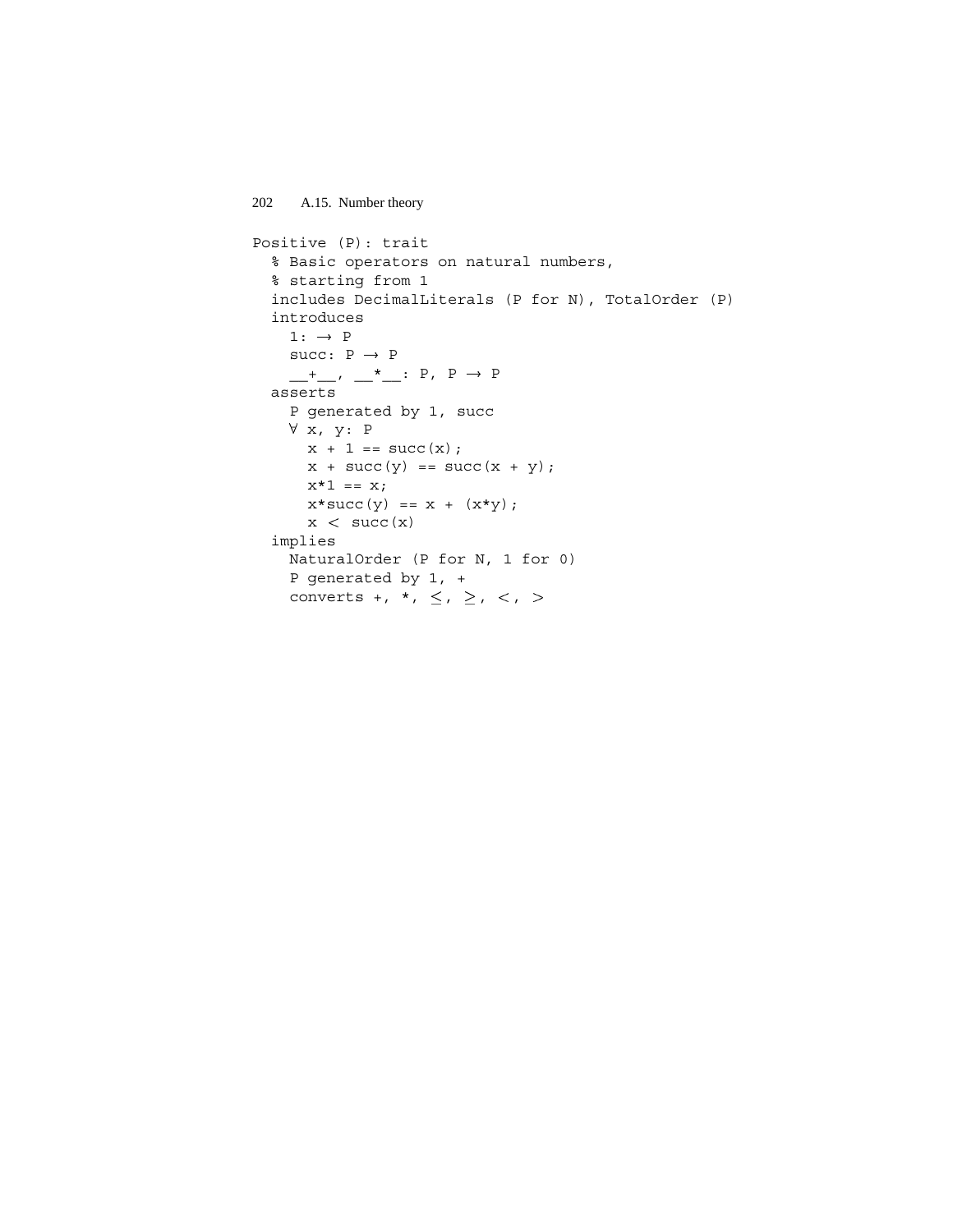```
Positive (P): trait
  % Basic operators on natural numbers,
  % starting from 1
  includes DecimalLiterals (P for N), TotalOrder (P)
  introduces
    1: → P
    succ: P → P
    __+__, __*__: P, P → P
  asserts
    P generated by 1, succ
    ∀ x, y: P
      x + 1 == succ(x);
      x + succ(y) == succ(x + y);
      x*1 == x;
      x*succ(y) == x + (x*y);
      x < succ(x)
  implies
    NaturalOrder (P for N, 1 for 0)
    P generated by 1, +
    converts +, *, ≤, ≥, <, >
```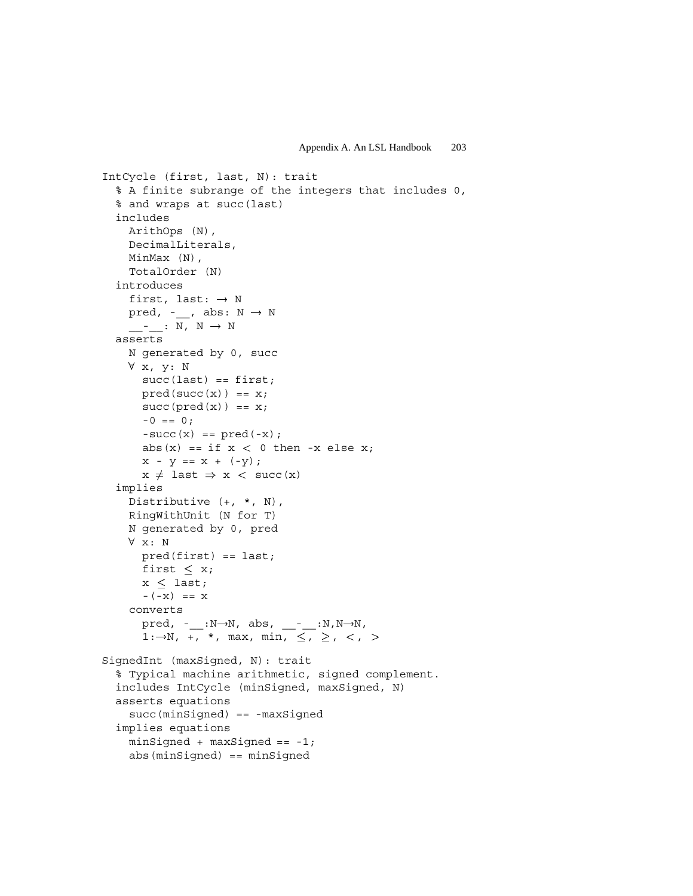```
IntCycle (first, last, N): trait
  % A finite subrange of the integers that includes 0,
  % and wraps at succ(last)
  includes
    ArithOps (N),
    DecimalLiterals,
    MinMax (N),
    TotalOrder (N)
  introduces
    first, last: → N
    pred, -__, abs: N → N
    __-__: N, N → N
  asserts
    N generated by 0, succ
    ∀ x, y: N
      succ(last) == first;
      pred(succ(x)) == x;
      succ(pred(x)) == x;
      -0 == 0;
      -succ(x) == pred(-x);
      abs(x) == if x < 0 then -x else x;
      x - y == x + (-y);
      x ≠ last ⇒ x < succ(x)
  implies
    Distributive (+, *, N),
    RingWithUnit (N for T)
    N generated by 0, pred
    ∀ x: N
      pred(first) == last;
      first ≤ x;
      x ≤ last;
      -(-x) == x
    converts
      pred, -__:N→N, abs, __-__:N,N→N,
      1:→N, +, *, max, min, ≤, ≥, <, >

SignedInt (maxSigned, N): trait
  % Typical machine arithmetic, signed complement.
  includes IntCycle (minSigned, maxSigned, N)
  asserts equations
    succ(minSigned) == -maxSigned
  implies equations
    minSigned + maxSigned == -1;
    abs(minSigned) == minSigned
```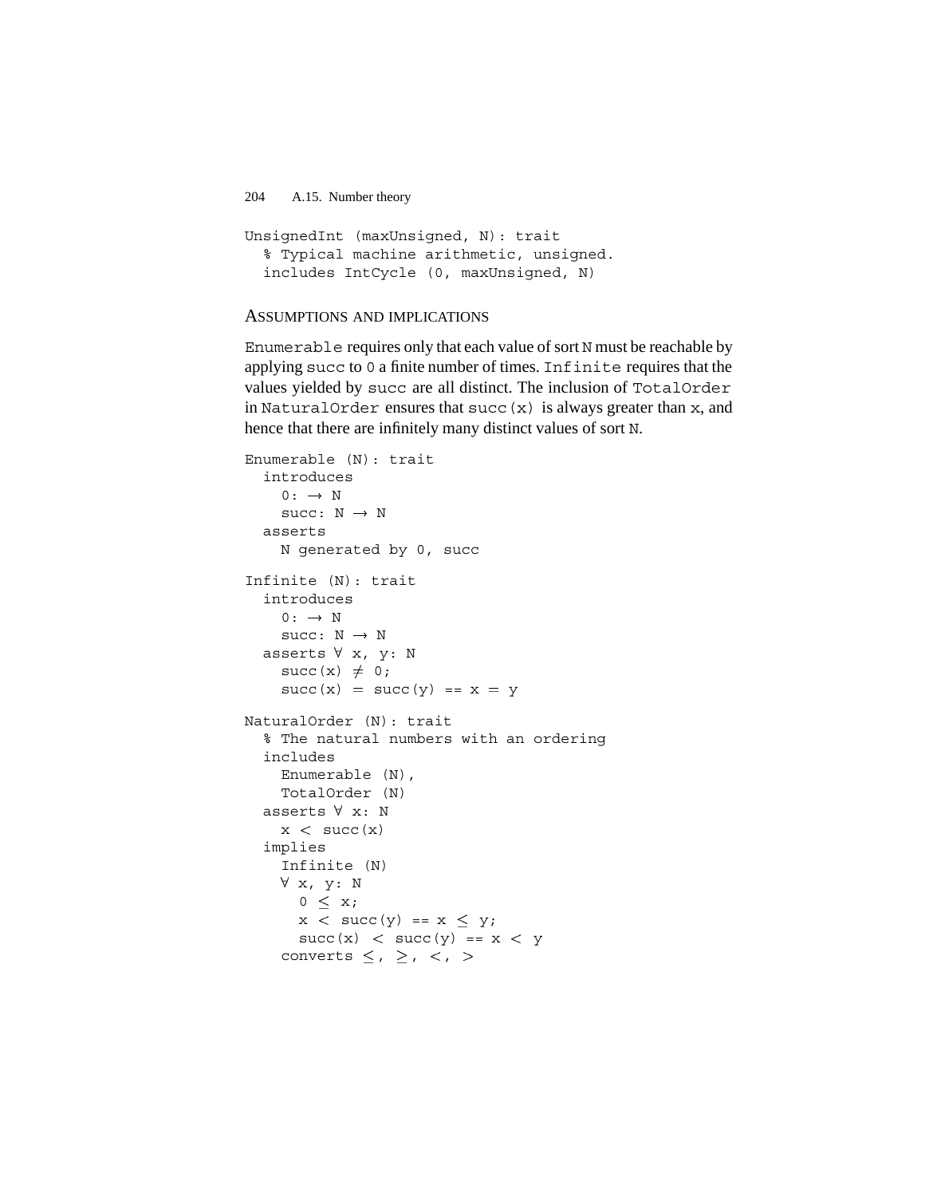```
UnsignedInt (maxUnsigned, N): trait
  % Typical machine arithmetic, unsigned.
  includes IntCycle (0, maxUnsigned, N)
```

### ASSUMPTIONS AND IMPLICATIONS

`Enumerable` requires only that each value of sort `N` must be reachable by applying `succ` to `0` a finite number of times. `Infinite` requires that the values yielded by `succ` are all distinct. The inclusion of `TotalOrder` in `NaturalOrder` ensures that `succ(x)` is always greater than `x`, and hence that there are infinitely many distinct values of sort `N`.

```
Enumerable (N): trait
  introduces
    0: → N
    succ: N → N
  asserts
    N generated by 0, succ

Infinite (N): trait
  introduces
    0: → N
    succ: N → N
  asserts ∀ x, y: N
    succ(x) ≠ 0;
    succ(x) = succ(y) == x = y

NaturalOrder (N): trait
  % The natural numbers with an ordering
  includes
    Enumerable (N),
    TotalOrder (N)
  asserts ∀ x: N
    x < succ(x)
  implies
    Infinite (N)
    ∀ x, y: N
      0 ≤ x;
      x < succ(y) == x ≤ y;
      succ(x) < succ(y) == x < y
    converts ≤, ≥, <, >
```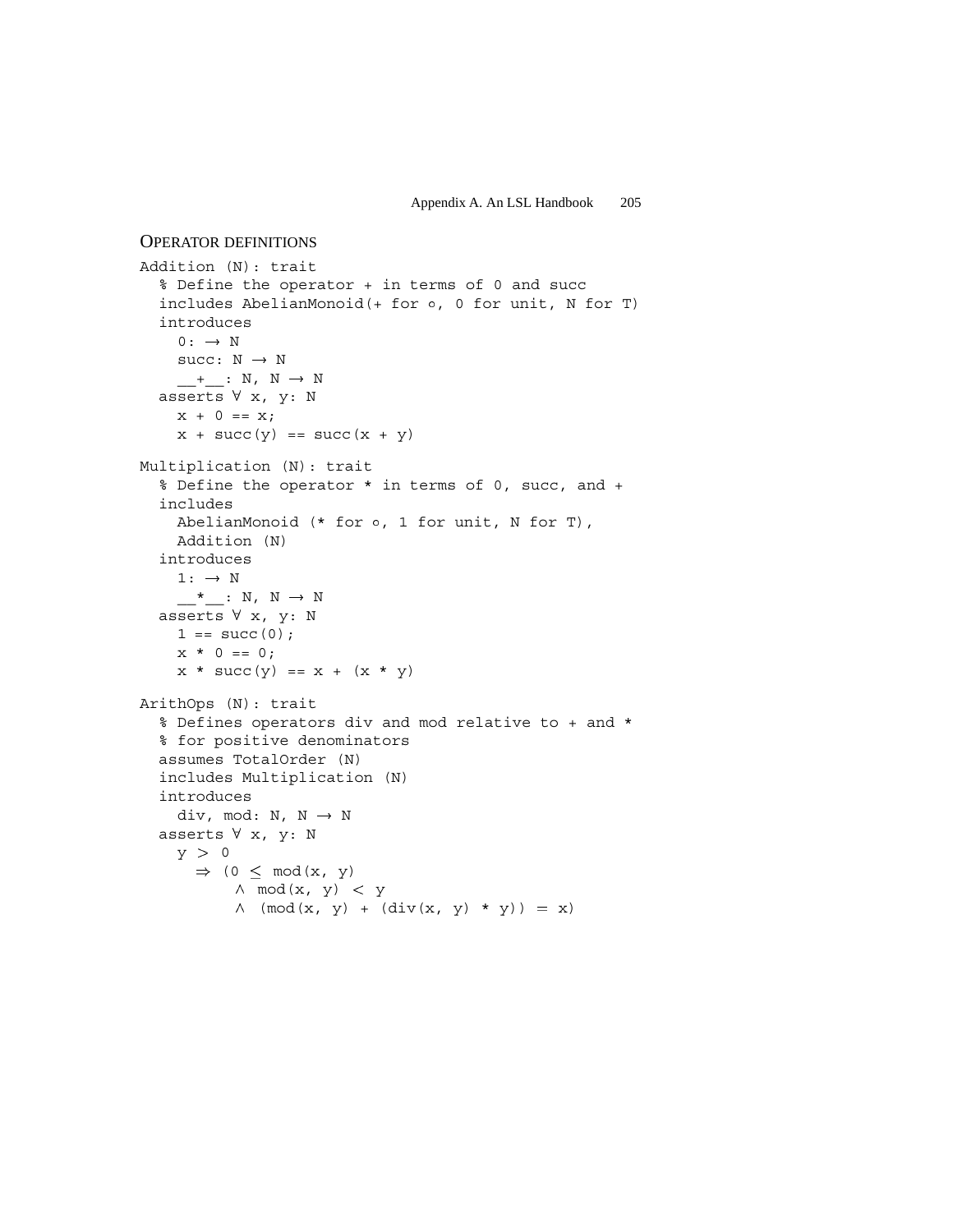## OPERATOR DEFINITIONS

```
Addition (N): trait
  % Define the operator + in terms of 0 and succ
  includes AbelianMonoid(+ for ∘, 0 for unit, N for T)
  introduces
    0: → N
    succ: N → N
    __+__: N, N → N
  asserts ∀ x, y: N
    x + 0 == x;
    x + succ(y) == succ(x + y)

Multiplication (N): trait
  % Define the operator * in terms of 0, succ, and +
  includes
    AbelianMonoid (* for ∘, 1 for unit, N for T),
    Addition (N)
  introduces
    1: → N
    __*__: N, N → N
  asserts ∀ x, y: N
    1 == succ(0);
    x * 0 == 0;
    x * succ(y) == x + (x * y)

ArithOps (N): trait
  % Defines operators div and mod relative to + and *
  % for positive denominators
  assumes TotalOrder (N)
  includes Multiplication (N)
  introduces
    div, mod: N, N → N
  asserts ∀ x, y: N
    y > 0
      ⇒ (0 ≤ mod(x, y)
          ∧ mod(x, y) < y
          ∧ (mod(x, y) + (div(x, y) * y)) = x)
```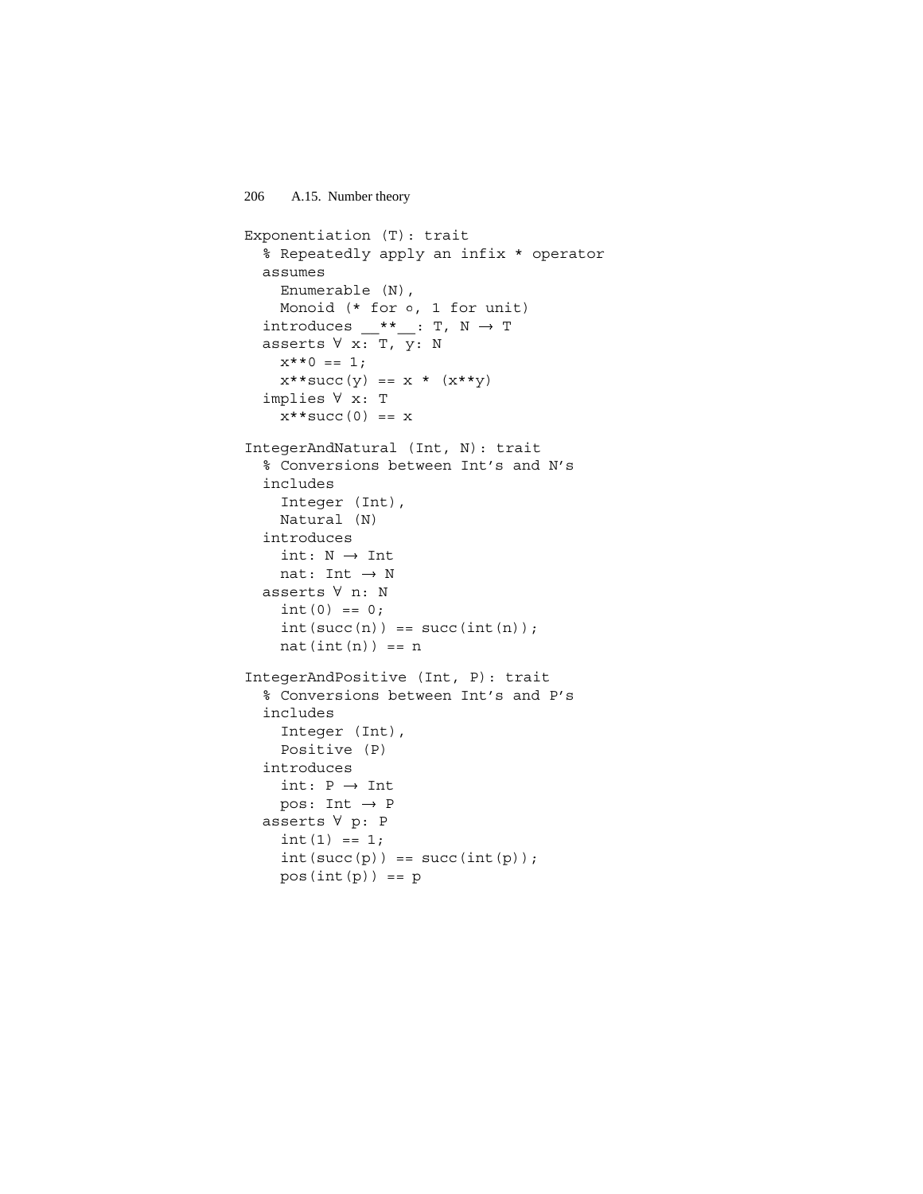```
Exponentiation (T): trait
  % Repeatedly apply an infix * operator
  assumes
    Enumerable (N),
    Monoid (* for ∘, 1 for unit)
  introduces __**__: T, N → T
  asserts ∀ x: T, y: N
    x**0 == 1;
    x**succ(y) == x * (x**y)
  implies ∀ x: T
    x**succ(0) == x

IntegerAndNatural (Int, N): trait
  % Conversions between Int's and N's
  includes
    Integer (Int),
    Natural (N)
  introduces
    int: N → Int
    nat: Int → N
  asserts ∀ n: N
    int(0) == 0;
    int(succ(n)) == succ(int(n));
    nat(int(n)) == n

IntegerAndPositive (Int, P): trait
  % Conversions between Int's and P's
  includes
    Integer (Int),
    Positive (P)
  introduces
    int: P → Int
    pos: Int → P
  asserts ∀ p: P
    int(1) == 1;
    int(succ(p)) == succ(int(p));
    pos(int(p)) == p
```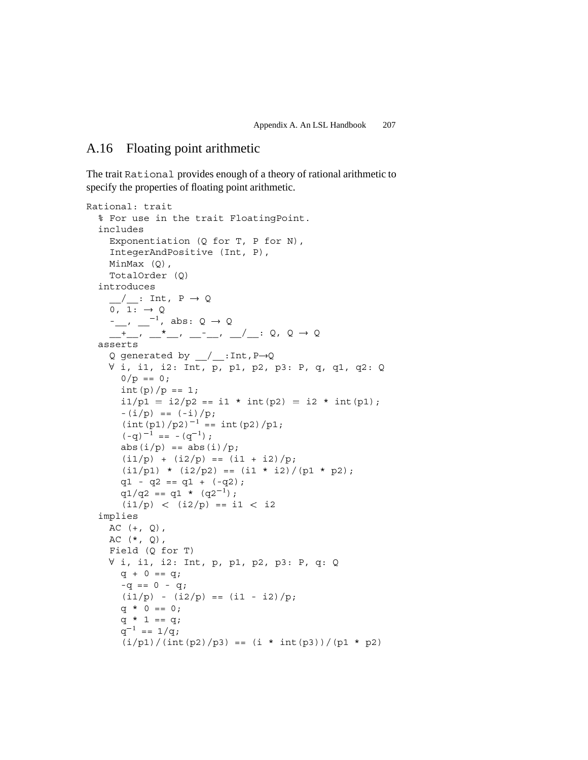## A.16 Floating point arithmetic

The trait `Rational` provides enough of a theory of rational arithmetic to specify the properties of floating point arithmetic.

```
Rational: trait
  % For use in the trait FloatingPoint.
  includes
    Exponentiation (Q for T, P for N),
    IntegerAndPositive (Int, P),
    MinMax (Q),
    TotalOrder (Q)
  introduces
    __/__: Int, P → Q
    0, 1: → Q
    -__, __⁻¹, abs: Q → Q
    __+__, __*__, __-__, __/__: Q, Q → Q
  asserts
    Q generated by __/__:Int,P→Q
    ∀ i, i1, i2: Int, p, p1, p2, p3: P, q, q1, q2: Q
      0/p == 0;
      int(p)/p == 1;
      i1/p1 = i2/p2 == i1 * int(p2) = i2 * int(p1);
      -(i/p) == (-i)/p;
      (int(p1)/p2)⁻¹ == int(p2)/p1;
      (-q)⁻¹ == -(q⁻¹);
      abs(i/p) == abs(i)/p;
      (i1/p) + (i2/p) == (i1 + i2)/p;
      (i1/p1) * (i2/p2) == (i1 * i2)/(p1 * p2);
      q1 - q2 == q1 + (-q2);
      q1/q2 == q1 * (q2⁻¹);
      (i1/p) < (i2/p) == i1 < i2
  implies
    AC (+, Q),
    AC (*, Q),
    Field (Q for T)
    ∀ i, i1, i2: Int, p, p1, p2, p3: P, q: Q
      q + 0 == q;
      -q == 0 - q;
      (i1/p) - (i2/p) == (i1 - i2)/p;
      q * 0 == 0;
      q * 1 == q;
      q⁻¹ == 1/q;
      (i/p1)/(int(p2)/p3) == (i * int(p3))/(p1 * p2)
```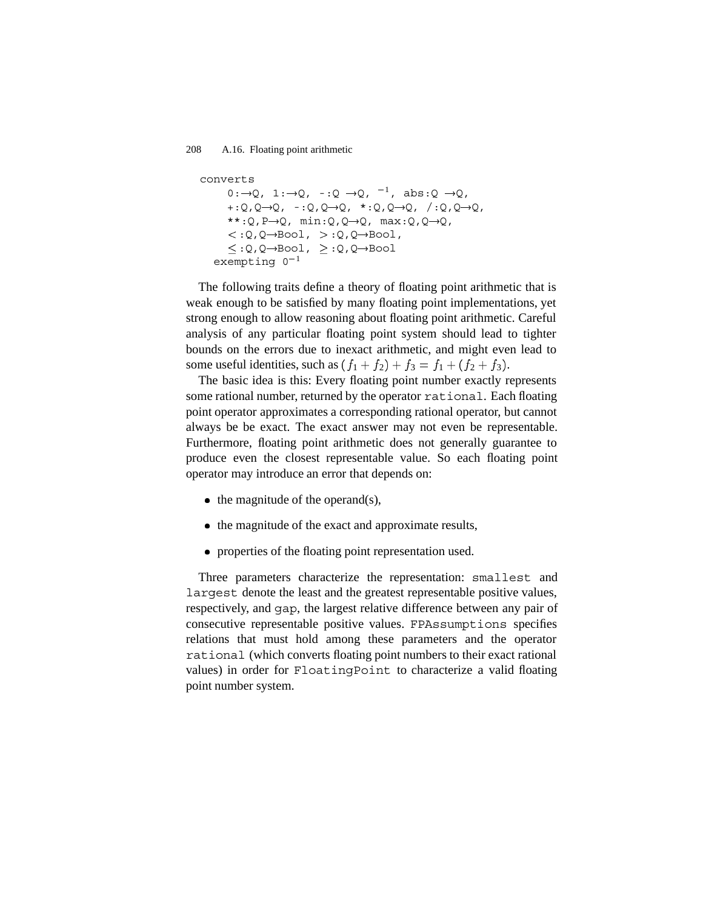```
converts
    0:→Q, 1:→Q, -:Q →Q, ⁻¹, abs:Q →Q,
    +:Q,Q→Q, -:Q,Q→Q, *:Q,Q→Q, /:Q,Q→Q,
    **:Q,P→Q, min:Q,Q→Q, max:Q,Q→Q,
    <:Q,Q→Bool, >:Q,Q→Bool,
    ≤:Q,Q→Bool, ≥:Q,Q→Bool
  exempting 0⁻¹
```

The following traits define a theory of floating point arithmetic that is weak enough to be satisfied by many floating point implementations, yet strong enough to allow reasoning about floating point arithmetic. Careful analysis of any particular floating point system should lead to tighter bounds on the errors due to inexact arithmetic, and might even lead to some useful identities, such as $(f_1 + f_2) + f_3 = f_1 + (f_2 + f_3)$.

The basic idea is this: Every floating point number exactly represents some rational number, returned by the operator `rational`. Each floating point operator approximates a corresponding rational operator, but cannot always be be exact. The exact answer may not even be representable. Furthermore, floating point arithmetic does not generally guarantee to produce even the closest representable value. So each floating point operator may introduce an error that depends on:

- the magnitude of the operand(s),
- the magnitude of the exact and approximate results,
- properties of the floating point representation used.

Three parameters characterize the representation: `smallest` and `largest` denote the least and the greatest representable positive values, respectively, and `gap`, the largest relative difference between any pair of consecutive representable positive values. `FPAssumptions` specifies relations that must hold among these parameters and the operator `rational` (which converts floating point numbers to their exact rational values) in order for `FloatingPoint` to characterize a valid floating point number system.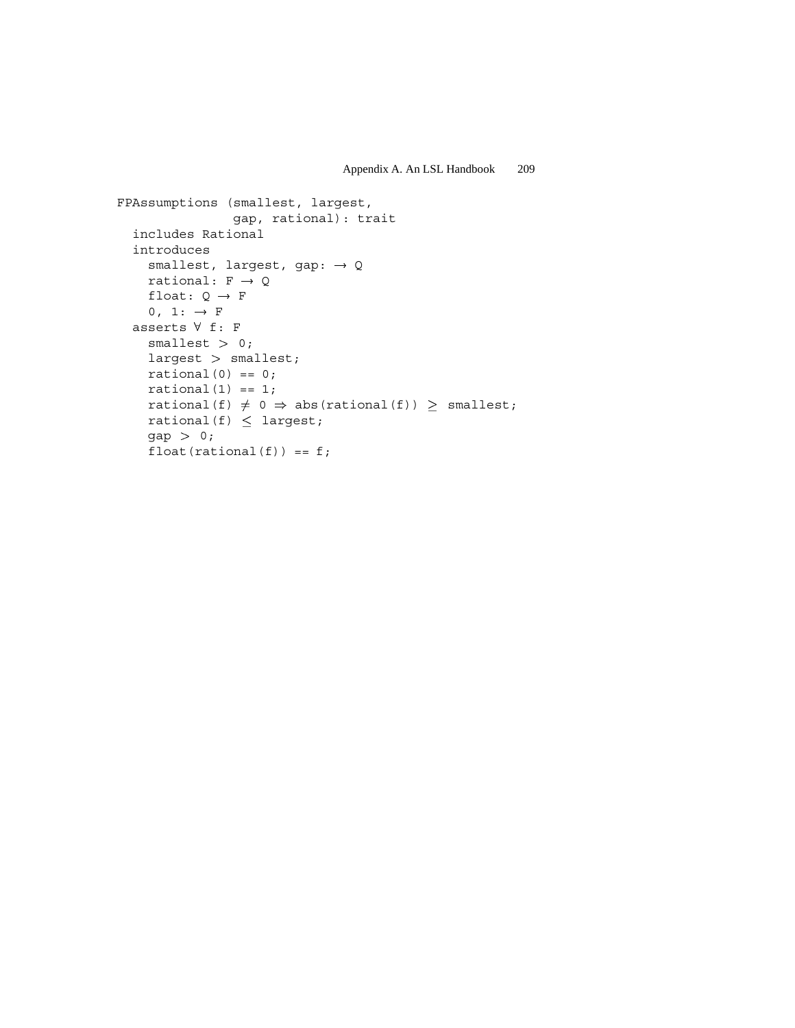```
FPAssumptions (smallest, largest,
               gap, rational): trait
  includes Rational
  introduces
    smallest, largest, gap: → Q
    rational: F → Q
    float: Q → F
    0, 1: → F
  asserts ∀ f: F
    smallest > 0;
    largest > smallest;
    rational(0) == 0;
    rational(1) == 1;
    rational(f) ≠ 0 ⇒ abs(rational(f)) ≥ smallest;
    rational(f) ≤ largest;
    gap > 0;
    float(rational(f)) == f;
```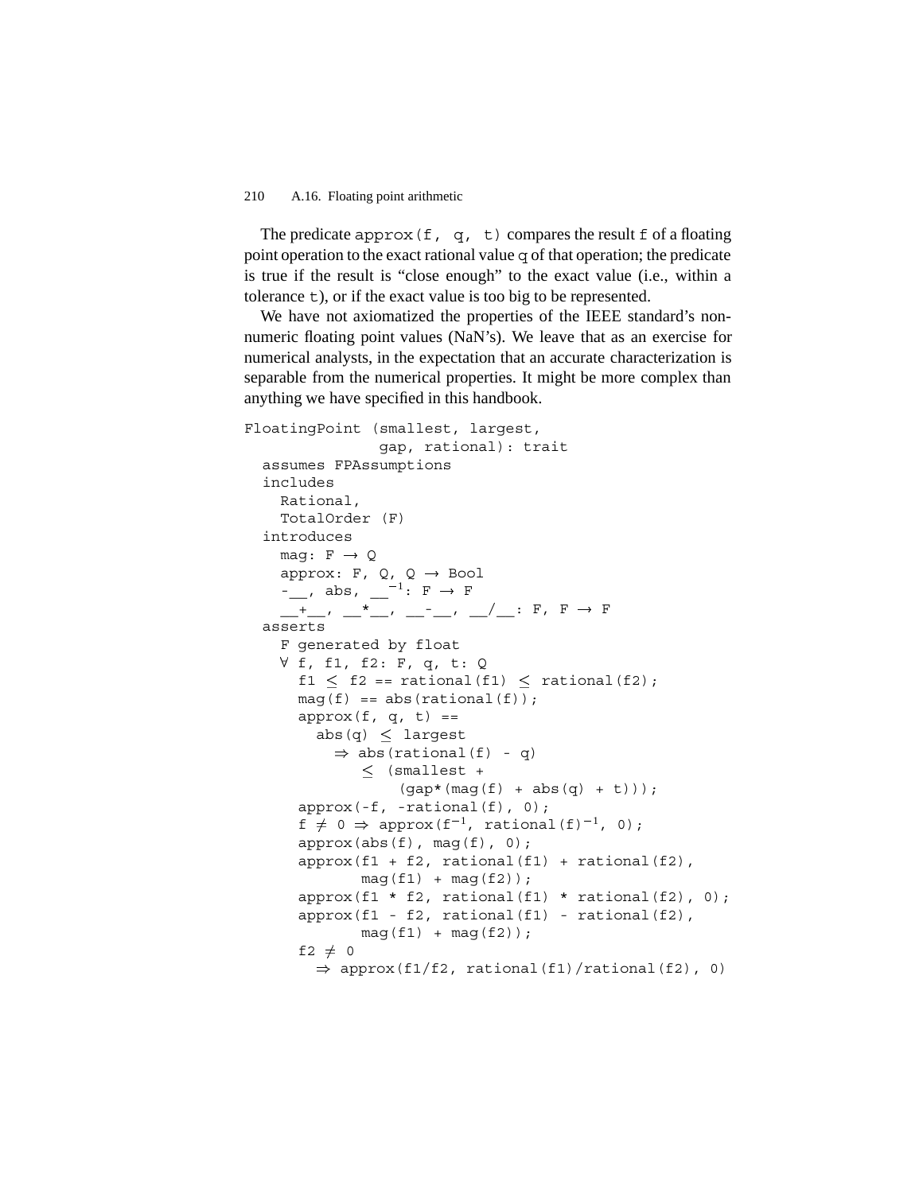The predicate `approx(f, q, t)` compares the result `f` of a floating point operation to the exact rational value `q` of that operation; the predicate is true if the result is "close enough" to the exact value (i.e., within a tolerance `t`), or if the exact value is too big to be represented.

We have not axiomatized the properties of the IEEE standard's non-numeric floating point values (NaN's). We leave that as an exercise for numerical analysts, in the expectation that an accurate characterization is separable from the numerical properties. It might be more complex than anything we have specified in this handbook.

```
FloatingPoint (smallest, largest,
               gap, rational): trait
  assumes FPAssumptions
  includes
    Rational,
    TotalOrder (F)
  introduces
    mag: F → Q
    approx: F, Q, Q → Bool
    -__, abs, __⁻¹: F → F
    __+__, __*__, __-__, __/__: F, F → F
  asserts
    F generated by float
    ∀ f, f1, f2: F, q, t: Q
      f1 ≤ f2 == rational(f1) ≤ rational(f2);
      mag(f) == abs(rational(f));
      approx(f, q, t) ==
        abs(q) ≤ largest
          ⇒ abs(rational(f) - q)
              ≤ (smallest +
                  (gap*(mag(f) + abs(q) + t)));
      approx(-f, -rational(f), 0);
      f ≠ 0 ⇒ approx(f⁻¹, rational(f)⁻¹, 0);
      approx(abs(f), mag(f), 0);
      approx(f1 + f2, rational(f1) + rational(f2),
             mag(f1) + mag(f2));
      approx(f1 * f2, rational(f1) * rational(f2), 0);
      approx(f1 - f2, rational(f1) - rational(f2),
             mag(f1) + mag(f2));
      f2 ≠ 0
        ⇒ approx(f1/f2, rational(f1)/rational(f2), 0)
```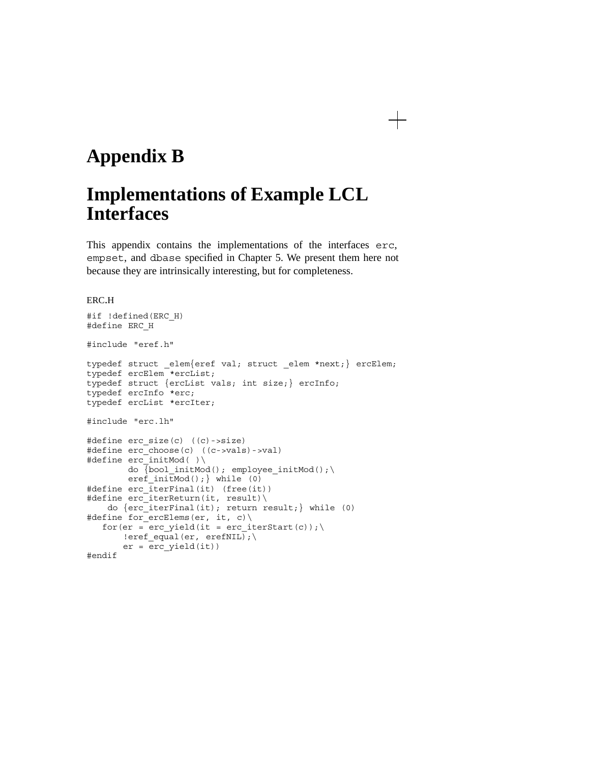# Appendix B

# Implementations of Example LCL Interfaces

This appendix contains the implementations of the interfaces `erc`, `empset`, and `dbase` specified in Chapter 5. We present them here not because they are intrinsically interesting, but for completeness.

ERC.H

```
#if !defined(ERC_H)
#define ERC_H

#include "eref.h"

typedef struct _elem{eref val; struct _elem *next;} ercElem;
typedef ercElem *ercList;
typedef struct {ercList vals; int size;} ercInfo;
typedef ercInfo *erc;
typedef ercList *ercIter;

#include "erc.lh"

#define erc_size(c) ((c)->size)
#define erc_choose(c) ((c->vals)->val)
#define erc_initMod( )\
        do {bool_initMod(); employee_initMod();\
        eref_initMod();} while (0)
#define erc_iterFinal(it) (free(it))
#define erc_iterReturn(it, result)\
    do {erc_iterFinal(it); return result;} while (0)
#define for_ercElems(er, it, c)\
   for(er = erc_yield(it = erc_iterStart(c));\
       !eref_equal(er, erefNIL);\
       er = erc_yield(it))
#endif
```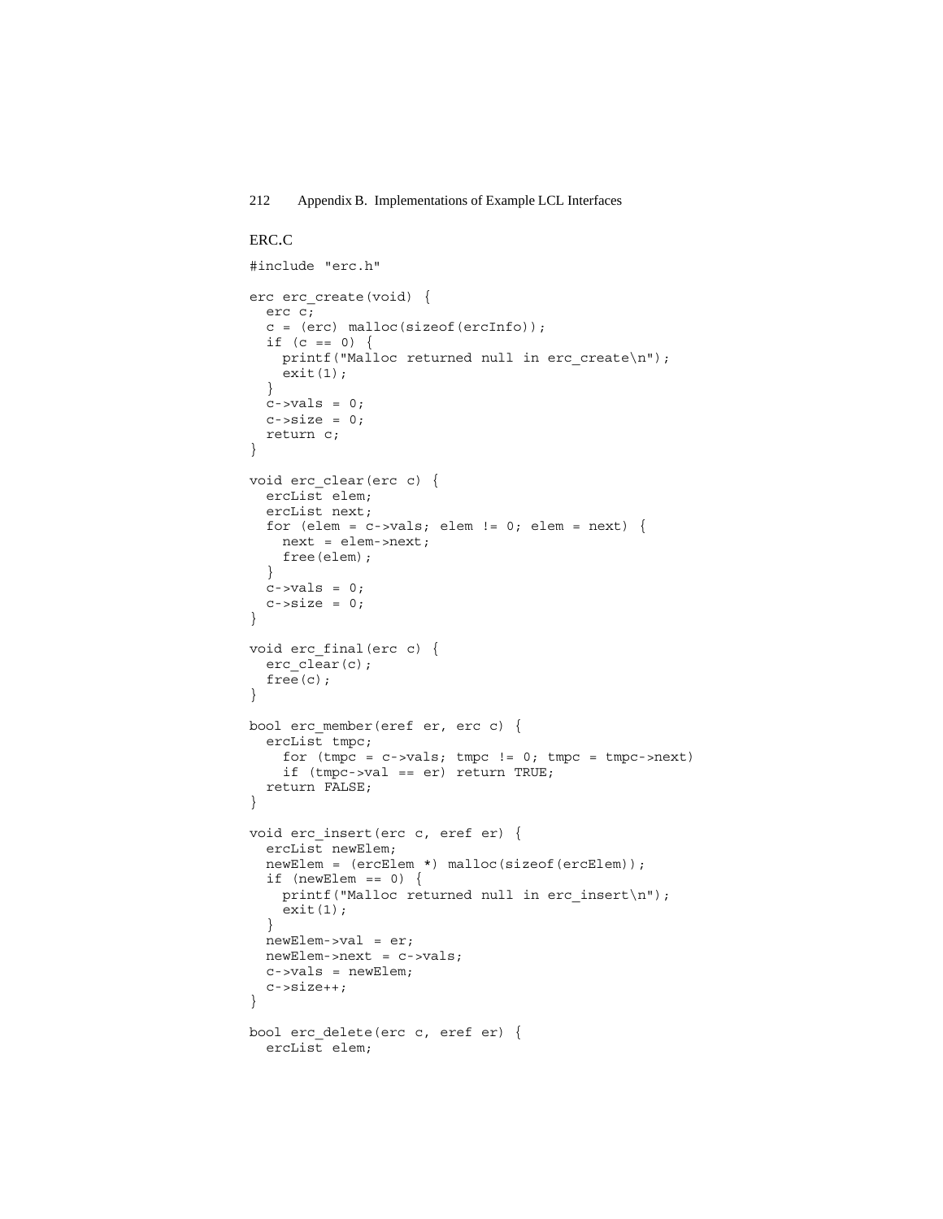ERC.C

```
#include "erc.h"

erc erc_create(void) {
  erc c;
  c = (erc) malloc(sizeof(ercInfo));
  if (c == 0) {
    printf("Malloc returned null in erc_create\n");
    exit(1);
  }
  c->vals = 0;
  c->size = 0;
  return c;
}

void erc_clear(erc c) {
  ercList elem;
  ercList next;
  for (elem = c->vals; elem != 0; elem = next) {
    next = elem->next;
    free(elem);
  }
  c->vals = 0;
  c->size = 0;
}

void erc_final(erc c) {
  erc_clear(c);
  free(c);
}

bool erc_member(eref er, erc c) {
  ercList tmpc;
    for (tmpc = c->vals; tmpc != 0; tmpc = tmpc->next)
    if (tmpc->val == er) return TRUE;
  return FALSE;
}

void erc_insert(erc c, eref er) {
  ercList newElem;
  newElem = (ercElem *) malloc(sizeof(ercElem));
  if (newElem == 0) {
    printf("Malloc returned null in erc_insert\n");
    exit(1);
  }
  newElem->val = er;
  newElem->next = c->vals;
  c->vals = newElem;
  c->size++;
}

bool erc_delete(erc c, eref er) {
  ercList elem;
```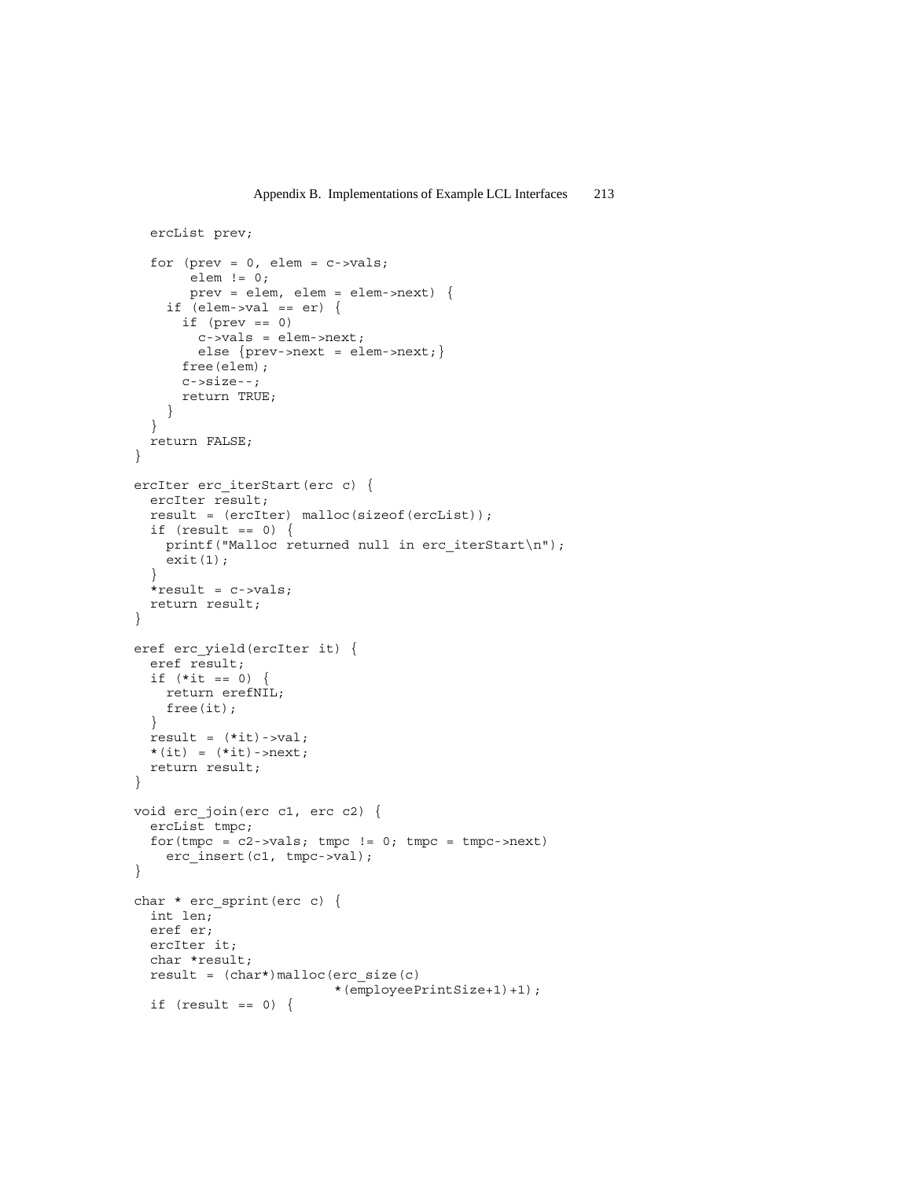```
  ercList prev;

  for (prev = 0, elem = c->vals;
       elem != 0;
       prev = elem, elem = elem->next) {
    if (elem->val == er) {
      if (prev == 0)
        c->vals = elem->next;
        else {prev->next = elem->next;}
      free(elem);
      c->size--;
      return TRUE;
    }
  }
  return FALSE;
}

ercIter erc_iterStart(erc c) {
  ercIter result;
  result = (ercIter) malloc(sizeof(ercList));
  if (result == 0) {
    printf("Malloc returned null in erc_iterStart\n");
    exit(1);
  }
  *result = c->vals;
  return result;
}

eref erc_yield(ercIter it) {
  eref result;
  if (*it == 0) {
    return erefNIL;
    free(it);
  }
  result = (*it)->val;
  *(it) = (*it)->next;
  return result;
}

void erc_join(erc c1, erc c2) {
  ercList tmpc;
  for(tmpc = c2->vals; tmpc != 0; tmpc = tmpc->next)
    erc_insert(c1, tmpc->val);
}

char * erc_sprint(erc c) {
  int len;
  eref er;
  ercIter it;
  char *result;
  result = (char*)malloc(erc_size(c)
                         *(employeePrintSize+1)+1);
  if (result == 0) {
```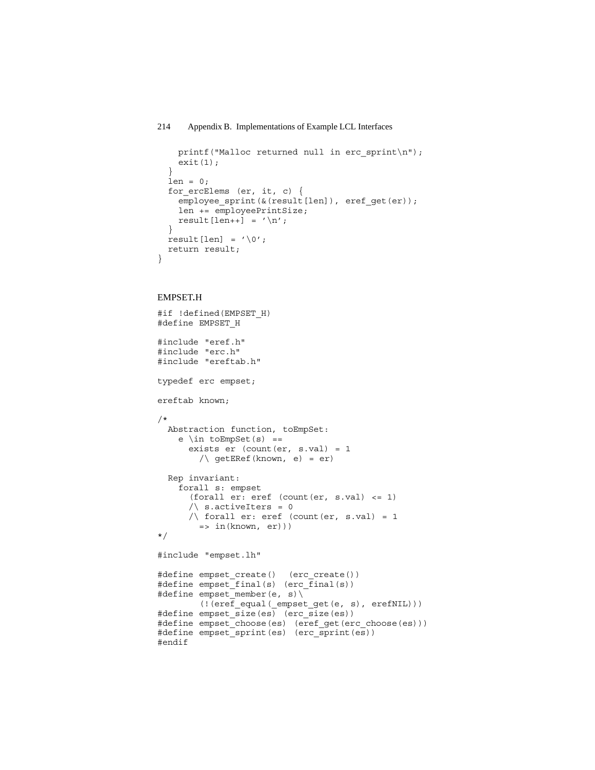```
    printf("Malloc returned null in erc_sprint\n");
    exit(1);
  }
  len = 0;
  for_ercElems (er, it, c) {
    employee_sprint(&(result[len]), eref_get(er));
    len += employeePrintSize;
    result[len++] = '\n';
  }
  result[len] = '\0';
  return result;
}
```

EMPSET.H

```
#if !defined(EMPSET_H)
#define EMPSET_H

#include "eref.h"
#include "erc.h"
#include "ereftab.h"

typedef erc empset;

ereftab known;

/*
  Abstraction function, toEmpSet:
    e \in toEmpSet(s) ==
      exists er (count(er, s.val) = 1
        /\ getERef(known, e) = er)

  Rep invariant:
    forall s: empset
      (forall er: eref (count(er, s.val) <= 1)
      /\ s.activeIters = 0
      /\ forall er: eref (count(er, s.val) = 1
        => in(known, er)))
*/

#include "empset.lh"

#define empset_create()  (erc_create())
#define empset_final(s) (erc_final(s))
#define empset_member(e, s)\
        (!(eref_equal(_empset_get(e, s), erefNIL)))
#define empset_size(es) (erc_size(es))
#define empset_choose(es) (eref_get(erc_choose(es)))
#define empset_sprint(es) (erc_sprint(es))
#endif
```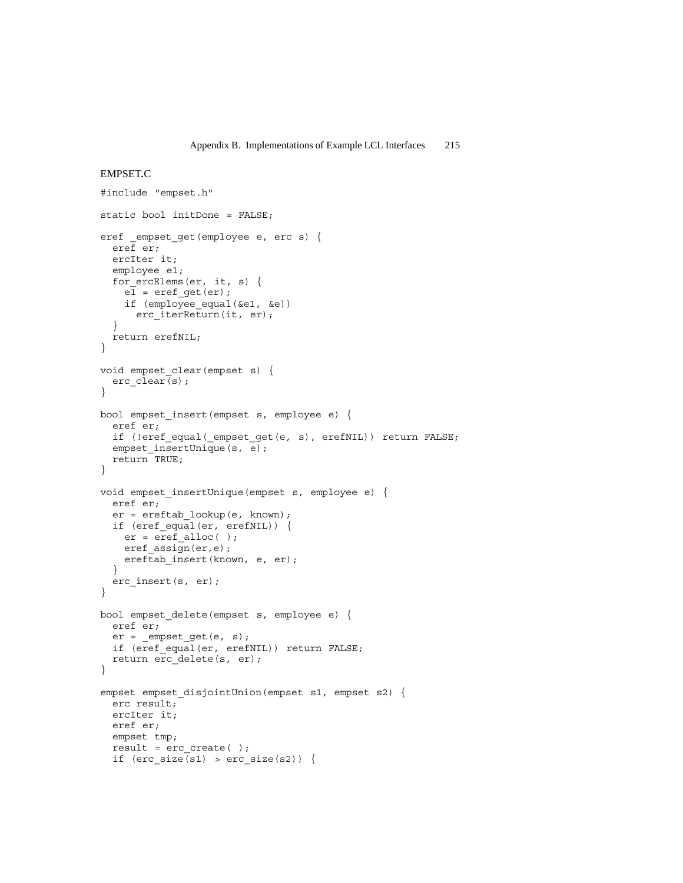### EMPSET.C

```
#include "empset.h"

static bool initDone = FALSE;

eref _empset_get(employee e, erc s) {
  eref er;
  ercIter it;
  employee e1;
  for_ercElems(er, it, s) {
    e1 = eref_get(er);
    if (employee_equal(&e1, &e))
      erc_iterReturn(it, er);
  }
  return erefNIL;
}

void empset_clear(empset s) {
  erc_clear(s);
}

bool empset_insert(empset s, employee e) {
  eref er;
  if (!eref_equal(_empset_get(e, s), erefNIL)) return FALSE;
  empset_insertUnique(s, e);
  return TRUE;
}

void empset_insertUnique(empset s, employee e) {
  eref er;
  er = ereftab_lookup(e, known);
  if (eref_equal(er, erefNIL)) {
    er = eref_alloc( );
    eref_assign(er,e);
    ereftab_insert(known, e, er);
  }
  erc_insert(s, er);
}

bool empset_delete(empset s, employee e) {
  eref er;
  er = _empset_get(e, s);
  if (eref_equal(er, erefNIL)) return FALSE;
  return erc_delete(s, er);
}

empset empset_disjointUnion(empset s1, empset s2) {
  erc result;
  ercIter it;
  eref er;
  empset tmp;
  result = erc_create( );
  if (erc_size(s1) > erc_size(s2)) {
```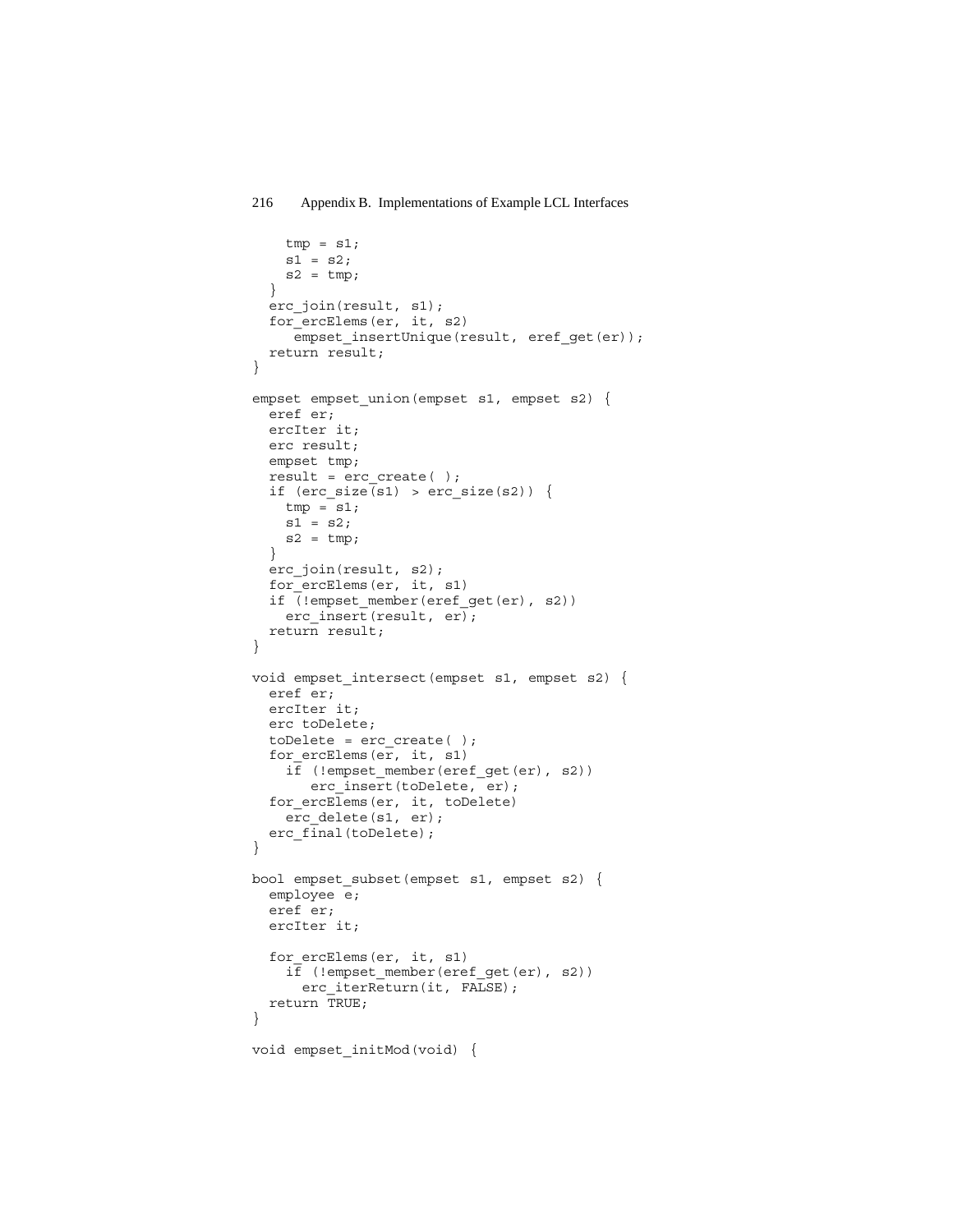```
    tmp = s1;
    s1 = s2;
    s2 = tmp;
  }
  erc_join(result, s1);
  for_ercElems(er, it, s2)
     empset_insertUnique(result, eref_get(er));
  return result;
}

empset empset_union(empset s1, empset s2) {
  eref er;
  ercIter it;
  erc result;
  empset tmp;
  result = erc_create( );
  if (erc_size(s1) > erc_size(s2)) {
    tmp = s1;
    s1 = s2;
    s2 = tmp;
  }
  erc_join(result, s2);
  for_ercElems(er, it, s1)
  if (!empset_member(eref_get(er), s2))
    erc_insert(result, er);
  return result;
}

void empset_intersect(empset s1, empset s2) {
  eref er;
  ercIter it;
  erc toDelete;
  toDelete = erc_create( );
  for_ercElems(er, it, s1)
    if (!empset_member(eref_get(er), s2))
       erc_insert(toDelete, er);
  for_ercElems(er, it, toDelete)
    erc_delete(s1, er);
  erc_final(toDelete);
}

bool empset_subset(empset s1, empset s2) {
  employee e;
  eref er;
  ercIter it;

  for_ercElems(er, it, s1)
    if (!empset_member(eref_get(er), s2))
      erc_iterReturn(it, FALSE);
  return TRUE;
}

void empset_initMod(void) {
```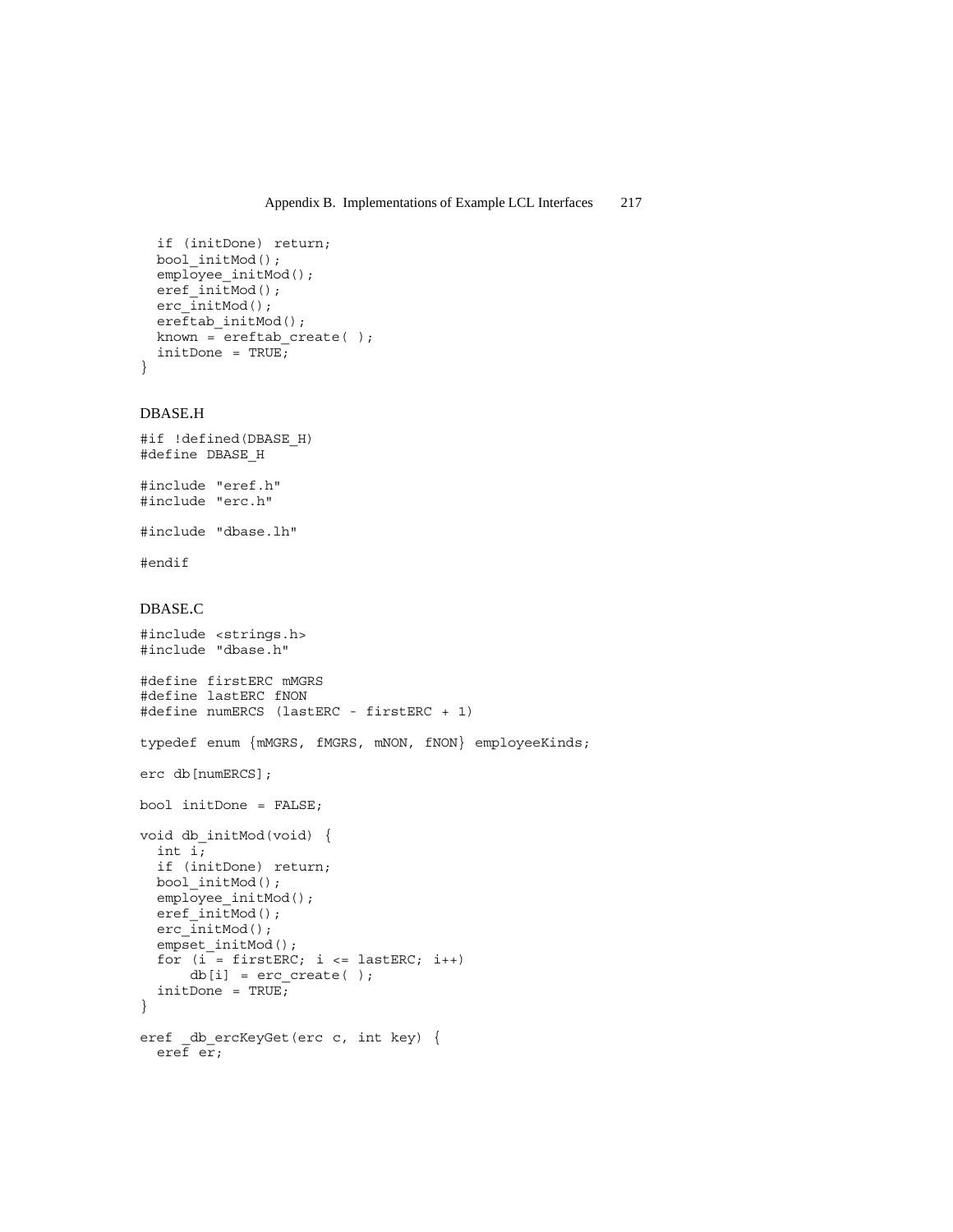```
  if (initDone) return;
  bool_initMod();
  employee_initMod();
  eref_initMod();
  erc_initMod();
  ereftab_initMod();
  known = ereftab_create( );
  initDone = TRUE;
}
```

### DBASE.H

```
#if !defined(DBASE_H)
#define DBASE_H

#include "eref.h"
#include "erc.h"

#include "dbase.lh"

#endif
```

### DBASE.C

```
#include <strings.h>
#include "dbase.h"

#define firstERC mMGRS
#define lastERC fNON
#define numERCS (lastERC - firstERC + 1)

typedef enum {mMGRS, fMGRS, mNON, fNON} employeeKinds;

erc db[numERCS];

bool initDone = FALSE;

void db_initMod(void) {
  int i;
  if (initDone) return;
  bool_initMod();
  employee_initMod();
  eref_initMod();
  erc_initMod();
  empset_initMod();
  for (i = firstERC; i <= lastERC; i++)
      db[i] = erc_create( );
  initDone = TRUE;
}

eref _db_ercKeyGet(erc c, int key) {
  eref er;
```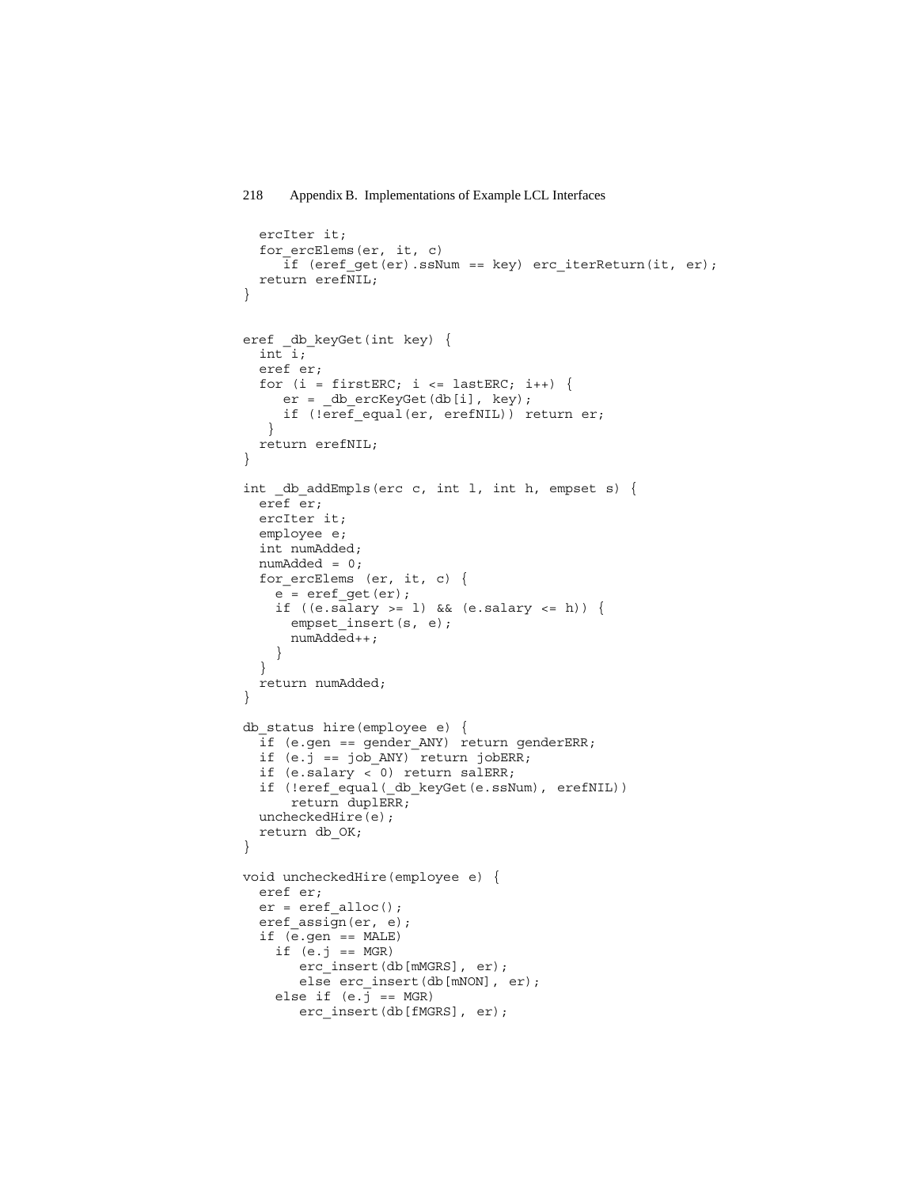```
  ercIter it;
  for_ercElems(er, it, c)
     if (eref_get(er).ssNum == key) erc_iterReturn(it, er);
  return erefNIL;
}


eref _db_keyGet(int key) {
  int i;
  eref er;
  for (i = firstERC; i <= lastERC; i++) {
     er = _db_ercKeyGet(db[i], key);
     if (!eref_equal(er, erefNIL)) return er;
   }
  return erefNIL;
}

int _db_addEmpls(erc c, int l, int h, empset s) {
  eref er;
  ercIter it;
  employee e;
  int numAdded;
  numAdded = 0;
  for_ercElems (er, it, c) {
    e = eref_get(er);
    if ((e.salary >= l) && (e.salary <= h)) {
      empset_insert(s, e);
      numAdded++;
    }
  }
  return numAdded;
}

db_status hire(employee e) {
  if (e.gen == gender_ANY) return genderERR;
  if (e.j == job_ANY) return jobERR;
  if (e.salary < 0) return salERR;
  if (!eref_equal(_db_keyGet(e.ssNum), erefNIL))
      return duplERR;
  uncheckedHire(e);
  return db_OK;
}

void uncheckedHire(employee e) {
  eref er;
  er = eref_alloc();
  eref_assign(er, e);
  if (e.gen == MALE)
    if (e.j == MGR)
       erc_insert(db[mMGRS], er);
       else erc_insert(db[mNON], er);
    else if (e.j == MGR)
       erc_insert(db[fMGRS], er);
```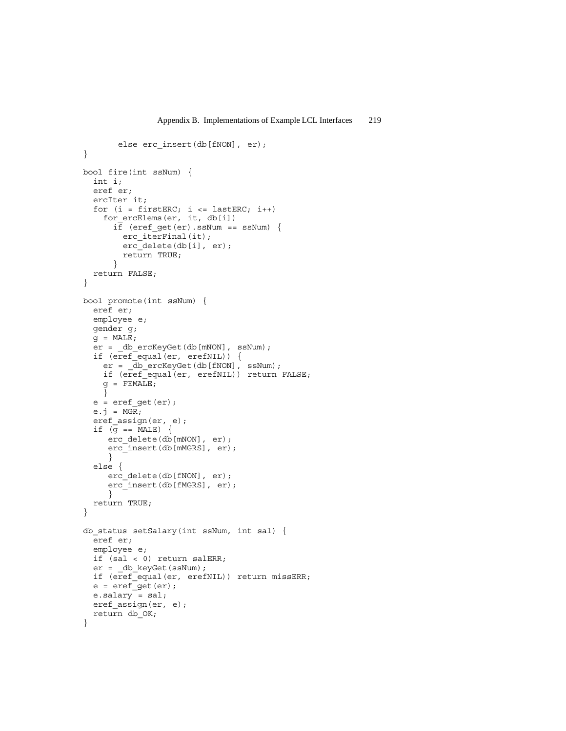```
        else erc_insert(db[fNON], er);
}

bool fire(int ssNum) {
  int i;
  eref er;
  ercIter it;
  for (i = firstERC; i <= lastERC; i++)
    for_ercElems(er, it, db[i])
      if (eref_get(er).ssNum == ssNum) {
        erc_iterFinal(it);
        erc_delete(db[i], er);
        return TRUE;
      }
  return FALSE;
}

bool promote(int ssNum) {
  eref er;
  employee e;
  gender g;
  g = MALE;
  er = _db_ercKeyGet(db[mNON], ssNum);
  if (eref_equal(er, erefNIL)) {
    er = _db_ercKeyGet(db[fNON], ssNum);
    if (eref_equal(er, erefNIL)) return FALSE;
    g = FEMALE;
    }
  e = eref_get(er);
  e.j = MGR;
  eref_assign(er, e);
  if (g == MALE) {
     erc_delete(db[mNON], er);
     erc_insert(db[mMGRS], er);
     }
  else {
     erc_delete(db[fNON], er);
     erc_insert(db[fMGRS], er);
     }
  return TRUE;
}

db_status setSalary(int ssNum, int sal) {
  eref er;
  employee e;
  if (sal < 0) return salERR;
  er = _db_keyGet(ssNum);
  if (eref_equal(er, erefNIL)) return missERR;
  e = eref_get(er);
  e.salary = sal;
  eref_assign(er, e);
  return db_OK;
}
```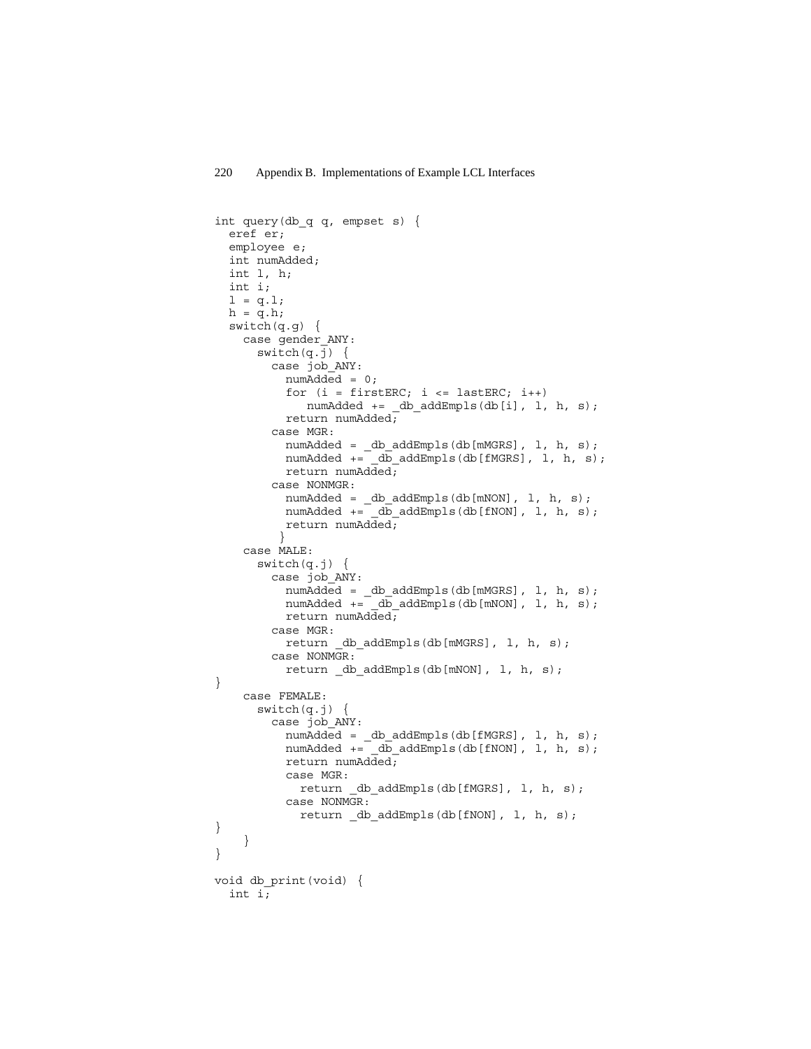```
int query(db_q q, empset s) {
  eref er;
  employee e;
  int numAdded;
  int l, h;
  int i;
  l = q.l;
  h = q.h;
  switch(q.g) {
    case gender_ANY:
      switch(q.j) {
        case job_ANY:
          numAdded = 0;
          for (i = firstERC; i <= lastERC; i++)
             numAdded += _db_addEmpls(db[i], l, h, s);
          return numAdded;
        case MGR:
          numAdded = _db_addEmpls(db[mMGRS], l, h, s);
          numAdded += _db_addEmpls(db[fMGRS], l, h, s);
          return numAdded;
        case NONMGR:
          numAdded = _db_addEmpls(db[mNON], l, h, s);
          numAdded += _db_addEmpls(db[fNON], l, h, s);
          return numAdded;
         }
    case MALE:
      switch(q.j) {
        case job_ANY:
          numAdded = _db_addEmpls(db[mMGRS], l, h, s);
          numAdded += _db_addEmpls(db[mNON], l, h, s);
          return numAdded;
        case MGR:
          return _db_addEmpls(db[mMGRS], l, h, s);
        case NONMGR:
          return _db_addEmpls(db[mNON], l, h, s);
}
    case FEMALE:
      switch(q.j) {
        case job_ANY:
          numAdded = _db_addEmpls(db[fMGRS], l, h, s);
          numAdded += _db_addEmpls(db[fNON], l, h, s);
          return numAdded;
          case MGR:
            return _db_addEmpls(db[fMGRS], l, h, s);
          case NONMGR:
            return _db_addEmpls(db[fNON], l, h, s);
}
    }
}

void db_print(void) {
  int i;
```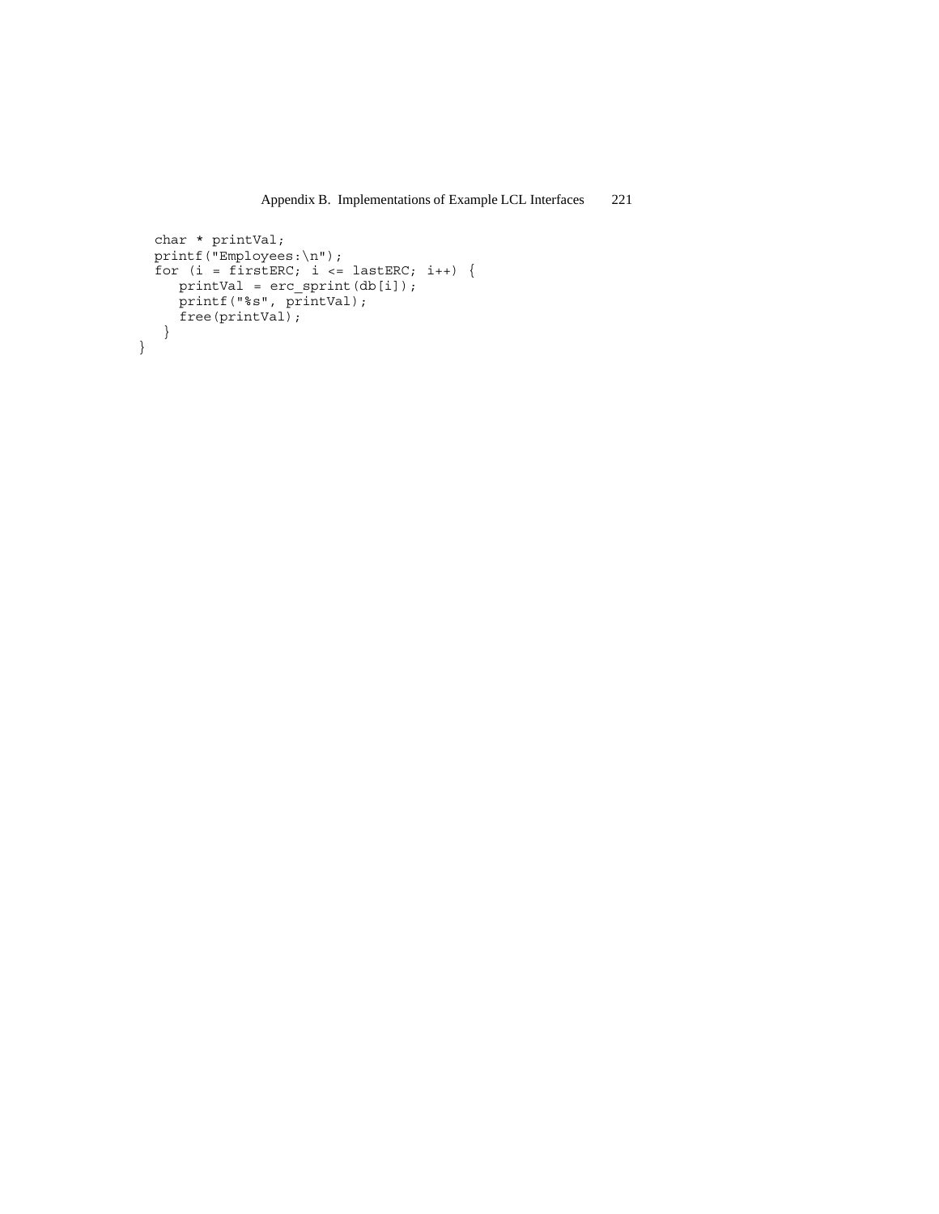```
  char * printVal;
  printf("Employees:\n");
  for (i = firstERC; i <= lastERC; i++) {
     printVal = erc_sprint(db[i]);
     printf("%s", printVal);
     free(printVal);
   }
}
```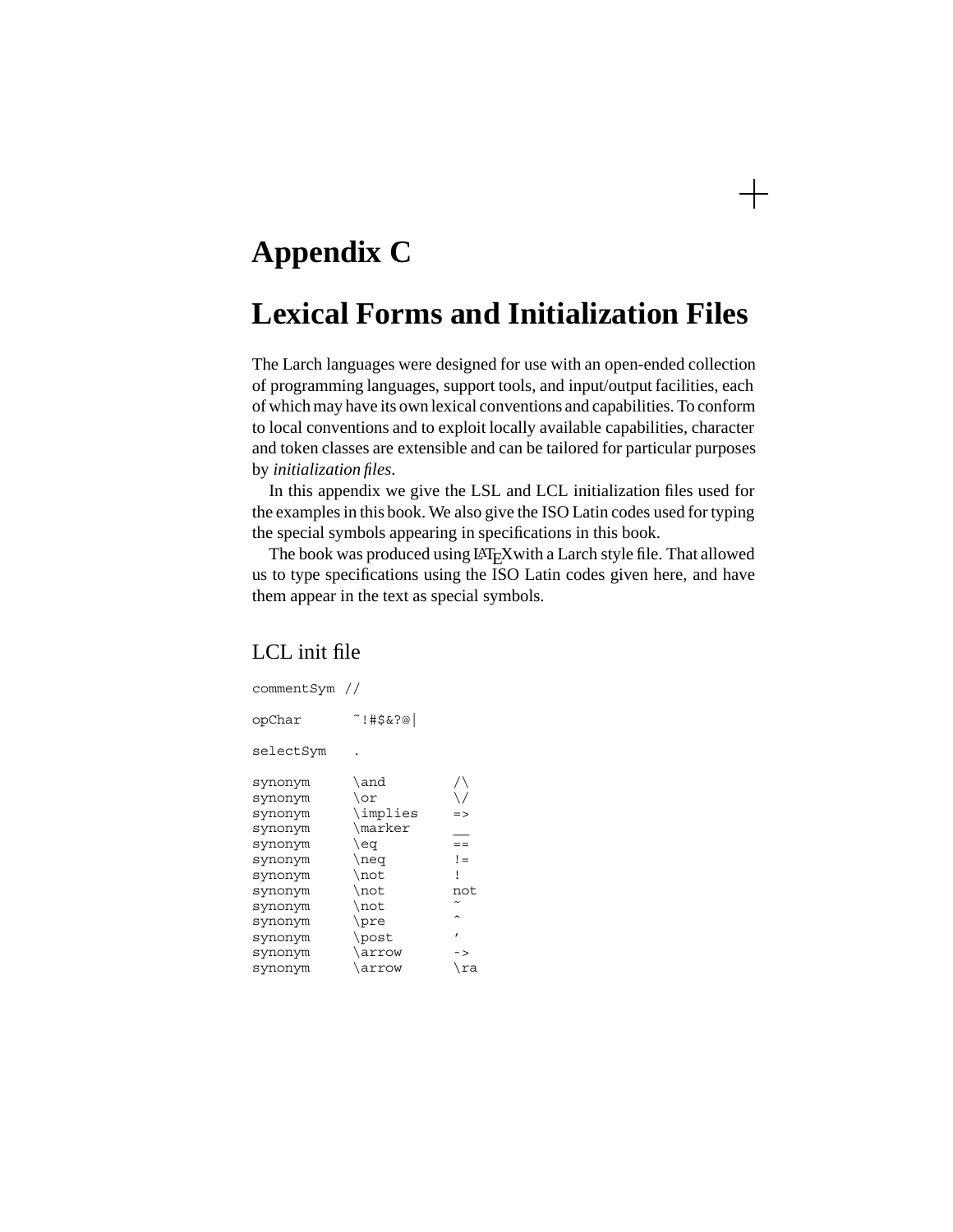# Appendix C

# Lexical Forms and Initialization Files

The Larch languages were designed for use with an open-ended collection of programming languages, support tools, and input/output facilities, each of which may have its own lexical conventions and capabilities. To conform to local conventions and to exploit locally available capabilities, character and token classes are extensible and can be tailored for particular purposes by *initialization files*.

In this appendix we give the LSL and LCL initialization files used for the examples in this book. We also give the ISO Latin codes used for typing the special symbols appearing in specifications in this book.

The book was produced using LaTeX with a Larch style file. That allowed us to type specifications using the ISO Latin codes given here, and have them appear in the text as special symbols.

## LCL init file

```
commentSym //

opChar       ~!#$&?@|

selectSym    .

synonym      \and        /\
synonym      \or         \/
synonym      \implies    =>
synonym      \marker     __
synonym      \eq         ==
synonym      \neq        !=
synonym      \not        !
synonym      \not        not
synonym      \not        ~
synonym      \pre        ^
synonym      \post       '
synonym      \arrow      ->
synonym      \arrow      \ra
```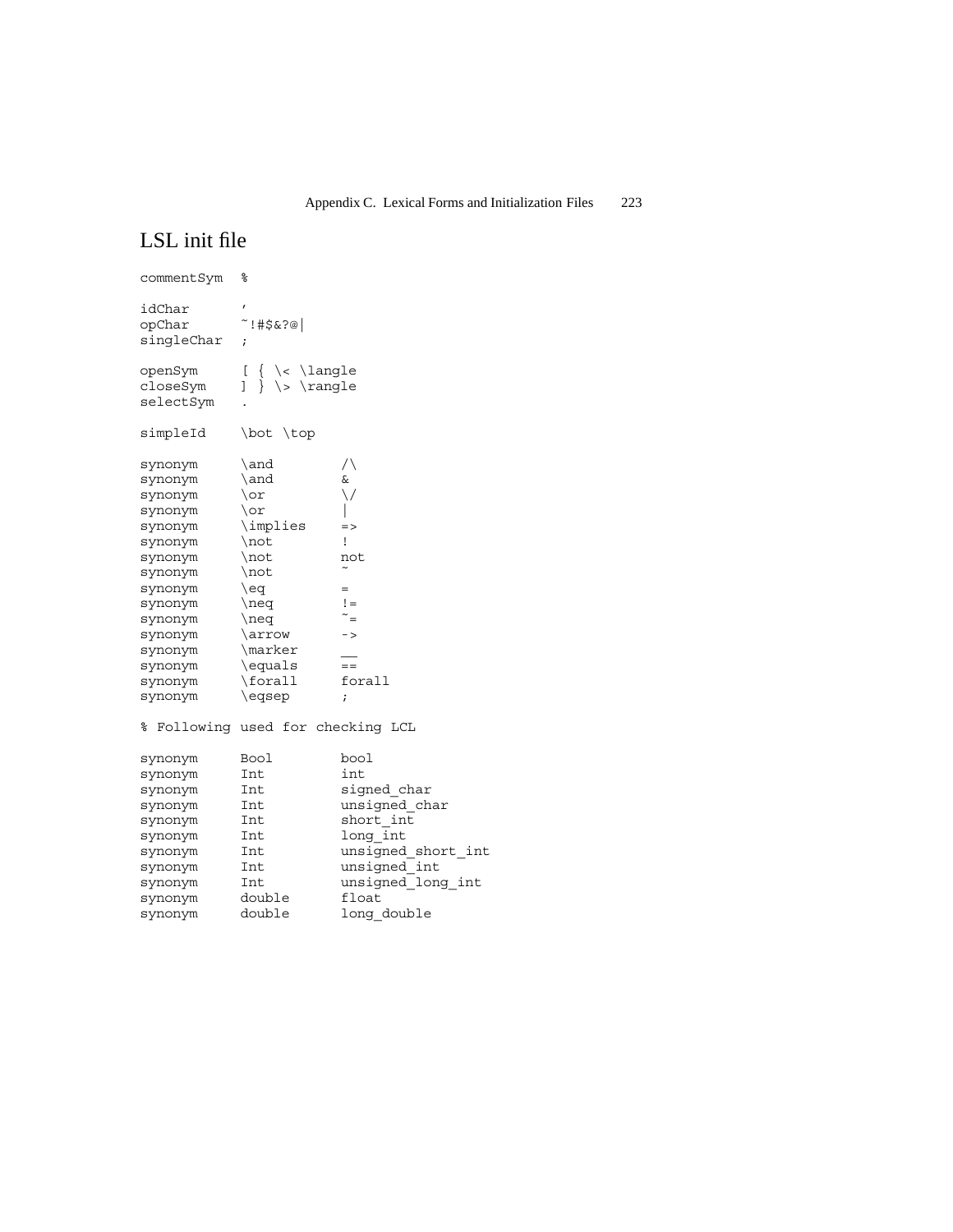# LSL init file

```
commentSym  %

idChar      '
opChar      ~!#$&?@|
singleChar  ;

openSym     [ { \< \langle
closeSym    ] } \> \rangle
selectSym   .

simpleId    \bot \top

synonym     \and        /\
synonym     \and        &
synonym     \or         \/
synonym     \or         |
synonym     \implies    =>
synonym     \not        !
synonym     \not        not
synonym     \not        ~
synonym     \eq         =
synonym     \neq        !=
synonym     \neq        ~=
synonym     \arrow      ->
synonym     \marker     __
synonym     \equals     ==
synonym     \forall     forall
synonym     \eqsep      ;

% Following used for checking LCL

synonym     Bool        bool
synonym     Int         int
synonym     Int         signed_char
synonym     Int         unsigned_char
synonym     Int         short_int
synonym     Int         long_int
synonym     Int         unsigned_short_int
synonym     Int         unsigned_int
synonym     Int         unsigned_long_int
synonym     double      float
synonym     double      long_double
```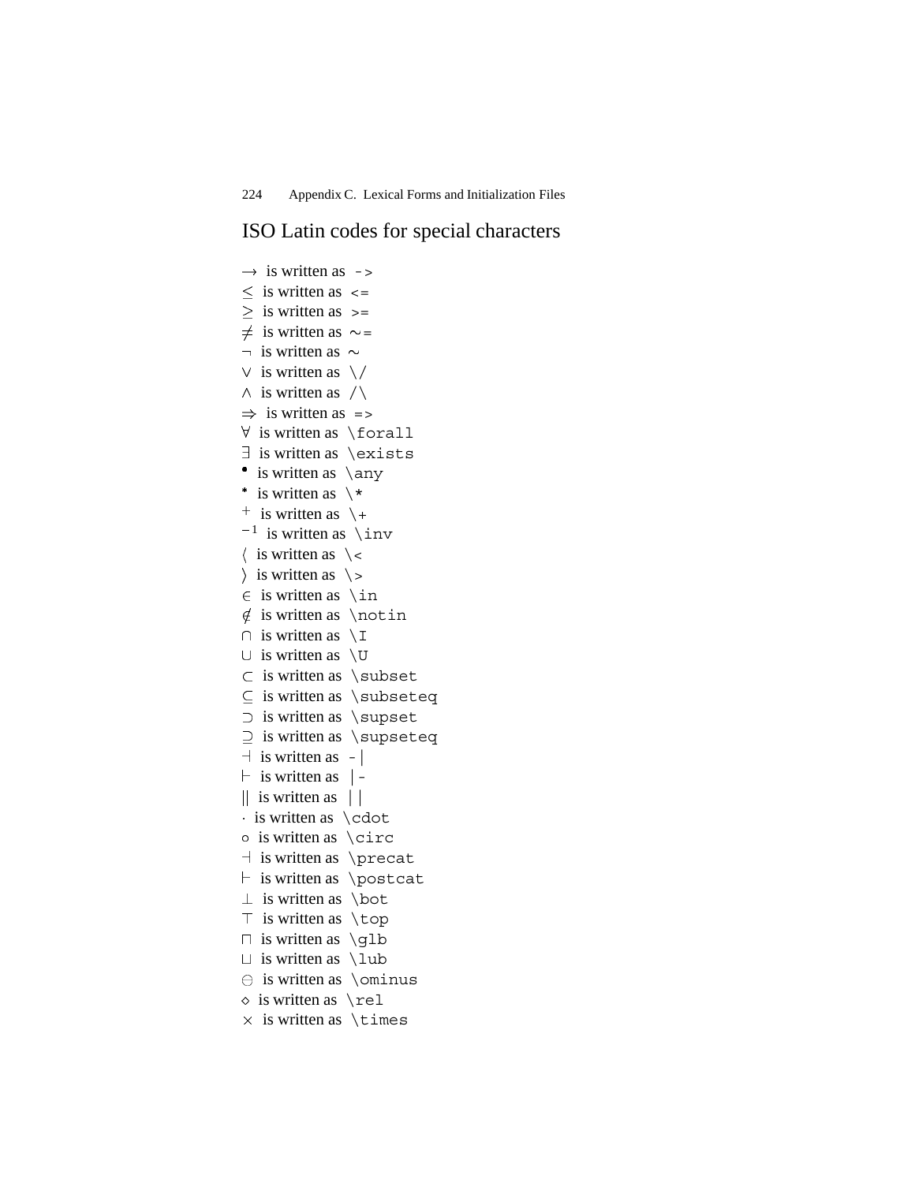## ISO Latin codes for special characters

$\rightarrow$ is written as `->`
$\leq$ is written as `<=`
$\geq$ is written as `>=`
$\neq$ is written as `~=`
$\neg$ is written as `~`
$\vee$ is written as `\/`
$\wedge$ is written as `/\`
$\Rightarrow$ is written as `=>`
$\forall$ is written as `\forall`
$\exists$ is written as `\exists`
$^{\bullet}$ is written as `\any`
$^{*}$ is written as `\*`
$^{+}$ is written as `\+`
$^{-1}$ is written as `\inv`
$\langle$ is written as `\<`
$\rangle$ is written as `\>`
$\in$ is written as `\in`
$\notin$ is written as `\notin`
$\cap$ is written as `\I`
$\cup$ is written as `\U`
$\subset$ is written as `\subset`
$\subseteq$ is written as `\subseteq`
$\supset$ is written as `\supset`
$\supseteq$ is written as `\supseteq`
$\dashv$ is written as `-|`
$\vdash$ is written as `|-`
$\|$ is written as `||`
$\cdot$ is written as `\cdot`
$\circ$ is written as `\circ`
$\dashv$ is written as `\precat`
$\vdash$ is written as `\postcat`
$\bot$ is written as `\bot`
$\top$ is written as `\top`
$\sqcap$ is written as `\glb`
$\sqcup$ is written as `\lub`
$\ominus$ is written as `\ominus`
$\diamond$ is written as `\rel`
$\times$ is written as `\times`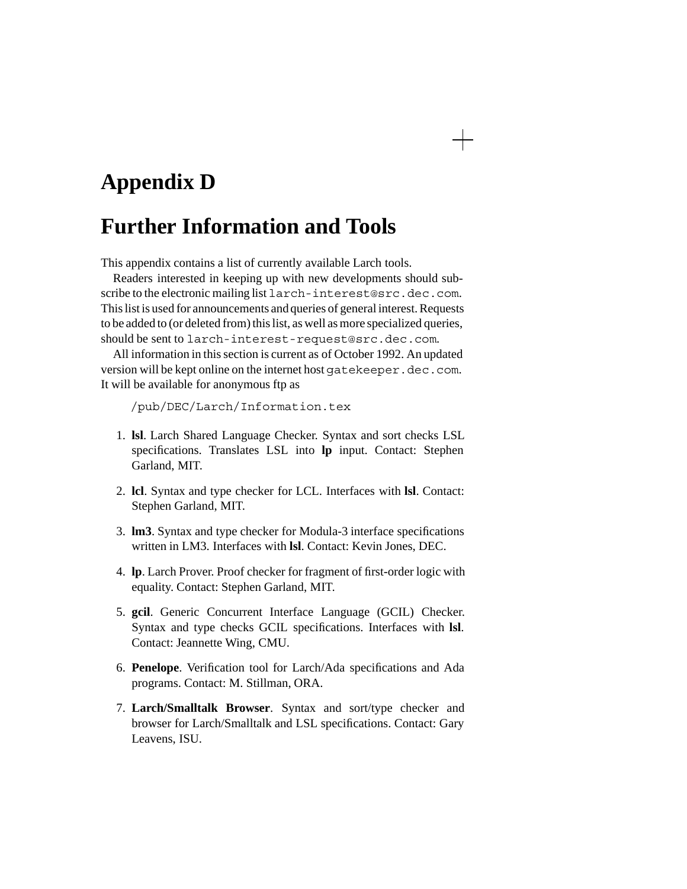# Appendix D

# Further Information and Tools

This appendix contains a list of currently available Larch tools.

Readers interested in keeping up with new developments should subscribe to the electronic mailing list `larch-interest@src.dec.com`. This list is used for announcements and queries of general interest. Requests to be added to (or deleted from) this list, as well as more specialized queries, should be sent to `larch-interest-request@src.dec.com`.

All information in this section is current as of October 1992. An updated version will be kept online on the internet host `gatekeeper.dec.com`. It will be available for anonymous ftp as

```
/pub/DEC/Larch/Information.tex
```

1. **lsl**. Larch Shared Language Checker. Syntax and sort checks LSL specifications. Translates LSL into **lp** input. Contact: Stephen Garland, MIT.

2. **lcl**. Syntax and type checker for LCL. Interfaces with **lsl**. Contact: Stephen Garland, MIT.

3. **lm3**. Syntax and type checker for Modula-3 interface specifications written in LM3. Interfaces with **lsl**. Contact: Kevin Jones, DEC.

4. **lp**. Larch Prover. Proof checker for fragment of first-order logic with equality. Contact: Stephen Garland, MIT.

5. **gcil**. Generic Concurrent Interface Language (GCIL) Checker. Syntax and type checks GCIL specifications. Interfaces with **lsl**. Contact: Jeannette Wing, CMU.

6. **Penelope**. Verification tool for Larch/Ada specifications and Ada programs. Contact: M. Stillman, ORA.

7. **Larch/Smalltalk Browser**. Syntax and sort/type checker and browser for Larch/Smalltalk and LSL specifications. Contact: Gary Leavens, ISU.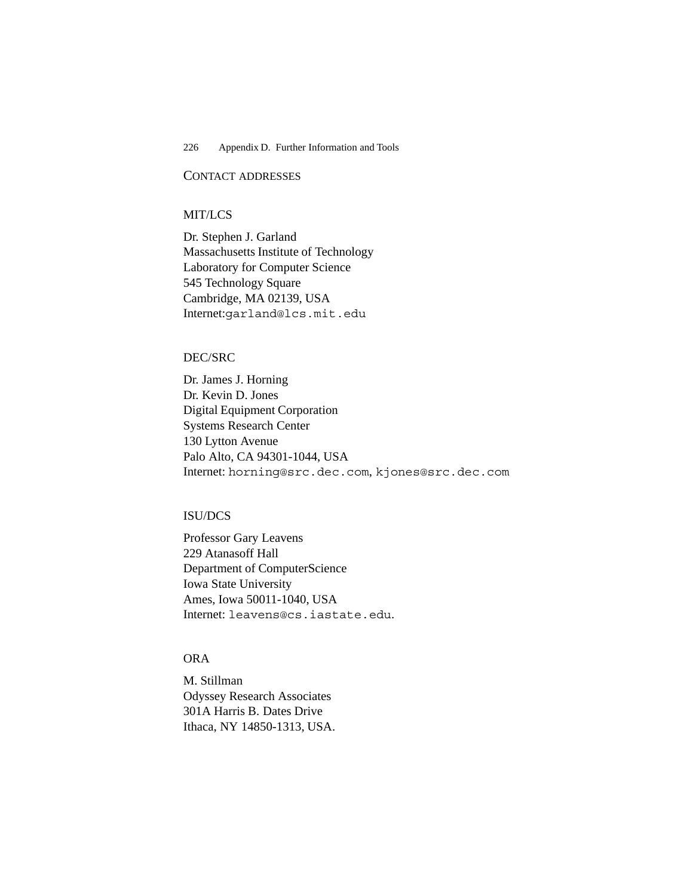## CONTACT ADDRESSES

### MIT/LCS

Dr. Stephen J. Garland  
Massachusetts Institute of Technology  
Laboratory for Computer Science  
545 Technology Square  
Cambridge, MA 02139, USA  
Internet:`garland@lcs.mit.edu`

### DEC/SRC

Dr. James J. Horning  
Dr. Kevin D. Jones  
Digital Equipment Corporation  
Systems Research Center  
130 Lytton Avenue  
Palo Alto, CA 94301-1044, USA  
Internet: `horning@src.dec.com`, `kjones@src.dec.com`

### ISU/DCS

Professor Gary Leavens  
229 Atanasoff Hall  
Department of ComputerScience  
Iowa State University  
Ames, Iowa 50011-1040, USA  
Internet: `leavens@cs.iastate.edu`.

### ORA

M. Stillman  
Odyssey Research Associates  
301A Harris B. Dates Drive  
Ithaca, NY 14850-1313, USA.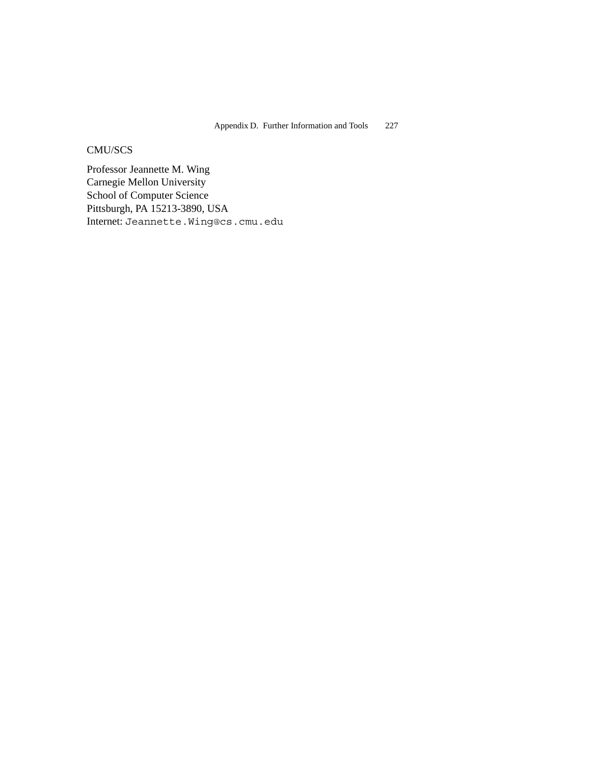CMU/SCS

Professor Jeannette M. Wing
Carnegie Mellon University
School of Computer Science
Pittsburgh, PA 15213-3890, USA
Internet: `Jeannette.Wing@cs.cmu.edu`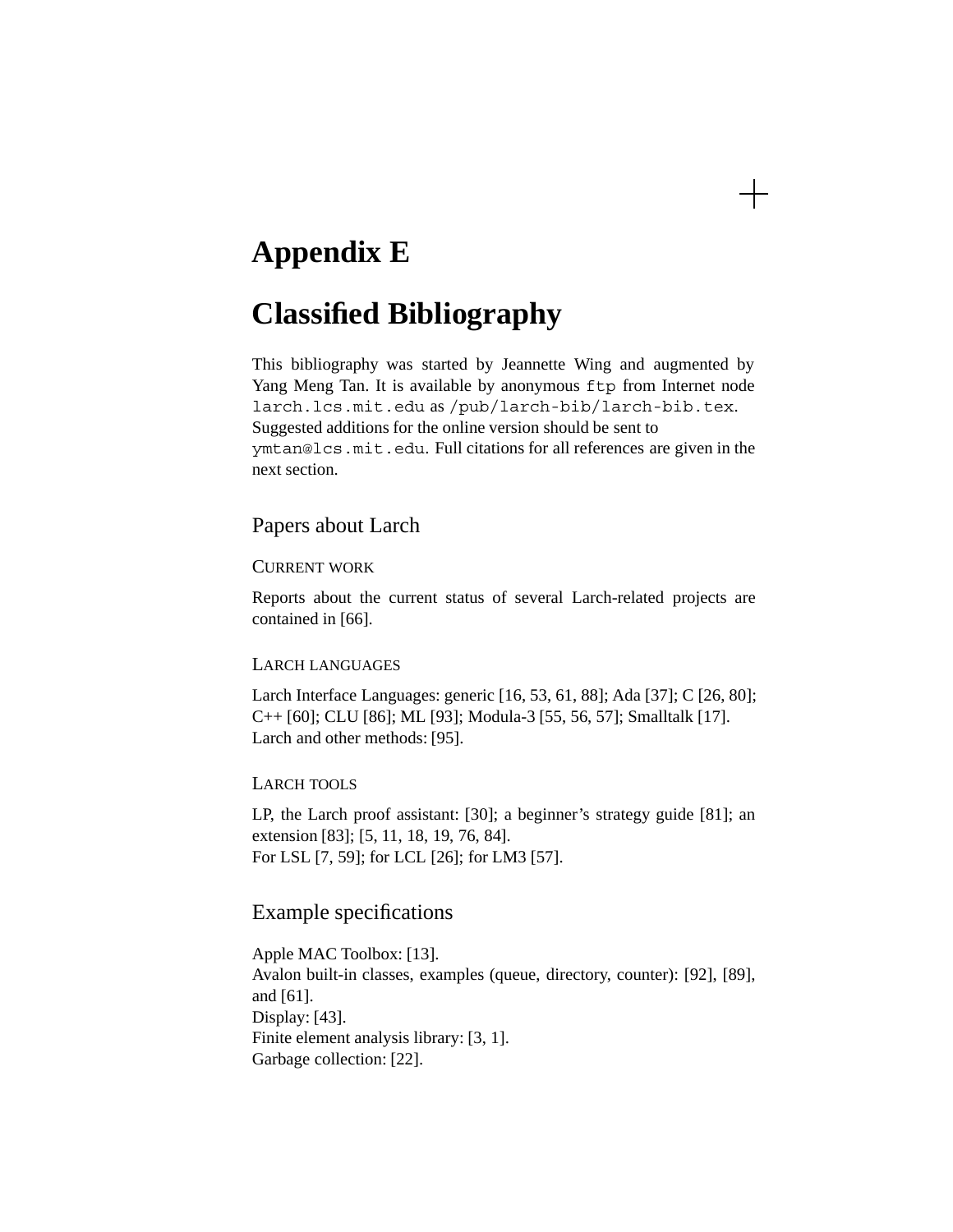# Appendix E

# Classified Bibliography

This bibliography was started by Jeannette Wing and augmented by Yang Meng Tan. It is available by anonymous `ftp` from Internet node `larch.lcs.mit.edu` as `/pub/larch-bib/larch-bib.tex`. Suggested additions for the online version should be sent to `ymtan@lcs.mit.edu`. Full citations for all references are given in the next section.

## Papers about Larch

### Current work

Reports about the current status of several Larch-related projects are contained in [66].

### Larch languages

Larch Interface Languages: generic [16, 53, 61, 88]; Ada [37]; C [26, 80]; C++ [60]; CLU [86]; ML [93]; Modula-3 [55, 56, 57]; Smalltalk [17].
Larch and other methods: [95].

### Larch tools

LP, the Larch proof assistant: [30]; a beginner's strategy guide [81]; an extension [83]; [5, 11, 18, 19, 76, 84].
For LSL [7, 59]; for LCL [26]; for LM3 [57].

## Example specifications

Apple MAC Toolbox: [13].
Avalon built-in classes, examples (queue, directory, counter): [92], [89], and [61].
Display: [43].
Finite element analysis library: [3, 1].
Garbage collection: [22].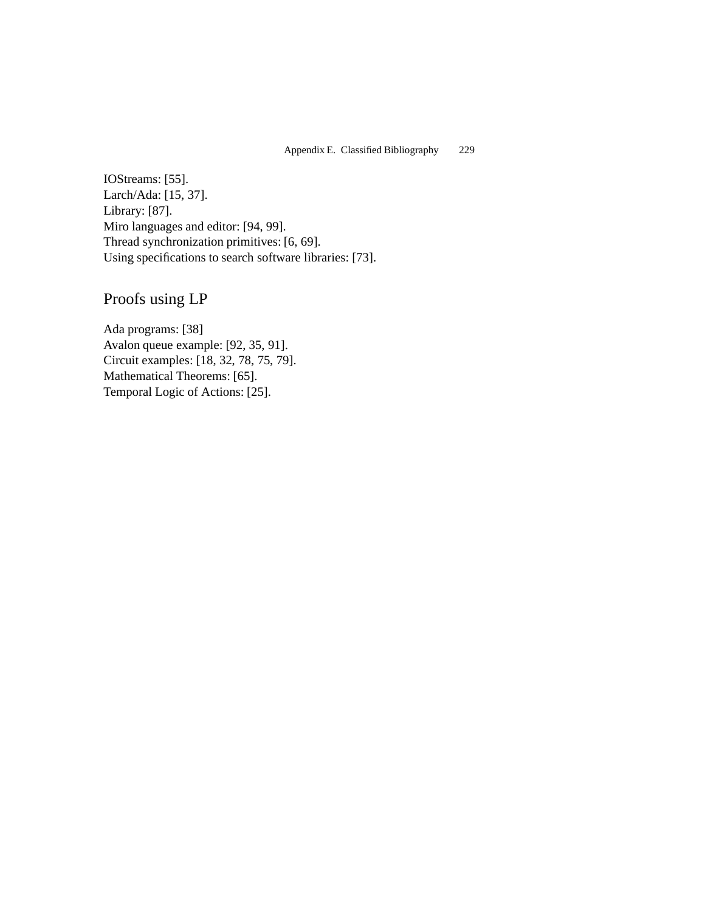IOStreams: [55].
Larch/Ada: [15, 37].
Library: [87].
Miro languages and editor: [94, 99].
Thread synchronization primitives: [6, 69].
Using specifications to search software libraries: [73].

## Proofs using LP

Ada programs: [38]
Avalon queue example: [92, 35, 91].
Circuit examples: [18, 32, 78, 75, 79].
Mathematical Theorems: [65].
Temporal Logic of Actions: [25].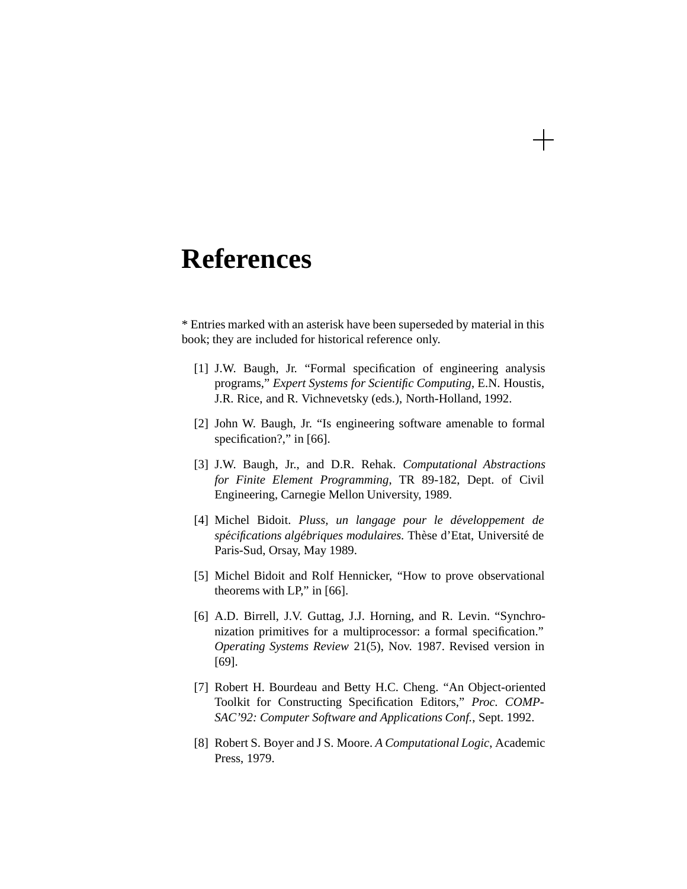# References

* Entries marked with an asterisk have been superseded by material in this book; they are included for historical reference only.

[1] J.W. Baugh, Jr. “Formal specification of engineering analysis programs,” *Expert Systems for Scientific Computing*, E.N. Houstis, J.R. Rice, and R. Vichnevetsky (eds.), North-Holland, 1992.

[2] John W. Baugh, Jr. “Is engineering software amenable to formal specification?,” in [66].

[3] J.W. Baugh, Jr., and D.R. Rehak. *Computational Abstractions for Finite Element Programming*, TR 89-182, Dept. of Civil Engineering, Carnegie Mellon University, 1989.

[4] Michel Bidoit. *Pluss, un langage pour le développement de spécifications algébriques modulaires.* Thèse d’Etat, Université de Paris-Sud, Orsay, May 1989.

[5] Michel Bidoit and Rolf Hennicker, “How to prove observational theorems with LP,” in [66].

[6] A.D. Birrell, J.V. Guttag, J.J. Horning, and R. Levin. “Synchronization primitives for a multiprocessor: a formal specification.” *Operating Systems Review* 21(5), Nov. 1987. Revised version in [69].

[7] Robert H. Bourdeau and Betty H.C. Cheng. “An Object-oriented Toolkit for Constructing Specification Editors,” *Proc. COMPSAC’92: Computer Software and Applications Conf.*, Sept. 1992.

[8] Robert S. Boyer and J S. Moore. *A Computational Logic*, Academic Press, 1979.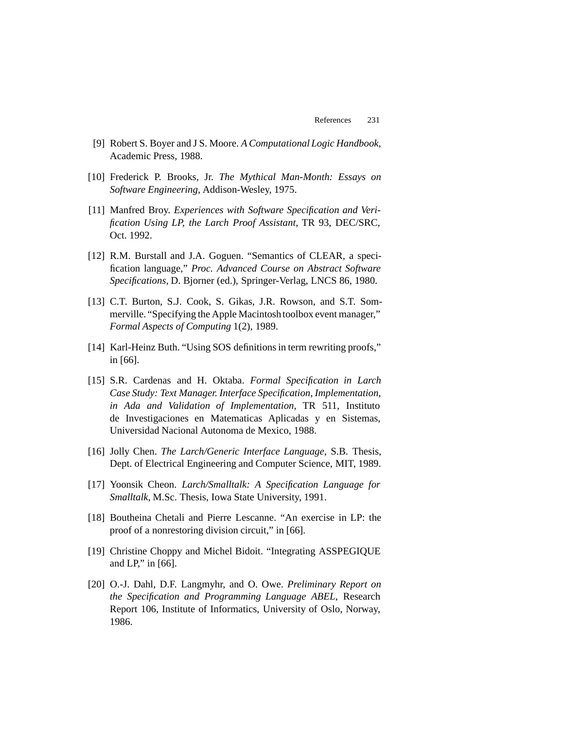[9] Robert S. Boyer and J S. Moore. *A Computational Logic Handbook*, Academic Press, 1988.

[10] Frederick P. Brooks, Jr. *The Mythical Man-Month: Essays on Software Engineering*, Addison-Wesley, 1975.

[11] Manfred Broy. *Experiences with Software Specification and Verification Using LP, the Larch Proof Assistant*, TR 93, DEC/SRC, Oct. 1992.

[12] R.M. Burstall and J.A. Goguen. "Semantics of CLEAR, a specification language," *Proc. Advanced Course on Abstract Software Specifications*, D. Bjorner (ed.), Springer-Verlag, LNCS 86, 1980.

[13] C.T. Burton, S.J. Cook, S. Gikas, J.R. Rowson, and S.T. Sommerville. "Specifying the Apple Macintosh toolbox event manager," *Formal Aspects of Computing* 1(2), 1989.

[14] Karl-Heinz Buth. "Using SOS definitions in term rewriting proofs," in [66].

[15] S.R. Cardenas and H. Oktaba. *Formal Specification in Larch Case Study: Text Manager. Interface Specification, Implementation, in Ada and Validation of Implementation*, TR 511, Instituto de Investigaciones en Matematicas Aplicadas y en Sistemas, Universidad Nacional Autonoma de Mexico, 1988.

[16] Jolly Chen. *The Larch/Generic Interface Language*, S.B. Thesis, Dept. of Electrical Engineering and Computer Science, MIT, 1989.

[17] Yoonsik Cheon. *Larch/Smalltalk: A Specification Language for Smalltalk*, M.Sc. Thesis, Iowa State University, 1991.

[18] Boutheina Chetali and Pierre Lescanne. "An exercise in LP: the proof of a nonrestoring division circuit," in [66].

[19] Christine Choppy and Michel Bidoit. "Integrating ASSPEGIQUE and LP," in [66].

[20] O.-J. Dahl, D.F. Langmyhr, and O. Owe. *Preliminary Report on the Specification and Programming Language ABEL*, Research Report 106, Institute of Informatics, University of Oslo, Norway, 1986.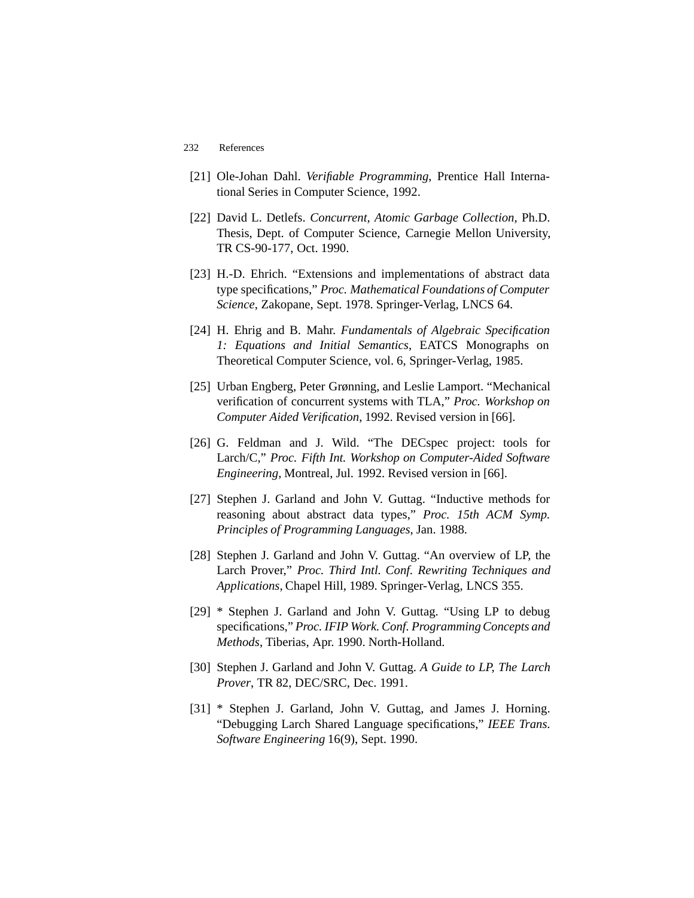[21] Ole-Johan Dahl. *Verifiable Programming*, Prentice Hall International Series in Computer Science, 1992.

[22] David L. Detlefs. *Concurrent, Atomic Garbage Collection*, Ph.D. Thesis, Dept. of Computer Science, Carnegie Mellon University, TR CS-90-177, Oct. 1990.

[23] H.-D. Ehrich. "Extensions and implementations of abstract data type specifications," *Proc. Mathematical Foundations of Computer Science*, Zakopane, Sept. 1978. Springer-Verlag, LNCS 64.

[24] H. Ehrig and B. Mahr. *Fundamentals of Algebraic Specification 1: Equations and Initial Semantics*, EATCS Monographs on Theoretical Computer Science, vol. 6, Springer-Verlag, 1985.

[25] Urban Engberg, Peter Grønning, and Leslie Lamport. "Mechanical verification of concurrent systems with TLA," *Proc. Workshop on Computer Aided Verification*, 1992. Revised version in [66].

[26] G. Feldman and J. Wild. "The DECspec project: tools for Larch/C," *Proc. Fifth Int. Workshop on Computer-Aided Software Engineering*, Montreal, Jul. 1992. Revised version in [66].

[27] Stephen J. Garland and John V. Guttag. "Inductive methods for reasoning about abstract data types," *Proc. 15th ACM Symp. Principles of Programming Languages*, Jan. 1988.

[28] Stephen J. Garland and John V. Guttag. "An overview of LP, the Larch Prover," *Proc. Third Intl. Conf. Rewriting Techniques and Applications*, Chapel Hill, 1989. Springer-Verlag, LNCS 355.

[29] * Stephen J. Garland and John V. Guttag. "Using LP to debug specifications," *Proc. IFIP Work. Conf. Programming Concepts and Methods*, Tiberias, Apr. 1990. North-Holland.

[30] Stephen J. Garland and John V. Guttag. *A Guide to LP, The Larch Prover*, TR 82, DEC/SRC, Dec. 1991.

[31] * Stephen J. Garland, John V. Guttag, and James J. Horning. "Debugging Larch Shared Language specifications," *IEEE Trans. Software Engineering* 16(9), Sept. 1990.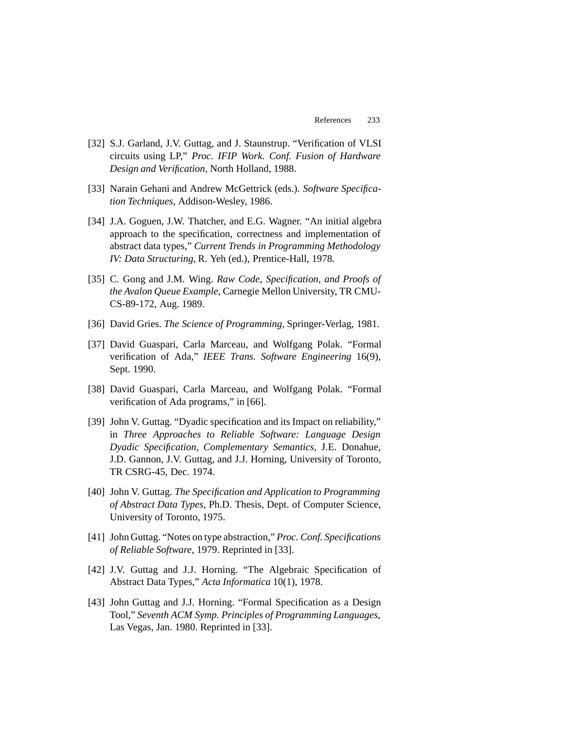[32] S.J. Garland, J.V. Guttag, and J. Staunstrup. "Verification of VLSI circuits using LP," *Proc. IFIP Work. Conf. Fusion of Hardware Design and Verification*, North Holland, 1988.

[33] Narain Gehani and Andrew McGettrick (eds.). *Software Specification Techniques*, Addison-Wesley, 1986.

[34] J.A. Goguen, J.W. Thatcher, and E.G. Wagner. "An initial algebra approach to the specification, correctness and implementation of abstract data types," *Current Trends in Programming Methodology IV: Data Structuring*, R. Yeh (ed.), Prentice-Hall, 1978.

[35] C. Gong and J.M. Wing. *Raw Code, Specification, and Proofs of the Avalon Queue Example*, Carnegie Mellon University, TR CMU-CS-89-172, Aug. 1989.

[36] David Gries. *The Science of Programming*, Springer-Verlag, 1981.

[37] David Guaspari, Carla Marceau, and Wolfgang Polak. "Formal verification of Ada," *IEEE Trans. Software Engineering* 16(9), Sept. 1990.

[38] David Guaspari, Carla Marceau, and Wolfgang Polak. "Formal verification of Ada programs," in [66].

[39] John V. Guttag. "Dyadic specification and its Impact on reliability," in *Three Approaches to Reliable Software: Language Design Dyadic Specification, Complementary Semantics*, J.E. Donahue, J.D. Gannon, J.V. Guttag, and J.J. Horning, University of Toronto, TR CSRG-45, Dec. 1974.

[40] John V. Guttag. *The Specification and Application to Programming of Abstract Data Types*, Ph.D. Thesis, Dept. of Computer Science, University of Toronto, 1975.

[41] John Guttag. "Notes on type abstraction," *Proc. Conf. Specifications of Reliable Software*, 1979. Reprinted in [33].

[42] J.V. Guttag and J.J. Horning. "The Algebraic Specification of Abstract Data Types," *Acta Informatica* 10(1), 1978.

[43] John Guttag and J.J. Horning. "Formal Specification as a Design Tool," *Seventh ACM Symp. Principles of Programming Languages*, Las Vegas, Jan. 1980. Reprinted in [33].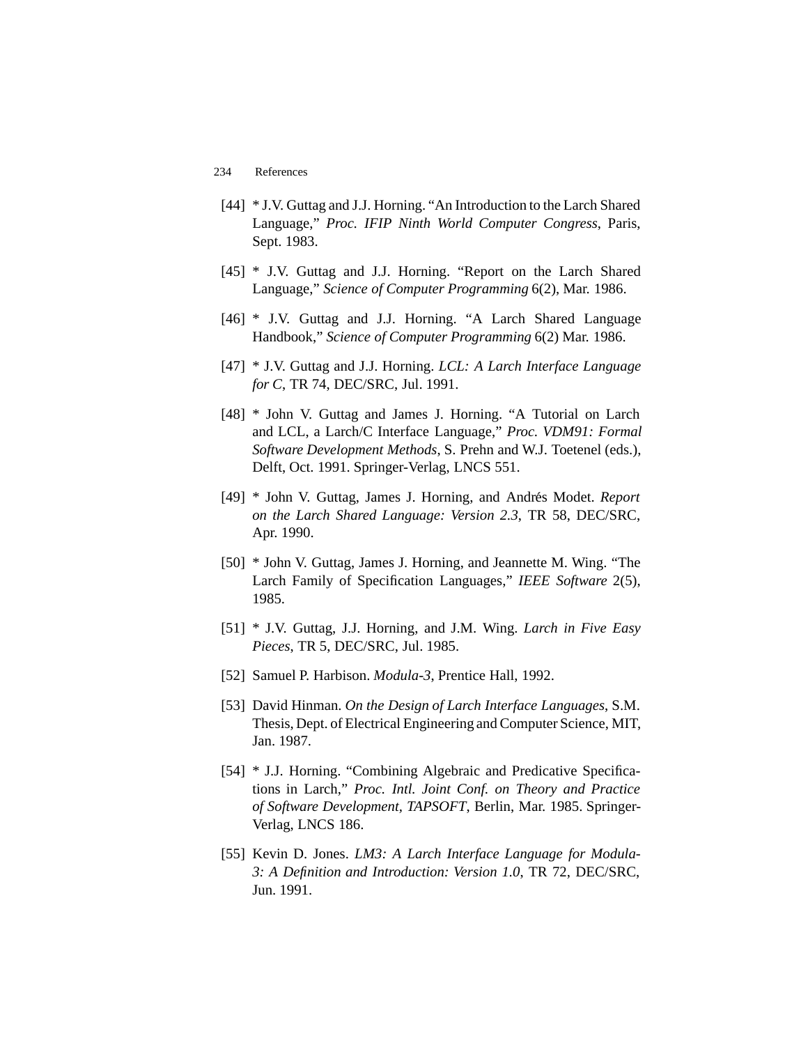[44] * J.V. Guttag and J.J. Horning. "An Introduction to the Larch Shared Language," *Proc. IFIP Ninth World Computer Congress*, Paris, Sept. 1983.

[45] * J.V. Guttag and J.J. Horning. "Report on the Larch Shared Language," *Science of Computer Programming* 6(2), Mar. 1986.

[46] * J.V. Guttag and J.J. Horning. "A Larch Shared Language Handbook," *Science of Computer Programming* 6(2) Mar. 1986.

[47] * J.V. Guttag and J.J. Horning. *LCL: A Larch Interface Language for C*, TR 74, DEC/SRC, Jul. 1991.

[48] * John V. Guttag and James J. Horning. "A Tutorial on Larch and LCL, a Larch/C Interface Language," *Proc. VDM91: Formal Software Development Methods*, S. Prehn and W.J. Toetenel (eds.), Delft, Oct. 1991. Springer-Verlag, LNCS 551.

[49] * John V. Guttag, James J. Horning, and Andrés Modet. *Report on the Larch Shared Language: Version 2.3*, TR 58, DEC/SRC, Apr. 1990.

[50] * John V. Guttag, James J. Horning, and Jeannette M. Wing. "The Larch Family of Specification Languages," *IEEE Software* 2(5), 1985.

[51] * J.V. Guttag, J.J. Horning, and J.M. Wing. *Larch in Five Easy Pieces*, TR 5, DEC/SRC, Jul. 1985.

[52] Samuel P. Harbison. *Modula-3*, Prentice Hall, 1992.

[53] David Hinman. *On the Design of Larch Interface Languages*, S.M. Thesis, Dept. of Electrical Engineering and Computer Science, MIT, Jan. 1987.

[54] * J.J. Horning. "Combining Algebraic and Predicative Specifications in Larch," *Proc. Intl. Joint Conf. on Theory and Practice of Software Development, TAPSOFT*, Berlin, Mar. 1985. Springer-Verlag, LNCS 186.

[55] Kevin D. Jones. *LM3: A Larch Interface Language for Modula-3: A Definition and Introduction: Version 1.0*, TR 72, DEC/SRC, Jun. 1991.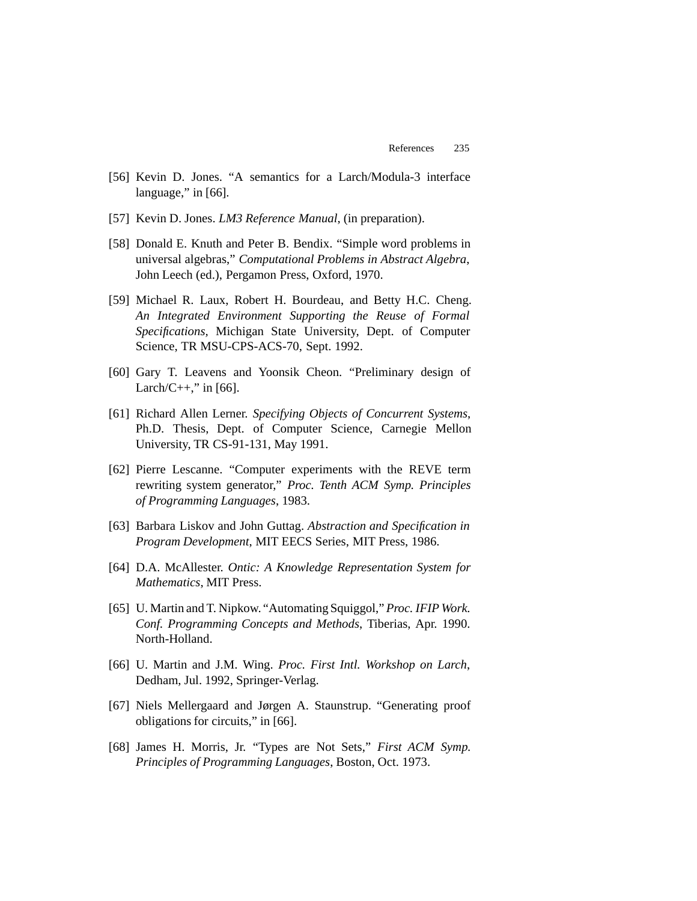[56] Kevin D. Jones. "A semantics for a Larch/Modula-3 interface language," in [66].

[57] Kevin D. Jones. *LM3 Reference Manual*, (in preparation).

[58] Donald E. Knuth and Peter B. Bendix. "Simple word problems in universal algebras," *Computational Problems in Abstract Algebra*, John Leech (ed.), Pergamon Press, Oxford, 1970.

[59] Michael R. Laux, Robert H. Bourdeau, and Betty H.C. Cheng. *An Integrated Environment Supporting the Reuse of Formal Specifications,* Michigan State University, Dept. of Computer Science, TR MSU-CPS-ACS-70, Sept. 1992.

[60] Gary T. Leavens and Yoonsik Cheon. "Preliminary design of Larch/C++," in [66].

[61] Richard Allen Lerner. *Specifying Objects of Concurrent Systems*, Ph.D. Thesis, Dept. of Computer Science, Carnegie Mellon University, TR CS-91-131, May 1991.

[62] Pierre Lescanne. "Computer experiments with the REVE term rewriting system generator," *Proc. Tenth ACM Symp. Principles of Programming Languages*, 1983.

[63] Barbara Liskov and John Guttag. *Abstraction and Specification in Program Development*, MIT EECS Series, MIT Press, 1986.

[64] D.A. McAllester. *Ontic: A Knowledge Representation System for Mathematics*, MIT Press.

[65] U. Martin and T. Nipkow. "Automating Squiggol," *Proc. IFIP Work. Conf. Programming Concepts and Methods*, Tiberias, Apr. 1990. North-Holland.

[66] U. Martin and J.M. Wing. *Proc. First Intl. Workshop on Larch*, Dedham, Jul. 1992, Springer-Verlag.

[67] Niels Mellergaard and Jørgen A. Staunstrup. "Generating proof obligations for circuits," in [66].

[68] James H. Morris, Jr. "Types are Not Sets," *First ACM Symp. Principles of Programming Languages*, Boston, Oct. 1973.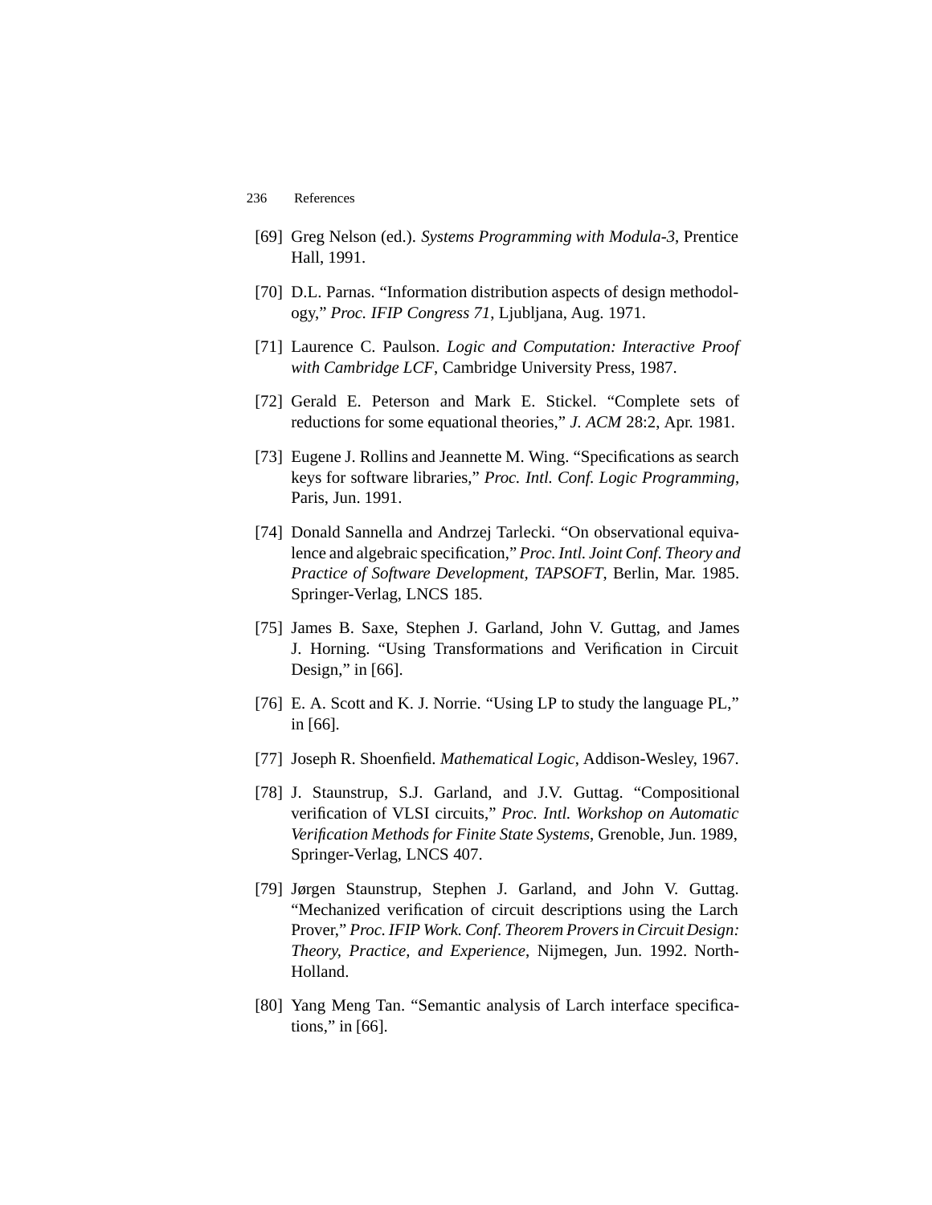[69] Greg Nelson (ed.). *Systems Programming with Modula-3*, Prentice Hall, 1991.

[70] D.L. Parnas. "Information distribution aspects of design methodology," *Proc. IFIP Congress 71*, Ljubljana, Aug. 1971.

[71] Laurence C. Paulson. *Logic and Computation: Interactive Proof with Cambridge LCF*, Cambridge University Press, 1987.

[72] Gerald E. Peterson and Mark E. Stickel. "Complete sets of reductions for some equational theories," *J. ACM* 28:2, Apr. 1981.

[73] Eugene J. Rollins and Jeannette M. Wing. "Specifications as search keys for software libraries," *Proc. Intl. Conf. Logic Programming*, Paris, Jun. 1991.

[74] Donald Sannella and Andrzej Tarlecki. "On observational equivalence and algebraic specification," *Proc. Intl. Joint Conf. Theory and Practice of Software Development, TAPSOFT*, Berlin, Mar. 1985. Springer-Verlag, LNCS 185.

[75] James B. Saxe, Stephen J. Garland, John V. Guttag, and James J. Horning. "Using Transformations and Verification in Circuit Design," in [66].

[76] E. A. Scott and K. J. Norrie. "Using LP to study the language PL," in [66].

[77] Joseph R. Shoenfield. *Mathematical Logic*, Addison-Wesley, 1967.

[78] J. Staunstrup, S.J. Garland, and J.V. Guttag. "Compositional verification of VLSI circuits," *Proc. Intl. Workshop on Automatic Verification Methods for Finite State Systems*, Grenoble, Jun. 1989, Springer-Verlag, LNCS 407.

[79] Jørgen Staunstrup, Stephen J. Garland, and John V. Guttag. "Mechanized verification of circuit descriptions using the Larch Prover," *Proc. IFIP Work. Conf. Theorem Provers in Circuit Design: Theory, Practice, and Experience*, Nijmegen, Jun. 1992. North-Holland.

[80] Yang Meng Tan. "Semantic analysis of Larch interface specifications," in [66].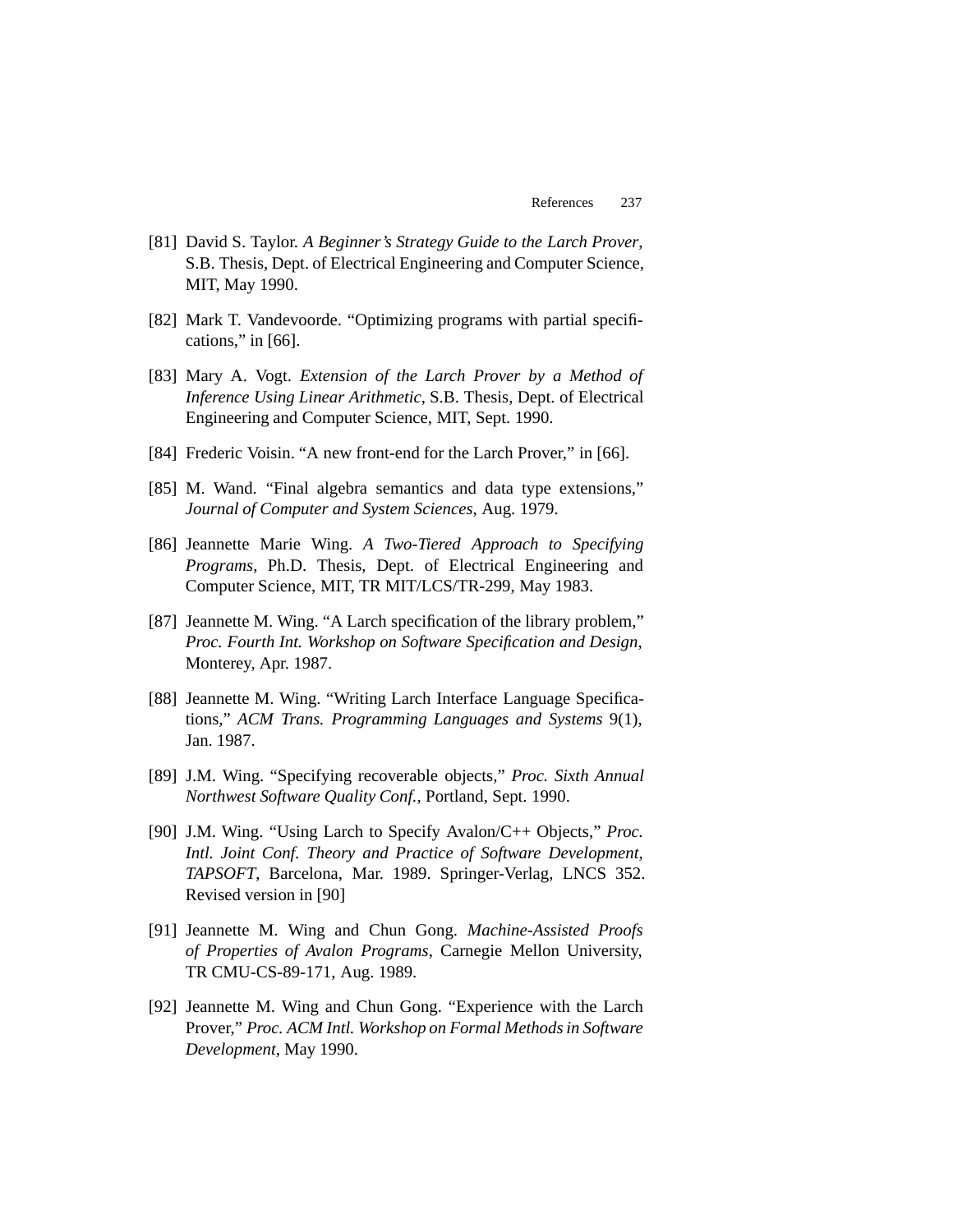[81] David S. Taylor. *A Beginner's Strategy Guide to the Larch Prover*, S.B. Thesis, Dept. of Electrical Engineering and Computer Science, MIT, May 1990.

[82] Mark T. Vandevoorde. "Optimizing programs with partial specifications," in [66].

[83] Mary A. Vogt. *Extension of the Larch Prover by a Method of Inference Using Linear Arithmetic*, S.B. Thesis, Dept. of Electrical Engineering and Computer Science, MIT, Sept. 1990.

[84] Frederic Voisin. "A new front-end for the Larch Prover," in [66].

[85] M. Wand. "Final algebra semantics and data type extensions," *Journal of Computer and System Sciences*, Aug. 1979.

[86] Jeannette Marie Wing. *A Two-Tiered Approach to Specifying Programs*, Ph.D. Thesis, Dept. of Electrical Engineering and Computer Science, MIT, TR MIT/LCS/TR-299, May 1983.

[87] Jeannette M. Wing. "A Larch specification of the library problem," *Proc. Fourth Int. Workshop on Software Specification and Design*, Monterey, Apr. 1987.

[88] Jeannette M. Wing. "Writing Larch Interface Language Specifications," *ACM Trans. Programming Languages and Systems* 9(1), Jan. 1987.

[89] J.M. Wing. "Specifying recoverable objects," *Proc. Sixth Annual Northwest Software Quality Conf.*, Portland, Sept. 1990.

[90] J.M. Wing. "Using Larch to Specify Avalon/C++ Objects," *Proc. Intl. Joint Conf. Theory and Practice of Software Development, TAPSOFT*, Barcelona, Mar. 1989. Springer-Verlag, LNCS 352. Revised version in [90]

[91] Jeannette M. Wing and Chun Gong. *Machine-Assisted Proofs of Properties of Avalon Programs*, Carnegie Mellon University, TR CMU-CS-89-171, Aug. 1989.

[92] Jeannette M. Wing and Chun Gong. "Experience with the Larch Prover," *Proc. ACM Intl. Workshop on Formal Methods in Software Development*, May 1990.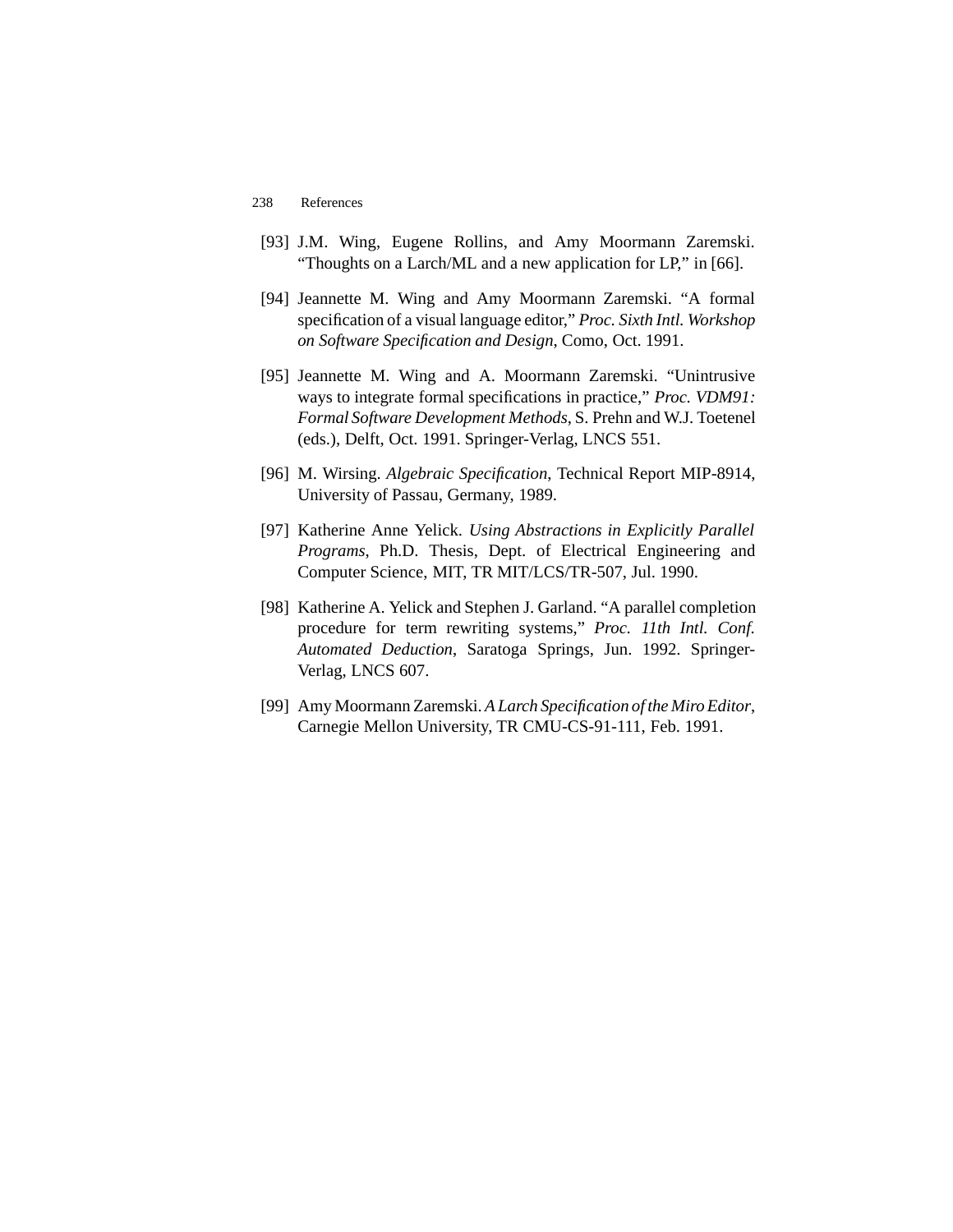[93] J.M. Wing, Eugene Rollins, and Amy Moormann Zaremski. “Thoughts on a Larch/ML and a new application for LP,” in [66].

[94] Jeannette M. Wing and Amy Moormann Zaremski. “A formal specification of a visual language editor,” *Proc. Sixth Intl. Workshop on Software Specification and Design*, Como, Oct. 1991.

[95] Jeannette M. Wing and A. Moormann Zaremski. “Unintrusive ways to integrate formal specifications in practice,” *Proc. VDM91: Formal Software Development Methods*, S. Prehn and W.J. Toetenel (eds.), Delft, Oct. 1991. Springer-Verlag, LNCS 551.

[96] M. Wirsing. *Algebraic Specification*, Technical Report MIP-8914, University of Passau, Germany, 1989.

[97] Katherine Anne Yelick. *Using Abstractions in Explicitly Parallel Programs*, Ph.D. Thesis, Dept. of Electrical Engineering and Computer Science, MIT, TR MIT/LCS/TR-507, Jul. 1990.

[98] Katherine A. Yelick and Stephen J. Garland. “A parallel completion procedure for term rewriting systems,” *Proc. 11th Intl. Conf. Automated Deduction*, Saratoga Springs, Jun. 1992. Springer-Verlag, LNCS 607.

[99] Amy Moormann Zaremski. *A Larch Specification of the Miro Editor*, Carnegie Mellon University, TR CMU-CS-91-111, Feb. 1991.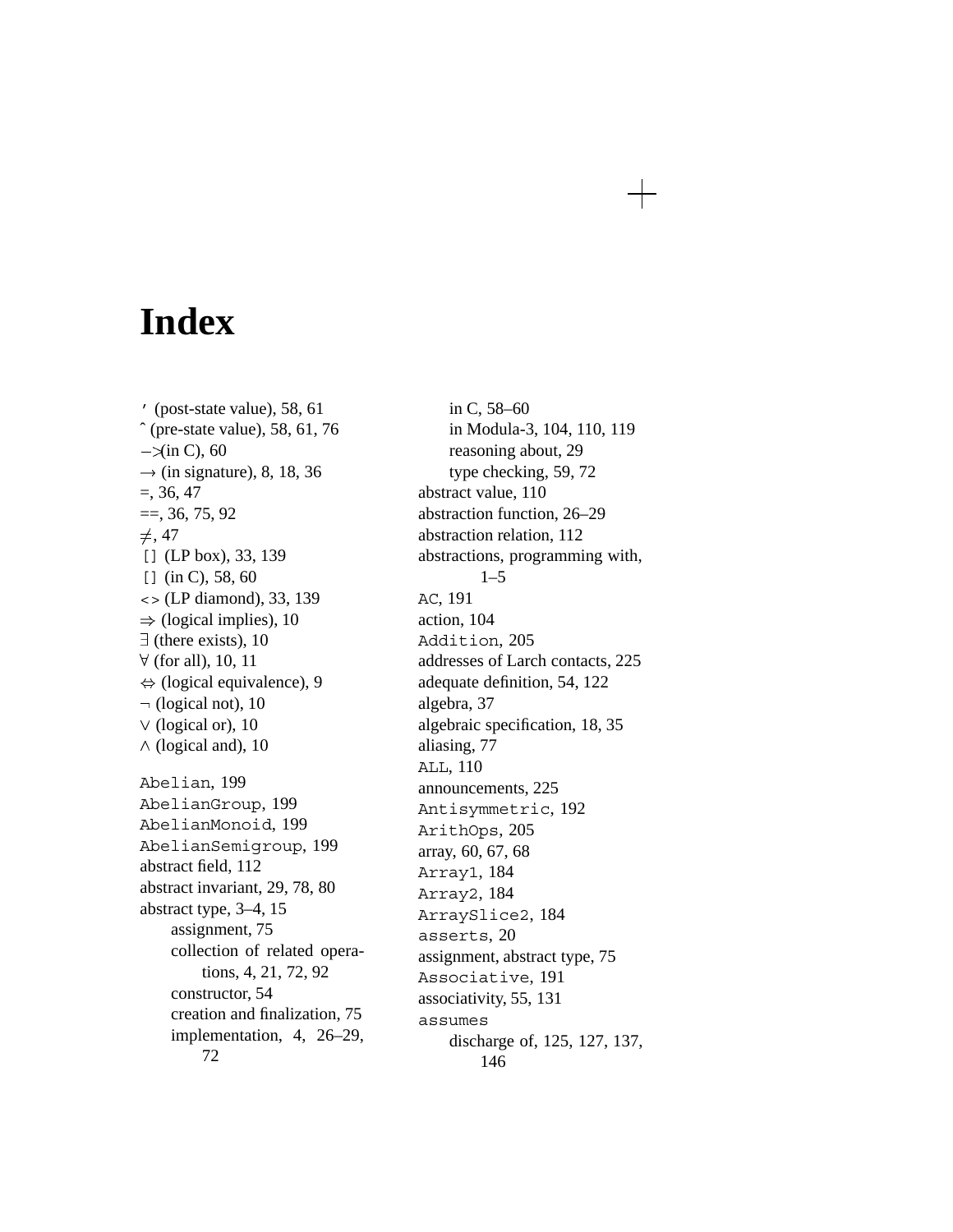# Index

′ (post-state value), 58, 61
ˆ (pre-state value), 58, 61, 76
−> (in C), 60
→ (in signature), 8, 18, 36
=, 36, 47
==, 36, 75, 92
≠, 47
[] (LP box), 33, 139
[] (in C), 58, 60
<> (LP diamond), 33, 139
⇒ (logical implies), 10
∃ (there exists), 10
∀ (for all), 10, 11
⇔ (logical equivalence), 9
¬ (logical not), 10
∨ (logical or), 10
∧ (logical and), 10

Abelian, 199
AbelianGroup, 199
AbelianMonoid, 199
AbelianSemigroup, 199
abstract field, 112
abstract invariant, 29, 78, 80
abstract type, 3–4, 15
- assignment, 75
- collection of related operations, 4, 21, 72, 92
- constructor, 54
- creation and finalization, 75
- implementation, 4, 26–29, 72
- in C, 58–60
- in Modula-3, 104, 110, 119
- reasoning about, 29
- type checking, 59, 72

abstract value, 110
abstraction function, 26–29
abstraction relation, 112
abstractions, programming with, 1–5
AC, 191
action, 104
Addition, 205
addresses of Larch contacts, 225
adequate definition, 54, 122
algebra, 37
algebraic specification, 18, 35
aliasing, 77
ALL, 110
announcements, 225
Antisymmetric, 192
ArithOps, 205
array, 60, 67, 68
Array1, 184
Array2, 184
ArraySlice2, 184
asserts, 20
assignment, abstract type, 75
Associative, 191
associativity, 55, 131
assumes
- discharge of, 125, 127, 137, 146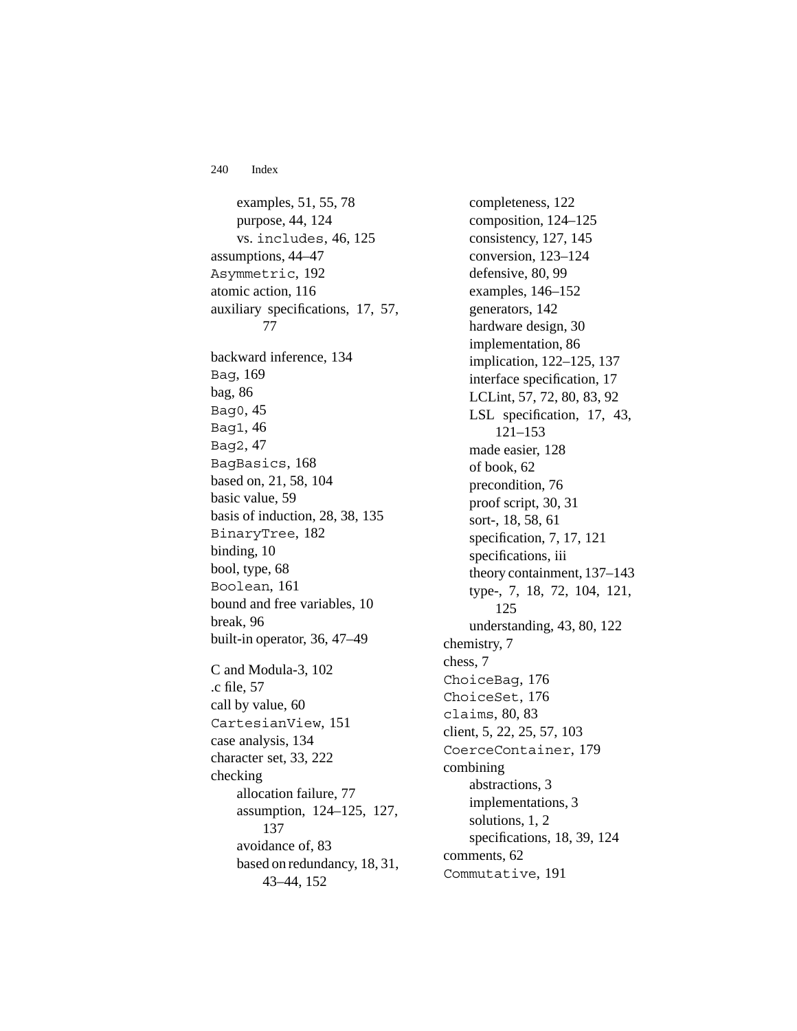examples, 51, 55, 78
purpose, 44, 124
vs. `includes`, 46, 125
assumptions, 44–47
`Asymmetric`, 192
atomic action, 116
auxiliary specifications, 17, 57, 77

backward inference, 134
`Bag`, 169
bag, 86
`Bag0`, 45
`Bag1`, 46
`Bag2`, 47
`BagBasics`, 168
based on, 21, 58, 104
basic value, 59
basis of induction, 28, 38, 135
`BinaryTree`, 182
binding, 10
bool, type, 68
`Boolean`, 161
bound and free variables, 10
break, 96
built-in operator, 36, 47–49

C and Modula-3, 102
.c file, 57
call by value, 60
`CartesianView`, 151
case analysis, 134
character set, 33, 222
checking
allocation failure, 77
assumption, 124–125, 127, 137
avoidance of, 83
based on redundancy, 18, 31, 43–44, 152
completeness, 122
composition, 124–125
consistency, 127, 145
conversion, 123–124
defensive, 80, 99
examples, 146–152
generators, 142
hardware design, 30
implementation, 86
implication, 122–125, 137
interface specification, 17
LCLint, 57, 72, 80, 83, 92
LSL specification, 17, 43, 121–153
made easier, 128
of book, 62
precondition, 76
proof script, 30, 31
sort-, 18, 58, 61
specification, 7, 17, 121
specifications, iii
theory containment, 137–143
type-, 7, 18, 72, 104, 121, 125
understanding, 43, 80, 122
chemistry, 7
chess, 7
`ChoiceBag`, 176
`ChoiceSet`, 176
`claims`, 80, 83
client, 5, 22, 25, 57, 103
`CoerceContainer`, 179
combining
abstractions, 3
implementations, 3
solutions, 1, 2
specifications, 18, 39, 124
comments, 62
`Commutative`, 191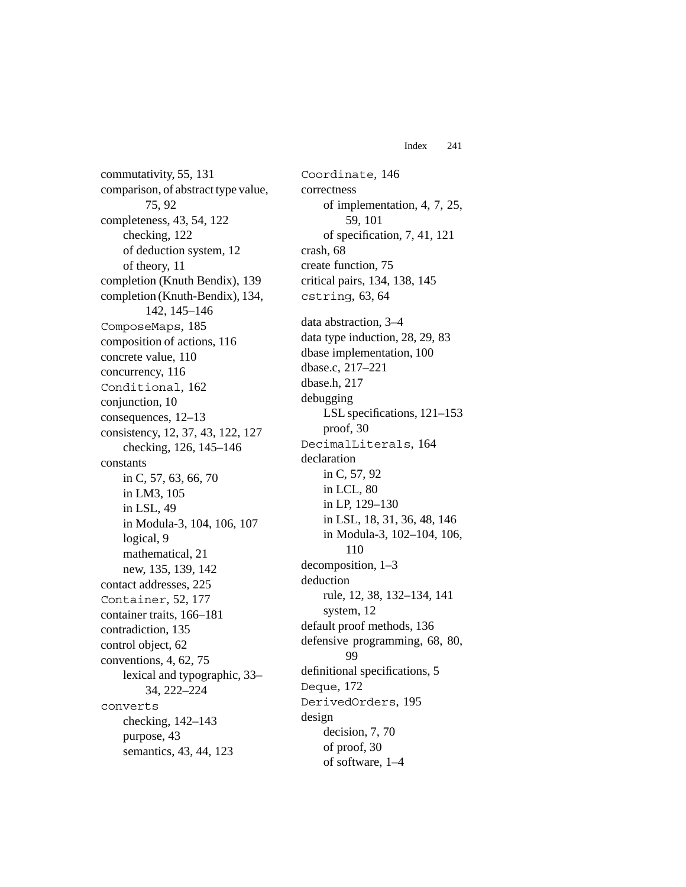commutativity, 55, 131
comparison, of abstract type value, 75, 92
completeness, 43, 54, 122
  checking, 122
  of deduction system, 12
  of theory, 11
completion (Knuth Bendix), 139
completion (Knuth-Bendix), 134, 142, 145–146
`ComposeMaps`, 185
composition of actions, 116
concrete value, 110
concurrency, 116
`Conditional`, 162
conjunction, 10
consequences, 12–13
consistency, 12, 37, 43, 122, 127
  checking, 126, 145–146
constants
  in C, 57, 63, 66, 70
  in LM3, 105
  in LSL, 49
  in Modula-3, 104, 106, 107
  logical, 9
  mathematical, 21
  new, 135, 139, 142
contact addresses, 225
`Container`, 52, 177
container traits, 166–181
contradiction, 135
control object, 62
conventions, 4, 62, 75
  lexical and typographic, 33–34, 222–224
`converts`
  checking, 142–143
  purpose, 43
  semantics, 43, 44, 123

`Coordinate`, 146
correctness
  of implementation, 4, 7, 25, 59, 101
  of specification, 7, 41, 121
crash, 68
create function, 75
critical pairs, 134, 138, 145
`cstring`, 63, 64

data abstraction, 3–4
data type induction, 28, 29, 83
dbase implementation, 100
dbase.c, 217–221
dbase.h, 217
debugging
  LSL specifications, 121–153
  proof, 30
`DecimalLiterals`, 164
declaration
  in C, 57, 92
  in LCL, 80
  in LP, 129–130
  in LSL, 18, 31, 36, 48, 146
  in Modula-3, 102–104, 106, 110
decomposition, 1–3
deduction
  rule, 12, 38, 132–134, 141
  system, 12
default proof methods, 136
defensive programming, 68, 80, 99
definitional specifications, 5
`Deque`, 172
`DerivedOrders`, 195
design
  decision, 7, 70
  of proof, 30
  of software, 1–4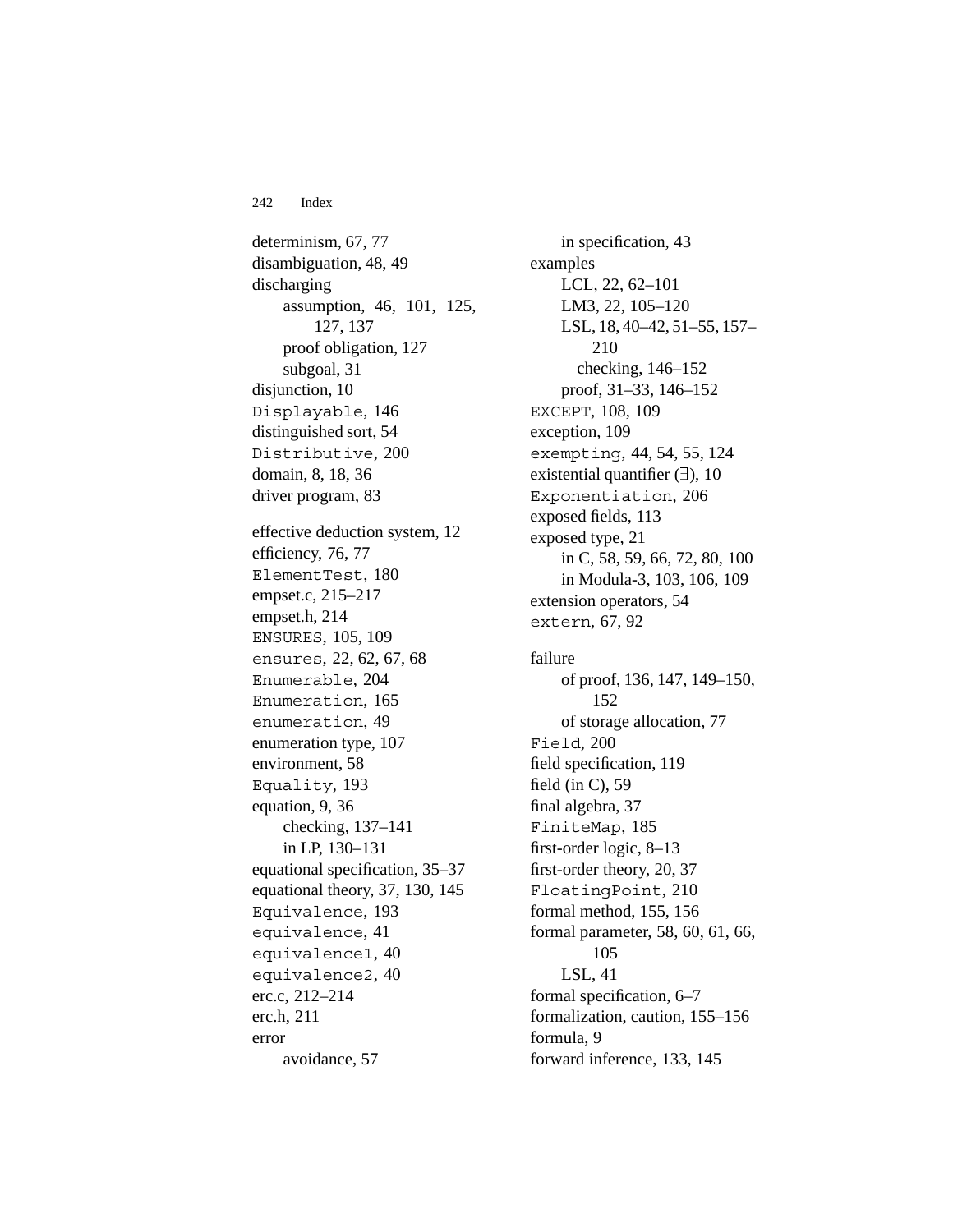determinism, 67, 77
disambiguation, 48, 49
discharging
- assumption, 46, 101, 125, 127, 137
- proof obligation, 127
- subgoal, 31

disjunction, 10
`Displayable`, 146
distinguished sort, 54
`Distributive`, 200
domain, 8, 18, 36
driver program, 83

effective deduction system, 12
efficiency, 76, 77
`ElementTest`, 180
empset.c, 215–217
empset.h, 214
`ENSURES`, 105, 109
`ensures`, 22, 62, 67, 68
`Enumerable`, 204
`Enumeration`, 165
`enumeration`, 49
enumeration type, 107
environment, 58
`Equality`, 193
equation, 9, 36
- checking, 137–141
- in LP, 130–131

equational specification, 35–37
equational theory, 37, 130, 145
`Equivalence`, 193
`equivalence`, 41
`equivalence1`, 40
`equivalence2`, 40
erc.c, 212–214
erc.h, 211
error
- avoidance, 57
- in specification, 43

examples
- LCL, 22, 62–101
- LM3, 22, 105–120
- LSL, 18, 40–42, 51–55, 157–210
  - checking, 146–152
- proof, 31–33, 146–152

`EXCEPT`, 108, 109
exception, 109
`exempting`, 44, 54, 55, 124
existential quantifier ($\exists$), 10
`Exponentiation`, 206
exposed fields, 113
exposed type, 21
- in C, 58, 59, 66, 72, 80, 100
- in Modula-3, 103, 106, 109

extension operators, 54
`extern`, 67, 92

failure
- of proof, 136, 147, 149–150, 152
- of storage allocation, 77

`Field`, 200
field specification, 119
field (in C), 59
final algebra, 37
`FiniteMap`, 185
first-order logic, 8–13
first-order theory, 20, 37
`FloatingPoint`, 210
formal method, 155, 156
formal parameter, 58, 60, 61, 66, 105
- LSL, 41

formal specification, 6–7
formalization, caution, 155–156
formula, 9
forward inference, 133, 145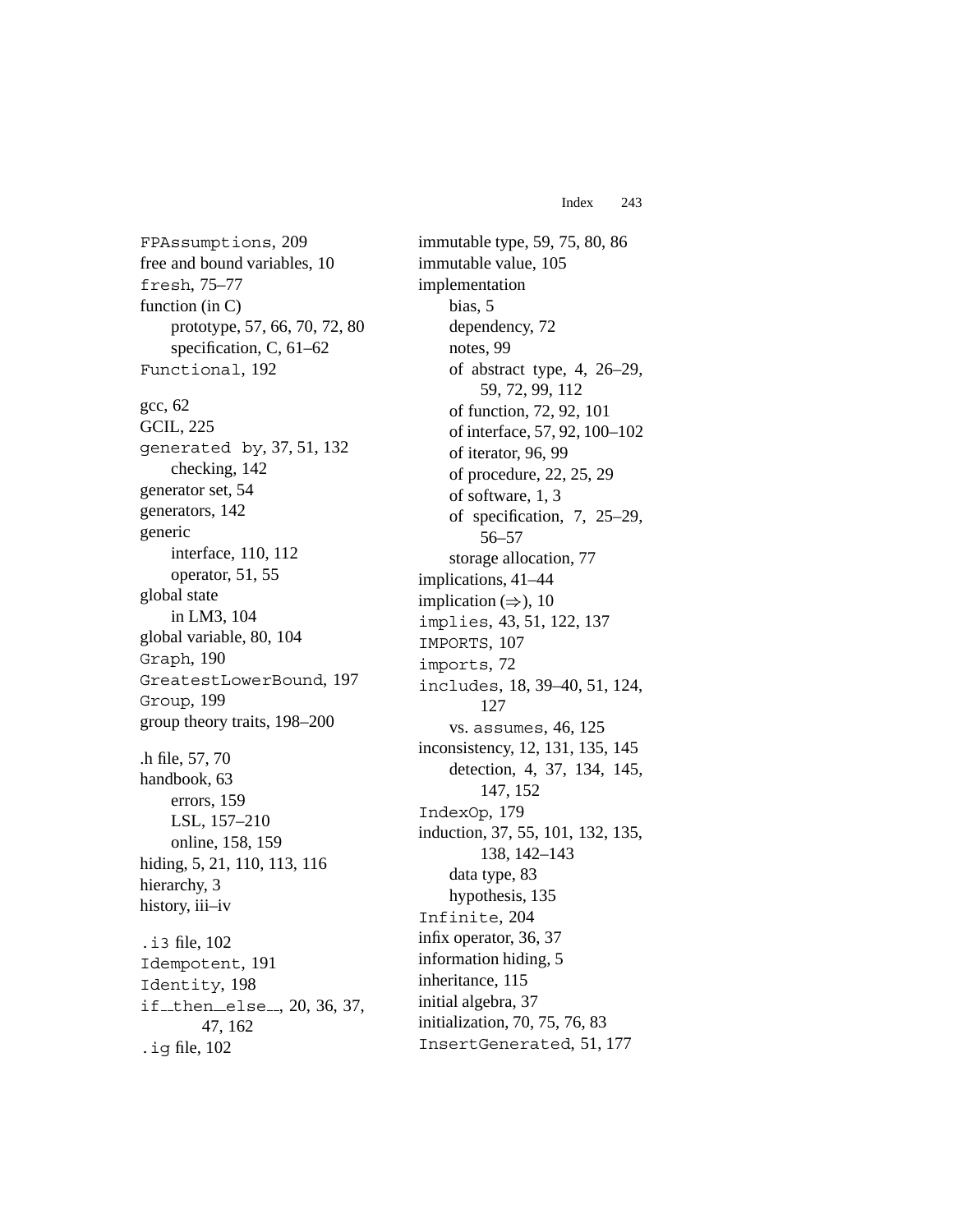FPAssumptions, 209
free and bound variables, 10
fresh, 75–77
function (in C)
  prototype, 57, 66, 70, 72, 80
  specification, C, 61–62
Functional, 192

gcc, 62
GCIL, 225
generated by, 37, 51, 132
  checking, 142
generator set, 54
generators, 142
generic
  interface, 110, 112
  operator, 51, 55
global state
  in LM3, 104
global variable, 80, 104
Graph, 190
GreatestLowerBound, 197
Group, 199
group theory traits, 198–200

.h file, 57, 70
handbook, 63
  errors, 159
  LSL, 157–210
  online, 158, 159
hiding, 5, 21, 110, 113, 116
hierarchy, 3
history, iii–iv

.i3 file, 102
Idempotent, 191
Identity, 198
if__then__else__, 20, 36, 37, 47, 162
.ig file, 102

immutable type, 59, 75, 80, 86
immutable value, 105
implementation
  bias, 5
  dependency, 72
  notes, 99
  of abstract type, 4, 26–29, 59, 72, 99, 112
  of function, 72, 92, 101
  of interface, 57, 92, 100–102
  of iterator, 96, 99
  of procedure, 22, 25, 29
  of software, 1, 3
  of specification, 7, 25–29, 56–57
  storage allocation, 77
implications, 41–44
implication ($\Rightarrow$), 10
implies, 43, 51, 122, 137
IMPORTS, 107
imports, 72
includes, 18, 39–40, 51, 124, 127
  vs. assumes, 46, 125
inconsistency, 12, 131, 135, 145
  detection, 4, 37, 134, 145, 147, 152
IndexOp, 179
induction, 37, 55, 101, 132, 135, 138, 142–143
  data type, 83
  hypothesis, 135
Infinite, 204
infix operator, 36, 37
information hiding, 5
inheritance, 115
initial algebra, 37
initialization, 70, 75, 76, 83
InsertGenerated, 51, 177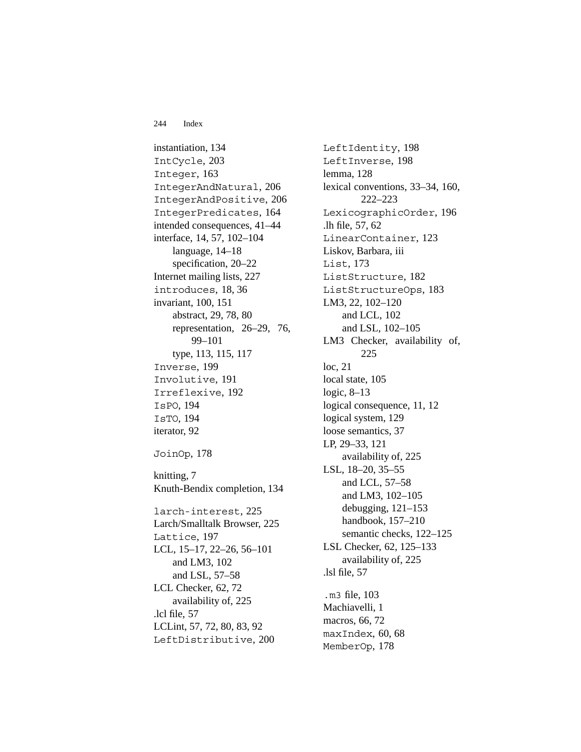instantiation, 134
`IntCycle`, 203
`Integer`, 163
`IntegerAndNatural`, 206
`IntegerAndPositive`, 206
`IntegerPredicates`, 164
intended consequences, 41–44
interface, 14, 57, 102–104
- language, 14–18
- specification, 20–22

Internet mailing lists, 227
`introduces`, 18, 36
invariant, 100, 151
- abstract, 29, 78, 80
- representation, 26–29, 76, 99–101
- type, 113, 115, 117

`Inverse`, 199
`Involutive`, 191
`Irreflexive`, 192
`IsPO`, 194
`IsTO`, 194
iterator, 92

`JoinOp`, 178

knitting, 7
Knuth-Bendix completion, 134

`larch-interest`, 225
Larch/Smalltalk Browser, 225
`Lattice`, 197
LCL, 15–17, 22–26, 56–101
- and LM3, 102
- and LSL, 57–58

LCL Checker, 62, 72
- availability of, 225

.lcl file, 57
LCLint, 57, 72, 80, 83, 92
`LeftDistributive`, 200
`LeftIdentity`, 198
`LeftInverse`, 198
lemma, 128
lexical conventions, 33–34, 160, 222–223
`LexicographicOrder`, 196
.lh file, 57, 62
`LinearContainer`, 123
Liskov, Barbara, iii
`List`, 173
`ListStructure`, 182
`ListStructureOps`, 183
LM3, 22, 102–120
- and LCL, 102
- and LSL, 102–105

LM3 Checker, availability of, 225
loc, 21
local state, 105
logic, 8–13
logical consequence, 11, 12
logical system, 129
loose semantics, 37
LP, 29–33, 121
- availability of, 225

LSL, 18–20, 35–55
- and LCL, 57–58
- and LM3, 102–105
- debugging, 121–153
- handbook, 157–210
- semantic checks, 122–125

LSL Checker, 62, 125–133
- availability of, 225

.lsl file, 57

`.m3` file, 103
Machiavelli, 1
macros, 66, 72
`maxIndex`, 60, 68
`MemberOp`, 178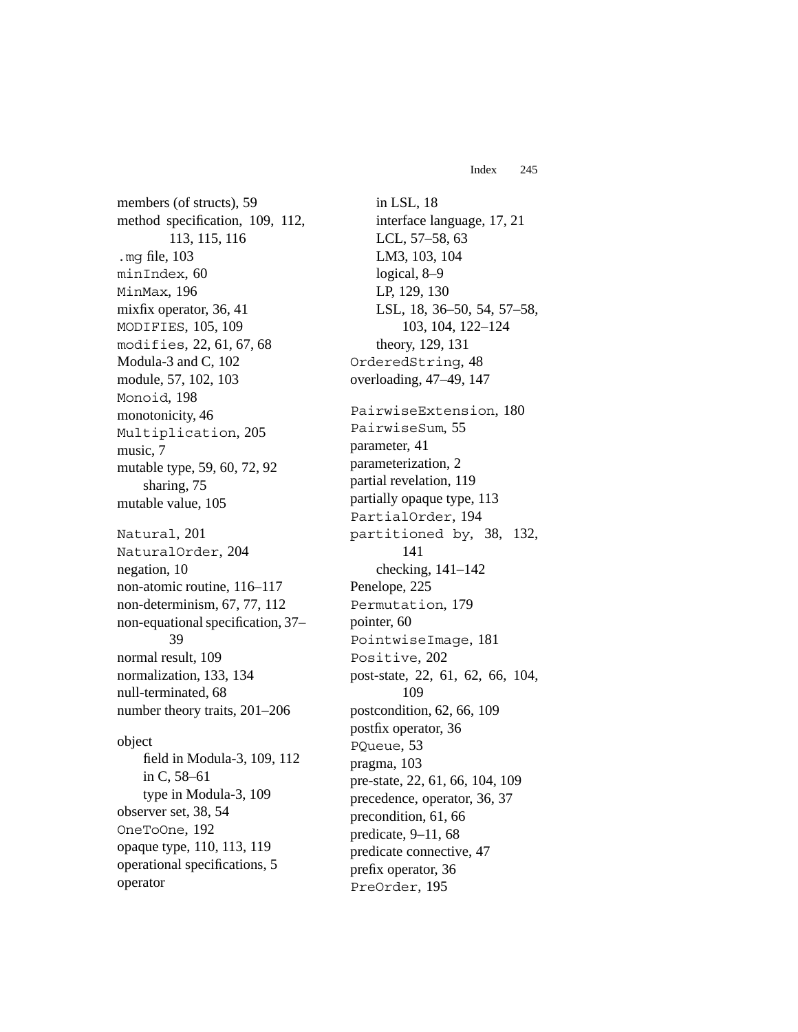members (of structs), 59
method specification, 109, 112, 113, 115, 116
`.mg` file, 103
`minIndex`, 60
`MinMax`, 196
mixfix operator, 36, 41
`MODIFIES`, 105, 109
`modifies`, 22, 61, 67, 68
Modula-3 and C, 102
module, 57, 102, 103
`Monoid`, 198
monotonicity, 46
`Multiplication`, 205
music, 7
mutable type, 59, 60, 72, 92
  sharing, 75
mutable value, 105

`Natural`, 201
`NaturalOrder`, 204
negation, 10
non-atomic routine, 116–117
non-determinism, 67, 77, 112
non-equational specification, 37–39
normal result, 109
normalization, 133, 134
null-terminated, 68
number theory traits, 201–206

object
  field in Modula-3, 109, 112
  in C, 58–61
  type in Modula-3, 109
observer set, 38, 54
`OneToOne`, 192
opaque type, 110, 113, 119
operational specifications, 5
operator
  in LSL, 18
  interface language, 17, 21
  LCL, 57–58, 63
  LM3, 103, 104
  logical, 8–9
  LP, 129, 130
  LSL, 18, 36–50, 54, 57–58, 103, 104, 122–124
  theory, 129, 131
`OrderedString`, 48
overloading, 47–49, 147

`PairwiseExtension`, 180
`PairwiseSum`, 55
parameter, 41
parameterization, 2
partial revelation, 119
partially opaque type, 113
`PartialOrder`, 194
`partitioned by`, 38, 132, 141
  checking, 141–142
Penelope, 225
`Permutation`, 179
pointer, 60
`PointwiseImage`, 181
`Positive`, 202
post-state, 22, 61, 62, 66, 104, 109
postcondition, 62, 66, 109
postfix operator, 36
`PQueue`, 53
pragma, 103
pre-state, 22, 61, 66, 104, 109
precedence, operator, 36, 37
precondition, 61, 66
predicate, 9–11, 68
predicate connective, 47
prefix operator, 36
`PreOrder`, 195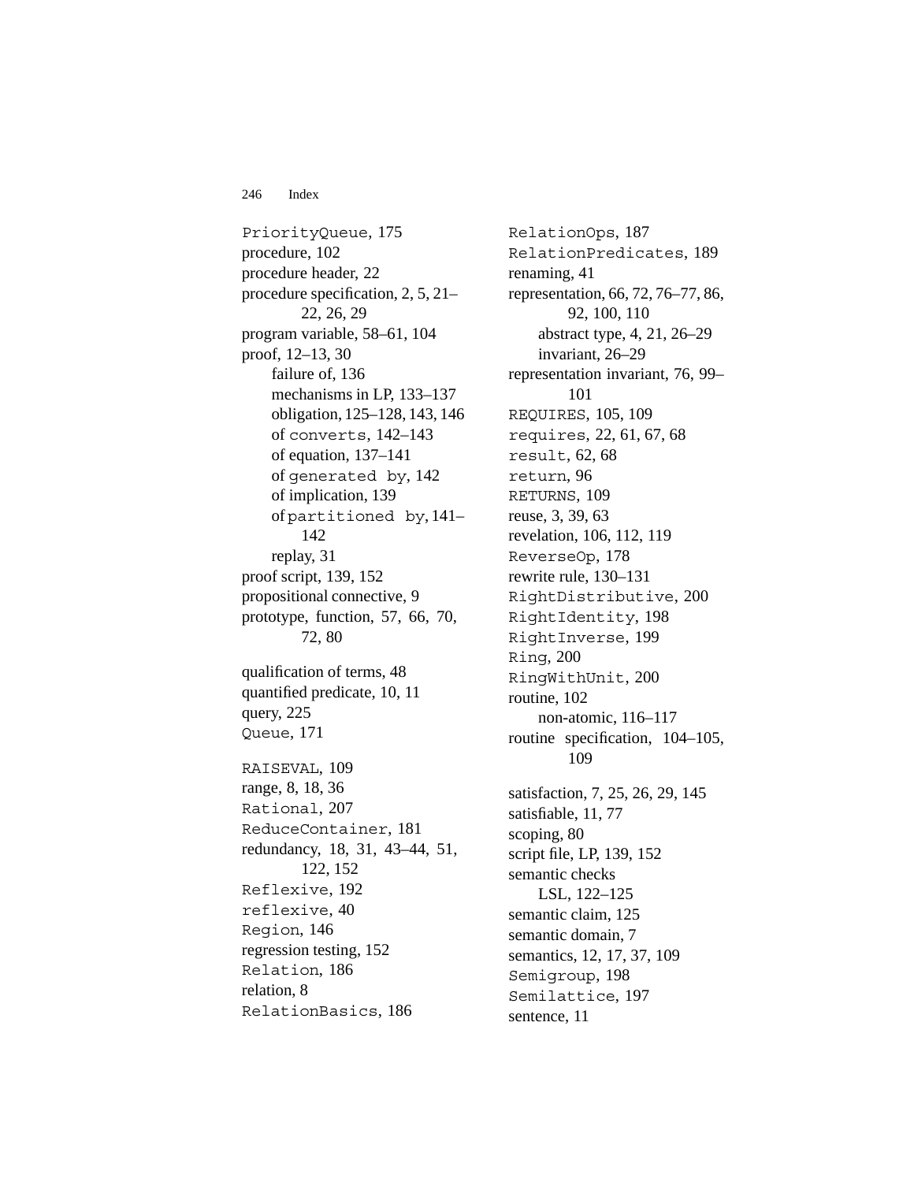`PriorityQueue`, 175
procedure, 102
procedure header, 22
procedure specification, 2, 5, 21–22, 26, 29
program variable, 58–61, 104
proof, 12–13, 30
  failure of, 136
  mechanisms in LP, 133–137
  obligation, 125–128, 143, 146
  of `converts`, 142–143
  of equation, 137–141
  of `generated by`, 142
  of implication, 139
  of `partitioned by`, 141–142
  replay, 31
proof script, 139, 152
propositional connective, 9
prototype, function, 57, 66, 70, 72, 80

qualification of terms, 48
quantified predicate, 10, 11
query, 225
`Queue`, 171

`RAISEVAL`, 109
range, 8, 18, 36
`Rational`, 207
`ReduceContainer`, 181
redundancy, 18, 31, 43–44, 51, 122, 152
`Reflexive`, 192
`reflexive`, 40
`Region`, 146
regression testing, 152
`Relation`, 186
relation, 8
`RelationBasics`, 186
`RelationOps`, 187
`RelationPredicates`, 189
renaming, 41
representation, 66, 72, 76–77, 86, 92, 100, 110
  abstract type, 4, 21, 26–29
  invariant, 26–29
representation invariant, 76, 99–101
`REQUIRES`, 105, 109
`requires`, 22, 61, 67, 68
`result`, 62, 68
`return`, 96
`RETURNS`, 109
reuse, 3, 39, 63
revelation, 106, 112, 119
`ReverseOp`, 178
rewrite rule, 130–131
`RightDistributive`, 200
`RightIdentity`, 198
`RightInverse`, 199
`Ring`, 200
`RingWithUnit`, 200
routine, 102
  non-atomic, 116–117
routine specification, 104–105, 109

satisfaction, 7, 25, 26, 29, 145
satisfiable, 11, 77
scoping, 80
script file, LP, 139, 152
semantic checks
  LSL, 122–125
semantic claim, 125
semantic domain, 7
semantics, 12, 17, 37, 109
`Semigroup`, 198
`Semilattice`, 197
sentence, 11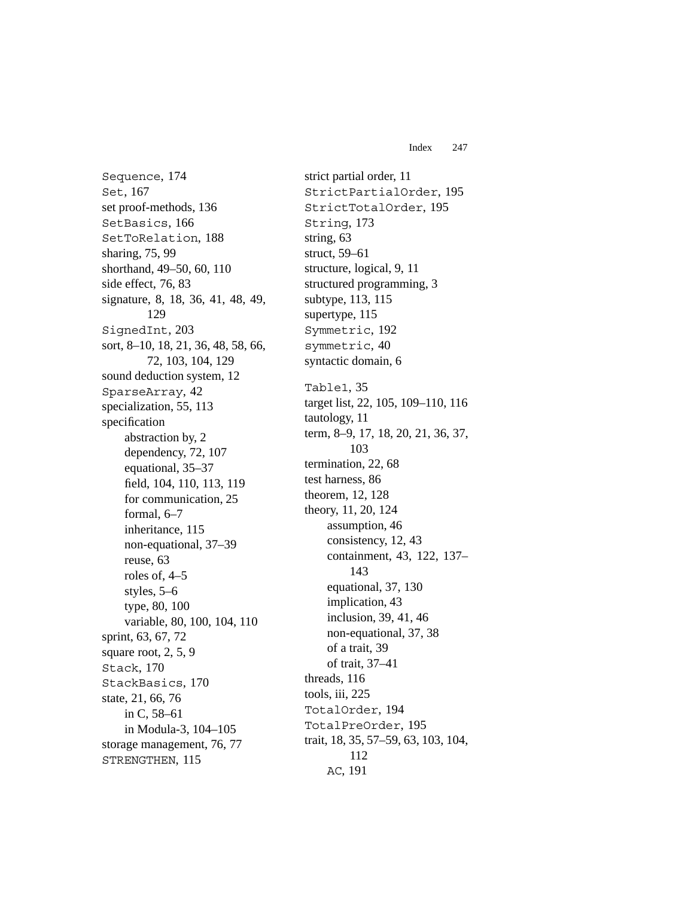`Sequence`, 174
`Set`, 167
set proof-methods, 136
`SetBasics`, 166
`SetToRelation`, 188
sharing, 75, 99
shorthand, 49–50, 60, 110
side effect, 76, 83
signature, 8, 18, 36, 41, 48, 49, 129
`SignedInt`, 203
sort, 8–10, 18, 21, 36, 48, 58, 66, 72, 103, 104, 129
sound deduction system, 12
`SparseArray`, 42
specialization, 55, 113
specification
  abstraction by, 2
  dependency, 72, 107
  equational, 35–37
  field, 104, 110, 113, 119
  for communication, 25
  formal, 6–7
  inheritance, 115
  non-equational, 37–39
  reuse, 63
  roles of, 4–5
  styles, 5–6
  type, 80, 100
  variable, 80, 100, 104, 110
sprint, 63, 67, 72
square root, 2, 5, 9
`Stack`, 170
`StackBasics`, 170
state, 21, 66, 76
  in C, 58–61
  in Modula-3, 104–105
storage management, 76, 77
`STRENGTHEN`, 115

strict partial order, 11
`StrictPartialOrder`, 195
`StrictTotalOrder`, 195
`String`, 173
string, 63
struct, 59–61
structure, logical, 9, 11
structured programming, 3
subtype, 113, 115
supertype, 115
`Symmetric`, 192
`symmetric`, 40
syntactic domain, 6

`Table1`, 35
target list, 22, 105, 109–110, 116
tautology, 11
term, 8–9, 17, 18, 20, 21, 36, 37, 103
termination, 22, 68
test harness, 86
theorem, 12, 128
theory, 11, 20, 124
  assumption, 46
  consistency, 12, 43
  containment, 43, 122, 137–143
  equational, 37, 130
  implication, 43
  inclusion, 39, 41, 46
  non-equational, 37, 38
  of a trait, 39
  of trait, 37–41
threads, 116
tools, iii, 225
`TotalOrder`, 194
`TotalPreOrder`, 195
trait, 18, 35, 57–59, 63, 103, 104, 112
  `AC`, 191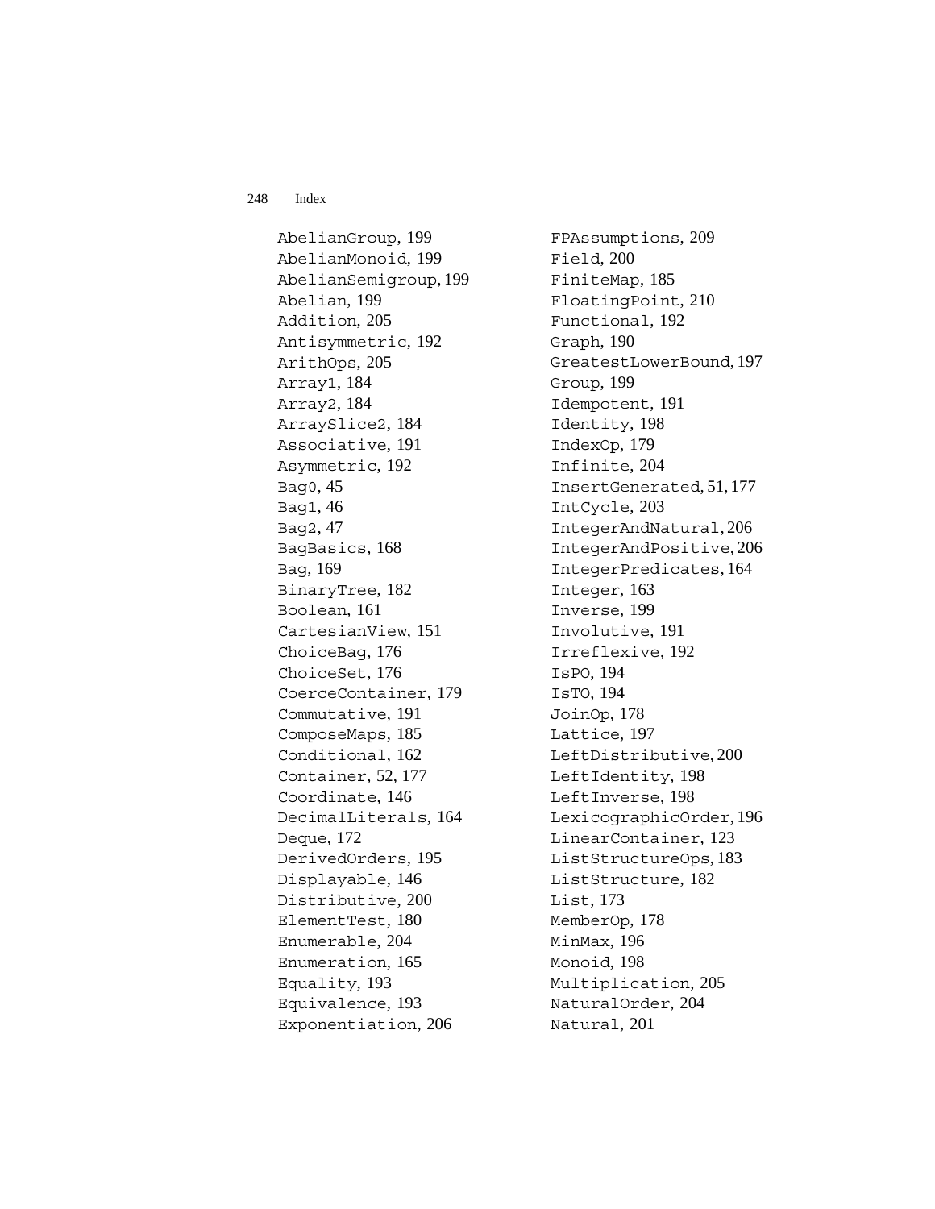AbelianGroup, 199
AbelianMonoid, 199
AbelianSemigroup, 199
Abelian, 199
Addition, 205
Antisymmetric, 192
ArithOps, 205
Array1, 184
Array2, 184
ArraySlice2, 184
Associative, 191
Asymmetric, 192
Bag0, 45
Bag1, 46
Bag2, 47
BagBasics, 168
Bag, 169
BinaryTree, 182
Boolean, 161
CartesianView, 151
ChoiceBag, 176
ChoiceSet, 176
CoerceContainer, 179
Commutative, 191
ComposeMaps, 185
Conditional, 162
Container, 52, 177
Coordinate, 146
DecimalLiterals, 164
Deque, 172
DerivedOrders, 195
Displayable, 146
Distributive, 200
ElementTest, 180
Enumerable, 204
Enumeration, 165
Equality, 193
Equivalence, 193
Exponentiation, 206
FPAssumptions, 209
Field, 200
FiniteMap, 185
FloatingPoint, 210
Functional, 192
Graph, 190
GreatestLowerBound, 197
Group, 199
Idempotent, 191
Identity, 198
IndexOp, 179
Infinite, 204
InsertGenerated, 51, 177
IntCycle, 203
IntegerAndNatural, 206
IntegerAndPositive, 206
IntegerPredicates, 164
Integer, 163
Inverse, 199
Involutive, 191
Irreflexive, 192
IsPO, 194
IsTO, 194
JoinOp, 178
Lattice, 197
LeftDistributive, 200
LeftIdentity, 198
LeftInverse, 198
LexicographicOrder, 196
LinearContainer, 123
ListStructureOps, 183
ListStructure, 182
List, 173
MemberOp, 178
MinMax, 196
Monoid, 198
Multiplication, 205
NaturalOrder, 204
Natural, 201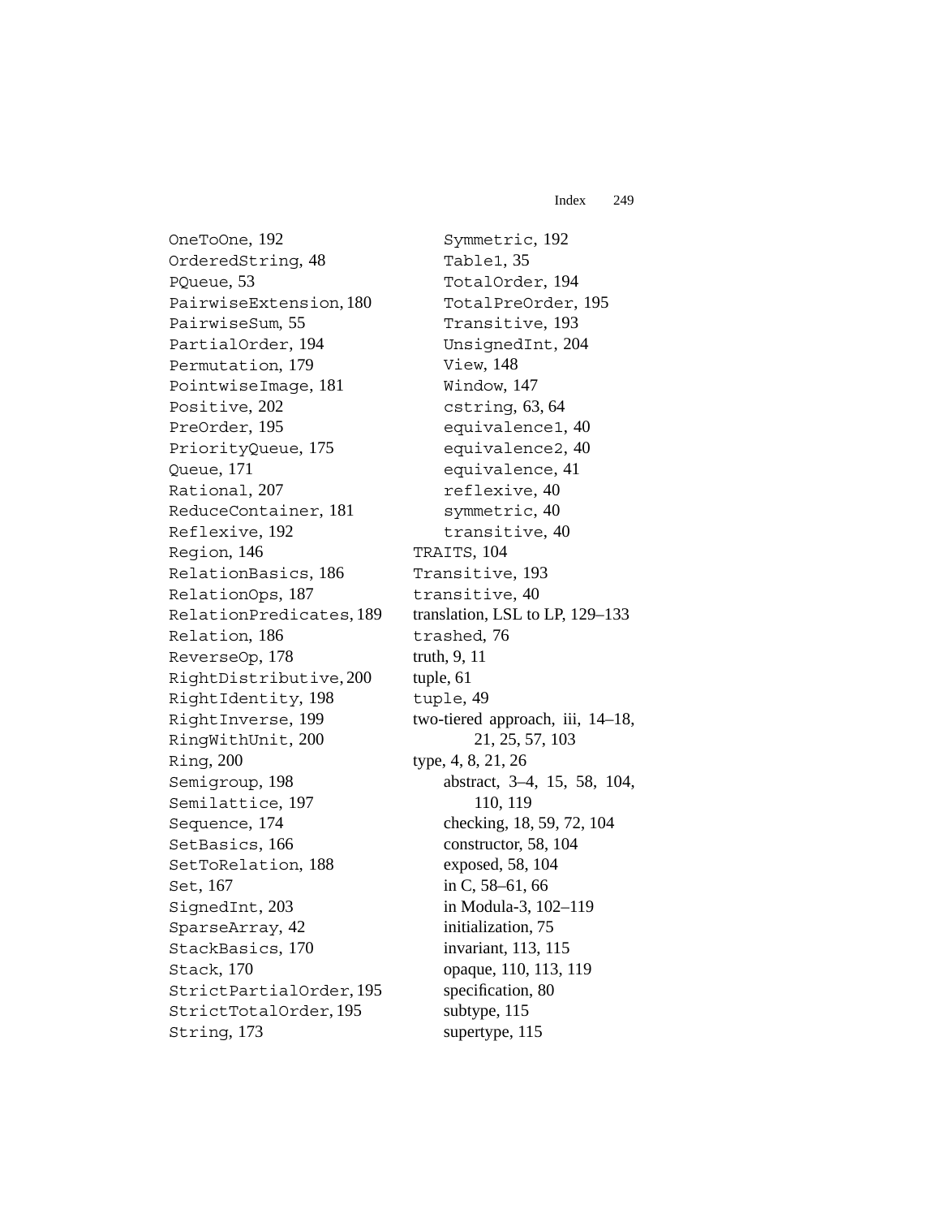OneToOne, 192
OrderedString, 48
PQueue, 53
PairwiseExtension, 180
PairwiseSum, 55
PartialOrder, 194
Permutation, 179
PointwiseImage, 181
Positive, 202
PreOrder, 195
PriorityQueue, 175
Queue, 171
Rational, 207
ReduceContainer, 181
Reflexive, 192
Region, 146
RelationBasics, 186
RelationOps, 187
RelationPredicates, 189
Relation, 186
ReverseOp, 178
RightDistributive, 200
RightIdentity, 198
RightInverse, 199
RingWithUnit, 200
Ring, 200
Semigroup, 198
Semilattice, 197
Sequence, 174
SetBasics, 166
SetToRelation, 188
Set, 167
SignedInt, 203
SparseArray, 42
StackBasics, 170
Stack, 170
StrictPartialOrder, 195
StrictTotalOrder, 195
String, 173

- Symmetric, 192
- Table1, 35
- TotalOrder, 194
- TotalPreOrder, 195
- Transitive, 193
- UnsignedInt, 204
- View, 148
- Window, 147
- cstring, 63, 64
- equivalence1, 40
- equivalence2, 40
- equivalence, 41
- reflexive, 40
- symmetric, 40
- transitive, 40

TRAITS, 104
Transitive, 193
transitive, 40
translation, LSL to LP, 129–133
trashed, 76
truth, 9, 11
tuple, 61
tuple, 49
two-tiered approach, iii, 14–18, 21, 25, 57, 103
type, 4, 8, 21, 26

- abstract, 3–4, 15, 58, 104, 110, 119
- checking, 18, 59, 72, 104
- constructor, 58, 104
- exposed, 58, 104
- in C, 58–61, 66
- in Modula-3, 102–119
- initialization, 75
- invariant, 113, 115
- opaque, 110, 113, 119
- specification, 80
- subtype, 115
- supertype, 115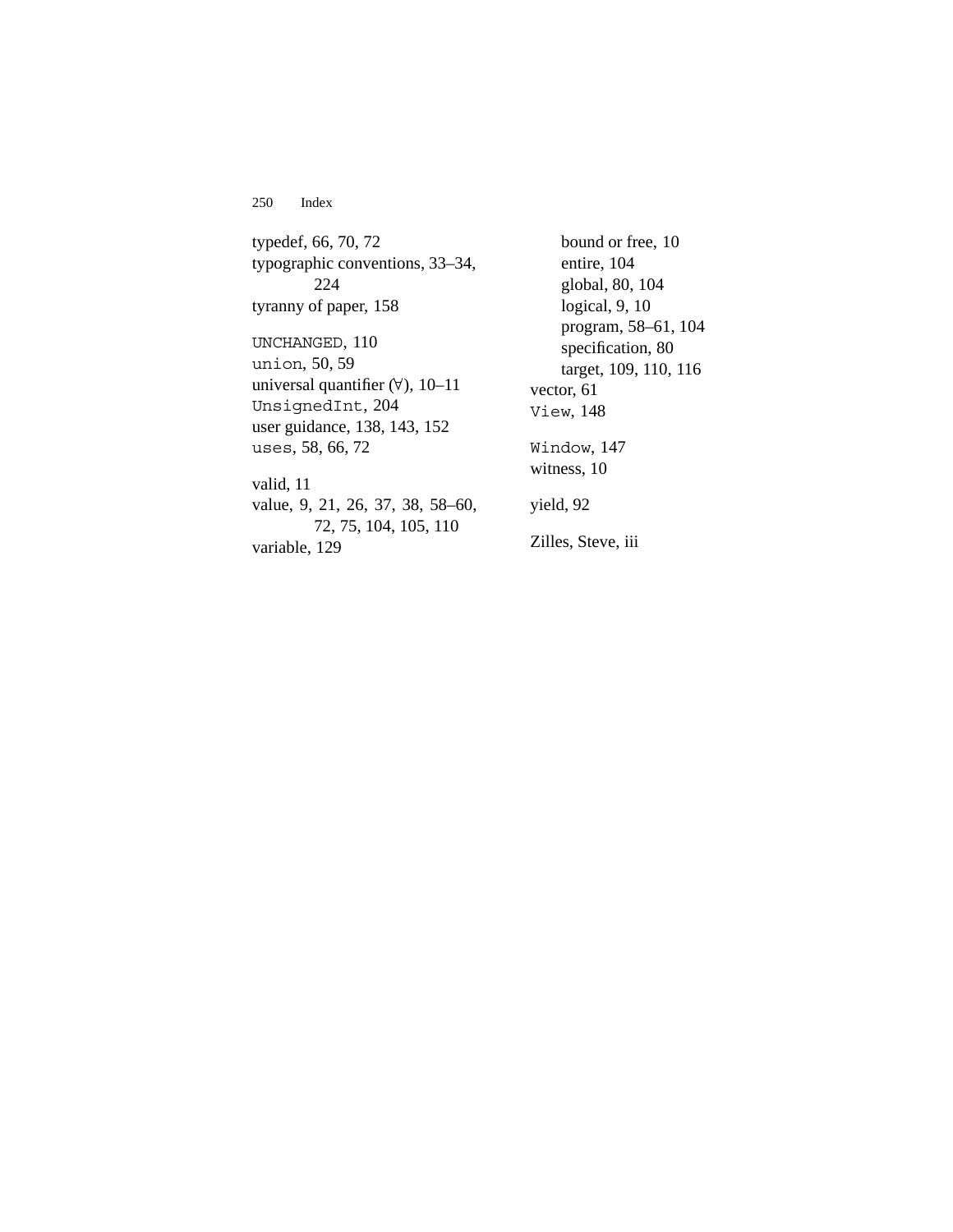typedef, 66, 70, 72
typographic conventions, 33–34, 224
tyranny of paper, 158

`UNCHANGED`, 110
`union`, 50, 59
universal quantifier (∀), 10–11
`UnsignedInt`, 204
user guidance, 138, 143, 152
`uses`, 58, 66, 72

valid, 11
value, 9, 21, 26, 37, 38, 58–60, 72, 75, 104, 105, 110
variable, 129
  bound or free, 10
  entire, 104
  global, 80, 104
  logical, 9, 10
  program, 58–61, 104
  specification, 80
  target, 109, 110, 116
vector, 61
`View`, 148

`Window`, 147
witness, 10

yield, 92

Zilles, Steve, iii